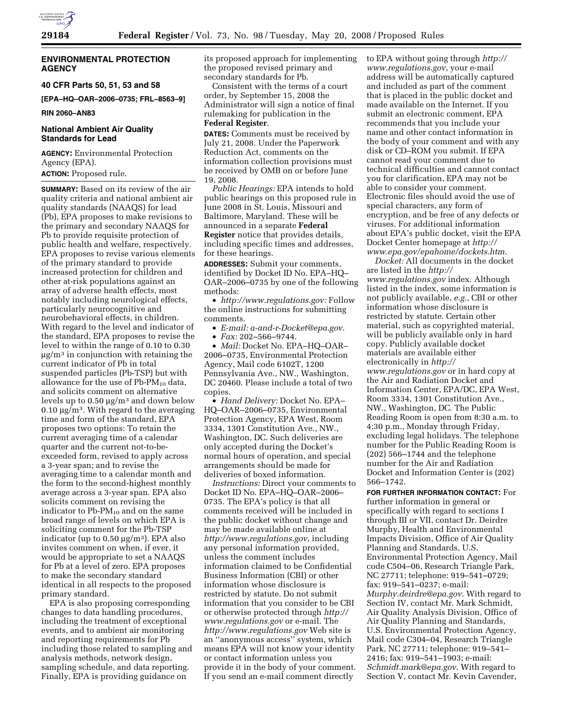**ENVIRONMENTAL PROTECTION AGENCY**

**40 CFR Parts 50, 51, 53 and 58**

**[EPA–HQ–OAR–2006–0735; FRL–8563–9]**

**RIN 2060–AN83**

## National Ambient Air Quality Standards for Lead

**AGENCY:** Environmental Protection Agency (EPA).

**ACTION:** Proposed rule.

**SUMMARY:** Based on its review of the air quality criteria and national ambient air quality standards (NAAQS) for lead (Pb), EPA proposes to make revisions to the primary and secondary NAAQS for Pb to provide requisite protection of public health and welfare, respectively. EPA proposes to revise various elements of the primary standard to provide increased protection for children and other at-risk populations against an array of adverse health effects, most notably including neurological effects, particularly neurocognitive and neurobehavioral effects, in children. With regard to the level and indicator of the standard, EPA proposes to revise the level to within the range of 0.10 to 0.30 $\mu g/m^3$ in conjunction with retaining the current indicator of Pb in total suspended particles (Pb-TSP) but with allowance for the use of Pb-$PM_{10}$ data, and solicits comment on alternative levels up to 0.50 $\mu g/m^3$ and down below 0.10 $\mu g/m^3$. With regard to the averaging time and form of the standard, EPA proposes two options: To retain the current averaging time of a calendar quarter and the current not-to-be-exceeded form, revised to apply across a 3-year span; and to revise the averaging time to a calendar month and the form to the second-highest monthly average across a 3-year span. EPA also solicits comment on revising the indicator to Pb-$PM_{10}$ and on the same broad range of levels on which EPA is soliciting comment for the Pb-TSP indicator (up to 0.50 $\mu g/m^3$). EPA also invites comment on when, if ever, it would be appropriate to set a NAAQS for Pb at a level of zero. EPA proposes to make the secondary standard identical in all respects to the proposed primary standard.

EPA is also proposing corresponding changes to data handling procedures, including the treatment of exceptional events, and to ambient air monitoring and reporting requirements for Pb including those related to sampling and analysis methods, network design, sampling schedule, and data reporting. Finally, EPA is providing guidance on its proposed approach for implementing the proposed revised primary and secondary standards for Pb.

Consistent with the terms of a court order, by September 15, 2008 the Administrator will sign a notice of final rulemaking for publication in the **Federal Register**.

**DATES:** Comments must be received by July 21, 2008. Under the Paperwork Reduction Act, comments on the information collection provisions must be received by OMB on or before June 19, 2008.

*Public Hearings:* EPA intends to hold public hearings on this proposed rule in June 2008 in St. Louis, Missouri and Baltimore, Maryland. These will be announced in a separate **Federal Register** notice that provides details, including specific times and addresses, for these hearings.

**ADDRESSES:** Submit your comments, identified by Docket ID No. EPA–HQ–OAR–2006–0735 by one of the following methods:

- *http://www.regulations.gov:* Follow the online instructions for submitting comments.
- *E-mail: a-and-r-Docket@epa.gov.*
- *Fax:* 202–566–9744.
- *Mail:* Docket No. EPA–HQ–OAR–2006–0735, Environmental Protection Agency, Mail code 6102T, 1200 Pennsylvania Ave., NW., Washington, DC 20460. Please include a total of two copies.
- *Hand Delivery:* Docket No. EPA–HQ–OAR–2006–0735, Environmental Protection Agency, EPA West, Room 3334, 1301 Constitution Ave., NW., Washington, DC. Such deliveries are only accepted during the Docket's normal hours of operation, and special arrangements should be made for deliveries of boxed information.

*Instructions:* Direct your comments to Docket ID No. EPA–HQ–OAR–2006–0735. The EPA's policy is that all comments received will be included in the public docket without change and may be made available online at *http://www.regulations.gov*, including any personal information provided, unless the comment includes information claimed to be Confidential Business Information (CBI) or other information whose disclosure is restricted by statute. Do not submit information that you consider to be CBI or otherwise protected through *http://www.regulations.gov* or e-mail. The *http://www.regulations.gov* Web site is an ''anonymous access'' system, which means EPA will not know your identity or contact information unless you provide it in the body of your comment. If you send an e-mail comment directly to EPA without going through *http://www.regulations.gov*, your e-mail address will be automatically captured and included as part of the comment that is placed in the public docket and made available on the Internet. If you submit an electronic comment, EPA recommends that you include your name and other contact information in the body of your comment and with any disk or CD–ROM you submit. If EPA cannot read your comment due to technical difficulties and cannot contact you for clarification, EPA may not be able to consider your comment. Electronic files should avoid the use of special characters, any form of encryption, and be free of any defects or viruses. For additional information about EPA's public docket, visit the EPA Docket Center homepage at *http://www.epa.gov/epahome/dockets.htm*.

*Docket:* All documents in the docket are listed in the *http://www.regulations.gov* index. Although listed in the index, some information is not publicly available, *e.g.*, CBI or other information whose disclosure is restricted by statute. Certain other material, such as copyrighted material, will be publicly available only in hard copy. Publicly available docket materials are available either electronically in *http://www.regulations.gov* or in hard copy at the Air and Radiation Docket and Information Center, EPA/DC, EPA West, Room 3334, 1301 Constitution Ave., NW., Washington, DC. The Public Reading Room is open from 8:30 a.m. to 4:30 p.m., Monday through Friday, excluding legal holidays. The telephone number for the Public Reading Room is (202) 566–1744 and the telephone number for the Air and Radiation Docket and Information Center is (202) 566–1742.

**FOR FURTHER INFORMATION CONTACT:** For further information in general or specifically with regard to sections I through III or VII, contact Dr. Deirdre Murphy, Health and Environmental Impacts Division, Office of Air Quality Planning and Standards, U.S. Environmental Protection Agency, Mail code C504–06, Research Triangle Park, NC 27711; telephone: 919–541–0729; fax: 919–541–0237; e-mail: *Murphy.deirdre@epa.gov.* With regard to Section IV, contact Mr. Mark Schmidt, Air Quality Analysis Division, Office of Air Quality Planning and Standards, U.S. Environmental Protection Agency, Mail code C304–04, Research Triangle Park, NC 27711; telephone: 919–541–2416; fax: 919–541–1903; e-mail: *Schmidt.mark@epa.gov.* With regard to Section V, contact Mr. Kevin Cavender,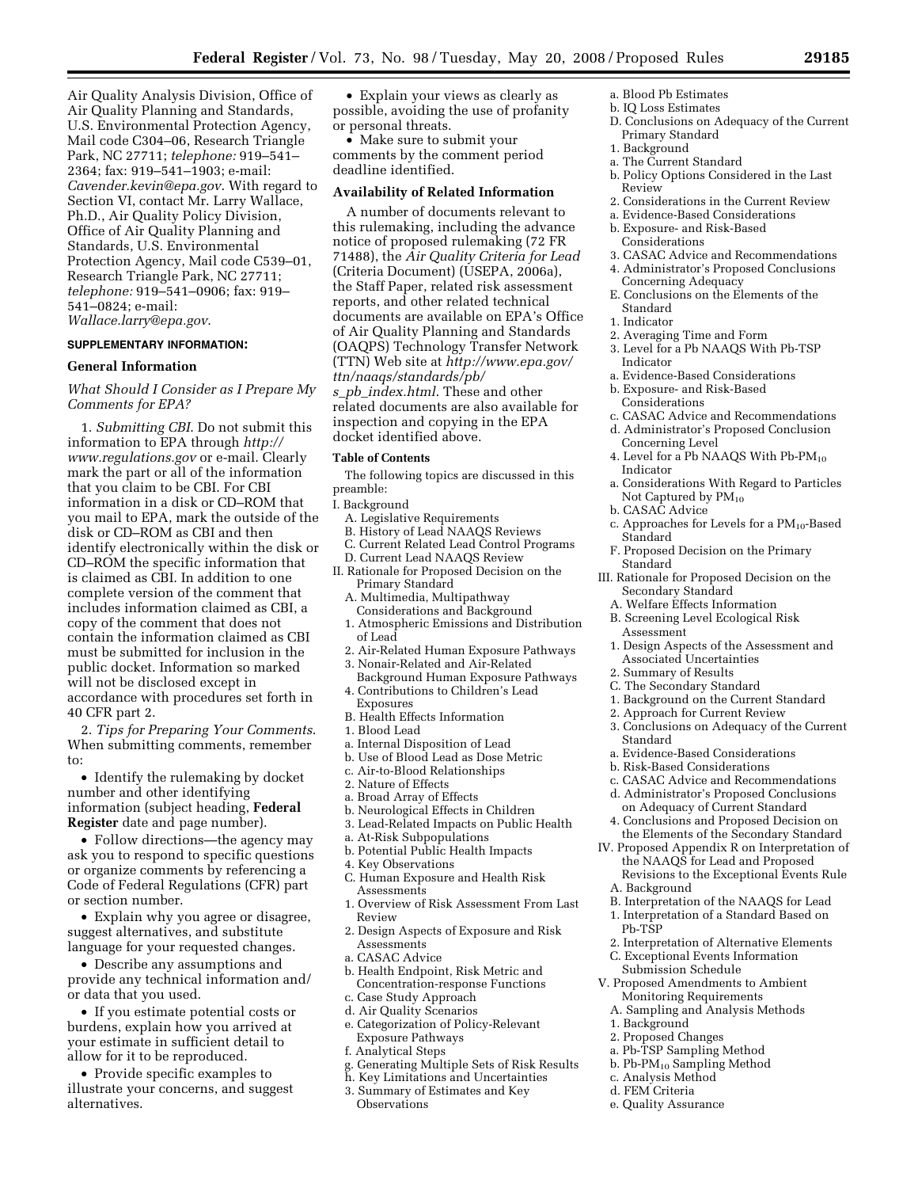Air Quality Analysis Division, Office of Air Quality Planning and Standards, U.S. Environmental Protection Agency, Mail code C304–06, Research Triangle Park, NC 27711; *telephone:* 919–541–2364; fax: 919–541–1903; e-mail: *Cavender.kevin@epa.gov*. With regard to Section VI, contact Mr. Larry Wallace, Ph.D., Air Quality Policy Division, Office of Air Quality Planning and Standards, U.S. Environmental Protection Agency, Mail code C539–01, Research Triangle Park, NC 27711; *telephone:* 919–541–0906; fax: 919–541–0824; e-mail: *Wallace.larry@epa.gov*.

**SUPPLEMENTARY INFORMATION:**

### General Information

*What Should I Consider as I Prepare My Comments for EPA?*

1. *Submitting CBI*. Do not submit this information to EPA through *http://www.regulations.gov* or e-mail. Clearly mark the part or all of the information that you claim to be CBI. For CBI information in a disk or CD–ROM that you mail to EPA, mark the outside of the disk or CD–ROM as CBI and then identify electronically within the disk or CD–ROM the specific information that is claimed as CBI. In addition to one complete version of the comment that includes information claimed as CBI, a copy of the comment that does not contain the information claimed as CBI must be submitted for inclusion in the public docket. Information so marked will not be disclosed except in accordance with procedures set forth in 40 CFR part 2.

2. *Tips for Preparing Your Comments*. When submitting comments, remember to:

- Identify the rulemaking by docket number and other identifying information (subject heading, **Federal Register** date and page number).
- Follow directions—the agency may ask you to respond to specific questions or organize comments by referencing a Code of Federal Regulations (CFR) part or section number.
- Explain why you agree or disagree, suggest alternatives, and substitute language for your requested changes.
- Describe any assumptions and provide any technical information and/or data that you used.
- If you estimate potential costs or burdens, explain how you arrived at your estimate in sufficient detail to allow for it to be reproduced.
- Provide specific examples to illustrate your concerns, and suggest alternatives.
- Explain your views as clearly as possible, avoiding the use of profanity or personal threats.
- Make sure to submit your comments by the comment period deadline identified.

### Availability of Related Information

A number of documents relevant to this rulemaking, including the advance notice of proposed rulemaking (72 FR 71488), the *Air Quality Criteria for Lead* (Criteria Document) (USEPA, 2006a), the Staff Paper, related risk assessment reports, and other related technical documents are available on EPA's Office of Air Quality Planning and Standards (OAQPS) Technology Transfer Network (TTN) Web site at *http://www.epa.gov/ttn/naaqs/standards/pb/s_pb_index.html*. These and other related documents are also available for inspection and copying in the EPA docket identified above.

#### Table of Contents

The following topics are discussed in this preamble:

I. Background
  A. Legislative Requirements
  B. History of Lead NAAQS Reviews
  C. Current Related Lead Control Programs
  D. Current Lead NAAQS Review
II. Rationale for Proposed Decision on the Primary Standard
  A. Multimedia, Multipathway Considerations and Background
  1. Atmospheric Emissions and Distribution of Lead
  2. Air-Related Human Exposure Pathways
  3. Nonair-Related and Air-Related Background Human Exposure Pathways
  4. Contributions to Children's Lead Exposures
  B. Health Effects Information
  1. Blood Lead
  a. Internal Disposition of Lead
  b. Use of Blood Lead as Dose Metric
  c. Air-to-Blood Relationships
  2. Nature of Effects
  a. Broad Array of Effects
  b. Neurological Effects in Children
  3. Lead-Related Impacts on Public Health
  a. At-Risk Subpopulations
  b. Potential Public Health Impacts
  4. Key Observations
  C. Human Exposure and Health Risk Assessments
  1. Overview of Risk Assessment From Last Review
  2. Design Aspects of Exposure and Risk Assessments
  a. CASAC Advice
  b. Health Endpoint, Risk Metric and Concentration-response Functions
  c. Case Study Approach
  d. Air Quality Scenarios
  e. Categorization of Policy-Relevant Exposure Pathways
  f. Analytical Steps
  g. Generating Multiple Sets of Risk Results
  h. Key Limitations and Uncertainties
  3. Summary of Estimates and Key Observations
  a. Blood Pb Estimates
  b. IQ Loss Estimates
  D. Conclusions on Adequacy of the Current Primary Standard
  1. Background
  a. The Current Standard
  b. Policy Options Considered in the Last Review
  2. Considerations in the Current Review
  a. Evidence-Based Considerations
  b. Exposure- and Risk-Based Considerations
  3. CASAC Advice and Recommendations
  4. Administrator's Proposed Conclusions Concerning Adequacy
  E. Conclusions on the Elements of the Standard
  1. Indicator
  2. Averaging Time and Form
  3. Level for a Pb NAAQS With Pb-TSP Indicator
  a. Evidence-Based Considerations
  b. Exposure- and Risk-Based Considerations
  c. CASAC Advice and Recommendations
  d. Administrator's Proposed Conclusion Concerning Level
  4. Level for a Pb NAAQS With Pb-$PM_{10}$ Indicator
  a. Considerations With Regard to Particles Not Captured by $PM_{10}$
  b. CASAC Advice
  c. Approaches for Levels for a $PM_{10}$-Based Standard
  F. Proposed Decision on the Primary Standard
III. Rationale for Proposed Decision on the Secondary Standard
  A. Welfare Effects Information
  B. Screening Level Ecological Risk Assessment
  1. Design Aspects of the Assessment and Associated Uncertainties
  2. Summary of Results
  C. The Secondary Standard
  1. Background on the Current Standard
  2. Approach for Current Review
  3. Conclusions on Adequacy of the Current Standard
  a. Evidence-Based Considerations
  b. Risk-Based Considerations
  c. CASAC Advice and Recommendations
  d. Administrator's Proposed Conclusions on Adequacy of Current Standard
  4. Conclusions and Proposed Decision on the Elements of the Secondary Standard
IV. Proposed Appendix R on Interpretation of the NAAQS for Lead and Proposed Revisions to the Exceptional Events Rule
  A. Background
  B. Interpretation of the NAAQS for Lead
  1. Interpretation of a Standard Based on Pb-TSP
  2. Interpretation of Alternative Elements
  C. Exceptional Events Information Submission Schedule
V. Proposed Amendments to Ambient Monitoring Requirements
  A. Sampling and Analysis Methods
  1. Background
  2. Proposed Changes
  a. Pb-TSP Sampling Method
  b. Pb-$PM_{10}$ Sampling Method
  c. Analysis Method
  d. FEM Criteria
  e. Quality Assurance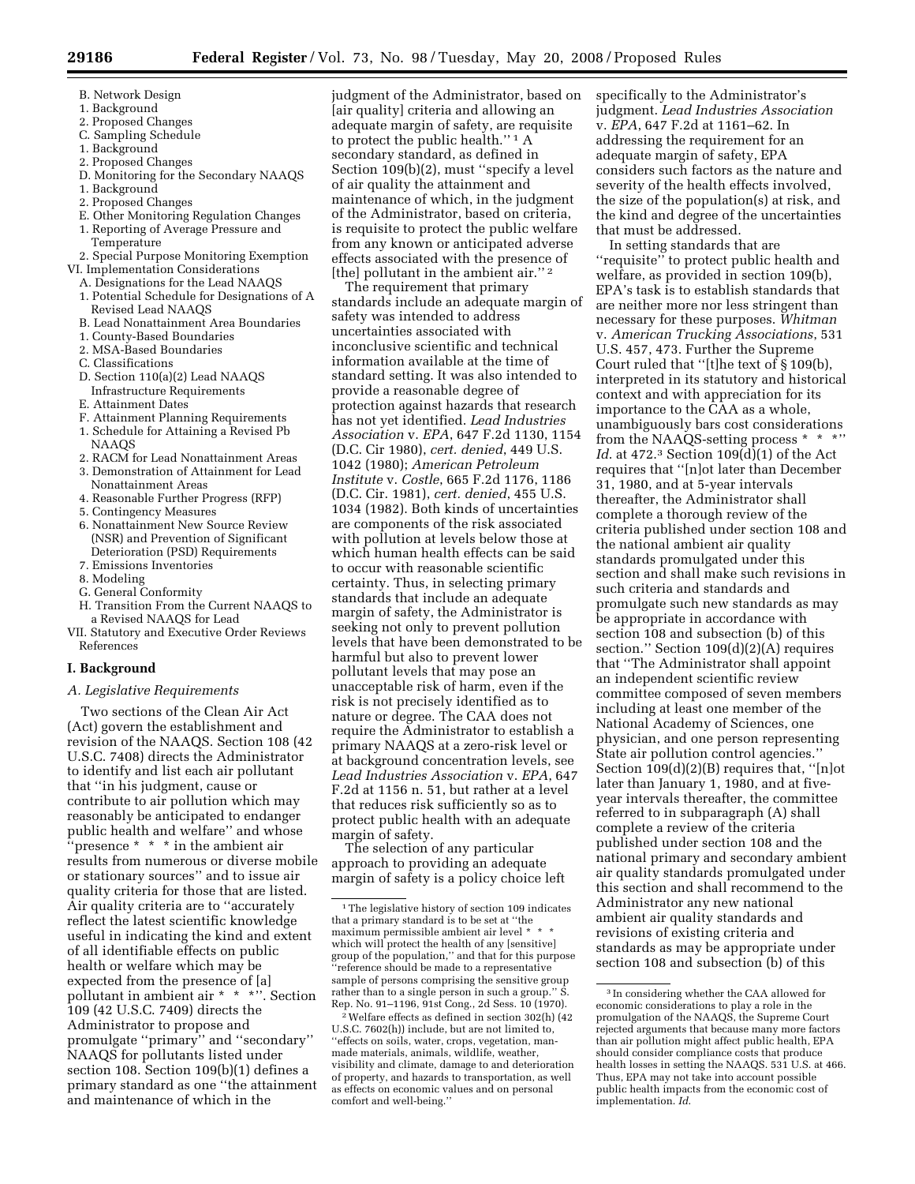B. Network Design
1. Background
2. Proposed Changes
C. Sampling Schedule
1. Background
2. Proposed Changes
D. Monitoring for the Secondary NAAQS
1. Background
2. Proposed Changes
E. Other Monitoring Regulation Changes
1. Reporting of Average Pressure and Temperature
2. Special Purpose Monitoring Exemption

VI. Implementation Considerations
A. Designations for the Lead NAAQS
1. Potential Schedule for Designations of A Revised Lead NAAQS
B. Lead Nonattainment Area Boundaries
1. County-Based Boundaries
2. MSA-Based Boundaries
C. Classifications
D. Section 110(a)(2) Lead NAAQS Infrastructure Requirements
E. Attainment Dates
F. Attainment Planning Requirements
1. Schedule for Attaining a Revised Pb NAAQS
2. RACM for Lead Nonattainment Areas
3. Demonstration of Attainment for Lead Nonattainment Areas
4. Reasonable Further Progress (RFP)
5. Contingency Measures
6. Nonattainment New Source Review (NSR) and Prevention of Significant Deterioration (PSD) Requirements
7. Emissions Inventories
8. Modeling
G. General Conformity
H. Transition From the Current NAAQS to a Revised NAAQS for Lead

VII. Statutory and Executive Order Reviews References

## I. Background

### A. Legislative Requirements

Two sections of the Clean Air Act (Act) govern the establishment and revision of the NAAQS. Section 108 (42 U.S.C. 7408) directs the Administrator to identify and list each air pollutant that ''in his judgment, cause or contribute to air pollution which may reasonably be anticipated to endanger public health and welfare'' and whose ''presence * * * in the ambient air results from numerous or diverse mobile or stationary sources'' and to issue air quality criteria for those that are listed. Air quality criteria are to ''accurately reflect the latest scientific knowledge useful in indicating the kind and extent of all identifiable effects on public health or welfare which may be expected from the presence of [a] pollutant in ambient air * * *''. Section 109 (42 U.S.C. 7409) directs the Administrator to propose and promulgate ''primary'' and ''secondary'' NAAQS for pollutants listed under section 108. Section 109(b)(1) defines a primary standard as one ''the attainment and maintenance of which in the judgment of the Administrator, based on [air quality] criteria and allowing an adequate margin of safety, are requisite to protect the public health.'' [1] A secondary standard, as defined in Section 109(b)(2), must ''specify a level of air quality the attainment and maintenance of which, in the judgment of the Administrator, based on criteria, is requisite to protect the public welfare from any known or anticipated adverse effects associated with the presence of [the] pollutant in the ambient air.'' [2]

The requirement that primary standards include an adequate margin of safety was intended to address uncertainties associated with inconclusive scientific and technical information available at the time of standard setting. It was also intended to provide a reasonable degree of protection against hazards that research has not yet identified. *Lead Industries Association* v. *EPA*, 647 F.2d 1130, 1154 (D.C. Cir 1980), *cert. denied*, 449 U.S. 1042 (1980); *American Petroleum Institute* v. *Costle*, 665 F.2d 1176, 1186 (D.C. Cir. 1981), *cert. denied*, 455 U.S. 1034 (1982). Both kinds of uncertainties are components of the risk associated with pollution at levels below those at which human health effects can be said to occur with reasonable scientific certainty. Thus, in selecting primary standards that include an adequate margin of safety, the Administrator is seeking not only to prevent pollution levels that have been demonstrated to be harmful but also to prevent lower pollutant levels that may pose an unacceptable risk of harm, even if the risk is not precisely identified as to nature or degree. The CAA does not require the Administrator to establish a primary NAAQS at a zero-risk level or at background concentration levels, see *Lead Industries Association* v. *EPA*, 647 F.2d at 1156 n. 51, but rather at a level that reduces risk sufficiently so as to protect public health with an adequate margin of safety.

The selection of any particular approach to providing an adequate margin of safety is a policy choice left specifically to the Administrator's judgment. *Lead Industries Association* v. *EPA*, 647 F.2d at 1161–62. In addressing the requirement for an adequate margin of safety, EPA considers such factors as the nature and severity of the health effects involved, the size of the population(s) at risk, and the kind and degree of the uncertainties that must be addressed.

In setting standards that are ''requisite'' to protect public health and welfare, as provided in section 109(b), EPA's task is to establish standards that are neither more nor less stringent than necessary for these purposes. *Whitman* v. *American Trucking Associations*, 531 U.S. 457, 473. Further the Supreme Court ruled that ''[t]he text of § 109(b), interpreted in its statutory and historical context and with appreciation for its importance to the CAA as a whole, unambiguously bars cost considerations from the NAAQS-setting process * * *'' *Id.* at 472.[3] Section 109(d)(1) of the Act requires that ''[n]ot later than December 31, 1980, and at 5-year intervals thereafter, the Administrator shall complete a thorough review of the criteria published under section 108 and the national ambient air quality standards promulgated under this section and shall make such revisions in such criteria and standards and promulgate such new standards as may be appropriate in accordance with section 108 and subsection (b) of this section.'' Section 109(d)(2)(A) requires that ''The Administrator shall appoint an independent scientific review committee composed of seven members including at least one member of the National Academy of Sciences, one physician, and one person representing State air pollution control agencies.'' Section 109(d)(2)(B) requires that, ''[n]ot later than January 1, 1980, and at five-year intervals thereafter, the committee referred to in subparagraph (A) shall complete a review of the criteria published under section 108 and the national primary and secondary ambient air quality standards promulgated under this section and shall recommend to the Administrator any new national ambient air quality standards and revisions of existing criteria and standards as may be appropriate under section 108 and subsection (b) of this

---

[1] The legislative history of section 109 indicates that a primary standard is to be set at ''the maximum permissible ambient air level * * * which will protect the health of any [sensitive] group of the population,'' and that for this purpose ''reference should be made to a representative sample of persons comprising the sensitive group rather than to a single person in such a group.'' S. Rep. No. 91–1196, 91st Cong., 2d Sess. 10 (1970).

[2] Welfare effects as defined in section 302(h) (42 U.S.C. 7602(h)) include, but are not limited to, ''effects on soils, water, crops, vegetation, man-made materials, animals, wildlife, weather, visibility and climate, damage to and deterioration of property, and hazards to transportation, as well as effects on economic values and on personal comfort and well-being.''

[3] In considering whether the CAA allowed for economic considerations to play a role in the promulgation of the NAAQS, the Supreme Court rejected arguments that because many more factors than air pollution might affect public health, EPA should consider compliance costs that produce health losses in setting the NAAQS. 531 U.S. at 466. Thus, EPA may not take into account possible public health impacts from the economic cost of implementation. *Id.*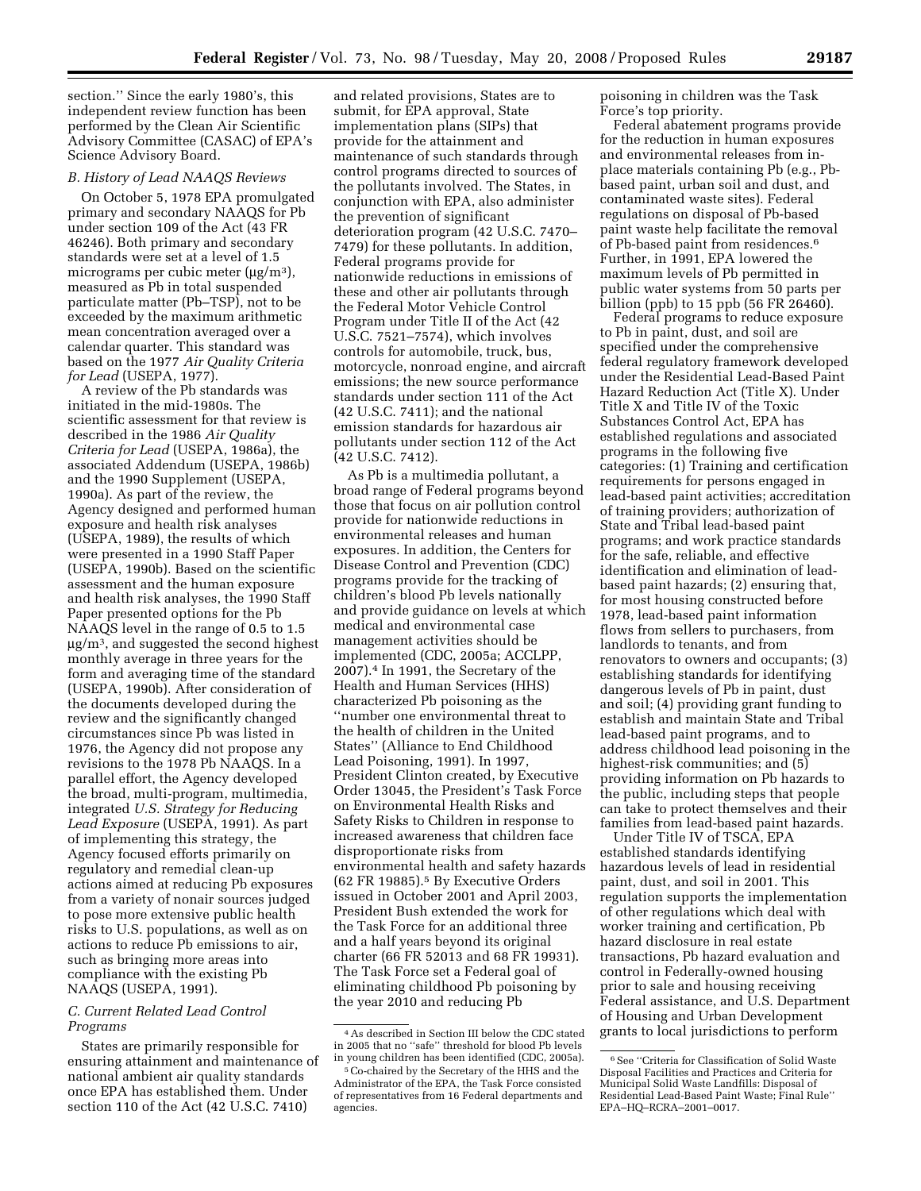section.'' Since the early 1980's, this independent review function has been performed by the Clean Air Scientific Advisory Committee (CASAC) of EPA's Science Advisory Board.

### B. History of Lead NAAQS Reviews

On October 5, 1978 EPA promulgated primary and secondary NAAQS for Pb under section 109 of the Act (43 FR 46246). Both primary and secondary standards were set at a level of 1.5 micrograms per cubic meter (μg/m[3]), measured as Pb in total suspended particulate matter (Pb–TSP), not to be exceeded by the maximum arithmetic mean concentration averaged over a calendar quarter. This standard was based on the 1977 *Air Quality Criteria for Lead* (USEPA, 1977).

A review of the Pb standards was initiated in the mid-1980s. The scientific assessment for that review is described in the 1986 *Air Quality Criteria for Lead* (USEPA, 1986a), the associated Addendum (USEPA, 1986b) and the 1990 Supplement (USEPA, 1990a). As part of the review, the Agency designed and performed human exposure and health risk analyses (USEPA, 1989), the results of which were presented in a 1990 Staff Paper (USEPA, 1990b). Based on the scientific assessment and the human exposure and health risk analyses, the 1990 Staff Paper presented options for the Pb NAAQS level in the range of 0.5 to 1.5 μg/m[3], and suggested the second highest monthly average in three years for the form and averaging time of the standard (USEPA, 1990b). After consideration of the documents developed during the review and the significantly changed circumstances since Pb was listed in 1976, the Agency did not propose any revisions to the 1978 Pb NAAQS. In a parallel effort, the Agency developed the broad, multi-program, multimedia, integrated *U.S. Strategy for Reducing Lead Exposure* (USEPA, 1991). As part of implementing this strategy, the Agency focused efforts primarily on regulatory and remedial clean-up actions aimed at reducing Pb exposures from a variety of nonair sources judged to pose more extensive public health risks to U.S. populations, as well as on actions to reduce Pb emissions to air, such as bringing more areas into compliance with the existing Pb NAAQS (USEPA, 1991).

### C. Current Related Lead Control Programs

States are primarily responsible for ensuring attainment and maintenance of national ambient air quality standards once EPA has established them. Under section 110 of the Act (42 U.S.C. 7410) and related provisions, States are to submit, for EPA approval, State implementation plans (SIPs) that provide for the attainment and maintenance of such standards through control programs directed to sources of the pollutants involved. The States, in conjunction with EPA, also administer the prevention of significant deterioration program (42 U.S.C. 7470–7479) for these pollutants. In addition, Federal programs provide for nationwide reductions in emissions of these and other air pollutants through the Federal Motor Vehicle Control Program under Title II of the Act (42 U.S.C. 7521–7574), which involves controls for automobile, truck, bus, motorcycle, nonroad engine, and aircraft emissions; the new source performance standards under section 111 of the Act (42 U.S.C. 7411); and the national emission standards for hazardous air pollutants under section 112 of the Act (42 U.S.C. 7412).

As Pb is a multimedia pollutant, a broad range of Federal programs beyond those that focus on air pollution control provide for nationwide reductions in environmental releases and human exposures. In addition, the Centers for Disease Control and Prevention (CDC) programs provide for the tracking of children's blood Pb levels nationally and provide guidance on levels at which medical and environmental case management activities should be implemented (CDC, 2005a; ACCLPP, 2007).[4] In 1991, the Secretary of the Health and Human Services (HHS) characterized Pb poisoning as the ''number one environmental threat to the health of children in the United States'' (Alliance to End Childhood Lead Poisoning, 1991). In 1997, President Clinton created, by Executive Order 13045, the President's Task Force on Environmental Health Risks and Safety Risks to Children in response to increased awareness that children face disproportionate risks from environmental health and safety hazards (62 FR 19885).[5] By Executive Orders issued in October 2001 and April 2003, President Bush extended the work for the Task Force for an additional three and a half years beyond its original charter (66 FR 52013 and 68 FR 19931). The Task Force set a Federal goal of eliminating childhood Pb poisoning by the year 2010 and reducing Pb poisoning in children was the Task Force's top priority.

Federal abatement programs provide for the reduction in human exposures and environmental releases from in-place materials containing Pb (e.g., Pb-based paint, urban soil and dust, and contaminated waste sites). Federal regulations on disposal of Pb-based paint waste help facilitate the removal of Pb-based paint from residences.[6] Further, in 1991, EPA lowered the maximum levels of Pb permitted in public water systems from 50 parts per billion (ppb) to 15 ppb (56 FR 26460).

Federal programs to reduce exposure to Pb in paint, dust, and soil are specified under the comprehensive federal regulatory framework developed under the Residential Lead-Based Paint Hazard Reduction Act (Title X). Under Title X and Title IV of the Toxic Substances Control Act, EPA has established regulations and associated programs in the following five categories: (1) Training and certification requirements for persons engaged in lead-based paint activities; accreditation of training providers; authorization of State and Tribal lead-based paint programs; and work practice standards for the safe, reliable, and effective identification and elimination of lead-based paint hazards; (2) ensuring that, for most housing constructed before 1978, lead-based paint information flows from sellers to purchasers, from landlords to tenants, and from renovators to owners and occupants; (3) establishing standards for identifying dangerous levels of Pb in paint, dust and soil; (4) providing grant funding to establish and maintain State and Tribal lead-based paint programs, and to address childhood lead poisoning in the highest-risk communities; and (5) providing information on Pb hazards to the public, including steps that people can take to protect themselves and their families from lead-based paint hazards.

Under Title IV of TSCA, EPA established standards identifying hazardous levels of lead in residential paint, dust, and soil in 2001. This regulation supports the implementation of other regulations which deal with worker training and certification, Pb hazard disclosure in real estate transactions, Pb hazard evaluation and control in Federally-owned housing prior to sale and housing receiving Federal assistance, and U.S. Department of Housing and Urban Development grants to local jurisdictions to perform

---

[4] As described in Section III below the CDC stated in 2005 that no ''safe'' threshold for blood Pb levels in young children has been identified (CDC, 2005a).

[5] Co-chaired by the Secretary of the HHS and the Administrator of the EPA, the Task Force consisted of representatives from 16 Federal departments and agencies.

[6] See ''Criteria for Classification of Solid Waste Disposal Facilities and Practices and Criteria for Municipal Solid Waste Landfills: Disposal of Residential Lead-Based Paint Waste; Final Rule'' EPA–HQ–RCRA–2001–0017.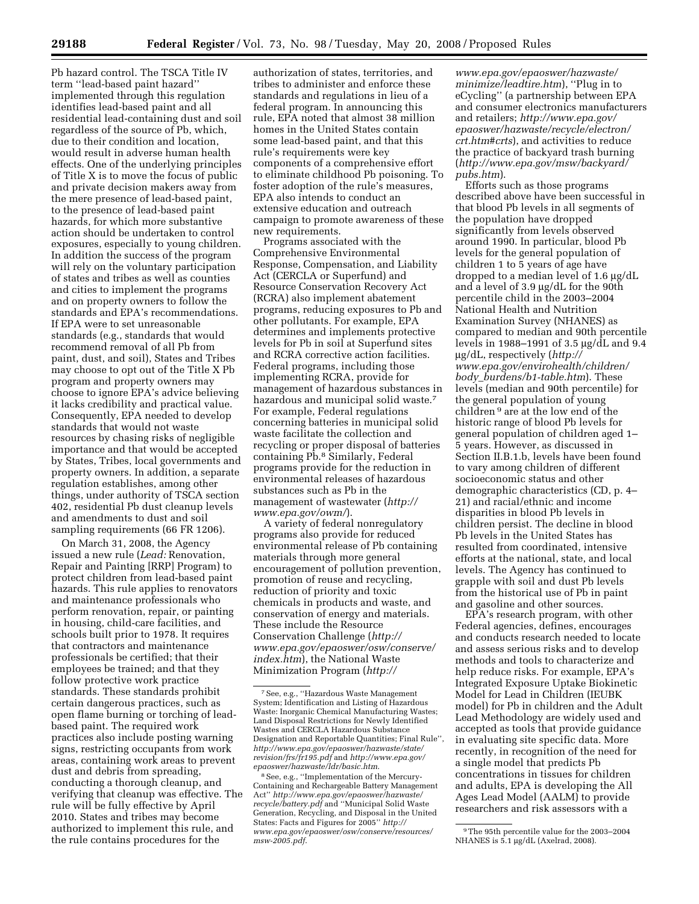Pb hazard control. The TSCA Title IV term ''lead-based paint hazard'' implemented through this regulation identifies lead-based paint and all residential lead-containing dust and soil regardless of the source of Pb, which, due to their condition and location, would result in adverse human health effects. One of the underlying principles of Title X is to move the focus of public and private decision makers away from the mere presence of lead-based paint, to the presence of lead-based paint hazards, for which more substantive action should be undertaken to control exposures, especially to young children. In addition the success of the program will rely on the voluntary participation of states and tribes as well as counties and cities to implement the programs and on property owners to follow the standards and EPA's recommendations. If EPA were to set unreasonable standards (e.g., standards that would recommend removal of all Pb from paint, dust, and soil), States and Tribes may choose to opt out of the Title X Pb program and property owners may choose to ignore EPA's advice believing it lacks credibility and practical value. Consequently, EPA needed to develop standards that would not waste resources by chasing risks of negligible importance and that would be accepted by States, Tribes, local governments and property owners. In addition, a separate regulation establishes, among other things, under authority of TSCA section 402, residential Pb dust cleanup levels and amendments to dust and soil sampling requirements (66 FR 1206).

On March 31, 2008, the Agency issued a new rule (*Lead:* Renovation, Repair and Painting [RRP] Program) to protect children from lead-based paint hazards. This rule applies to renovators and maintenance professionals who perform renovation, repair, or painting in housing, child-care facilities, and schools built prior to 1978. It requires that contractors and maintenance professionals be certified; that their employees be trained; and that they follow protective work practice standards. These standards prohibit certain dangerous practices, such as open flame burning or torching of lead-based paint. The required work practices also include posting warning signs, restricting occupants from work areas, containing work areas to prevent dust and debris from spreading, conducting a thorough cleanup, and verifying that cleanup was effective. The rule will be fully effective by April 2010. States and tribes may become authorized to implement this rule, and the rule contains procedures for the authorization of states, territories, and tribes to administer and enforce these standards and regulations in lieu of a federal program. In announcing this rule, EPA noted that almost 38 million homes in the United States contain some lead-based paint, and that this rule's requirements were key components of a comprehensive effort to eliminate childhood Pb poisoning. To foster adoption of the rule's measures, EPA also intends to conduct an extensive education and outreach campaign to promote awareness of these new requirements.

Programs associated with the Comprehensive Environmental Response, Compensation, and Liability Act (CERCLA or Superfund) and Resource Conservation Recovery Act (RCRA) also implement abatement programs, reducing exposures to Pb and other pollutants. For example, EPA determines and implements protective levels for Pb in soil at Superfund sites and RCRA corrective action facilities. Federal programs, including those implementing RCRA, provide for management of hazardous substances in hazardous and municipal solid waste.[7] For example, Federal regulations concerning batteries in municipal solid waste facilitate the collection and recycling or proper disposal of batteries containing Pb.[8] Similarly, Federal programs provide for the reduction in environmental releases of hazardous substances such as Pb in the management of wastewater (*http://www.epa.gov/owm/*).

A variety of federal nonregulatory programs also provide for reduced environmental release of Pb containing materials through more general encouragement of pollution prevention, promotion of reuse and recycling, reduction of priority and toxic chemicals in products and waste, and conservation of energy and materials. These include the Resource Conservation Challenge (*http://www.epa.gov/epaoswer/osw/conserve/index.htm*), the National Waste Minimization Program (*http://www.epa.gov/epaoswer/hazwaste/minimize/leadtire.htm*), ''Plug in to eCycling'' (a partnership between EPA and consumer electronics manufacturers and retailers; *http://www.epa.gov/epaoswer/hazwaste/recycle/electron/crt.htm#crts*), and activities to reduce the practice of backyard trash burning (*http://www.epa.gov/msw/backyard/pubs.htm*).

Efforts such as those programs described above have been successful in that blood Pb levels in all segments of the population have dropped significantly from levels observed around 1990. In particular, blood Pb levels for the general population of children 1 to 5 years of age have dropped to a median level of 1.6 µg/dL and a level of 3.9 µg/dL for the 90th percentile child in the 2003–2004 National Health and Nutrition Examination Survey (NHANES) as compared to median and 90th percentile levels in 1988–1991 of 3.5 µg/dL and 9.4 µg/dL, respectively (*http://www.epa.gov/envirohealth/children/body_burdens/b1-table.htm*). These levels (median and 90th percentile) for the general population of young children[9] are at the low end of the historic range of blood Pb levels for general population of children aged 1–5 years. However, as discussed in Section II.B.1.b, levels have been found to vary among children of different socioeconomic status and other demographic characteristics (CD, p. 4–21) and racial/ethnic and income disparities in blood Pb levels in children persist. The decline in blood Pb levels in the United States has resulted from coordinated, intensive efforts at the national, state, and local levels. The Agency has continued to grapple with soil and dust Pb levels from the historical use of Pb in paint and gasoline and other sources.

EPA's research program, with other Federal agencies, defines, encourages and conducts research needed to locate and assess serious risks and to develop methods and tools to characterize and help reduce risks. For example, EPA's Integrated Exposure Uptake Biokinetic Model for Lead in Children (IEUBK model) for Pb in children and the Adult Lead Methodology are widely used and accepted as tools that provide guidance in evaluating site specific data. More recently, in recognition of the need for a single model that predicts Pb concentrations in tissues for children and adults, EPA is developing the All Ages Lead Model (AALM) to provide researchers and risk assessors with a

---

[7] See, e.g., ''Hazardous Waste Management System; Identification and Listing of Hazardous Waste: Inorganic Chemical Manufacturing Wastes; Land Disposal Restrictions for Newly Identified Wastes and CERCLA Hazardous Substance Designation and Reportable Quantities; Final Rule'', *http://www.epa.gov/epaoswer/hazwaste/state/revision/frs/fr195.pdf* and *http://www.epa.gov/epaoswer/hazwaste/ldr/basic.htm*.

[8] See, e.g., ''Implementation of the Mercury-Containing and Rechargeable Battery Management Act'' *http://www.epa.gov/epaoswer/hazwaste/recycle/battery.pdf* and ''Municipal Solid Waste Generation, Recycling, and Disposal in the United States: Facts and Figures for 2005'' *http://www.epa.gov/epaoswer/osw/conserve/resources/msw-2005.pdf*.

[9] The 95th percentile value for the 2003–2004 NHANES is 5.1 µg/dL (Axelrad, 2008).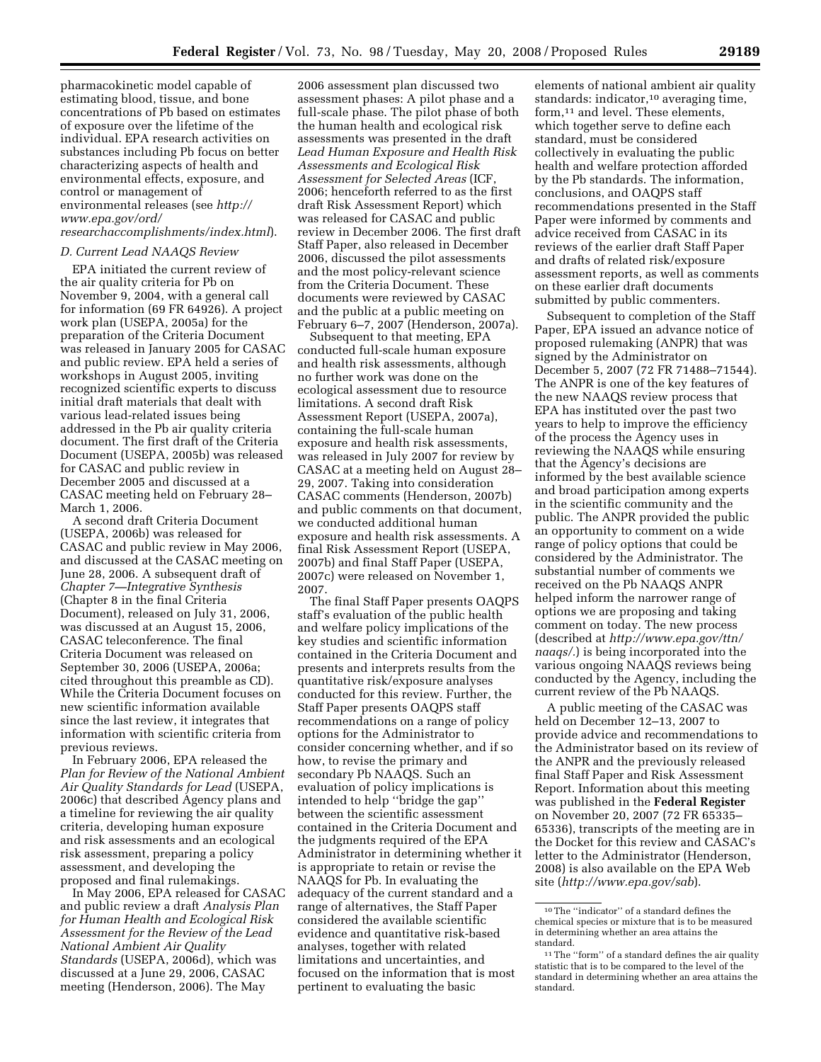pharmacokinetic model capable of estimating blood, tissue, and bone concentrations of Pb based on estimates of exposure over the lifetime of the individual. EPA research activities on substances including Pb focus on better characterizing aspects of health and environmental effects, exposure, and control or management of environmental releases (see *http://www.epa.gov/ord/researchaccomplishments/index.html*).

### *D. Current Lead NAAQS Review*

EPA initiated the current review of the air quality criteria for Pb on November 9, 2004, with a general call for information (69 FR 64926). A project work plan (USEPA, 2005a) for the preparation of the Criteria Document was released in January 2005 for CASAC and public review. EPA held a series of workshops in August 2005, inviting recognized scientific experts to discuss initial draft materials that dealt with various lead-related issues being addressed in the Pb air quality criteria document. The first draft of the Criteria Document (USEPA, 2005b) was released for CASAC and public review in December 2005 and discussed at a CASAC meeting held on February 28–March 1, 2006.

A second draft Criteria Document (USEPA, 2006b) was released for CASAC and public review in May 2006, and discussed at the CASAC meeting on June 28, 2006. A subsequent draft of *Chapter 7—Integrative Synthesis* (Chapter 8 in the final Criteria Document), released on July 31, 2006, was discussed at an August 15, 2006, CASAC teleconference. The final Criteria Document was released on September 30, 2006 (USEPA, 2006a; cited throughout this preamble as CD). While the Criteria Document focuses on new scientific information available since the last review, it integrates that information with scientific criteria from previous reviews.

In February 2006, EPA released the *Plan for Review of the National Ambient Air Quality Standards for Lead* (USEPA, 2006c) that described Agency plans and a timeline for reviewing the air quality criteria, developing human exposure and risk assessments and an ecological risk assessment, preparing a policy assessment, and developing the proposed and final rulemakings.

In May 2006, EPA released for CASAC and public review a draft *Analysis Plan for Human Health and Ecological Risk Assessment for the Review of the Lead National Ambient Air Quality Standards* (USEPA, 2006d), which was discussed at a June 29, 2006, CASAC meeting (Henderson, 2006). The May 2006 assessment plan discussed two assessment phases: A pilot phase and a full-scale phase. The pilot phase of both the human health and ecological risk assessments was presented in the draft *Lead Human Exposure and Health Risk Assessments and Ecological Risk Assessment for Selected Areas* (ICF, 2006; henceforth referred to as the first draft Risk Assessment Report) which was released for CASAC and public review in December 2006. The first draft Staff Paper, also released in December 2006, discussed the pilot assessments and the most policy-relevant science from the Criteria Document. These documents were reviewed by CASAC and the public at a public meeting on February 6–7, 2007 (Henderson, 2007a).

Subsequent to that meeting, EPA conducted full-scale human exposure and health risk assessments, although no further work was done on the ecological assessment due to resource limitations. A second draft Risk Assessment Report (USEPA, 2007a), containing the full-scale human exposure and health risk assessments, was released in July 2007 for review by CASAC at a meeting held on August 28–29, 2007. Taking into consideration CASAC comments (Henderson, 2007b) and public comments on that document, we conducted additional human exposure and health risk assessments. A final Risk Assessment Report (USEPA, 2007b) and final Staff Paper (USEPA, 2007c) were released on November 1, 2007.

The final Staff Paper presents OAQPS staff's evaluation of the public health and welfare policy implications of the key studies and scientific information contained in the Criteria Document and presents and interprets results from the quantitative risk/exposure analyses conducted for this review. Further, the Staff Paper presents OAQPS staff recommendations on a range of policy options for the Administrator to consider concerning whether, and if so how, to revise the primary and secondary Pb NAAQS. Such an evaluation of policy implications is intended to help "bridge the gap" between the scientific assessment contained in the Criteria Document and the judgments required of the EPA Administrator in determining whether it is appropriate to retain or revise the NAAQS for Pb. In evaluating the adequacy of the current standard and a range of alternatives, the Staff Paper considered the available scientific evidence and quantitative risk-based analyses, together with related limitations and uncertainties, and focused on the information that is most pertinent to evaluating the basic elements of national ambient air quality standards: indicator,[10] averaging time, form,[11] and level. These elements, which together serve to define each standard, must be considered collectively in evaluating the public health and welfare protection afforded by the Pb standards. The information, conclusions, and OAQPS staff recommendations presented in the Staff Paper were informed by comments and advice received from CASAC in its reviews of the earlier draft Staff Paper and drafts of related risk/exposure assessment reports, as well as comments on these earlier draft documents submitted by public commenters.

Subsequent to completion of the Staff Paper, EPA issued an advance notice of proposed rulemaking (ANPR) that was signed by the Administrator on December 5, 2007 (72 FR 71488–71544). The ANPR is one of the key features of the new NAAQS review process that EPA has instituted over the past two years to help to improve the efficiency of the process the Agency uses in reviewing the NAAQS while ensuring that the Agency's decisions are informed by the best available science and broad participation among experts in the scientific community and the public. The ANPR provided the public an opportunity to comment on a wide range of policy options that could be considered by the Administrator. The substantial number of comments we received on the Pb NAAQS ANPR helped inform the narrower range of options we are proposing and taking comment on today. The new process (described at *http://www.epa.gov/ttn/naaqs/.*) is being incorporated into the various ongoing NAAQS reviews being conducted by the Agency, including the current review of the Pb NAAQS.

A public meeting of the CASAC was held on December 12–13, 2007 to provide advice and recommendations to the Administrator based on its review of the ANPR and the previously released final Staff Paper and Risk Assessment Report. Information about this meeting was published in the **Federal Register** on November 20, 2007 (72 FR 65335–65336), transcripts of the meeting are in the Docket for this review and CASAC's letter to the Administrator (Henderson, 2008) is also available on the EPA Web site (*http://www.epa.gov/sab*).

---

[10] The "indicator" of a standard defines the chemical species or mixture that is to be measured in determining whether an area attains the standard.

[11] The "form" of a standard defines the air quality statistic that is to be compared to the level of the standard in determining whether an area attains the standard.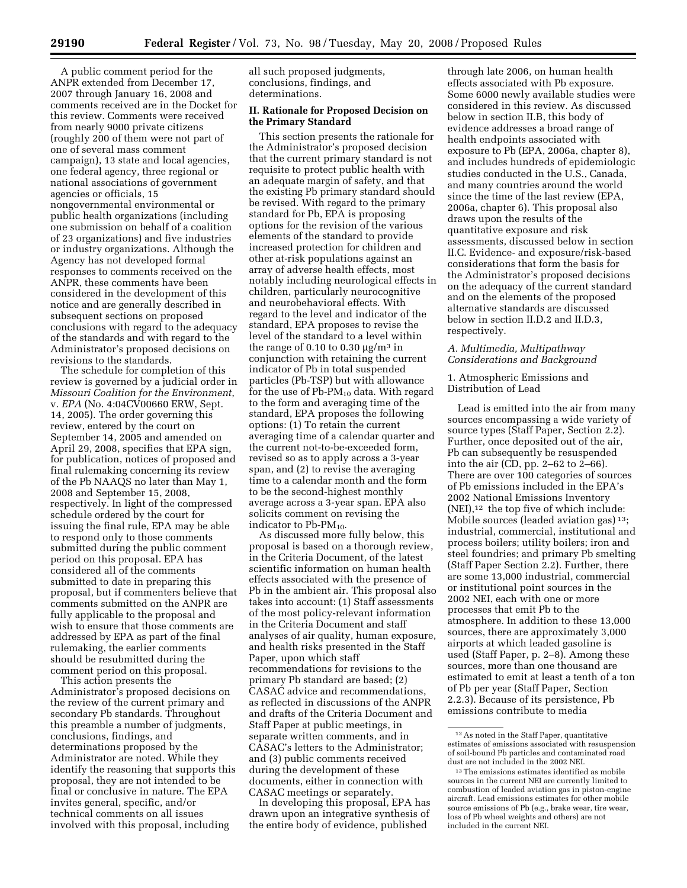A public comment period for the ANPR extended from December 17, 2007 through January 16, 2008 and comments received are in the Docket for this review. Comments were received from nearly 9000 private citizens (roughly 200 of them were not part of one of several mass comment campaign), 13 state and local agencies, one federal agency, three regional or national associations of government agencies or officials, 15 nongovernmental environmental or public health organizations (including one submission on behalf of a coalition of 23 organizations) and five industries or industry organizations. Although the Agency has not developed formal responses to comments received on the ANPR, these comments have been considered in the development of this notice and are generally described in subsequent sections on proposed conclusions with regard to the adequacy of the standards and with regard to the Administrator's proposed decisions on revisions to the standards.

The schedule for completion of this review is governed by a judicial order in *Missouri Coalition for the Environment*, v. *EPA* (No. 4:04CV00660 ERW, Sept. 14, 2005). The order governing this review, entered by the court on September 14, 2005 and amended on April 29, 2008, specifies that EPA sign, for publication, notices of proposed and final rulemaking concerning its review of the Pb NAAQS no later than May 1, 2008 and September 15, 2008, respectively. In light of the compressed schedule ordered by the court for issuing the final rule, EPA may be able to respond only to those comments submitted during the public comment period on this proposal. EPA has considered all of the comments submitted to date in preparing this proposal, but if commenters believe that comments submitted on the ANPR are fully applicable to the proposal and wish to ensure that those comments are addressed by EPA as part of the final rulemaking, the earlier comments should be resubmitted during the comment period on this proposal.

This action presents the Administrator's proposed decisions on the review of the current primary and secondary Pb standards. Throughout this preamble a number of judgments, conclusions, findings, and determinations proposed by the Administrator are noted. While they identify the reasoning that supports this proposal, they are not intended to be final or conclusive in nature. The EPA invites general, specific, and/or technical comments on all issues involved with this proposal, including all such proposed judgments, conclusions, findings, and determinations.

## II. Rationale for Proposed Decision on the Primary Standard

This section presents the rationale for the Administrator's proposed decision that the current primary standard is not requisite to protect public health with an adequate margin of safety, and that the existing Pb primary standard should be revised. With regard to the primary standard for Pb, EPA is proposing options for the revision of the various elements of the standard to provide increased protection for children and other at-risk populations against an array of adverse health effects, most notably including neurological effects in children, particularly neurocognitive and neurobehavioral effects. With regard to the level and indicator of the standard, EPA proposes to revise the level of the standard to a level within the range of 0.10 to 0.30 $\mu g/m^3$ in conjunction with retaining the current indicator of Pb in total suspended particles (Pb-TSP) but with allowance for the use of Pb-$PM_{10}$ data. With regard to the form and averaging time of the standard, EPA proposes the following options: (1) To retain the current averaging time of a calendar quarter and the current not-to-be-exceeded form, revised so as to apply across a 3-year span, and (2) to revise the averaging time to a calendar month and the form to be the second-highest monthly average across a 3-year span. EPA also solicits comment on revising the indicator to Pb-$PM_{10}$.

As discussed more fully below, this proposal is based on a thorough review, in the Criteria Document, of the latest scientific information on human health effects associated with the presence of Pb in the ambient air. This proposal also takes into account: (1) Staff assessments of the most policy-relevant information in the Criteria Document and staff analyses of air quality, human exposure, and health risks presented in the Staff Paper, upon which staff recommendations for revisions to the primary Pb standard are based; (2) CASAC advice and recommendations, as reflected in discussions of the ANPR and drafts of the Criteria Document and Staff Paper at public meetings, in separate written comments, and in CASAC's letters to the Administrator; and (3) public comments received during the development of these documents, either in connection with CASAC meetings or separately.

In developing this proposal, EPA has drawn upon an integrative synthesis of the entire body of evidence, published through late 2006, on human health effects associated with Pb exposure. Some 6000 newly available studies were considered in this review. As discussed below in section II.B, this body of evidence addresses a broad range of health endpoints associated with exposure to Pb (EPA, 2006a, chapter 8), and includes hundreds of epidemiologic studies conducted in the U.S., Canada, and many countries around the world since the time of the last review (EPA, 2006a, chapter 6). This proposal also draws upon the results of the quantitative exposure and risk assessments, discussed below in section II.C. Evidence- and exposure/risk-based considerations that form the basis for the Administrator's proposed decisions on the adequacy of the current standard and on the elements of the proposed alternative standards are discussed below in section II.D.2 and II.D.3, respectively.

### A. Multimedia, Multipathway Considerations and Background

#### 1. Atmospheric Emissions and Distribution of Lead

Lead is emitted into the air from many sources encompassing a wide variety of source types (Staff Paper, Section 2.2). Further, once deposited out of the air, Pb can subsequently be resuspended into the air (CD, pp. 2–62 to 2–66). There are over 100 categories of sources of Pb emissions included in the EPA's 2002 National Emissions Inventory (NEI),[12] the top five of which include: Mobile sources (leaded aviation gas) [13]; industrial, commercial, institutional and process boilers; utility boilers; iron and steel foundries; and primary Pb smelting (Staff Paper Section 2.2). Further, there are some 13,000 industrial, commercial or institutional point sources in the 2002 NEI, each with one or more processes that emit Pb to the atmosphere. In addition to these 13,000 sources, there are approximately 3,000 airports at which leaded gasoline is used (Staff Paper, p. 2–8). Among these sources, more than one thousand are estimated to emit at least a tenth of a ton of Pb per year (Staff Paper, Section 2.2.3). Because of its persistence, Pb emissions contribute to media

[12] As noted in the Staff Paper, quantitative estimates of emissions associated with resuspension of soil-bound Pb particles and contaminated road dust are not included in the 2002 NEI.

[13] The emissions estimates identified as mobile sources in the current NEI are currently limited to combustion of leaded aviation gas in piston-engine aircraft. Lead emissions estimates for other mobile source emissions of Pb (e.g., brake wear, tire wear, loss of Pb wheel weights and others) are not included in the current NEI.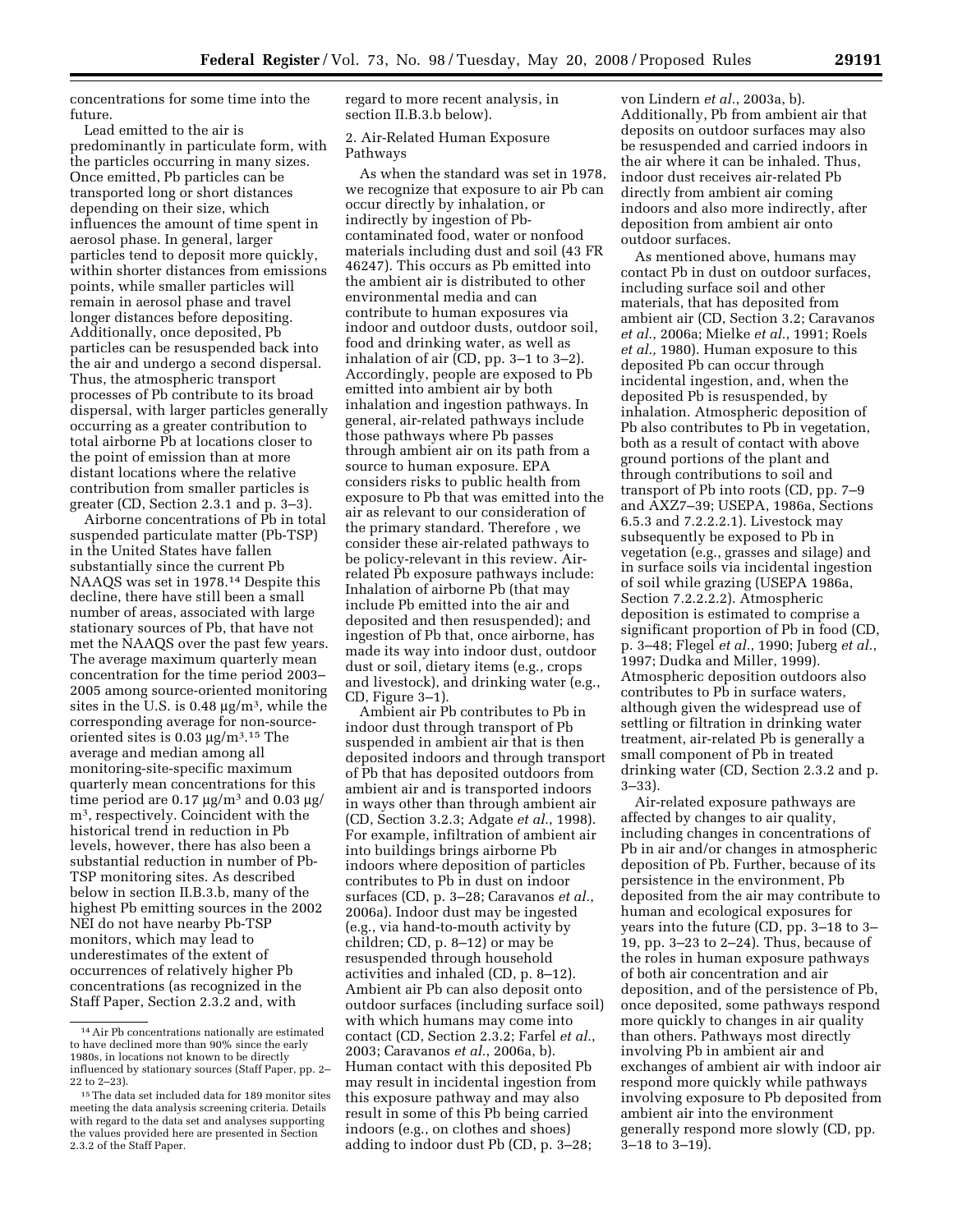concentrations for some time into the future.

Lead emitted to the air is predominantly in particulate form, with the particles occurring in many sizes. Once emitted, Pb particles can be transported long or short distances depending on their size, which influences the amount of time spent in aerosol phase. In general, larger particles tend to deposit more quickly, within shorter distances from emissions points, while smaller particles will remain in aerosol phase and travel longer distances before depositing. Additionally, once deposited, Pb particles can be resuspended back into the air and undergo a second dispersal. Thus, the atmospheric transport processes of Pb contribute to its broad dispersal, with larger particles generally occurring as a greater contribution to total airborne Pb at locations closer to the point of emission than at more distant locations where the relative contribution from smaller particles is greater (CD, Section 2.3.1 and p. 3–3).

Airborne concentrations of Pb in total suspended particulate matter (Pb-TSP) in the United States have fallen substantially since the current Pb NAAQS was set in 1978.[14] Despite this decline, there have still been a small number of areas, associated with large stationary sources of Pb, that have not met the NAAQS over the past few years. The average maximum quarterly mean concentration for the time period 2003–2005 among source-oriented monitoring sites in the U.S. is 0.48 µg/m$^3$, while the corresponding average for non-source-oriented sites is 0.03 µg/m$^3$.[15] The average and median among all monitoring-site-specific maximum quarterly mean concentrations for this time period are 0.17 µg/m$^3$ and 0.03 µg/m$^3$, respectively. Coincident with the historical trend in reduction in Pb levels, however, there has also been a substantial reduction in number of Pb-TSP monitoring sites. As described below in section II.B.3.b, many of the highest Pb emitting sources in the 2002 NEI do not have nearby Pb-TSP monitors, which may lead to underestimates of the extent of occurrences of relatively higher Pb concentrations (as recognized in the Staff Paper, Section 2.3.2 and, with regard to more recent analysis, in section II.B.3.b below).

2. Air-Related Human Exposure Pathways

As when the standard was set in 1978, we recognize that exposure to air Pb can occur directly by inhalation, or indirectly by ingestion of Pb-contaminated food, water or nonfood materials including dust and soil (43 FR 46247). This occurs as Pb emitted into the ambient air is distributed to other environmental media and can contribute to human exposures via indoor and outdoor dusts, outdoor soil, food and drinking water, as well as inhalation of air (CD, pp. 3–1 to 3–2). Accordingly, people are exposed to Pb emitted into ambient air by both inhalation and ingestion pathways. In general, air-related pathways include those pathways where Pb passes through ambient air on its path from a source to human exposure. EPA considers risks to public health from exposure to Pb that was emitted into the air as relevant to our consideration of the primary standard. Therefore , we consider these air-related pathways to be policy-relevant in this review. Air-related Pb exposure pathways include: Inhalation of airborne Pb (that may include Pb emitted into the air and deposited and then resuspended); and ingestion of Pb that, once airborne, has made its way into indoor dust, outdoor dust or soil, dietary items (e.g., crops and livestock), and drinking water (e.g., CD, Figure 3–1).

Ambient air Pb contributes to Pb in indoor dust through transport of Pb suspended in ambient air that is then deposited indoors and through transport of Pb that has deposited outdoors from ambient air and is transported indoors in ways other than through ambient air (CD, Section 3.2.3; Adgate *et al.*, 1998). For example, infiltration of ambient air into buildings brings airborne Pb indoors where deposition of particles contributes to Pb in dust on indoor surfaces (CD, p. 3–28; Caravanos *et al.*, 2006a). Indoor dust may be ingested (e.g., via hand-to-mouth activity by children; CD, p. 8–12) or may be resuspended through household activities and inhaled (CD, p. 8–12). Ambient air Pb can also deposit onto outdoor surfaces (including surface soil) with which humans may come into contact (CD, Section 2.3.2; Farfel *et al.*, 2003; Caravanos *et al.*, 2006a, b). Human contact with this deposited Pb may result in incidental ingestion from this exposure pathway and may also result in some of this Pb being carried indoors (e.g., on clothes and shoes) adding to indoor dust Pb (CD, p. 3–28; von Lindern *et al.*, 2003a, b). Additionally, Pb from ambient air that deposits on outdoor surfaces may also be resuspended and carried indoors in the air where it can be inhaled. Thus, indoor dust receives air-related Pb directly from ambient air coming indoors and also more indirectly, after deposition from ambient air onto outdoor surfaces.

As mentioned above, humans may contact Pb in dust on outdoor surfaces, including surface soil and other materials, that has deposited from ambient air (CD, Section 3.2; Caravanos *et al.*, 2006a; Mielke *et al.*, 1991; Roels *et al.*, 1980). Human exposure to this deposited Pb can occur through incidental ingestion, and, when the deposited Pb is resuspended, by inhalation. Atmospheric deposition of Pb also contributes to Pb in vegetation, both as a result of contact with above ground portions of the plant and through contributions to soil and transport of Pb into roots (CD, pp. 7–9 and AXZ7–39; USEPA, 1986a, Sections 6.5.3 and 7.2.2.2.1). Livestock may subsequently be exposed to Pb in vegetation (e.g., grasses and silage) and in surface soils via incidental ingestion of soil while grazing (USEPA 1986a, Section 7.2.2.2.2). Atmospheric deposition is estimated to comprise a significant proportion of Pb in food (CD, p. 3–48; Flegel *et al.*, 1990; Juberg *et al.*, 1997; Dudka and Miller, 1999). Atmospheric deposition outdoors also contributes to Pb in surface waters, although given the widespread use of settling or filtration in drinking water treatment, air-related Pb is generally a small component of Pb in treated drinking water (CD, Section 2.3.2 and p. 3–33).

Air-related exposure pathways are affected by changes to air quality, including changes in concentrations of Pb in air and/or changes in atmospheric deposition of Pb. Further, because of its persistence in the environment, Pb deposited from the air may contribute to human and ecological exposures for years into the future (CD, pp. 3–18 to 3–19, pp. 3–23 to 2–24). Thus, because of the roles in human exposure pathways of both air concentration and air deposition, and of the persistence of Pb, once deposited, some pathways respond more quickly to changes in air quality than others. Pathways most directly involving Pb in ambient air and exchanges of ambient air with indoor air respond more quickly while pathways involving exposure to Pb deposited from ambient air into the environment generally respond more slowly (CD, pp. 3–18 to 3–19).

[14] Air Pb concentrations nationally are estimated to have declined more than 90% since the early 1980s, in locations not known to be directly influenced by stationary sources (Staff Paper, pp. 2–22 to 2–23).

[15] The data set included data for 189 monitor sites meeting the data analysis screening criteria. Details with regard to the data set and analyses supporting the values provided here are presented in Section 2.3.2 of the Staff Paper.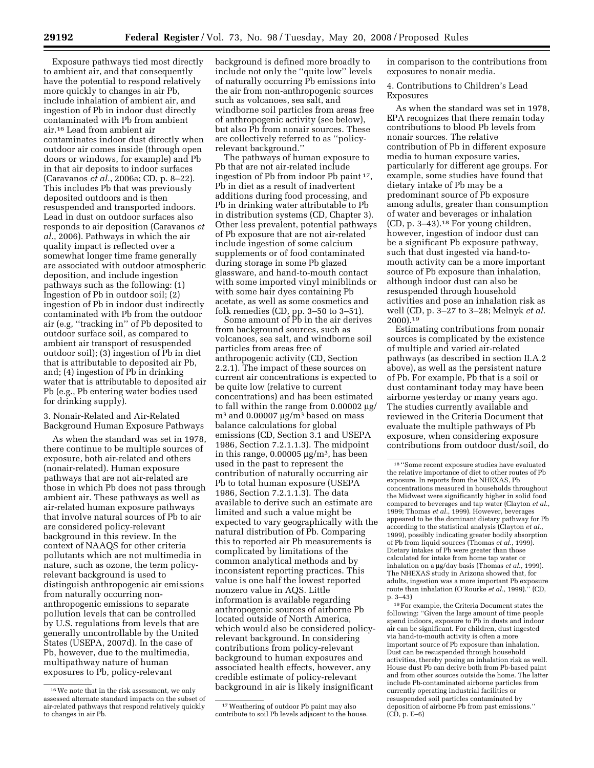Exposure pathways tied most directly to ambient air, and that consequently have the potential to respond relatively more quickly to changes in air Pb, include inhalation of ambient air, and ingestion of Pb in indoor dust directly contaminated with Pb from ambient air.[16] Lead from ambient air contaminates indoor dust directly when outdoor air comes inside (through open doors or windows, for example) and Pb in that air deposits to indoor surfaces (Caravanos *et al.*, 2006a; CD, p. 8–22). This includes Pb that was previously deposited outdoors and is then resuspended and transported indoors. Lead in dust on outdoor surfaces also responds to air deposition (Caravanos *et al.*, 2006). Pathways in which the air quality impact is reflected over a somewhat longer time frame generally are associated with outdoor atmospheric deposition, and include ingestion pathways such as the following: (1) Ingestion of Pb in outdoor soil; (2) ingestion of Pb in indoor dust indirectly contaminated with Pb from the outdoor air (e.g, ''tracking in'' of Pb deposited to outdoor surface soil, as compared to ambient air transport of resuspended outdoor soil); (3) ingestion of Pb in diet that is attributable to deposited air Pb, and; (4) ingestion of Pb in drinking water that is attributable to deposited air Pb (e.g., Pb entering water bodies used for drinking supply).

3. Nonair-Related and Air-Related Background Human Exposure Pathways

As when the standard was set in 1978, there continue to be multiple sources of exposure, both air-related and others (nonair-related). Human exposure pathways that are not air-related are those in which Pb does not pass through ambient air. These pathways as well as air-related human exposure pathways that involve natural sources of Pb to air are considered policy-relevant background in this review. In the context of NAAQS for other criteria pollutants which are not multimedia in nature, such as ozone, the term policy-relevant background is used to distinguish anthropogenic air emissions from naturally occurring non-anthropogenic emissions to separate pollution levels that can be controlled by U.S. regulations from levels that are generally uncontrollable by the United States (USEPA, 2007d). In the case of Pb, however, due to the multimedia, multipathway nature of human exposures to Pb, policy-relevant background is defined more broadly to include not only the ''quite low'' levels of naturally occurring Pb emissions into the air from non-anthropogenic sources such as volcanoes, sea salt, and windborne soil particles from areas free of anthropogenic activity (see below), but also Pb from nonair sources. These are collectively referred to as ''policy-relevant background.''

The pathways of human exposure to Pb that are not air-related include ingestion of Pb from indoor Pb paint[17], Pb in diet as a result of inadvertent additions during food processing, and Pb in drinking water attributable to Pb in distribution systems (CD, Chapter 3). Other less prevalent, potential pathways of Pb exposure that are not air-related include ingestion of some calcium supplements or of food contaminated during storage in some Pb glazed glassware, and hand-to-mouth contact with some imported vinyl miniblinds or with some hair dyes containing Pb acetate, as well as some cosmetics and folk remedies (CD, pp. 3–50 to 3–51).

Some amount of Pb in the air derives from background sources, such as volcanoes, sea salt, and windborne soil particles from areas free of anthropogenic activity (CD, Section 2.2.1). The impact of these sources on current air concentrations is expected to be quite low (relative to current concentrations) and has been estimated to fall within the range from 0.00002 µg/m³ and 0.00007 µg/m³ based on mass balance calculations for global emissions (CD, Section 3.1 and USEPA 1986, Section 7.2.1.1.3). The midpoint in this range, 0.00005 µg/m³, has been used in the past to represent the contribution of naturally occurring air Pb to total human exposure (USEPA 1986, Section 7.2.1.1.3). The data available to derive such an estimate are limited and such a value might be expected to vary geographically with the natural distribution of Pb. Comparing this to reported air Pb measurements is complicated by limitations of the common analytical methods and by inconsistent reporting practices. This value is one half the lowest reported nonzero value in AQS. Little information is available regarding anthropogenic sources of airborne Pb located outside of North America, which would also be considered policy-relevant background. In considering contributions from policy-relevant background to human exposures and associated health effects, however, any credible estimate of policy-relevant background in air is likely insignificant in comparison to the contributions from exposures to nonair media.

4. Contributions to Children's Lead Exposures

As when the standard was set in 1978, EPA recognizes that there remain today contributions to blood Pb levels from nonair sources. The relative contribution of Pb in different exposure media to human exposure varies, particularly for different age groups. For example, some studies have found that dietary intake of Pb may be a predominant source of Pb exposure among adults, greater than consumption of water and beverages or inhalation (CD, p. 3–43).[18] For young children, however, ingestion of indoor dust can be a significant Pb exposure pathway, such that dust ingested via hand-to-mouth activity can be a more important source of Pb exposure than inhalation, although indoor dust can also be resuspended through household activities and pose an inhalation risk as well (CD, p. 3–27 to 3–28; Melnyk *et al.* 2000).[19]

Estimating contributions from nonair sources is complicated by the existence of multiple and varied air-related pathways (as described in section II.A.2 above), as well as the persistent nature of Pb. For example, Pb that is a soil or dust contaminant today may have been airborne yesterday or many years ago. The studies currently available and reviewed in the Criteria Document that evaluate the multiple pathways of Pb exposure, when considering exposure contributions from outdoor dust/soil, do

---

[16] We note that in the risk assessment, we only assessed alternate standard impacts on the subset of air-related pathways that respond relatively quickly to changes in air Pb.

[17] Weathering of outdoor Pb paint may also contribute to soil Pb levels adjacent to the house.

[18] ''Some recent exposure studies have evaluated the relative importance of diet to other routes of Pb exposure. In reports from the NHEXAS, Pb concentrations measured in households throughout the Midwest were significantly higher in solid food compared to beverages and tap water (Clayton *et al.*, 1999; Thomas *et al.*, 1999). However, beverages appeared to be the dominant dietary pathway for Pb according to the statistical analysis (Clayton *et al.*, 1999), possibly indicating greater bodily absorption of Pb from liquid sources (Thomas *et al.*, 1999). Dietary intakes of Pb were greater than those calculated for intake from home tap water or inhalation on a µg/day basis (Thomas *et al.*, 1999). The NHEXAS study in Arizona showed that, for adults, ingestion was a more important Pb exposure route than inhalation (O'Rourke *et al.*, 1999).'' (CD, p. 3–43)

[19] For example, the Criteria Document states the following: ''Given the large amount of time people spend indoors, exposure to Pb in dusts and indoor air can be significant. For children, dust ingested via hand-to-mouth activity is often a more important source of Pb exposure than inhalation. Dust can be resuspended through household activities, thereby posing an inhalation risk as well. House dust Pb can derive both from Pb-based paint and from other sources outside the home. The latter include Pb-contaminated airborne particles from currently operating industrial facilities or resuspended soil particles contaminated by deposition of airborne Pb from past emissions.'' (CD, p. E–6)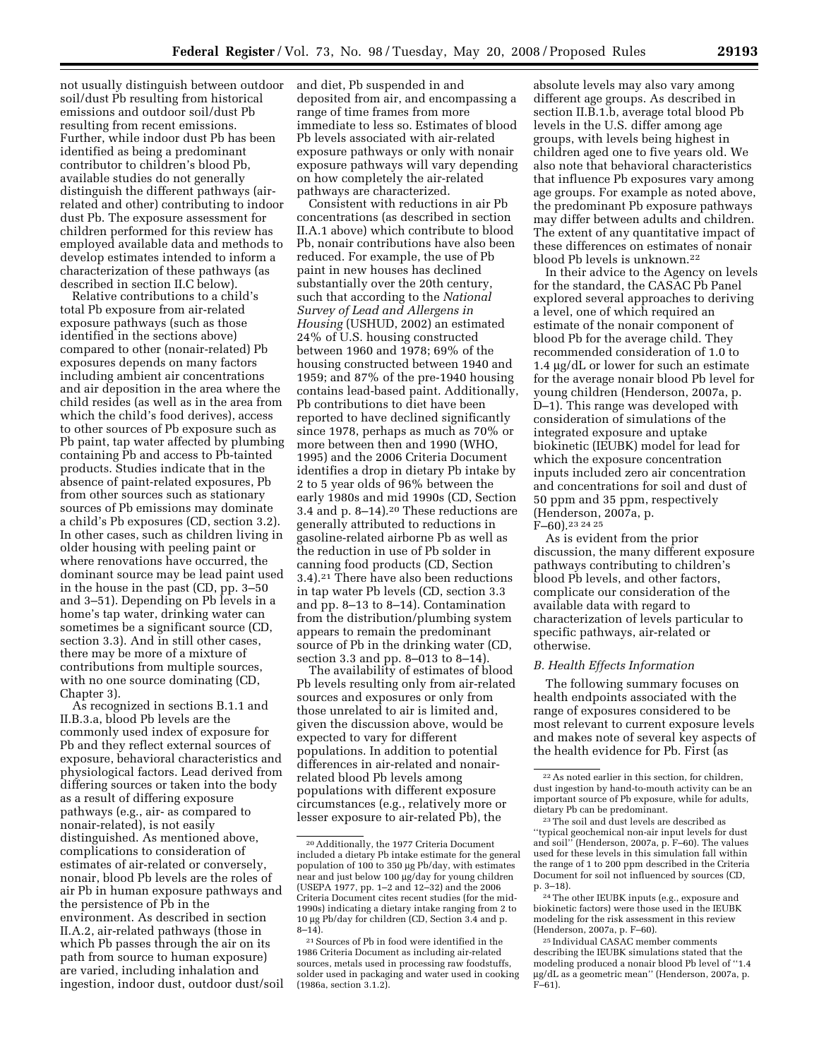not usually distinguish between outdoor soil/dust Pb resulting from historical emissions and outdoor soil/dust Pb resulting from recent emissions. Further, while indoor dust Pb has been identified as being a predominant contributor to children's blood Pb, available studies do not generally distinguish the different pathways (air-related and other) contributing to indoor dust Pb. The exposure assessment for children performed for this review has employed available data and methods to develop estimates intended to inform a characterization of these pathways (as described in section II.C below).

Relative contributions to a child's total Pb exposure from air-related exposure pathways (such as those identified in the sections above) compared to other (nonair-related) Pb exposures depends on many factors including ambient air concentrations and air deposition in the area where the child resides (as well as in the area from which the child's food derives), access to other sources of Pb exposure such as Pb paint, tap water affected by plumbing containing Pb and access to Pb-tainted products. Studies indicate that in the absence of paint-related exposures, Pb from other sources such as stationary sources of Pb emissions may dominate a child's Pb exposures (CD, section 3.2). In other cases, such as children living in older housing with peeling paint or where renovations have occurred, the dominant source may be lead paint used in the house in the past (CD, pp. 3–50 and 3–51). Depending on Pb levels in a home's tap water, drinking water can sometimes be a significant source (CD, section 3.3). And in still other cases, there may be more of a mixture of contributions from multiple sources, with no one source dominating (CD, Chapter 3).

As recognized in sections B.1.1 and II.B.3.a, blood Pb levels are the commonly used index of exposure for Pb and they reflect external sources of exposure, behavioral characteristics and physiological factors. Lead derived from differing sources or taken into the body as a result of differing exposure pathways (e.g., air- as compared to nonair-related), is not easily distinguished. As mentioned above, complications to consideration of estimates of air-related or conversely, nonair, blood Pb levels are the roles of air Pb in human exposure pathways and the persistence of Pb in the environment. As described in section II.A.2, air-related pathways (those in which Pb passes through the air on its path from source to human exposure) are varied, including inhalation and ingestion, indoor dust, outdoor dust/soil and diet, Pb suspended in and deposited from air, and encompassing a range of time frames from more immediate to less so. Estimates of blood Pb levels associated with air-related exposure pathways or only with nonair exposure pathways will vary depending on how completely the air-related pathways are characterized.

Consistent with reductions in air Pb concentrations (as described in section II.A.1 above) which contribute to blood Pb, nonair contributions have also been reduced. For example, the use of Pb paint in new houses has declined substantially over the 20th century, such that according to the *National Survey of Lead and Allergens in Housing* (USHUD, 2002) an estimated 24% of U.S. housing constructed between 1960 and 1978; 69% of the housing constructed between 1940 and 1959; and 87% of the pre-1940 housing contains lead-based paint. Additionally, Pb contributions to diet have been reported to have declined significantly since 1978, perhaps as much as 70% or more between then and 1990 (WHO, 1995) and the 2006 Criteria Document identifies a drop in dietary Pb intake by 2 to 5 year olds of 96% between the early 1980s and mid 1990s (CD, Section 3.4 and p. 8–14).[20] These reductions are generally attributed to reductions in gasoline-related airborne Pb as well as the reduction in use of Pb solder in canning food products (CD, Section 3.4).[21] There have also been reductions in tap water Pb levels (CD, section 3.3 and pp. 8–13 to 8–14). Contamination from the distribution/plumbing system appears to remain the predominant source of Pb in the drinking water (CD, section 3.3 and pp. 8–013 to 8–14).

The availability of estimates of blood Pb levels resulting only from air-related sources and exposures or only from those unrelated to air is limited and, given the discussion above, would be expected to vary for different populations. In addition to potential differences in air-related and nonair-related blood Pb levels among populations with different exposure circumstances (e.g., relatively more or lesser exposure to air-related Pb), the absolute levels may also vary among different age groups. As described in section II.B.1.b, average total blood Pb levels in the U.S. differ among age groups, with levels being highest in children aged one to five years old. We also note that behavioral characteristics that influence Pb exposures vary among age groups. For example as noted above, the predominant Pb exposure pathways may differ between adults and children. The extent of any quantitative impact of these differences on estimates of nonair blood Pb levels is unknown.[22]

In their advice to the Agency on levels for the standard, the CASAC Pb Panel explored several approaches to deriving a level, one of which required an estimate of the nonair component of blood Pb for the average child. They recommended consideration of 1.0 to 1.4 µg/dL or lower for such an estimate for the average nonair blood Pb level for young children (Henderson, 2007a, p. D–1). This range was developed with consideration of simulations of the integrated exposure and uptake biokinetic (IEUBK) model for lead for which the exposure concentration inputs included zero air concentration and concentrations for soil and dust of 50 ppm and 35 ppm, respectively (Henderson, 2007a, p. F–60).[23] [24] [25]

As is evident from the prior discussion, the many different exposure pathways contributing to children's blood Pb levels, and other factors, complicate our consideration of the available data with regard to characterization of levels particular to specific pathways, air-related or otherwise.

### B. Health Effects Information

The following summary focuses on health endpoints associated with the range of exposures considered to be most relevant to current exposure levels and makes note of several key aspects of the health evidence for Pb. First (as

---

[20] Additionally, the 1977 Criteria Document included a dietary Pb intake estimate for the general population of 100 to 350 µg Pb/day, with estimates near and just below 100 µg/day for young children (USEPA 1977, pp. 1–2 and 12–32) and the 2006 Criteria Document cites recent studies (for the mid-1990s) indicating a dietary intake ranging from 2 to 10 µg Pb/day for children (CD, Section 3.4 and p. 8–14).

[21] Sources of Pb in food were identified in the 1986 Criteria Document as including air-related sources, metals used in processing raw foodstuffs, solder used in packaging and water used in cooking (1986a, section 3.1.2).

[22] As noted earlier in this section, for children, dust ingestion by hand-to-mouth activity can be an important source of Pb exposure, while for adults, dietary Pb can be predominant.

[23] The soil and dust levels are described as ''typical geochemical non-air input levels for dust and soil'' (Henderson, 2007a, p. F–60). The values used for these levels in this simulation fall within the range of 1 to 200 ppm described in the Criteria Document for soil not influenced by sources (CD, p. 3–18).

[24] The other IEUBK inputs (e.g., exposure and biokinetic factors) were those used in the IEUBK modeling for the risk assessment in this review (Henderson, 2007a, p. F–60).

[25] Individual CASAC member comments describing the IEUBK simulations stated that the modeling produced a nonair blood Pb level of ''1.4 µg/dL as a geometric mean'' (Henderson, 2007a, p. F–61).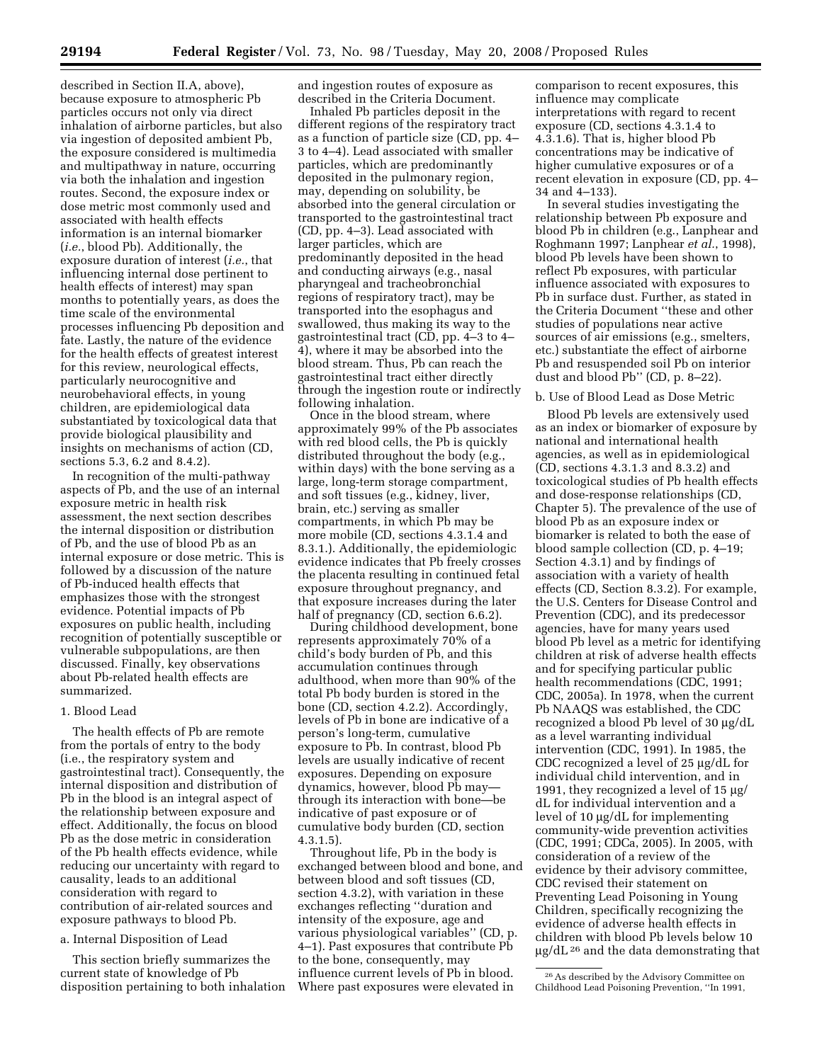described in Section II.A, above), because exposure to atmospheric Pb particles occurs not only via direct inhalation of airborne particles, but also via ingestion of deposited ambient Pb, the exposure considered is multimedia and multipathway in nature, occurring via both the inhalation and ingestion routes. Second, the exposure index or dose metric most commonly used and associated with health effects information is an internal biomarker (*i.e.*, blood Pb). Additionally, the exposure duration of interest (*i.e.*, that influencing internal dose pertinent to health effects of interest) may span months to potentially years, as does the time scale of the environmental processes influencing Pb deposition and fate. Lastly, the nature of the evidence for the health effects of greatest interest for this review, neurological effects, particularly neurocognitive and neurobehavioral effects, in young children, are epidemiological data substantiated by toxicological data that provide biological plausibility and insights on mechanisms of action (CD, sections 5.3, 6.2 and 8.4.2).

In recognition of the multi-pathway aspects of Pb, and the use of an internal exposure metric in health risk assessment, the next section describes the internal disposition or distribution of Pb, and the use of blood Pb as an internal exposure or dose metric. This is followed by a discussion of the nature of Pb-induced health effects that emphasizes those with the strongest evidence. Potential impacts of Pb exposures on public health, including recognition of potentially susceptible or vulnerable subpopulations, are then discussed. Finally, key observations about Pb-related health effects are summarized.

## 1. Blood Lead

The health effects of Pb are remote from the portals of entry to the body (i.e., the respiratory system and gastrointestinal tract). Consequently, the internal disposition and distribution of Pb in the blood is an integral aspect of the relationship between exposure and effect. Additionally, the focus on blood Pb as the dose metric in consideration of the Pb health effects evidence, while reducing our uncertainty with regard to causality, leads to an additional consideration with regard to contribution of air-related sources and exposure pathways to blood Pb.

### a. Internal Disposition of Lead

This section briefly summarizes the current state of knowledge of Pb disposition pertaining to both inhalation and ingestion routes of exposure as described in the Criteria Document.

Inhaled Pb particles deposit in the different regions of the respiratory tract as a function of particle size (CD, pp. 4–3 to 4–4). Lead associated with smaller particles, which are predominantly deposited in the pulmonary region, may, depending on solubility, be absorbed into the general circulation or transported to the gastrointestinal tract (CD, pp. 4–3). Lead associated with larger particles, which are predominantly deposited in the head and conducting airways (e.g., nasal pharyngeal and tracheobronchial regions of respiratory tract), may be transported into the esophagus and swallowed, thus making its way to the gastrointestinal tract (CD, pp. 4–3 to 4–4), where it may be absorbed into the blood stream. Thus, Pb can reach the gastrointestinal tract either directly through the ingestion route or indirectly following inhalation.

Once in the blood stream, where approximately 99% of the Pb associates with red blood cells, the Pb is quickly distributed throughout the body (e.g., within days) with the bone serving as a large, long-term storage compartment, and soft tissues (e.g., kidney, liver, brain, etc.) serving as smaller compartments, in which Pb may be more mobile (CD, sections 4.3.1.4 and 8.3.1.). Additionally, the epidemiologic evidence indicates that Pb freely crosses the placenta resulting in continued fetal exposure throughout pregnancy, and that exposure increases during the later half of pregnancy (CD, section 6.6.2).

During childhood development, bone represents approximately 70% of a child's body burden of Pb, and this accumulation continues through adulthood, when more than 90% of the total Pb body burden is stored in the bone (CD, section 4.2.2). Accordingly, levels of Pb in bone are indicative of a person's long-term, cumulative exposure to Pb. In contrast, blood Pb levels are usually indicative of recent exposures. Depending on exposure dynamics, however, blood Pb may—through its interaction with bone—be indicative of past exposure or of cumulative body burden (CD, section 4.3.1.5).

Throughout life, Pb in the body is exchanged between blood and bone, and between blood and soft tissues (CD, section 4.3.2), with variation in these exchanges reflecting "duration and intensity of the exposure, age and various physiological variables" (CD, p. 4–1). Past exposures that contribute Pb to the bone, consequently, may influence current levels of Pb in blood. Where past exposures were elevated in comparison to recent exposures, this influence may complicate interpretations with regard to recent exposure (CD, sections 4.3.1.4 to 4.3.1.6). That is, higher blood Pb concentrations may be indicative of higher cumulative exposures or of a recent elevation in exposure (CD, pp. 4–34 and 4–133).

In several studies investigating the relationship between Pb exposure and blood Pb in children (e.g., Lanphear and Roghmann 1997; Lanphear *et al.*, 1998), blood Pb levels have been shown to reflect Pb exposures, with particular influence associated with exposures to Pb in surface dust. Further, as stated in the Criteria Document "these and other studies of populations near active sources of air emissions (e.g., smelters, etc.) substantiate the effect of airborne Pb and resuspended soil Pb on interior dust and blood Pb" (CD, p. 8–22).

### b. Use of Blood Lead as Dose Metric

Blood Pb levels are extensively used as an index or biomarker of exposure by national and international health agencies, as well as in epidemiological (CD, sections 4.3.1.3 and 8.3.2) and toxicological studies of Pb health effects and dose-response relationships (CD, Chapter 5). The prevalence of the use of blood Pb as an exposure index or biomarker is related to both the ease of blood sample collection (CD, p. 4–19; Section 4.3.1) and by findings of association with a variety of health effects (CD, Section 8.3.2). For example, the U.S. Centers for Disease Control and Prevention (CDC), and its predecessor agencies, have for many years used blood Pb level as a metric for identifying children at risk of adverse health effects and for specifying particular public health recommendations (CDC, 1991; CDC, 2005a). In 1978, when the current Pb NAAQS was established, the CDC recognized a blood Pb level of 30 µg/dL as a level warranting individual intervention (CDC, 1991). In 1985, the CDC recognized a level of 25 µg/dL for individual child intervention, and in 1991, they recognized a level of 15 µg/dL for individual intervention and a level of 10 µg/dL for implementing community-wide prevention activities (CDC, 1991; CDCa, 2005). In 2005, with consideration of a review of the evidence by their advisory committee, CDC revised their statement on Preventing Lead Poisoning in Young Children, specifically recognizing the evidence of adverse health effects in children with blood Pb levels below 10 µg/dL[26] and the data demonstrating that

[26] As described by the Advisory Committee on Childhood Lead Poisoning Prevention, "In 1991,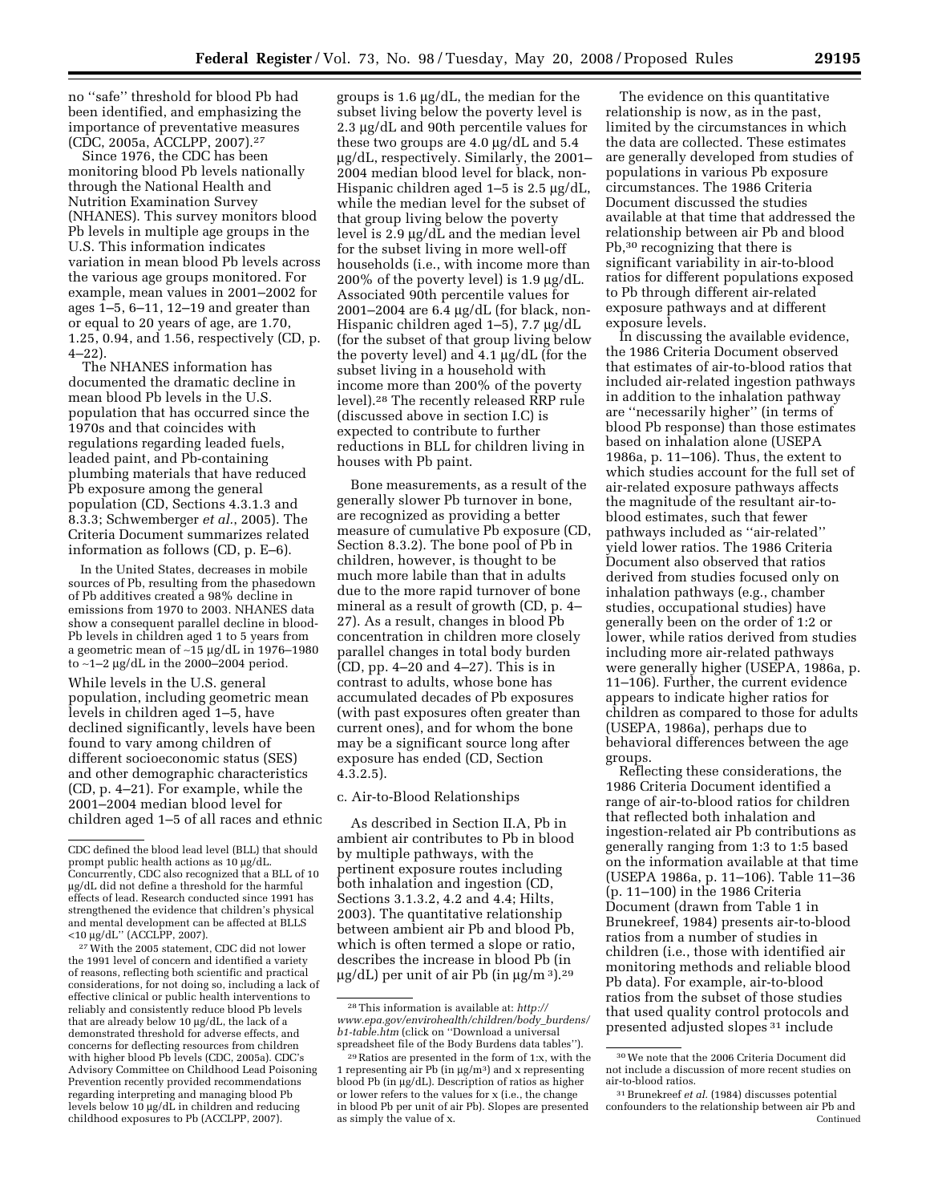no "safe" threshold for blood Pb had been identified, and emphasizing the importance of preventative measures (CDC, 2005a, ACCLPP, 2007).[27]

Since 1976, the CDC has been monitoring blood Pb levels nationally through the National Health and Nutrition Examination Survey (NHANES). This survey monitors blood Pb levels in multiple age groups in the U.S. This information indicates variation in mean blood Pb levels across the various age groups monitored. For example, mean values in 2001–2002 for ages 1–5, 6–11, 12–19 and greater than or equal to 20 years of age, are 1.70, 1.25, 0.94, and 1.56, respectively (CD, p. 4–22).

The NHANES information has documented the dramatic decline in mean blood Pb levels in the U.S. population that has occurred since the 1970s and that coincides with regulations regarding leaded fuels, leaded paint, and Pb-containing plumbing materials that have reduced Pb exposure among the general population (CD, Sections 4.3.1.3 and 8.3.3; Schwemberger *et al.*, 2005). The Criteria Document summarizes related information as follows (CD, p. E–6).

> In the United States, decreases in mobile sources of Pb, resulting from the phasedown of Pb additives created a 98% decline in emissions from 1970 to 2003. NHANES data show a consequent parallel decline in blood-Pb levels in children aged 1 to 5 years from a geometric mean of ~15 µg/dL in 1976–1980 to ~1–2 µg/dL in the 2000–2004 period.

While levels in the U.S. general population, including geometric mean levels in children aged 1–5, have declined significantly, levels have been found to vary among children of different socioeconomic status (SES) and other demographic characteristics (CD, p. 4–21). For example, while the 2001–2004 median blood level for children aged 1–5 of all races and ethnic groups is 1.6 µg/dL, the median for the subset living below the poverty level is 2.3 µg/dL and 90th percentile values for these two groups are 4.0 µg/dL and 5.4 µg/dL, respectively. Similarly, the 2001–2004 median blood level for black, non-Hispanic children aged 1–5 is 2.5 µg/dL, while the median level for the subset of that group living below the poverty level is 2.9 µg/dL and the median level for the subset living in more well-off households (i.e., with income more than 200% of the poverty level) is 1.9 µg/dL. Associated 90th percentile values for 2001–2004 are 6.4 µg/dL (for black, non-Hispanic children aged 1–5), 7.7 µg/dL (for the subset of that group living below the poverty level) and 4.1 µg/dL (for the subset living in a household with income more than 200% of the poverty level).[28] The recently released RRP rule (discussed above in section I.C) is expected to contribute to further reductions in BLL for children living in houses with Pb paint.

Bone measurements, as a result of the generally slower Pb turnover in bone, are recognized as providing a better measure of cumulative Pb exposure (CD, Section 8.3.2). The bone pool of Pb in children, however, is thought to be much more labile than that in adults due to the more rapid turnover of bone mineral as a result of growth (CD, p. 4–27). As a result, changes in blood Pb concentration in children more closely parallel changes in total body burden (CD, pp. 4–20 and 4–27). This is in contrast to adults, whose bone has accumulated decades of Pb exposures (with past exposures often greater than current ones), and for whom the bone may be a significant source long after exposure has ended (CD, Section 4.3.2.5).

c. Air-to-Blood Relationships

As described in Section II.A, Pb in ambient air contributes to Pb in blood by multiple pathways, with the pertinent exposure routes including both inhalation and ingestion (CD, Sections 3.1.3.2, 4.2 and 4.4; Hilts, 2003). The quantitative relationship between ambient air Pb and blood Pb, which is often termed a slope or ratio, describes the increase in blood Pb (in µg/dL) per unit of air Pb (in µg/m³).[29]

The evidence on this quantitative relationship is now, as in the past, limited by the circumstances in which the data are collected. These estimates are generally developed from studies of populations in various Pb exposure circumstances. The 1986 Criteria Document discussed the studies available at that time that addressed the relationship between air Pb and blood Pb,[30] recognizing that there is significant variability in air-to-blood ratios for different populations exposed to Pb through different air-related exposure pathways and at different exposure levels.

In discussing the available evidence, the 1986 Criteria Document observed that estimates of air-to-blood ratios that included air-related ingestion pathways in addition to the inhalation pathway are "necessarily higher" (in terms of blood Pb response) than those estimates based on inhalation alone (USEPA 1986a, p. 11–106). Thus, the extent to which studies account for the full set of air-related exposure pathways affects the magnitude of the resultant air-to-blood estimates, such that fewer pathways included as "air-related" yield lower ratios. The 1986 Criteria Document also observed that ratios derived from studies focused only on inhalation pathways (e.g., chamber studies, occupational studies) have generally been on the order of 1:2 or lower, while ratios derived from studies including more air-related pathways were generally higher (USEPA, 1986a, p. 11–106). Further, the current evidence appears to indicate higher ratios for children as compared to those for adults (USEPA, 1986a), perhaps due to behavioral differences between the age groups.

Reflecting these considerations, the 1986 Criteria Document identified a range of air-to-blood ratios for children that reflected both inhalation and ingestion-related air Pb contributions as generally ranging from 1:3 to 1:5 based on the information available at that time (USEPA 1986a, p. 11–106). Table 11–36 (p. 11–100) in the 1986 Criteria Document (drawn from Table 1 in Brunekreef, 1984) presents air-to-blood ratios from a number of studies in children (i.e., those with identified air monitoring methods and reliable blood Pb data). For example, air-to-blood ratios from the subset of those studies that used quality control protocols and presented adjusted slopes[31] include

---

CDC defined the blood lead level (BLL) that should prompt public health actions as 10 µg/dL. Concurrently, CDC also recognized that a BLL of 10 µg/dL did not define a threshold for the harmful effects of lead. Research conducted since 1991 has strengthened the evidence that children's physical and mental development can be affected at BLLS <10 µg/dL" (ACCLPP, 2007).

[27] With the 2005 statement, CDC did not lower the 1991 level of concern and identified a variety of reasons, reflecting both scientific and practical considerations, for not doing so, including a lack of effective clinical or public health interventions to reliably and consistently reduce blood Pb levels that are already below 10 µg/dL, the lack of a demonstrated threshold for adverse effects, and concerns for deflecting resources from children with higher blood Pb levels (CDC, 2005a). CDC's Advisory Committee on Childhood Lead Poisoning Prevention recently provided recommendations regarding interpreting and managing blood Pb levels below 10 µg/dL in children and reducing childhood exposures to Pb (ACCLPP, 2007).

[28] This information is available at: *http://www.epa.gov/envirohealth/children/body_burdens/b1-table.htm* (click on "Download a universal spreadsheet file of the Body Burdens data tables").

[29] Ratios are presented in the form of 1:x, with the 1 representing air Pb (in µg/m³) and x representing blood Pb (in µg/dL). Description of ratios as higher or lower refers to the values for x (i.e., the change in blood Pb per unit of air Pb). Slopes are presented as simply the value of x.

[30] We note that the 2006 Criteria Document did not include a discussion of more recent studies on air-to-blood ratios.

[31] Brunekreef *et al.* (1984) discusses potential confounders to the relationship between air Pb and
Continued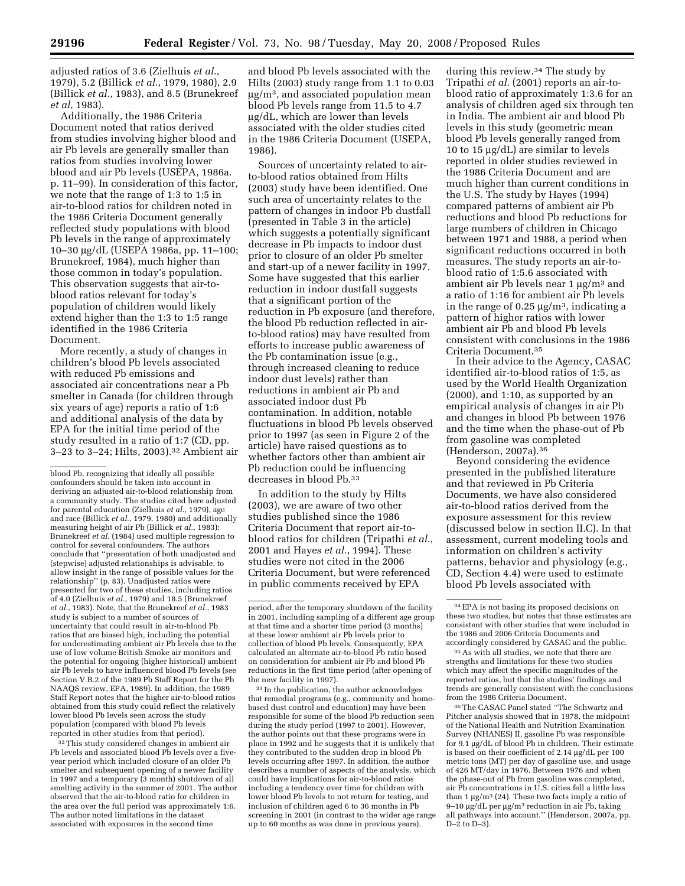adjusted ratios of 3.6 (Zielhuis *et al.*, 1979), 5.2 (Billick *et al.*, 1979, 1980), 2.9 (Billick *et al.*, 1983), and 8.5 (Brunekreef *et al*, 1983).

Additionally, the 1986 Criteria Document noted that ratios derived from studies involving higher blood and air Pb levels are generally smaller than ratios from studies involving lower blood and air Pb levels (USEPA, 1986a. p. 11–99). In consideration of this factor, we note that the range of 1:3 to 1:5 in air-to-blood ratios for children noted in the 1986 Criteria Document generally reflected study populations with blood Pb levels in the range of approximately 10–30 µg/dL (USEPA 1986a, pp. 11–100; Brunekreef, 1984), much higher than those common in today's population. This observation suggests that air-to-blood ratios relevant for today's population of children would likely extend higher than the 1:3 to 1:5 range identified in the 1986 Criteria Document.

More recently, a study of changes in children's blood Pb levels associated with reduced Pb emissions and associated air concentrations near a Pb smelter in Canada (for children through six years of age) reports a ratio of 1:6 and additional analysis of the data by EPA for the initial time period of the study resulted in a ratio of 1:7 (CD, pp. 3–23 to 3–24; Hilts, 2003).[32] Ambient air and blood Pb levels associated with the Hilts (2003) study range from 1.1 to 0.03 µg/m³, and associated population mean blood Pb levels range from 11.5 to 4.7 µg/dL, which are lower than levels associated with the older studies cited in the 1986 Criteria Document (USEPA, 1986).

Sources of uncertainty related to air-to-blood ratios obtained from Hilts (2003) study have been identified. One such area of uncertainty relates to the pattern of changes in indoor Pb dustfall (presented in Table 3 in the article) which suggests a potentially significant decrease in Pb impacts to indoor dust prior to closure of an older Pb smelter and start-up of a newer facility in 1997. Some have suggested that this earlier reduction in indoor dustfall suggests that a significant portion of the reduction in Pb exposure (and therefore, the blood Pb reduction reflected in air-to-blood ratios) may have resulted from efforts to increase public awareness of the Pb contamination issue (e.g., through increased cleaning to reduce indoor dust levels) rather than reductions in ambient air Pb and associated indoor dust Pb contamination. In addition, notable fluctuations in blood Pb levels observed prior to 1997 (as seen in Figure 2 of the article) have raised questions as to whether factors other than ambient air Pb reduction could be influencing decreases in blood Pb.[33]

In addition to the study by Hilts (2003), we are aware of two other studies published since the 1986 Criteria Document that report air-to-blood ratios for children (Tripathi *et al.*, 2001 and Hayes *et al.*, 1994). These studies were not cited in the 2006 Criteria Document, but were referenced in public comments received by EPA during this review.[34] The study by Tripathi *et al.* (2001) reports an air-to-blood ratio of approximately 1:3.6 for an analysis of children aged six through ten in India. The ambient air and blood Pb levels in this study (geometric mean blood Pb levels generally ranged from 10 to 15 µg/dL) are similar to levels reported in older studies reviewed in the 1986 Criteria Document and are much higher than current conditions in the U.S. The study by Hayes (1994) compared patterns of ambient air Pb reductions and blood Pb reductions for large numbers of children in Chicago between 1971 and 1988, a period when significant reductions occurred in both measures. The study reports an air-to-blood ratio of 1:5.6 associated with ambient air Pb levels near 1 µg/m³ and a ratio of 1:16 for ambient air Pb levels in the range of 0.25 µg/m³, indicating a pattern of higher ratios with lower ambient air Pb and blood Pb levels consistent with conclusions in the 1986 Criteria Document.[35]

In their advice to the Agency, CASAC identified air-to-blood ratios of 1:5, as used by the World Health Organization (2000), and 1:10, as supported by an empirical analysis of changes in air Pb and changes in blood Pb between 1976 and the time when the phase-out of Pb from gasoline was completed (Henderson, 2007a).[36]

Beyond considering the evidence presented in the published literature and that reviewed in Pb Criteria Documents, we have also considered air-to-blood ratios derived from the exposure assessment for this review (discussed below in section II.C). In that assessment, current modeling tools and information on children's activity patterns, behavior and physiology (e.g., CD, Section 4.4) were used to estimate blood Pb levels associated with

---

blood Pb, recognizing that ideally all possible confounders should be taken into account in deriving an adjusted air-to-blood relationship from a community study. The studies cited here adjusted for parental education (Zielhuis *et al.*, 1979), age and race (Billick *et al.*, 1979, 1980) and additionally measuring height of air Pb (Billick *et al.*, 1983); Brunekreef *et al.* (1984) used multiple regression to control for several confounders. The authors conclude that "presentation of both unadjusted and (stepwise) adjusted relationships is advisable, to allow insight in the range of possible values for the relationship" (p. 83). Unadjusted ratios were presented for two of these studies, including ratios of 4.0 (Zielhuis *et al.*, 1979) and 18.5 (Brunekreef *et al.*, 1983). Note, that the Brunekreef *et al.*, 1983 study is subject to a number of sources of uncertainty that could result in air-to-blood Pb ratios that are biased high, including the potential for underestimating ambient air Pb levels due to the use of low volume British Smoke air monitors and the potential for ongoing (higher historical) ambient air Pb levels to have influenced blood Pb levels (see Section V.B.2 of the 1989 Pb Staff Report for the Pb NAAQS review, EPA, 1989). In addition, the 1989 Staff Report notes that the higher air-to-blood ratios obtained from this study could reflect the relatively lower blood Pb levels seen across the study population (compared with blood Pb levels reported in other studies from that period).

[32] This study considered changes in ambient air Pb levels and associated blood Pb levels over a five-year period which included closure of an older Pb smelter and subsequent opening of a newer facility in 1997 and a temporary (3 month) shutdown of all smelting activity in the summer of 2001. The author observed that the air-to-blood ratio for children in the area over the full period was approximately 1:6. The author noted limitations in the dataset associated with exposures in the second time period, after the temporary shutdown of the facility in 2001, including sampling of a different age group at that time and a shorter time period (3 months) at these lower ambient air Pb levels prior to collection of blood Pb levels. Consequently, EPA calculated an alternate air-to-blood Pb ratio based on consideration for ambient air Pb and blood Pb reductions in the first time period (after opening of the new facility in 1997).

[33] In the publication, the author acknowledges that remedial programs (e.g., community and home-based dust control and education) may have been responsible for some of the blood Pb reduction seen during the study period (1997 to 2001). However, the author points out that these programs were in place in 1992 and he suggests that it is unlikely that they contributed to the sudden drop in blood Pb levels occurring after 1997. In addition, the author describes a number of aspects of the analysis, which could have implications for air-to-blood ratios including a tendency over time for children with lower blood Pb levels to not return for testing, and inclusion of children aged 6 to 36 months in Pb screening in 2001 (in contrast to the wider age range up to 60 months as was done in previous years).

[34] EPA is not basing its proposed decisions on these two studies, but notes that these estimates are consistent with other studies that were included in the 1986 and 2006 Criteria Documents and accordingly considered by CASAC and the public.

[35] As with all studies, we note that there are strengths and limitations for these two studies which may affect the specific magnitudes of the reported ratios, but that the studies' findings and trends are generally consistent with the conclusions from the 1986 Criteria Document.

[36] The CASAC Panel stated "The Schwartz and Pitcher analysis showed that in 1978, the midpoint of the National Health and Nutrition Examination Survey (NHANES) II, gasoline Pb was responsible for 9.1 µg/dL of blood Pb in children. Their estimate is based on their coefficient of 2.14 µg/dL per 100 metric tons (MT) per day of gasoline use, and usage of 426 MT/day in 1976. Between 1976 and when the phase-out of Pb from gasoline was completed, air Pb concentrations in U.S. cities fell a little less than 1 µg/m³ (24). These two facts imply a ratio of 9–10 µg/dL per µg/m³ reduction in air Pb, taking all pathways into account." (Henderson, 2007a, pp. D–2 to D–3).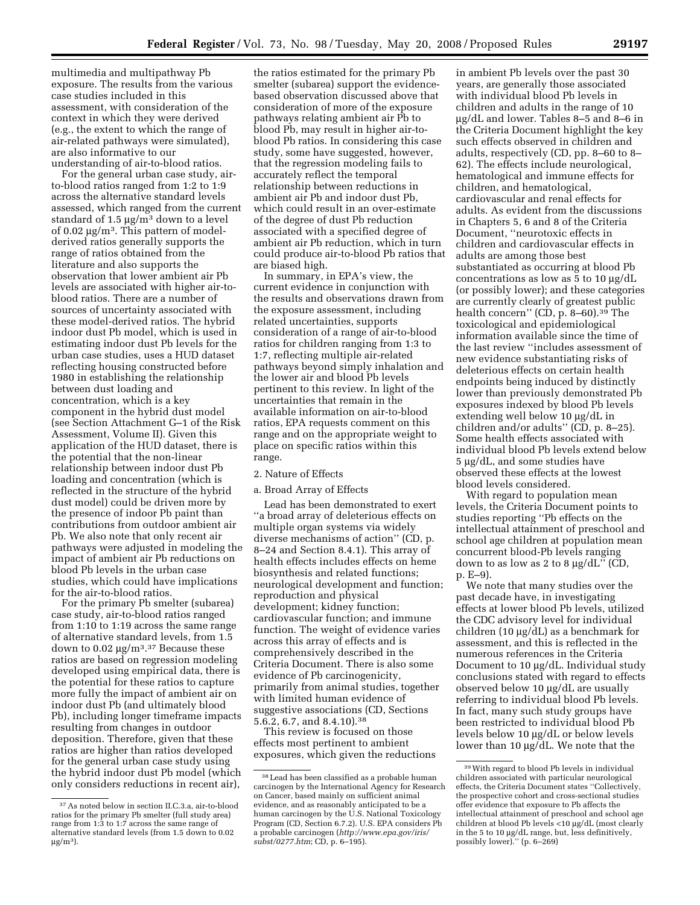multimedia and multipathway Pb exposure. The results from the various case studies included in this assessment, with consideration of the context in which they were derived (e.g., the extent to which the range of air-related pathways were simulated), are also informative to our understanding of air-to-blood ratios.

For the general urban case study, air-to-blood ratios ranged from 1:2 to 1:9 across the alternative standard levels assessed, which ranged from the current standard of 1.5 µg/m$^3$ down to a level of 0.02 µg/m$^3$. This pattern of model-derived ratios generally supports the range of ratios obtained from the literature and also supports the observation that lower ambient air Pb levels are associated with higher air-to-blood ratios. There are a number of sources of uncertainty associated with these model-derived ratios. The hybrid indoor dust Pb model, which is used in estimating indoor dust Pb levels for the urban case studies, uses a HUD dataset reflecting housing constructed before 1980 in establishing the relationship between dust loading and concentration, which is a key component in the hybrid dust model (see Section Attachment G–1 of the Risk Assessment, Volume II). Given this application of the HUD dataset, there is the potential that the non-linear relationship between indoor dust Pb loading and concentration (which is reflected in the structure of the hybrid dust model) could be driven more by the presence of indoor Pb paint than contributions from outdoor ambient air Pb. We also note that only recent air pathways were adjusted in modeling the impact of ambient air Pb reductions on blood Pb levels in the urban case studies, which could have implications for the air-to-blood ratios.

For the primary Pb smelter (subarea) case study, air-to-blood ratios ranged from 1:10 to 1:19 across the same range of alternative standard levels, from 1.5 down to 0.02 µg/m$^3$.[37] Because these ratios are based on regression modeling developed using empirical data, there is the potential for these ratios to capture more fully the impact of ambient air on indoor dust Pb (and ultimately blood Pb), including longer timeframe impacts resulting from changes in outdoor deposition. Therefore, given that these ratios are higher than ratios developed for the general urban case study using the hybrid indoor dust Pb model (which only considers reductions in recent air), the ratios estimated for the primary Pb smelter (subarea) support the evidence-based observation discussed above that consideration of more of the exposure pathways relating ambient air Pb to blood Pb, may result in higher air-to-blood Pb ratios. In considering this case study, some have suggested, however, that the regression modeling fails to accurately reflect the temporal relationship between reductions in ambient air Pb and indoor dust Pb, which could result in an over-estimate of the degree of dust Pb reduction associated with a specified degree of ambient air Pb reduction, which in turn could produce air-to-blood Pb ratios that are biased high.

In summary, in EPA's view, the current evidence in conjunction with the results and observations drawn from the exposure assessment, including related uncertainties, supports consideration of a range of air-to-blood ratios for children ranging from 1:3 to 1:7, reflecting multiple air-related pathways beyond simply inhalation and the lower air and blood Pb levels pertinent to this review. In light of the uncertainties that remain in the available information on air-to-blood ratios, EPA requests comment on this range and on the appropriate weight to place on specific ratios within this range.

2. Nature of Effects

a. Broad Array of Effects

Lead has been demonstrated to exert "a broad array of deleterious effects on multiple organ systems via widely diverse mechanisms of action" (CD, p. 8–24 and Section 8.4.1). This array of health effects includes effects on heme biosynthesis and related functions; neurological development and function; reproduction and physical development; kidney function; cardiovascular function; and immune function. The weight of evidence varies across this array of effects and is comprehensively described in the Criteria Document. There is also some evidence of Pb carcinogenicity, primarily from animal studies, together with limited human evidence of suggestive associations (CD, Sections 5.6.2, 6.7, and 8.4.10).[38]

This review is focused on those effects most pertinent to ambient exposures, which given the reductions in ambient Pb levels over the past 30 years, are generally those associated with individual blood Pb levels in children and adults in the range of 10 µg/dL and lower. Tables 8–5 and 8–6 in the Criteria Document highlight the key such effects observed in children and adults, respectively (CD, pp. 8–60 to 8–62). The effects include neurological, hematological and immune effects for children, and hematological, cardiovascular and renal effects for adults. As evident from the discussions in Chapters 5, 6 and 8 of the Criteria Document, "neurotoxic effects in children and cardiovascular effects in adults are among those best substantiated as occurring at blood Pb concentrations as low as 5 to 10 µg/dL (or possibly lower); and these categories are currently clearly of greatest public health concern" (CD, p. 8–60).[39] The toxicological and epidemiological information available since the time of the last review "includes assessment of new evidence substantiating risks of deleterious effects on certain health endpoints being induced by distinctly lower than previously demonstrated Pb exposures indexed by blood Pb levels extending well below 10 µg/dL in children and/or adults" (CD, p. 8–25). Some health effects associated with individual blood Pb levels extend below 5 µg/dL, and some studies have observed these effects at the lowest blood levels considered.

With regard to population mean levels, the Criteria Document points to studies reporting "Pb effects on the intellectual attainment of preschool and school age children at population mean concurrent blood-Pb levels ranging down to as low as 2 to 8 µg/dL" (CD, p. E–9).

We note that many studies over the past decade have, in investigating effects at lower blood Pb levels, utilized the CDC advisory level for individual children (10 µg/dL) as a benchmark for assessment, and this is reflected in the numerous references in the Criteria Document to 10 µg/dL. Individual study conclusions stated with regard to effects observed below 10 µg/dL are usually referring to individual blood Pb levels. In fact, many such study groups have been restricted to individual blood Pb levels below 10 µg/dL or below levels lower than 10 µg/dL. We note that the

---

[37] As noted below in section II.C.3.a, air-to-blood ratios for the primary Pb smelter (full study area) range from 1:3 to 1:7 across the same range of alternative standard levels (from 1.5 down to 0.02 µg/m$^3$).

[38] Lead has been classified as a probable human carcinogen by the International Agency for Research on Cancer, based mainly on sufficient animal evidence, and as reasonably anticipated to be a human carcinogen by the U.S. National Toxicology Program (CD, Section 6.7.2). U.S. EPA considers Pb a probable carcinogen (*http://www.epa.gov/iris/subst/0277.htm*; CD, p. 6–195).

[39] With regard to blood Pb levels in individual children associated with particular neurological effects, the Criteria Document states "Collectively, the prospective cohort and cross-sectional studies offer evidence that exposure to Pb affects the intellectual attainment of preschool and school age children at blood Pb levels <10 µg/dL (most clearly in the 5 to 10 µg/dL range, but, less definitively, possibly lower)." (p. 6–269)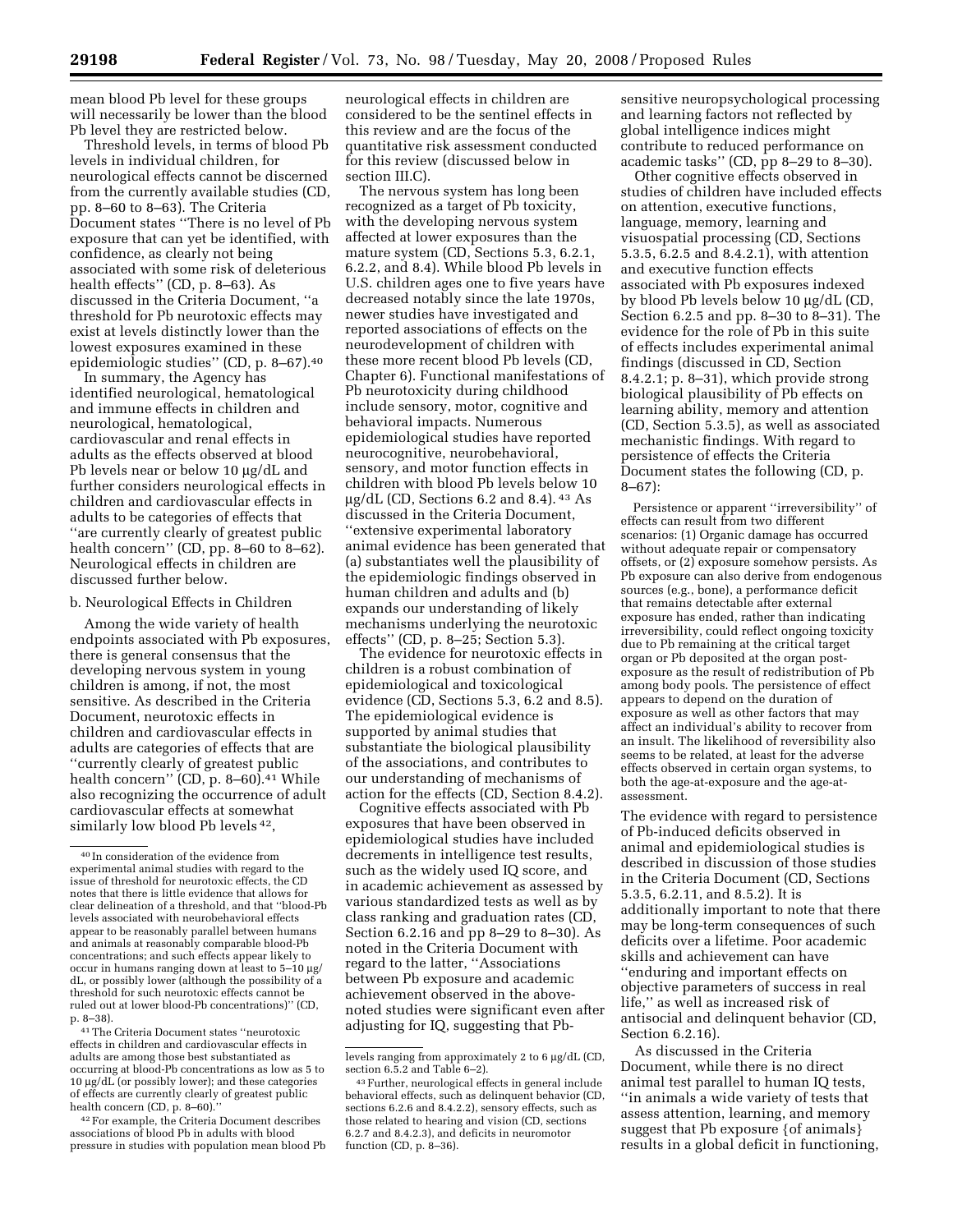mean blood Pb level for these groups will necessarily be lower than the blood Pb level they are restricted below.

Threshold levels, in terms of blood Pb levels in individual children, for neurological effects cannot be discerned from the currently available studies (CD, pp. 8–60 to 8–63). The Criteria Document states ''There is no level of Pb exposure that can yet be identified, with confidence, as clearly not being associated with some risk of deleterious health effects'' (CD, p. 8–63). As discussed in the Criteria Document, ''a threshold for Pb neurotoxic effects may exist at levels distinctly lower than the lowest exposures examined in these epidemiologic studies'' (CD, p. 8–67).[40]

In summary, the Agency has identified neurological, hematological and immune effects in children and neurological, hematological, cardiovascular and renal effects in adults as the effects observed at blood Pb levels near or below 10 µg/dL and further considers neurological effects in children and cardiovascular effects in adults to be categories of effects that ''are currently clearly of greatest public health concern'' (CD, pp. 8–60 to 8–62). Neurological effects in children are discussed further below.

b. Neurological Effects in Children

Among the wide variety of health endpoints associated with Pb exposures, there is general consensus that the developing nervous system in young children is among, if not, the most sensitive. As described in the Criteria Document, neurotoxic effects in children and cardiovascular effects in adults are categories of effects that are ''currently clearly of greatest public health concern'' (CD, p. 8–60).[41] While also recognizing the occurrence of adult cardiovascular effects at somewhat similarly low blood Pb levels[42], neurological effects in children are considered to be the sentinel effects in this review and are the focus of the quantitative risk assessment conducted for this review (discussed below in section III.C).

The nervous system has long been recognized as a target of Pb toxicity, with the developing nervous system affected at lower exposures than the mature system (CD, Sections 5.3, 6.2.1, 6.2.2, and 8.4). While blood Pb levels in U.S. children ages one to five years have decreased notably since the late 1970s, newer studies have investigated and reported associations of effects on the neurodevelopment of children with these more recent blood Pb levels (CD, Chapter 6). Functional manifestations of Pb neurotoxicity during childhood include sensory, motor, cognitive and behavioral impacts. Numerous epidemiological studies have reported neurocognitive, neurobehavioral, sensory, and motor function effects in children with blood Pb levels below 10 µg/dL (CD, Sections 6.2 and 8.4).[43] As discussed in the Criteria Document, ''extensive experimental laboratory animal evidence has been generated that (a) substantiates well the plausibility of the epidemiologic findings observed in human children and adults and (b) expands our understanding of likely mechanisms underlying the neurotoxic effects'' (CD, p. 8–25; Section 5.3).

The evidence for neurotoxic effects in children is a robust combination of epidemiological and toxicological evidence (CD, Sections 5.3, 6.2 and 8.5). The epidemiological evidence is supported by animal studies that substantiate the biological plausibility of the associations, and contributes to our understanding of mechanisms of action for the effects (CD, Section 8.4.2).

Cognitive effects associated with Pb exposures that have been observed in epidemiological studies have included decrements in intelligence test results, such as the widely used IQ score, and in academic achievement as assessed by various standardized tests as well as by class ranking and graduation rates (CD, Section 6.2.16 and pp 8–29 to 8–30). As noted in the Criteria Document with regard to the latter, ''Associations between Pb exposure and academic achievement observed in the above-noted studies were significant even after adjusting for IQ, suggesting that Pb-sensitive neuropsychological processing and learning factors not reflected by global intelligence indices might contribute to reduced performance on academic tasks'' (CD, pp 8–29 to 8–30).

Other cognitive effects observed in studies of children have included effects on attention, executive functions, language, memory, learning and visuospatial processing (CD, Sections 5.3.5, 6.2.5 and 8.4.2.1), with attention and executive function effects associated with Pb exposures indexed by blood Pb levels below 10 µg/dL (CD, Section 6.2.5 and pp. 8–30 to 8–31). The evidence for the role of Pb in this suite of effects includes experimental animal findings (discussed in CD, Section 8.4.2.1; p. 8–31), which provide strong biological plausibility of Pb effects on learning ability, memory and attention (CD, Section 5.3.5), as well as associated mechanistic findings. With regard to persistence of effects the Criteria Document states the following (CD, p. 8–67):

> Persistence or apparent ''irreversibility'' of effects can result from two different scenarios: (1) Organic damage has occurred without adequate repair or compensatory offsets, or (2) exposure somehow persists. As Pb exposure can also derive from endogenous sources (e.g., bone), a performance deficit that remains detectable after external exposure has ended, rather than indicating irreversibility, could reflect ongoing toxicity due to Pb remaining at the critical target organ or Pb deposited at the organ post-exposure as the result of redistribution of Pb among body pools. The persistence of effect appears to depend on the duration of exposure as well as other factors that may affect an individual's ability to recover from an insult. The likelihood of reversibility also seems to be related, at least for the adverse effects observed in certain organ systems, to both the age-at-exposure and the age-at-assessment.

The evidence with regard to persistence of Pb-induced deficits observed in animal and epidemiological studies is described in discussion of those studies in the Criteria Document (CD, Sections 5.3.5, 6.2.11, and 8.5.2). It is additionally important to note that there may be long-term consequences of such deficits over a lifetime. Poor academic skills and achievement can have ''enduring and important effects on objective parameters of success in real life,'' as well as increased risk of antisocial and delinquent behavior (CD, Section 6.2.16).

As discussed in the Criteria Document, while there is no direct animal test parallel to human IQ tests, ''in animals a wide variety of tests that assess attention, learning, and memory suggest that Pb exposure {of animals} results in a global deficit in functioning,

---

[40] In consideration of the evidence from experimental animal studies with regard to the issue of threshold for neurotoxic effects, the CD notes that there is little evidence that allows for clear delineation of a threshold, and that ''blood-Pb levels associated with neurobehavioral effects appear to be reasonably parallel between humans and animals at reasonably comparable blood-Pb concentrations; and such effects appear likely to occur in humans ranging down at least to 5–10 µg/dL, or possibly lower (although the possibility of a threshold for such neurotoxic effects cannot be ruled out at lower blood-Pb concentrations)'' (CD, p. 8–38).

[41] The Criteria Document states ''neurotoxic effects in children and cardiovascular effects in adults are among those best substantiated as occurring at blood-Pb concentrations as low as 5 to 10 µg/dL (or possibly lower); and these categories of effects are currently clearly of greatest public health concern (CD, p. 8–60).''

[42] For example, the Criteria Document describes associations of blood Pb in adults with blood pressure in studies with population mean blood Pb levels ranging from approximately 2 to 6 µg/dL (CD, section 6.5.2 and Table 6–2).

[43] Further, neurological effects in general include behavioral effects, such as delinquent behavior (CD, sections 6.2.6 and 8.4.2.2), sensory effects, such as those related to hearing and vision (CD, sections 6.2.7 and 8.4.2.3), and deficits in neuromotor function (CD, p. 8–36).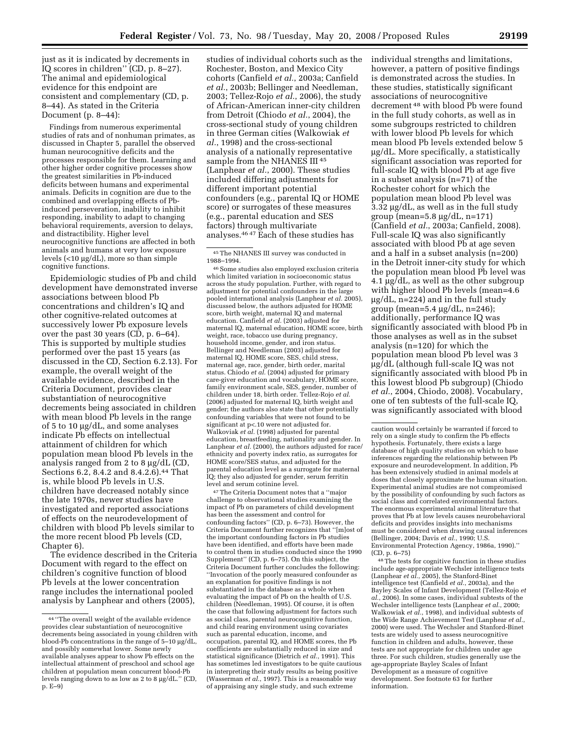just as it is indicated by decrements in IQ scores in children'' (CD, p. 8–27). The animal and epidemiological evidence for this endpoint are consistent and complementary (CD, p. 8–44). As stated in the Criteria Document (p. 8–44):

> Findings from numerous experimental studies of rats and of nonhuman primates, as discussed in Chapter 5, parallel the observed human neurocognitive deficits and the processes responsible for them. Learning and other higher order cognitive processes show the greatest similarities in Pb-induced deficits between humans and experimental animals. Deficits in cognition are due to the combined and overlapping effects of Pb-induced perseveration, inability to inhibit responding, inability to adapt to changing behavioral requirements, aversion to delays, and distractibility. Higher level neurocognitive functions are affected in both animals and humans at very low exposure levels (<10 µg/dL), more so than simple cognitive functions.

Epidemiologic studies of Pb and child development have demonstrated inverse associations between blood Pb concentrations and children's IQ and other cognitive-related outcomes at successively lower Pb exposure levels over the past 30 years (CD, p. 6–64). This is supported by multiple studies performed over the past 15 years (as discussed in the CD, Section 6.2.13). For example, the overall weight of the available evidence, described in the Criteria Document, provides clear substantiation of neurocognitive decrements being associated in children with mean blood Pb levels in the range of 5 to 10 µg/dL, and some analyses indicate Pb effects on intellectual attainment of children for which population mean blood Pb levels in the analysis ranged from 2 to 8 µg/dL (CD, Sections 6.2, 8.4.2 and 8.4.2.6).[44] That is, while blood Pb levels in U.S. children have decreased notably since the late 1970s, newer studies have investigated and reported associations of effects on the neurodevelopment of children with blood Pb levels similar to the more recent blood Pb levels (CD, Chapter 6).

The evidence described in the Criteria Document with regard to the effect on children's cognitive function of blood Pb levels at the lower concentration range includes the international pooled analysis by Lanphear and others (2005), studies of individual cohorts such as the Rochester, Boston, and Mexico City cohorts (Canfield *et al.*, 2003a; Canfield *et al.*, 2003b; Bellinger and Needleman, 2003; Tellez-Rojo *et al.*, 2006), the study of African-American inner-city children from Detroit (Chiodo *et al.*, 2004), the cross-sectional study of young children in three German cities (Walkowiak *et al.*, 1998) and the cross-sectional analysis of a nationally representative sample from the NHANES III[45] (Lanphear *et al.*, 2000). These studies included differing adjustments for different important potential confounders (e.g., parental IQ or HOME score) or surrogates of these measures (e.g., parental education and SES factors) through multivariate analyses.[46] [47] Each of these studies has individual strengths and limitations, however, a pattern of positive findings is demonstrated across the studies. In these studies, statistically significant associations of neurocognitive decrement[48] with blood Pb were found in the full study cohorts, as well as in some subgroups restricted to children with lower blood Pb levels for which mean blood Pb levels extended below 5 µg/dL. More specifically, a statistically significant association was reported for full-scale IQ with blood Pb at age five in a subset analysis (n=71) of the Rochester cohort for which the population mean blood Pb level was 3.32 µg/dL, as well as in the full study group (mean=5.8 µg/dL, n=171) (Canfield *et al.*, 2003a; Canfield, 2008). Full-scale IQ was also significantly associated with blood Pb at age seven and a half in a subset analysis (n=200) in the Detroit inner-city study for which the population mean blood Pb level was 4.1 µg/dL, as well as the other subgroup with higher blood Pb levels (mean=4.6 µg/dL, n=224) and in the full study group (mean=5.4 µg/dL, n=246); additionally, performance IQ was significantly associated with blood Pb in those analyses as well as in the subset analysis (n=120) for which the population mean blood Pb level was 3 µg/dL (although full-scale IQ was not significantly associated with blood Pb in this lowest blood Pb subgroup) (Chiodo *et al.*, 2004, Chiodo, 2008). Vocabulary, one of ten subtests of the full-scale IQ, was significantly associated with blood

---

[44] ''The overall weight of the available evidence provides clear substantiation of neurocognitive decrements being associated in young children with blood-Pb concentrations in the range of 5–10 µg/dL, and possibly somewhat lower. Some newly available analyses appear to show Pb effects on the intellectual attainment of preschool and school age children at population mean concurrent blood-Pb levels ranging down to as low as 2 to 8 µg/dL.'' (CD, p. E–9)

[45] The NHANES III survey was conducted in 1988–1994.

[46] Some studies also employed exclusion criteria which limited variation in socioeconomic status across the study population. Further, with regard to adjustment for potential confounders in the large pooled international analysis (Lanphear *et al.* 2005), discussed below, the authors adjusted for HOME score, birth weight, maternal IQ and maternal education. Canfield *et al.* (2003) adjusted for maternal IQ, maternal education, HOME score, birth weight, race, tobacco use during pregnancy, household income, gender, and iron status. Bellinger and Needleman (2003) adjusted for maternal IQ, HOME score, SES, child stress, maternal age, race, gender, birth order, marital status. Chiodo *et al.* (2004) adjusted for primary care-giver education and vocabulary, HOME score, family environment scale, SES, gender, number of children under 18, birth order. Tellez-Rojo *et al.* (2006) adjusted for maternal IQ, birth weight and gender; the authors also state that other potentially confounding variables that were not found to be significant at p<.10 were not adjusted for. Walkowiak *et al.* (1998) adjusted for parental education, breastfeeding, nationality and gender. In Lanphear *et al.* (2000), the authors adjusted for race/ethnicity and poverty index ratio, as surrogates for HOME score/SES status, and adjusted for the parental education level as a surrogate for maternal IQ; they also adjusted for gender, serum ferritin level and serum cotinine level.

[47] The Criteria Document notes that a ''major challenge to observational studies examining the impact of Pb on parameters of child development has been the assessment and control for confounding factors'' (CD, p. 6–73). However, the Criteria Document further recognizes that ''[m]ost of the important confounding factors in Pb studies have been identified, and efforts have been made to control them in studies conducted since the 1990 Supplement'' (CD, p. 6–75). On this subject, the Criteria Document further concludes the following: ''Invocation of the poorly measured confounder as an explanation for positive findings is not substantiated in the database as a whole when evaluating the impact of Pb on the health of U.S. children (Needleman, 1995). Of course, it is often the case that following adjustment for factors such as social class, parental neurocognitive function, and child rearing environment using covariates such as parental education, income, and occupation, parental IQ, and HOME scores, the Pb coefficients are substantially reduced in size and statistical significance (Dietrich *et al.*, 1991). This has sometimes led investigators to be quite cautious in interpreting their study results as being positive (Wasserman *et al.*, 1997). This is a reasonable way of appraising any single study, and such extreme caution would certainly be warranted if forced to rely on a single study to confirm the Pb effects hypothesis. Fortunately, there exists a large database of high quality studies on which to base inferences regarding the relationship between Pb exposure and neurodevelopment. In addition, Pb has been extensively studied in animal models at doses that closely approximate the human situation. Experimental animal studies are not compromised by the possibility of confounding by such factors as social class and correlated environmental factors. The enormous experimental animal literature that proves that Pb at low levels causes neurobehavioral deficits and provides insights into mechanisms must be considered when drawing causal inferences (Bellinger, 2004; Davis *et al.*, 1990; U.S. Environmental Protection Agency, 1986a, 1990).'' (CD, p. 6–75)

[48] The tests for cognitive function in these studies include age-appropriate Wechsler intelligence tests (Lanphear *et al.*, 2005), the Stanford-Binet intelligence test (Canfield *et al.*, 2003a), and the Bayley Scales of Infant Development (Tellez-Rojo *et al.*, 2006). In some cases, individual subtests of the Wechsler intelligence tests (Lanphear *et al.*, 2000; Walkowiak *et al.*, 1998), and individual subtests of the Wide Range Achievement Test (Lanphear *et al.*, 2000) were used. The Wechsler and Stanford-Binet tests are widely used to assess neurocognitive function in children and adults, however, these tests are not appropriate for children under age three. For such children, studies generally use the age-appropriate Bayley Scales of Infant Development as a measure of cognitive development. See footnote 63 for further information.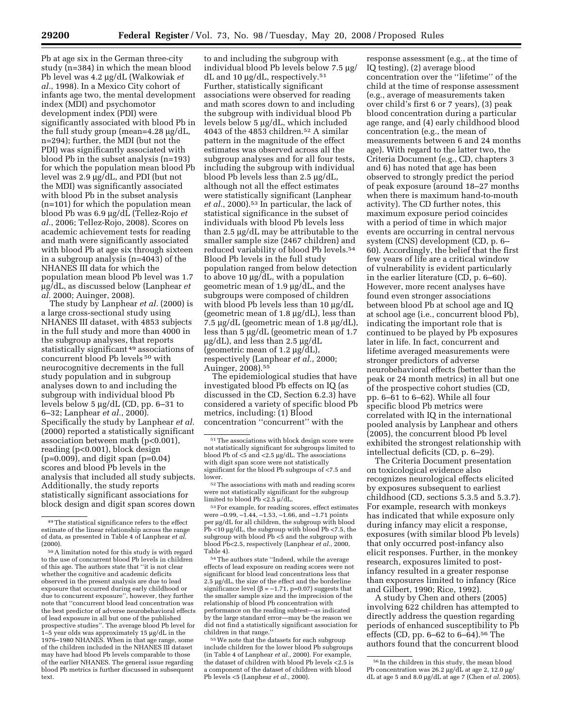Pb at age six in the German three-city study (n=384) in which the mean blood Pb level was 4.2 µg/dL (Walkowiak *et al.*, 1998). In a Mexico City cohort of infants age two, the mental development index (MDI) and psychomotor development index (PDI) were significantly associated with blood Pb in the full study group (mean=4.28 µg/dL, n=294); further, the MDI (but not the PDI) was significantly associated with blood Pb in the subset analysis (n=193) for which the population mean blood Pb level was 2.9 µg/dL, and PDI (but not the MDI) was significantly associated with blood Pb in the subset analysis (n=101) for which the population mean blood Pb was 6.9 µg/dL (Tellez-Rojo *et al.*, 2006; Tellez-Rojo, 2008). Scores on academic achievement tests for reading and math were significantly associated with blood Pb at age six through sixteen in a subgroup analysis (n=4043) of the NHANES III data for which the population mean blood Pb level was 1.7 µg/dL, as discussed below (Lanphear *et al.* 2000; Auinger, 2008).

The study by Lanphear *et al.* (2000) is a large cross-sectional study using NHANES III dataset, with 4853 subjects in the full study and more than 4000 in the subgroup analyses, that reports statistically significant [49] associations of concurrent blood Pb levels [50] with neurocognitive decrements in the full study population and in subgroup analyses down to and including the subgroup with individual blood Pb levels below 5 µg/dL (CD, pp. 6–31 to 6–32; Lanphear *et al.*, 2000). Specifically the study by Lanphear *et al.* (2000) reported a statistically significant association between math (p<0.001), reading (p<0.001), block design (p=0.009), and digit span (p=0.04) scores and blood Pb levels in the analysis that included all study subjects. Additionally, the study reports statistically significant associations for block design and digit span scores down to and including the subgroup with individual blood Pb levels below 7.5 µg/dL and 10 µg/dL, respectively.[51] Further, statistically significant associations were observed for reading and math scores down to and including the subgroup with individual blood Pb levels below 5 µg/dL, which included 4043 of the 4853 children.[52] A similar pattern in the magnitude of the effect estimates was observed across all the subgroup analyses and for all four tests, including the subgroup with individual blood Pb levels less than 2.5 µg/dL, although not all the effect estimates were statistically significant (Lanphear *et al.*, 2000).[53] In particular, the lack of statistical significance in the subset of individuals with blood Pb levels less than 2.5 µg/dL may be attributable to the smaller sample size (2467 children) and reduced variability of blood Pb levels.[54] Blood Pb levels in the full study population ranged from below detection to above 10 µg/dL, with a population geometric mean of 1.9 µg/dL, and the subgroups were composed of children with blood Pb levels less than 10 µg/dL (geometric mean of 1.8 µg/dL), less than 7.5 µg/dL (geometric mean of 1.8 µg/dL), less than 5 µg/dL (geometric mean of 1.7 µg/dL), and less than 2.5 µg/dL (geometric mean of 1.2 µg/dL), respectively (Lanphear *et al.*, 2000; Auinger, 2008).[55]

The epidemiological studies that have investigated blood Pb effects on IQ (as discussed in the CD, Section 6.2.3) have considered a variety of specific blood Pb metrics, including: (1) Blood concentration "concurrent" with the response assessment (e.g., at the time of IQ testing), (2) average blood concentration over the "lifetime" of the child at the time of response assessment (e.g., average of measurements taken over child's first 6 or 7 years), (3) peak blood concentration during a particular age range, and (4) early childhood blood concentration (e.g., the mean of measurements between 6 and 24 months age). With regard to the latter two, the Criteria Document (e.g., CD, chapters 3 and 6) has noted that age has been observed to strongly predict the period of peak exposure (around 18–27 months when there is maximum hand-to-mouth activity). The CD further notes, this maximum exposure period coincides with a period of time in which major events are occurring in central nervous system (CNS) development (CD, p. 6–60). Accordingly, the belief that the first few years of life are a critical window of vulnerability is evident particularly in the earlier literature (CD, p. 6–60). However, more recent analyses have found even stronger associations between blood Pb at school age and IQ at school age (i.e., concurrent blood Pb), indicating the important role that is continued to be played by Pb exposures later in life. In fact, concurrent and lifetime averaged measurements were stronger predictors of adverse neurobehavioral effects (better than the peak or 24 month metrics) in all but one of the prospective cohort studies (CD, pp. 6–61 to 6–62). While all four specific blood Pb metrics were correlated with IQ in the international pooled analysis by Lanphear and others (2005), the concurrent blood Pb level exhibited the strongest relationship with intellectual deficits (CD, p. 6–29).

The Criteria Document presentation on toxicological evidence also recognizes neurological effects elicited by exposures subsequent to earliest childhood (CD, sections 5.3.5 and 5.3.7). For example, research with monkeys has indicated that while exposure only during infancy may elicit a response, exposures (with similar blood Pb levels) that only occurred post-infancy also elicit responses. Further, in the monkey research, exposures limited to post-infancy resulted in a greater response than exposures limited to infancy (Rice and Gilbert, 1990; Rice, 1992).

A study by Chen and others (2005) involving 622 children has attempted to directly address the question regarding periods of enhanced susceptibility to Pb effects (CD, pp. 6–62 to 6–64).[56] The authors found that the concurrent blood

---

[49] The statistical significance refers to the effect estimate of the linear relationship across the range of data, as presented in Table 4 of Lanphear *et al.* (2000).

[50] A limitation noted for this study is with regard to the use of concurrent blood Pb levels in children of this age. The authors state that "it is not clear whether the cognitive and academic deficits observed in the present analysis are due to lead exposure that occurred during early childhood or due to concurrent exposure", however, they further note that "concurrent blood lead concentration was the best predictor of adverse neurobehavioral effects of lead exposure in all but one of the published prospective studies". The average blood Pb level for 1–5 year olds was approximately 15 µg/dL in the 1976–1980 NHANES. When in that age range, some of the children included in the NHANES III dataset may have had blood Pb levels comparable to those of the earlier NHANES. The general issue regarding blood Pb metrics is further discussed in subsequent text.

[51] The associations with block design score were not statistically significant for subgroups limited to blood Pb of <5 and <2.5 µg/dL. The associations with digit span score were not statistically significant for the blood Pb subgroups of <7.5 and lower.

[52] The associations with math and reading scores were not statistically significant for the subgroup limited to blood Pb <2.5 µ/dL.

[53] For example, for reading scores, effect estimates were −0.99, −1.44, −1.53, −1.66, and −1.71 points per µg/dL for all children, the subgroup with blood Pb <10 µg/dL, the subgroup with blood Pb <7.5, the subgroup with blood Pb <5 and the subgroup with blood Pb<2.5, respectively (Lanphear *et al.*, 2000, Table 4).

[54] The authors state "Indeed, while the average effects of lead exposure on reading scores were not significant for blood lead concentrations less that 2.5 µg/dL, the size of the effect and the borderline significance level (β = −1.71, p=0.07) suggests that the smaller sample size and the imprecision of the relationship of blood Pb concentration with performance on the reading subtest—as indicated by the large standard error—may be the reason we did not find a statistically significant association for children in that range."

[55] We note that the datasets for each subgroup include children for the lower blood Pb subgroups (in Table 4 of Lanphear *et al.*, 2000). For example, the dataset of children with blood Pb levels <2.5 is a component of the dataset of children with blood Pb levels <5 (Lanphear *et al.*, 2000).

[56] In the children in this study, the mean blood Pb concentration was 26.2 µg/dL at age 2, 12.0 µg/dL at age 5 and 8.0 µg/dL at age 7 (Chen *et al.* 2005).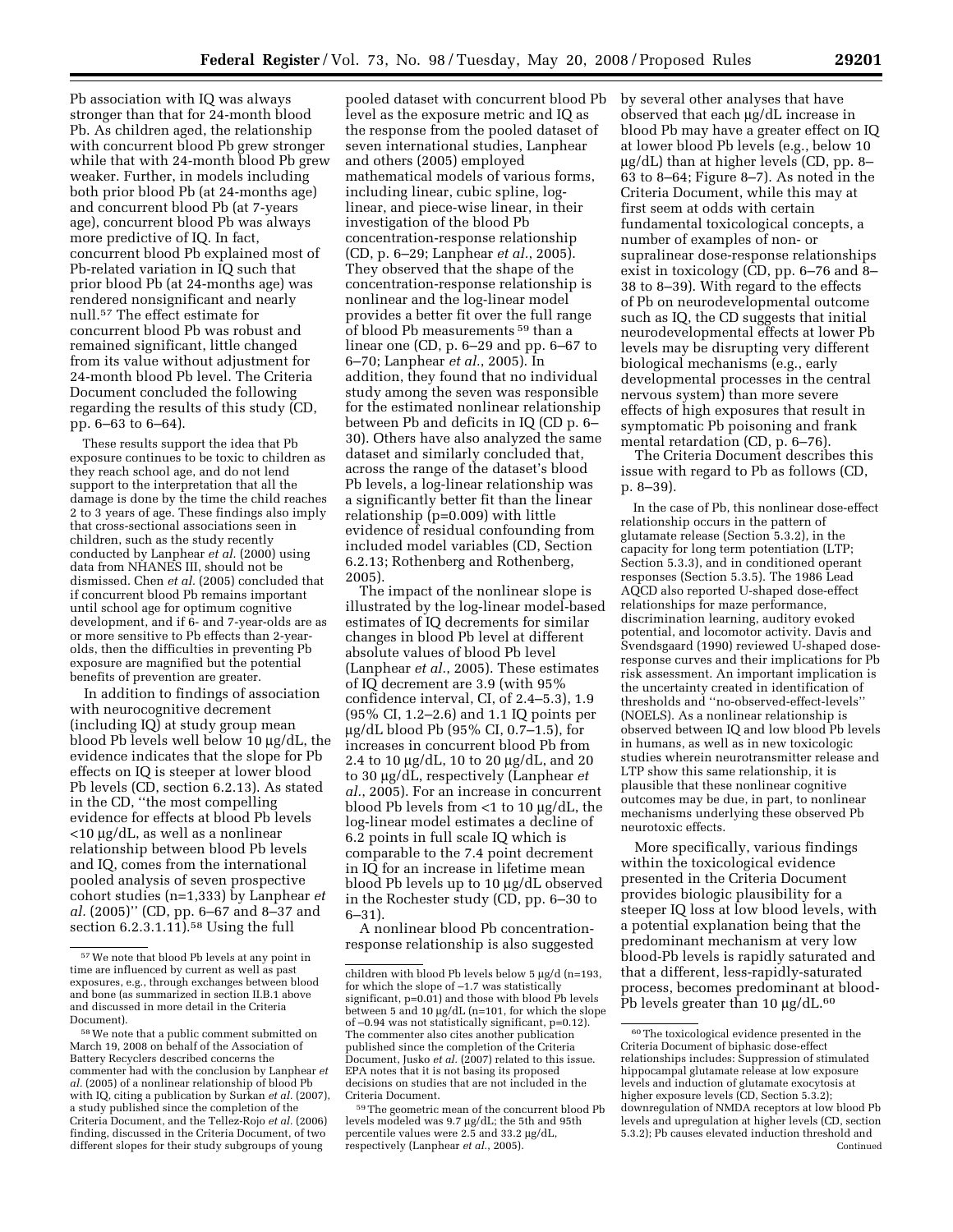Pb association with IQ was always stronger than that for 24-month blood Pb. As children aged, the relationship with concurrent blood Pb grew stronger while that with 24-month blood Pb grew weaker. Further, in models including both prior blood Pb (at 24-months age) and concurrent blood Pb (at 7-years age), concurrent blood Pb was always more predictive of IQ. In fact, concurrent blood Pb explained most of Pb-related variation in IQ such that prior blood Pb (at 24-months age) was rendered nonsignificant and nearly null.[57] The effect estimate for concurrent blood Pb was robust and remained significant, little changed from its value without adjustment for 24-month blood Pb level. The Criteria Document concluded the following regarding the results of this study (CD, pp. 6–63 to 6–64).

> These results support the idea that Pb exposure continues to be toxic to children as they reach school age, and do not lend support to the interpretation that all the damage is done by the time the child reaches 2 to 3 years of age. These findings also imply that cross-sectional associations seen in children, such as the study recently conducted by Lanphear *et al.* (2000) using data from NHANES III, should not be dismissed. Chen *et al.* (2005) concluded that if concurrent blood Pb remains important until school age for optimum cognitive development, and if 6- and 7-year-olds are as or more sensitive to Pb effects than 2-year-olds, then the difficulties in preventing Pb exposure are magnified but the potential benefits of prevention are greater.

In addition to findings of association with neurocognitive decrement (including IQ) at study group mean blood Pb levels well below 10 µg/dL, the evidence indicates that the slope for Pb effects on IQ is steeper at lower blood Pb levels (CD, section 6.2.13). As stated in the CD, ''the most compelling evidence for effects at blood Pb levels <10 µg/dL, as well as a nonlinear relationship between blood Pb levels and IQ, comes from the international pooled analysis of seven prospective cohort studies (n=1,333) by Lanphear *et al.* (2005)'' (CD, pp. 6–67 and 8–37 and section 6.2.3.1.11).[58] Using the full pooled dataset with concurrent blood Pb level as the exposure metric and IQ as the response from the pooled dataset of seven international studies, Lanphear and others (2005) employed mathematical models of various forms, including linear, cubic spline, log-linear, and piece-wise linear, in their investigation of the blood Pb concentration-response relationship (CD, p. 6–29; Lanphear *et al.*, 2005). They observed that the shape of the concentration-response relationship is nonlinear and the log-linear model provides a better fit over the full range of blood Pb measurements[59] than a linear one (CD, p. 6–29 and pp. 6–67 to 6–70; Lanphear *et al.*, 2005). In addition, they found that no individual study among the seven was responsible for the estimated nonlinear relationship between Pb and deficits in IQ (CD p. 6–30). Others have also analyzed the same dataset and similarly concluded that, across the range of the dataset's blood Pb levels, a log-linear relationship was a significantly better fit than the linear relationship (p=0.009) with little evidence of residual confounding from included model variables (CD, Section 6.2.13; Rothenberg and Rothenberg, 2005).

The impact of the nonlinear slope is illustrated by the log-linear model-based estimates of IQ decrements for similar changes in blood Pb level at different absolute values of blood Pb level (Lanphear *et al.*, 2005). These estimates of IQ decrement are 3.9 (with 95% confidence interval, CI, of 2.4–5.3), 1.9 (95% CI, 1.2–2.6) and 1.1 IQ points per µg/dL blood Pb (95% CI, 0.7–1.5), for increases in concurrent blood Pb from 2.4 to 10 µg/dL, 10 to 20 µg/dL, and 20 to 30 µg/dL, respectively (Lanphear *et al.*, 2005). For an increase in concurrent blood Pb levels from <1 to 10 µg/dL, the log-linear model estimates a decline of 6.2 points in full scale IQ which is comparable to the 7.4 point decrement in IQ for an increase in lifetime mean blood Pb levels up to 10 µg/dL observed in the Rochester study (CD, pp. 6–30 to 6–31).

A nonlinear blood Pb concentration-response relationship is also suggested by several other analyses that have observed that each µg/dL increase in blood Pb may have a greater effect on IQ at lower blood Pb levels (e.g., below 10 µg/dL) than at higher levels (CD, pp. 8–63 to 8–64; Figure 8–7). As noted in the Criteria Document, while this may at first seem at odds with certain fundamental toxicological concepts, a number of examples of non- or supralinear dose-response relationships exist in toxicology (CD, pp. 6–76 and 8–38 to 8–39). With regard to the effects of Pb on neurodevelopmental outcome such as IQ, the CD suggests that initial neurodevelopmental effects at lower Pb levels may be disrupting very different biological mechanisms (e.g., early developmental processes in the central nervous system) than more severe effects of high exposures that result in symptomatic Pb poisoning and frank mental retardation (CD, p. 6–76).

The Criteria Document describes this issue with regard to Pb as follows (CD, p. 8–39).

> In the case of Pb, this nonlinear dose-effect relationship occurs in the pattern of glutamate release (Section 5.3.2), in the capacity for long term potentiation (LTP; Section 5.3.3), and in conditioned operant responses (Section 5.3.5). The 1986 Lead AQCD also reported U-shaped dose-effect relationships for maze performance, discrimination learning, auditory evoked potential, and locomotor activity. Davis and Svendsgaard (1990) reviewed U-shaped dose-response curves and their implications for Pb risk assessment. An important implication is the uncertainty created in identification of thresholds and ''no-observed-effect-levels'' (NOELS). As a nonlinear relationship is observed between IQ and low blood Pb levels in humans, as well as in new toxicologic studies wherein neurotransmitter release and LTP show this same relationship, it is plausible that these nonlinear cognitive outcomes may be due, in part, to nonlinear mechanisms underlying these observed Pb neurotoxic effects.

More specifically, various findings within the toxicological evidence presented in the Criteria Document provides biologic plausibility for a steeper IQ loss at low blood levels, with a potential explanation being that the predominant mechanism at very low blood-Pb levels is rapidly saturated and that a different, less-rapidly-saturated process, becomes predominant at blood-Pb levels greater than 10 µg/dL.[60]

---

[57] We note that blood Pb levels at any point in time are influenced by current as well as past exposures, e.g., through exchanges between blood and bone (as summarized in section II.B.1 above and discussed in more detail in the Criteria Document).

[58] We note that a public comment submitted on March 19, 2008 on behalf of the Association of Battery Recyclers described concerns the commenter had with the conclusion by Lanphear *et al.* (2005) of a nonlinear relationship of blood Pb with IQ, citing a publication by Surkan *et al.* (2007), a study published since the completion of the Criteria Document, and the Tellez-Rojo *et al.* (2006) finding, discussed in the Criteria Document, of two different slopes for their study subgroups of young children with blood Pb levels below 5 µg/d (n=193, for which the slope of −1.7 was statistically significant, p=0.01) and those with blood Pb levels between 5 and 10 µg/dL (n=101, for which the slope of −0.94 was not statistically significant, p=0.12). The commenter also cites another publication published since the completion of the Criteria Document, Jusko *et al.* (2007) related to this issue. EPA notes that it is not basing its proposed decisions on studies that are not included in the Criteria Document.

[59] The geometric mean of the concurrent blood Pb levels modeled was 9.7 µg/dL; the 5th and 95th percentile values were 2.5 and 33.2 µg/dL, respectively (Lanphear *et al.*, 2005).

[60] The toxicological evidence presented in the Criteria Document of biphasic dose-effect relationships includes: Suppression of stimulated hippocampal glutamate release at low exposure levels and induction of glutamate exocytosis at higher exposure levels (CD, Section 5.3.2); downregulation of NMDA receptors at low blood Pb levels and upregulation at higher levels (CD, section 5.3.2); Pb causes elevated induction threshold and Continued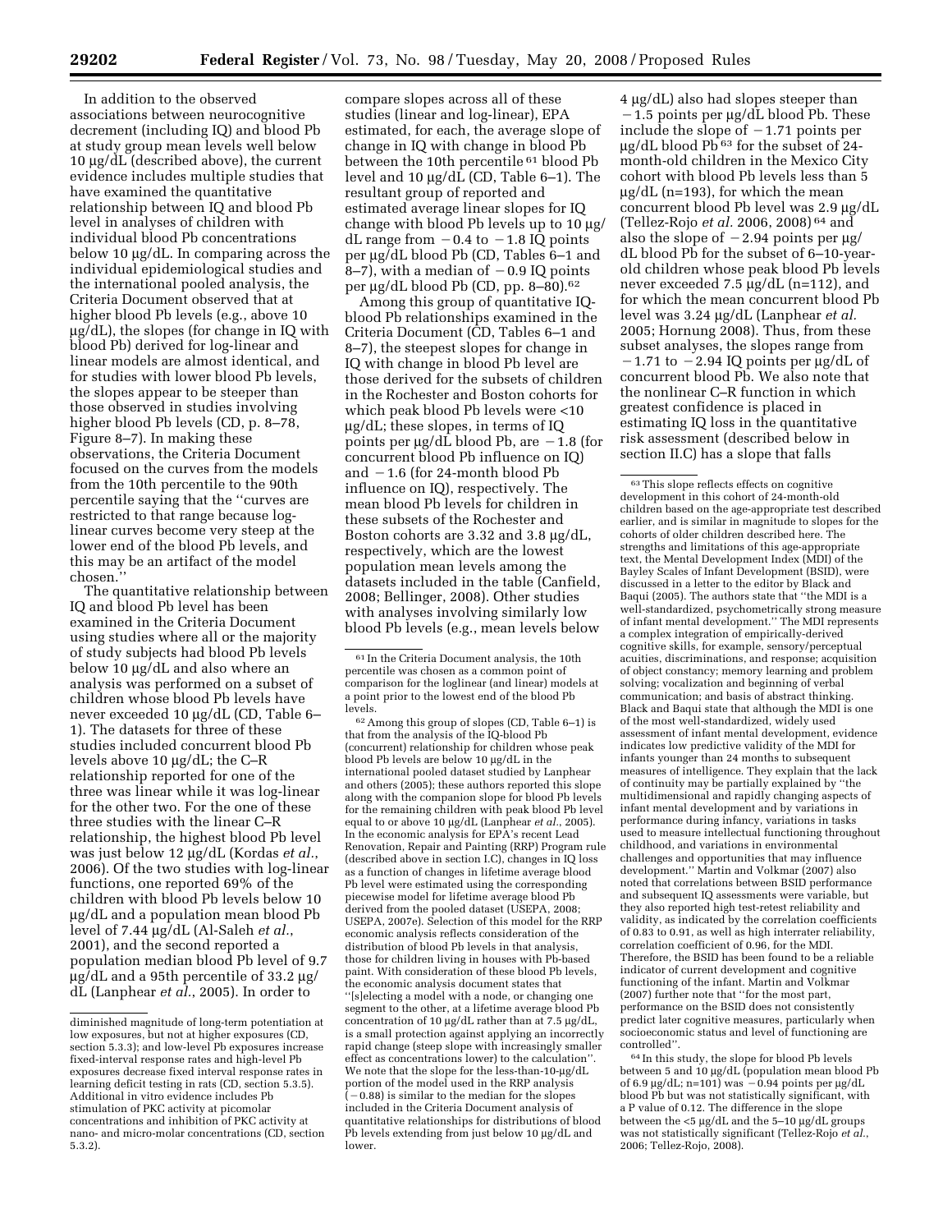In addition to the observed associations between neurocognitive decrement (including IQ) and blood Pb at study group mean levels well below 10 µg/dL (described above), the current evidence includes multiple studies that have examined the quantitative relationship between IQ and blood Pb level in analyses of children with individual blood Pb concentrations below 10 µg/dL. In comparing across the individual epidemiological studies and the international pooled analysis, the Criteria Document observed that at higher blood Pb levels (e.g., above 10 µg/dL), the slopes (for change in IQ with blood Pb) derived for log-linear and linear models are almost identical, and for studies with lower blood Pb levels, the slopes appear to be steeper than those observed in studies involving higher blood Pb levels (CD, p. 8–78, Figure 8–7). In making these observations, the Criteria Document focused on the curves from the models from the 10th percentile to the 90th percentile saying that the ''curves are restricted to that range because log-linear curves become very steep at the lower end of the blood Pb levels, and this may be an artifact of the model chosen.''

The quantitative relationship between IQ and blood Pb level has been examined in the Criteria Document using studies where all or the majority of study subjects had blood Pb levels below 10 µg/dL and also where an analysis was performed on a subset of children whose blood Pb levels have never exceeded 10 µg/dL (CD, Table 6–1). The datasets for three of these studies included concurrent blood Pb levels above 10 µg/dL; the C–R relationship reported for one of the three was linear while it was log-linear for the other two. For the one of these three studies with the linear C–R relationship, the highest blood Pb level was just below 12 µg/dL (Kordas *et al.*, 2006). Of the two studies with log-linear functions, one reported 69% of the children with blood Pb levels below 10 µg/dL and a population mean blood Pb level of 7.44 µg/dL (Al-Saleh *et al.*, 2001), and the second reported a population median blood Pb level of 9.7 µg/dL and a 95th percentile of 33.2 µg/dL (Lanphear *et al.*, 2005). In order to compare slopes across all of these studies (linear and log-linear), EPA estimated, for each, the average slope of change in IQ with change in blood Pb between the 10th percentile [61] blood Pb level and 10 µg/dL (CD, Table 6–1). The resultant group of reported and estimated average linear slopes for IQ change with blood Pb levels up to 10 µg/dL range from −0.4 to −1.8 IQ points per µg/dL blood Pb (CD, Tables 6–1 and 8–7), with a median of −0.9 IQ points per µg/dL blood Pb (CD, pp. 8–80).[62]

Among this group of quantitative IQ-blood Pb relationships examined in the Criteria Document (CD, Tables 6–1 and 8–7), the steepest slopes for change in IQ with change in blood Pb level are those derived for the subsets of children in the Rochester and Boston cohorts for which peak blood Pb levels were <10 µg/dL; these slopes, in terms of IQ points per µg/dL blood Pb, are −1.8 (for concurrent blood Pb influence on IQ) and −1.6 (for 24-month blood Pb influence on IQ), respectively. The mean blood Pb levels for children in these subsets of the Rochester and Boston cohorts are 3.32 and 3.8 µg/dL, respectively, which are the lowest population mean levels among the datasets included in the table (Canfield, 2008; Bellinger, 2008). Other studies with analyses involving similarly low blood Pb levels (e.g., mean levels below 4 µg/dL) also had slopes steeper than −1.5 points per µg/dL blood Pb. These include the slope of −1.71 points per µg/dL blood Pb [63] for the subset of 24-month-old children in the Mexico City cohort with blood Pb levels less than 5 µg/dL (n=193), for which the mean concurrent blood Pb level was 2.9 µg/dL (Tellez-Rojo *et al.* 2006, 2008) [64] and also the slope of −2.94 points per µg/dL blood Pb for the subset of 6–10-year-old children whose peak blood Pb levels never exceeded 7.5 µg/dL (n=112), and for which the mean concurrent blood Pb level was 3.24 µg/dL (Lanphear *et al.* 2005; Hornung 2008). Thus, from these subset analyses, the slopes range from −1.71 to −2.94 IQ points per µg/dL of concurrent blood Pb. We also note that the nonlinear C–R function in which greatest confidence is placed in estimating IQ loss in the quantitative risk assessment (described below in section II.C) has a slope that falls

---

diminished magnitude of long-term potentiation at low exposures, but not at higher exposures (CD, section 5.3.3); and low-level Pb exposures increase fixed-interval response rates and high-level Pb exposures decrease fixed interval response rates in learning deficit testing in rats (CD, section 5.3.5). Additional in vitro evidence includes Pb stimulation of PKC activity at picomolar concentrations and inhibition of PKC activity at nano- and micro-molar concentrations (CD, section 5.3.2).

[61] In the Criteria Document analysis, the 10th percentile was chosen as a common point of comparison for the loglinear (and linear) models at a point prior to the lowest end of the blood Pb levels.

[62] Among this group of slopes (CD, Table 6–1) is that from the analysis of the IQ-blood Pb (concurrent) relationship for children whose peak blood Pb levels are below 10 µg/dL in the international pooled dataset studied by Lanphear and others (2005); these authors reported this slope along with the companion slope for blood Pb levels for the remaining children with peak blood Pb level equal to or above 10 µg/dL (Lanphear *et al.*, 2005). In the economic analysis for EPA's recent Lead Renovation, Repair and Painting (RRP) Program rule (described above in section I.C), changes in IQ loss as a function of changes in lifetime average blood Pb level were estimated using the corresponding piecewise model for lifetime average blood Pb derived from the pooled dataset (USEPA, 2008; USEPA, 2007e). Selection of this model for the RRP economic analysis reflects consideration of the distribution of blood Pb levels in that analysis, those for children living in houses with Pb-based paint. With consideration of these blood Pb levels, the economic analysis document states that ''[s]electing a model with a node, or changing one segment to the other, at a lifetime average blood Pb concentration of 10 µg/dL rather than at 7.5 µg/dL, is a small protection against applying an incorrectly rapid change (steep slope with increasingly smaller effect as concentrations lower) to the calculation''. We note that the slope for the less-than-10-µg/dL portion of the model used in the RRP analysis (−0.88) is similar to the median for the slopes included in the Criteria Document analysis of quantitative relationships for distributions of blood Pb levels extending from just below 10 µg/dL and lower.

[63] This slope reflects effects on cognitive development in this cohort of 24-month-old children based on the age-appropriate test described earlier, and is similar in magnitude to slopes for the cohorts of older children described here. The strengths and limitations of this age-appropriate text, the Mental Development Index (MDI) of the Bayley Scales of Infant Development (BSID), were discussed in a letter to the editor by Black and Baqui (2005). The authors state that ''the MDI is a well-standardized, psychometrically strong measure of infant mental development.'' The MDI represents a complex integration of empirically-derived cognitive skills, for example, sensory/perceptual acuities, discriminations, and response; acquisition of object constancy; memory learning and problem solving; vocalization and beginning of verbal communication; and basis of abstract thinking. Black and Baqui state that although the MDI is one of the most well-standardized, widely used assessment of infant mental development, evidence indicates low predictive validity of the MDI for infants younger than 24 months to subsequent measures of intelligence. They explain that the lack of continuity may be partially explained by ''the multidimensional and rapidly changing aspects of infant mental development and by variations in performance during infancy, variations in tasks used to measure intellectual functioning throughout childhood, and variations in environmental challenges and opportunities that may influence development.'' Martin and Volkmar (2007) also noted that correlations between BSID performance and subsequent IQ assessments were variable, but they also reported high test-retest reliability and validity, as indicated by the correlation coefficients of 0.83 to 0.91, as well as high interrater reliability, correlation coefficient of 0.96, for the MDI. Therefore, the BSID has been found to be a reliable indicator of current development and cognitive functioning of the infant. Martin and Volkmar (2007) further note that ''for the most part, performance on the BSID does not consistently predict later cognitive measures, particularly when socioeconomic status and level of functioning are controlled''.

[64] In this study, the slope for blood Pb levels between 5 and 10 µg/dL (population mean blood Pb of 6.9 µg/dL; n=101) was −0.94 points per µg/dL blood Pb but was not statistically significant, with a P value of 0.12. The difference in the slope between the <5 µg/dL and the 5–10 µg/dL groups was not statistically significant (Tellez-Rojo *et al.*, 2006; Tellez-Rojo, 2008).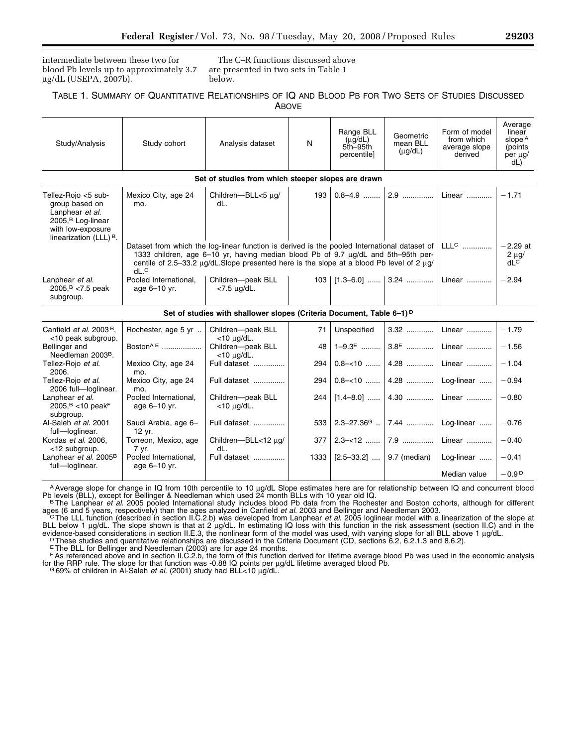intermediate between these two for blood Pb levels up to approximately 3.7 µg/dL (USEPA, 2007b).

The C–R functions discussed above are presented in two sets in Table 1 below.

TABLE 1. SUMMARY OF QUANTITATIVE RELATIONSHIPS OF IQ AND BLOOD PB FOR TWO SETS OF STUDIES DISCUSSED ABOVE

| Study/Analysis | Study cohort | Analysis dataset | N | Range BLL (µg/dL) 5th–95th percentile] | Geometric mean BLL (µg/dL) | Form of model from which average slope derived | Average linear slope[A] (points per µg/dL) |
|---|---|---|---|---|---|---|---|
| **Set of studies from which steeper slopes are drawn** | | | | | | | |
| Tellez-Rojo <5 subgroup based on Lanphear *et al.* 2005,[B] Log-linear with low-exposure linearization (LLL)[B]. | Mexico City, age 24 mo. | Children—BLL<5 µg/dL. | 193 | 0.8–4.9 | 2.9 | Linear | −1.71 |
| | Dataset from which the log-linear function is derived is the pooled International dataset of 1333 children, age 6–10 yr, having median blood Pb of 9.7 µg/dL and 5th–95th percentile of 2.5–33.2 µg/dL.Slope presented here is the slope at a blood Pb level of 2 µg/dL.[C] | | | | | LLL[C] | −2.29 at 2 µg/dL[C] |
| Lanphear *et al.* 2005,[B] <7.5 peak subgroup. | Pooled International, age 6–10 yr. | Children—peak BLL <7.5 µg/dL. | 103 | [1.3–6.0] | 3.24 | Linear | −2.94 |
| **Set of studies with shallower slopes (Criteria Document, Table 6–1)[D]** | | | | | | | |
| Canfield *et al.* 2003[B], <10 peak subgroup. | Rochester, age 5 yr | Children—peak BLL <10 µg/dL. | 71 | Unspecified | 3.32 | Linear | −1.79 |
| Bellinger and Needleman 2003[B]. | Boston[A E] | Children—peak BLL <10 µg/dL. | 48 | 1–9.3[E] | 3.8[E] | Linear | −1.56 |
| Tellez-Rojo *et al.* 2006. | Mexico City, age 24 mo. | Full dataset | 294 | 0.8–<10 | 4.28 | Linear | −1.04 |
| Tellez-Rojo *et al.* 2006 full—loglinear. | Mexico City, age 24 mo. | Full dataset | 294 | 0.8–<10 | 4.28 | Log-linear | −0.94 |
| Lanphear *et al.* 2005,[B] <10 peak[F] subgroup. | Pooled International, age 6–10 yr. | Children—peak BLL <10 µg/dL. | 244 | [1.4–8.0] | 4.30 | Linear | −0.80 |
| Al-Saleh *et al.* 2001 full—loglinear. | Saudi Arabia, age 6–12 yr. | Full dataset | 533 | 2.3–27.36[G] | 7.44 | Log-linear | −0.76 |
| Kordas *et al.* 2006, <12 subgroup. | Torreon, Mexico, age 7 yr. | Children—BLL<12 µg/dL. | 377 | 2.3–<12 | 7.9 | Linear | −0.40 |
| Lanphear *et al.* 2005[B] full—loglinear. | Pooled International, age 6–10 yr. | Full dataset | 1333 | [2.5–33.2] | 9.7 (median) | Log-linear | −0.41 |
| | | | | | | Median value | −0.9[D] |

[A] Average slope for change in IQ from 10th percentile to 10 µg/dL Slope estimates here are for relationship between IQ and concurrent blood Pb levels (BLL), except for Bellinger & Needleman which used 24 month BLLs with 10 year old IQ.

[B] The Lanphear *et al.* 2005 pooled International study includes blood Pb data from the Rochester and Boston cohorts, although for different ages (6 and 5 years, respectively) than the ages analyzed in Canfield *et al.* 2003 and Bellinger and Needleman 2003.

[C] The LLL function (described in section II.C.2.b) was developed from Lanphear *et al.* 2005 loglinear model with a linearization of the slope at BLL below 1 µg/dL. The slope shown is that at 2 µg/dL. In estimating IQ loss with this function in the risk assessment (section II.C) and in the evidence-based considerations in section II.E.3, the nonlinear form of the model was used, with varying slope for all BLL above 1 µg/dL.

[D] These studies and quantitative relationships are discussed in the Criteria Document (CD, sections 6.2, 6.2.1.3 and 8.6.2).

[E] The BLL for Bellinger and Needleman (2003) are for age 24 months.

[F] As referenced above and in section II.C.2.b, the form of this function derived for lifetime average blood Pb was used in the economic analysis for the RRP rule. The slope for that function was -0.88 IQ points per µg/dL lifetime averaged blood Pb.

[G] 69% of children in Al-Saleh *et al.* (2001) study had BLL<10 µg/dL.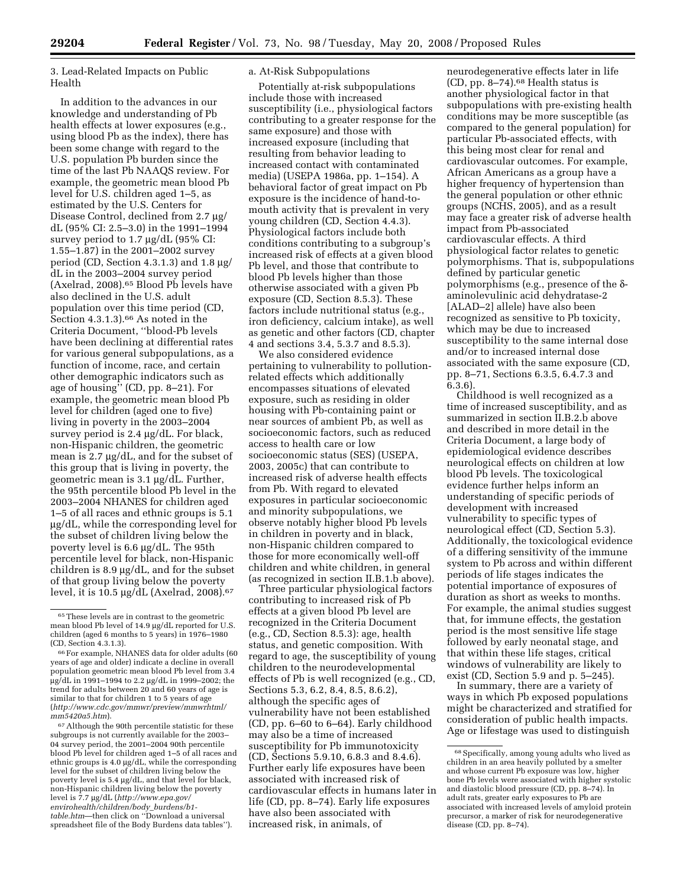3. Lead-Related Impacts on Public Health

In addition to the advances in our knowledge and understanding of Pb health effects at lower exposures (e.g., using blood Pb as the index), there has been some change with regard to the U.S. population Pb burden since the time of the last Pb NAAQS review. For example, the geometric mean blood Pb level for U.S. children aged 1–5, as estimated by the U.S. Centers for Disease Control, declined from 2.7 µg/dL (95% CI: 2.5–3.0) in the 1991–1994 survey period to 1.7 µg/dL (95% CI: 1.55–1.87) in the 2001–2002 survey period (CD, Section 4.3.1.3) and 1.8 µg/dL in the 2003–2004 survey period (Axelrad, 2008).[65] Blood Pb levels have also declined in the U.S. adult population over this time period (CD, Section 4.3.1.3).[66] As noted in the Criteria Document, ''blood-Pb levels have been declining at differential rates for various general subpopulations, as a function of income, race, and certain other demographic indicators such as age of housing'' (CD, pp. 8–21). For example, the geometric mean blood Pb level for children (aged one to five) living in poverty in the 2003–2004 survey period is 2.4 µg/dL. For black, non-Hispanic children, the geometric mean is 2.7 µg/dL, and for the subset of this group that is living in poverty, the geometric mean is 3.1 µg/dL. Further, the 95th percentile blood Pb level in the 2003–2004 NHANES for children aged 1–5 of all races and ethnic groups is 5.1 µg/dL, while the corresponding level for the subset of children living below the poverty level is 6.6 µg/dL. The 95th percentile level for black, non-Hispanic children is 8.9 µg/dL, and for the subset of that group living below the poverty level, it is 10.5 µg/dL (Axelrad, 2008).[67]

a. At-Risk Subpopulations

Potentially at-risk subpopulations include those with increased susceptibility (i.e., physiological factors contributing to a greater response for the same exposure) and those with increased exposure (including that resulting from behavior leading to increased contact with contaminated media) (USEPA 1986a, pp. 1–154). A behavioral factor of great impact on Pb exposure is the incidence of hand-to-mouth activity that is prevalent in very young children (CD, Section 4.4.3). Physiological factors include both conditions contributing to a subgroup's increased risk of effects at a given blood Pb level, and those that contribute to blood Pb levels higher than those otherwise associated with a given Pb exposure (CD, Section 8.5.3). These factors include nutritional status (e.g., iron deficiency, calcium intake), as well as genetic and other factors (CD, chapter 4 and sections 3.4, 5.3.7 and 8.5.3).

We also considered evidence pertaining to vulnerability to pollution-related effects which additionally encompasses situations of elevated exposure, such as residing in older housing with Pb-containing paint or near sources of ambient Pb, as well as socioeconomic factors, such as reduced access to health care or low socioeconomic status (SES) (USEPA, 2003, 2005c) that can contribute to increased risk of adverse health effects from Pb. With regard to elevated exposures in particular socioeconomic and minority subpopulations, we observe notably higher blood Pb levels in children in poverty and in black, non-Hispanic children compared to those for more economically well-off children and white children, in general (as recognized in section II.B.1.b above).

Three particular physiological factors contributing to increased risk of Pb effects at a given blood Pb level are recognized in the Criteria Document (e.g., CD, Section 8.5.3): age, health status, and genetic composition. With regard to age, the susceptibility of young children to the neurodevelopmental effects of Pb is well recognized (e.g., CD, Sections 5.3, 6.2, 8.4, 8.5, 8.6.2), although the specific ages of vulnerability have not been established (CD, pp. 6–60 to 6–64). Early childhood may also be a time of increased susceptibility for Pb immunotoxicity (CD, Sections 5.9.10, 6.8.3 and 8.4.6). Further early life exposures have been associated with increased risk of cardiovascular effects in humans later in life (CD, pp. 8–74). Early life exposures have also been associated with increased risk, in animals, of neurodegenerative effects later in life (CD, pp. 8–74).[68] Health status is another physiological factor in that subpopulations with pre-existing health conditions may be more susceptible (as compared to the general population) for particular Pb-associated effects, with this being most clear for renal and cardiovascular outcomes. For example, African Americans as a group have a higher frequency of hypertension than the general population or other ethnic groups (NCHS, 2005), and as a result may face a greater risk of adverse health impact from Pb-associated cardiovascular effects. A third physiological factor relates to genetic polymorphisms. That is, subpopulations defined by particular genetic polymorphisms (e.g., presence of the δ-aminolevulinic acid dehydratase-2 [ALAD–2] allele) have also been recognized as sensitive to Pb toxicity, which may be due to increased susceptibility to the same internal dose and/or to increased internal dose associated with the same exposure (CD, pp. 8–71, Sections 6.3.5, 6.4.7.3 and 6.3.6).

Childhood is well recognized as a time of increased susceptibility, and as summarized in section II.B.2.b above and described in more detail in the Criteria Document, a large body of epidemiological evidence describes neurological effects on children at low blood Pb levels. The toxicological evidence further helps inform an understanding of specific periods of development with increased vulnerability to specific types of neurological effect (CD, Section 5.3). Additionally, the toxicological evidence of a differing sensitivity of the immune system to Pb across and within different periods of life stages indicates the potential importance of exposures of duration as short as weeks to months. For example, the animal studies suggest that, for immune effects, the gestation period is the most sensitive life stage followed by early neonatal stage, and that within these life stages, critical windows of vulnerability are likely to exist (CD, Section 5.9 and p. 5–245).

In summary, there are a variety of ways in which Pb exposed populations might be characterized and stratified for consideration of public health impacts. Age or lifestage was used to distinguish

---

[65] These levels are in contrast to the geometric mean blood Pb level of 14.9 µg/dL reported for U.S. children (aged 6 months to 5 years) in 1976–1980 (CD, Section 4.3.1.3).

[66] For example, NHANES data for older adults (60 years of age and older) indicate a decline in overall population geometric mean blood Pb level from 3.4 µg/dL in 1991–1994 to 2.2 µg/dL in 1999–2002; the trend for adults between 20 and 60 years of age is similar to that for children 1 to 5 years of age (*http://www.cdc.gov/mmwr/preview/mmwrhtml/mm5420a5.htm*).

[67] Although the 90th percentile statistic for these subgroups is not currently available for the 2003–04 survey period, the 2001–2004 90th percentile blood Pb level for children aged 1–5 of all races and ethnic groups is 4.0 µg/dL, while the corresponding level for the subset of children living below the poverty level is 5.4 µg/dL, and that level for black, non-Hispanic children living below the poverty level is 7.7 µg/dL (*http://www.epa.gov/envirohealth/children/body_burdens/b1-table.htm*—then click on ''Download a universal spreadsheet file of the Body Burdens data tables'').

[68] Specifically, among young adults who lived as children in an area heavily polluted by a smelter and whose current Pb exposure was low, higher bone Pb levels were associated with higher systolic and diastolic blood pressure (CD, pp. 8–74). In adult rats, greater early exposures to Pb are associated with increased levels of amyloid protein precursor, a marker of risk for neurodegenerative disease (CD, pp. 8–74).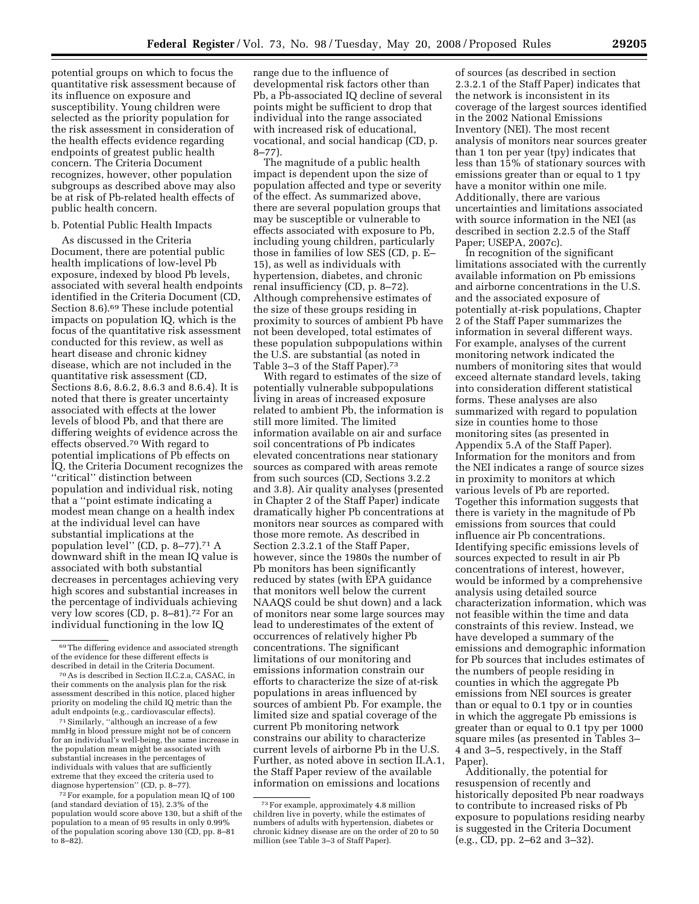potential groups on which to focus the quantitative risk assessment because of its influence on exposure and susceptibility. Young children were selected as the priority population for the risk assessment in consideration of the health effects evidence regarding endpoints of greatest public health concern. The Criteria Document recognizes, however, other population subgroups as described above may also be at risk of Pb-related health effects of public health concern.

b. Potential Public Health Impacts

As discussed in the Criteria Document, there are potential public health implications of low-level Pb exposure, indexed by blood Pb levels, associated with several health endpoints identified in the Criteria Document (CD, Section 8.6).[69] These include potential impacts on population IQ, which is the focus of the quantitative risk assessment conducted for this review, as well as heart disease and chronic kidney disease, which are not included in the quantitative risk assessment (CD, Sections 8.6, 8.6.2, 8.6.3 and 8.6.4). It is noted that there is greater uncertainty associated with effects at the lower levels of blood Pb, and that there are differing weights of evidence across the effects observed.[70] With regard to potential implications of Pb effects on IQ, the Criteria Document recognizes the "critical" distinction between population and individual risk, noting that a "point estimate indicating a modest mean change on a health index at the individual level can have substantial implications at the population level" (CD, p. 8–77).[71] A downward shift in the mean IQ value is associated with both substantial decreases in percentages achieving very high scores and substantial increases in the percentage of individuals achieving very low scores (CD, p. 8–81).[72] For an individual functioning in the low IQ range due to the influence of developmental risk factors other than Pb, a Pb-associated IQ decline of several points might be sufficient to drop that individual into the range associated with increased risk of educational, vocational, and social handicap (CD, p. 8–77).

The magnitude of a public health impact is dependent upon the size of population affected and type or severity of the effect. As summarized above, there are several population groups that may be susceptible or vulnerable to effects associated with exposure to Pb, including young children, particularly those in families of low SES (CD, p. E–15), as well as individuals with hypertension, diabetes, and chronic renal insufficiency (CD, p. 8–72). Although comprehensive estimates of the size of these groups residing in proximity to sources of ambient Pb have not been developed, total estimates of these population subpopulations within the U.S. are substantial (as noted in Table 3–3 of the Staff Paper).[73]

With regard to estimates of the size of potentially vulnerable subpopulations living in areas of increased exposure related to ambient Pb, the information is still more limited. The limited information available on air and surface soil concentrations of Pb indicates elevated concentrations near stationary sources as compared with areas remote from such sources (CD, Sections 3.2.2 and 3.8). Air quality analyses (presented in Chapter 2 of the Staff Paper) indicate dramatically higher Pb concentrations at monitors near sources as compared with those more remote. As described in Section 2.3.2.1 of the Staff Paper, however, since the 1980s the number of Pb monitors has been significantly reduced by states (with EPA guidance that monitors well below the current NAAQS could be shut down) and a lack of monitors near some large sources may lead to underestimates of the extent of occurrences of relatively higher Pb concentrations. The significant limitations of our monitoring and emissions information constrain our efforts to characterize the size of at-risk populations in areas influenced by sources of ambient Pb. For example, the limited size and spatial coverage of the current Pb monitoring network constrains our ability to characterize current levels of airborne Pb in the U.S. Further, as noted above in section II.A.1, the Staff Paper review of the available information on emissions and locations of sources (as described in section 2.3.2.1 of the Staff Paper) indicates that the network is inconsistent in its coverage of the largest sources identified in the 2002 National Emissions Inventory (NEI). The most recent analysis of monitors near sources greater than 1 ton per year (tpy) indicates that less than 15% of stationary sources with emissions greater than or equal to 1 tpy have a monitor within one mile. Additionally, there are various uncertainties and limitations associated with source information in the NEI (as described in section 2.2.5 of the Staff Paper; USEPA, 2007c).

In recognition of the significant limitations associated with the currently available information on Pb emissions and airborne concentrations in the U.S. and the associated exposure of potentially at-risk populations, Chapter 2 of the Staff Paper summarizes the information in several different ways. For example, analyses of the current monitoring network indicated the numbers of monitoring sites that would exceed alternate standard levels, taking into consideration different statistical forms. These analyses are also summarized with regard to population size in counties home to those monitoring sites (as presented in Appendix 5.A of the Staff Paper). Information for the monitors and from the NEI indicates a range of source sizes in proximity to monitors at which various levels of Pb are reported. Together this information suggests that there is variety in the magnitude of Pb emissions from sources that could influence air Pb concentrations. Identifying specific emissions levels of sources expected to result in air Pb concentrations of interest, however, would be informed by a comprehensive analysis using detailed source characterization information, which was not feasible within the time and data constraints of this review. Instead, we have developed a summary of the emissions and demographic information for Pb sources that includes estimates of the numbers of people residing in counties in which the aggregate Pb emissions from NEI sources is greater than or equal to 0.1 tpy or in counties in which the aggregate Pb emissions is greater than or equal to 0.1 tpy per 1000 square miles (as presented in Tables 3–4 and 3–5, respectively, in the Staff Paper).

Additionally, the potential for resuspension of recently and historically deposited Pb near roadways to contribute to increased risks of Pb exposure to populations residing nearby is suggested in the Criteria Document (e.g., CD, pp. 2–62 and 3–32).

---

[69] The differing evidence and associated strength of the evidence for these different effects is described in detail in the Criteria Document.

[70] As is described in Section II.C.2.a, CASAC, in their comments on the analysis plan for the risk assessment described in this notice, placed higher priority on modeling the child IQ metric than the adult endpoints (e.g., cardiovascular effects).

[71] Similarly, "although an increase of a few mmHg in blood pressure might not be of concern for an individual's well-being, the same increase in the population mean might be associated with substantial increases in the percentages of individuals with values that are sufficiently extreme that they exceed the criteria used to diagnose hypertension" (CD, p. 8–77).

[72] For example, for a population mean IQ of 100 (and standard deviation of 15), 2.3% of the population would score above 130, but a shift of the population to a mean of 95 results in only 0.99% of the population scoring above 130 (CD, pp. 8–81 to 8–82).

[73] For example, approximately 4.8 million children live in poverty, while the estimates of numbers of adults with hypertension, diabetes or chronic kidney disease are on the order of 20 to 50 million (see Table 3–3 of Staff Paper).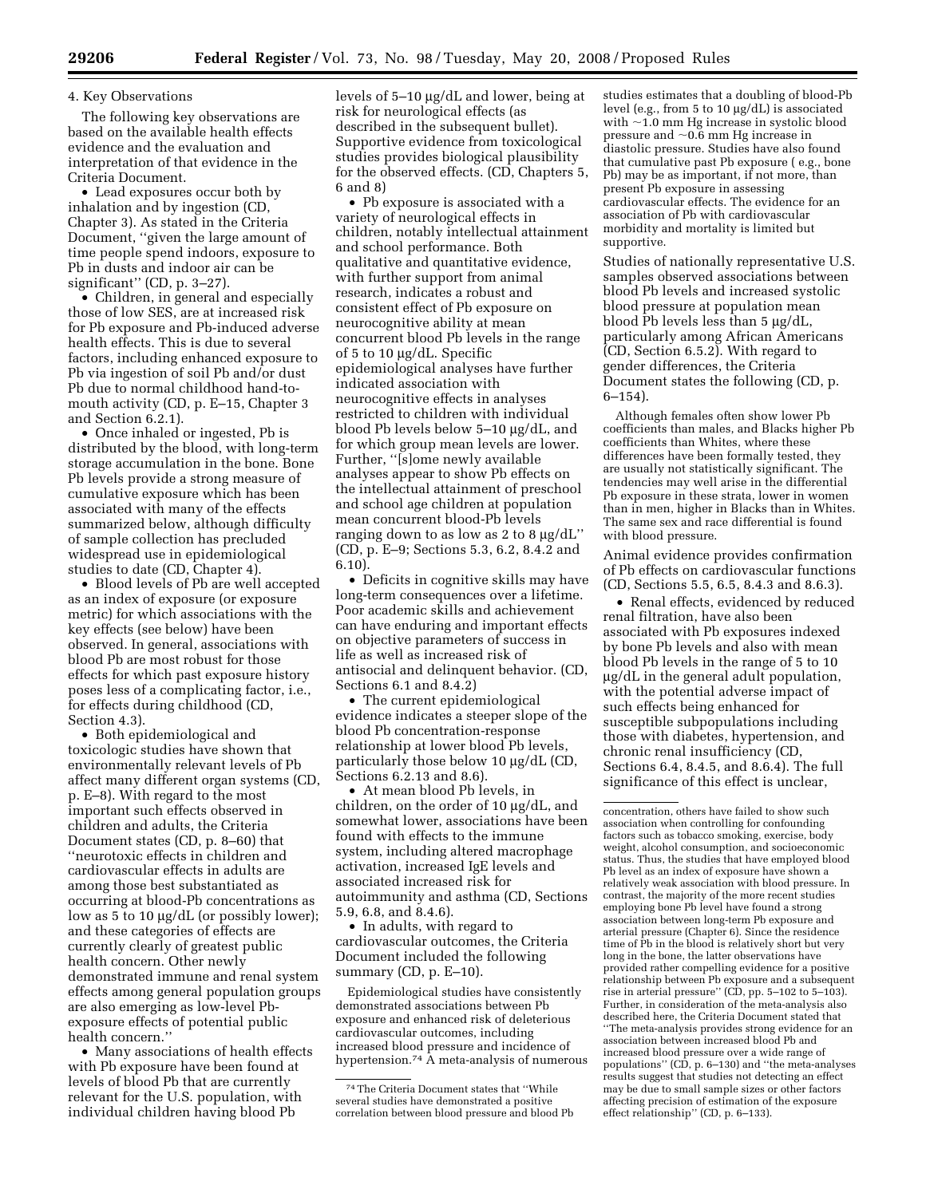4. Key Observations

The following key observations are based on the available health effects evidence and the evaluation and interpretation of that evidence in the Criteria Document.

• Lead exposures occur both by inhalation and by ingestion (CD, Chapter 3). As stated in the Criteria Document, ''given the large amount of time people spend indoors, exposure to Pb in dusts and indoor air can be significant'' (CD, p. 3–27).

• Children, in general and especially those of low SES, are at increased risk for Pb exposure and Pb-induced adverse health effects. This is due to several factors, including enhanced exposure to Pb via ingestion of soil Pb and/or dust Pb due to normal childhood hand-to-mouth activity (CD, p. E–15, Chapter 3 and Section 6.2.1).

• Once inhaled or ingested, Pb is distributed by the blood, with long-term storage accumulation in the bone. Bone Pb levels provide a strong measure of cumulative exposure which has been associated with many of the effects summarized below, although difficulty of sample collection has precluded widespread use in epidemiological studies to date (CD, Chapter 4).

• Blood levels of Pb are well accepted as an index of exposure (or exposure metric) for which associations with the key effects (see below) have been observed. In general, associations with blood Pb are most robust for those effects for which past exposure history poses less of a complicating factor, i.e., for effects during childhood (CD, Section 4.3).

• Both epidemiological and toxicologic studies have shown that environmentally relevant levels of Pb affect many different organ systems (CD, p. E–8). With regard to the most important such effects observed in children and adults, the Criteria Document states (CD, p. 8–60) that ''neurotoxic effects in children and cardiovascular effects in adults are among those best substantiated as occurring at blood-Pb concentrations as low as 5 to 10 µg/dL (or possibly lower); and these categories of effects are currently clearly of greatest public health concern. Other newly demonstrated immune and renal system effects among general population groups are also emerging as low-level Pb-exposure effects of potential public health concern.''

• Many associations of health effects with Pb exposure have been found at levels of blood Pb that are currently relevant for the U.S. population, with individual children having blood Pb levels of 5–10 µg/dL and lower, being at risk for neurological effects (as described in the subsequent bullet). Supportive evidence from toxicological studies provides biological plausibility for the observed effects. (CD, Chapters 5, 6 and 8)

• Pb exposure is associated with a variety of neurological effects in children, notably intellectual attainment and school performance. Both qualitative and quantitative evidence, with further support from animal research, indicates a robust and consistent effect of Pb exposure on neurocognitive ability at mean concurrent blood Pb levels in the range of 5 to 10 µg/dL. Specific epidemiological analyses have further indicated association with neurocognitive effects in analyses restricted to children with individual blood Pb levels below 5–10 µg/dL, and for which group mean levels are lower. Further, ''[s]ome newly available analyses appear to show Pb effects on the intellectual attainment of preschool and school age children at population mean concurrent blood-Pb levels ranging down to as low as 2 to 8 µg/dL'' (CD, p. E–9; Sections 5.3, 6.2, 8.4.2 and 6.10).

• Deficits in cognitive skills may have long-term consequences over a lifetime. Poor academic skills and achievement can have enduring and important effects on objective parameters of success in life as well as increased risk of antisocial and delinquent behavior. (CD, Sections 6.1 and 8.4.2)

• The current epidemiological evidence indicates a steeper slope of the blood Pb concentration-response relationship at lower blood Pb levels, particularly those below 10 µg/dL (CD, Sections 6.2.13 and 8.6).

• At mean blood Pb levels, in children, on the order of 10 µg/dL, and somewhat lower, associations have been found with effects to the immune system, including altered macrophage activation, increased IgE levels and associated increased risk for autoimmunity and asthma (CD, Sections 5.9, 6.8, and 8.4.6).

• In adults, with regard to cardiovascular outcomes, the Criteria Document included the following summary (CD, p. E–10).

> Epidemiological studies have consistently demonstrated associations between Pb exposure and enhanced risk of deleterious cardiovascular outcomes, including increased blood pressure and incidence of hypertension.[74] A meta-analysis of numerous studies estimates that a doubling of blood-Pb level (e.g., from 5 to 10 µg/dL) is associated with ~1.0 mm Hg increase in systolic blood pressure and ~0.6 mm Hg increase in diastolic pressure. Studies have also found that cumulative past Pb exposure ( e.g., bone Pb) may be as important, if not more, than present Pb exposure in assessing cardiovascular effects. The evidence for an association of Pb with cardiovascular morbidity and mortality is limited but supportive.

Studies of nationally representative U.S. samples observed associations between blood Pb levels and increased systolic blood pressure at population mean blood Pb levels less than 5 µg/dL, particularly among African Americans (CD, Section 6.5.2). With regard to gender differences, the Criteria Document states the following (CD, p. 6–154).

> Although females often show lower Pb coefficients than males, and Blacks higher Pb coefficients than Whites, where these differences have been formally tested, they are usually not statistically significant. The tendencies may well arise in the differential Pb exposure in these strata, lower in women than in men, higher in Blacks than in Whites. The same sex and race differential is found with blood pressure.

Animal evidence provides confirmation of Pb effects on cardiovascular functions (CD, Sections 5.5, 6.5, 8.4.3 and 8.6.3).

• Renal effects, evidenced by reduced renal filtration, have also been associated with Pb exposures indexed by bone Pb levels and also with mean blood Pb levels in the range of 5 to 10 µg/dL in the general adult population, with the potential adverse impact of such effects being enhanced for susceptible subpopulations including those with diabetes, hypertension, and chronic renal insufficiency (CD, Sections 6.4, 8.4.5, and 8.6.4). The full significance of this effect is unclear,

[74] The Criteria Document states that ''While several studies have demonstrated a positive correlation between blood pressure and blood Pb concentration, others have failed to show such association when controlling for confounding factors such as tobacco smoking, exercise, body weight, alcohol consumption, and socioeconomic status. Thus, the studies that have employed blood Pb level as an index of exposure have shown a relatively weak association with blood pressure. In contrast, the majority of the more recent studies employing bone Pb level have found a strong association between long-term Pb exposure and arterial pressure (Chapter 6). Since the residence time of Pb in the blood is relatively short but very long in the bone, the latter observations have provided rather compelling evidence for a positive relationship between Pb exposure and a subsequent rise in arterial pressure'' (CD, pp. 5–102 to 5–103). Further, in consideration of the meta-analysis also described here, the Criteria Document stated that ''The meta-analysis provides strong evidence for an association between increased blood Pb and increased blood pressure over a wide range of populations'' (CD, p. 6–130) and ''the meta-analyses results suggest that studies not detecting an effect may be due to small sample sizes or other factors affecting precision of estimation of the exposure effect relationship'' (CD, p. 6–133).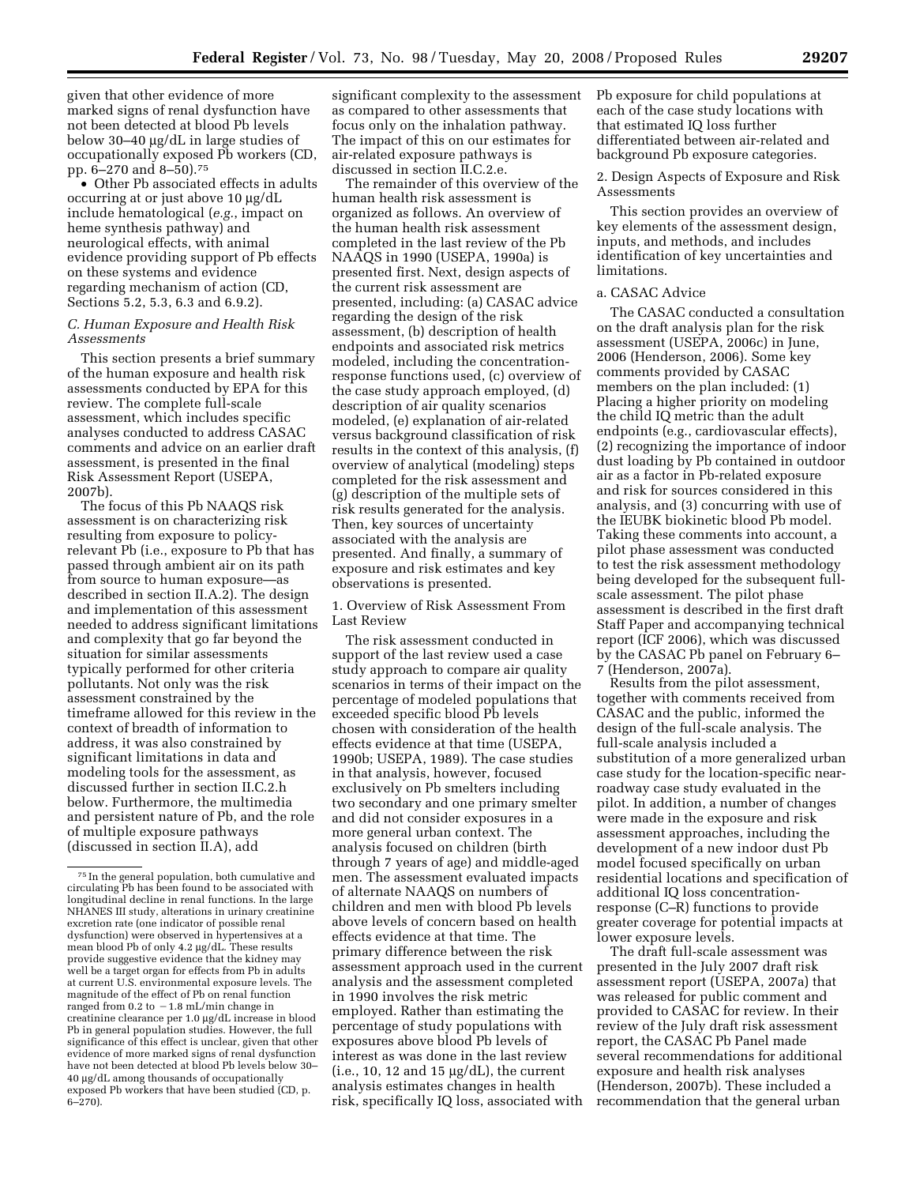given that other evidence of more marked signs of renal dysfunction have not been detected at blood Pb levels below 30–40 µg/dL in large studies of occupationally exposed Pb workers (CD, pp. 6–270 and 8–50).[75]

- Other Pb associated effects in adults occurring at or just above 10 µg/dL include hematological (*e.g.*, impact on heme synthesis pathway) and neurological effects, with animal evidence providing support of Pb effects on these systems and evidence regarding mechanism of action (CD, Sections 5.2, 5.3, 6.3 and 6.9.2).

### *C. Human Exposure and Health Risk Assessments*

This section presents a brief summary of the human exposure and health risk assessments conducted by EPA for this review. The complete full-scale assessment, which includes specific analyses conducted to address CASAC comments and advice on an earlier draft assessment, is presented in the final Risk Assessment Report (USEPA, 2007b).

The focus of this Pb NAAQS risk assessment is on characterizing risk resulting from exposure to policy-relevant Pb (i.e., exposure to Pb that has passed through ambient air on its path from source to human exposure—as described in section II.A.2). The design and implementation of this assessment needed to address significant limitations and complexity that go far beyond the situation for similar assessments typically performed for other criteria pollutants. Not only was the risk assessment constrained by the timeframe allowed for this review in the context of breadth of information to address, it was also constrained by significant limitations in data and modeling tools for the assessment, as discussed further in section II.C.2.h below. Furthermore, the multimedia and persistent nature of Pb, and the role of multiple exposure pathways (discussed in section II.A), add significant complexity to the assessment as compared to other assessments that focus only on the inhalation pathway. The impact of this on our estimates for air-related exposure pathways is discussed in section II.C.2.e.

The remainder of this overview of the human health risk assessment is organized as follows. An overview of the human health risk assessment completed in the last review of the Pb NAAQS in 1990 (USEPA, 1990a) is presented first. Next, design aspects of the current risk assessment are presented, including: (a) CASAC advice regarding the design of the risk assessment, (b) description of health endpoints and associated risk metrics modeled, including the concentration-response functions used, (c) overview of the case study approach employed, (d) description of air quality scenarios modeled, (e) explanation of air-related versus background classification of risk results in the context of this analysis, (f) overview of analytical (modeling) steps completed for the risk assessment and (g) description of the multiple sets of risk results generated for the analysis. Then, key sources of uncertainty associated with the analysis are presented. And finally, a summary of exposure and risk estimates and key observations is presented.

1. Overview of Risk Assessment From Last Review

The risk assessment conducted in support of the last review used a case study approach to compare air quality scenarios in terms of their impact on the percentage of modeled populations that exceeded specific blood Pb levels chosen with consideration of the health effects evidence at that time (USEPA, 1990b; USEPA, 1989). The case studies in that analysis, however, focused exclusively on Pb smelters including two secondary and one primary smelter and did not consider exposures in a more general urban context. The analysis focused on children (birth through 7 years of age) and middle-aged men. The assessment evaluated impacts of alternate NAAQS on numbers of children and men with blood Pb levels above levels of concern based on health effects evidence at that time. The primary difference between the risk assessment approach used in the current analysis and the assessment completed in 1990 involves the risk metric employed. Rather than estimating the percentage of study populations with exposures above blood Pb levels of interest as was done in the last review (i.e., 10, 12 and 15 µg/dL), the current analysis estimates changes in health risk, specifically IQ loss, associated with Pb exposure for child populations at each of the case study locations with that estimated IQ loss further differentiated between air-related and background Pb exposure categories.

2. Design Aspects of Exposure and Risk Assessments

This section provides an overview of key elements of the assessment design, inputs, and methods, and includes identification of key uncertainties and limitations.

a. CASAC Advice

The CASAC conducted a consultation on the draft analysis plan for the risk assessment (USEPA, 2006c) in June, 2006 (Henderson, 2006). Some key comments provided by CASAC members on the plan included: (1) Placing a higher priority on modeling the child IQ metric than the adult endpoints (e.g., cardiovascular effects), (2) recognizing the importance of indoor dust loading by Pb contained in outdoor air as a factor in Pb-related exposure and risk for sources considered in this analysis, and (3) concurring with use of the IEUBK biokinetic blood Pb model. Taking these comments into account, a pilot phase assessment was conducted to test the risk assessment methodology being developed for the subsequent full-scale assessment. The pilot phase assessment is described in the first draft Staff Paper and accompanying technical report (ICF 2006), which was discussed by the CASAC Pb panel on February 6–7 (Henderson, 2007a).

Results from the pilot assessment, together with comments received from CASAC and the public, informed the design of the full-scale analysis. The full-scale analysis included a substitution of a more generalized urban case study for the location-specific near-roadway case study evaluated in the pilot. In addition, a number of changes were made in the exposure and risk assessment approaches, including the development of a new indoor dust Pb model focused specifically on urban residential locations and specification of additional IQ loss concentration-response (C–R) functions to provide greater coverage for potential impacts at lower exposure levels.

The draft full-scale assessment was presented in the July 2007 draft risk assessment report (USEPA, 2007a) that was released for public comment and provided to CASAC for review. In their review of the July draft risk assessment report, the CASAC Pb Panel made several recommendations for additional exposure and health risk analyses (Henderson, 2007b). These included a recommendation that the general urban

---

[75] In the general population, both cumulative and circulating Pb has been found to be associated with longitudinal decline in renal functions. In the large NHANES III study, alterations in urinary creatinine excretion rate (one indicator of possible renal dysfunction) were observed in hypertensives at a mean blood Pb of only 4.2 µg/dL. These results provide suggestive evidence that the kidney may well be a target organ for effects from Pb in adults at current U.S. environmental exposure levels. The magnitude of the effect of Pb on renal function ranged from 0.2 to −1.8 mL/min change in creatinine clearance per 1.0 µg/dL increase in blood Pb in general population studies. However, the full significance of this effect is unclear, given that other evidence of more marked signs of renal dysfunction have not been detected at blood Pb levels below 30–40 µg/dL among thousands of occupationally exposed Pb workers that have been studied (CD, p. 6–270).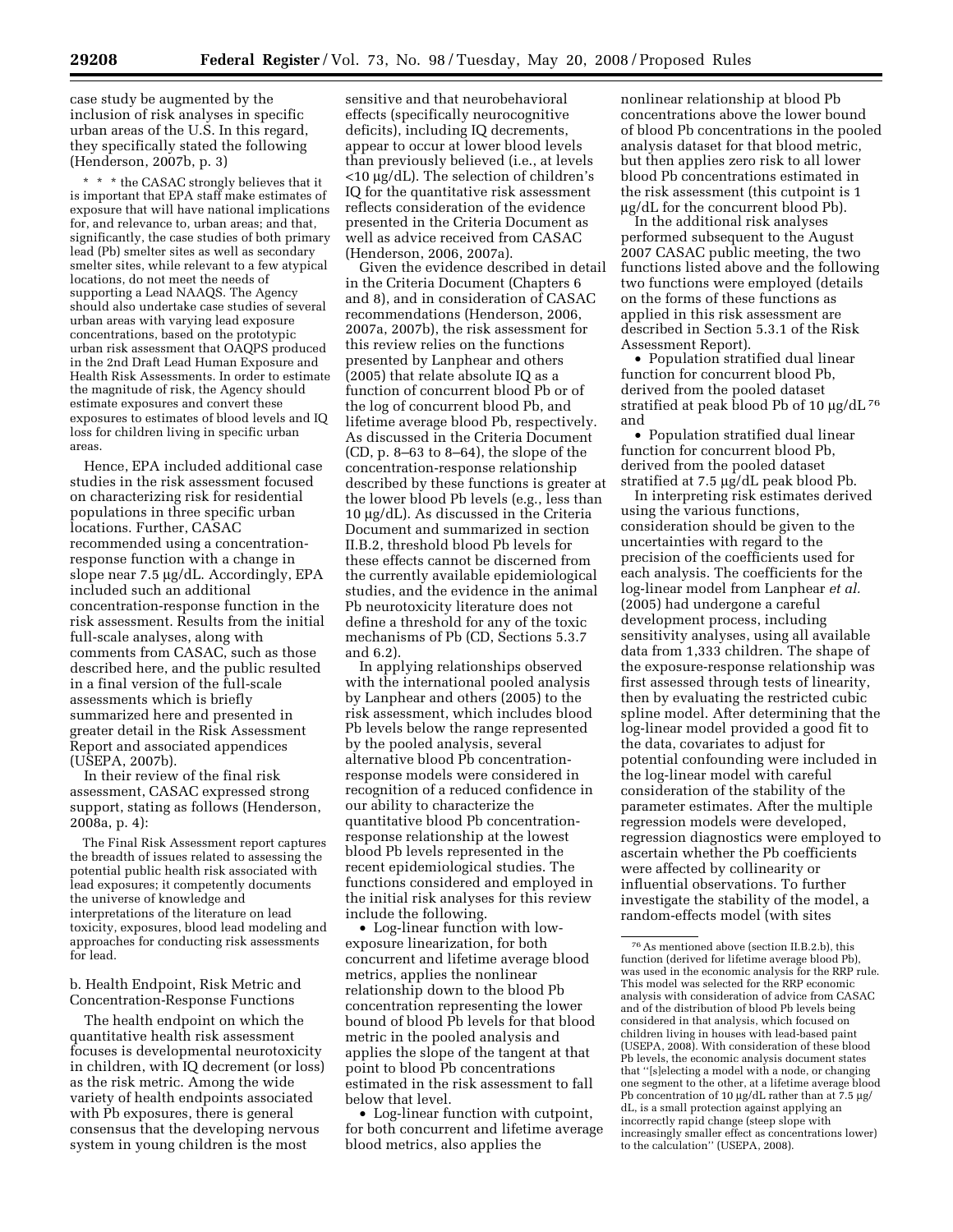case study be augmented by the inclusion of risk analyses in specific urban areas of the U.S. In this regard, they specifically stated the following (Henderson, 2007b, p. 3)

> * * * the CASAC strongly believes that it is important that EPA staff make estimates of exposure that will have national implications for, and relevance to, urban areas; and that, significantly, the case studies of both primary lead (Pb) smelter sites as well as secondary smelter sites, while relevant to a few atypical locations, do not meet the needs of supporting a Lead NAAQS. The Agency should also undertake case studies of several urban areas with varying lead exposure concentrations, based on the prototypic urban risk assessment that OAQPS produced in the 2nd Draft Lead Human Exposure and Health Risk Assessments. In order to estimate the magnitude of risk, the Agency should estimate exposures and convert these exposures to estimates of blood levels and IQ loss for children living in specific urban areas.

Hence, EPA included additional case studies in the risk assessment focused on characterizing risk for residential populations in three specific urban locations. Further, CASAC recommended using a concentration-response function with a change in slope near 7.5 µg/dL. Accordingly, EPA included such an additional concentration-response function in the risk assessment. Results from the initial full-scale analyses, along with comments from CASAC, such as those described here, and the public resulted in a final version of the full-scale assessments which is briefly summarized here and presented in greater detail in the Risk Assessment Report and associated appendices (USEPA, 2007b).

In their review of the final risk assessment, CASAC expressed strong support, stating as follows (Henderson, 2008a, p. 4):

> The Final Risk Assessment report captures the breadth of issues related to assessing the potential public health risk associated with lead exposures; it competently documents the universe of knowledge and interpretations of the literature on lead toxicity, exposures, blood lead modeling and approaches for conducting risk assessments for lead.

b. Health Endpoint, Risk Metric and Concentration-Response Functions

The health endpoint on which the quantitative health risk assessment focuses is developmental neurotoxicity in children, with IQ decrement (or loss) as the risk metric. Among the wide variety of health endpoints associated with Pb exposures, there is general consensus that the developing nervous system in young children is the most sensitive and that neurobehavioral effects (specifically neurocognitive deficits), including IQ decrements, appear to occur at lower blood levels than previously believed (i.e., at levels <10 µg/dL). The selection of children's IQ for the quantitative risk assessment reflects consideration of the evidence presented in the Criteria Document as well as advice received from CASAC (Henderson, 2006, 2007a).

Given the evidence described in detail in the Criteria Document (Chapters 6 and 8), and in consideration of CASAC recommendations (Henderson, 2006, 2007a, 2007b), the risk assessment for this review relies on the functions presented by Lanphear and others (2005) that relate absolute IQ as a function of concurrent blood Pb or of the log of concurrent blood Pb, and lifetime average blood Pb, respectively. As discussed in the Criteria Document (CD, p. 8–63 to 8–64), the slope of the concentration-response relationship described by these functions is greater at the lower blood Pb levels (e.g., less than 10 µg/dL). As discussed in the Criteria Document and summarized in section II.B.2, threshold blood Pb levels for these effects cannot be discerned from the currently available epidemiological studies, and the evidence in the animal Pb neurotoxicity literature does not define a threshold for any of the toxic mechanisms of Pb (CD, Sections 5.3.7 and 6.2).

In applying relationships observed with the international pooled analysis by Lanphear and others (2005) to the risk assessment, which includes blood Pb levels below the range represented by the pooled analysis, several alternative blood Pb concentration-response models were considered in recognition of a reduced confidence in our ability to characterize the quantitative blood Pb concentration-response relationship at the lowest blood Pb levels represented in the recent epidemiological studies. The functions considered and employed in the initial risk analyses for this review include the following.

- Log-linear function with low-exposure linearization, for both concurrent and lifetime average blood metrics, applies the nonlinear relationship down to the blood Pb concentration representing the lower bound of blood Pb levels for that blood metric in the pooled analysis and applies the slope of the tangent at that point to blood Pb concentrations estimated in the risk assessment to fall below that level.
- Log-linear function with cutpoint, for both concurrent and lifetime average blood metrics, also applies the nonlinear relationship at blood Pb concentrations above the lower bound of blood Pb concentrations in the pooled analysis dataset for that blood metric, but then applies zero risk to all lower blood Pb concentrations estimated in the risk assessment (this cutpoint is 1 µg/dL for the concurrent blood Pb).

In the additional risk analyses performed subsequent to the August 2007 CASAC public meeting, the two functions listed above and the following two functions were employed (details on the forms of these functions as applied in this risk assessment are described in Section 5.3.1 of the Risk Assessment Report).

- Population stratified dual linear function for concurrent blood Pb, derived from the pooled dataset stratified at peak blood Pb of 10 µg/dL [76] and
- Population stratified dual linear function for concurrent blood Pb, derived from the pooled dataset stratified at 7.5 µg/dL peak blood Pb.

In interpreting risk estimates derived using the various functions, consideration should be given to the uncertainties with regard to the precision of the coefficients used for each analysis. The coefficients for the log-linear model from Lanphear *et al.* (2005) had undergone a careful development process, including sensitivity analyses, using all available data from 1,333 children. The shape of the exposure-response relationship was first assessed through tests of linearity, then by evaluating the restricted cubic spline model. After determining that the log-linear model provided a good fit to the data, covariates to adjust for potential confounding were included in the log-linear model with careful consideration of the stability of the parameter estimates. After the multiple regression models were developed, regression diagnostics were employed to ascertain whether the Pb coefficients were affected by collinearity or influential observations. To further investigate the stability of the model, a random-effects model (with sites

---

[76] As mentioned above (section II.B.2.b), this function (derived for lifetime average blood Pb), was used in the economic analysis for the RRP rule. This model was selected for the RRP economic analysis with consideration of advice from CASAC and of the distribution of blood Pb levels being considered in that analysis, which focused on children living in houses with lead-based paint (USEPA, 2008). With consideration of these blood Pb levels, the economic analysis document states that "[s]electing a model with a node, or changing one segment to the other, at a lifetime average blood Pb concentration of 10 µg/dL rather than at 7.5 µg/dL, is a small protection against applying an incorrectly rapid change (steep slope with increasingly smaller effect as concentrations lower) to the calculation" (USEPA, 2008).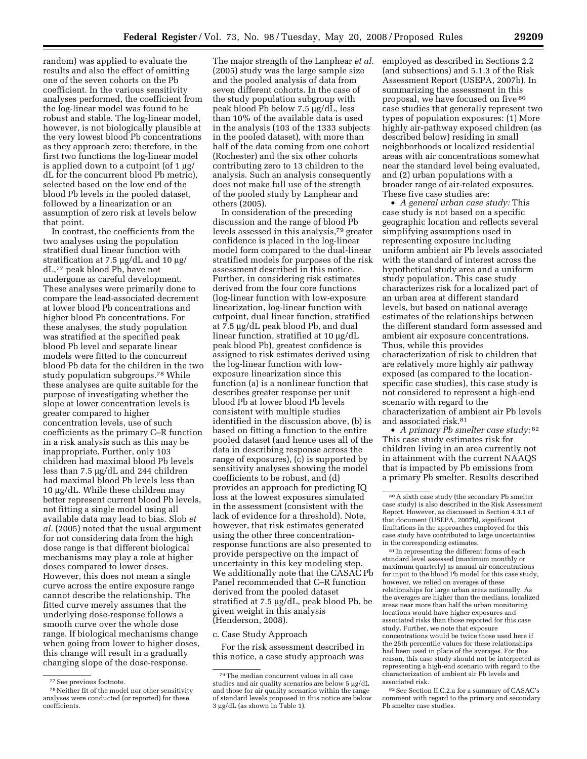random) was applied to evaluate the results and also the effect of omitting one of the seven cohorts on the Pb coefficient. In the various sensitivity analyses performed, the coefficient from the log-linear model was found to be robust and stable. The log-linear model, however, is not biologically plausible at the very lowest blood Pb concentrations as they approach zero; therefore, in the first two functions the log-linear model is applied down to a cutpoint (of 1 µg/dL for the concurrent blood Pb metric), selected based on the low end of the blood Pb levels in the pooled dataset, followed by a linearization or an assumption of zero risk at levels below that point.

In contrast, the coefficients from the two analyses using the population stratified dual linear function with stratification at 7.5 µg/dL and 10 µg/dL,[77] peak blood Pb, have not undergone as careful development. These analyses were primarily done to compare the lead-associated decrement at lower blood Pb concentrations and higher blood Pb concentrations. For these analyses, the study population was stratified at the specified peak blood Pb level and separate linear models were fitted to the concurrent blood Pb data for the children in the two study population subgroups.[78] While these analyses are quite suitable for the purpose of investigating whether the slope at lower concentration levels is greater compared to higher concentration levels, use of such coefficients as the primary C–R function in a risk analysis such as this may be inappropriate. Further, only 103 children had maximal blood Pb levels less than 7.5 µg/dL and 244 children had maximal blood Pb levels less than 10 µg/dL. While these children may better represent current blood Pb levels, not fitting a single model using all available data may lead to bias. Slob *et al.* (2005) noted that the usual argument for not considering data from the high dose range is that different biological mechanisms may play a role at higher doses compared to lower doses. However, this does not mean a single curve across the entire exposure range cannot describe the relationship. The fitted curve merely assumes that the underlying dose-response follows a smooth curve over the whole dose range. If biological mechanisms change when going from lower to higher doses, this change will result in a gradually changing slope of the dose-response.

The major strength of the Lanphear *et al.* (2005) study was the large sample size and the pooled analysis of data from seven different cohorts. In the case of the study population subgroup with peak blood Pb below 7.5 µg/dL, less than 10% of the available data is used in the analysis (103 of the 1333 subjects in the pooled dataset), with more than half of the data coming from one cohort (Rochester) and the six other cohorts contributing zero to 13 children to the analysis. Such an analysis consequently does not make full use of the strength of the pooled study by Lanphear and others (2005).

In consideration of the preceding discussion and the range of blood Pb levels assessed in this analysis,[79] greater confidence is placed in the log-linear model form compared to the dual-linear stratified models for purposes of the risk assessment described in this notice. Further, in considering risk estimates derived from the four core functions (log-linear function with low-exposure linearization, log-linear function with cutpoint, dual linear function, stratified at 7.5 µg/dL peak blood Pb, and dual linear function, stratified at 10 µg/dL peak blood Pb), greatest confidence is assigned to risk estimates derived using the log-linear function with low-exposure linearization since this function (a) is a nonlinear function that describes greater response per unit blood Pb at lower blood Pb levels consistent with multiple studies identified in the discussion above, (b) is based on fitting a function to the entire pooled dataset (and hence uses all of the data in describing response across the range of exposures), (c) is supported by sensitivity analyses showing the model coefficients to be robust, and (d) provides an approach for predicting IQ loss at the lowest exposures simulated in the assessment (consistent with the lack of evidence for a threshold). Note, however, that risk estimates generated using the other three concentration-response functions are also presented to provide perspective on the impact of uncertainty in this key modeling step. We additionally note that the CASAC Pb Panel recommended that C–R function derived from the pooled dataset stratified at 7.5 µg/dL, peak blood Pb, be given weight in this analysis (Henderson, 2008).

c. Case Study Approach

For the risk assessment described in this notice, a case study approach was employed as described in Sections 2.2 (and subsections) and 5.1.3 of the Risk Assessment Report (USEPA, 2007b). In summarizing the assessment in this proposal, we have focused on five[80] case studies that generally represent two types of population exposures: (1) More highly air-pathway exposed children (as described below) residing in small neighborhoods or localized residential areas with air concentrations somewhat near the standard level being evaluated, and (2) urban populations with a broader range of air-related exposures. These five case studies are:

- *A general urban case study:* This case study is not based on a specific geographic location and reflects several simplifying assumptions used in representing exposure including uniform ambient air Pb levels associated with the standard of interest across the hypothetical study area and a uniform study population. This case study characterizes risk for a localized part of an urban area at different standard levels, but based on national average estimates of the relationships between the different standard form assessed and ambient air exposure concentrations. Thus, while this provides characterization of risk to children that are relatively more highly air pathway exposed (as compared to the location-specific case studies), this case study is not considered to represent a high-end scenario with regard to the characterization of ambient air Pb levels and associated risk.[81]
- *A primary Pb smelter case study:*[82] This case study estimates risk for children living in an area currently not in attainment with the current NAAQS that is impacted by Pb emissions from a primary Pb smelter. Results described

[77] See previous footnote.

[78] Neither fit of the model nor other sensitivity analyses were conducted (or reported) for these coefficients.

[79] The median concurrent values in all case studies and air quality scenarios are below 5 µg/dL and those for air quality scenarios within the range of standard levels proposed in this notice are below 3 µg/dL (as shown in Table 1).

[80] A sixth case study (the secondary Pb smelter case study) is also described in the Risk Assessment Report. However, as discussed in Section 4.3.1 of that document (USEPA, 2007b), significant limitations in the approaches employed for this case study have contributed to large uncertainties in the corresponding estimates.

[81] In representing the different forms of each standard level assessed (maximum monthly or maximum quarterly) as annual air concentrations for input to the blood Pb model for this case study, however, we relied on averages of these relationships for large urban areas nationally. As the averages are higher than the medians, localized areas near more than half the urban monitoring locations would have higher exposures and associated risks than those reported for this case study. Further, we note that exposure concentrations would be twice those used here if the 25th percentile values for these relationships had been used in place of the averages. For this reason, this case study should not be interpreted as representing a high-end scenario with regard to the characterization of ambient air Pb levels and associated risk.

[82] See Section II.C.2.a for a summary of CASAC's comment with regard to the primary and secondary Pb smelter case studies.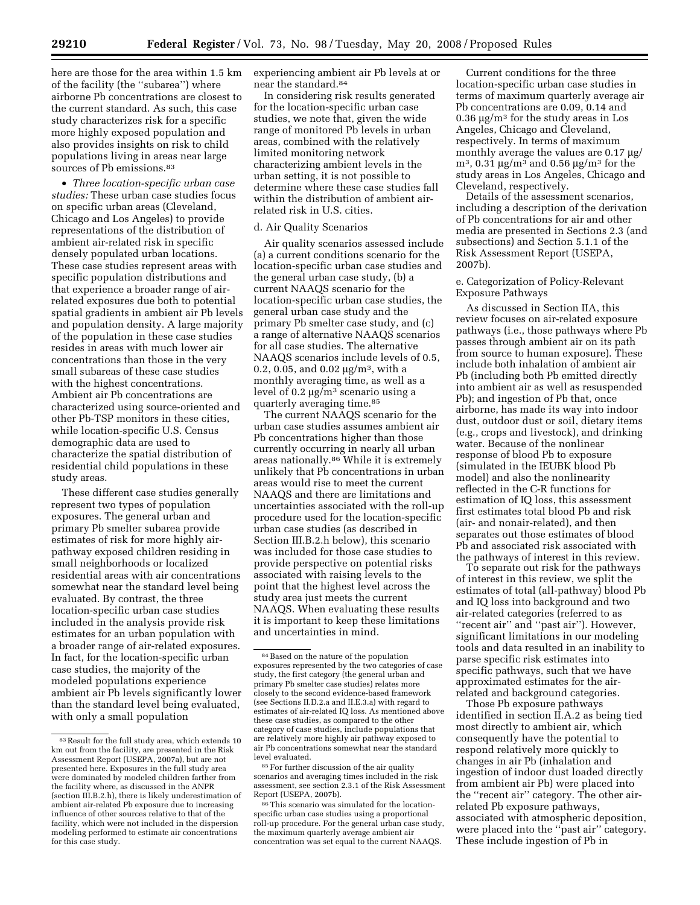here are those for the area within 1.5 km of the facility (the "subarea") where airborne Pb concentrations are closest to the current standard. As such, this case study characterizes risk for a specific more highly exposed population and also provides insights on risk to child populations living in areas near large sources of Pb emissions.[83]

- *Three location-specific urban case studies:* These urban case studies focus on specific urban areas (Cleveland, Chicago and Los Angeles) to provide representations of the distribution of ambient air-related risk in specific densely populated urban locations. These case studies represent areas with specific population distributions and that experience a broader range of air-related exposures due both to potential spatial gradients in ambient air Pb levels and population density. A large majority of the population in these case studies resides in areas with much lower air concentrations than those in the very small subareas of these case studies with the highest concentrations. Ambient air Pb concentrations are characterized using source-oriented and other Pb-TSP monitors in these cities, while location-specific U.S. Census demographic data are used to characterize the spatial distribution of residential child populations in these study areas.

These different case studies generally represent two types of population exposures. The general urban and primary Pb smelter subarea provide estimates of risk for more highly air-pathway exposed children residing in small neighborhoods or localized residential areas with air concentrations somewhat near the standard level being evaluated. By contrast, the three location-specific urban case studies included in the analysis provide risk estimates for an urban population with a broader range of air-related exposures. In fact, for the location-specific urban case studies, the majority of the modeled populations experience ambient air Pb levels significantly lower than the standard level being evaluated, with only a small population experiencing ambient air Pb levels at or near the standard.[84]

In considering risk results generated for the location-specific urban case studies, we note that, given the wide range of monitored Pb levels in urban areas, combined with the relatively limited monitoring network characterizing ambient levels in the urban setting, it is not possible to determine where these case studies fall within the distribution of ambient air-related risk in U.S. cities.

d. Air Quality Scenarios

Air quality scenarios assessed include (a) a current conditions scenario for the location-specific urban case studies and the general urban case study, (b) a current NAAQS scenario for the location-specific urban case studies, the general urban case study and the primary Pb smelter case study, and (c) a range of alternative NAAQS scenarios for all case studies. The alternative NAAQS scenarios include levels of 0.5, 0.2, 0.05, and 0.02 µg/m³, with a monthly averaging time, as well as a level of 0.2 µg/m³ scenario using a quarterly averaging time.[85]

The current NAAQS scenario for the urban case studies assumes ambient air Pb concentrations higher than those currently occurring in nearly all urban areas nationally.[86] While it is extremely unlikely that Pb concentrations in urban areas would rise to meet the current NAAQS and there are limitations and uncertainties associated with the roll-up procedure used for the location-specific urban case studies (as described in Section III.B.2.h below), this scenario was included for those case studies to provide perspective on potential risks associated with raising levels to the point that the highest level across the study area just meets the current NAAQS. When evaluating these results it is important to keep these limitations and uncertainties in mind.

Current conditions for the three location-specific urban case studies in terms of maximum quarterly average air Pb concentrations are 0.09, 0.14 and 0.36 µg/m³ for the study areas in Los Angeles, Chicago and Cleveland, respectively. In terms of maximum monthly average the values are 0.17 µg/m³, 0.31 µg/m³ and 0.56 µg/m³ for the study areas in Los Angeles, Chicago and Cleveland, respectively.

Details of the assessment scenarios, including a description of the derivation of Pb concentrations for air and other media are presented in Sections 2.3 (and subsections) and Section 5.1.1 of the Risk Assessment Report (USEPA, 2007b).

e. Categorization of Policy-Relevant Exposure Pathways

As discussed in Section IIA, this review focuses on air-related exposure pathways (i.e., those pathways where Pb passes through ambient air on its path from source to human exposure). These include both inhalation of ambient air Pb (including both Pb emitted directly into ambient air as well as resuspended Pb); and ingestion of Pb that, once airborne, has made its way into indoor dust, outdoor dust or soil, dietary items (e.g., crops and livestock), and drinking water. Because of the nonlinear response of blood Pb to exposure (simulated in the IEUBK blood Pb model) and also the nonlinearity reflected in the C-R functions for estimation of IQ loss, this assessment first estimates total blood Pb and risk (air- and nonair-related), and then separates out those estimates of blood Pb and associated risk associated with the pathways of interest in this review.

To separate out risk for the pathways of interest in this review, we split the estimates of total (all-pathway) blood Pb and IQ loss into background and two air-related categories (referred to as "recent air" and "past air"). However, significant limitations in our modeling tools and data resulted in an inability to parse specific risk estimates into specific pathways, such that we have approximated estimates for the air-related and background categories.

Those Pb exposure pathways identified in section II.A.2 as being tied most directly to ambient air, which consequently have the potential to respond relatively more quickly to changes in air Pb (inhalation and ingestion of indoor dust loaded directly from ambient air Pb) were placed into the "recent air" category. The other air-related Pb exposure pathways, associated with atmospheric deposition, were placed into the "past air" category. These include ingestion of Pb in

---

[83] Result for the full study area, which extends 10 km out from the facility, are presented in the Risk Assessment Report (USEPA, 2007a), but are not presented here. Exposures in the full study area were dominated by modeled children farther from the facility where, as discussed in the ANPR (section III.B.2.h), there is likely underestimation of ambient air-related Pb exposure due to increasing influence of other sources relative to that of the facility, which were not included in the dispersion modeling performed to estimate air concentrations for this case study.

[84] Based on the nature of the population exposures represented by the two categories of case study, the first category (the general urban and primary Pb smelter case studies) relates more closely to the second evidence-based framework (see Sections II.D.2.a and II.E.3.a) with regard to estimates of air-related IQ loss. As mentioned above these case studies, as compared to the other category of case studies, include populations that are relatively more highly air pathway exposed to air Pb concentrations somewhat near the standard level evaluated.

[85] For further discussion of the air quality scenarios and averaging times included in the risk assessment, see section 2.3.1 of the Risk Assessment Report (USEPA, 2007b).

[86] This scenario was simulated for the location-specific urban case studies using a proportional roll-up procedure. For the general urban case study, the maximum quarterly average ambient air concentration was set equal to the current NAAQS.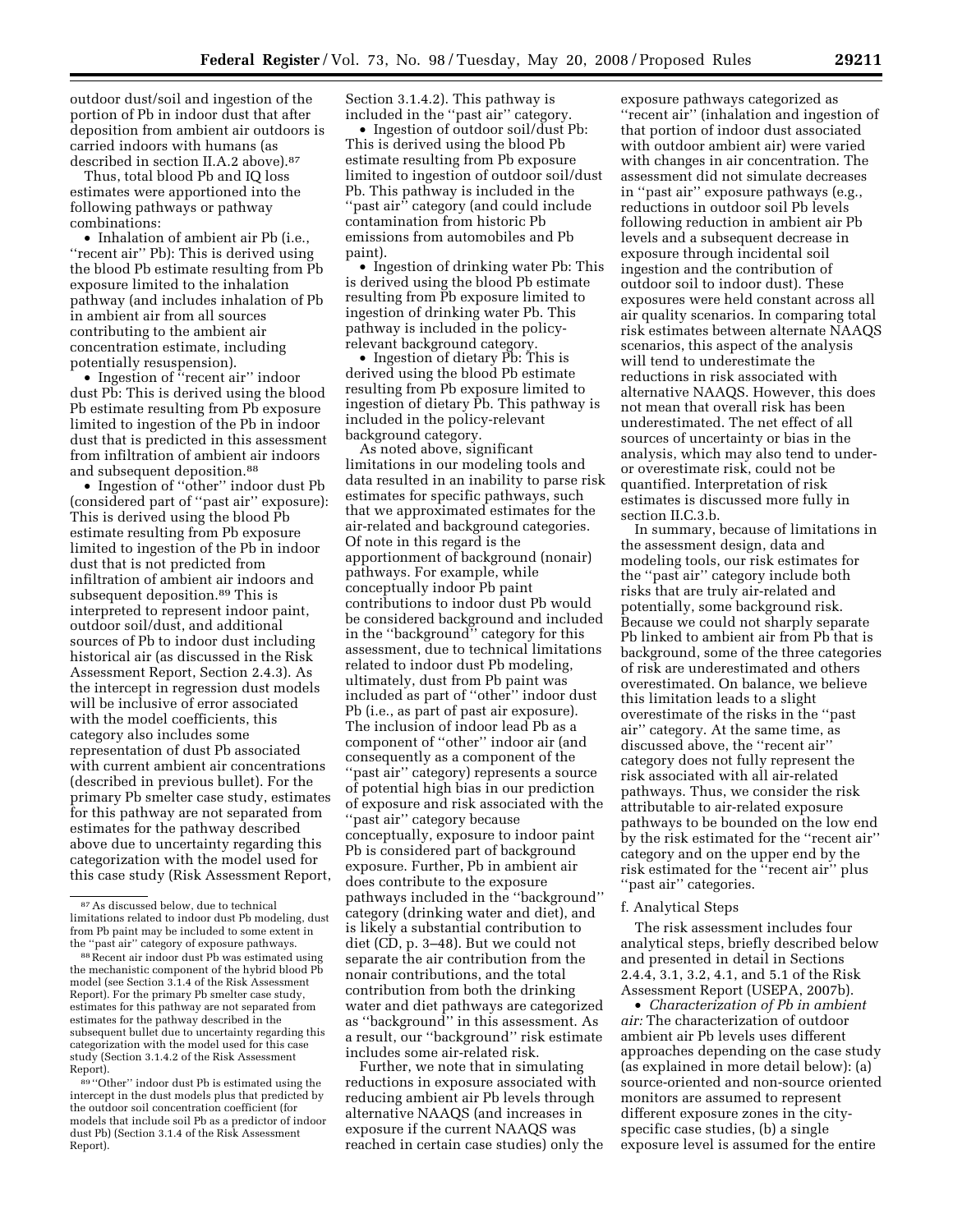outdoor dust/soil and ingestion of the portion of Pb in indoor dust that after deposition from ambient air outdoors is carried indoors with humans (as described in section II.A.2 above).[87]

Thus, total blood Pb and IQ loss estimates were apportioned into the following pathways or pathway combinations:

- Inhalation of ambient air Pb (i.e., ''recent air'' Pb): This is derived using the blood Pb estimate resulting from Pb exposure limited to the inhalation pathway (and includes inhalation of Pb in ambient air from all sources contributing to the ambient air concentration estimate, including potentially resuspension).
- Ingestion of ''recent air'' indoor dust Pb: This is derived using the blood Pb estimate resulting from Pb exposure limited to ingestion of the Pb in indoor dust that is predicted in this assessment from infiltration of ambient air indoors and subsequent deposition.[88]
- Ingestion of ''other'' indoor dust Pb (considered part of ''past air'' exposure): This is derived using the blood Pb estimate resulting from Pb exposure limited to ingestion of the Pb in indoor dust that is not predicted from infiltration of ambient air indoors and subsequent deposition.[89] This is interpreted to represent indoor paint, outdoor soil/dust, and additional sources of Pb to indoor dust including historical air (as discussed in the Risk Assessment Report, Section 2.4.3). As the intercept in regression dust models will be inclusive of error associated with the model coefficients, this category also includes some representation of dust Pb associated with current ambient air concentrations (described in previous bullet). For the primary Pb smelter case study, estimates for this pathway are not separated from estimates for the pathway described above due to uncertainty regarding this categorization with the model used for this case study (Risk Assessment Report, Section 3.1.4.2). This pathway is included in the ''past air'' category.
- Ingestion of outdoor soil/dust Pb: This is derived using the blood Pb estimate resulting from Pb exposure limited to ingestion of outdoor soil/dust Pb. This pathway is included in the ''past air'' category (and could include contamination from historic Pb emissions from automobiles and Pb paint).
- Ingestion of drinking water Pb: This is derived using the blood Pb estimate resulting from Pb exposure limited to ingestion of drinking water Pb. This pathway is included in the policy-relevant background category.
- Ingestion of dietary Pb: This is derived using the blood Pb estimate resulting from Pb exposure limited to ingestion of dietary Pb. This pathway is included in the policy-relevant background category.

As noted above, significant limitations in our modeling tools and data resulted in an inability to parse risk estimates for specific pathways, such that we approximated estimates for the air-related and background categories. Of note in this regard is the apportionment of background (nonair) pathways. For example, while conceptually indoor Pb paint contributions to indoor dust Pb would be considered background and included in the ''background'' category for this assessment, due to technical limitations related to indoor dust Pb modeling, ultimately, dust from Pb paint was included as part of ''other'' indoor dust Pb (i.e., as part of past air exposure). The inclusion of indoor lead Pb as a component of ''other'' indoor air (and consequently as a component of the ''past air'' category) represents a source of potential high bias in our prediction of exposure and risk associated with the ''past air'' category because conceptually, exposure to indoor paint Pb is considered part of background exposure. Further, Pb in ambient air does contribute to the exposure pathways included in the ''background'' category (drinking water and diet), and is likely a substantial contribution to diet (CD, p. 3–48). But we could not separate the air contribution from the nonair contributions, and the total contribution from both the drinking water and diet pathways are categorized as ''background'' in this assessment. As a result, our ''background'' risk estimate includes some air-related risk.

Further, we note that in simulating reductions in exposure associated with reducing ambient air Pb levels through alternative NAAQS (and increases in exposure if the current NAAQS was reached in certain case studies) only the exposure pathways categorized as ''recent air'' (inhalation and ingestion of that portion of indoor dust associated with outdoor ambient air) were varied with changes in air concentration. The assessment did not simulate decreases in ''past air'' exposure pathways (e.g., reductions in outdoor soil Pb levels following reduction in ambient air Pb levels and a subsequent decrease in exposure through incidental soil ingestion and the contribution of outdoor soil to indoor dust). These exposures were held constant across all air quality scenarios. In comparing total risk estimates between alternate NAAQS scenarios, this aspect of the analysis will tend to underestimate the reductions in risk associated with alternative NAAQS. However, this does not mean that overall risk has been underestimated. The net effect of all sources of uncertainty or bias in the analysis, which may also tend to under- or overestimate risk, could not be quantified. Interpretation of risk estimates is discussed more fully in section II.C.3.b.

In summary, because of limitations in the assessment design, data and modeling tools, our risk estimates for the ''past air'' category include both risks that are truly air-related and potentially, some background risk. Because we could not sharply separate Pb linked to ambient air from Pb that is background, some of the three categories of risk are underestimated and others overestimated. On balance, we believe this limitation leads to a slight overestimate of the risks in the ''past air'' category. At the same time, as discussed above, the ''recent air'' category does not fully represent the risk associated with all air-related pathways. Thus, we consider the risk attributable to air-related exposure pathways to be bounded on the low end by the risk estimated for the ''recent air'' category and on the upper end by the risk estimated for the ''recent air'' plus ''past air'' categories.

f. Analytical Steps

The risk assessment includes four analytical steps, briefly described below and presented in detail in Sections 2.4.4, 3.1, 3.2, 4.1, and 5.1 of the Risk Assessment Report (USEPA, 2007b).

- *Characterization of Pb in ambient air:* The characterization of outdoor ambient air Pb levels uses different approaches depending on the case study (as explained in more detail below): (a) source-oriented and non-source oriented monitors are assumed to represent different exposure zones in the city-specific case studies, (b) a single exposure level is assumed for the entire

---

[87] As discussed below, due to technical limitations related to indoor dust Pb modeling, dust from Pb paint may be included to some extent in the ''past air'' category of exposure pathways.

[88] Recent air indoor dust Pb was estimated using the mechanistic component of the hybrid blood Pb model (see Section 3.1.4 of the Risk Assessment Report). For the primary Pb smelter case study, estimates for this pathway are not separated from estimates for the pathway described in the subsequent bullet due to uncertainty regarding this categorization with the model used for this case study (Section 3.1.4.2 of the Risk Assessment Report).

[89] ''Other'' indoor dust Pb is estimated using the intercept in the dust models plus that predicted by the outdoor soil concentration coefficient (for models that include soil Pb as a predictor of indoor dust Pb) (Section 3.1.4 of the Risk Assessment Report).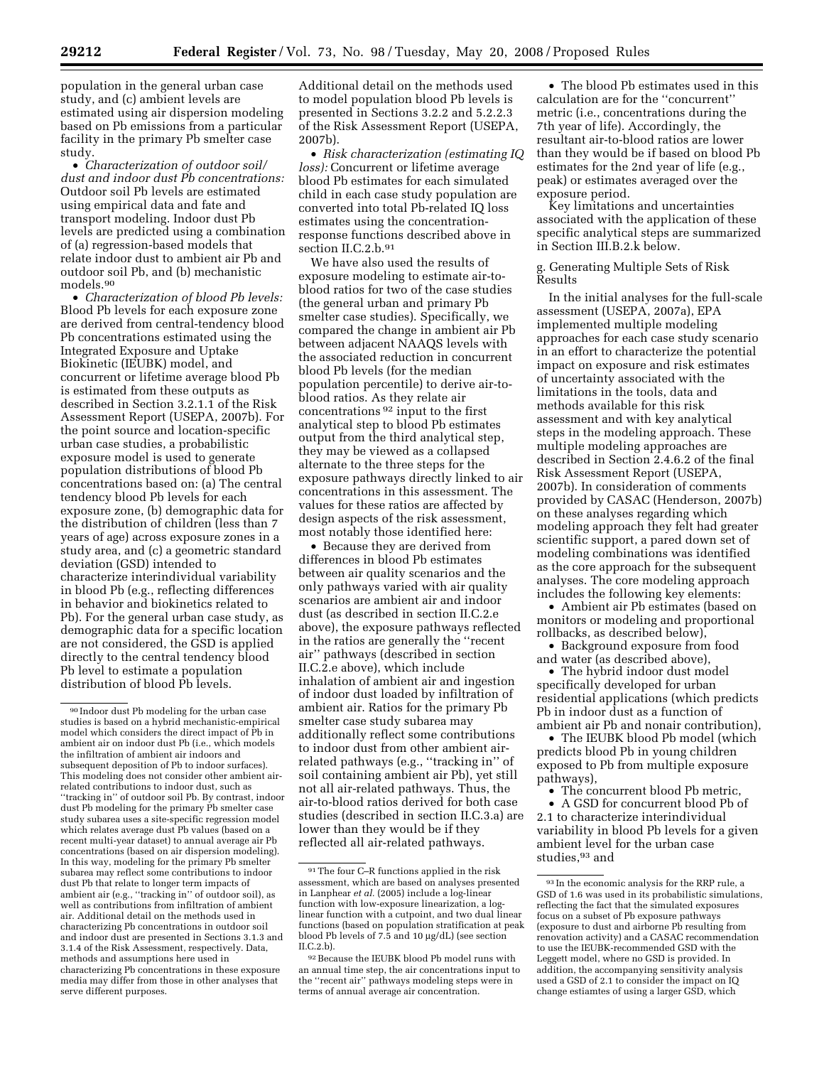population in the general urban case study, and (c) ambient levels are estimated using air dispersion modeling based on Pb emissions from a particular facility in the primary Pb smelter case study.

• *Characterization of outdoor soil/dust and indoor dust Pb concentrations:* Outdoor soil Pb levels are estimated using empirical data and fate and transport modeling. Indoor dust Pb levels are predicted using a combination of (a) regression-based models that relate indoor dust to ambient air Pb and outdoor soil Pb, and (b) mechanistic models.[90]

• *Characterization of blood Pb levels:* Blood Pb levels for each exposure zone are derived from central-tendency blood Pb concentrations estimated using the Integrated Exposure and Uptake Biokinetic (IEUBK) model, and concurrent or lifetime average blood Pb is estimated from these outputs as described in Section 3.2.1.1 of the Risk Assessment Report (USEPA, 2007b). For the point source and location-specific urban case studies, a probabilistic exposure model is used to generate population distributions of blood Pb concentrations based on: (a) The central tendency blood Pb levels for each exposure zone, (b) demographic data for the distribution of children (less than 7 years of age) across exposure zones in a study area, and (c) a geometric standard deviation (GSD) intended to characterize interindividual variability in blood Pb (e.g., reflecting differences in behavior and biokinetics related to Pb). For the general urban case study, as demographic data for a specific location are not considered, the GSD is applied directly to the central tendency blood Pb level to estimate a population distribution of blood Pb levels. Additional detail on the methods used to model population blood Pb levels is presented in Sections 3.2.2 and 5.2.2.3 of the Risk Assessment Report (USEPA, 2007b).

• *Risk characterization (estimating IQ loss):* Concurrent or lifetime average blood Pb estimates for each simulated child in each case study population are converted into total Pb-related IQ loss estimates using the concentration-response functions described above in section II.C.2.b.[91]

We have also used the results of exposure modeling to estimate air-to-blood ratios for two of the case studies (the general urban and primary Pb smelter case studies). Specifically, we compared the change in ambient air Pb between adjacent NAAQS levels with the associated reduction in concurrent blood Pb levels (for the median population percentile) to derive air-to-blood ratios. As they relate air concentrations[92] input to the first analytical step to blood Pb estimates output from the third analytical step, they may be viewed as a collapsed alternate to the three steps for the exposure pathways directly linked to air concentrations in this assessment. The values for these ratios are affected by design aspects of the risk assessment, most notably those identified here:

• Because they are derived from differences in blood Pb estimates between air quality scenarios and the only pathways varied with air quality scenarios are ambient air and indoor dust (as described in section II.C.2.e above), the exposure pathways reflected in the ratios are generally the ''recent air'' pathways (described in section II.C.2.e above), which include inhalation of ambient air and ingestion of indoor dust loaded by infiltration of ambient air. Ratios for the primary Pb smelter case study subarea may additionally reflect some contributions to indoor dust from other ambient air-related pathways (e.g., ''tracking in'' of soil containing ambient air Pb), yet still not all air-related pathways. Thus, the air-to-blood ratios derived for both case studies (described in section II.C.3.a) are lower than they would be if they reflected all air-related pathways.

• The blood Pb estimates used in this calculation are for the ''concurrent'' metric (i.e., concentrations during the 7th year of life). Accordingly, the resultant air-to-blood ratios are lower than they would be if based on blood Pb estimates for the 2nd year of life (e.g., peak) or estimates averaged over the exposure period.

Key limitations and uncertainties associated with the application of these specific analytical steps are summarized in Section III.B.2.k below.

g. Generating Multiple Sets of Risk Results

In the initial analyses for the full-scale assessment (USEPA, 2007a), EPA implemented multiple modeling approaches for each case study scenario in an effort to characterize the potential impact on exposure and risk estimates of uncertainty associated with the limitations in the tools, data and methods available for this risk assessment and with key analytical steps in the modeling approach. These multiple modeling approaches are described in Section 2.4.6.2 of the final Risk Assessment Report (USEPA, 2007b). In consideration of comments provided by CASAC (Henderson, 2007b) on these analyses regarding which modeling approach they felt had greater scientific support, a pared down set of modeling combinations was identified as the core approach for the subsequent analyses. The core modeling approach includes the following key elements:

• Ambient air Pb estimates (based on monitors or modeling and proportional rollbacks, as described below),

• Background exposure from food and water (as described above),

• The hybrid indoor dust model specifically developed for urban residential applications (which predicts Pb in indoor dust as a function of ambient air Pb and nonair contribution),

• The IEUBK blood Pb model (which predicts blood Pb in young children exposed to Pb from multiple exposure pathways),

• The concurrent blood Pb metric,

• A GSD for concurrent blood Pb of 2.1 to characterize interindividual variability in blood Pb levels for a given ambient level for the urban case studies,[93] and

---

[90] Indoor dust Pb modeling for the urban case studies is based on a hybrid mechanistic-empirical model which considers the direct impact of Pb in ambient air on indoor dust Pb (i.e., which models the infiltration of ambient air indoors and subsequent deposition of Pb to indoor surfaces). This modeling does not consider other ambient air-related contributions to indoor dust, such as ''tracking in'' of outdoor soil Pb. By contrast, indoor dust Pb modeling for the primary Pb smelter case study subarea uses a site-specific regression model which relates average dust Pb values (based on a recent multi-year dataset) to annual average air Pb concentrations (based on air dispersion modeling). In this way, modeling for the primary Pb smelter subarea may reflect some contributions to indoor dust Pb that relate to longer term impacts of ambient air (e.g., ''tracking in'' of outdoor soil), as well as contributions from infiltration of ambient air. Additional detail on the methods used in characterizing Pb concentrations in outdoor soil and indoor dust are presented in Sections 3.1.3 and 3.1.4 of the Risk Assessment, respectively. Data, methods and assumptions here used in characterizing Pb concentrations in these exposure media may differ from those in other analyses that serve different purposes.

[91] The four C–R functions applied in the risk assessment, which are based on analyses presented in Lanphear *et al.* (2005) include a log-linear function with low-exposure linearization, a log-linear function with a cutpoint, and two dual linear functions (based on population stratification at peak blood Pb levels of 7.5 and 10 μg/dL) (see section II.C.2.b).

[92] Because the IEUBK blood Pb model runs with an annual time step, the air concentrations input to the ''recent air'' pathways modeling steps were in terms of annual average air concentration.

[93] In the economic analysis for the RRP rule, a GSD of 1.6 was used in its probabilistic simulations, reflecting the fact that the simulated exposures focus on a subset of Pb exposure pathways (exposure to dust and airborne Pb resulting from renovation activity) and a CASAC recommendation to use the IEUBK-recommended GSD with the Leggett model, where no GSD is provided. In addition, the accompanying sensitivity analysis used a GSD of 2.1 to consider the impact on IQ change estiamtes of using a larger GSD, which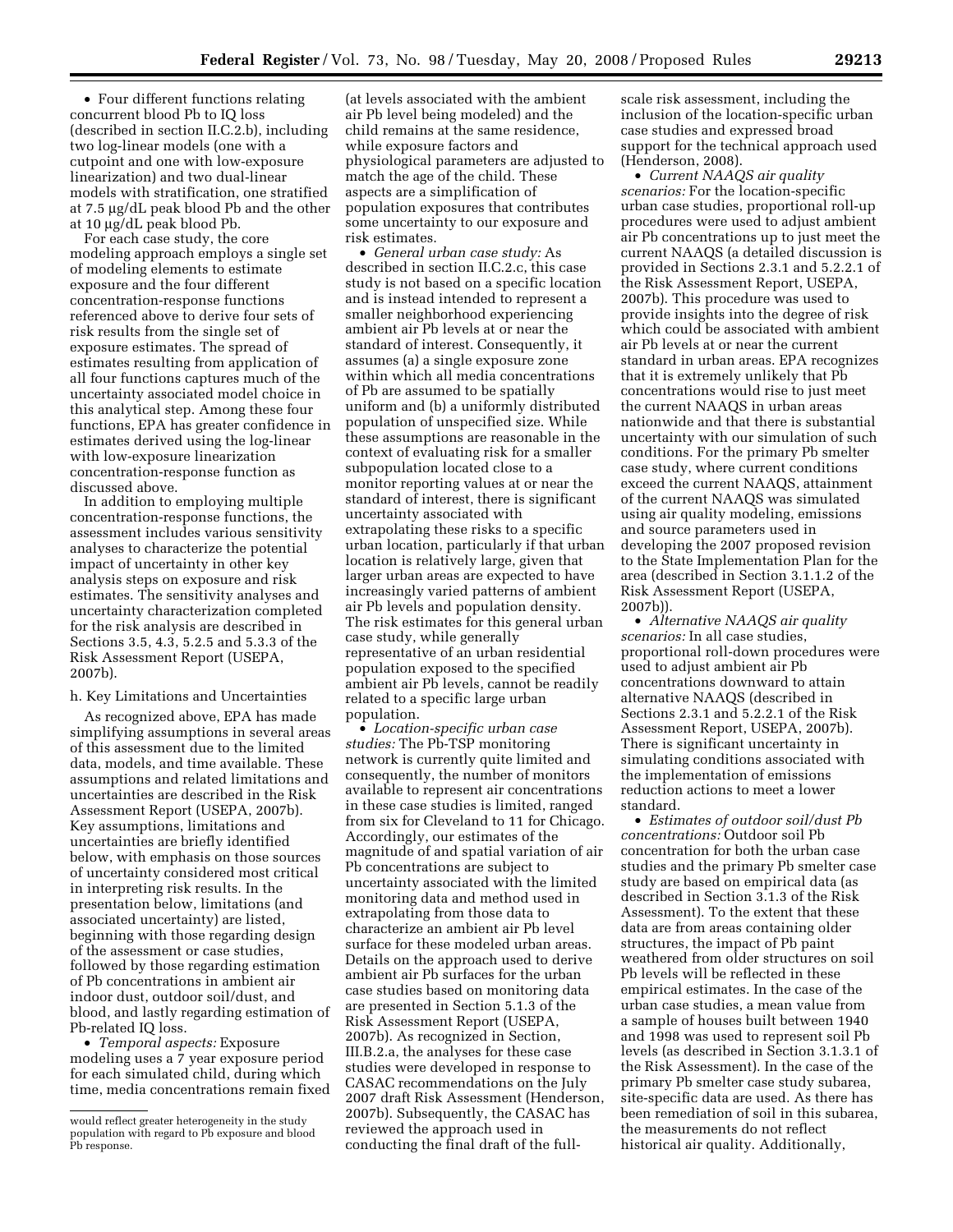• Four different functions relating concurrent blood Pb to IQ loss (described in section II.C.2.b), including two log-linear models (one with a cutpoint and one with low-exposure linearization) and two dual-linear models with stratification, one stratified at 7.5 µg/dL peak blood Pb and the other at 10 µg/dL peak blood Pb.

For each case study, the core modeling approach employs a single set of modeling elements to estimate exposure and the four different concentration-response functions referenced above to derive four sets of risk results from the single set of exposure estimates. The spread of estimates resulting from application of all four functions captures much of the uncertainty associated model choice in this analytical step. Among these four functions, EPA has greater confidence in estimates derived using the log-linear with low-exposure linearization concentration-response function as discussed above.

In addition to employing multiple concentration-response functions, the assessment includes various sensitivity analyses to characterize the potential impact of uncertainty in other key analysis steps on exposure and risk estimates. The sensitivity analyses and uncertainty characterization completed for the risk analysis are described in Sections 3.5, 4.3, 5.2.5 and 5.3.3 of the Risk Assessment Report (USEPA, 2007b).

h. Key Limitations and Uncertainties

As recognized above, EPA has made simplifying assumptions in several areas of this assessment due to the limited data, models, and time available. These assumptions and related limitations and uncertainties are described in the Risk Assessment Report (USEPA, 2007b). Key assumptions, limitations and uncertainties are briefly identified below, with emphasis on those sources of uncertainty considered most critical in interpreting risk results. In the presentation below, limitations (and associated uncertainty) are listed, beginning with those regarding design of the assessment or case studies, followed by those regarding estimation of Pb concentrations in ambient air indoor dust, outdoor soil/dust, and blood, and lastly regarding estimation of Pb-related IQ loss.

• *Temporal aspects:* Exposure modeling uses a 7 year exposure period for each simulated child, during which time, media concentrations remain fixed (at levels associated with the ambient air Pb level being modeled) and the child remains at the same residence, while exposure factors and physiological parameters are adjusted to match the age of the child. These aspects are a simplification of population exposures that contributes some uncertainty to our exposure and risk estimates.

• *General urban case study:* As described in section II.C.2.c, this case study is not based on a specific location and is instead intended to represent a smaller neighborhood experiencing ambient air Pb levels at or near the standard of interest. Consequently, it assumes (a) a single exposure zone within which all media concentrations of Pb are assumed to be spatially uniform and (b) a uniformly distributed population of unspecified size. While these assumptions are reasonable in the context of evaluating risk for a smaller subpopulation located close to a monitor reporting values at or near the standard of interest, there is significant uncertainty associated with extrapolating these risks to a specific urban location, particularly if that urban location is relatively large, given that larger urban areas are expected to have increasingly varied patterns of ambient air Pb levels and population density. The risk estimates for this general urban case study, while generally representative of an urban residential population exposed to the specified ambient air Pb levels, cannot be readily related to a specific large urban population.

• *Location-specific urban case studies:* The Pb-TSP monitoring network is currently quite limited and consequently, the number of monitors available to represent air concentrations in these case studies is limited, ranged from six for Cleveland to 11 for Chicago. Accordingly, our estimates of the magnitude of and spatial variation of air Pb concentrations are subject to uncertainty associated with the limited monitoring data and method used in extrapolating from those data to characterize an ambient air Pb level surface for these modeled urban areas. Details on the approach used to derive ambient air Pb surfaces for the urban case studies based on monitoring data are presented in Section 5.1.3 of the Risk Assessment Report (USEPA, 2007b). As recognized in Section, III.B.2.a, the analyses for these case studies were developed in response to CASAC recommendations on the July 2007 draft Risk Assessment (Henderson, 2007b). Subsequently, the CASAC has reviewed the approach used in conducting the final draft of the full-scale risk assessment, including the inclusion of the location-specific urban case studies and expressed broad support for the technical approach used (Henderson, 2008).

• *Current NAAQS air quality scenarios:* For the location-specific urban case studies, proportional roll-up procedures were used to adjust ambient air Pb concentrations up to just meet the current NAAQS (a detailed discussion is provided in Sections 2.3.1 and 5.2.2.1 of the Risk Assessment Report, USEPA, 2007b). This procedure was used to provide insights into the degree of risk which could be associated with ambient air Pb levels at or near the current standard in urban areas. EPA recognizes that it is extremely unlikely that Pb concentrations would rise to just meet the current NAAQS in urban areas nationwide and that there is substantial uncertainty with our simulation of such conditions. For the primary Pb smelter case study, where current conditions exceed the current NAAQS, attainment of the current NAAQS was simulated using air quality modeling, emissions and source parameters used in developing the 2007 proposed revision to the State Implementation Plan for the area (described in Section 3.1.1.2 of the Risk Assessment Report (USEPA, 2007b)).

• *Alternative NAAQS air quality scenarios:* In all case studies, proportional roll-down procedures were used to adjust ambient air Pb concentrations downward to attain alternative NAAQS (described in Sections 2.3.1 and 5.2.2.1 of the Risk Assessment Report, USEPA, 2007b). There is significant uncertainty in simulating conditions associated with the implementation of emissions reduction actions to meet a lower standard.

• *Estimates of outdoor soil/dust Pb concentrations:* Outdoor soil Pb concentration for both the urban case studies and the primary Pb smelter case study are based on empirical data (as described in Section 3.1.3 of the Risk Assessment). To the extent that these data are from areas containing older structures, the impact of Pb paint weathered from older structures on soil Pb levels will be reflected in these empirical estimates. In the case of the urban case studies, a mean value from a sample of houses built between 1940 and 1998 was used to represent soil Pb levels (as described in Section 3.1.3.1 of the Risk Assessment). In the case of the primary Pb smelter case study subarea, site-specific data are used. As there has been remediation of soil in this subarea, the measurements do not reflect historical air quality. Additionally,

---

would reflect greater heterogeneity in the study population with regard to Pb exposure and blood Pb response.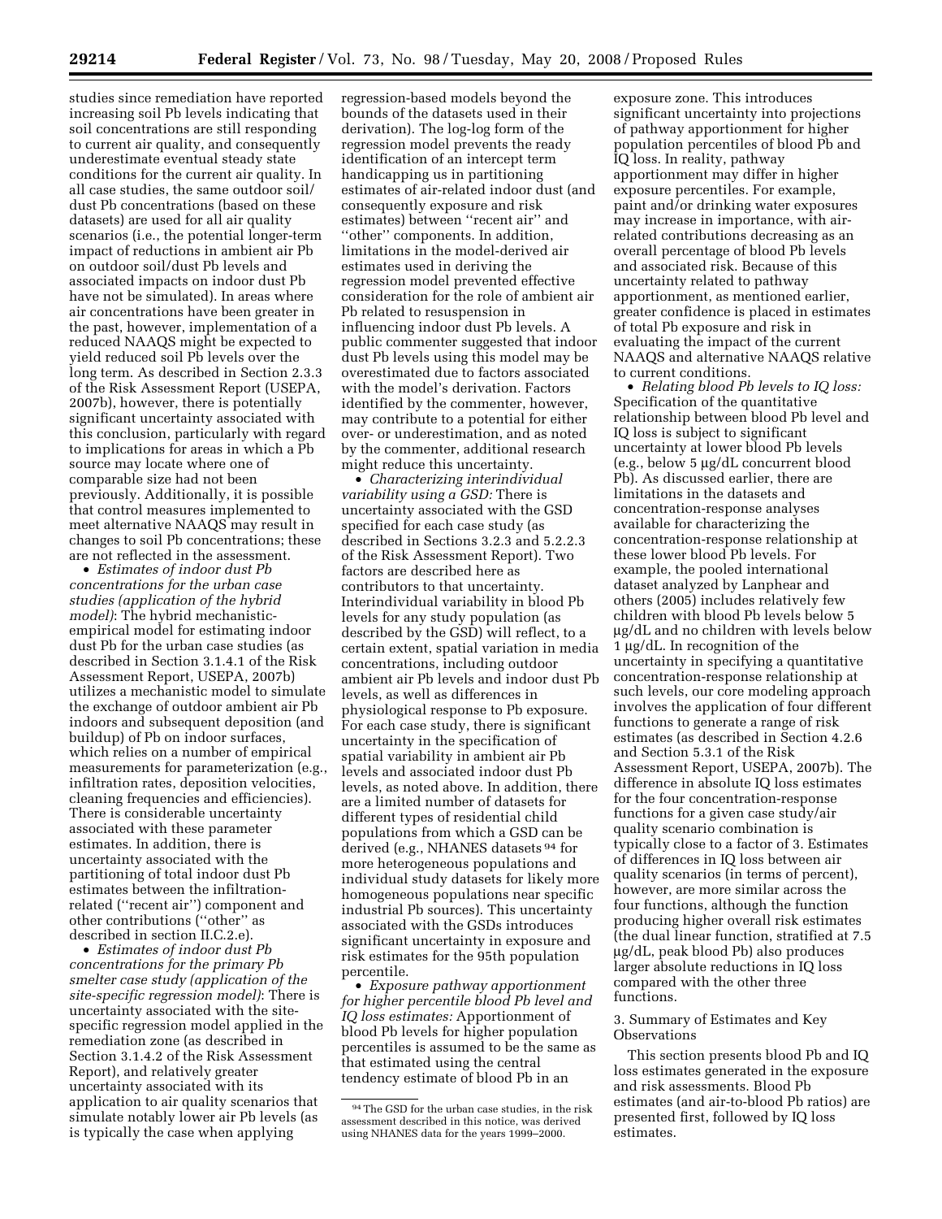studies since remediation have reported increasing soil Pb levels indicating that soil concentrations are still responding to current air quality, and consequently underestimate eventual steady state conditions for the current air quality. In all case studies, the same outdoor soil/dust Pb concentrations (based on these datasets) are used for all air quality scenarios (i.e., the potential longer-term impact of reductions in ambient air Pb on outdoor soil/dust Pb levels and associated impacts on indoor dust Pb have not be simulated). In areas where air concentrations have been greater in the past, however, implementation of a reduced NAAQS might be expected to yield reduced soil Pb levels over the long term. As described in Section 2.3.3 of the Risk Assessment Report (USEPA, 2007b), however, there is potentially significant uncertainty associated with this conclusion, particularly with regard to implications for areas in which a Pb source may locate where one of comparable size had not been previously. Additionally, it is possible that control measures implemented to meet alternative NAAQS may result in changes to soil Pb concentrations; these are not reflected in the assessment.

- *Estimates of indoor dust Pb concentrations for the urban case studies (application of the hybrid model)*: The hybrid mechanistic-empirical model for estimating indoor dust Pb for the urban case studies (as described in Section 3.1.4.1 of the Risk Assessment Report, USEPA, 2007b) utilizes a mechanistic model to simulate the exchange of outdoor ambient air Pb indoors and subsequent deposition (and buildup) of Pb on indoor surfaces, which relies on a number of empirical measurements for parameterization (e.g., infiltration rates, deposition velocities, cleaning frequencies and efficiencies). There is considerable uncertainty associated with these parameter estimates. In addition, there is uncertainty associated with the partitioning of total indoor dust Pb estimates between the infiltration-related (''recent air'') component and other contributions (''other'' as described in section II.C.2.e).
- *Estimates of indoor dust Pb concentrations for the primary Pb smelter case study (application of the site-specific regression model)*: There is uncertainty associated with the site-specific regression model applied in the remediation zone (as described in Section 3.1.4.2 of the Risk Assessment Report), and relatively greater uncertainty associated with its application to air quality scenarios that simulate notably lower air Pb levels (as is typically the case when applying regression-based models beyond the bounds of the datasets used in their derivation). The log-log form of the regression model prevents the ready identification of an intercept term handicapping us in partitioning estimates of air-related indoor dust (and consequently exposure and risk estimates) between ''recent air'' and ''other'' components. In addition, limitations in the model-derived air estimates used in deriving the regression model prevented effective consideration for the role of ambient air Pb related to resuspension in influencing indoor dust Pb levels. A public commenter suggested that indoor dust Pb levels using this model may be overestimated due to factors associated with the model's derivation. Factors identified by the commenter, however, may contribute to a potential for either over- or underestimation, and as noted by the commenter, additional research might reduce this uncertainty.
- *Characterizing interindividual variability using a GSD:* There is uncertainty associated with the GSD specified for each case study (as described in Sections 3.2.3 and 5.2.2.3 of the Risk Assessment Report). Two factors are described here as contributors to that uncertainty. Interindividual variability in blood Pb levels for any study population (as described by the GSD) will reflect, to a certain extent, spatial variation in media concentrations, including outdoor ambient air Pb levels and indoor dust Pb levels, as well as differences in physiological response to Pb exposure. For each case study, there is significant uncertainty in the specification of spatial variability in ambient air Pb levels and associated indoor dust Pb levels, as noted above. In addition, there are a limited number of datasets for different types of residential child populations from which a GSD can be derived (e.g., NHANES datasets [94] for more heterogeneous populations and individual study datasets for likely more homogeneous populations near specific industrial Pb sources). This uncertainty associated with the GSDs introduces significant uncertainty in exposure and risk estimates for the 95th population percentile.
- *Exposure pathway apportionment for higher percentile blood Pb level and IQ loss estimates:* Apportionment of blood Pb levels for higher population percentiles is assumed to be the same as that estimated using the central tendency estimate of blood Pb in an exposure zone. This introduces significant uncertainty into projections of pathway apportionment for higher population percentiles of blood Pb and IQ loss. In reality, pathway apportionment may differ in higher exposure percentiles. For example, paint and/or drinking water exposures may increase in importance, with air-related contributions decreasing as an overall percentage of blood Pb levels and associated risk. Because of this uncertainty related to pathway apportionment, as mentioned earlier, greater confidence is placed in estimates of total Pb exposure and risk in evaluating the impact of the current NAAQS and alternative NAAQS relative to current conditions.
- *Relating blood Pb levels to IQ loss:* Specification of the quantitative relationship between blood Pb level and IQ loss is subject to significant uncertainty at lower blood Pb levels (e.g., below 5 μg/dL concurrent blood Pb). As discussed earlier, there are limitations in the datasets and concentration-response analyses available for characterizing the concentration-response relationship at these lower blood Pb levels. For example, the pooled international dataset analyzed by Lanphear and others (2005) includes relatively few children with blood Pb levels below 5 μg/dL and no children with levels below 1 μg/dL. In recognition of the uncertainty in specifying a quantitative concentration-response relationship at such levels, our core modeling approach involves the application of four different functions to generate a range of risk estimates (as described in Section 4.2.6 and Section 5.3.1 of the Risk Assessment Report, USEPA, 2007b). The difference in absolute IQ loss estimates for the four concentration-response functions for a given case study/air quality scenario combination is typically close to a factor of 3. Estimates of differences in IQ loss between air quality scenarios (in terms of percent), however, are more similar across the four functions, although the function producing higher overall risk estimates (the dual linear function, stratified at 7.5 μg/dL, peak blood Pb) also produces larger absolute reductions in IQ loss compared with the other three functions.

3. Summary of Estimates and Key Observations

This section presents blood Pb and IQ loss estimates generated in the exposure and risk assessments. Blood Pb estimates (and air-to-blood Pb ratios) are presented first, followed by IQ loss estimates.

[94] The GSD for the urban case studies, in the risk assessment described in this notice, was derived using NHANES data for the years 1999–2000.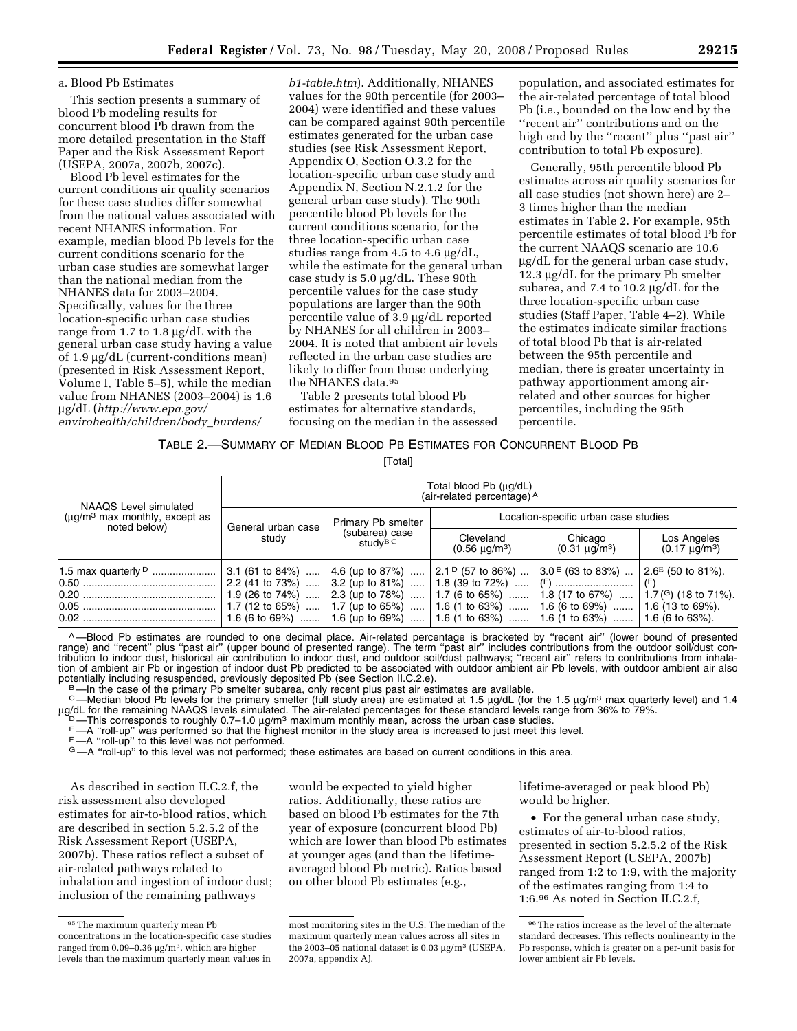a. Blood Pb Estimates

This section presents a summary of blood Pb modeling results for concurrent blood Pb drawn from the more detailed presentation in the Staff Paper and the Risk Assessment Report (USEPA, 2007a, 2007b, 2007c).

Blood Pb level estimates for the current conditions air quality scenarios for these case studies differ somewhat from the national values associated with recent NHANES information. For example, median blood Pb levels for the current conditions scenario for the urban case studies are somewhat larger than the national median from the NHANES data for 2003–2004. Specifically, values for the three location-specific urban case studies range from 1.7 to 1.8 µg/dL with the general urban case study having a value of 1.9 µg/dL (current-conditions mean) (presented in Risk Assessment Report, Volume I, Table 5–5), while the median value from NHANES (2003–2004) is 1.6 µg/dL (*http://www.epa.gov/envirohealth/children/body_burdens/b1-table.htm*). Additionally, NHANES values for the 90th percentile (for 2003–2004) were identified and these values can be compared against 90th percentile estimates generated for the urban case studies (see Risk Assessment Report, Appendix O, Section O.3.2 for the location-specific urban case study and Appendix N, Section N.2.1.2 for the general urban case study). The 90th percentile blood Pb levels for the current conditions scenario, for the three location-specific urban case studies range from 4.5 to 4.6 µg/dL, while the estimate for the general urban case study is 5.0 µg/dL. These 90th percentile values for the case study populations are larger than the 90th percentile value of 3.9 µg/dL reported by NHANES for all children in 2003–2004. It is noted that ambient air levels reflected in the urban case studies are likely to differ from those underlying the NHANES data.[95]

Table 2 presents total blood Pb estimates for alternative standards, focusing on the median in the assessed population, and associated estimates for the air-related percentage of total blood Pb (i.e., bounded on the low end by the ''recent air'' contributions and on the high end by the ''recent'' plus ''past air'' contribution to total Pb exposure).

Generally, 95th percentile blood Pb estimates across air quality scenarios for all case studies (not shown here) are 2–3 times higher than the median estimates in Table 2. For example, 95th percentile estimates of total blood Pb for the current NAAQS scenario are 10.6 µg/dL for the general urban case study, 12.3 µg/dL for the primary Pb smelter subarea, and 7.4 to 10.2 µg/dL for the three location-specific urban case studies (Staff Paper, Table 4–2). While the estimates indicate similar fractions of total blood Pb that is air-related between the 95th percentile and median, there is greater uncertainty in pathway apportionment among air-related and other sources for higher percentiles, including the 95th percentile.

TABLE 2.—SUMMARY OF MEDIAN BLOOD PB ESTIMATES FOR CONCURRENT BLOOD PB

[Total]

| NAAQS Level simulated (µg/m³ max monthly, except as noted below) | Total blood Pb (µg/dL) (air-related percentage) [A] | | | | |
|---|---|---|---|---|---|
| | General urban case study | Primary Pb smelter (subarea) case study [B C] | Location-specific urban case studies | | |
| | | | Cleveland (0.56 µg/m³) | Chicago (0.31 µg/m³) | Los Angeles (0.17 µg/m³) |
| 1.5 max quarterly [D] | 3.1 (61 to 84%) | 4.6 (up to 87%) | 2.1 [D] (57 to 86%) | 3.0 [E] (63 to 83%) | 2.6 [E] (50 to 81%). |
| 0.50 | 2.2 (41 to 73%) | 3.2 (up to 81%) | 1.8 (39 to 72%) | ([F]) | ([F]) |
| 0.20 | 1.9 (26 to 74%) | 2.3 (up to 78%) | 1.7 (6 to 65%) | 1.8 (17 to 67%) | 1.7 ([G]) (18 to 71%). |
| 0.05 | 1.7 (12 to 65%) | 1.7 (up to 65%) | 1.6 (1 to 63%) | 1.6 (6 to 69%) | 1.6 (13 to 69%). |
| 0.02 | 1.6 (6 to 69%) | 1.6 (up to 69%) | 1.6 (1 to 63%) | 1.6 (1 to 63%) | 1.6 (6 to 63%). |

[A]—Blood Pb estimates are rounded to one decimal place. Air-related percentage is bracketed by ''recent air'' (lower bound of presented range) and ''recent'' plus ''past air'' (upper bound of presented range). The term ''past air'' includes contributions from the outdoor soil/dust contribution to indoor dust, historical air contribution to indoor dust, and outdoor soil/dust pathways; ''recent air'' refers to contributions from inhalation of ambient air Pb or ingestion of indoor dust Pb predicted to be associated with outdoor ambient air Pb levels, with outdoor ambient air also potentially including resuspended, previously deposited Pb (see Section II.C.2.e).

[B]—In the case of the primary Pb smelter subarea, only recent plus past air estimates are available.

[C]—Median blood Pb levels for the primary smelter (full study area) are estimated at 1.5 µg/dL (for the 1.5 µg/m³ max quarterly level) and 1.4 µg/dL for the remaining NAAQS levels simulated. The air-related percentages for these standard levels range from 36% to 79%.

[D]—This corresponds to roughly 0.7–1.0 µg/m³ maximum monthly mean, across the urban case studies.

[E]—A ''roll-up'' was performed so that the highest monitor in the study area is increased to just meet this level.

[F]—A ''roll-up'' to this level was not performed.

[G]—A ''roll-up'' to this level was not performed; these estimates are based on current conditions in this area.

As described in section II.C.2.f, the risk assessment also developed estimates for air-to-blood ratios, which are described in section 5.2.5.2 of the Risk Assessment Report (USEPA, 2007b). These ratios reflect a subset of air-related pathways related to inhalation and ingestion of indoor dust; inclusion of the remaining pathways would be expected to yield higher ratios. Additionally, these ratios are based on blood Pb estimates for the 7th year of exposure (concurrent blood Pb) which are lower than blood Pb estimates at younger ages (and than the lifetime-averaged blood Pb metric). Ratios based on other blood Pb estimates (e.g., lifetime-averaged or peak blood Pb) would be higher.

- For the general urban case study, estimates of air-to-blood ratios, presented in section 5.2.5.2 of the Risk Assessment Report (USEPA, 2007b) ranged from 1:2 to 1:9, with the majority of the estimates ranging from 1:4 to 1:6.[96] As noted in Section II.C.2.f,

[95] The maximum quarterly mean Pb concentrations in the location-specific case studies ranged from 0.09–0.36 µg/m³, which are higher levels than the maximum quarterly mean values in most monitoring sites in the U.S. The median of the maximum quarterly mean values across all sites in the 2003–05 national dataset is 0.03 µg/m³ (USEPA, 2007a, appendix A).

[96] The ratios increase as the level of the alternate standard decreases. This reflects nonlinearity in the Pb response, which is greater on a per-unit basis for lower ambient air Pb levels.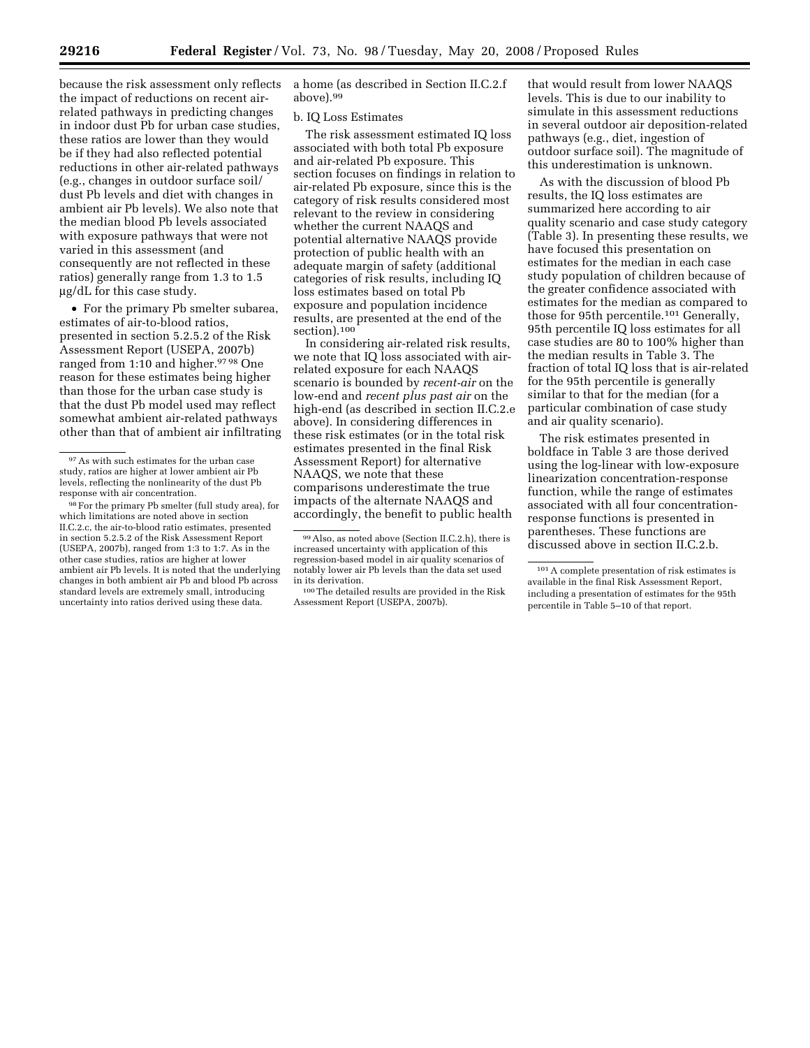because the risk assessment only reflects the impact of reductions on recent air-related pathways in predicting changes in indoor dust Pb for urban case studies, these ratios are lower than they would be if they had also reflected potential reductions in other air-related pathways (e.g., changes in outdoor surface soil/dust Pb levels and diet with changes in ambient air Pb levels). We also note that the median blood Pb levels associated with exposure pathways that were not varied in this assessment (and consequently are not reflected in these ratios) generally range from 1.3 to 1.5 µg/dL for this case study.

- For the primary Pb smelter subarea, estimates of air-to-blood ratios, presented in section 5.2.5.2 of the Risk Assessment Report (USEPA, 2007b) ranged from 1:10 and higher.[97] [98] One reason for these estimates being higher than those for the urban case study is that the dust Pb model used may reflect somewhat ambient air-related pathways other than that of ambient air infiltrating a home (as described in Section II.C.2.f above).[99]

[97] As with such estimates for the urban case study, ratios are higher at lower ambient air Pb levels, reflecting the nonlinearity of the dust Pb response with air concentration.

[98] For the primary Pb smelter (full study area), for which limitations are noted above in section II.C.2.c, the air-to-blood ratio estimates, presented in section 5.2.5.2 of the Risk Assessment Report (USEPA, 2007b), ranged from 1:3 to 1:7. As in the other case studies, ratios are higher at lower ambient air Pb levels. It is noted that the underlying changes in both ambient air Pb and blood Pb across standard levels are extremely small, introducing uncertainty into ratios derived using these data.

[99] Also, as noted above (Section II.C.2.h), there is increased uncertainty with application of this regression-based model in air quality scenarios of notably lower air Pb levels than the data set used in its derivation.

b. IQ Loss Estimates

The risk assessment estimated IQ loss associated with both total Pb exposure and air-related Pb exposure. This section focuses on findings in relation to air-related Pb exposure, since this is the category of risk results considered most relevant to the review in considering whether the current NAAQS and potential alternative NAAQS provide protection of public health with an adequate margin of safety (additional categories of risk results, including IQ loss estimates based on total Pb exposure and population incidence results, are presented at the end of the section).[100]

[100] The detailed results are provided in the Risk Assessment Report (USEPA, 2007b).

In considering air-related risk results, we note that IQ loss associated with air-related exposure for each NAAQS scenario is bounded by *recent-air* on the low-end and *recent plus past air* on the high-end (as described in section II.C.2.e above). In considering differences in these risk estimates (or in the total risk estimates presented in the final Risk Assessment Report) for alternative NAAQS, we note that these comparisons underestimate the true impacts of the alternate NAAQS and accordingly, the benefit to public health that would result from lower NAAQS levels. This is due to our inability to simulate in this assessment reductions in several outdoor air deposition-related pathways (e.g., diet, ingestion of outdoor surface soil). The magnitude of this underestimation is unknown.

As with the discussion of blood Pb results, the IQ loss estimates are summarized here according to air quality scenario and case study category (Table 3). In presenting these results, we have focused this presentation on estimates for the median in each case study population of children because of the greater confidence associated with estimates for the median as compared to those for 95th percentile.[101] Generally, 95th percentile IQ loss estimates for all case studies are 80 to 100% higher than the median results in Table 3. The fraction of total IQ loss that is air-related for the 95th percentile is generally similar to that for the median (for a particular combination of case study and air quality scenario).

The risk estimates presented in boldface in Table 3 are those derived using the log-linear with low-exposure linearization concentration-response function, while the range of estimates associated with all four concentration-response functions is presented in parentheses. These functions are discussed above in section II.C.2.b.

[101] A complete presentation of risk estimates is available in the final Risk Assessment Report, including a presentation of estimates for the 95th percentile in Table 5–10 of that report.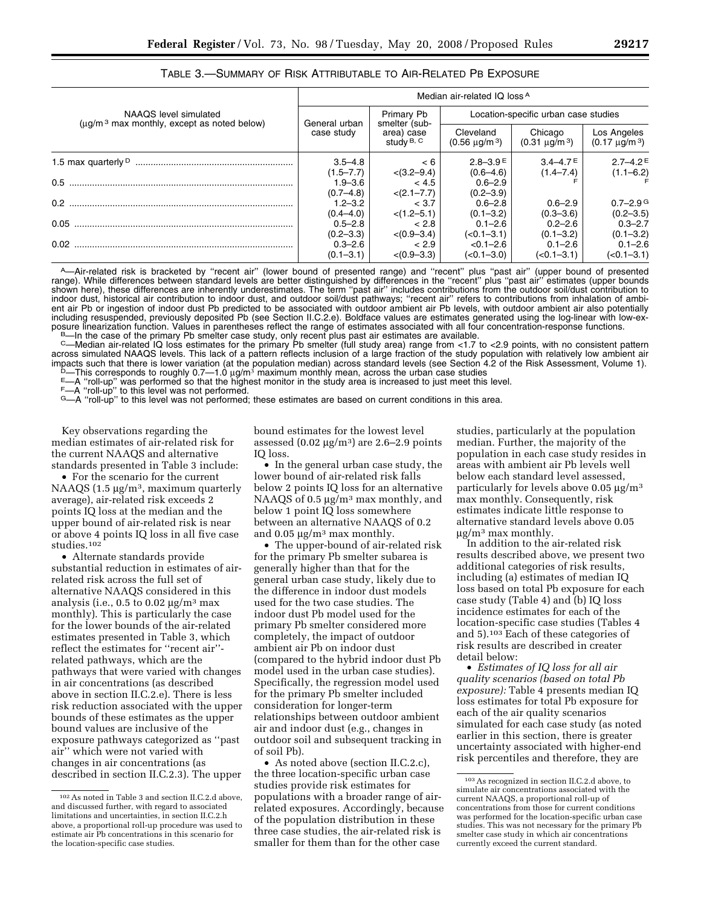TABLE 3.—SUMMARY OF RISK ATTRIBUTABLE TO AIR-RELATED PB EXPOSURE

| NAAQS level simulated (μg/m[3] max monthly, except as noted below) | Median air-related IQ loss[A] | | | | |
|---|---|---|---|---|---|
| | General urban case study | Primary Pb smelter (sub-area) case study[B, C] | Location-specific urban case studies | | |
| | | | Cleveland (0.56 μg/m[3]) | Chicago (0.31 μg/m[3]) | Los Angeles (0.17 μg/m[3]) |
| 1.5 max quarterly[D] | 3.5–4.8 (1.5–7.7) | < 6 <(3.2–9.4) | 2.8–3.9[E] (0.6–4.6) | 3.4–4.7[E] (1.4–7.4) | 2.7–4.2[E] (1.1–6.2) |
| 0.5 | 1.9–3.6 (0.7–4.8) | < 4.5 <(2.1–7.7) | 0.6–2.9 (0.2–3.9) | [F] | [F] |
| 0.2 | 1.2–3.2 (0.4–4.0) | < 3.7 <(1.2–5.1) | 0.6–2.8 (0.1–3.2) | 0.6–2.9 (0.3–3.6) | 0.7–2.9[G] (0.2–3.5) |
| 0.05 | 0.5–2.8 (0.2–3.3) | < 2.8 <(0.9–3.4) | 0.1–2.6 (<0.1–3.1) | 0.2–2.6 (0.1–3.2) | 0.3–2.7 (0.1–3.2) |
| 0.02 | 0.3–2.6 (0.1–3.1) | < 2.9 <(0.9–3.3) | <0.1–2.6 (<0.1–3.0) | 0.1–2.6 (<0.1–3.1) | 0.1–2.6 (<0.1–3.1) |

A—Air-related risk is bracketed by "recent air" (lower bound of presented range) and "recent" plus "past air" (upper bound of presented range). While differences between standard levels are better distinguished by differences in the "recent" plus "past air" estimates (upper bounds shown here), these differences are inherently underestimates. The term "past air" includes contributions from the outdoor soil/dust contribution to indoor dust, historical air contribution to indoor dust, and outdoor soil/dust pathways; "recent air" refers to contributions from inhalation of ambient air Pb or ingestion of indoor dust Pb predicted to be associated with outdoor ambient air Pb levels, with outdoor ambient air also potentially including resuspended, previously deposited Pb (see Section II.C.2.e). Boldface values are estimates generated using the log-linear with low-exposure linearization function. Values in parentheses reflect the range of estimates associated with all four concentration-response functions.

B—In the case of the primary Pb smelter case study, only recent plus past air estimates are available.

C—Median air-related IQ loss estimates for the primary Pb smelter (full study area) range from <1.7 to <2.9 points, with no consistent pattern across simulated NAAQS levels. This lack of a pattern reflects inclusion of a large fraction of the study population with relatively low ambient air impacts such that there is lower variation (at the population median) across standard levels (see Section 4.2 of the Risk Assessment, Volume 1).

D—This corresponds to roughly 0.7—1.0 μg/m[3] maximum monthly mean, across the urban case studies

E—A "roll-up" was performed so that the highest monitor in the study area is increased to just meet this level.

F—A "roll-up" to this level was not performed.

G—A "roll-up" to this level was not performed; these estimates are based on current conditions in this area.

Key observations regarding the median estimates of air-related risk for the current NAAQS and alternative standards presented in Table 3 include:

- For the scenario for the current NAAQS (1.5 μg/m[3], maximum quarterly average), air-related risk exceeds 2 points IQ loss at the median and the upper bound of air-related risk is near or above 4 points IQ loss in all five case studies.[102]
- Alternate standards provide substantial reduction in estimates of air-related risk across the full set of alternative NAAQS considered in this analysis (i.e., 0.5 to 0.02 μg/m[3] max monthly). This is particularly the case for the lower bounds of the air-related estimates presented in Table 3, which reflect the estimates for "recent air"-related pathways, which are the pathways that were varied with changes in air concentrations (as described above in section II.C.2.e). There is less risk reduction associated with the upper bounds of these estimates as the upper bound values are inclusive of the exposure pathways categorized as "past air" which were not varied with changes in air concentrations (as described in section II.C.2.3). The upper bound estimates for the lowest level assessed (0.02 μg/m[3]) are 2.6–2.9 points IQ loss.
- In the general urban case study, the lower bound of air-related risk falls below 2 points IQ loss for an alternative NAAQS of 0.5 μg/m[3] max monthly, and below 1 point IQ loss somewhere between an alternative NAAQS of 0.2 and 0.05 μg/m[3] max monthly.
- The upper-bound of air-related risk for the primary Pb smelter subarea is generally higher than that for the general urban case study, likely due to the difference in indoor dust models used for the two case studies. The indoor dust Pb model used for the primary Pb smelter considered more completely, the impact of outdoor ambient air Pb on indoor dust (compared to the hybrid indoor dust Pb model used in the urban case studies). Specifically, the regression model used for the primary Pb smelter included consideration for longer-term relationships between outdoor ambient air and indoor dust (e.g., changes in outdoor soil and subsequent tracking in of soil Pb).
- As noted above (section II.C.2.c), the three location-specific urban case studies provide risk estimates for populations with a broader range of air-related exposures. Accordingly, because of the population distribution in these three case studies, the air-related risk is smaller for them than for the other case studies, particularly at the population median. Further, the majority of the population in each case study resides in areas with ambient air Pb levels well below each standard level assessed, particularly for levels above 0.05 μg/m[3] max monthly. Consequently, risk estimates indicate little response to alternative standard levels above 0.05 μg/m[3] max monthly.

In addition to the air-related risk results described above, we present two additional categories of risk results, including (a) estimates of median IQ loss based on total Pb exposure for each case study (Table 4) and (b) IQ loss incidence estimates for each of the location-specific case studies (Tables 4 and 5).[103] Each of these categories of risk results are described in creater detail below:

- *Estimates of IQ loss for all air quality scenarios (based on total Pb exposure):* Table 4 presents median IQ loss estimates for total Pb exposure for each of the air quality scenarios simulated for each case study (as noted earlier in this section, there is greater uncertainty associated with higher-end risk percentiles and therefore, they are

[102] As noted in Table 3 and section II.C.2.d above, and discussed further, with regard to associated limitations and uncertainties, in section II.C.2.h above, a proportional roll-up procedure was used to estimate air Pb concentrations in this scenario for the location-specific case studies.

[103] As recognized in section II.C.2.d above, to simulate air concentrations associated with the current NAAQS, a proportional roll-up of concentrations from those for current conditions was performed for the location-specific urban case studies. This was not necessary for the primary Pb smelter case study in which air concentrations currently exceed the current standard.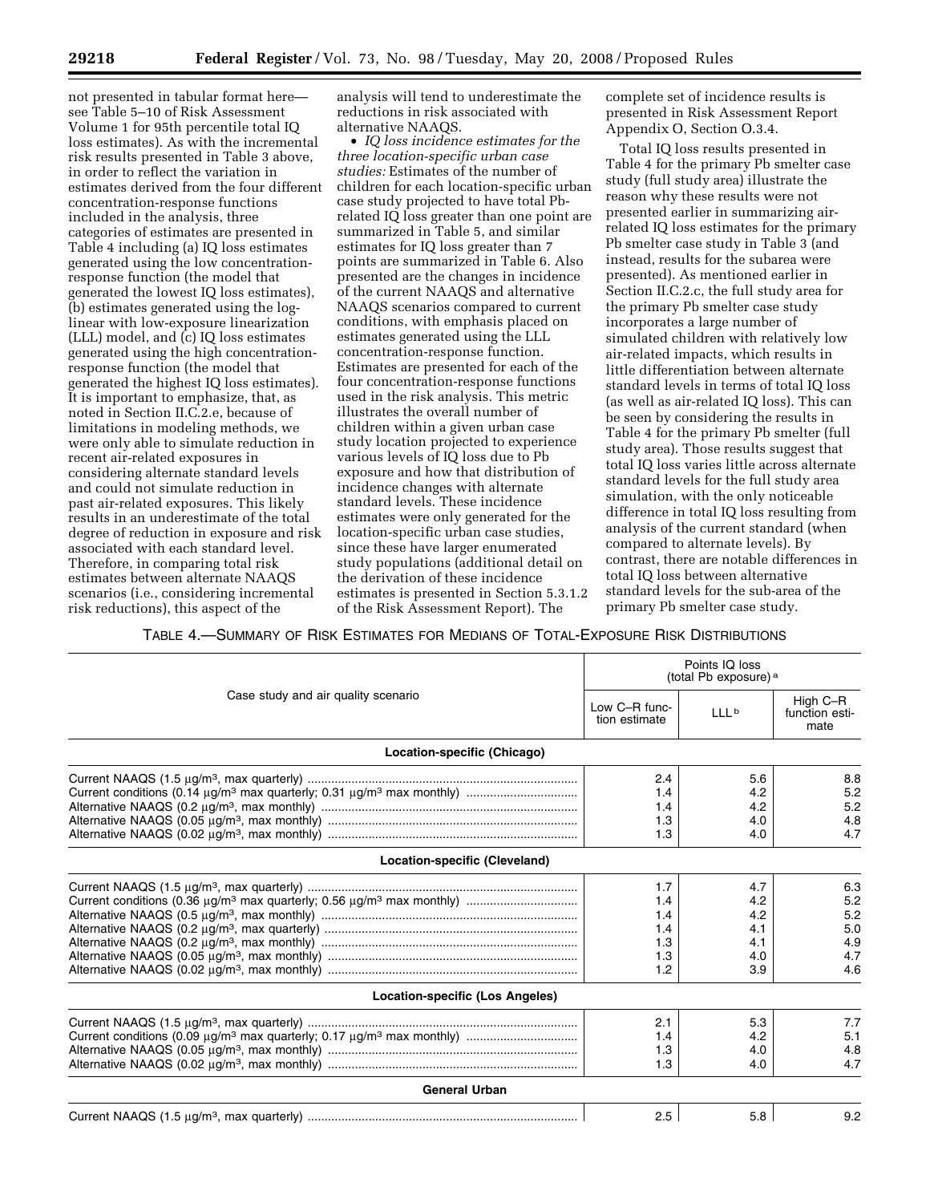not presented in tabular format here—see Table 5–10 of Risk Assessment Volume 1 for 95th percentile total IQ loss estimates). As with the incremental risk results presented in Table 3 above, in order to reflect the variation in estimates derived from the four different concentration-response functions included in the analysis, three categories of estimates are presented in Table 4 including (a) IQ loss estimates generated using the low concentration-response function (the model that generated the lowest IQ loss estimates), (b) estimates generated using the log-linear with low-exposure linearization (LLL) model, and (c) IQ loss estimates generated using the high concentration-response function (the model that generated the highest IQ loss estimates). It is important to emphasize, that, as noted in Section II.C.2.e, because of limitations in modeling methods, we were only able to simulate reduction in recent air-related exposures in considering alternate standard levels and could not simulate reduction in past air-related exposures. This likely results in an underestimate of the total degree of reduction in exposure and risk associated with each standard level. Therefore, in comparing total risk estimates between alternate NAAQS scenarios (i.e., considering incremental risk reductions), this aspect of the analysis will tend to underestimate the reductions in risk associated with alternative NAAQS.

- *IQ loss incidence estimates for the three location-specific urban case studies:* Estimates of the number of children for each location-specific urban case study projected to have total Pb-related IQ loss greater than one point are summarized in Table 5, and similar estimates for IQ loss greater than 7 points are summarized in Table 6. Also presented are the changes in incidence of the current NAAQS and alternative NAAQS scenarios compared to current conditions, with emphasis placed on estimates generated using the LLL concentration-response function. Estimates are presented for each of the four concentration-response functions used in the risk analysis. This metric illustrates the overall number of children within a given urban case study location projected to experience various levels of IQ loss due to Pb exposure and how that distribution of incidence changes with alternate standard levels. These incidence estimates were only generated for the location-specific urban case studies, since these have larger enumerated study populations (additional detail on the derivation of these incidence estimates is presented in Section 5.3.1.2 of the Risk Assessment Report). The complete set of incidence results is presented in Risk Assessment Report Appendix O, Section O.3.4.

Total IQ loss results presented in Table 4 for the primary Pb smelter case study (full study area) illustrate the reason why these results were not presented earlier in summarizing air-related IQ loss estimates for the primary Pb smelter case study in Table 3 (and instead, results for the subarea were presented). As mentioned earlier in Section II.C.2.c, the full study area for the primary Pb smelter case study incorporates a large number of simulated children with relatively low air-related impacts, which results in little differentiation between alternate standard levels in terms of total IQ loss (as well as air-related IQ loss). This can be seen by considering the results in Table 4 for the primary Pb smelter (full study area). Those results suggest that total IQ loss varies little across alternate standard levels for the full study area simulation, with the only noticeable difference in total IQ loss resulting from analysis of the current standard (when compared to alternate levels). By contrast, there are notable differences in total IQ loss between alternative standard levels for the sub-area of the primary Pb smelter case study.

TABLE 4.—SUMMARY OF RISK ESTIMATES FOR MEDIANS OF TOTAL-EXPOSURE RISK DISTRIBUTIONS

| Case study and air quality scenario | Points IQ loss (total Pb exposure) [a] | | |
|---|---|---|---|
| | Low C–R function estimate | LLL [b] | High C–R function estimate |
| **Location-specific (Chicago)** | | | |
| Current NAAQS (1.5 µg/m³, max quarterly) | 2.4 | 5.6 | 8.8 |
| Current conditions (0.14 µg/m³ max quarterly; 0.31 µg/m³ max monthly) | 1.4 | 4.2 | 5.2 |
| Alternative NAAQS (0.2 µg/m³, max monthly) | 1.4 | 4.2 | 5.2 |
| Alternative NAAQS (0.05 µg/m³, max monthly) | 1.3 | 4.0 | 4.8 |
| Alternative NAAQS (0.02 µg/m³, max monthly) | 1.3 | 4.0 | 4.7 |
| **Location-specific (Cleveland)** | | | |
| Current NAAQS (1.5 µg/m³, max quarterly) | 1.7 | 4.7 | 6.3 |
| Current conditions (0.36 µg/m³ max quarterly; 0.56 µg/m³ max monthly) | 1.4 | 4.2 | 5.2 |
| Alternative NAAQS (0.5 µg/m³, max monthly) | 1.4 | 4.2 | 5.2 |
| Alternative NAAQS (0.2 µg/m³, max quarterly) | 1.4 | 4.1 | 5.0 |
| Alternative NAAQS (0.2 µg/m³, max monthly) | 1.3 | 4.1 | 4.9 |
| Alternative NAAQS (0.05 µg/m³, max monthly) | 1.3 | 4.0 | 4.7 |
| Alternative NAAQS (0.02 µg/m³, max monthly) | 1.2 | 3.9 | 4.6 |
| **Location-specific (Los Angeles)** | | | |
| Current NAAQS (1.5 µg/m³, max quarterly) | 2.1 | 5.3 | 7.7 |
| Current conditions (0.09 µg/m³ max quarterly; 0.17 µg/m³ max monthly) | 1.4 | 4.2 | 5.1 |
| Alternative NAAQS (0.05 µg/m³, max monthly) | 1.3 | 4.0 | 4.8 |
| Alternative NAAQS (0.02 µg/m³, max monthly) | 1.3 | 4.0 | 4.7 |
| **General Urban** | | | |
| Current NAAQS (1.5 µg/m³, max quarterly) | 2.5 | 5.8 | 9.2 |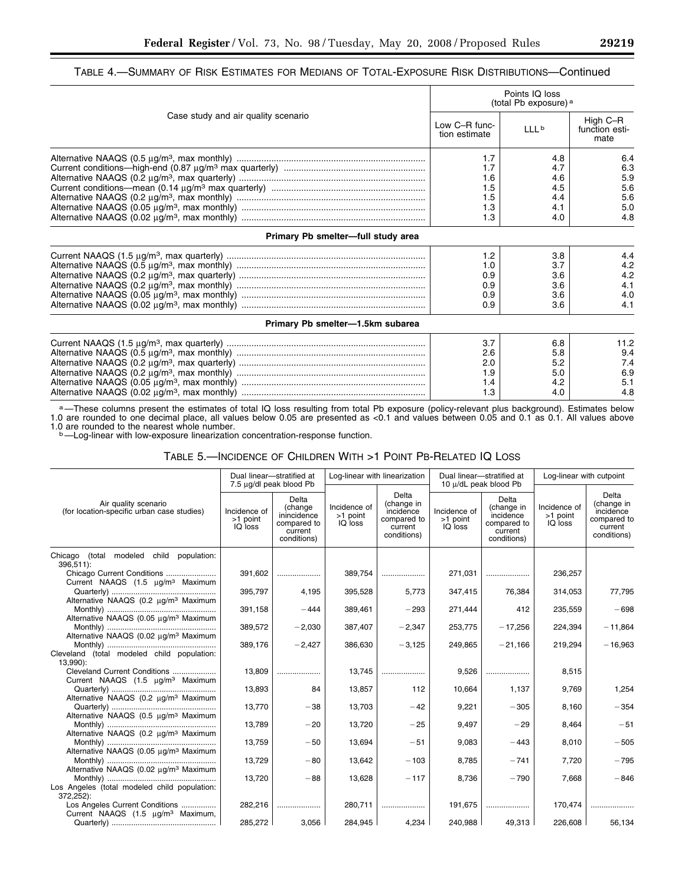### TABLE 4.—SUMMARY OF RISK ESTIMATES FOR MEDIANS OF TOTAL-EXPOSURE RISK DISTRIBUTIONS—Continued

| Case study and air quality scenario | Points IQ loss (total Pb exposure) [a] | | |
|---|---|---|---|
| | Low C–R function estimate | LLL [b] | High C–R function estimate |
| Alternative NAAQS (0.5 μg/m³, max monthly) | 1.7 | 4.8 | 6.4 |
| Current conditions—high-end (0.87 μg/m³ max quarterly) | 1.7 | 4.7 | 6.3 |
| Alternative NAAQS (0.2 μg/m³, max quarterly) | 1.6 | 4.6 | 5.9 |
| Current conditions—mean (0.14 μg/m³ max quarterly) | 1.5 | 4.5 | 5.6 |
| Alternative NAAQS (0.2 μg/m³, max monthly) | 1.5 | 4.4 | 5.6 |
| Alternative NAAQS (0.05 μg/m³, max monthly) | 1.3 | 4.1 | 5.0 |
| Alternative NAAQS (0.02 μg/m³, max monthly) | 1.3 | 4.0 | 4.8 |
| **Primary Pb smelter—full study area** | | | |
| Current NAAQS (1.5 μg/m³, max quarterly) | 1.2 | 3.8 | 4.4 |
| Alternative NAAQS (0.5 μg/m³, max monthly) | 1.0 | 3.7 | 4.2 |
| Alternative NAAQS (0.2 μg/m³, max quarterly) | 0.9 | 3.6 | 4.2 |
| Alternative NAAQS (0.2 μg/m³, max monthly) | 0.9 | 3.6 | 4.1 |
| Alternative NAAQS (0.05 μg/m³, max monthly) | 0.9 | 3.6 | 4.0 |
| Alternative NAAQS (0.02 μg/m³, max monthly) | 0.9 | 3.6 | 4.1 |
| **Primary Pb smelter—1.5km subarea** | | | |
| Current NAAQS (1.5 μg/m³, max quarterly) | 3.7 | 6.8 | 11.2 |
| Alternative NAAQS (0.5 μg/m³, max monthly) | 2.6 | 5.8 | 9.4 |
| Alternative NAAQS (0.2 μg/m³, max quarterly) | 2.0 | 5.2 | 7.4 |
| Alternative NAAQS (0.2 μg/m³, max monthly) | 1.9 | 5.0 | 6.9 |
| Alternative NAAQS (0.05 μg/m³, max monthly) | 1.4 | 4.2 | 5.1 |
| Alternative NAAQS (0.02 μg/m³, max monthly) | 1.3 | 4.0 | 4.8 |

[a] —These columns present the estimates of total IQ loss resulting from total Pb exposure (policy-relevant plus background). Estimates below 1.0 are rounded to one decimal place, all values below 0.05 are presented as <0.1 and values between 0.05 and 0.1 as 0.1. All values above 1.0 are rounded to the nearest whole number.

[b] —Log-linear with low-exposure linearization concentration-response function.

### TABLE 5.—INCIDENCE OF CHILDREN WITH >1 POINT PB-RELATED IQ LOSS

| Air quality scenario (for location-specific urban case studies) | Dual linear—stratified at 7.5 μg/dl peak blood Pb | | Log-linear with linearization | | Dual linear—stratified at 10 μ/dL peak blood Pb | | Log-linear with cutpoint | |
|---|---|---|---|---|---|---|---|---|
| | Incidence of >1 point IQ loss | Delta (change inicidence compared to current conditions) | Incidence of >1 point IQ loss | Delta (change in incidence compared to current conditions) | Incidence of >1 point IQ loss | Delta (change in incidence compared to current conditions) | Incidence of >1 point IQ loss | Delta (change in incidence compared to current conditions) |
| Chicago (total modeled child population: 396,511): | | | | | | | | |
| Chicago Current Conditions | 391,602 | .................... | 389,754 | .................... | 271,031 | .................... | 236,257 | |
| Current NAAQS (1.5 μg/m³ Maximum Quarterly) | 395,797 | 4,195 | 395,528 | 5,773 | 347,415 | 76,384 | 314,053 | 77,795 |
| Alternative NAAQS (0.2 μg/m³ Maximum Monthly) | 391,158 | −444 | 389,461 | −293 | 271,444 | 412 | 235,559 | −698 |
| Alternative NAAQS (0.05 μg/m³ Maximum Monthly) | 389,572 | −2,030 | 387,407 | −2,347 | 253,775 | −17,256 | 224,394 | −11,864 |
| Alternative NAAQS (0.02 μg/m³ Maximum Monthly) | 389,176 | −2,427 | 386,630 | −3,125 | 249,865 | −21,166 | 219,294 | −16,963 |
| Cleveland (total modeled child population: 13,990): | | | | | | | | |
| Cleveland Current Conditions | 13,809 | .................... | 13,745 | .................... | 9,526 | .................... | 8,515 | |
| Current NAAQS (1.5 μg/m³ Maximum Quarterly) | 13,893 | 84 | 13,857 | 112 | 10,664 | 1,137 | 9,769 | 1,254 |
| Alternative NAAQS (0.2 μg/m³ Maximum Quarterly) | 13,770 | −38 | 13,703 | −42 | 9,221 | −305 | 8,160 | −354 |
| Alternative NAAQS (0.5 μg/m³ Maximum Monthly) | 13,789 | −20 | 13,720 | −25 | 9,497 | −29 | 8,464 | −51 |
| Alternative NAAQS (0.2 μg/m³ Maximum Monthly) | 13,759 | −50 | 13,694 | −51 | 9,083 | −443 | 8,010 | −505 |
| Alternative NAAQS (0.05 μg/m³ Maximum Monthly) | 13,729 | −80 | 13,642 | −103 | 8,785 | −741 | 7,720 | −795 |
| Alternative NAAQS (0.02 μg/m³ Maximum Monthly) | 13,720 | −88 | 13,628 | −117 | 8,736 | −790 | 7,668 | −846 |
| Los Angeles (total modeled child population: 372,252): | | | | | | | | |
| Los Angeles Current Conditions | 282,216 | .................... | 280,711 | .................... | 191,675 | .................... | 170,474 | .................... |
| Current NAAQS (1.5 μg/m³, Maximum, Quarterly) | 285,272 | 3,056 | 284,945 | 4,234 | 240,988 | 49,313 | 226,608 | 56,134 |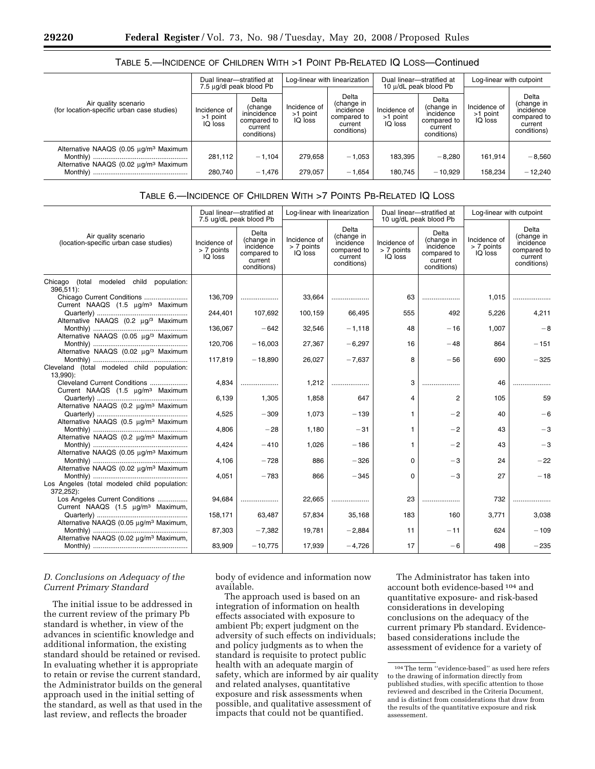TABLE 5.—INCIDENCE OF CHILDREN WITH >1 POINT PB-RELATED IQ LOSS—Continued

| Air quality scenario (for location-specific urban case studies) | Dual linear—stratified at 7.5 µg/dl peak blood Pb | | Log-linear with linearization | | Dual linear—stratified at 10 µ/dL peak blood Pb | | Log-linear with cutpoint | |
|---|---|---|---|---|---|---|---|---|
| | Incidence of >1 point IQ loss | Delta (change inincidence compared to current conditions) | Incidence of >1 point IQ loss | Delta (change in incidence compared to current conditions) | Incidence of >1 point IQ loss | Delta (change in incidence compared to current conditions) | Incidence of >1 point IQ loss | Delta (change in incidence compared to current conditions) |
| Alternative NAAQS (0.05 µg/m³ Maximum Monthly) | 281,112 | −1,104 | 279,658 | −1,053 | 183,395 | −8,280 | 161,914 | −8,560 |
| Alternative NAAQS (0.02 µg/m³ Maximum Monthly) | 280,740 | −1,476 | 279,057 | −1,654 | 180,745 | −10,929 | 158,234 | −12,240 |

TABLE 6.—INCIDENCE OF CHILDREN WITH >7 POINTS PB-RELATED IQ LOSS

| Air quality scenario (location-specific urban case studies) | Dual linear—stratified at 7.5 ug/dL peak blood Pb | | Log-linear with linearization | | Dual linear—stratified at 10 ug/dL peak blood Pb | | Log-linear with cutpoint | |
|---|---|---|---|---|---|---|---|---|
| | Incidence of > 7 points IQ loss | Delta (change in incidence compared to current conditions) | Incidence of > 7 points IQ loss | Delta (change in incidence compared to current conditions) | Incidence of > 7 points IQ loss | Delta (change in incidence compared to current conditions) | Incidence of > 7 points IQ loss | Delta (change in incidence compared to current conditions) |
| Chicago (total modeled child population: 396,511): | | | | | | | | |
| Chicago Current Conditions | 136,709 | ..................... | 33,664 | ..................... | 63 | ..................... | 1,015 | ..................... |
| Current NAAQS (1.5 µg/m³ Maximum Quarterly) | 244,401 | 107,692 | 100,159 | 66,495 | 555 | 492 | 5,226 | 4,211 |
| Alternative NAAQS (0.2 µg/³ Maximum Monthly) | 136,067 | −642 | 32,546 | −1,118 | 48 | −16 | 1,007 | −8 |
| Alternative NAAQS (0.05 µg/m³ Maximum Monthly) | 120,706 | −16,003 | 27,367 | −6,297 | 16 | −48 | 864 | −151 |
| Alternative NAAQS (0.02 µg/³ Maximum Monthly) | 117,819 | −18,890 | 26,027 | −7,637 | 8 | −56 | 690 | −325 |
| Cleveland (total modeled child population: 13,990): | | | | | | | | |
| Cleveland Current Conditions | 4,834 | ..................... | 1,212 | ..................... | 3 | ..................... | 46 | ..................... |
| Current NAAQS (1.5 µg/m³ Maximum Quarterly) | 6,139 | 1,305 | 1,858 | 647 | 4 | 2 | 105 | 59 |
| Alternative NAAQS (0.2 µg/m³ Maximum Quarterly) | 4,525 | −309 | 1,073 | −139 | 1 | −2 | 40 | −6 |
| Alternative NAAQS (0.5 µg/m³ Maximum Monthly) | 4,806 | −28 | 1,180 | −31 | 1 | −2 | 43 | −3 |
| Alternative NAAQS (0.2 µg/m³ Maximum Monthly) | 4,424 | −410 | 1,026 | −186 | 1 | −2 | 43 | −3 |
| Alternative NAAQS (0.05 µg/m³ Maximum Monthly) | 4,106 | −728 | 886 | −326 | 0 | −3 | 24 | −22 |
| Alternative NAAQS (0.02 µg/m³ Maximum Monthly) | 4,051 | −783 | 866 | −345 | 0 | −3 | 27 | −18 |
| Los Angeles (total modeled child population: 372,252): | | | | | | | | |
| Los Angeles Current Conditions | 94,684 | ..................... | 22,665 | ..................... | 23 | ..................... | 732 | ..................... |
| Current NAAQS (1.5 µg/m³ Maximum, Quarterly) | 158,171 | 63,487 | 57,834 | 35,168 | 183 | 160 | 3,771 | 3,038 |
| Alternative NAAQS (0.05 µg/m³ Maximum, Monthly) | 87,303 | −7,382 | 19,781 | −2,884 | 11 | −11 | 624 | −109 |
| Alternative NAAQS (0.02 µg/m³ Maximum, Monthly) | 83,909 | −10,775 | 17,939 | −4,726 | 17 | −6 | 498 | −235 |

### *D. Conclusions on Adequacy of the Current Primary Standard*

The initial issue to be addressed in the current review of the primary Pb standard is whether, in view of the advances in scientific knowledge and additional information, the existing standard should be retained or revised. In evaluating whether it is appropriate to retain or revise the current standard, the Administrator builds on the general approach used in the initial setting of the standard, as well as that used in the last review, and reflects the broader body of evidence and information now available.

The approach used is based on an integration of information on health effects associated with exposure to ambient Pb; expert judgment on the adversity of such effects on individuals; and policy judgments as to when the standard is requisite to protect public health with an adequate margin of safety, which are informed by air quality and related analyses, quantitative exposure and risk assessments when possible, and qualitative assessment of impacts that could not be quantified.

The Administrator has taken into account both evidence-based [104] and quantitative exposure- and risk-based considerations in developing conclusions on the adequacy of the current primary Pb standard. Evidence-based considerations include the assessment of evidence for a variety of

[104] The term ''evidence-based'' as used here refers to the drawing of information directly from published studies, with specific attention to those reviewed and described in the Criteria Document, and is distinct from considerations that draw from the results of the quantitative exposure and risk assessement.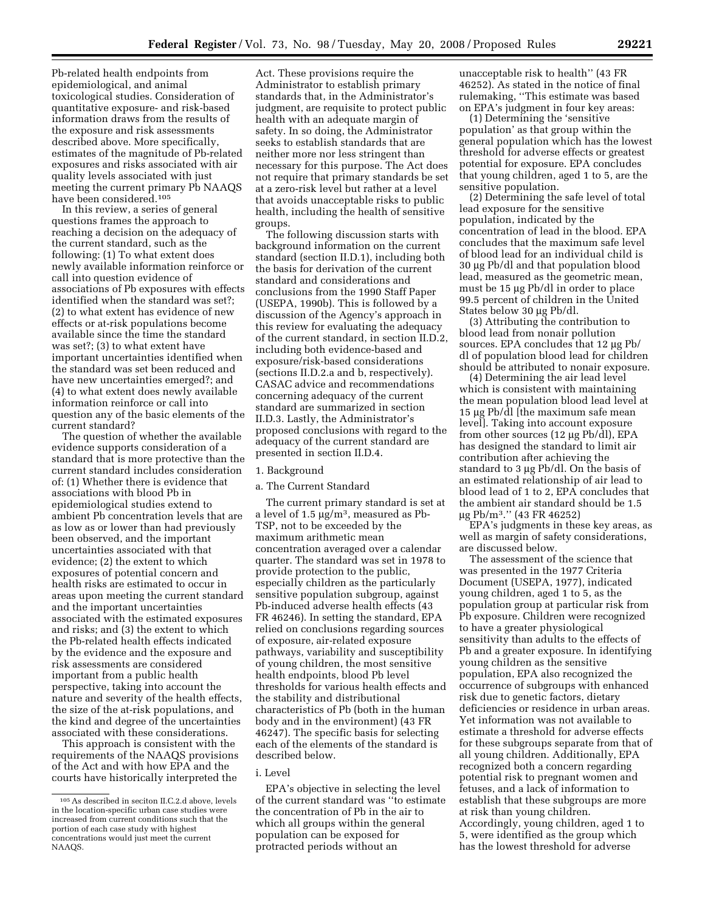Pb-related health endpoints from epidemiological, and animal toxicological studies. Consideration of quantitative exposure- and risk-based information draws from the results of the exposure and risk assessments described above. More specifically, estimates of the magnitude of Pb-related exposures and risks associated with air quality levels associated with just meeting the current primary Pb NAAQS have been considered.[105]

In this review, a series of general questions frames the approach to reaching a decision on the adequacy of the current standard, such as the following: (1) To what extent does newly available information reinforce or call into question evidence of associations of Pb exposures with effects identified when the standard was set?; (2) to what extent has evidence of new effects or at-risk populations become available since the time the standard was set?; (3) to what extent have important uncertainties identified when the standard was set been reduced and have new uncertainties emerged?; and (4) to what extent does newly available information reinforce or call into question any of the basic elements of the current standard?

The question of whether the available evidence supports consideration of a standard that is more protective than the current standard includes consideration of: (1) Whether there is evidence that associations with blood Pb in epidemiological studies extend to ambient Pb concentration levels that are as low as or lower than had previously been observed, and the important uncertainties associated with that evidence; (2) the extent to which exposures of potential concern and health risks are estimated to occur in areas upon meeting the current standard and the important uncertainties associated with the estimated exposures and risks; and (3) the extent to which the Pb-related health effects indicated by the evidence and the exposure and risk assessments are considered important from a public health perspective, taking into account the nature and severity of the health effects, the size of the at-risk populations, and the kind and degree of the uncertainties associated with these considerations.

This approach is consistent with the requirements of the NAAQS provisions of the Act and with how EPA and the courts have historically interpreted the Act. These provisions require the Administrator to establish primary standards that, in the Administrator's judgment, are requisite to protect public health with an adequate margin of safety. In so doing, the Administrator seeks to establish standards that are neither more nor less stringent than necessary for this purpose. The Act does not require that primary standards be set at a zero-risk level but rather at a level that avoids unacceptable risks to public health, including the health of sensitive groups.

The following discussion starts with background information on the current standard (section II.D.1), including both the basis for derivation of the current standard and considerations and conclusions from the 1990 Staff Paper (USEPA, 1990b). This is followed by a discussion of the Agency's approach in this review for evaluating the adequacy of the current standard, in section II.D.2, including both evidence-based and exposure/risk-based considerations (sections II.D.2.a and b, respectively). CASAC advice and recommendations concerning adequacy of the current standard are summarized in section II.D.3. Lastly, the Administrator's proposed conclusions with regard to the adequacy of the current standard are presented in section II.D.4.

1. Background

a. The Current Standard

The current primary standard is set at a level of 1.5 µg/m$^3$, measured as Pb-TSP, not to be exceeded by the maximum arithmetic mean concentration averaged over a calendar quarter. The standard was set in 1978 to provide protection to the public, especially children as the particularly sensitive population subgroup, against Pb-induced adverse health effects (43 FR 46246). In setting the standard, EPA relied on conclusions regarding sources of exposure, air-related exposure pathways, variability and susceptibility of young children, the most sensitive health endpoints, blood Pb level thresholds for various health effects and the stability and distributional characteristics of Pb (both in the human body and in the environment) (43 FR 46247). The specific basis for selecting each of the elements of the standard is described below.

i. Level

EPA's objective in selecting the level of the current standard was "to estimate the concentration of Pb in the air to which all groups within the general population can be exposed for protracted periods without an unacceptable risk to health" (43 FR 46252). As stated in the notice of final rulemaking, "This estimate was based on EPA's judgment in four key areas:

(1) Determining the 'sensitive population' as that group within the general population which has the lowest threshold for adverse effects or greatest potential for exposure. EPA concludes that young children, aged 1 to 5, are the sensitive population.

(2) Determining the safe level of total lead exposure for the sensitive population, indicated by the concentration of lead in the blood. EPA concludes that the maximum safe level of blood lead for an individual child is 30 µg Pb/dl and that population blood lead, measured as the geometric mean, must be 15 µg Pb/dl in order to place 99.5 percent of children in the United States below 30 µg Pb/dl.

(3) Attributing the contribution to blood lead from nonair pollution sources. EPA concludes that 12 µg Pb/dl of population blood lead for children should be attributed to nonair exposure.

(4) Determining the air lead level which is consistent with maintaining the mean population blood lead level at 15 µg Pb/dl [the maximum safe mean level]. Taking into account exposure from other sources (12 µg Pb/dl), EPA has designed the standard to limit air contribution after achieving the standard to 3 µg Pb/dl. On the basis of an estimated relationship of air lead to blood lead of 1 to 2, EPA concludes that the ambient air standard should be 1.5 µg Pb/m$^3$." (43 FR 46252)

EPA's judgments in these key areas, as well as margin of safety considerations, are discussed below.

The assessment of the science that was presented in the 1977 Criteria Document (USEPA, 1977), indicated young children, aged 1 to 5, as the population group at particular risk from Pb exposure. Children were recognized to have a greater physiological sensitivity than adults to the effects of Pb and a greater exposure. In identifying young children as the sensitive population, EPA also recognized the occurrence of subgroups with enhanced risk due to genetic factors, dietary deficiencies or residence in urban areas. Yet information was not available to estimate a threshold for adverse effects for these subgroups separate from that of all young children. Additionally, EPA recognized both a concern regarding potential risk to pregnant women and fetuses, and a lack of information to establish that these subgroups are more at risk than young children. Accordingly, young children, aged 1 to 5, were identified as the group which has the lowest threshold for adverse

[105] As described in seciton II.C.2.d above, levels in the location-specific urban case studies were increased from current conditions such that the portion of each case study with highest concentrations would just meet the current NAAQS.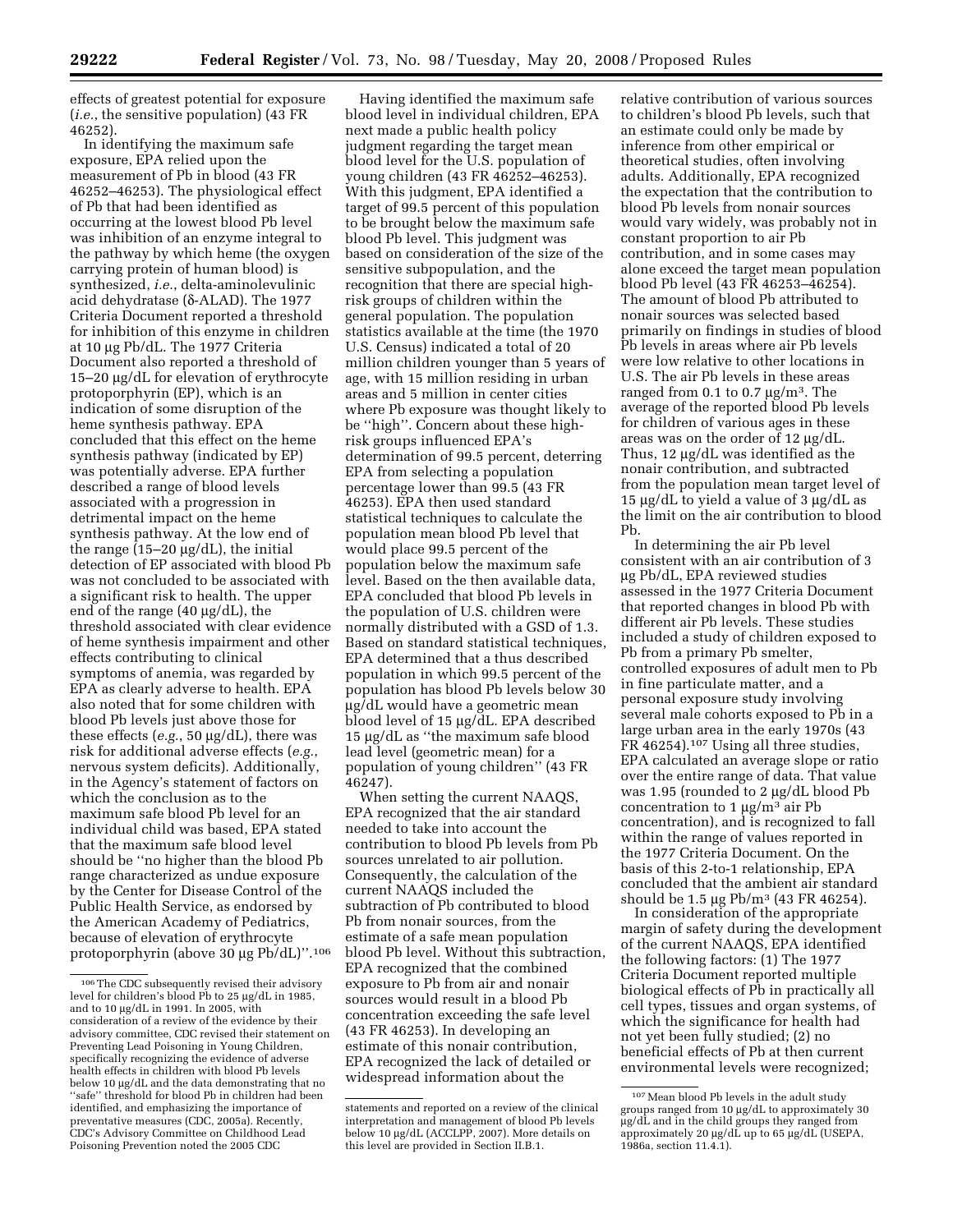effects of greatest potential for exposure (*i.e.*, the sensitive population) (43 FR 46252).

In identifying the maximum safe exposure, EPA relied upon the measurement of Pb in blood (43 FR 46252–46253). The physiological effect of Pb that had been identified as occurring at the lowest blood Pb level was inhibition of an enzyme integral to the pathway by which heme (the oxygen carrying protein of human blood) is synthesized, *i.e.*, delta-aminolevulinic acid dehydratase (δ-ALAD). The 1977 Criteria Document reported a threshold for inhibition of this enzyme in children at 10 µg Pb/dL. The 1977 Criteria Document also reported a threshold of 15–20 µg/dL for elevation of erythrocyte protoporphyrin (EP), which is an indication of some disruption of the heme synthesis pathway. EPA concluded that this effect on the heme synthesis pathway (indicated by EP) was potentially adverse. EPA further described a range of blood levels associated with a progression in detrimental impact on the heme synthesis pathway. At the low end of the range (15–20 µg/dL), the initial detection of EP associated with blood Pb was not concluded to be associated with a significant risk to health. The upper end of the range (40 µg/dL), the threshold associated with clear evidence of heme synthesis impairment and other effects contributing to clinical symptoms of anemia, was regarded by EPA as clearly adverse to health. EPA also noted that for some children with blood Pb levels just above those for these effects (*e.g.*, 50 µg/dL), there was risk for additional adverse effects (*e.g.*, nervous system deficits). Additionally, in the Agency's statement of factors on which the conclusion as to the maximum safe blood Pb level for an individual child was based, EPA stated that the maximum safe blood level should be ''no higher than the blood Pb range characterized as undue exposure by the Center for Disease Control of the Public Health Service, as endorsed by the American Academy of Pediatrics, because of elevation of erythrocyte protoporphyrin (above 30 µg Pb/dL)''.[106]

Having identified the maximum safe blood level in individual children, EPA next made a public health policy judgment regarding the target mean blood level for the U.S. population of young children (43 FR 46252–46253). With this judgment, EPA identified a target of 99.5 percent of this population to be brought below the maximum safe blood level. This judgment was based on consideration of the size of the sensitive subpopulation, and the recognition that there are special high-risk groups of children within the general population. The population statistics available at the time (the 1970 U.S. Census) indicated a total of 20 million children younger than 5 years of age, with 15 million residing in urban areas and 5 million in center cities where Pb exposure was thought likely to be ''high''. Concern about these high-risk groups influenced EPA's determination of 99.5 percent, deterring EPA from selecting a population percentage lower than 99.5 (43 FR 46253). EPA then used standard statistical techniques to calculate the population mean blood Pb level that would place 99.5 percent of the population below the maximum safe level. Based on the then available data, EPA concluded that blood Pb levels in the population of U.S. children were normally distributed with a GSD of 1.3. Based on standard statistical techniques, EPA determined that a thus described population in which 99.5 percent of the population has blood Pb levels below 30 µg/dL would have a geometric mean blood level of 15 µg/dL. EPA described 15 µg/dL as ''the maximum safe blood lead level (geometric mean) for a population of young children'' (43 FR 46247).

When setting the current NAAQS, EPA recognized that the air standard needed to take into account the contribution to blood Pb levels from Pb sources unrelated to air pollution. Consequently, the calculation of the current NAAQS included the subtraction of Pb contributed to blood Pb from nonair sources, from the estimate of a safe mean population blood Pb level. Without this subtraction, EPA recognized that the combined exposure to Pb from air and nonair sources would result in a blood Pb concentration exceeding the safe level (43 FR 46253). In developing an estimate of this nonair contribution, EPA recognized the lack of detailed or widespread information about the relative contribution of various sources to children's blood Pb levels, such that an estimate could only be made by inference from other empirical or theoretical studies, often involving adults. Additionally, EPA recognized the expectation that the contribution to blood Pb levels from nonair sources would vary widely, was probably not in constant proportion to air Pb contribution, and in some cases may alone exceed the target mean population blood Pb level (43 FR 46253–46254). The amount of blood Pb attributed to nonair sources was selected based primarily on findings in studies of blood Pb levels in areas where air Pb levels were low relative to other locations in U.S. The air Pb levels in these areas ranged from 0.1 to 0.7 µg/m$^3$. The average of the reported blood Pb levels for children of various ages in these areas was on the order of 12 µg/dL. Thus, 12 µg/dL was identified as the nonair contribution, and subtracted from the population mean target level of 15 µg/dL to yield a value of 3 µg/dL as the limit on the air contribution to blood Pb.

In determining the air Pb level consistent with an air contribution of 3 µg Pb/dL, EPA reviewed studies assessed in the 1977 Criteria Document that reported changes in blood Pb with different air Pb levels. These studies included a study of children exposed to Pb from a primary Pb smelter, controlled exposures of adult men to Pb in fine particulate matter, and a personal exposure study involving several male cohorts exposed to Pb in a large urban area in the early 1970s (43 FR 46254).[107] Using all three studies, EPA calculated an average slope or ratio over the entire range of data. That value was 1.95 (rounded to 2 µg/dL blood Pb concentration to 1 µg/m$^3$ air Pb concentration), and is recognized to fall within the range of values reported in the 1977 Criteria Document. On the basis of this 2-to-1 relationship, EPA concluded that the ambient air standard should be 1.5 µg Pb/m$^3$ (43 FR 46254).

In consideration of the appropriate margin of safety during the development of the current NAAQS, EPA identified the following factors: (1) The 1977 Criteria Document reported multiple biological effects of Pb in practically all cell types, tissues and organ systems, of which the significance for health had not yet been fully studied; (2) no beneficial effects of Pb at then current environmental levels were recognized;

---

[106] The CDC subsequently revised their advisory level for children's blood Pb to 25 µg/dL in 1985, and to 10 µg/dL in 1991. In 2005, with consideration of a review of the evidence by their advisory committee, CDC revised their statement on Preventing Lead Poisoning in Young Children, specifically recognizing the evidence of adverse health effects in children with blood Pb levels below 10 µg/dL and the data demonstrating that no ''safe'' threshold for blood Pb in children had been identified, and emphasizing the importance of preventative measures (CDC, 2005a). Recently, CDC's Advisory Committee on Childhood Lead Poisoning Prevention noted the 2005 CDC statements and reported on a review of the clinical interpretation and management of blood Pb levels below 10 µg/dL (ACCLPP, 2007). More details on this level are provided in Section II.B.1.

[107] Mean blood Pb levels in the adult study groups ranged from 10 µg/dL to approximately 30 µg/dL and in the child groups they ranged from approximately 20 µg/dL up to 65 µg/dL (USEPA, 1986a, section 11.4.1).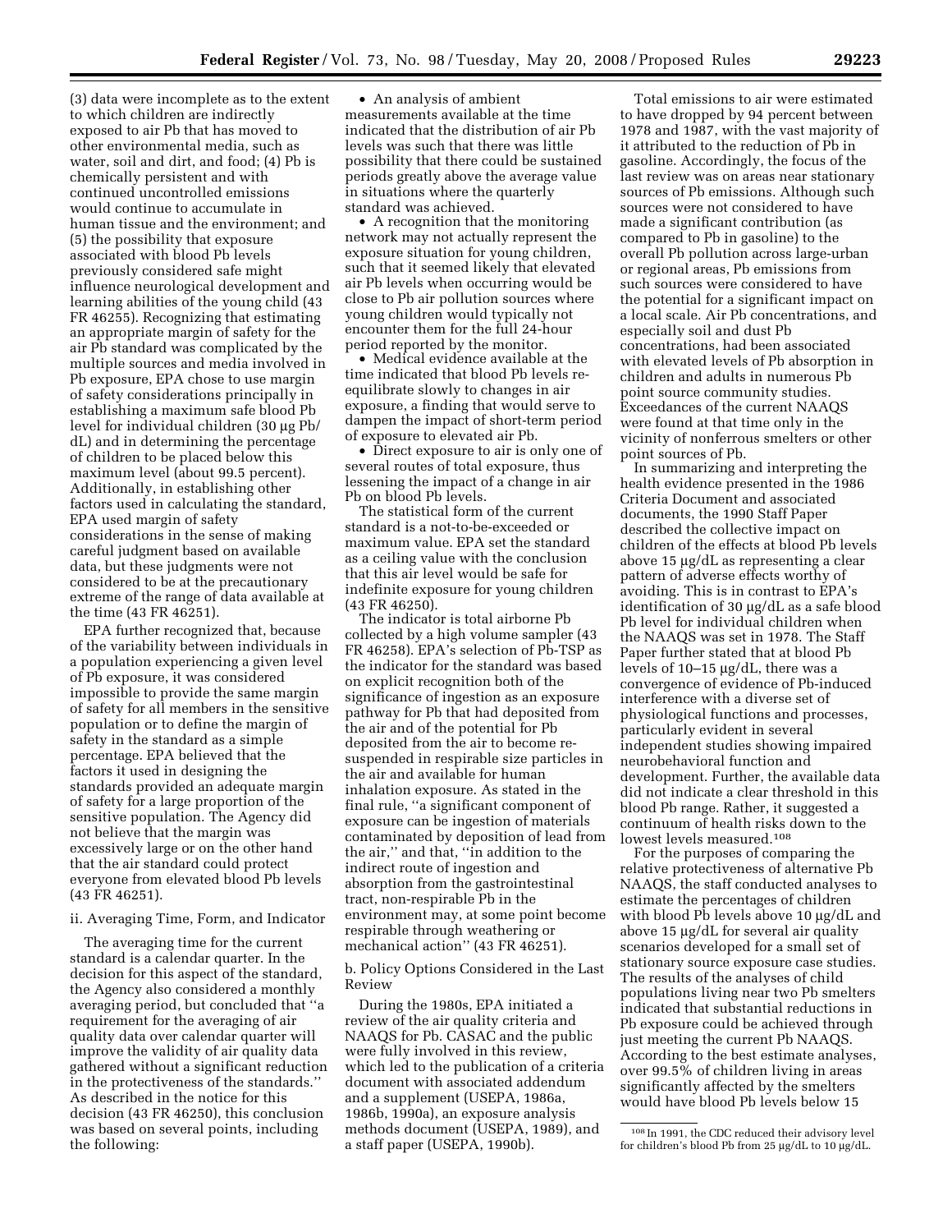(3) data were incomplete as to the extent to which children are indirectly exposed to air Pb that has moved to other environmental media, such as water, soil and dirt, and food; (4) Pb is chemically persistent and with continued uncontrolled emissions would continue to accumulate in human tissue and the environment; and (5) the possibility that exposure associated with blood Pb levels previously considered safe might influence neurological development and learning abilities of the young child (43 FR 46255). Recognizing that estimating an appropriate margin of safety for the air Pb standard was complicated by the multiple sources and media involved in Pb exposure, EPA chose to use margin of safety considerations principally in establishing a maximum safe blood Pb level for individual children (30 µg Pb/dL) and in determining the percentage of children to be placed below this maximum level (about 99.5 percent). Additionally, in establishing other factors used in calculating the standard, EPA used margin of safety considerations in the sense of making careful judgment based on available data, but these judgments were not considered to be at the precautionary extreme of the range of data available at the time (43 FR 46251).

EPA further recognized that, because of the variability between individuals in a population experiencing a given level of Pb exposure, it was considered impossible to provide the same margin of safety for all members in the sensitive population or to define the margin of safety in the standard as a simple percentage. EPA believed that the factors it used in designing the standards provided an adequate margin of safety for a large proportion of the sensitive population. The Agency did not believe that the margin was excessively large or on the other hand that the air standard could protect everyone from elevated blood Pb levels (43 FR 46251).

ii. Averaging Time, Form, and Indicator

The averaging time for the current standard is a calendar quarter. In the decision for this aspect of the standard, the Agency also considered a monthly averaging period, but concluded that ''a requirement for the averaging of air quality data over calendar quarter will improve the validity of air quality data gathered without a significant reduction in the protectiveness of the standards.'' As described in the notice for this decision (43 FR 46250), this conclusion was based on several points, including the following:

- An analysis of ambient measurements available at the time indicated that the distribution of air Pb levels was such that there was little possibility that there could be sustained periods greatly above the average value in situations where the quarterly standard was achieved.
- A recognition that the monitoring network may not actually represent the exposure situation for young children, such that it seemed likely that elevated air Pb levels when occurring would be close to Pb air pollution sources where young children would typically not encounter them for the full 24-hour period reported by the monitor.
- Medical evidence available at the time indicated that blood Pb levels re-equilibrate slowly to changes in air exposure, a finding that would serve to dampen the impact of short-term period of exposure to elevated air Pb.
- Direct exposure to air is only one of several routes of total exposure, thus lessening the impact of a change in air Pb on blood Pb levels.

The statistical form of the current standard is a not-to-be-exceeded or maximum value. EPA set the standard as a ceiling value with the conclusion that this air level would be safe for indefinite exposure for young children (43 FR 46250).

The indicator is total airborne Pb collected by a high volume sampler (43 FR 46258). EPA's selection of Pb-TSP as the indicator for the standard was based on explicit recognition both of the significance of ingestion as an exposure pathway for Pb that had deposited from the air and of the potential for Pb deposited from the air to become re-suspended in respirable size particles in the air and available for human inhalation exposure. As stated in the final rule, ''a significant component of exposure can be ingestion of materials contaminated by deposition of lead from the air,'' and that, ''in addition to the indirect route of ingestion and absorption from the gastrointestinal tract, non-respirable Pb in the environment may, at some point become respirable through weathering or mechanical action'' (43 FR 46251).

b. Policy Options Considered in the Last Review

During the 1980s, EPA initiated a review of the air quality criteria and NAAQS for Pb. CASAC and the public were fully involved in this review, which led to the publication of a criteria document with associated addendum and a supplement (USEPA, 1986a, 1986b, 1990a), an exposure analysis methods document (USEPA, 1989), and a staff paper (USEPA, 1990b).

Total emissions to air were estimated to have dropped by 94 percent between 1978 and 1987, with the vast majority of it attributed to the reduction of Pb in gasoline. Accordingly, the focus of the last review was on areas near stationary sources of Pb emissions. Although such sources were not considered to have made a significant contribution (as compared to Pb in gasoline) to the overall Pb pollution across large-urban or regional areas, Pb emissions from such sources were considered to have the potential for a significant impact on a local scale. Air Pb concentrations, and especially soil and dust Pb concentrations, had been associated with elevated levels of Pb absorption in children and adults in numerous Pb point source community studies. Exceedances of the current NAAQS were found at that time only in the vicinity of nonferrous smelters or other point sources of Pb.

In summarizing and interpreting the health evidence presented in the 1986 Criteria Document and associated documents, the 1990 Staff Paper described the collective impact on children of the effects at blood Pb levels above 15 µg/dL as representing a clear pattern of adverse effects worthy of avoiding. This is in contrast to EPA's identification of 30 µg/dL as a safe blood Pb level for individual children when the NAAQS was set in 1978. The Staff Paper further stated that at blood Pb levels of 10–15 µg/dL, there was a convergence of evidence of Pb-induced interference with a diverse set of physiological functions and processes, particularly evident in several independent studies showing impaired neurobehavioral function and development. Further, the available data did not indicate a clear threshold in this blood Pb range. Rather, it suggested a continuum of health risks down to the lowest levels measured.[108]

For the purposes of comparing the relative protectiveness of alternative Pb NAAQS, the staff conducted analyses to estimate the percentages of children with blood Pb levels above 10 µg/dL and above 15 µg/dL for several air quality scenarios developed for a small set of stationary source exposure case studies. The results of the analyses of child populations living near two Pb smelters indicated that substantial reductions in Pb exposure could be achieved through just meeting the current Pb NAAQS. According to the best estimate analyses, over 99.5% of children living in areas significantly affected by the smelters would have blood Pb levels below 15

[108] In 1991, the CDC reduced their advisory level for children's blood Pb from 25 µg/dL to 10 µg/dL.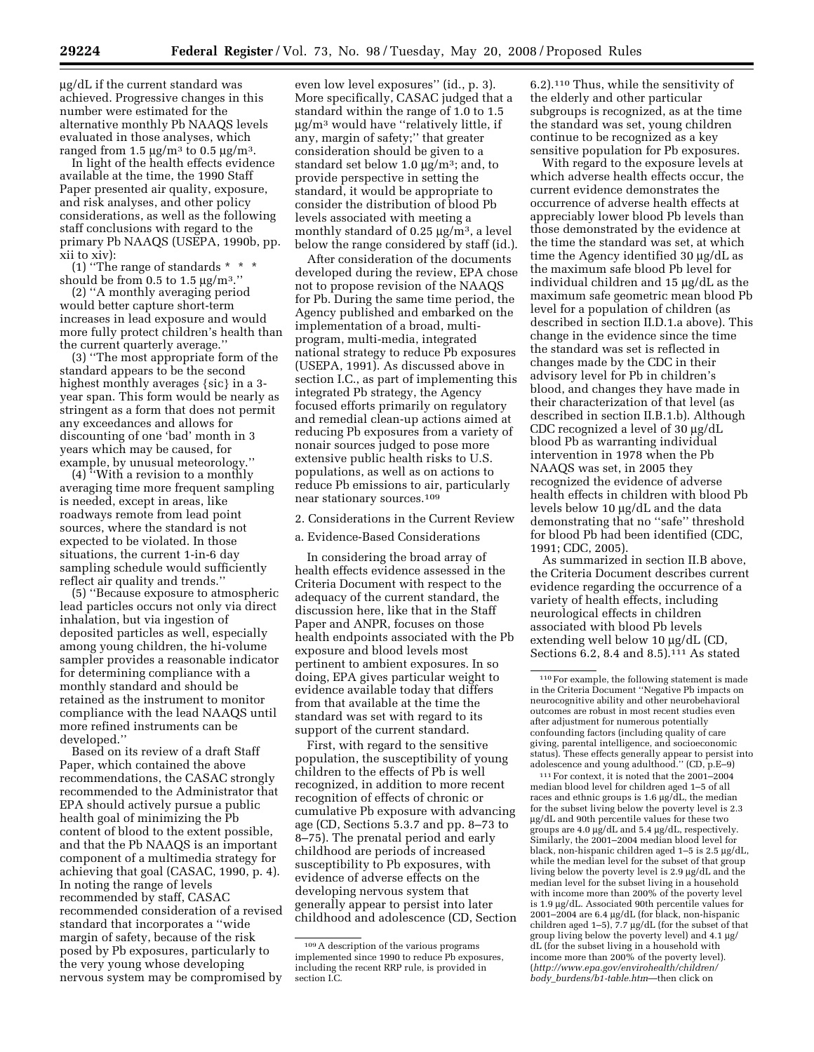μg/dL if the current standard was achieved. Progressive changes in this number were estimated for the alternative monthly Pb NAAQS levels evaluated in those analyses, which ranged from 1.5 μg/m³ to 0.5 μg/m³.

In light of the health effects evidence available at the time, the 1990 Staff Paper presented air quality, exposure, and risk analyses, and other policy considerations, as well as the following staff conclusions with regard to the primary Pb NAAQS (USEPA, 1990b, pp. xii to xiv):

(1) ''The range of standards * * * should be from 0.5 to 1.5 μg/m³.''

(2) ''A monthly averaging period would better capture short-term increases in lead exposure and would more fully protect children's health than the current quarterly average.''

(3) ''The most appropriate form of the standard appears to be the second highest monthly averages {sic} in a 3-year span. This form would be nearly as stringent as a form that does not permit any exceedances and allows for discounting of one 'bad' month in 3 years which may be caused, for example, by unusual meteorology.''

(4) ''With a revision to a monthly averaging time more frequent sampling is needed, except in areas, like roadways remote from lead point sources, where the standard is not expected to be violated. In those situations, the current 1-in-6 day sampling schedule would sufficiently reflect air quality and trends.''

(5) ''Because exposure to atmospheric lead particles occurs not only via direct inhalation, but via ingestion of deposited particles as well, especially among young children, the hi-volume sampler provides a reasonable indicator for determining compliance with a monthly standard and should be retained as the instrument to monitor compliance with the lead NAAQS until more refined instruments can be developed.''

Based on its review of a draft Staff Paper, which contained the above recommendations, the CASAC strongly recommended to the Administrator that EPA should actively pursue a public health goal of minimizing the Pb content of blood to the extent possible, and that the Pb NAAQS is an important component of a multimedia strategy for achieving that goal (CASAC, 1990, p. 4). In noting the range of levels recommended by staff, CASAC recommended consideration of a revised standard that incorporates a ''wide margin of safety, because of the risk posed by Pb exposures, particularly to the very young whose developing nervous system may be compromised by even low level exposures'' (id., p. 3). More specifically, CASAC judged that a standard within the range of 1.0 to 1.5 μg/m³ would have ''relatively little, if any, margin of safety;'' that greater consideration should be given to a standard set below 1.0 μg/m³; and, to provide perspective in setting the standard, it would be appropriate to consider the distribution of blood Pb levels associated with meeting a monthly standard of 0.25 μg/m³, a level below the range considered by staff (id.).

After consideration of the documents developed during the review, EPA chose not to propose revision of the NAAQS for Pb. During the same time period, the Agency published and embarked on the implementation of a broad, multi-program, multi-media, integrated national strategy to reduce Pb exposures (USEPA, 1991). As discussed above in section I.C., as part of implementing this integrated Pb strategy, the Agency focused efforts primarily on regulatory and remedial clean-up actions aimed at reducing Pb exposures from a variety of nonair sources judged to pose more extensive public health risks to U.S. populations, as well as on actions to reduce Pb emissions to air, particularly near stationary sources.[109]

2. Considerations in the Current Review

a. Evidence-Based Considerations

In considering the broad array of health effects evidence assessed in the Criteria Document with respect to the adequacy of the current standard, the discussion here, like that in the Staff Paper and ANPR, focuses on those health endpoints associated with the Pb exposure and blood levels most pertinent to ambient exposures. In so doing, EPA gives particular weight to evidence available today that differs from that available at the time the standard was set with regard to its support of the current standard.

First, with regard to the sensitive population, the susceptibility of young children to the effects of Pb is well recognized, in addition to more recent recognition of effects of chronic or cumulative Pb exposure with advancing age (CD, Sections 5.3.7 and pp. 8–73 to 8–75). The prenatal period and early childhood are periods of increased susceptibility to Pb exposures, with evidence of adverse effects on the developing nervous system that generally appear to persist into later childhood and adolescence (CD, Section 6.2).[110] Thus, while the sensitivity of the elderly and other particular subgroups is recognized, as at the time the standard was set, young children continue to be recognized as a key sensitive population for Pb exposures.

With regard to the exposure levels at which adverse health effects occur, the current evidence demonstrates the occurrence of adverse health effects at appreciably lower blood Pb levels than those demonstrated by the evidence at the time the standard was set, at which time the Agency identified 30 μg/dL as the maximum safe blood Pb level for individual children and 15 μg/dL as the maximum safe geometric mean blood Pb level for a population of children (as described in section II.D.1.a above). This change in the evidence since the time the standard was set is reflected in changes made by the CDC in their advisory level for Pb in children's blood, and changes they have made in their characterization of that level (as described in section II.B.1.b). Although CDC recognized a level of 30 μg/dL blood Pb as warranting individual intervention in 1978 when the Pb NAAQS was set, in 2005 they recognized the evidence of adverse health effects in children with blood Pb levels below 10 μg/dL and the data demonstrating that no ''safe'' threshold for blood Pb had been identified (CDC, 1991; CDC, 2005).

As summarized in section II.B above, the Criteria Document describes current evidence regarding the occurrence of a variety of health effects, including neurological effects in children associated with blood Pb levels extending well below 10 μg/dL (CD, Sections 6.2, 8.4 and 8.5).[111] As stated

---

[109] A description of the various programs implemented since 1990 to reduce Pb exposures, including the recent RRP rule, is provided in section I.C.

[110] For example, the following statement is made in the Criteria Document ''Negative Pb impacts on neurocognitive ability and other neurobehavioral outcomes are robust in most recent studies even after adjustment for numerous potentially confounding factors (including quality of care giving, parental intelligence, and socioeconomic status). These effects generally appear to persist into adolescence and young adulthood.'' (CD, p.E–9)

[111] For context, it is noted that the 2001–2004 median blood level for children aged 1–5 of all races and ethnic groups is 1.6 μg/dL, the median for the subset living below the poverty level is 2.3 μg/dL and 90th percentile values for these two groups are 4.0 μg/dL and 5.4 μg/dL, respectively. Similarly, the 2001–2004 median blood level for black, non-hispanic children aged 1–5 is 2.5 μg/dL, while the median level for the subset of that group living below the poverty level is 2.9 μg/dL and the median level for the subset living in a household with income more than 200% of the poverty level is 1.9 μg/dL. Associated 90th percentile values for 2001–2004 are 6.4 μg/dL (for black, non-hispanic children aged 1–5), 7.7 μg/dL (for the subset of that group living below the poverty level) and 4.1 μg/dL (for the subset living in a household with income more than 200% of the poverty level). (*http://www.epa.gov/envirohealth/children/body_burdens/b1-table.htm*—then click on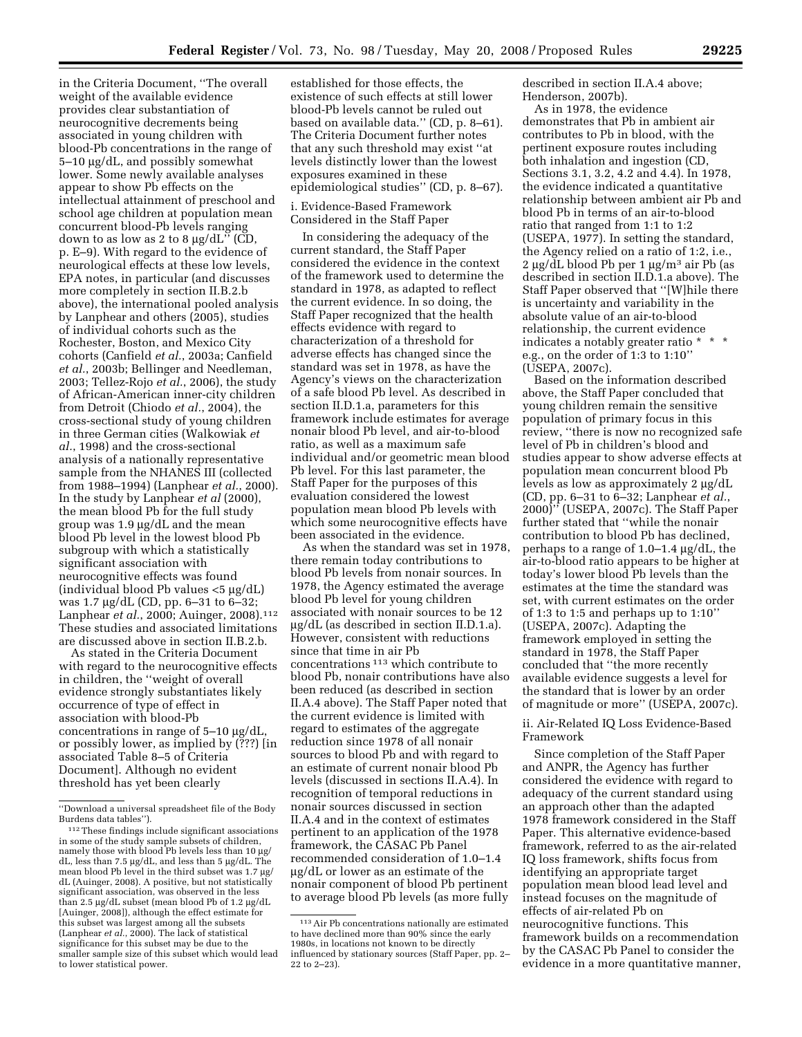in the Criteria Document, ''The overall weight of the available evidence provides clear substantiation of neurocognitive decrements being associated in young children with blood-Pb concentrations in the range of 5–10 µg/dL, and possibly somewhat lower. Some newly available analyses appear to show Pb effects on the intellectual attainment of preschool and school age children at population mean concurrent blood-Pb levels ranging down to as low as 2 to 8 µg/dL'' (CD, p. E–9). With regard to the evidence of neurological effects at these low levels, EPA notes, in particular (and discusses more completely in section II.B.2.b above), the international pooled analysis by Lanphear and others (2005), studies of individual cohorts such as the Rochester, Boston, and Mexico City cohorts (Canfield *et al.*, 2003a; Canfield *et al.*, 2003b; Bellinger and Needleman, 2003; Tellez-Rojo *et al.*, 2006), the study of African-American inner-city children from Detroit (Chiodo *et al.*, 2004), the cross-sectional study of young children in three German cities (Walkowiak *et al.*, 1998) and the cross-sectional analysis of a nationally representative sample from the NHANES III (collected from 1988–1994) (Lanphear *et al.*, 2000). In the study by Lanphear *et al* (2000), the mean blood Pb for the full study group was 1.9 µg/dL and the mean blood Pb level in the lowest blood Pb subgroup with which a statistically significant association with neurocognitive effects was found (individual blood Pb values <5 µg/dL) was 1.7 µg/dL (CD, pp. 6–31 to 6–32; Lanphear *et al.*, 2000; Auinger, 2008).[112] These studies and associated limitations are discussed above in section II.B.2.b.

As stated in the Criteria Document with regard to the neurocognitive effects in children, the ''weight of overall evidence strongly substantiates likely occurrence of type of effect in association with blood-Pb concentrations in range of 5–10 µg/dL, or possibly lower, as implied by (???) [in associated Table 8–5 of Criteria Document]. Although no evident threshold has yet been clearly established for those effects, the existence of such effects at still lower blood-Pb levels cannot be ruled out based on available data.'' (CD, p. 8–61). The Criteria Document further notes that any such threshold may exist ''at levels distinctly lower than the lowest exposures examined in these epidemiological studies'' (CD, p. 8–67).

i. Evidence-Based Framework Considered in the Staff Paper

In considering the adequacy of the current standard, the Staff Paper considered the evidence in the context of the framework used to determine the standard in 1978, as adapted to reflect the current evidence. In so doing, the Staff Paper recognized that the health effects evidence with regard to characterization of a threshold for adverse effects has changed since the standard was set in 1978, as have the Agency's views on the characterization of a safe blood Pb level. As described in section II.D.1.a, parameters for this framework include estimates for average nonair blood Pb level, and air-to-blood ratio, as well as a maximum safe individual and/or geometric mean blood Pb level. For this last parameter, the Staff Paper for the purposes of this evaluation considered the lowest population mean blood Pb levels with which some neurocognitive effects have been associated in the evidence.

As when the standard was set in 1978, there remain today contributions to blood Pb levels from nonair sources. In 1978, the Agency estimated the average blood Pb level for young children associated with nonair sources to be 12 µg/dL (as described in section II.D.1.a). However, consistent with reductions since that time in air Pb concentrations[113] which contribute to blood Pb, nonair contributions have also been reduced (as described in section II.A.4 above). The Staff Paper noted that the current evidence is limited with regard to estimates of the aggregate reduction since 1978 of all nonair sources to blood Pb and with regard to an estimate of current nonair blood Pb levels (discussed in sections II.A.4). In recognition of temporal reductions in nonair sources discussed in section II.A.4 and in the context of estimates pertinent to an application of the 1978 framework, the CASAC Pb Panel recommended consideration of 1.0–1.4 µg/dL or lower as an estimate of the nonair component of blood Pb pertinent to average blood Pb levels (as more fully described in section II.A.4 above; Henderson, 2007b).

As in 1978, the evidence demonstrates that Pb in ambient air contributes to Pb in blood, with the pertinent exposure routes including both inhalation and ingestion (CD, Sections 3.1, 3.2, 4.2 and 4.4). In 1978, the evidence indicated a quantitative relationship between ambient air Pb and blood Pb in terms of an air-to-blood ratio that ranged from 1:1 to 1:2 (USEPA, 1977). In setting the standard, the Agency relied on a ratio of 1:2, i.e., 2 µg/dL blood Pb per 1 µg/m³ air Pb (as described in section II.D.1.a above). The Staff Paper observed that ''[W]hile there is uncertainty and variability in the absolute value of an air-to-blood relationship, the current evidence indicates a notably greater ratio * * * e.g., on the order of 1:3 to 1:10'' (USEPA, 2007c).

Based on the information described above, the Staff Paper concluded that young children remain the sensitive population of primary focus in this review, ''there is now no recognized safe level of Pb in children's blood and studies appear to show adverse effects at population mean concurrent blood Pb levels as low as approximately 2 µg/dL (CD, pp. 6–31 to 6–32; Lanphear *et al.*, 2000)'' (USEPA, 2007c). The Staff Paper further stated that ''while the nonair contribution to blood Pb has declined, perhaps to a range of 1.0–1.4 µg/dL, the air-to-blood ratio appears to be higher at today's lower blood Pb levels than the estimates at the time the standard was set, with current estimates on the order of 1:3 to 1:5 and perhaps up to 1:10'' (USEPA, 2007c). Adapting the framework employed in setting the standard in 1978, the Staff Paper concluded that ''the more recently available evidence suggests a level for the standard that is lower by an order of magnitude or more'' (USEPA, 2007c).

ii. Air-Related IQ Loss Evidence-Based Framework

Since completion of the Staff Paper and ANPR, the Agency has further considered the evidence with regard to adequacy of the current standard using an approach other than the adapted 1978 framework considered in the Staff Paper. This alternative evidence-based framework, referred to as the air-related IQ loss framework, shifts focus from identifying an appropriate target population mean blood lead level and instead focuses on the magnitude of effects of air-related Pb on neurocognitive functions. This framework builds on a recommendation by the CASAC Pb Panel to consider the evidence in a more quantitative manner,

---

''Download a universal spreadsheet file of the Body Burdens data tables'').

[112] These findings include significant associations in some of the study sample subsets of children, namely those with blood Pb levels less than 10 µg/dL, less than 7.5 µg/dL, and less than 5 µg/dL. The mean blood Pb level in the third subset was 1.7 µg/dL (Auinger, 2008). A positive, but not statistically significant association, was observed in the less than 2.5 µg/dL subset (mean blood Pb of 1.2 µg/dL [Auinger, 2008]), although the effect estimate for this subset was largest among all the subsets (Lanphear *et al.*, 2000). The lack of statistical significance for this subset may be due to the smaller sample size of this subset which would lead to lower statistical power.

[113] Air Pb concentrations nationally are estimated to have declined more than 90% since the early 1980s, in locations not known to be directly influenced by stationary sources (Staff Paper, pp. 2–22 to 2–23).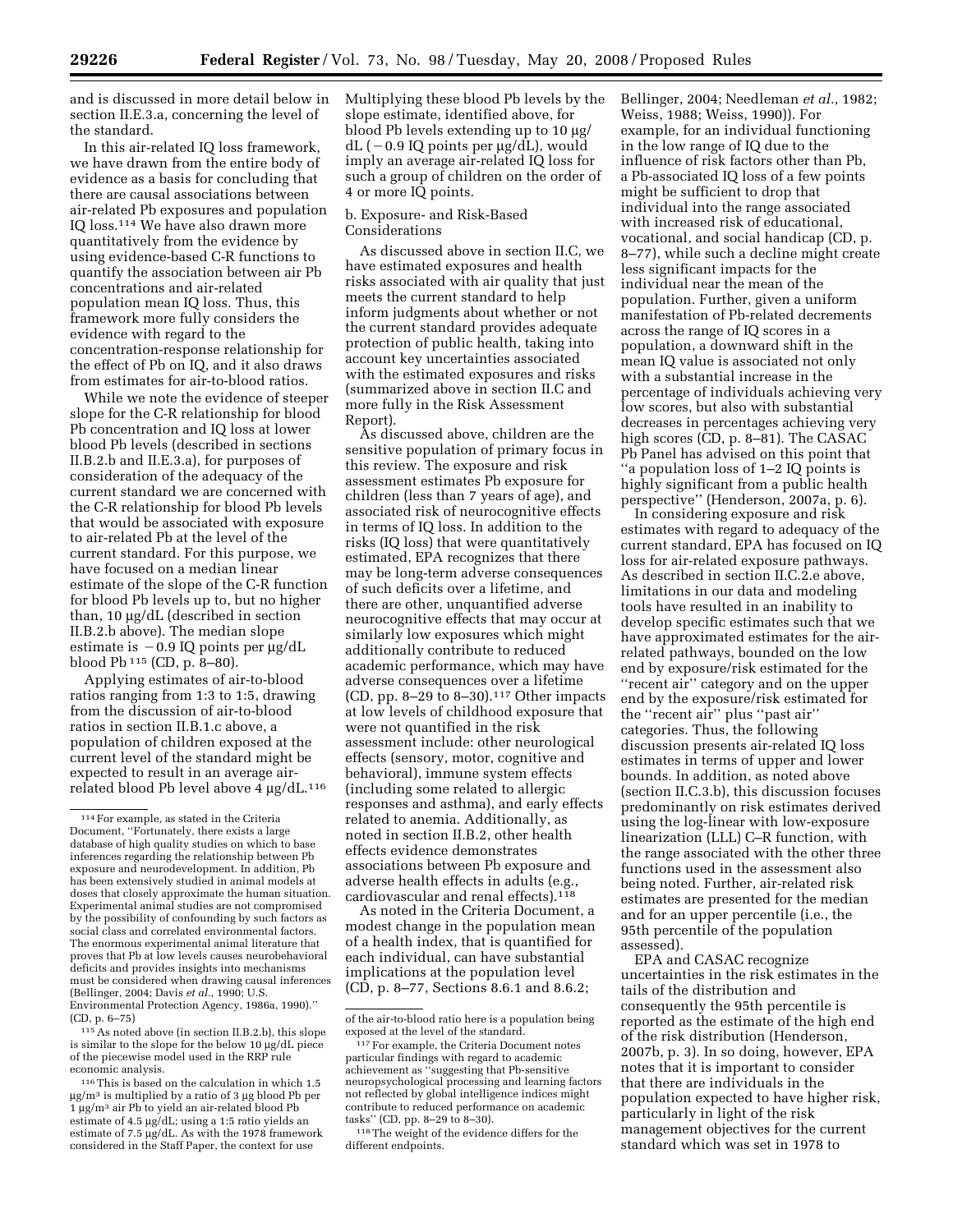and is discussed in more detail below in section II.E.3.a, concerning the level of the standard.

In this air-related IQ loss framework, we have drawn from the entire body of evidence as a basis for concluding that there are causal associations between air-related Pb exposures and population IQ loss.[114] We have also drawn more quantitatively from the evidence by using evidence-based C-R functions to quantify the association between air Pb concentrations and air-related population mean IQ loss. Thus, this framework more fully considers the evidence with regard to the concentration-response relationship for the effect of Pb on IQ, and it also draws from estimates for air-to-blood ratios.

While we note the evidence of steeper slope for the C-R relationship for blood Pb concentration and IQ loss at lower blood Pb levels (described in sections II.B.2.b and II.E.3.a), for purposes of consideration of the adequacy of the current standard we are concerned with the C-R relationship for blood Pb levels that would be associated with exposure to air-related Pb at the level of the current standard. For this purpose, we have focused on a median linear estimate of the slope of the C-R function for blood Pb levels up to, but no higher than, 10 µg/dL (described in section II.B.2.b above). The median slope estimate is −0.9 IQ points per µg/dL blood Pb[115] (CD, p. 8–80).

Applying estimates of air-to-blood ratios ranging from 1:3 to 1:5, drawing from the discussion of air-to-blood ratios in section II.B.1.c above, a population of children exposed at the current level of the standard might be expected to result in an average air-related blood Pb level above 4 µg/dL.[116] Multiplying these blood Pb levels by the slope estimate, identified above, for blood Pb levels extending up to 10 µg/dL (−0.9 IQ points per µg/dL), would imply an average air-related IQ loss for such a group of children on the order of 4 or more IQ points.

b. Exposure- and Risk-Based Considerations

As discussed above in section II.C, we have estimated exposures and health risks associated with air quality that just meets the current standard to help inform judgments about whether or not the current standard provides adequate protection of public health, taking into account key uncertainties associated with the estimated exposures and risks (summarized above in section II.C and more fully in the Risk Assessment Report).

As discussed above, children are the sensitive population of primary focus in this review. The exposure and risk assessment estimates Pb exposure for children (less than 7 years of age), and associated risk of neurocognitive effects in terms of IQ loss. In addition to the risks (IQ loss) that were quantitatively estimated, EPA recognizes that there may be long-term adverse consequences of such deficits over a lifetime, and there are other, unquantified adverse neurocognitive effects that may occur at similarly low exposures which might additionally contribute to reduced academic performance, which may have adverse consequences over a lifetime (CD, pp. 8–29 to 8–30).[117] Other impacts at low levels of childhood exposure that were not quantified in the risk assessment include: other neurological effects (sensory, motor, cognitive and behavioral), immune system effects (including some related to allergic responses and asthma), and early effects related to anemia. Additionally, as noted in section II.B.2, other health effects evidence demonstrates associations between Pb exposure and adverse health effects in adults (e.g., cardiovascular and renal effects).[118]

As noted in the Criteria Document, a modest change in the population mean of a health index, that is quantified for each individual, can have substantial implications at the population level (CD, p. 8–77, Sections 8.6.1 and 8.6.2; Bellinger, 2004; Needleman *et al.*, 1982; Weiss, 1988; Weiss, 1990)). For example, for an individual functioning in the low range of IQ due to the influence of risk factors other than Pb, a Pb-associated IQ loss of a few points might be sufficient to drop that individual into the range associated with increased risk of educational, vocational, and social handicap (CD, p. 8–77), while such a decline might create less significant impacts for the individual near the mean of the population. Further, given a uniform manifestation of Pb-related decrements across the range of IQ scores in a population, a downward shift in the mean IQ value is associated not only with a substantial increase in the percentage of individuals achieving very low scores, but also with substantial decreases in percentages achieving very high scores (CD, p. 8–81). The CASAC Pb Panel has advised on this point that ''a population loss of 1–2 IQ points is highly significant from a public health perspective'' (Henderson, 2007a, p. 6).

In considering exposure and risk estimates with regard to adequacy of the current standard, EPA has focused on IQ loss for air-related exposure pathways. As described in section II.C.2.e above, limitations in our data and modeling tools have resulted in an inability to develop specific estimates such that we have approximated estimates for the air-related pathways, bounded on the low end by exposure/risk estimated for the ''recent air'' category and on the upper end by the exposure/risk estimated for the ''recent air'' plus ''past air'' categories. Thus, the following discussion presents air-related IQ loss estimates in terms of upper and lower bounds. In addition, as noted above (section II.C.3.b), this discussion focuses predominantly on risk estimates derived using the log-linear with low-exposure linearization (LLL) C–R function, with the range associated with the other three functions used in the assessment also being noted. Further, air-related risk estimates are presented for the median and for an upper percentile (i.e., the 95th percentile of the population assessed).

EPA and CASAC recognize uncertainties in the risk estimates in the tails of the distribution and consequently the 95th percentile is reported as the estimate of the high end of the risk distribution (Henderson, 2007b, p. 3). In so doing, however, EPA notes that it is important to consider that there are individuals in the population expected to have higher risk, particularly in light of the risk management objectives for the current standard which was set in 1978 to

---

[114] For example, as stated in the Criteria Document, ''Fortunately, there exists a large database of high quality studies on which to base inferences regarding the relationship between Pb exposure and neurodevelopment. In addition, Pb has been extensively studied in animal models at doses that closely approximate the human situation. Experimental animal studies are not compromised by the possibility of confounding by such factors as social class and correlated environmental factors. The enormous experimental animal literature that proves that Pb at low levels causes neurobehavioral deficits and provides insights into mechanisms must be considered when drawing causal inferences (Bellinger, 2004; Davis *et al.*, 1990; U.S. Environmental Protection Agency, 1986a, 1990).'' (CD, p. 6–75)

[115] As noted above (in section II.B.2.b), this slope is similar to the slope for the below 10 µg/dL piece of the piecewise model used in the RRP rule economic analysis.

[116] This is based on the calculation in which 1.5 µg/m³ is multiplied by a ratio of 3 µg blood Pb per 1 µg/m³ air Pb to yield an air-related blood Pb estimate of 4.5 µg/dL; using a 1:5 ratio yields an estimate of 7.5 µg/dL. As with the 1978 framework considered in the Staff Paper, the context for use of the air-to-blood ratio here is a population being exposed at the level of the standard.

[117] For example, the Criteria Document notes particular findings with regard to academic achievement as ''suggesting that Pb-sensitive neuropsychological processing and learning factors not reflected by global intelligence indices might contribute to reduced performance on academic tasks'' (CD, pp. 8–29 to 8–30).

[118] The weight of the evidence differs for the different endpoints.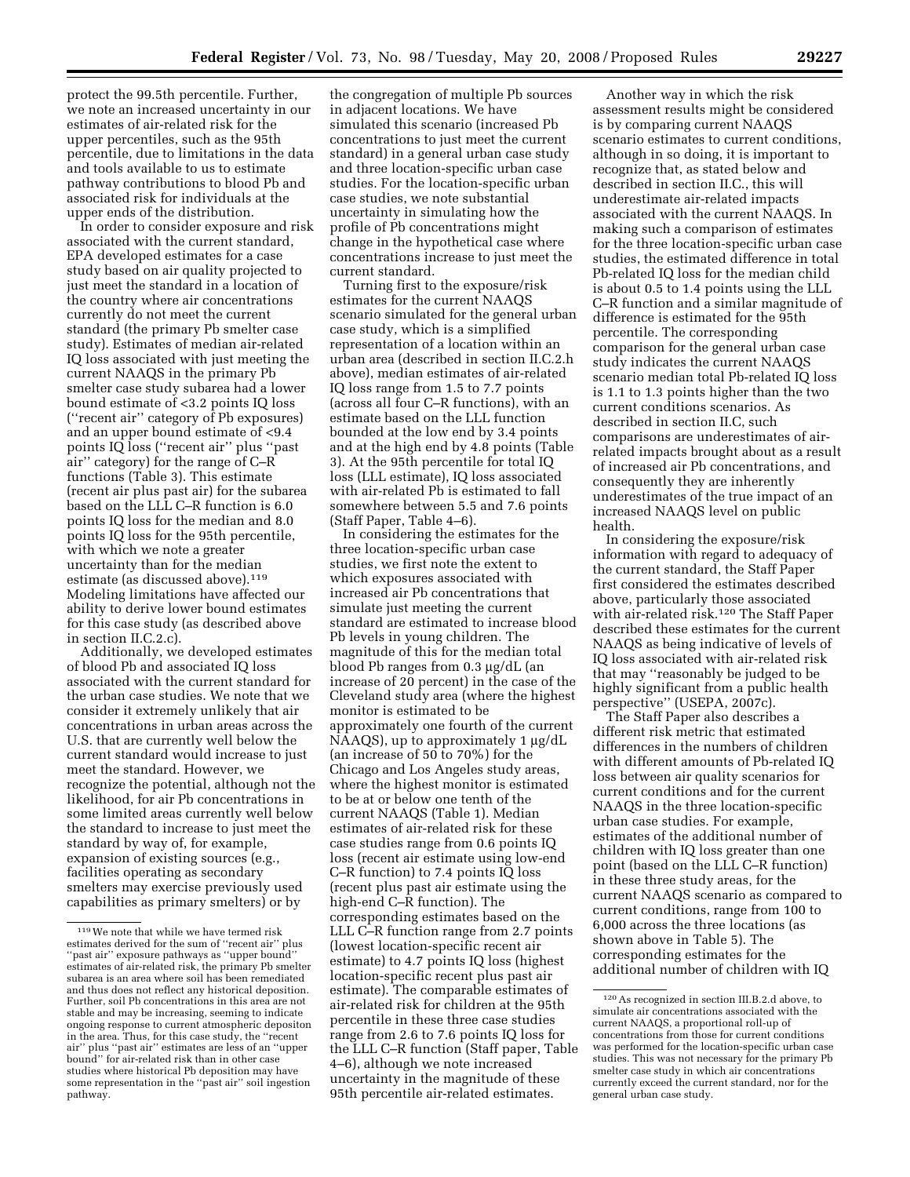protect the 99.5th percentile. Further, we note an increased uncertainty in our estimates of air-related risk for the upper percentiles, such as the 95th percentile, due to limitations in the data and tools available to us to estimate pathway contributions to blood Pb and associated risk for individuals at the upper ends of the distribution.

In order to consider exposure and risk associated with the current standard, EPA developed estimates for a case study based on air quality projected to just meet the standard in a location of the country where air concentrations currently do not meet the current standard (the primary Pb smelter case study). Estimates of median air-related IQ loss associated with just meeting the current NAAQS in the primary Pb smelter case study subarea had a lower bound estimate of <3.2 points IQ loss (''recent air'' category of Pb exposures) and an upper bound estimate of <9.4 points IQ loss (''recent air'' plus ''past air'' category) for the range of C–R functions (Table 3). This estimate (recent air plus past air) for the subarea based on the LLL C–R function is 6.0 points IQ loss for the median and 8.0 points IQ loss for the 95th percentile, with which we note a greater uncertainty than for the median estimate (as discussed above).[119] Modeling limitations have affected our ability to derive lower bound estimates for this case study (as described above in section II.C.2.c).

Additionally, we developed estimates of blood Pb and associated IQ loss associated with the current standard for the urban case studies. We note that we consider it extremely unlikely that air concentrations in urban areas across the U.S. that are currently well below the current standard would increase to just meet the standard. However, we recognize the potential, although not the likelihood, for air Pb concentrations in some limited areas currently well below the standard to increase to just meet the standard by way of, for example, expansion of existing sources (e.g., facilities operating as secondary smelters may exercise previously used capabilities as primary smelters) or by the congregation of multiple Pb sources in adjacent locations. We have simulated this scenario (increased Pb concentrations to just meet the current standard) in a general urban case study and three location-specific urban case studies. For the location-specific urban case studies, we note substantial uncertainty in simulating how the profile of Pb concentrations might change in the hypothetical case where concentrations increase to just meet the current standard.

Turning first to the exposure/risk estimates for the current NAAQS scenario simulated for the general urban case study, which is a simplified representation of a location within an urban area (described in section II.C.2.h above), median estimates of air-related IQ loss range from 1.5 to 7.7 points (across all four C–R functions), with an estimate based on the LLL function bounded at the low end by 3.4 points and at the high end by 4.8 points (Table 3). At the 95th percentile for total IQ loss (LLL estimate), IQ loss associated with air-related Pb is estimated to fall somewhere between 5.5 and 7.6 points (Staff Paper, Table 4–6).

In considering the estimates for the three location-specific urban case studies, we first note the extent to which exposures associated with increased air Pb concentrations that simulate just meeting the current standard are estimated to increase blood Pb levels in young children. The magnitude of this for the median total blood Pb ranges from 0.3 µg/dL (an increase of 20 percent) in the case of the Cleveland study area (where the highest monitor is estimated to be approximately one fourth of the current NAAQS), up to approximately 1 µg/dL (an increase of 50 to 70%) for the Chicago and Los Angeles study areas, where the highest monitor is estimated to be at or below one tenth of the current NAAQS (Table 1). Median estimates of air-related risk for these case studies range from 0.6 points IQ loss (recent air estimate using low-end C–R function) to 7.4 points IQ loss (recent plus past air estimate using the high-end C–R function). The corresponding estimates based on the LLL C–R function range from 2.7 points (lowest location-specific recent air estimate) to 4.7 points IQ loss (highest location-specific recent plus past air estimate). The comparable estimates of air-related risk for children at the 95th percentile in these three case studies range from 2.6 to 7.6 points IQ loss for the LLL C–R function (Staff paper, Table 4–6), although we note increased uncertainty in the magnitude of these 95th percentile air-related estimates.

Another way in which the risk assessment results might be considered is by comparing current NAAQS scenario estimates to current conditions, although in so doing, it is important to recognize that, as stated below and described in section II.C., this will underestimate air-related impacts associated with the current NAAQS. In making such a comparison of estimates for the three location-specific urban case studies, the estimated difference in total Pb-related IQ loss for the median child is about 0.5 to 1.4 points using the LLL C–R function and a similar magnitude of difference is estimated for the 95th percentile. The corresponding comparison for the general urban case study indicates the current NAAQS scenario median total Pb-related IQ loss is 1.1 to 1.3 points higher than the two current conditions scenarios. As described in section II.C, such comparisons are underestimates of air-related impacts brought about as a result of increased air Pb concentrations, and consequently they are inherently underestimates of the true impact of an increased NAAQS level on public health.

In considering the exposure/risk information with regard to adequacy of the current standard, the Staff Paper first considered the estimates described above, particularly those associated with air-related risk.[120] The Staff Paper described these estimates for the current NAAQS as being indicative of levels of IQ loss associated with air-related risk that may ''reasonably be judged to be highly significant from a public health perspective'' (USEPA, 2007c).

The Staff Paper also describes a different risk metric that estimated differences in the numbers of children with different amounts of Pb-related IQ loss between air quality scenarios for current conditions and for the current NAAQS in the three location-specific urban case studies. For example, estimates of the additional number of children with IQ loss greater than one point (based on the LLL C–R function) in these three study areas, for the current NAAQS scenario as compared to current conditions, range from 100 to 6,000 across the three locations (as shown above in Table 5). The corresponding estimates for the additional number of children with IQ

[119] We note that while we have termed risk estimates derived for the sum of ''recent air'' plus ''past air'' exposure pathways as ''upper bound'' estimates of air-related risk, the primary Pb smelter subarea is an area where soil has been remediated and thus does not reflect any historical deposition. Further, soil Pb concentrations in this area are not stable and may be increasing, seeming to indicate ongoing response to current atmospheric depositon in the area. Thus, for this case study, the ''recent air'' plus ''past air'' estimates are less of an ''upper bound'' for air-related risk than in other case studies where historical Pb deposition may have some representation in the ''past air'' soil ingestion pathway.

[120] As recognized in section III.B.2.d above, to simulate air concentrations associated with the current NAAQS, a proportional roll-up of concentrations from those for current conditions was performed for the location-specific urban case studies. This was not necessary for the primary Pb smelter case study in which air concentrations currently exceed the current standard, nor for the general urban case study.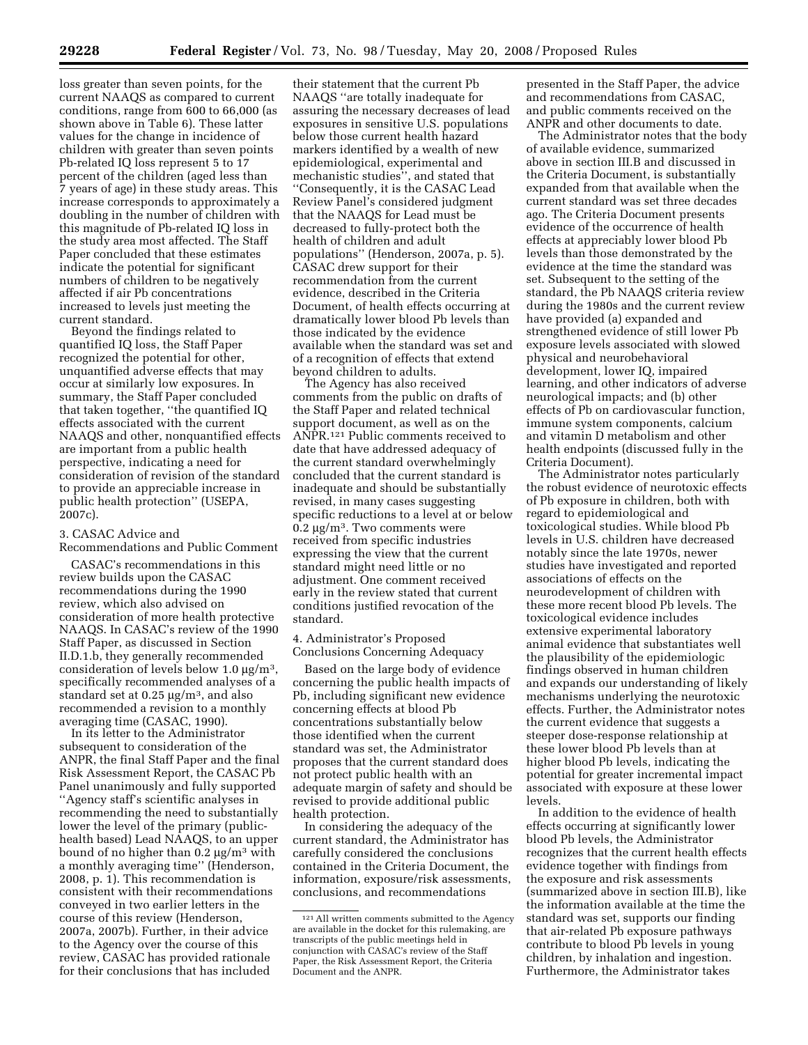loss greater than seven points, for the current NAAQS as compared to current conditions, range from 600 to 66,000 (as shown above in Table 6). These latter values for the change in incidence of children with greater than seven points Pb-related IQ loss represent 5 to 17 percent of the children (aged less than 7 years of age) in these study areas. This increase corresponds to approximately a doubling in the number of children with this magnitude of Pb-related IQ loss in the study area most affected. The Staff Paper concluded that these estimates indicate the potential for significant numbers of children to be negatively affected if air Pb concentrations increased to levels just meeting the current standard.

Beyond the findings related to quantified IQ loss, the Staff Paper recognized the potential for other, unquantified adverse effects that may occur at similarly low exposures. In summary, the Staff Paper concluded that taken together, ''the quantified IQ effects associated with the current NAAQS and other, nonquantified effects are important from a public health perspective, indicating a need for consideration of revision of the standard to provide an appreciable increase in public health protection'' (USEPA, 2007c).

### 3. CASAC Advice and Recommendations and Public Comment

CASAC's recommendations in this review builds upon the CASAC recommendations during the 1990 review, which also advised on consideration of more health protective NAAQS. In CASAC's review of the 1990 Staff Paper, as discussed in Section II.D.1.b, they generally recommended consideration of levels below 1.0 µg/m$^3$, specifically recommended analyses of a standard set at 0.25 µg/m$^3$, and also recommended a revision to a monthly averaging time (CASAC, 1990).

In its letter to the Administrator subsequent to consideration of the ANPR, the final Staff Paper and the final Risk Assessment Report, the CASAC Pb Panel unanimously and fully supported ''Agency staff's scientific analyses in recommending the need to substantially lower the level of the primary (public-health based) Lead NAAQS, to an upper bound of no higher than 0.2 µg/m$^3$ with a monthly averaging time'' (Henderson, 2008, p. 1). This recommendation is consistent with their recommendations conveyed in two earlier letters in the course of this review (Henderson, 2007a, 2007b). Further, in their advice to the Agency over the course of this review, CASAC has provided rationale for their conclusions that has included their statement that the current Pb NAAQS ''are totally inadequate for assuring the necessary decreases of lead exposures in sensitive U.S. populations below those current health hazard markers identified by a wealth of new epidemiological, experimental and mechanistic studies'', and stated that ''Consequently, it is the CASAC Lead Review Panel's considered judgment that the NAAQS for Lead must be decreased to fully-protect both the health of children and adult populations'' (Henderson, 2007a, p. 5). CASAC drew support for their recommendation from the current evidence, described in the Criteria Document, of health effects occurring at dramatically lower blood Pb levels than those indicated by the evidence available when the standard was set and of a recognition of effects that extend beyond children to adults.

The Agency has also received comments from the public on drafts of the Staff Paper and related technical support document, as well as on the ANPR.[121] Public comments received to date that have addressed adequacy of the current standard overwhelmingly concluded that the current standard is inadequate and should be substantially revised, in many cases suggesting specific reductions to a level at or below 0.2 µg/m$^3$. Two comments were received from specific industries expressing the view that the current standard might need little or no adjustment. One comment received early in the review stated that current conditions justified revocation of the standard.

### 4. Administrator's Proposed Conclusions Concerning Adequacy

Based on the large body of evidence concerning the public health impacts of Pb, including significant new evidence concerning effects at blood Pb concentrations substantially below those identified when the current standard was set, the Administrator proposes that the current standard does not protect public health with an adequate margin of safety and should be revised to provide additional public health protection.

In considering the adequacy of the current standard, the Administrator has carefully considered the conclusions contained in the Criteria Document, the information, exposure/risk assessments, conclusions, and recommendations presented in the Staff Paper, the advice and recommendations from CASAC, and public comments received on the ANPR and other documents to date.

The Administrator notes that the body of available evidence, summarized above in section III.B and discussed in the Criteria Document, is substantially expanded from that available when the current standard was set three decades ago. The Criteria Document presents evidence of the occurrence of health effects at appreciably lower blood Pb levels than those demonstrated by the evidence at the time the standard was set. Subsequent to the setting of the standard, the Pb NAAQS criteria review during the 1980s and the current review have provided (a) expanded and strengthened evidence of still lower Pb exposure levels associated with slowed physical and neurobehavioral development, lower IQ, impaired learning, and other indicators of adverse neurological impacts; and (b) other effects of Pb on cardiovascular function, immune system components, calcium and vitamin D metabolism and other health endpoints (discussed fully in the Criteria Document).

The Administrator notes particularly the robust evidence of neurotoxic effects of Pb exposure in children, both with regard to epidemiological and toxicological studies. While blood Pb levels in U.S. children have decreased notably since the late 1970s, newer studies have investigated and reported associations of effects on the neurodevelopment of children with these more recent blood Pb levels. The toxicological evidence includes extensive experimental laboratory animal evidence that substantiates well the plausibility of the epidemiologic findings observed in human children and expands our understanding of likely mechanisms underlying the neurotoxic effects. Further, the Administrator notes the current evidence that suggests a steeper dose-response relationship at these lower blood Pb levels than at higher blood Pb levels, indicating the potential for greater incremental impact associated with exposure at these lower levels.

In addition to the evidence of health effects occurring at significantly lower blood Pb levels, the Administrator recognizes that the current health effects evidence together with findings from the exposure and risk assessments (summarized above in section III.B), like the information available at the time the standard was set, supports our finding that air-related Pb exposure pathways contribute to blood Pb levels in young children, by inhalation and ingestion. Furthermore, the Administrator takes

[121] All written comments submitted to the Agency are available in the docket for this rulemaking, are transcripts of the public meetings held in conjunction with CASAC's review of the Staff Paper, the Risk Assessment Report, the Criteria Document and the ANPR.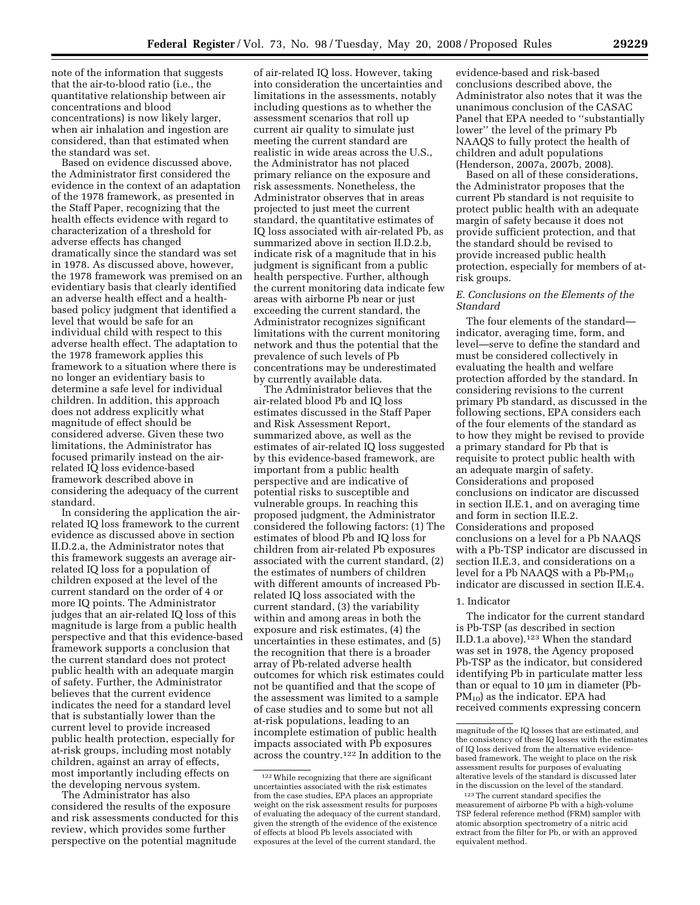note of the information that suggests that the air-to-blood ratio (i.e., the quantitative relationship between air concentrations and blood concentrations) is now likely larger, when air inhalation and ingestion are considered, than that estimated when the standard was set.

Based on evidence discussed above, the Administrator first considered the evidence in the context of an adaptation of the 1978 framework, as presented in the Staff Paper, recognizing that the health effects evidence with regard to characterization of a threshold for adverse effects has changed dramatically since the standard was set in 1978. As discussed above, however, the 1978 framework was premised on an evidentiary basis that clearly identified an adverse health effect and a health-based policy judgment that identified a level that would be safe for an individual child with respect to this adverse health effect. The adaptation to the 1978 framework applies this framework to a situation where there is no longer an evidentiary basis to determine a safe level for individual children. In addition, this approach does not address explicitly what magnitude of effect should be considered adverse. Given these two limitations, the Administrator has focused primarily instead on the air-related IQ loss evidence-based framework described above in considering the adequacy of the current standard.

In considering the application the air-related IQ loss framework to the current evidence as discussed above in section II.D.2.a, the Administrator notes that this framework suggests an average air-related IQ loss for a population of children exposed at the level of the current standard on the order of 4 or more IQ points. The Administrator judges that an air-related IQ loss of this magnitude is large from a public health perspective and that this evidence-based framework supports a conclusion that the current standard does not protect public health with an adequate margin of safety. Further, the Administrator believes that the current evidence indicates the need for a standard level that is substantially lower than the current level to provide increased public health protection, especially for at-risk groups, including most notably children, against an array of effects, most importantly including effects on the developing nervous system.

The Administrator has also considered the results of the exposure and risk assessments conducted for this review, which provides some further perspective on the potential magnitude of air-related IQ loss. However, taking into consideration the uncertainties and limitations in the assessments, notably including questions as to whether the assessment scenarios that roll up current air quality to simulate just meeting the current standard are realistic in wide areas across the U.S., the Administrator has not placed primary reliance on the exposure and risk assessments. Nonetheless, the Administrator observes that in areas projected to just meet the current standard, the quantitative estimates of IQ loss associated with air-related Pb, as summarized above in section II.D.2.b, indicate risk of a magnitude that in his judgment is significant from a public health perspective. Further, although the current monitoring data indicate few areas with airborne Pb near or just exceeding the current standard, the Administrator recognizes significant limitations with the current monitoring network and thus the potential that the prevalence of such levels of Pb concentrations may be underestimated by currently available data.

The Administrator believes that the air-related blood Pb and IQ loss estimates discussed in the Staff Paper and Risk Assessment Report, summarized above, as well as the estimates of air-related IQ loss suggested by this evidence-based framework, are important from a public health perspective and are indicative of potential risks to susceptible and vulnerable groups. In reaching this proposed judgment, the Administrator considered the following factors: (1) The estimates of blood Pb and IQ loss for children from air-related Pb exposures associated with the current standard, (2) the estimates of numbers of children with different amounts of increased Pb-related IQ loss associated with the current standard, (3) the variability within and among areas in both the exposure and risk estimates, (4) the uncertainties in these estimates, and (5) the recognition that there is a broader array of Pb-related adverse health outcomes for which risk estimates could not be quantified and that the scope of the assessment was limited to a sample of case studies and to some but not all at-risk populations, leading to an incomplete estimation of public health impacts associated with Pb exposures across the country.[122] In addition to the evidence-based and risk-based conclusions described above, the Administrator also notes that it was the unanimous conclusion of the CASAC Panel that EPA needed to "substantially lower" the level of the primary Pb NAAQS to fully protect the health of children and adult populations (Henderson, 2007a, 2007b, 2008).

Based on all of these considerations, the Administrator proposes that the current Pb standard is not requisite to protect public health with an adequate margin of safety because it does not provide sufficient protection, and that the standard should be revised to provide increased public health protection, especially for members of at-risk groups.

### *E. Conclusions on the Elements of the Standard*

The four elements of the standard—indicator, averaging time, form, and level—serve to define the standard and must be considered collectively in evaluating the health and welfare protection afforded by the standard. In considering revisions to the current primary Pb standard, as discussed in the following sections, EPA considers each of the four elements of the standard as to how they might be revised to provide a primary standard for Pb that is requisite to protect public health with an adequate margin of safety. Considerations and proposed conclusions on indicator are discussed in section II.E.1, and on averaging time and form in section II.E.2. Considerations and proposed conclusions on a level for a Pb NAAQS with a Pb-TSP indicator are discussed in section II.E.3, and considerations on a level for a Pb NAAQS with a Pb-$PM_{10}$ indicator are discussed in section II.E.4.

#### 1. Indicator

The indicator for the current standard is Pb-TSP (as described in section II.D.1.a above).[123] When the standard was set in 1978, the Agency proposed Pb-TSP as the indicator, but considered identifying Pb in particulate matter less than or equal to 10 µm in diameter (Pb-$PM_{10}$) as the indicator. EPA had received comments expressing concern

---

[122] While recognizing that there are significant uncertainties associated with the risk estimates from the case studies, EPA places an appropriate weight on the risk assessment results for purposes of evaluating the adequacy of the current standard, given the strength of the evidence of the existence of effects at blood Pb levels associated with exposures at the level of the current standard, the magnitude of the IQ losses that are estimated, and the consistency of these IQ losses with the estimates of IQ loss derived from the alternative evidence-based framework. The weight to place on the risk assessment results for purposes of evaluating alterative levels of the standard is discussed later in the discussion on the level of the standard.

[123] The current standard specifies the measurement of airborne Pb with a high-volume TSP federal reference method (FRM) sampler with atomic absorption spectrometry of a nitric acid extract from the filter for Pb, or with an approved equivalent method.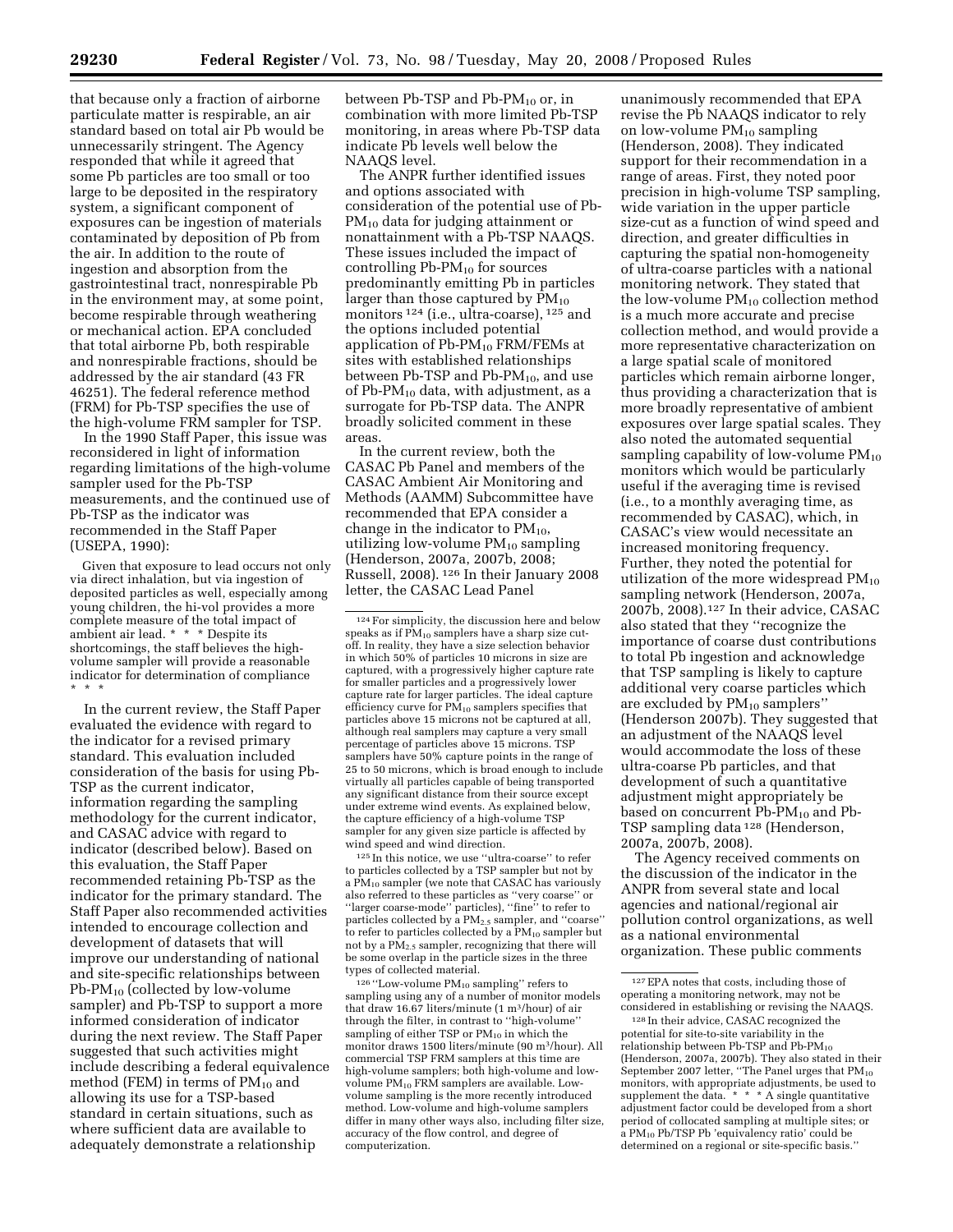that because only a fraction of airborne particulate matter is respirable, an air standard based on total air Pb would be unnecessarily stringent. The Agency responded that while it agreed that some Pb particles are too small or too large to be deposited in the respiratory system, a significant component of exposures can be ingestion of materials contaminated by deposition of Pb from the air. In addition to the route of ingestion and absorption from the gastrointestinal tract, nonrespirable Pb in the environment may, at some point, become respirable through weathering or mechanical action. EPA concluded that total airborne Pb, both respirable and nonrespirable fractions, should be addressed by the air standard (43 FR 46251). The federal reference method (FRM) for Pb-TSP specifies the use of the high-volume FRM sampler for TSP.

In the 1990 Staff Paper, this issue was reconsidered in light of information regarding limitations of the high-volume sampler used for the Pb-TSP measurements, and the continued use of Pb-TSP as the indicator was recommended in the Staff Paper (USEPA, 1990):

> Given that exposure to lead occurs not only via direct inhalation, but via ingestion of deposited particles as well, especially among young children, the hi-vol provides a more complete measure of the total impact of ambient air lead. * * * Despite its shortcomings, the staff believes the high-volume sampler will provide a reasonable indicator for determination of compliance * * *

In the current review, the Staff Paper evaluated the evidence with regard to the indicator for a revised primary standard. This evaluation included consideration of the basis for using Pb-TSP as the current indicator, information regarding the sampling methodology for the current indicator, and CASAC advice with regard to indicator (described below). Based on this evaluation, the Staff Paper recommended retaining Pb-TSP as the indicator for the primary standard. The Staff Paper also recommended activities intended to encourage collection and development of datasets that will improve our understanding of national and site-specific relationships between Pb-$PM_{10}$ (collected by low-volume sampler) and Pb-TSP to support a more informed consideration of indicator during the next review. The Staff Paper suggested that such activities might include describing a federal equivalence method (FEM) in terms of $PM_{10}$ and allowing its use for a TSP-based standard in certain situations, such as where sufficient data are available to adequately demonstrate a relationship between Pb-TSP and Pb-$PM_{10}$ or, in combination with more limited Pb-TSP monitoring, in areas where Pb-TSP data indicate Pb levels well below the NAAQS level.

The ANPR further identified issues and options associated with consideration of the potential use of Pb-$PM_{10}$ data for judging attainment or nonattainment with a Pb-TSP NAAQS. These issues included the impact of controlling Pb-$PM_{10}$ for sources predominantly emitting Pb in particles larger than those captured by $PM_{10}$ monitors [124] (i.e., ultra-coarse), [125] and the options included potential application of Pb-$PM_{10}$ FRM/FEMs at sites with established relationships between Pb-TSP and Pb-$PM_{10}$, and use of Pb-$PM_{10}$ data, with adjustment, as a surrogate for Pb-TSP data. The ANPR broadly solicited comment in these areas.

In the current review, both the CASAC Pb Panel and members of the CASAC Ambient Air Monitoring and Methods (AAMM) Subcommittee have recommended that EPA consider a change in the indicator to $PM_{10}$, utilizing low-volume $PM_{10}$ sampling (Henderson, 2007a, 2007b, 2008; Russell, 2008). [126] In their January 2008 letter, the CASAC Lead Panel unanimously recommended that EPA revise the Pb NAAQS indicator to rely on low-volume $PM_{10}$ sampling (Henderson, 2008). They indicated support for their recommendation in a range of areas. First, they noted poor precision in high-volume TSP sampling, wide variation in the upper particle size-cut as a function of wind speed and direction, and greater difficulties in capturing the spatial non-homogeneity of ultra-coarse particles with a national monitoring network. They stated that the low-volume $PM_{10}$ collection method is a much more accurate and precise collection method, and would provide a more representative characterization on a large spatial scale of monitored particles which remain airborne longer, thus providing a characterization that is more broadly representative of ambient exposures over large spatial scales. They also noted the automated sequential sampling capability of low-volume $PM_{10}$ monitors which would be particularly useful if the averaging time is revised (i.e., to a monthly averaging time, as recommended by CASAC), which, in CASAC's view would necessitate an increased monitoring frequency. Further, they noted the potential for utilization of the more widespread $PM_{10}$ sampling network (Henderson, 2007a, 2007b, 2008). [127] In their advice, CASAC also stated that they "recognize the importance of coarse dust contributions to total Pb ingestion and acknowledge that TSP sampling is likely to capture additional very coarse particles which are excluded by $PM_{10}$ samplers" (Henderson 2007b). They suggested that an adjustment of the NAAQS level would accommodate the loss of these ultra-coarse Pb particles, and that development of such a quantitative adjustment might appropriately be based on concurrent Pb-$PM_{10}$ and Pb-TSP sampling data [128] (Henderson, 2007a, 2007b, 2008).

The Agency received comments on the discussion of the indicator in the ANPR from several state and local agencies and national/regional air pollution control organizations, as well as a national environmental organization. These public comments

---

[124] For simplicity, the discussion here and below speaks as if $PM_{10}$ samplers have a sharp size cut-off. In reality, they have a size selection behavior in which 50% of particles 10 microns in size are captured, with a progressively higher capture rate for smaller particles and a progressively lower capture rate for larger particles. The ideal capture efficiency curve for $PM_{10}$ samplers specifies that particles above 15 microns not be captured at all, although real samplers may capture a very small percentage of particles above 15 microns. TSP samplers have 50% capture points in the range of 25 to 50 microns, which is broad enough to include virtually all particles capable of being transported any significant distance from their source except under extreme wind events. As explained below, the capture efficiency of a high-volume TSP sampler for any given size particle is affected by wind speed and wind direction.

[125] In this notice, we use "ultra-coarse" to refer to particles collected by a TSP sampler but not by a $PM_{10}$ sampler (we note that CASAC has variously also referred to these particles as "very coarse" or "larger coarse-mode" particles), "fine" to refer to particles collected by a $PM_{2.5}$ sampler, and "coarse" to refer to particles collected by a $PM_{10}$ sampler but not by a $PM_{2.5}$ sampler, recognizing that there will be some overlap in the particle sizes in the three types of collected material.

[126] "Low-volume $PM_{10}$ sampling" refers to sampling using any of a number of monitor models that draw 16.67 liters/minute (1 $m^3$/hour) of air through the filter, in contrast to "high-volume" sampling of either TSP or $PM_{10}$ in which the monitor draws 1500 liters/minute (90 $m^3$/hour). All commercial TSP FRM samplers at this time are high-volume samplers; both high-volume and low-volume $PM_{10}$ FRM samplers are available. Low-volume sampling is the more recently introduced method. Low-volume and high-volume samplers differ in many other ways also, including filter size, accuracy of the flow control, and degree of computerization.

[127] EPA notes that costs, including those of operating a monitoring network, may not be considered in establishing or revising the NAAQS.

[128] In their advice, CASAC recognized the potential for site-to-site variability in the relationship between Pb-TSP and Pb-$PM_{10}$ (Henderson, 2007a, 2007b). They also stated in their September 2007 letter, "The Panel urges that $PM_{10}$ monitors, with appropriate adjustments, be used to supplement the data. * * * A single quantitative adjustment factor could be developed from a short period of collocated sampling at multiple sites; or a $PM_{10}$ Pb/TSP Pb 'equivalency ratio' could be determined on a regional or site-specific basis."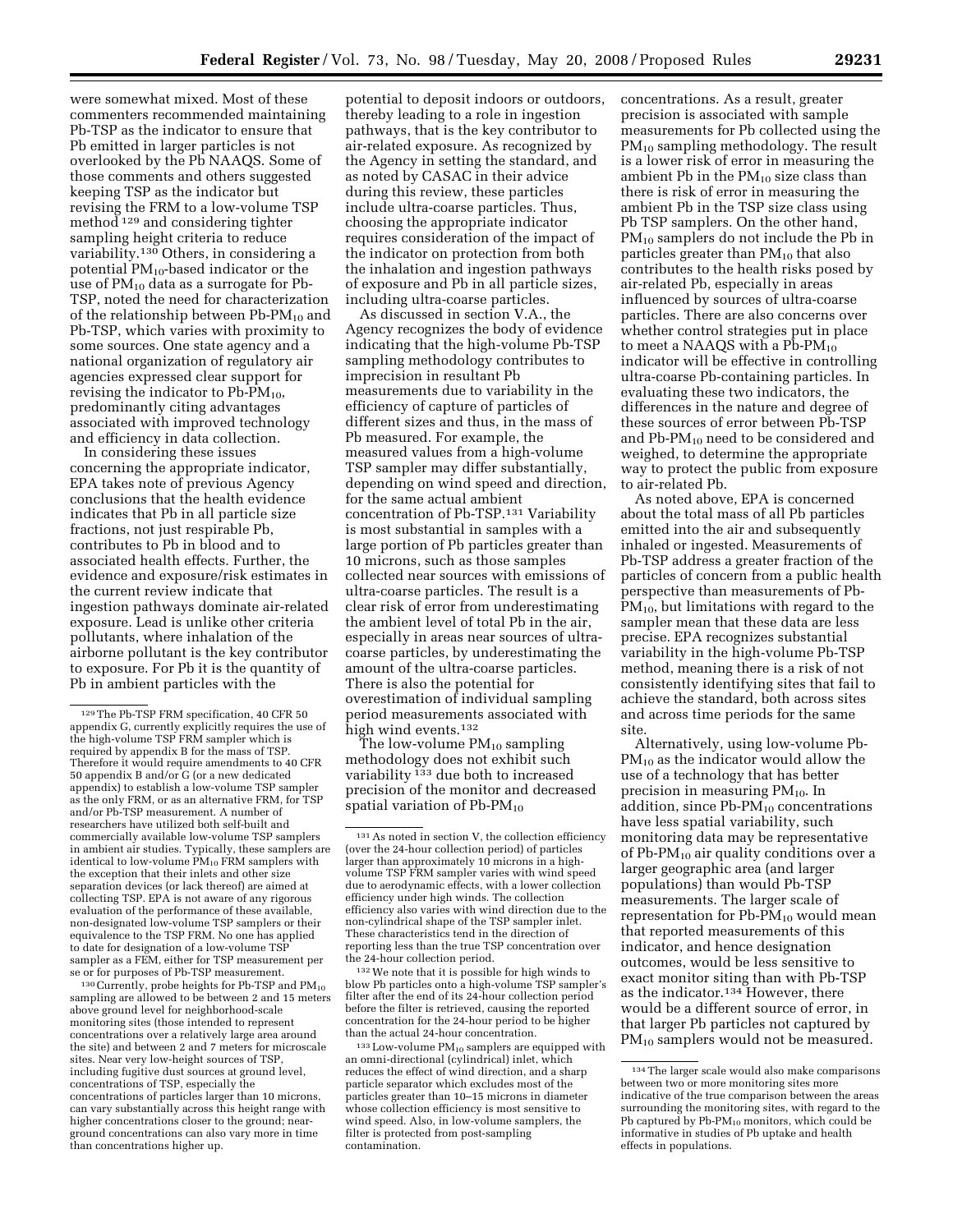were somewhat mixed. Most of these commenters recommended maintaining Pb-TSP as the indicator to ensure that Pb emitted in larger particles is not overlooked by the Pb NAAQS. Some of those comments and others suggested keeping TSP as the indicator but revising the FRM to a low-volume TSP method [129] and considering tighter sampling height criteria to reduce variability.[130] Others, in considering a potential $PM_{10}$-based indicator or the use of $PM_{10}$ data as a surrogate for Pb-TSP, noted the need for characterization of the relationship between Pb-$PM_{10}$ and Pb-TSP, which varies with proximity to some sources. One state agency and a national organization of regulatory air agencies expressed clear support for revising the indicator to Pb-$PM_{10}$, predominantly citing advantages associated with improved technology and efficiency in data collection.

In considering these issues concerning the appropriate indicator, EPA takes note of previous Agency conclusions that the health evidence indicates that Pb in all particle size fractions, not just respirable Pb, contributes to Pb in blood and to associated health effects. Further, the evidence and exposure/risk estimates in the current review indicate that ingestion pathways dominate air-related exposure. Lead is unlike other criteria pollutants, where inhalation of the airborne pollutant is the key contributor to exposure. For Pb it is the quantity of Pb in ambient particles with the potential to deposit indoors or outdoors, thereby leading to a role in ingestion pathways, that is the key contributor to air-related exposure. As recognized by the Agency in setting the standard, and as noted by CASAC in their advice during this review, these particles include ultra-coarse particles. Thus, choosing the appropriate indicator requires consideration of the impact of the indicator on protection from both the inhalation and ingestion pathways of exposure and Pb in all particle sizes, including ultra-coarse particles.

As discussed in section V.A., the Agency recognizes the body of evidence indicating that the high-volume Pb-TSP sampling methodology contributes to imprecision in resultant Pb measurements due to variability in the efficiency of capture of particles of different sizes and thus, in the mass of Pb measured. For example, the measured values from a high-volume TSP sampler may differ substantially, depending on wind speed and direction, for the same actual ambient concentration of Pb-TSP.[131] Variability is most substantial in samples with a large portion of Pb particles greater than 10 microns, such as those samples collected near sources with emissions of ultra-coarse particles. The result is a clear risk of error from underestimating the ambient level of total Pb in the air, especially in areas near sources of ultra-coarse particles, by underestimating the amount of the ultra-coarse particles. There is also the potential for overestimation of individual sampling period measurements associated with high wind events.[132]

The low-volume $PM_{10}$ sampling methodology does not exhibit such variability [133] due both to increased precision of the monitor and decreased spatial variation of Pb-$PM_{10}$ concentrations. As a result, greater precision is associated with sample measurements for Pb collected using the $PM_{10}$ sampling methodology. The result is a lower risk of error in measuring the ambient Pb in the $PM_{10}$ size class than there is risk of error in measuring the ambient Pb in the TSP size class using Pb TSP samplers. On the other hand, $PM_{10}$ samplers do not include the Pb in particles greater than $PM_{10}$ that also contributes to the health risks posed by air-related Pb, especially in areas influenced by sources of ultra-coarse particles. There are also concerns over whether control strategies put in place to meet a NAAQS with a Pb-$PM_{10}$ indicator will be effective in controlling ultra-coarse Pb-containing particles. In evaluating these two indicators, the differences in the nature and degree of these sources of error between Pb-TSP and Pb-$PM_{10}$ need to be considered and weighed, to determine the appropriate way to protect the public from exposure to air-related Pb.

As noted above, EPA is concerned about the total mass of all Pb particles emitted into the air and subsequently inhaled or ingested. Measurements of Pb-TSP address a greater fraction of the particles of concern from a public health perspective than measurements of Pb-$PM_{10}$, but limitations with regard to the sampler mean that these data are less precise. EPA recognizes substantial variability in the high-volume Pb-TSP method, meaning there is a risk of not consistently identifying sites that fail to achieve the standard, both across sites and across time periods for the same site.

Alternatively, using low-volume Pb-$PM_{10}$ as the indicator would allow the use of a technology that has better precision in measuring $PM_{10}$. In addition, since Pb-$PM_{10}$ concentrations have less spatial variability, such monitoring data may be representative of Pb-$PM_{10}$ air quality conditions over a larger geographic area (and larger populations) than would Pb-TSP measurements. The larger scale of representation for Pb-$PM_{10}$ would mean that reported measurements of this indicator, and hence designation outcomes, would be less sensitive to exact monitor siting than with Pb-TSP as the indicator.[134] However, there would be a different source of error, in that larger Pb particles not captured by $PM_{10}$ samplers would not be measured.

---

[129] The Pb-TSP FRM specification, 40 CFR 50 appendix G, currently explicitly requires the use of the high-volume TSP FRM sampler which is required by appendix B for the mass of TSP. Therefore it would require amendments to 40 CFR 50 appendix B and/or G (or a new dedicated appendix) to establish a low-volume TSP sampler as the only FRM, or as an alternative FRM, for TSP and/or Pb-TSP measurement. A number of researchers have utilized both self-built and commercially available low-volume TSP samplers in ambient air studies. Typically, these samplers are identical to low-volume $PM_{10}$ FRM samplers with the exception that their inlets and other size separation devices (or lack thereof) are aimed at collecting TSP. EPA is not aware of any rigorous evaluation of the performance of these available, non-designated low-volume TSP samplers or their equivalence to the TSP FRM. No one has applied to date for designation of a low-volume TSP sampler as a FEM, either for TSP measurement per se or for purposes of Pb-TSP measurement.

[130] Currently, probe heights for Pb-TSP and $PM_{10}$ sampling are allowed to be between 2 and 15 meters above ground level for neighborhood-scale monitoring sites (those intended to represent concentrations over a relatively large area around the site) and between 2 and 7 meters for microscale sites. Near very low-height sources of TSP, including fugitive dust sources at ground level, concentrations of TSP, especially the concentrations of particles larger than 10 microns, can vary substantially across this height range with higher concentrations closer to the ground; near-ground concentrations can also vary more in time than concentrations higher up.

[131] As noted in section V, the collection efficiency (over the 24-hour collection period) of particles larger than approximately 10 microns in a high-volume TSP FRM sampler varies with wind speed due to aerodynamic effects, with a lower collection efficiency under high winds. The collection efficiency also varies with wind direction due to the non-cylindrical shape of the TSP sampler inlet. These characteristics tend in the direction of reporting less than the true TSP concentration over the 24-hour collection period.

[132] We note that it is possible for high winds to blow Pb particles onto a high-volume TSP sampler's filter after the end of its 24-hour collection period before the filter is retrieved, causing the reported concentration for the 24-hour period to be higher than the actual 24-hour concentration.

[133] Low-volume $PM_{10}$ samplers are equipped with an omni-directional (cylindrical) inlet, which reduces the effect of wind direction, and a sharp particle separator which excludes most of the particles greater than 10–15 microns in diameter whose collection efficiency is most sensitive to wind speed. Also, in low-volume samplers, the filter is protected from post-sampling contamination.

[134] The larger scale would also make comparisons between two or more monitoring sites more indicative of the true comparison between the areas surrounding the monitoring sites, with regard to the Pb captured by Pb-$PM_{10}$ monitors, which could be informative in studies of Pb uptake and health effects in populations.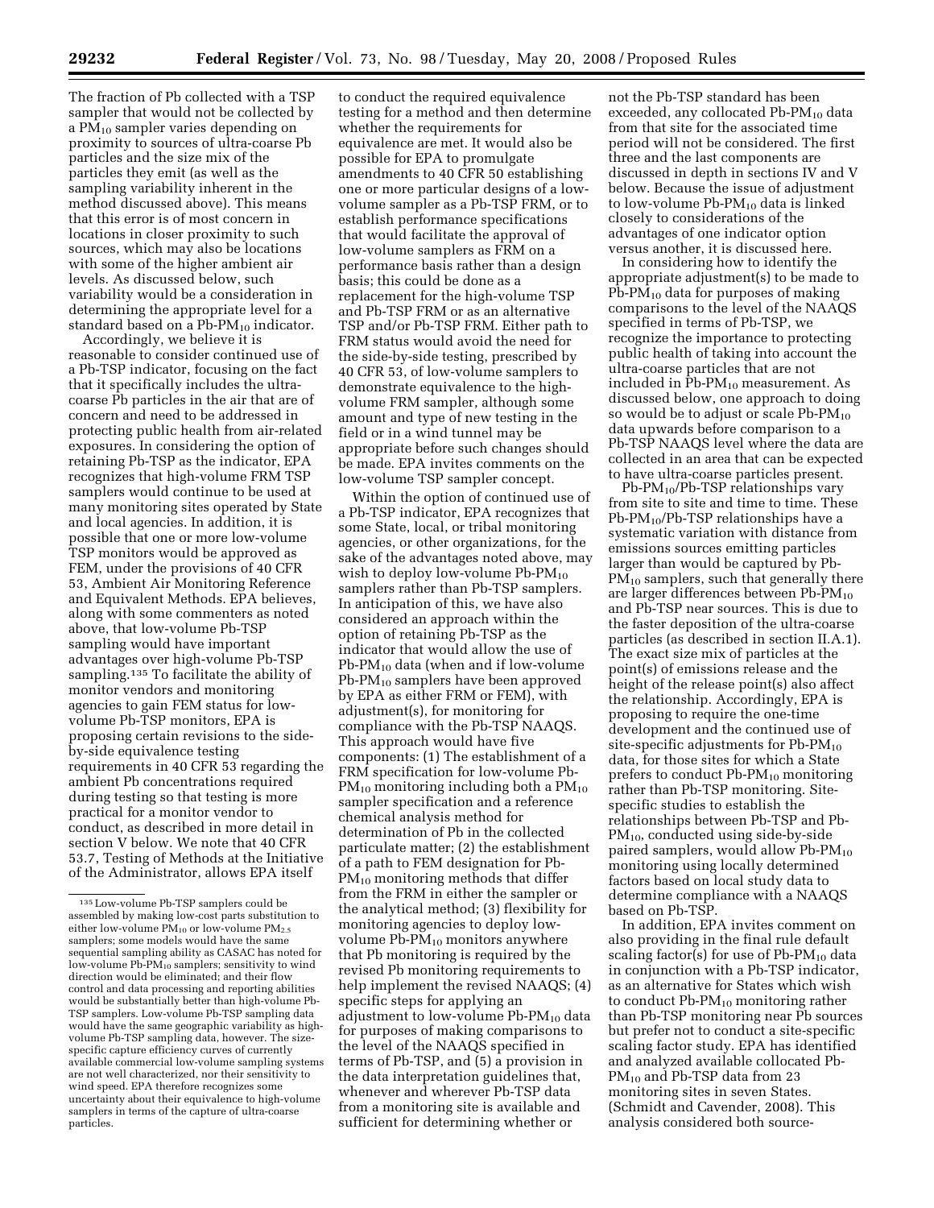The fraction of Pb collected with a TSP sampler that would not be collected by a $PM_{10}$ sampler varies depending on proximity to sources of ultra-coarse Pb particles and the size mix of the particles they emit (as well as the sampling variability inherent in the method discussed above). This means that this error is of most concern in locations in closer proximity to such sources, which may also be locations with some of the higher ambient air levels. As discussed below, such variability would be a consideration in determining the appropriate level for a standard based on a Pb-$PM_{10}$ indicator.

Accordingly, we believe it is reasonable to consider continued use of a Pb-TSP indicator, focusing on the fact that it specifically includes the ultra-coarse Pb particles in the air that are of concern and need to be addressed in protecting public health from air-related exposures. In considering the option of retaining Pb-TSP as the indicator, EPA recognizes that high-volume FRM TSP samplers would continue to be used at many monitoring sites operated by State and local agencies. In addition, it is possible that one or more low-volume TSP monitors would be approved as FEM, under the provisions of 40 CFR 53, Ambient Air Monitoring Reference and Equivalent Methods. EPA believes, along with some commenters as noted above, that low-volume Pb-TSP sampling would have important advantages over high-volume Pb-TSP sampling.[135] To facilitate the ability of monitor vendors and monitoring agencies to gain FEM status for low-volume Pb-TSP monitors, EPA is proposing certain revisions to the side-by-side equivalence testing requirements in 40 CFR 53 regarding the ambient Pb concentrations required during testing so that testing is more practical for a monitor vendor to conduct, as described in more detail in section V below. We note that 40 CFR 53.7, Testing of Methods at the Initiative of the Administrator, allows EPA itself to conduct the required equivalence testing for a method and then determine whether the requirements for equivalence are met. It would also be possible for EPA to promulgate amendments to 40 CFR 50 establishing one or more particular designs of a low-volume sampler as a Pb-TSP FRM, or to establish performance specifications that would facilitate the approval of low-volume samplers as FRM on a performance basis rather than a design basis; this could be done as a replacement for the high-volume TSP and Pb-TSP FRM or as an alternative TSP and/or Pb-TSP FRM. Either path to FRM status would avoid the need for the side-by-side testing, prescribed by 40 CFR 53, of low-volume samplers to demonstrate equivalence to the high-volume FRM sampler, although some amount and type of new testing in the field or in a wind tunnel may be appropriate before such changes should be made. EPA invites comments on the low-volume TSP sampler concept.

Within the option of continued use of a Pb-TSP indicator, EPA recognizes that some State, local, or tribal monitoring agencies, or other organizations, for the sake of the advantages noted above, may wish to deploy low-volume Pb-$PM_{10}$ samplers rather than Pb-TSP samplers. In anticipation of this, we have also considered an approach within the option of retaining Pb-TSP as the indicator that would allow the use of Pb-$PM_{10}$ data (when and if low-volume Pb-$PM_{10}$ samplers have been approved by EPA as either FRM or FEM), with adjustment(s), for monitoring for compliance with the Pb-TSP NAAQS. This approach would have five components: (1) The establishment of a FRM specification for low-volume Pb-$PM_{10}$ monitoring including both a $PM_{10}$ sampler specification and a reference chemical analysis method for determination of Pb in the collected particulate matter; (2) the establishment of a path to FEM designation for Pb-$PM_{10}$ monitoring methods that differ from the FRM in either the sampler or the analytical method; (3) flexibility for monitoring agencies to deploy low-volume Pb-$PM_{10}$ monitors anywhere that Pb monitoring is required by the revised Pb monitoring requirements to help implement the revised NAAQS; (4) specific steps for applying an adjustment to low-volume Pb-$PM_{10}$ data for purposes of making comparisons to the level of the NAAQS specified in terms of Pb-TSP, and (5) a provision in the data interpretation guidelines that, whenever and wherever Pb-TSP data from a monitoring site is available and sufficient for determining whether or not the Pb-TSP standard has been exceeded, any collocated Pb-$PM_{10}$ data from that site for the associated time period will not be considered. The first three and the last components are discussed in depth in sections IV and V below. Because the issue of adjustment to low-volume Pb-$PM_{10}$ data is linked closely to considerations of the advantages of one indicator option versus another, it is discussed here.

In considering how to identify the appropriate adjustment(s) to be made to Pb-$PM_{10}$ data for purposes of making comparisons to the level of the NAAQS specified in terms of Pb-TSP, we recognize the importance to protecting public health of taking into account the ultra-coarse particles that are not included in Pb-$PM_{10}$ measurement. As discussed below, one approach to doing so would be to adjust or scale Pb-$PM_{10}$ data upwards before comparison to a Pb-TSP NAAQS level where the data are collected in an area that can be expected to have ultra-coarse particles present.

Pb-$PM_{10}$/Pb-TSP relationships vary from site to site and time to time. These Pb-$PM_{10}$/Pb-TSP relationships have a systematic variation with distance from emissions sources emitting particles larger than would be captured by Pb-$PM_{10}$ samplers, such that generally there are larger differences between Pb-$PM_{10}$ and Pb-TSP near sources. This is due to the faster deposition of the ultra-coarse particles (as described in section II.A.1). The exact size mix of particles at the point(s) of emissions release and the height of the release point(s) also affect the relationship. Accordingly, EPA is proposing to require the one-time development and the continued use of site-specific adjustments for Pb-$PM_{10}$ data, for those sites for which a State prefers to conduct Pb-$PM_{10}$ monitoring rather than Pb-TSP monitoring. Site-specific studies to establish the relationships between Pb-TSP and Pb-$PM_{10}$, conducted using side-by-side paired samplers, would allow Pb-$PM_{10}$ monitoring using locally determined factors based on local study data to determine compliance with a NAAQS based on Pb-TSP.

In addition, EPA invites comment on also providing in the final rule default scaling factor(s) for use of Pb-$PM_{10}$ data in conjunction with a Pb-TSP indicator, as an alternative for States which wish to conduct Pb-$PM_{10}$ monitoring rather than Pb-TSP monitoring near Pb sources but prefer not to conduct a site-specific scaling factor study. EPA has identified and analyzed available collocated Pb-$PM_{10}$ and Pb-TSP data from 23 monitoring sites in seven States. (Schmidt and Cavender, 2008). This analysis considered both source-

---

[135] Low-volume Pb-TSP samplers could be assembled by making low-cost parts substitution to either low-volume $PM_{10}$ or low-volume $PM_{2.5}$ samplers; some models would have the same sequential sampling ability as CASAC has noted for low-volume Pb-$PM_{10}$ samplers; sensitivity to wind direction would be eliminated; and their flow control and data processing and reporting abilities would be substantially better than high-volume Pb-TSP samplers. Low-volume Pb-TSP sampling data would have the same geographic variability as high-volume Pb-TSP sampling data, however. The size-specific capture efficiency curves of currently available commercial low-volume sampling systems are not well characterized, nor their sensitivity to wind speed. EPA therefore recognizes some uncertainty about their equivalence to high-volume samplers in terms of the capture of ultra-coarse particles.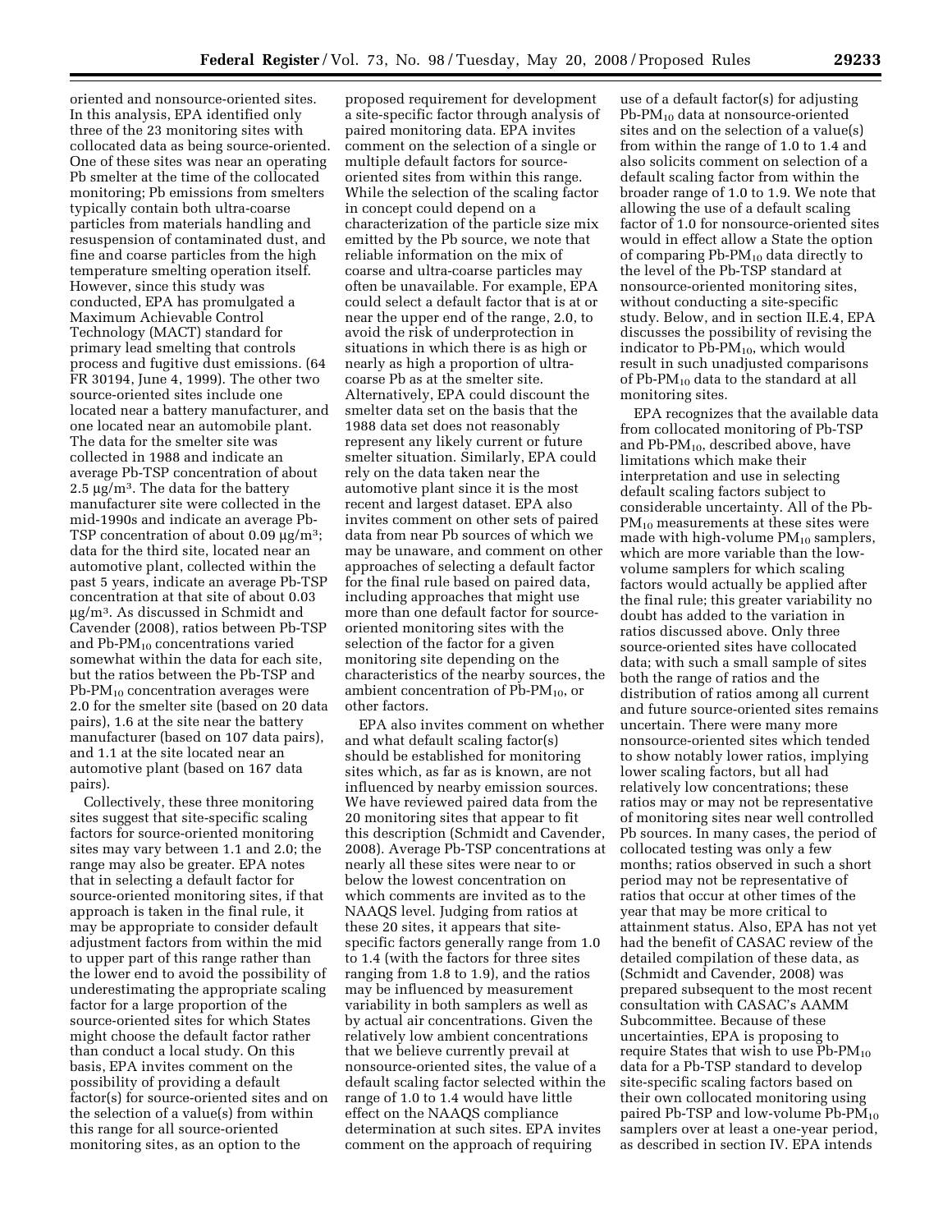oriented and nonsource-oriented sites. In this analysis, EPA identified only three of the 23 monitoring sites with collocated data as being source-oriented. One of these sites was near an operating Pb smelter at the time of the collocated monitoring; Pb emissions from smelters typically contain both ultra-coarse particles from materials handling and resuspension of contaminated dust, and fine and coarse particles from the high temperature smelting operation itself. However, since this study was conducted, EPA has promulgated a Maximum Achievable Control Technology (MACT) standard for primary lead smelting that controls process and fugitive dust emissions. (64 FR 30194, June 4, 1999). The other two source-oriented sites include one located near a battery manufacturer, and one located near an automobile plant. The data for the smelter site was collected in 1988 and indicate an average Pb-TSP concentration of about 2.5 $\mu g/m^3$. The data for the battery manufacturer site were collected in the mid-1990s and indicate an average Pb-TSP concentration of about 0.09 $\mu g/m^3$; data for the third site, located near an automotive plant, collected within the past 5 years, indicate an average Pb-TSP concentration at that site of about 0.03 $\mu g/m^3$. As discussed in Schmidt and Cavender (2008), ratios between Pb-TSP and Pb-$PM_{10}$ concentrations varied somewhat within the data for each site, but the ratios between the Pb-TSP and Pb-$PM_{10}$ concentration averages were 2.0 for the smelter site (based on 20 data pairs), 1.6 at the site near the battery manufacturer (based on 107 data pairs), and 1.1 at the site located near an automotive plant (based on 167 data pairs).

Collectively, these three monitoring sites suggest that site-specific scaling factors for source-oriented monitoring sites may vary between 1.1 and 2.0; the range may also be greater. EPA notes that in selecting a default factor for source-oriented monitoring sites, if that approach is taken in the final rule, it may be appropriate to consider default adjustment factors from within the mid to upper part of this range rather than the lower end to avoid the possibility of underestimating the appropriate scaling factor for a large proportion of the source-oriented sites for which States might choose the default factor rather than conduct a local study. On this basis, EPA invites comment on the possibility of providing a default factor(s) for source-oriented sites and on the selection of a value(s) from within this range for all source-oriented monitoring sites, as an option to the proposed requirement for development a site-specific factor through analysis of paired monitoring data. EPA invites comment on the selection of a single or multiple default factors for source-oriented sites from within this range. While the selection of the scaling factor in concept could depend on a characterization of the particle size mix emitted by the Pb source, we note that reliable information on the mix of coarse and ultra-coarse particles may often be unavailable. For example, EPA could select a default factor that is at or near the upper end of the range, 2.0, to avoid the risk of underprotection in situations in which there is as high or nearly as high a proportion of ultra-coarse Pb as at the smelter site. Alternatively, EPA could discount the smelter data set on the basis that the 1988 data set does not reasonably represent any likely current or future smelter situation. Similarly, EPA could rely on the data taken near the automotive plant since it is the most recent and largest dataset. EPA also invites comment on other sets of paired data from near Pb sources of which we may be unaware, and comment on other approaches of selecting a default factor for the final rule based on paired data, including approaches that might use more than one default factor for source-oriented monitoring sites with the selection of the factor for a given monitoring site depending on the characteristics of the nearby sources, the ambient concentration of Pb-$PM_{10}$, or other factors.

EPA also invites comment on whether and what default scaling factor(s) should be established for monitoring sites which, as far as is known, are not influenced by nearby emission sources. We have reviewed paired data from the 20 monitoring sites that appear to fit this description (Schmidt and Cavender, 2008). Average Pb-TSP concentrations at nearly all these sites were near to or below the lowest concentration on which comments are invited as to the NAAQS level. Judging from ratios at these 20 sites, it appears that site-specific factors generally range from 1.0 to 1.4 (with the factors for three sites ranging from 1.8 to 1.9), and the ratios may be influenced by measurement variability in both samplers as well as by actual air concentrations. Given the relatively low ambient concentrations that we believe currently prevail at nonsource-oriented sites, the value of a default scaling factor selected within the range of 1.0 to 1.4 would have little effect on the NAAQS compliance determination at such sites. EPA invites comment on the approach of requiring use of a default factor(s) for adjusting Pb-$PM_{10}$ data at nonsource-oriented sites and on the selection of a value(s) from within the range of 1.0 to 1.4 and also solicits comment on selection of a default scaling factor from within the broader range of 1.0 to 1.9. We note that allowing the use of a default scaling factor of 1.0 for nonsource-oriented sites would in effect allow a State the option of comparing Pb-$PM_{10}$ data directly to the level of the Pb-TSP standard at nonsource-oriented monitoring sites, without conducting a site-specific study. Below, and in section II.E.4, EPA discusses the possibility of revising the indicator to Pb-$PM_{10}$, which would result in such unadjusted comparisons of Pb-$PM_{10}$ data to the standard at all monitoring sites.

EPA recognizes that the available data from collocated monitoring of Pb-TSP and Pb-$PM_{10}$, described above, have limitations which make their interpretation and use in selecting default scaling factors subject to considerable uncertainty. All of the Pb-$PM_{10}$ measurements at these sites were made with high-volume $PM_{10}$ samplers, which are more variable than the low-volume samplers for which scaling factors would actually be applied after the final rule; this greater variability no doubt has added to the variation in ratios discussed above. Only three source-oriented sites have collocated data; with such a small sample of sites both the range of ratios and the distribution of ratios among all current and future source-oriented sites remains uncertain. There were many more nonsource-oriented sites which tended to show notably lower ratios, implying lower scaling factors, but all had relatively low concentrations; these ratios may or may not be representative of monitoring sites near well controlled Pb sources. In many cases, the period of collocated testing was only a few months; ratios observed in such a short period may not be representative of ratios that occur at other times of the year that may be more critical to attainment status. Also, EPA has not yet had the benefit of CASAC review of the detailed compilation of these data, as (Schmidt and Cavender, 2008) was prepared subsequent to the most recent consultation with CASAC's AAMM Subcommittee. Because of these uncertainties, EPA is proposing to require States that wish to use Pb-$PM_{10}$ data for a Pb-TSP standard to develop site-specific scaling factors based on their own collocated monitoring using paired Pb-TSP and low-volume Pb-$PM_{10}$ samplers over at least a one-year period, as described in section IV. EPA intends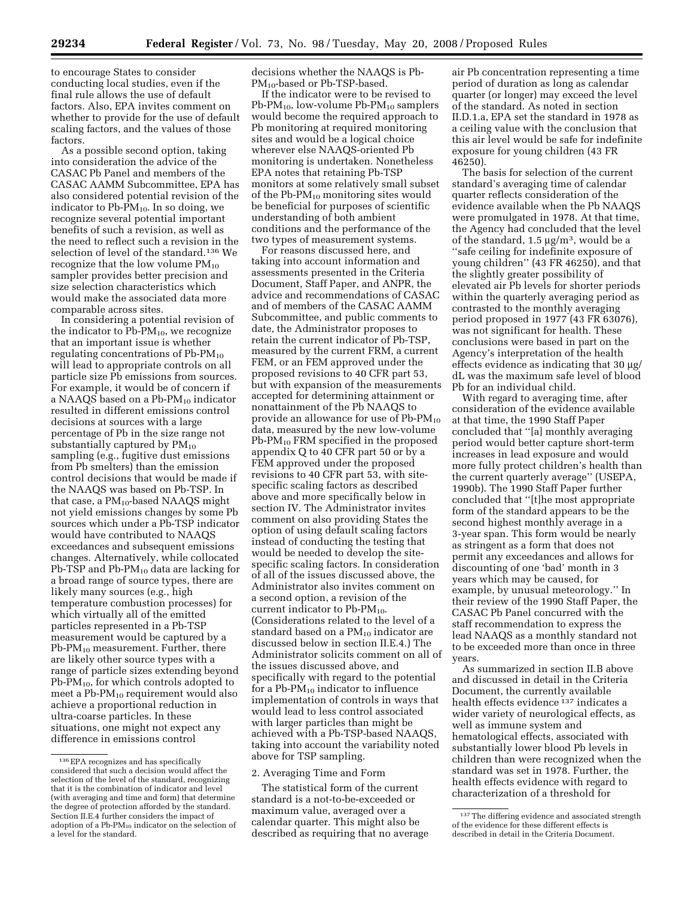to encourage States to consider conducting local studies, even if the final rule allows the use of default factors. Also, EPA invites comment on whether to provide for the use of default scaling factors, and the values of those factors.

As a possible second option, taking into consideration the advice of the CASAC Pb Panel and members of the CASAC AAMM Subcommittee, EPA has also considered potential revision of the indicator to Pb-$PM_{10}$. In so doing, we recognize several potential important benefits of such a revision, as well as the need to reflect such a revision in the selection of level of the standard.[136] We recognize that the low volume $PM_{10}$ sampler provides better precision and size selection characteristics which would make the associated data more comparable across sites.

In considering a potential revision of the indicator to Pb-$PM_{10}$, we recognize that an important issue is whether regulating concentrations of Pb-$PM_{10}$ will lead to appropriate controls on all particle size Pb emissions from sources. For example, it would be of concern if a NAAQS based on a Pb-$PM_{10}$ indicator resulted in different emissions control decisions at sources with a large percentage of Pb in the size range not substantially captured by $PM_{10}$ sampling (e.g., fugitive dust emissions from Pb smelters) than the emission control decisions that would be made if the NAAQS was based on Pb-TSP. In that case, a $PM_{10}$-based NAAQS might not yield emissions changes by some Pb sources which under a Pb-TSP indicator would have contributed to NAAQS exceedances and subsequent emissions changes. Alternatively, while collocated Pb-TSP and Pb-$PM_{10}$ data are lacking for a broad range of source types, there are likely many sources (e.g., high temperature combustion processes) for which virtually all of the emitted particles represented in a Pb-TSP measurement would be captured by a Pb-$PM_{10}$ measurement. Further, there are likely other source types with a range of particle sizes extending beyond Pb-$PM_{10}$, for which controls adopted to meet a Pb-$PM_{10}$ requirement would also achieve a proportional reduction in ultra-coarse particles. In these situations, one might not expect any difference in emissions control decisions whether the NAAQS is Pb-$PM_{10}$-based or Pb-TSP-based.

If the indicator were to be revised to Pb-$PM_{10}$, low-volume Pb-$PM_{10}$ samplers would become the required approach to Pb monitoring at required monitoring sites and would be a logical choice wherever else NAAQS-oriented Pb monitoring is undertaken. Nonetheless EPA notes that retaining Pb-TSP monitors at some relatively small subset of the Pb-$PM_{10}$ monitoring sites would be beneficial for purposes of scientific understanding of both ambient conditions and the performance of the two types of measurement systems.

For reasons discussed here, and taking into account information and assessments presented in the Criteria Document, Staff Paper, and ANPR, the advice and recommendations of CASAC and of members of the CASAC AAMM Subcommittee, and public comments to date, the Administrator proposes to retain the current indicator of Pb-TSP, measured by the current FRM, a current FEM, or an FEM approved under the proposed revisions to 40 CFR part 53, but with expansion of the measurements accepted for determining attainment or nonattainment of the Pb NAAQS to provide an allowance for use of Pb-$PM_{10}$ data, measured by the new low-volume Pb-$PM_{10}$ FRM specified in the proposed appendix Q to 40 CFR part 50 or by a FEM approved under the proposed revisions to 40 CFR part 53, with site-specific scaling factors as described above and more specifically below in section IV. The Administrator invites comment on also providing States the option of using default scaling factors instead of conducting the testing that would be needed to develop the site-specific scaling factors. In consideration of all of the issues discussed above, the Administrator also invites comment on a second option, a revision of the current indicator to Pb-$PM_{10}$. (Considerations related to the level of a standard based on a $PM_{10}$ indicator are discussed below in section II.E.4.) The Administrator solicits comment on all of the issues discussed above, and specifically with regard to the potential for a Pb-$PM_{10}$ indicator to influence implementation of controls in ways that would lead to less control associated with larger particles than might be achieved with a Pb-TSP-based NAAQS, taking into account the variability noted above for TSP sampling.

2. Averaging Time and Form

The statistical form of the current standard is a not-to-be-exceeded or maximum value, averaged over a calendar quarter. This might also be described as requiring that no average air Pb concentration representing a time period of duration as long as calendar quarter (or longer) may exceed the level of the standard. As noted in section II.D.1.a, EPA set the standard in 1978 as a ceiling value with the conclusion that this air level would be safe for indefinite exposure for young children (43 FR 46250).

The basis for selection of the current standard's averaging time of calendar quarter reflects consideration of the evidence available when the Pb NAAQS were promulgated in 1978. At that time, the Agency had concluded that the level of the standard, 1.5 µg/m$^3$, would be a "safe ceiling for indefinite exposure of young children" (43 FR 46250), and that the slightly greater possibility of elevated air Pb levels for shorter periods within the quarterly averaging period as contrasted to the monthly averaging period proposed in 1977 (43 FR 63076), was not significant for health. These conclusions were based in part on the Agency's interpretation of the health effects evidence as indicating that 30 µg/dL was the maximum safe level of blood Pb for an individual child.

With regard to averaging time, after consideration of the evidence available at that time, the 1990 Staff Paper concluded that "[a] monthly averaging period would better capture short-term increases in lead exposure and would more fully protect children's health than the current quarterly average" (USEPA, 1990b). The 1990 Staff Paper further concluded that "[t]he most appropriate form of the standard appears to be the second highest monthly average in a 3-year span. This form would be nearly as stringent as a form that does not permit any exceedances and allows for discounting of one 'bad' month in 3 years which may be caused, for example, by unusual meteorology." In their review of the 1990 Staff Paper, the CASAC Pb Panel concurred with the staff recommendation to express the lead NAAQS as a monthly standard not to be exceeded more than once in three years.

As summarized in section II.B above and discussed in detail in the Criteria Document, the currently available health effects evidence[137] indicates a wider variety of neurological effects, as well as immune system and hematological effects, associated with substantially lower blood Pb levels in children than were recognized when the standard was set in 1978. Further, the health effects evidence with regard to characterization of a threshold for

[136] EPA recognizes and has specifically considered that such a decision would affect the selection of the level of the standard, recognizing that it is the combination of indicator and level (with averaging and time and form) that determine the degree of protection afforded by the standard. Section II.E.4 further considers the impact of adoption of a Pb-$PM_{10}$ indicator on the selection of a level for the standard.

[137] The differing evidence and associated strength of the evidence for these different effects is described in detail in the Criteria Document.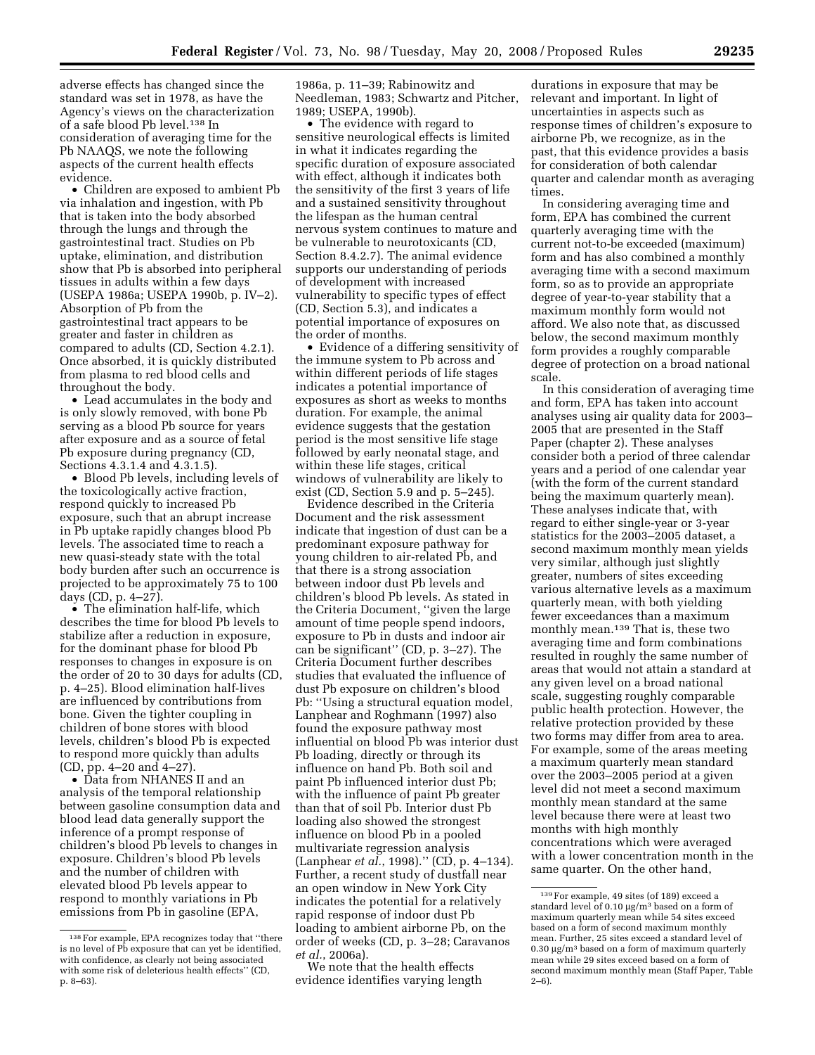adverse effects has changed since the standard was set in 1978, as have the Agency's views on the characterization of a safe blood Pb level.[138] In consideration of averaging time for the Pb NAAQS, we note the following aspects of the current health effects evidence.

- Children are exposed to ambient Pb via inhalation and ingestion, with Pb that is taken into the body absorbed through the lungs and through the gastrointestinal tract. Studies on Pb uptake, elimination, and distribution show that Pb is absorbed into peripheral tissues in adults within a few days (USEPA 1986a; USEPA 1990b, p. IV–2). Absorption of Pb from the gastrointestinal tract appears to be greater and faster in children as compared to adults (CD, Section 4.2.1). Once absorbed, it is quickly distributed from plasma to red blood cells and throughout the body.
- Lead accumulates in the body and is only slowly removed, with bone Pb serving as a blood Pb source for years after exposure and as a source of fetal Pb exposure during pregnancy (CD, Sections 4.3.1.4 and 4.3.1.5).
- Blood Pb levels, including levels of the toxicologically active fraction, respond quickly to increased Pb exposure, such that an abrupt increase in Pb uptake rapidly changes blood Pb levels. The associated time to reach a new quasi-steady state with the total body burden after such an occurrence is projected to be approximately 75 to 100 days (CD, p. 4–27).
- The elimination half-life, which describes the time for blood Pb levels to stabilize after a reduction in exposure, for the dominant phase for blood Pb responses to changes in exposure is on the order of 20 to 30 days for adults (CD, p. 4–25). Blood elimination half-lives are influenced by contributions from bone. Given the tighter coupling in children of bone stores with blood levels, children's blood Pb is expected to respond more quickly than adults (CD, pp. 4–20 and 4–27).
- Data from NHANES II and an analysis of the temporal relationship between gasoline consumption data and blood lead data generally support the inference of a prompt response of children's blood Pb levels to changes in exposure. Children's blood Pb levels and the number of children with elevated blood Pb levels appear to respond to monthly variations in Pb emissions from Pb in gasoline (EPA, 1986a, p. 11–39; Rabinowitz and Needleman, 1983; Schwartz and Pitcher, 1989; USEPA, 1990b).
- The evidence with regard to sensitive neurological effects is limited in what it indicates regarding the specific duration of exposure associated with effect, although it indicates both the sensitivity of the first 3 years of life and a sustained sensitivity throughout the lifespan as the human central nervous system continues to mature and be vulnerable to neurotoxicants (CD, Section 8.4.2.7). The animal evidence supports our understanding of periods of development with increased vulnerability to specific types of effect (CD, Section 5.3), and indicates a potential importance of exposures on the order of months.
- Evidence of a differing sensitivity of the immune system to Pb across and within different periods of life stages indicates a potential importance of exposures as short as weeks to months duration. For example, the animal evidence suggests that the gestation period is the most sensitive life stage followed by early neonatal stage, and within these life stages, critical windows of vulnerability are likely to exist (CD, Section 5.9 and p. 5–245).

Evidence described in the Criteria Document and the risk assessment indicate that ingestion of dust can be a predominant exposure pathway for young children to air-related Pb, and that there is a strong association between indoor dust Pb levels and children's blood Pb levels. As stated in the Criteria Document, "given the large amount of time people spend indoors, exposure to Pb in dusts and indoor air can be significant" (CD, p. 3–27). The Criteria Document further describes studies that evaluated the influence of dust Pb exposure on children's blood Pb: "Using a structural equation model, Lanphear and Roghmann (1997) also found the exposure pathway most influential on blood Pb was interior dust Pb loading, directly or through its influence on hand Pb. Both soil and paint Pb influenced interior dust Pb; with the influence of paint Pb greater than that of soil Pb. Interior dust Pb loading also showed the strongest influence on blood Pb in a pooled multivariate regression analysis (Lanphear *et al.*, 1998)." (CD, p. 4–134). Further, a recent study of dustfall near an open window in New York City indicates the potential for a relatively rapid response of indoor dust Pb loading to ambient airborne Pb, on the order of weeks (CD, p. 3–28; Caravanos *et al.*, 2006a).

We note that the health effects evidence identifies varying length durations in exposure that may be relevant and important. In light of uncertainties in aspects such as response times of children's exposure to airborne Pb, we recognize, as in the past, that this evidence provides a basis for consideration of both calendar quarter and calendar month as averaging times.

In considering averaging time and form, EPA has combined the current quarterly averaging time with the current not-to-be exceeded (maximum) form and has also combined a monthly averaging time with a second maximum form, so as to provide an appropriate degree of year-to-year stability that a maximum monthly form would not afford. We also note that, as discussed below, the second maximum monthly form provides a roughly comparable degree of protection on a broad national scale.

In this consideration of averaging time and form, EPA has taken into account analyses using air quality data for 2003–2005 that are presented in the Staff Paper (chapter 2). These analyses consider both a period of three calendar years and a period of one calendar year (with the form of the current standard being the maximum quarterly mean). These analyses indicate that, with regard to either single-year or 3-year statistics for the 2003–2005 dataset, a second maximum monthly mean yields very similar, although just slightly greater, numbers of sites exceeding various alternative levels as a maximum quarterly mean, with both yielding fewer exceedances than a maximum monthly mean.[139] That is, these two averaging time and form combinations resulted in roughly the same number of areas that would not attain a standard at any given level on a broad national scale, suggesting roughly comparable public health protection. However, the relative protection provided by these two forms may differ from area to area. For example, some of the areas meeting a maximum quarterly mean standard over the 2003–2005 period at a given level did not meet a second maximum monthly mean standard at the same level because there were at least two months with high monthly concentrations which were averaged with a lower concentration month in the same quarter. On the other hand,

---

[138] For example, EPA recognizes today that "there is no level of Pb exposure that can yet be identified, with confidence, as clearly not being associated with some risk of deleterious health effects" (CD, p. 8–63).

[139] For example, 49 sites (of 189) exceed a standard level of 0.10 µg/m$^3$ based on a form of maximum quarterly mean while 54 sites exceed based on a form of second maximum monthly mean. Further, 25 sites exceed a standard level of 0.30 µg/m$^3$ based on a form of maximum quarterly mean while 29 sites exceed based on a form of second maximum monthly mean (Staff Paper, Table 2–6).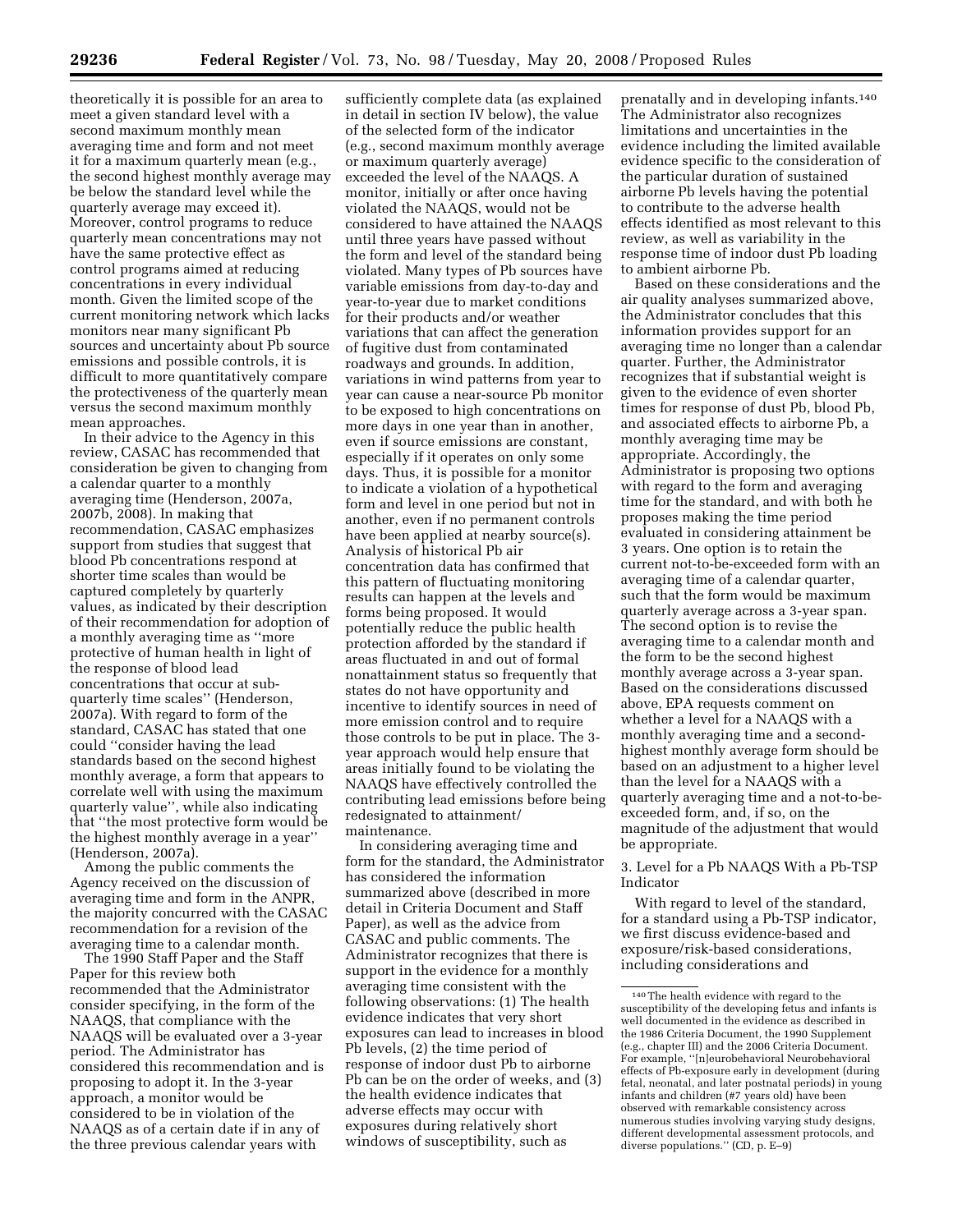theoretically it is possible for an area to meet a given standard level with a second maximum monthly mean averaging time and form and not meet it for a maximum quarterly mean (e.g., the second highest monthly average may be below the standard level while the quarterly average may exceed it). Moreover, control programs to reduce quarterly mean concentrations may not have the same protective effect as control programs aimed at reducing concentrations in every individual month. Given the limited scope of the current monitoring network which lacks monitors near many significant Pb sources and uncertainty about Pb source emissions and possible controls, it is difficult to more quantitatively compare the protectiveness of the quarterly mean versus the second maximum monthly mean approaches.

In their advice to the Agency in this review, CASAC has recommended that consideration be given to changing from a calendar quarter to a monthly averaging time (Henderson, 2007a, 2007b, 2008). In making that recommendation, CASAC emphasizes support from studies that suggest that blood Pb concentrations respond at shorter time scales than would be captured completely by quarterly values, as indicated by their description of their recommendation for adoption of a monthly averaging time as ''more protective of human health in light of the response of blood lead concentrations that occur at sub-quarterly time scales'' (Henderson, 2007a). With regard to form of the standard, CASAC has stated that one could ''consider having the lead standards based on the second highest monthly average, a form that appears to correlate well with using the maximum quarterly value'', while also indicating that ''the most protective form would be the highest monthly average in a year'' (Henderson, 2007a).

Among the public comments the Agency received on the discussion of averaging time and form in the ANPR, the majority concurred with the CASAC recommendation for a revision of the averaging time to a calendar month.

The 1990 Staff Paper and the Staff Paper for this review both recommended that the Administrator consider specifying, in the form of the NAAQS, that compliance with the NAAQS will be evaluated over a 3-year period. The Administrator has considered this recommendation and is proposing to adopt it. In the 3-year approach, a monitor would be considered to be in violation of the NAAQS as of a certain date if in any of the three previous calendar years with sufficiently complete data (as explained in detail in section IV below), the value of the selected form of the indicator (e.g., second maximum monthly average or maximum quarterly average) exceeded the level of the NAAQS. A monitor, initially or after once having violated the NAAQS, would not be considered to have attained the NAAQS until three years have passed without the form and level of the standard being violated. Many types of Pb sources have variable emissions from day-to-day and year-to-year due to market conditions for their products and/or weather variations that can affect the generation of fugitive dust from contaminated roadways and grounds. In addition, variations in wind patterns from year to year can cause a near-source Pb monitor to be exposed to high concentrations on more days in one year than in another, even if source emissions are constant, especially if it operates on only some days. Thus, it is possible for a monitor to indicate a violation of a hypothetical form and level in one period but not in another, even if no permanent controls have been applied at nearby source(s). Analysis of historical Pb air concentration data has confirmed that this pattern of fluctuating monitoring results can happen at the levels and forms being proposed. It would potentially reduce the public health protection afforded by the standard if areas fluctuated in and out of formal nonattainment status so frequently that states do not have opportunity and incentive to identify sources in need of more emission control and to require those controls to be put in place. The 3-year approach would help ensure that areas initially found to be violating the NAAQS have effectively controlled the contributing lead emissions before being redesignated to attainment/maintenance.

In considering averaging time and form for the standard, the Administrator has considered the information summarized above (described in more detail in Criteria Document and Staff Paper), as well as the advice from CASAC and public comments. The Administrator recognizes that there is support in the evidence for a monthly averaging time consistent with the following observations: (1) The health evidence indicates that very short exposures can lead to increases in blood Pb levels, (2) the time period of response of indoor dust Pb to airborne Pb can be on the order of weeks, and (3) the health evidence indicates that adverse effects may occur with exposures during relatively short windows of susceptibility, such as prenatally and in developing infants.[140] The Administrator also recognizes limitations and uncertainties in the evidence including the limited available evidence specific to the consideration of the particular duration of sustained airborne Pb levels having the potential to contribute to the adverse health effects identified as most relevant to this review, as well as variability in the response time of indoor dust Pb loading to ambient airborne Pb.

Based on these considerations and the air quality analyses summarized above, the Administrator concludes that this information provides support for an averaging time no longer than a calendar quarter. Further, the Administrator recognizes that if substantial weight is given to the evidence of even shorter times for response of dust Pb, blood Pb, and associated effects to airborne Pb, a monthly averaging time may be appropriate. Accordingly, the Administrator is proposing two options with regard to the form and averaging time for the standard, and with both he proposes making the time period evaluated in considering attainment be 3 years. One option is to retain the current not-to-be-exceeded form with an averaging time of a calendar quarter, such that the form would be maximum quarterly average across a 3-year span. The second option is to revise the averaging time to a calendar month and the form to be the second highest monthly average across a 3-year span. Based on the considerations discussed above, EPA requests comment on whether a level for a NAAQS with a monthly averaging time and a second-highest monthly average form should be based on an adjustment to a higher level than the level for a NAAQS with a quarterly averaging time and a not-to-be-exceeded form, and, if so, on the magnitude of the adjustment that would be appropriate.

3. Level for a Pb NAAQS With a Pb-TSP Indicator

With regard to level of the standard, for a standard using a Pb-TSP indicator, we first discuss evidence-based and exposure/risk-based considerations, including considerations and

[140] The health evidence with regard to the susceptibility of the developing fetus and infants is well documented in the evidence as described in the 1986 Criteria Document, the 1990 Supplement (e.g., chapter III) and the 2006 Criteria Document. For example, ''[n]eurobehavioral Neurobehavioral effects of Pb-exposure early in development (during fetal, neonatal, and later postnatal periods) in young infants and children (#7 years old) have been observed with remarkable consistency across numerous studies involving varying study designs, different developmental assessment protocols, and diverse populations.'' (CD, p. E–9)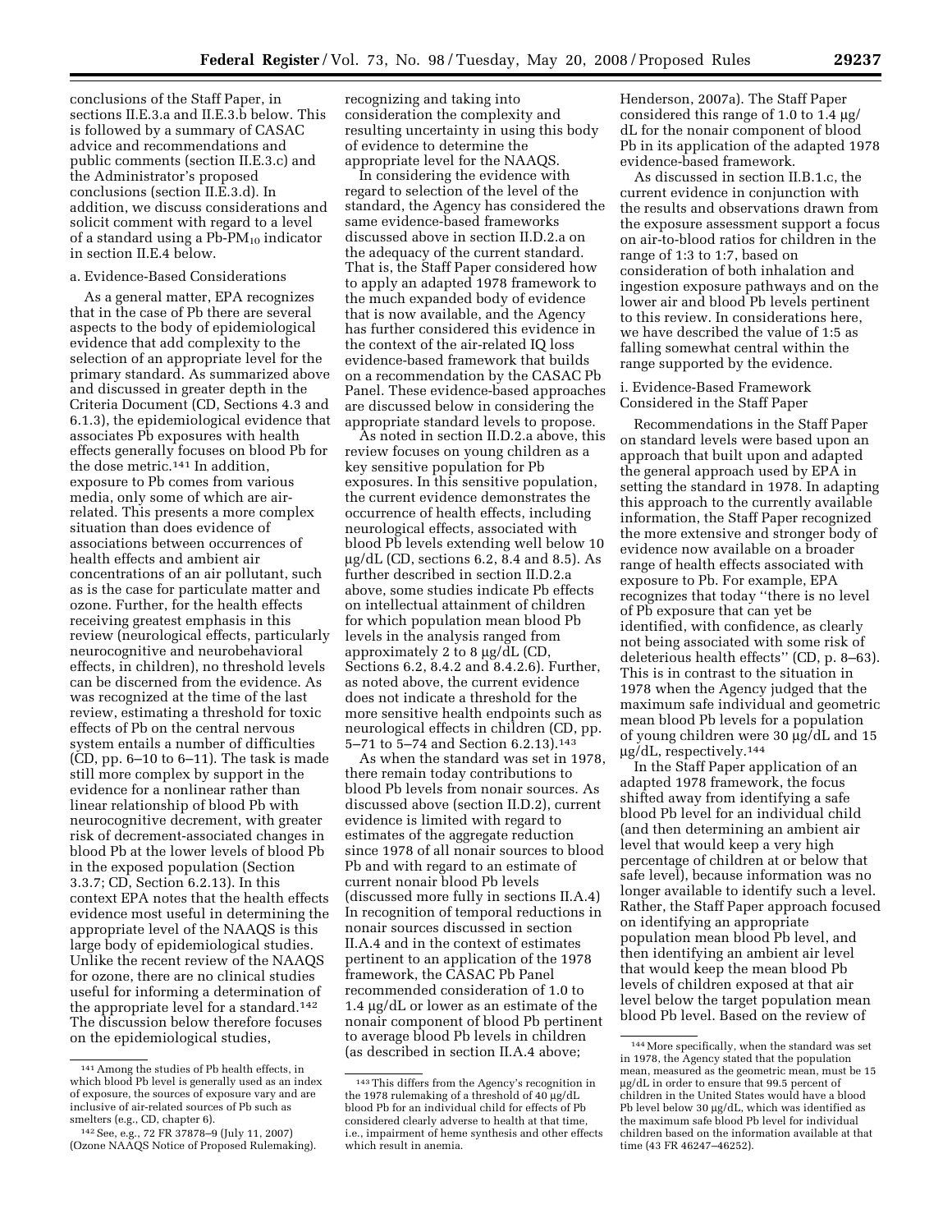conclusions of the Staff Paper, in sections II.E.3.a and II.E.3.b below. This is followed by a summary of CASAC advice and recommendations and public comments (section II.E.3.c) and the Administrator's proposed conclusions (section II.E.3.d). In addition, we discuss considerations and solicit comment with regard to a level of a standard using a Pb-$PM_{10}$ indicator in section II.E.4 below.

a. Evidence-Based Considerations

As a general matter, EPA recognizes that in the case of Pb there are several aspects to the body of epidemiological evidence that add complexity to the selection of an appropriate level for the primary standard. As summarized above and discussed in greater depth in the Criteria Document (CD, Sections 4.3 and 6.1.3), the epidemiological evidence that associates Pb exposures with health effects generally focuses on blood Pb for the dose metric.[141] In addition, exposure to Pb comes from various media, only some of which are air-related. This presents a more complex situation than does evidence of associations between occurrences of health effects and ambient air concentrations of an air pollutant, such as is the case for particulate matter and ozone. Further, for the health effects receiving greatest emphasis in this review (neurological effects, particularly neurocognitive and neurobehavioral effects, in children), no threshold levels can be discerned from the evidence. As was recognized at the time of the last review, estimating a threshold for toxic effects of Pb on the central nervous system entails a number of difficulties (CD, pp. 6–10 to 6–11). The task is made still more complex by support in the evidence for a nonlinear rather than linear relationship of blood Pb with neurocognitive decrement, with greater risk of decrement-associated changes in blood Pb at the lower levels of blood Pb in the exposed population (Section 3.3.7; CD, Section 6.2.13). In this context EPA notes that the health effects evidence most useful in determining the appropriate level of the NAAQS is this large body of epidemiological studies. Unlike the recent review of the NAAQS for ozone, there are no clinical studies useful for informing a determination of the appropriate level for a standard.[142] The discussion below therefore focuses on the epidemiological studies, recognizing and taking into consideration the complexity and resulting uncertainty in using this body of evidence to determine the appropriate level for the NAAQS.

In considering the evidence with regard to selection of the level of the standard, the Agency has considered the same evidence-based frameworks discussed above in section II.D.2.a on the adequacy of the current standard. That is, the Staff Paper considered how to apply an adapted 1978 framework to the much expanded body of evidence that is now available, and the Agency has further considered this evidence in the context of the air-related IQ loss evidence-based framework that builds on a recommendation by the CASAC Pb Panel. These evidence-based approaches are discussed below in considering the appropriate standard levels to propose.

As noted in section II.D.2.a above, this review focuses on young children as a key sensitive population for Pb exposures. In this sensitive population, the current evidence demonstrates the occurrence of health effects, including neurological effects, associated with blood Pb levels extending well below 10 µg/dL (CD, sections 6.2, 8.4 and 8.5). As further described in section II.D.2.a above, some studies indicate Pb effects on intellectual attainment of children for which population mean blood Pb levels in the analysis ranged from approximately 2 to 8 µg/dL (CD, Sections 6.2, 8.4.2 and 8.4.2.6). Further, as noted above, the current evidence does not indicate a threshold for the more sensitive health endpoints such as neurological effects in children (CD, pp. 5–71 to 5–74 and Section 6.2.13).[143]

As when the standard was set in 1978, there remain today contributions to blood Pb levels from nonair sources. As discussed above (section II.D.2), current evidence is limited with regard to estimates of the aggregate reduction since 1978 of all nonair sources to blood Pb and with regard to an estimate of current nonair blood Pb levels (discussed more fully in sections II.A.4) In recognition of temporal reductions in nonair sources discussed in section II.A.4 and in the context of estimates pertinent to an application of the 1978 framework, the CASAC Pb Panel recommended consideration of 1.0 to 1.4 µg/dL or lower as an estimate of the nonair component of blood Pb pertinent to average blood Pb levels in children (as described in section II.A.4 above; Henderson, 2007a). The Staff Paper considered this range of 1.0 to 1.4 µg/dL for the nonair component of blood Pb in its application of the adapted 1978 evidence-based framework.

As discussed in section II.B.1.c, the current evidence in conjunction with the results and observations drawn from the exposure assessment support a focus on air-to-blood ratios for children in the range of 1:3 to 1:7, based on consideration of both inhalation and ingestion exposure pathways and on the lower air and blood Pb levels pertinent to this review. In considerations here, we have described the value of 1:5 as falling somewhat central within the range supported by the evidence.

i. Evidence-Based Framework Considered in the Staff Paper

Recommendations in the Staff Paper on standard levels were based upon an approach that built upon and adapted the general approach used by EPA in setting the standard in 1978. In adapting this approach to the currently available information, the Staff Paper recognized the more extensive and stronger body of evidence now available on a broader range of health effects associated with exposure to Pb. For example, EPA recognizes that today "there is no level of Pb exposure that can yet be identified, with confidence, as clearly not being associated with some risk of deleterious health effects" (CD, p. 8–63). This is in contrast to the situation in 1978 when the Agency judged that the maximum safe individual and geometric mean blood Pb levels for a population of young children were 30 µg/dL and 15 µg/dL, respectively.[144]

In the Staff Paper application of an adapted 1978 framework, the focus shifted away from identifying a safe blood Pb level for an individual child (and then determining an ambient air level that would keep a very high percentage of children at or below that safe level), because information was no longer available to identify such a level. Rather, the Staff Paper approach focused on identifying an appropriate population mean blood Pb level, and then identifying an ambient air level that would keep the mean blood Pb levels of children exposed at that air level below the target population mean blood Pb level. Based on the review of

---

[141] Among the studies of Pb health effects, in which blood Pb level is generally used as an index of exposure, the sources of exposure vary and are inclusive of air-related sources of Pb such as smelters (e.g., CD, chapter 6).

[142] See, e.g., 72 FR 37878–9 (July 11, 2007) (Ozone NAAQS Notice of Proposed Rulemaking).

[143] This differs from the Agency's recognition in the 1978 rulemaking of a threshold of 40 µg/dL blood Pb for an individual child for effects of Pb considered clearly adverse to health at that time, i.e., impairment of heme synthesis and other effects which result in anemia.

[144] More specifically, when the standard was set in 1978, the Agency stated that the population mean, measured as the geometric mean, must be 15 µg/dL in order to ensure that 99.5 percent of children in the United States would have a blood Pb level below 30 µg/dL, which was identified as the maximum safe blood Pb level for individual children based on the information available at that time (43 FR 46247–46252).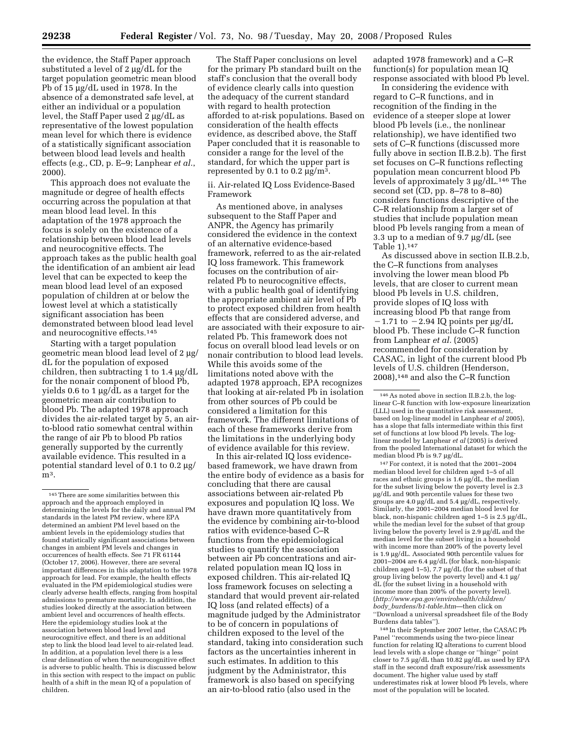the evidence, the Staff Paper approach substituted a level of 2 µg/dL for the target population geometric mean blood Pb of 15 µg/dL used in 1978. In the absence of a demonstrated safe level, at either an individual or a population level, the Staff Paper used 2 µg/dL as representative of the lowest population mean level for which there is evidence of a statistically significant association between blood lead levels and health effects (e.g., CD, p. E–9; Lanphear *et al.*, 2000).

This approach does not evaluate the magnitude or degree of health effects occurring across the population at that mean blood lead level. In this adaptation of the 1978 approach the focus is solely on the existence of a relationship between blood lead levels and neurocognitive effects. The approach takes as the public health goal the identification of an ambient air lead level that can be expected to keep the mean blood lead level of an exposed population of children at or below the lowest level at which a statistically significant association has been demonstrated between blood lead level and neurocognitive effects.[145]

Starting with a target population geometric mean blood lead level of 2 µg/dL for the population of exposed children, then subtracting 1 to 1.4 µg/dL for the nonair component of blood Pb, yields 0.6 to 1 µg/dL as a target for the geometric mean air contribution to blood Pb. The adapted 1978 approach divides the air-related target by 5, an air-to-blood ratio somewhat central within the range of air Pb to blood Pb ratios generally supported by the currently available evidence. This resulted in a potential standard level of 0.1 to 0.2 µg/m³.

The Staff Paper conclusions on level for the primary Pb standard built on the staff's conclusion that the overall body of evidence clearly calls into question the adequacy of the current standard with regard to health protection afforded to at-risk populations. Based on consideration of the health effects evidence, as described above, the Staff Paper concluded that it is reasonable to consider a range for the level of the standard, for which the upper part is represented by 0.1 to 0.2 µg/m³.

ii. Air-related IQ Loss Evidence-Based Framework

As mentioned above, in analyses subsequent to the Staff Paper and ANPR, the Agency has primarily considered the evidence in the context of an alternative evidence-based framework, referred to as the air-related IQ loss framework. This framework focuses on the contribution of air-related Pb to neurocognitive effects, with a public health goal of identifying the appropriate ambient air level of Pb to protect exposed children from health effects that are considered adverse, and are associated with their exposure to air-related Pb. This framework does not focus on overall blood lead levels or on nonair contribution to blood lead levels. While this avoids some of the limitations noted above with the adapted 1978 approach, EPA recognizes that looking at air-related Pb in isolation from other sources of Pb could be considered a limitation for this framework. The different limitations of each of these frameworks derive from the limitations in the underlying body of evidence available for this review.

In this air-related IQ loss evidence-based framework, we have drawn from the entire body of evidence as a basis for concluding that there are causal associations between air-related Pb exposures and population IQ loss. We have drawn more quantitatively from the evidence by combining air-to-blood ratios with evidence-based C–R functions from the epidemiological studies to quantify the association between air Pb concentrations and air-related population mean IQ loss in exposed children. This air-related IQ loss framework focuses on selecting a standard that would prevent air-related IQ loss (and related effects) of a magnitude judged by the Administrator to be of concern in populations of children exposed to the level of the standard, taking into consideration such factors as the uncertainties inherent in such estimates. In addition to this judgment by the Administrator, this framework is also based on specifying an air-to-blood ratio (also used in the adapted 1978 framework) and a C–R function(s) for population mean IQ response associated with blood Pb level.

In considering the evidence with regard to C–R functions, and in recognition of the finding in the evidence of a steeper slope at lower blood Pb levels (i.e., the nonlinear relationship), we have identified two sets of C–R functions (discussed more fully above in section II.B.2.b). The first set focuses on C–R functions reflecting population mean concurrent blood Pb levels of approximately 3 µg/dL.[146] The second set (CD, pp. 8–78 to 8–80) considers functions descriptive of the C–R relationship from a larger set of studies that include population mean blood Pb levels ranging from a mean of 3.3 up to a median of 9.7 µg/dL (see Table 1).[147]

As discussed above in section II.B.2.b, the C–R functions from analyses involving the lower mean blood Pb levels, that are closer to current mean blood Pb levels in U.S. children, provide slopes of IQ loss with increasing blood Pb that range from −1.71 to −2.94 IQ points per µg/dL blood Pb. These include C–R function from Lanphear *et al.* (2005) recommended for consideration by CASAC, in light of the current blood Pb levels of U.S. children (Henderson, 2008),[148] and also the C–R function

---

[145] There are some similarities between this approach and the approach employed in determining the levels for the daily and annual PM standards in the latest PM review, where EPA determined an ambient PM level based on the ambient levels in the epidemiology studies that found statistically significant associations between changes in ambient PM levels and changes in occurrences of health effects. See 71 FR 61144 (October 17, 2006). However, there are several important differences in this adaptation to the 1978 approach for lead. For example, the health effects evaluated in the PM epidemiological studies were clearly adverse health effects, ranging from hospital admissions to premature mortality. In addition, the studies looked directly at the association between ambient level and occurrences of health effects. Here the epidemiology studies look at the association between blood lead level and neurocognitive effect, and there is an additional step to link the blood lead level to air-related lead. In addition, at a population level there is a less clear delineation of when the neurocognitive effect is adverse to public health. This is discussed below in this section with respect to the impact on public health of a shift in the mean IQ of a population of children.

[146] As noted above in section II.B.2.b, the log-linear C–R function with low-exposure linearization (LLL) used in the quantitative risk assessment, based on log-linear model in Lanphear *et al* 2005), has a slope that falls intermediate within this first set of functions at low blood Pb levels. The log-linear model by Lanphear *et al* (2005) is derived from the pooled International dataset for which the median blood Pb is 9.7 µg/dL.

[147] For context, it is noted that the 2001–2004 median blood level for children aged 1–5 of all races and ethnic groups is 1.6 µg/dL, the median for the subset living below the poverty level is 2.3 µg/dL and 90th percentile values for these two groups are 4.0 µg/dL and 5.4 µg/dL, respectively. Similarly, the 2001–2004 median blood level for black, non-hispanic children aged 1–5 is 2.5 µg/dL, while the median level for the subset of that group living below the poverty level is 2.9 µg/dL and the median level for the subset living in a household with income more than 200% of the poverty level is 1.9 µg/dL. Associated 90th percentile values for 2001–2004 are 6.4 µg/dL (for black, non-hispanic children aged 1–5), 7.7 µg/dL (for the subset of that group living below the poverty level) and 4.1 µg/dL (for the subset living in a household with income more than 200% of the poverty level). (*http://www.epa.gov/envirohealth/children/body_burdens/b1-table.htm*—then click on "Download a universal spreadsheet file of the Body Burdens data tables").

[148] In their September 2007 letter, the CASAC Pb Panel "recommends using the two-piece linear function for relating IQ alterations to current blood lead levels with a slope change or "hinge" point closer to 7.5 µg/dL than 10.82 µg/dL as used by EPA staff in the second draft exposure/risk assessments document. The higher value used by staff underestimates risk at lower blood Pb levels, where most of the population will be located.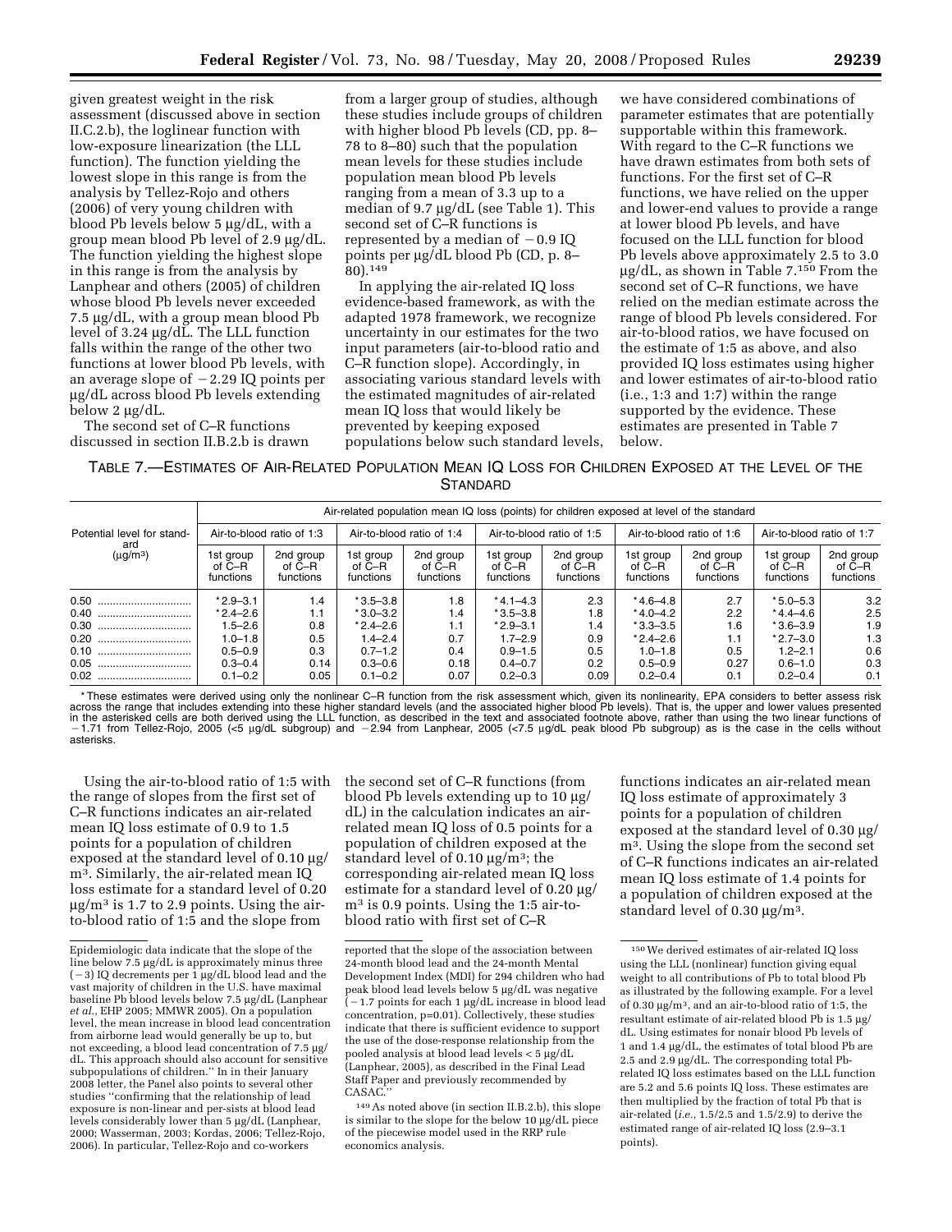given greatest weight in the risk assessment (discussed above in section II.C.2.b), the loglinear function with low-exposure linearization (the LLL function). The function yielding the lowest slope in this range is from the analysis by Tellez-Rojo and others (2006) of very young children with blood Pb levels below 5 µg/dL, with a group mean blood Pb level of 2.9 µg/dL. The function yielding the highest slope in this range is from the analysis by Lanphear and others (2005) of children whose blood Pb levels never exceeded 7.5 µg/dL, with a group mean blood Pb level of 3.24 µg/dL. The LLL function falls within the range of the other two functions at lower blood Pb levels, with an average slope of −2.29 IQ points per µg/dL across blood Pb levels extending below 2 µg/dL.

The second set of C–R functions discussed in section II.B.2.b is drawn from a larger group of studies, although these studies include groups of children with higher blood Pb levels (CD, pp. 8–78 to 8–80) such that the population mean levels for these studies include population mean blood Pb levels ranging from a mean of 3.3 up to a median of 9.7 µg/dL (see Table 1). This second set of C–R functions is represented by a median of −0.9 IQ points per µg/dL blood Pb (CD, p. 8–80).[149]

In applying the air-related IQ loss evidence-based framework, as with the adapted 1978 framework, we recognize uncertainty in our estimates for the two input parameters (air-to-blood ratio and C–R function slope). Accordingly, in associating various standard levels with the estimated magnitudes of air-related mean IQ loss that would likely be prevented by keeping exposed populations below such standard levels, we have considered combinations of parameter estimates that are potentially supportable within this framework. With regard to the C–R functions we have drawn estimates from both sets of functions. For the first set of C–R functions, we have relied on the upper and lower-end values to provide a range at lower blood Pb levels, and have focused on the LLL function for blood Pb levels above approximately 2.5 to 3.0 µg/dL, as shown in Table 7.[150] From the second set of C–R functions, we have relied on the median estimate across the range of blood Pb levels considered. For air-to-blood ratios, we have focused on the estimate of 1:5 as above, and also provided IQ loss estimates using higher and lower estimates of air-to-blood ratio (i.e., 1:3 and 1:7) within the range supported by the evidence. These estimates are presented in Table 7 below.

TABLE 7.—ESTIMATES OF AIR-RELATED POPULATION MEAN IQ LOSS FOR CHILDREN EXPOSED AT THE LEVEL OF THE STANDARD

| Potential level for standard (µg/m³) | Air-related population mean IQ loss (points) for children exposed at level of the standard | | | | | | | | | |
|---|---|---|---|---|---|---|---|---|---|---|
| | Air-to-blood ratio of 1:3 | | Air-to-blood ratio of 1:4 | | Air-to-blood ratio of 1:5 | | Air-to-blood ratio of 1:6 | | Air-to-blood ratio of 1:7 | |
| | 1st group of C–R functions | 2nd group of C–R functions | 1st group of C–R functions | 2nd group of C–R functions | 1st group of C–R functions | 2nd group of C–R functions | 1st group of C–R functions | 2nd group of C–R functions | 1st group of C–R functions | 2nd group of C–R functions |
| 0.50 | *2.9–3.1 | 1.4 | *3.5–3.8 | 1.8 | *4.1–4.3 | 2.3 | *4.6–4.8 | 2.7 | *5.0–5.3 | 3.2 |
| 0.40 | *2.4–2.6 | 1.1 | *3.0–3.2 | 1.4 | *3.5–3.8 | 1.8 | *4.0–4.2 | 2.2 | *4.4–4.6 | 2.5 |
| 0.30 | 1.5–2.6 | 0.8 | *2.4–2.6 | 1.1 | *2.9–3.1 | 1.4 | *3.3–3.5 | 1.6 | *3.6–3.9 | 1.9 |
| 0.20 | 1.0–1.8 | 0.5 | 1.4–2.4 | 0.7 | 1.7–2.9 | 0.9 | *2.4–2.6 | 1.1 | *2.7–3.0 | 1.3 |
| 0.10 | 0.5–0.9 | 0.3 | 0.7–1.2 | 0.4 | 0.9–1.5 | 0.5 | 1.0–1.8 | 0.5 | 1.2–2.1 | 0.6 |
| 0.05 | 0.3–0.4 | 0.14 | 0.3–0.6 | 0.18 | 0.4–0.7 | 0.2 | 0.5–0.9 | 0.27 | 0.6–1.0 | 0.3 |
| 0.02 | 0.1–0.2 | 0.05 | 0.1–0.2 | 0.07 | 0.2–0.3 | 0.09 | 0.2–0.4 | 0.1 | 0.2–0.4 | 0.1 |

* These estimates were derived using only the nonlinear C–R function from the risk assessment which, given its nonlinearity, EPA considers to better assess risk across the range that includes extending into these higher standard levels (and the associated higher blood Pb levels). That is, the upper and lower values presented in the asterisked cells are both derived using the LLL function, as described in the text and associated footnote above, rather than using the two linear functions of −1.71 from Tellez-Rojo, 2005 (<5 µg/dL subgroup) and −2.94 from Lanphear, 2005 (<7.5 µg/dL peak blood Pb subgroup) as is the case in the cells without asterisks.

Using the air-to-blood ratio of 1:5 with the range of slopes from the first set of C–R functions indicates an air-related mean IQ loss estimate of 0.9 to 1.5 points for a population of children exposed at the standard level of 0.10 µg/m³. Similarly, the air-related mean IQ loss estimate for a standard level of 0.20 µg/m³ is 1.7 to 2.9 points. Using the air-to-blood ratio of 1:5 and the slope from the second set of C–R functions (from blood Pb levels extending up to 10 µg/dL) in the calculation indicates an air-related mean IQ loss of 0.5 points for a population of children exposed at the standard level of 0.10 µg/m³; the corresponding air-related mean IQ loss estimate for a standard level of 0.20 µg/m³ is 0.9 points. Using the 1:5 air-to-blood ratio with first set of C–R functions indicates an air-related mean IQ loss estimate of approximately 3 points for a population of children exposed at the standard level of 0.30 µg/m³. Using the slope from the second set of C–R functions indicates an air-related mean IQ loss estimate of 1.4 points for a population of children exposed at the standard level of 0.30 µg/m³.

---

Epidemiologic data indicate that the slope of the line below 7.5 µg/dL is approximately minus three (−3) IQ decrements per 1 µg/dL blood lead and the vast majority of children in the U.S. have maximal baseline Pb blood levels below 7.5 µg/dL (Lanphear *et al.*, EHP 2005; MMWR 2005). On a population level, the mean increase in blood lead concentration from airborne lead would generally be up to, but not exceeding, a blood lead concentration of 7.5 µg/dL. This approach should also account for sensitive subpopulations of children." In their January 2008 letter, the Panel also points to several other studies "confirming that the relationship of lead exposure is non-linear and per-sists at blood lead levels considerably lower than 5 µg/dL (Lanphear, 2000; Wasserman, 2003; Kordas, 2006; Tellez-Rojo, 2006). In particular, Tellez-Rojo and co-workers reported that the slope of the association between 24-month blood lead and the 24-month Mental Development Index (MDI) for 294 children who had peak blood lead levels below 5 µg/dL was negative (−1.7 points for each 1 µg/dL increase in blood lead concentration, p=0.01). Collectively, these studies indicate that there is sufficient evidence to support the use of the dose-response relationship from the pooled analysis at blood lead levels < 5 µg/dL (Lanphear, 2005), as described in the Final Lead Staff Paper and previously recommended by CASAC."

[149] As noted above (in section II.B.2.b), this slope is similar to the slope for the below 10 µg/dL piece of the piecewise model used in the RRP rule economics analysis.

[150] We derived estimates of air-related IQ loss using the LLL (nonlinear) function giving equal weight to all contributions of Pb to total blood Pb as illustrated by the following example. For a level of 0.30 µg/m³, and an air-to-blood ratio of 1:5, the resultant estimate of air-related blood Pb is 1.5 µg/dL. Using estimates for nonair blood Pb levels of 1 and 1.4 µg/dL, the estimates of total blood Pb are 2.5 and 2.9 µg/dL. The corresponding total Pb-related IQ loss estimates based on the LLL function are 5.2 and 5.6 points IQ loss. These estimates are then multiplied by the fraction of total Pb that is air-related (*i.e.*, 1.5/2.5 and 1.5/2.9) to derive the estimated range of air-related IQ loss (2.9–3.1 points).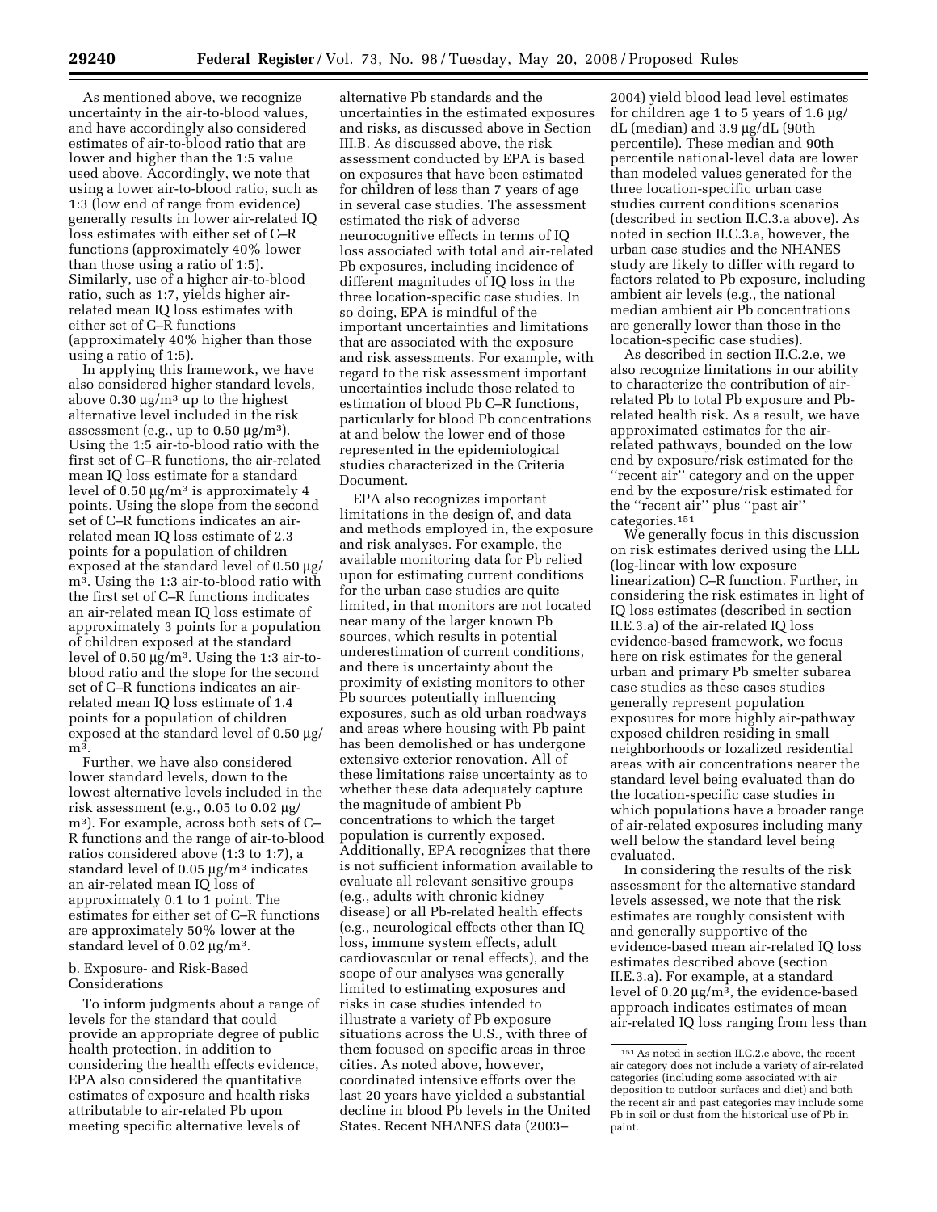As mentioned above, we recognize uncertainty in the air-to-blood values, and have accordingly also considered estimates of air-to-blood ratio that are lower and higher than the 1:5 value used above. Accordingly, we note that using a lower air-to-blood ratio, such as 1:3 (low end of range from evidence) generally results in lower air-related IQ loss estimates with either set of C–R functions (approximately 40% lower than those using a ratio of 1:5). Similarly, use of a higher air-to-blood ratio, such as 1:7, yields higher air-related mean IQ loss estimates with either set of C–R functions (approximately 40% higher than those using a ratio of 1:5).

In applying this framework, we have also considered higher standard levels, above 0.30 µg/m³ up to the highest alternative level included in the risk assessment (e.g., up to 0.50 µg/m³). Using the 1:5 air-to-blood ratio with the first set of C–R functions, the air-related mean IQ loss estimate for a standard level of 0.50 µg/m³ is approximately 4 points. Using the slope from the second set of C–R functions indicates an air-related mean IQ loss estimate of 2.3 points for a population of children exposed at the standard level of 0.50 µg/m³. Using the 1:3 air-to-blood ratio with the first set of C–R functions indicates an air-related mean IQ loss estimate of approximately 3 points for a population of children exposed at the standard level of 0.50 µg/m³. Using the 1:3 air-to-blood ratio and the slope for the second set of C–R functions indicates an air-related mean IQ loss estimate of 1.4 points for a population of children exposed at the standard level of 0.50 µg/m³.

Further, we have also considered lower standard levels, down to the lowest alternative levels included in the risk assessment (e.g., 0.05 to 0.02 µg/m³). For example, across both sets of C–R functions and the range of air-to-blood ratios considered above (1:3 to 1:7), a standard level of 0.05 µg/m³ indicates an air-related mean IQ loss of approximately 0.1 to 1 point. The estimates for either set of C–R functions are approximately 50% lower at the standard level of 0.02 µg/m³.

b. Exposure- and Risk-Based Considerations

To inform judgments about a range of levels for the standard that could provide an appropriate degree of public health protection, in addition to considering the health effects evidence, EPA also considered the quantitative estimates of exposure and health risks attributable to air-related Pb upon meeting specific alternative levels of alternative Pb standards and the uncertainties in the estimated exposures and risks, as discussed above in Section III.B. As discussed above, the risk assessment conducted by EPA is based on exposures that have been estimated for children of less than 7 years of age in several case studies. The assessment estimated the risk of adverse neurocognitive effects in terms of IQ loss associated with total and air-related Pb exposures, including incidence of different magnitudes of IQ loss in the three location-specific case studies. In so doing, EPA is mindful of the important uncertainties and limitations that are associated with the exposure and risk assessments. For example, with regard to the risk assessment important uncertainties include those related to estimation of blood Pb C–R functions, particularly for blood Pb concentrations at and below the lower end of those represented in the epidemiological studies characterized in the Criteria Document.

EPA also recognizes important limitations in the design of, and data and methods employed in, the exposure and risk analyses. For example, the available monitoring data for Pb relied upon for estimating current conditions for the urban case studies are quite limited, in that monitors are not located near many of the larger known Pb sources, which results in potential underestimation of current conditions, and there is uncertainty about the proximity of existing monitors to other Pb sources potentially influencing exposures, such as old urban roadways and areas where housing with Pb paint has been demolished or has undergone extensive exterior renovation. All of these limitations raise uncertainty as to whether these data adequately capture the magnitude of ambient Pb concentrations to which the target population is currently exposed. Additionally, EPA recognizes that there is not sufficient information available to evaluate all relevant sensitive groups (e.g., adults with chronic kidney disease) or all Pb-related health effects (e.g., neurological effects other than IQ loss, immune system effects, adult cardiovascular or renal effects), and the scope of our analyses was generally limited to estimating exposures and risks in case studies intended to illustrate a variety of Pb exposure situations across the U.S., with three of them focused on specific areas in three cities. As noted above, however, coordinated intensive efforts over the last 20 years have yielded a substantial decline in blood Pb levels in the United States. Recent NHANES data (2003–2004) yield blood lead level estimates for children age 1 to 5 years of 1.6 µg/dL (median) and 3.9 µg/dL (90th percentile). These median and 90th percentile national-level data are lower than modeled values generated for the three location-specific urban case studies current conditions scenarios (described in section II.C.3.a above). As noted in section II.C.3.a, however, the urban case studies and the NHANES study are likely to differ with regard to factors related to Pb exposure, including ambient air levels (e.g., the national median ambient air Pb concentrations are generally lower than those in the location-specific case studies).

As described in section II.C.2.e, we also recognize limitations in our ability to characterize the contribution of air-related Pb to total Pb exposure and Pb-related health risk. As a result, we have approximated estimates for the air-related pathways, bounded on the low end by exposure/risk estimated for the ''recent air'' category and on the upper end by the exposure/risk estimated for the ''recent air'' plus ''past air'' categories.[151]

We generally focus in this discussion on risk estimates derived using the LLL (log-linear with low exposure linearization) C–R function. Further, in considering the risk estimates in light of IQ loss estimates (described in section II.E.3.a) of the air-related IQ loss evidence-based framework, we focus here on risk estimates for the general urban and primary Pb smelter subarea case studies as these cases studies generally represent population exposures for more highly air-pathway exposed children residing in small neighborhoods or lozalized residential areas with air concentrations nearer the standard level being evaluated than do the location-specific case studies in which populations have a broader range of air-related exposures including many well below the standard level being evaluated.

In considering the results of the risk assessment for the alternative standard levels assessed, we note that the risk estimates are roughly consistent with and generally supportive of the evidence-based mean air-related IQ loss estimates described above (section II.E.3.a). For example, at a standard level of 0.20 µg/m³, the evidence-based approach indicates estimates of mean air-related IQ loss ranging from less than

[151] As noted in section II.C.2.e above, the recent air category does not include a variety of air-related categories (including some associated with air deposition to outdoor surfaces and diet) and both the recent air and past categories may include some Pb in soil or dust from the historical use of Pb in paint.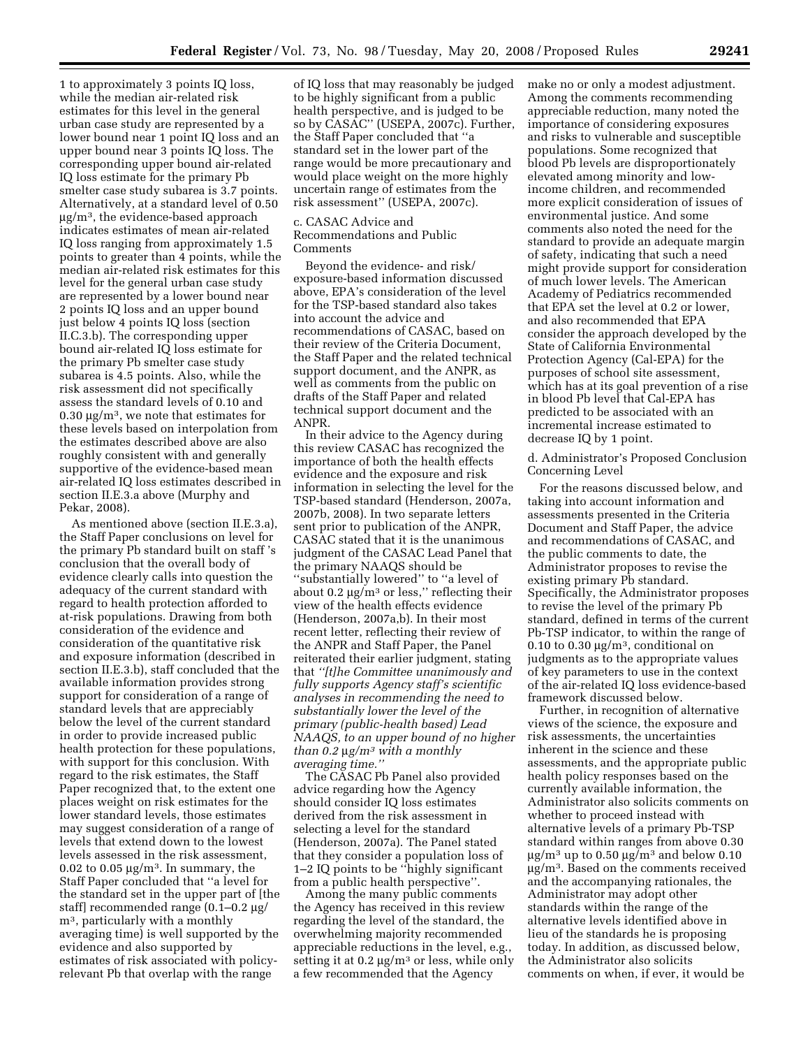1 to approximately 3 points IQ loss, while the median air-related risk estimates for this level in the general urban case study are represented by a lower bound near 1 point IQ loss and an upper bound near 3 points IQ loss. The corresponding upper bound air-related IQ loss estimate for the primary Pb smelter case study subarea is 3.7 points. Alternatively, at a standard level of 0.50 µg/m³, the evidence-based approach indicates estimates of mean air-related IQ loss ranging from approximately 1.5 points to greater than 4 points, while the median air-related risk estimates for this level for the general urban case study are represented by a lower bound near 2 points IQ loss and an upper bound just below 4 points IQ loss (section II.C.3.b). The corresponding upper bound air-related IQ loss estimate for the primary Pb smelter case study subarea is 4.5 points. Also, while the risk assessment did not specifically assess the standard levels of 0.10 and 0.30 µg/m³, we note that estimates for these levels based on interpolation from the estimates described above are also roughly consistent with and generally supportive of the evidence-based mean air-related IQ loss estimates described in section II.E.3.a above (Murphy and Pekar, 2008).

As mentioned above (section II.E.3.a), the Staff Paper conclusions on level for the primary Pb standard built on staff 's conclusion that the overall body of evidence clearly calls into question the adequacy of the current standard with regard to health protection afforded to at-risk populations. Drawing from both consideration of the evidence and consideration of the quantitative risk and exposure information (described in section II.E.3.b), staff concluded that the available information provides strong support for consideration of a range of standard levels that are appreciably below the level of the current standard in order to provide increased public health protection for these populations, with support for this conclusion. With regard to the risk estimates, the Staff Paper recognized that, to the extent one places weight on risk estimates for the lower standard levels, those estimates may suggest consideration of a range of levels that extend down to the lowest levels assessed in the risk assessment, 0.02 to 0.05 µg/m³. In summary, the Staff Paper concluded that ''a level for the standard set in the upper part of [the staff] recommended range (0.1–0.2 µg/m³, particularly with a monthly averaging time) is well supported by the evidence and also supported by estimates of risk associated with policy-relevant Pb that overlap with the range of IQ loss that may reasonably be judged to be highly significant from a public health perspective, and is judged to be so by CASAC'' (USEPA, 2007c). Further, the Staff Paper concluded that ''a standard set in the lower part of the range would be more precautionary and would place weight on the more highly uncertain range of estimates from the risk assessment'' (USEPA, 2007c).

c. CASAC Advice and Recommendations and Public Comments

Beyond the evidence- and risk/exposure-based information discussed above, EPA's consideration of the level for the TSP-based standard also takes into account the advice and recommendations of CASAC, based on their review of the Criteria Document, the Staff Paper and the related technical support document, and the ANPR, as well as comments from the public on drafts of the Staff Paper and related technical support document and the ANPR.

In their advice to the Agency during this review CASAC has recognized the importance of both the health effects evidence and the exposure and risk information in selecting the level for the TSP-based standard (Henderson, 2007a, 2007b, 2008). In two separate letters sent prior to publication of the ANPR, CASAC stated that it is the unanimous judgment of the CASAC Lead Panel that the primary NAAQS should be ''substantially lowered'' to ''a level of about 0.2 µg/m³ or less,'' reflecting their view of the health effects evidence (Henderson, 2007a,b). In their most recent letter, reflecting their review of the ANPR and Staff Paper, the Panel reiterated their earlier judgment, stating that *''[t]he Committee unanimously and fully supports Agency staff's scientific analyses in recommending the need to substantially lower the level of the primary (public-health based) Lead NAAQS, to an upper bound of no higher than 0.2 µg/m³ with a monthly averaging time.''*

The CASAC Pb Panel also provided advice regarding how the Agency should consider IQ loss estimates derived from the risk assessment in selecting a level for the standard (Henderson, 2007a). The Panel stated that they consider a population loss of 1–2 IQ points to be ''highly significant from a public health perspective''.

Among the many public comments the Agency has received in this review regarding the level of the standard, the overwhelming majority recommended appreciable reductions in the level, e.g., setting it at 0.2 µg/m³ or less, while only a few recommended that the Agency make no or only a modest adjustment. Among the comments recommending appreciable reduction, many noted the importance of considering exposures and risks to vulnerable and susceptible populations. Some recognized that blood Pb levels are disproportionately elevated among minority and low-income children, and recommended more explicit consideration of issues of environmental justice. And some comments also noted the need for the standard to provide an adequate margin of safety, indicating that such a need might provide support for consideration of much lower levels. The American Academy of Pediatrics recommended that EPA set the level at 0.2 or lower, and also recommended that EPA consider the approach developed by the State of California Environmental Protection Agency (Cal-EPA) for the purposes of school site assessment, which has at its goal prevention of a rise in blood Pb level that Cal-EPA has predicted to be associated with an incremental increase estimated to decrease IQ by 1 point.

d. Administrator's Proposed Conclusion Concerning Level

For the reasons discussed below, and taking into account information and assessments presented in the Criteria Document and Staff Paper, the advice and recommendations of CASAC, and the public comments to date, the Administrator proposes to revise the existing primary Pb standard. Specifically, the Administrator proposes to revise the level of the primary Pb standard, defined in terms of the current Pb-TSP indicator, to within the range of 0.10 to 0.30 µg/m³, conditional on judgments as to the appropriate values of key parameters to use in the context of the air-related IQ loss evidence-based framework discussed below.

Further, in recognition of alternative views of the science, the exposure and risk assessments, the uncertainties inherent in the science and these assessments, and the appropriate public health policy responses based on the currently available information, the Administrator also solicits comments on whether to proceed instead with alternative levels of a primary Pb-TSP standard within ranges from above 0.30 µg/m³ up to 0.50 µg/m³ and below 0.10 µg/m³. Based on the comments received and the accompanying rationales, the Administrator may adopt other standards within the range of the alternative levels identified above in lieu of the standards he is proposing today. In addition, as discussed below, the Administrator also solicits comments on when, if ever, it would be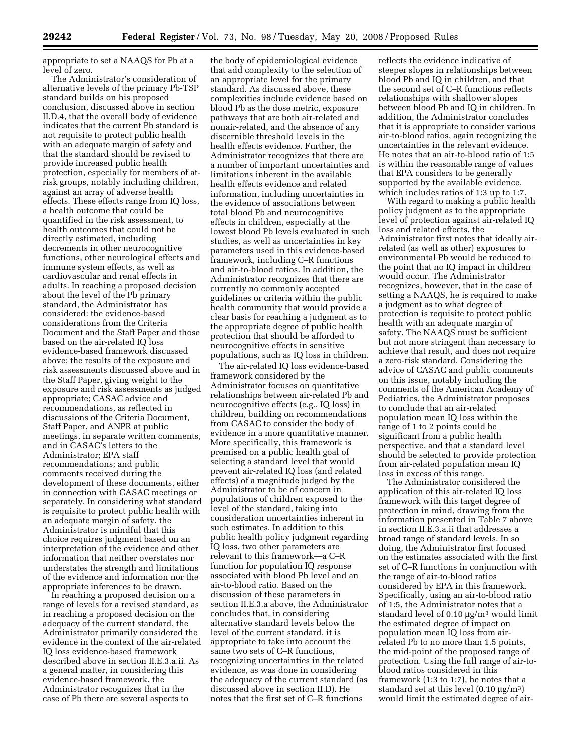appropriate to set a NAAQS for Pb at a level of zero.

The Administrator's consideration of alternative levels of the primary Pb-TSP standard builds on his proposed conclusion, discussed above in section II.D.4, that the overall body of evidence indicates that the current Pb standard is not requisite to protect public health with an adequate margin of safety and that the standard should be revised to provide increased public health protection, especially for members of at-risk groups, notably including children, against an array of adverse health effects. These effects range from IQ loss, a health outcome that could be quantified in the risk assessment, to health outcomes that could not be directly estimated, including decrements in other neurocognitive functions, other neurological effects and immune system effects, as well as cardiovascular and renal effects in adults. In reaching a proposed decision about the level of the Pb primary standard, the Administrator has considered: the evidence-based considerations from the Criteria Document and the Staff Paper and those based on the air-related IQ loss evidence-based framework discussed above; the results of the exposure and risk assessments discussed above and in the Staff Paper, giving weight to the exposure and risk assessments as judged appropriate; CASAC advice and recommendations, as reflected in discussions of the Criteria Document, Staff Paper, and ANPR at public meetings, in separate written comments, and in CASAC's letters to the Administrator; EPA staff recommendations; and public comments received during the development of these documents, either in connection with CASAC meetings or separately. In considering what standard is requisite to protect public health with an adequate margin of safety, the Administrator is mindful that this choice requires judgment based on an interpretation of the evidence and other information that neither overstates nor understates the strength and limitations of the evidence and information nor the appropriate inferences to be drawn.

In reaching a proposed decision on a range of levels for a revised standard, as in reaching a proposed decision on the adequacy of the current standard, the Administrator primarily considered the evidence in the context of the air-related IQ loss evidence-based framework described above in section II.E.3.a.ii. As a general matter, in considering this evidence-based framework, the Administrator recognizes that in the case of Pb there are several aspects to the body of epidemiological evidence that add complexity to the selection of an appropriate level for the primary standard. As discussed above, these complexities include evidence based on blood Pb as the dose metric, exposure pathways that are both air-related and nonair-related, and the absence of any discernible threshold levels in the health effects evidence. Further, the Administrator recognizes that there are a number of important uncertainties and limitations inherent in the available health effects evidence and related information, including uncertainties in the evidence of associations between total blood Pb and neurocognitive effects in children, especially at the lowest blood Pb levels evaluated in such studies, as well as uncertainties in key parameters used in this evidence-based framework, including C–R functions and air-to-blood ratios. In addition, the Administrator recognizes that there are currently no commonly accepted guidelines or criteria within the public health community that would provide a clear basis for reaching a judgment as to the appropriate degree of public health protection that should be afforded to neurocognitive effects in sensitive populations, such as IQ loss in children.

The air-related IQ loss evidence-based framework considered by the Administrator focuses on quantitative relationships between air-related Pb and neurocognitive effects (e.g., IQ loss) in children, building on recommendations from CASAC to consider the body of evidence in a more quantitative manner. More specifically, this framework is premised on a public health goal of selecting a standard level that would prevent air-related IQ loss (and related effects) of a magnitude judged by the Administrator to be of concern in populations of children exposed to the level of the standard, taking into consideration uncertainties inherent in such estimates. In addition to this public health policy judgment regarding IQ loss, two other parameters are relevant to this framework—a C–R function for population IQ response associated with blood Pb level and an air-to-blood ratio. Based on the discussion of these parameters in section II.E.3.a above, the Administrator concludes that, in considering alternative standard levels below the level of the current standard, it is appropriate to take into account the same two sets of C–R functions, recognizing uncertainties in the related evidence, as was done in considering the adequacy of the current standard (as discussed above in section II.D). He notes that the first set of C–R functions reflects the evidence indicative of steeper slopes in relationships between blood Pb and IQ in children, and that the second set of C–R functions reflects relationships with shallower slopes between blood Pb and IQ in children. In addition, the Administrator concludes that it is appropriate to consider various air-to-blood ratios, again recognizing the uncertainties in the relevant evidence. He notes that an air-to-blood ratio of 1:5 is within the reasonable range of values that EPA considers to be generally supported by the available evidence, which includes ratios of 1:3 up to 1:7.

With regard to making a public health policy judgment as to the appropriate level of protection against air-related IQ loss and related effects, the Administrator first notes that ideally air-related (as well as other) exposures to environmental Pb would be reduced to the point that no IQ impact in children would occur. The Administrator recognizes, however, that in the case of setting a NAAQS, he is required to make a judgment as to what degree of protection is requisite to protect public health with an adequate margin of safety. The NAAQS must be sufficient but not more stringent than necessary to achieve that result, and does not require a zero-risk standard. Considering the advice of CASAC and public comments on this issue, notably including the comments of the American Academy of Pediatrics, the Administrator proposes to conclude that an air-related population mean IQ loss within the range of 1 to 2 points could be significant from a public health perspective, and that a standard level should be selected to provide protection from air-related population mean IQ loss in excess of this range.

The Administrator considered the application of this air-related IQ loss framework with this target degree of protection in mind, drawing from the information presented in Table 7 above in section II.E.3.a.ii that addresses a broad range of standard levels. In so doing, the Administrator first focused on the estimates associated with the first set of C–R functions in conjunction with the range of air-to-blood ratios considered by EPA in this framework. Specifically, using an air-to-blood ratio of 1:5, the Administrator notes that a standard level of 0.10 µg/m³ would limit the estimated degree of impact on population mean IQ loss from air-related Pb to no more than 1.5 points, the mid-point of the proposed range of protection. Using the full range of air-to-blood ratios considered in this framework (1:3 to 1:7), he notes that a standard set at this level (0.10 µg/m³) would limit the estimated degree of air-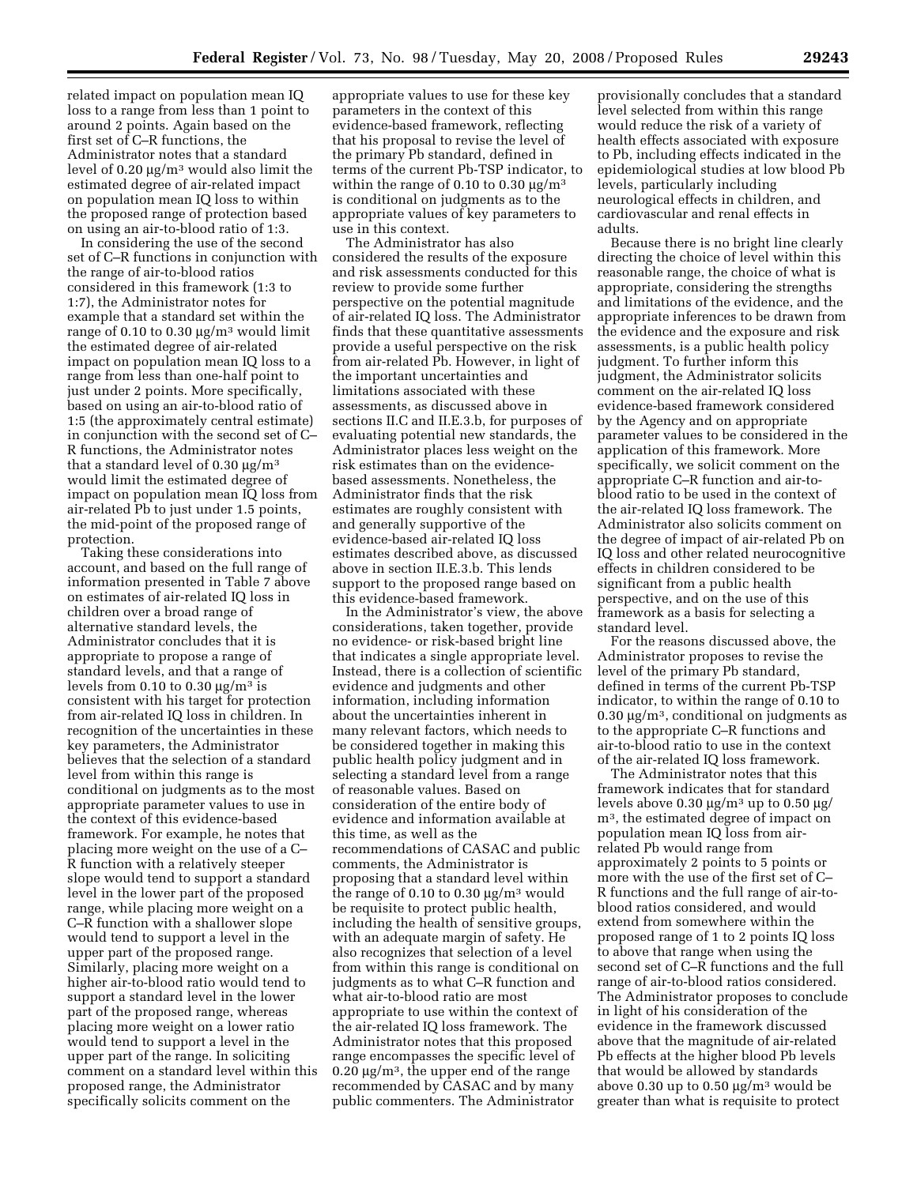related impact on population mean IQ loss to a range from less than 1 point to around 2 points. Again based on the first set of C–R functions, the Administrator notes that a standard level of 0.20 μg/m$^3$ would also limit the estimated degree of air-related impact on population mean IQ loss to within the proposed range of protection based on using an air-to-blood ratio of 1:3.

In considering the use of the second set of C–R functions in conjunction with the range of air-to-blood ratios considered in this framework (1:3 to 1:7), the Administrator notes for example that a standard set within the range of 0.10 to 0.30 μg/m$^3$ would limit the estimated degree of air-related impact on population mean IQ loss to a range from less than one-half point to just under 2 points. More specifically, based on using an air-to-blood ratio of 1:5 (the approximately central estimate) in conjunction with the second set of C–R functions, the Administrator notes that a standard level of 0.30 μg/m$^3$ would limit the estimated degree of impact on population mean IQ loss from air-related Pb to just under 1.5 points, the mid-point of the proposed range of protection.

Taking these considerations into account, and based on the full range of information presented in Table 7 above on estimates of air-related IQ loss in children over a broad range of alternative standard levels, the Administrator concludes that it is appropriate to propose a range of standard levels, and that a range of levels from 0.10 to 0.30 μg/m$^3$ is consistent with his target for protection from air-related IQ loss in children. In recognition of the uncertainties in these key parameters, the Administrator believes that the selection of a standard level from within this range is conditional on judgments as to the most appropriate parameter values to use in the context of this evidence-based framework. For example, he notes that placing more weight on the use of a C–R function with a relatively steeper slope would tend to support a standard level in the lower part of the proposed range, while placing more weight on a C–R function with a shallower slope would tend to support a level in the upper part of the proposed range. Similarly, placing more weight on a higher air-to-blood ratio would tend to support a standard level in the lower part of the proposed range, whereas placing more weight on a lower ratio would tend to support a level in the upper part of the range. In soliciting comment on a standard level within this proposed range, the Administrator specifically solicits comment on the appropriate values to use for these key parameters in the context of this evidence-based framework, reflecting that his proposal to revise the level of the primary Pb standard, defined in terms of the current Pb-TSP indicator, to within the range of 0.10 to 0.30 μg/m$^3$ is conditional on judgments as to the appropriate values of key parameters to use in this context.

The Administrator has also considered the results of the exposure and risk assessments conducted for this review to provide some further perspective on the potential magnitude of air-related IQ loss. The Administrator finds that these quantitative assessments provide a useful perspective on the risk from air-related Pb. However, in light of the important uncertainties and limitations associated with these assessments, as discussed above in sections II.C and II.E.3.b, for purposes of evaluating potential new standards, the Administrator places less weight on the risk estimates than on the evidence-based assessments. Nonetheless, the Administrator finds that the risk estimates are roughly consistent with and generally supportive of the evidence-based air-related IQ loss estimates described above, as discussed above in section II.E.3.b. This lends support to the proposed range based on this evidence-based framework.

In the Administrator's view, the above considerations, taken together, provide no evidence- or risk-based bright line that indicates a single appropriate level. Instead, there is a collection of scientific evidence and judgments and other information, including information about the uncertainties inherent in many relevant factors, which needs to be considered together in making this public health policy judgment and in selecting a standard level from a range of reasonable values. Based on consideration of the entire body of evidence and information available at this time, as well as the recommendations of CASAC and public comments, the Administrator is proposing that a standard level within the range of 0.10 to 0.30 μg/m$^3$ would be requisite to protect public health, including the health of sensitive groups, with an adequate margin of safety. He also recognizes that selection of a level from within this range is conditional on judgments as to what C–R function and what air-to-blood ratio are most appropriate to use within the context of the air-related IQ loss framework. The Administrator notes that this proposed range encompasses the specific level of 0.20 μg/m$^3$, the upper end of the range recommended by CASAC and by many public commenters. The Administrator provisionally concludes that a standard level selected from within this range would reduce the risk of a variety of health effects associated with exposure to Pb, including effects indicated in the epidemiological studies at low blood Pb levels, particularly including neurological effects in children, and cardiovascular and renal effects in adults.

Because there is no bright line clearly directing the choice of level within this reasonable range, the choice of what is appropriate, considering the strengths and limitations of the evidence, and the appropriate inferences to be drawn from the evidence and the exposure and risk assessments, is a public health policy judgment. To further inform this judgment, the Administrator solicits comment on the air-related IQ loss evidence-based framework considered by the Agency and on appropriate parameter values to be considered in the application of this framework. More specifically, we solicit comment on the appropriate C–R function and air-to-blood ratio to be used in the context of the air-related IQ loss framework. The Administrator also solicits comment on the degree of impact of air-related Pb on IQ loss and other related neurocognitive effects in children considered to be significant from a public health perspective, and on the use of this framework as a basis for selecting a standard level.

For the reasons discussed above, the Administrator proposes to revise the level of the primary Pb standard, defined in terms of the current Pb-TSP indicator, to within the range of 0.10 to 0.30 μg/m$^3$, conditional on judgments as to the appropriate C–R functions and air-to-blood ratio to use in the context of the air-related IQ loss framework.

The Administrator notes that this framework indicates that for standard levels above 0.30 μg/m$^3$ up to 0.50 μg/m$^3$, the estimated degree of impact on population mean IQ loss from air-related Pb would range from approximately 2 points to 5 points or more with the use of the first set of C–R functions and the full range of air-to-blood ratios considered, and would extend from somewhere within the proposed range of 1 to 2 points IQ loss to above that range when using the second set of C–R functions and the full range of air-to-blood ratios considered. The Administrator proposes to conclude in light of his consideration of the evidence in the framework discussed above that the magnitude of air-related Pb effects at the higher blood Pb levels that would be allowed by standards above 0.30 up to 0.50 μg/m$^3$ would be greater than what is requisite to protect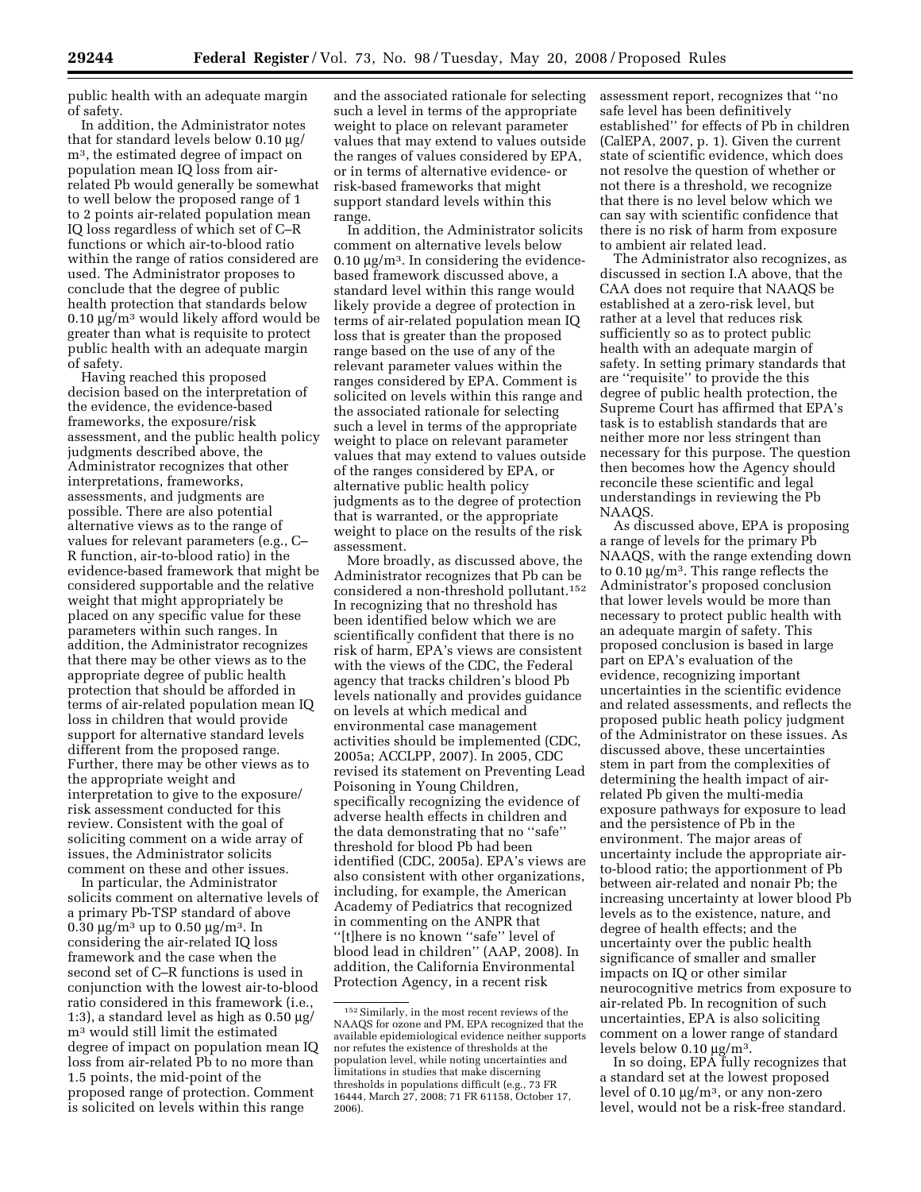public health with an adequate margin of safety.

In addition, the Administrator notes that for standard levels below 0.10 μg/m³, the estimated degree of impact on population mean IQ loss from air-related Pb would generally be somewhat to well below the proposed range of 1 to 2 points air-related population mean IQ loss regardless of which set of C–R functions or which air-to-blood ratio within the range of ratios considered are used. The Administrator proposes to conclude that the degree of public health protection that standards below 0.10 μg/m³ would likely afford would be greater than what is requisite to protect public health with an adequate margin of safety.

Having reached this proposed decision based on the interpretation of the evidence, the evidence-based frameworks, the exposure/risk assessment, and the public health policy judgments described above, the Administrator recognizes that other interpretations, frameworks, assessments, and judgments are possible. There are also potential alternative views as to the range of values for relevant parameters (e.g., C–R function, air-to-blood ratio) in the evidence-based framework that might be considered supportable and the relative weight that might appropriately be placed on any specific value for these parameters within such ranges. In addition, the Administrator recognizes that there may be other views as to the appropriate degree of public health protection that should be afforded in terms of air-related population mean IQ loss in children that would provide support for alternative standard levels different from the proposed range. Further, there may be other views as to the appropriate weight and interpretation to give to the exposure/risk assessment conducted for this review. Consistent with the goal of soliciting comment on a wide array of issues, the Administrator solicits comment on these and other issues.

In particular, the Administrator solicits comment on alternative levels of a primary Pb-TSP standard of above 0.30 μg/m³ up to 0.50 μg/m³. In considering the air-related IQ loss framework and the case when the second set of C–R functions is used in conjunction with the lowest air-to-blood ratio considered in this framework (i.e., 1:3), a standard level as high as 0.50 μg/m³ would still limit the estimated degree of impact on population mean IQ loss from air-related Pb to no more than 1.5 points, the mid-point of the proposed range of protection. Comment is solicited on levels within this range and the associated rationale for selecting such a level in terms of the appropriate weight to place on relevant parameter values that may extend to values outside the ranges of values considered by EPA, or in terms of alternative evidence- or risk-based frameworks that might support standard levels within this range.

In addition, the Administrator solicits comment on alternative levels below 0.10 μg/m³. In considering the evidence-based framework discussed above, a standard level within this range would likely provide a degree of protection in terms of air-related population mean IQ loss that is greater than the proposed range based on the use of any of the relevant parameter values within the ranges considered by EPA. Comment is solicited on levels within this range and the associated rationale for selecting such a level in terms of the appropriate weight to place on relevant parameter values that may extend to values outside of the ranges considered by EPA, or alternative public health policy judgments as to the degree of protection that is warranted, or the appropriate weight to place on the results of the risk assessment.

More broadly, as discussed above, the Administrator recognizes that Pb can be considered a non-threshold pollutant.[152] In recognizing that no threshold has been identified below which we are scientifically confident that there is no risk of harm, EPA's views are consistent with the views of the CDC, the Federal agency that tracks children's blood Pb levels nationally and provides guidance on levels at which medical and environmental case management activities should be implemented (CDC, 2005a; ACCLPP, 2007). In 2005, CDC revised its statement on Preventing Lead Poisoning in Young Children, specifically recognizing the evidence of adverse health effects in children and the data demonstrating that no ''safe'' threshold for blood Pb had been identified (CDC, 2005a). EPA's views are also consistent with other organizations, including, for example, the American Academy of Pediatrics that recognized in commenting on the ANPR that ''[t]here is no known ''safe'' level of blood lead in children'' (AAP, 2008). In addition, the California Environmental Protection Agency, in a recent risk assessment report, recognizes that ''no safe level has been definitively established'' for effects of Pb in children (CalEPA, 2007, p. 1). Given the current state of scientific evidence, which does not resolve the question of whether or not there is a threshold, we recognize that there is no level below which we can say with scientific confidence that there is no risk of harm from exposure to ambient air related lead.

The Administrator also recognizes, as discussed in section I.A above, that the CAA does not require that NAAQS be established at a zero-risk level, but rather at a level that reduces risk sufficiently so as to protect public health with an adequate margin of safety. In setting primary standards that are ''requisite'' to provide the this degree of public health protection, the Supreme Court has affirmed that EPA's task is to establish standards that are neither more nor less stringent than necessary for this purpose. The question then becomes how the Agency should reconcile these scientific and legal understandings in reviewing the Pb NAAQS.

As discussed above, EPA is proposing a range of levels for the primary Pb NAAQS, with the range extending down to 0.10 μg/m³. This range reflects the Administrator's proposed conclusion that lower levels would be more than necessary to protect public health with an adequate margin of safety. This proposed conclusion is based in large part on EPA's evaluation of the evidence, recognizing important uncertainties in the scientific evidence and related assessments, and reflects the proposed public heath policy judgment of the Administrator on these issues. As discussed above, these uncertainties stem in part from the complexities of determining the health impact of air-related Pb given the multi-media exposure pathways for exposure to lead and the persistence of Pb in the environment. The major areas of uncertainty include the appropriate air-to-blood ratio; the apportionment of Pb between air-related and nonair Pb; the increasing uncertainty at lower blood Pb levels as to the existence, nature, and degree of health effects; and the uncertainty over the public health significance of smaller and smaller impacts on IQ or other similar neurocognitive metrics from exposure to air-related Pb. In recognition of such uncertainties, EPA is also soliciting comment on a lower range of standard levels below 0.10 μg/m³.

In so doing, EPA fully recognizes that a standard set at the lowest proposed level of 0.10 μg/m³, or any non-zero level, would not be a risk-free standard.

[152] Similarly, in the most recent reviews of the NAAQS for ozone and PM, EPA recognized that the available epidemiological evidence neither supports nor refutes the existence of thresholds at the population level, while noting uncertainties and limitations in studies that make discerning thresholds in populations difficult (e.g., 73 FR 16444, March 27, 2008; 71 FR 61158, October 17, 2006).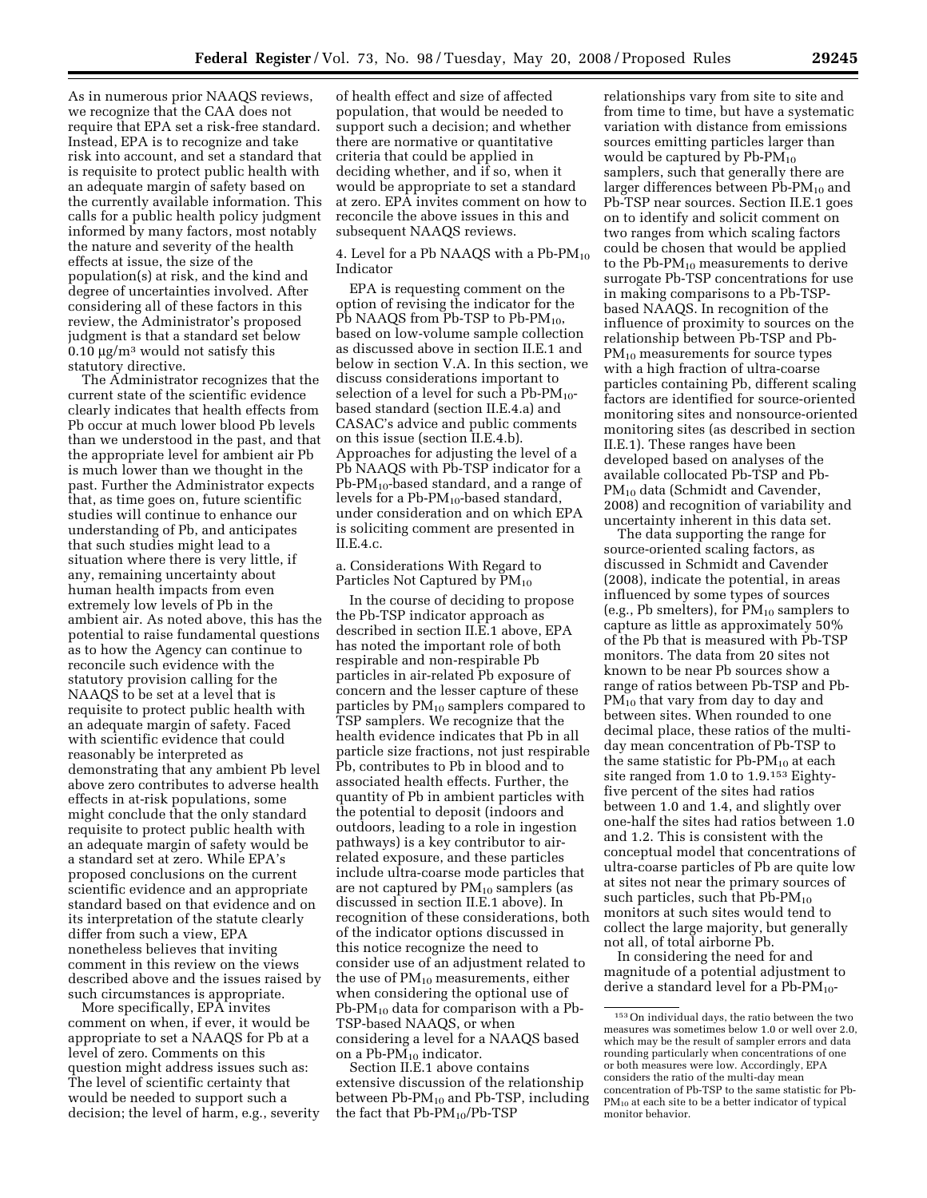As in numerous prior NAAQS reviews, we recognize that the CAA does not require that EPA set a risk-free standard. Instead, EPA is to recognize and take risk into account, and set a standard that is requisite to protect public health with an adequate margin of safety based on the currently available information. This calls for a public health policy judgment informed by many factors, most notably the nature and severity of the health effects at issue, the size of the population(s) at risk, and the kind and degree of uncertainties involved. After considering all of these factors in this review, the Administrator's proposed judgment is that a standard set below 0.10 µg/m³ would not satisfy this statutory directive.

The Administrator recognizes that the current state of the scientific evidence clearly indicates that health effects from Pb occur at much lower blood Pb levels than we understood in the past, and that the appropriate level for ambient air Pb is much lower than we thought in the past. Further the Administrator expects that, as time goes on, future scientific studies will continue to enhance our understanding of Pb, and anticipates that such studies might lead to a situation where there is very little, if any, remaining uncertainty about human health impacts from even extremely low levels of Pb in the ambient air. As noted above, this has the potential to raise fundamental questions as to how the Agency can continue to reconcile such evidence with the statutory provision calling for the NAAQS to be set at a level that is requisite to protect public health with an adequate margin of safety. Faced with scientific evidence that could reasonably be interpreted as demonstrating that any ambient Pb level above zero contributes to adverse health effects in at-risk populations, some might conclude that the only standard requisite to protect public health with an adequate margin of safety would be a standard set at zero. While EPA's proposed conclusions on the current scientific evidence and an appropriate standard based on that evidence and on its interpretation of the statute clearly differ from such a view, EPA nonetheless believes that inviting comment in this review on the views described above and the issues raised by such circumstances is appropriate.

More specifically, EPA invites comment on when, if ever, it would be appropriate to set a NAAQS for Pb at a level of zero. Comments on this question might address issues such as: The level of scientific certainty that would be needed to support such a decision; the level of harm, e.g., severity of health effect and size of affected population, that would be needed to support such a decision; and whether there are normative or quantitative criteria that could be applied in deciding whether, and if so, when it would be appropriate to set a standard at zero. EPA invites comment on how to reconcile the above issues in this and subsequent NAAQS reviews.

4. Level for a Pb NAAQS with a Pb-$PM_{10}$ Indicator

EPA is requesting comment on the option of revising the indicator for the Pb NAAQS from Pb-TSP to Pb-$PM_{10}$, based on low-volume sample collection as discussed above in section II.E.1 and below in section V.A. In this section, we discuss considerations important to selection of a level for such a Pb-$PM_{10}$-based standard (section II.E.4.a) and CASAC's advice and public comments on this issue (section II.E.4.b). Approaches for adjusting the level of a Pb NAAQS with Pb-TSP indicator for a Pb-$PM_{10}$-based standard, and a range of levels for a Pb-$PM_{10}$-based standard, under consideration and on which EPA is soliciting comment are presented in II.E.4.c.

a. Considerations With Regard to Particles Not Captured by $PM_{10}$

In the course of deciding to propose the Pb-TSP indicator approach as described in section II.E.1 above, EPA has noted the important role of both respirable and non-respirable Pb particles in air-related Pb exposure of concern and the lesser capture of these particles by $PM_{10}$ samplers compared to TSP samplers. We recognize that the health evidence indicates that Pb in all particle size fractions, not just respirable Pb, contributes to Pb in blood and to associated health effects. Further, the quantity of Pb in ambient particles with the potential to deposit (indoors and outdoors, leading to a role in ingestion pathways) is a key contributor to air-related exposure, and these particles include ultra-coarse mode particles that are not captured by $PM_{10}$ samplers (as discussed in section II.E.1 above). In recognition of these considerations, both of the indicator options discussed in this notice recognize the need to consider use of an adjustment related to the use of $PM_{10}$ measurements, either when considering the optional use of Pb-$PM_{10}$ data for comparison with a Pb-TSP-based NAAQS, or when considering a level for a NAAQS based on a Pb-$PM_{10}$ indicator.

Section II.E.1 above contains extensive discussion of the relationship between Pb-$PM_{10}$ and Pb-TSP, including the fact that Pb-$PM_{10}$/Pb-TSP relationships vary from site to site and from time to time, but have a systematic variation with distance from emissions sources emitting particles larger than would be captured by Pb-$PM_{10}$ samplers, such that generally there are larger differences between Pb-$PM_{10}$ and Pb-TSP near sources. Section II.E.1 goes on to identify and solicit comment on two ranges from which scaling factors could be chosen that would be applied to the Pb-$PM_{10}$ measurements to derive surrogate Pb-TSP concentrations for use in making comparisons to a Pb-TSP-based NAAQS. In recognition of the influence of proximity to sources on the relationship between Pb-TSP and Pb-$PM_{10}$ measurements for source types with a high fraction of ultra-coarse particles containing Pb, different scaling factors are identified for source-oriented monitoring sites and nonsource-oriented monitoring sites (as described in section II.E.1). These ranges have been developed based on analyses of the available collocated Pb-TSP and Pb-$PM_{10}$ data (Schmidt and Cavender, 2008) and recognition of variability and uncertainty inherent in this data set.

The data supporting the range for source-oriented scaling factors, as discussed in Schmidt and Cavender (2008), indicate the potential, in areas influenced by some types of sources (e.g., Pb smelters), for $PM_{10}$ samplers to capture as little as approximately 50% of the Pb that is measured with Pb-TSP monitors. The data from 20 sites not known to be near Pb sources show a range of ratios between Pb-TSP and Pb-$PM_{10}$ that vary from day to day and between sites. When rounded to one decimal place, these ratios of the multi-day mean concentration of Pb-TSP to the same statistic for Pb-$PM_{10}$ at each site ranged from 1.0 to 1.9.[153] Eighty-five percent of the sites had ratios between 1.0 and 1.4, and slightly over one-half the sites had ratios between 1.0 and 1.2. This is consistent with the conceptual model that concentrations of ultra-coarse particles of Pb are quite low at sites not near the primary sources of such particles, such that Pb-$PM_{10}$ monitors at such sites would tend to collect the large majority, but generally not all, of total airborne Pb.

In considering the need for and magnitude of a potential adjustment to derive a standard level for a Pb-$PM_{10}$-

[153] On individual days, the ratio between the two measures was sometimes below 1.0 or well over 2.0, which may be the result of sampler errors and data rounding particularly when concentrations of one or both measures were low. Accordingly, EPA considers the ratio of the multi-day mean concentration of Pb-TSP to the same statistic for Pb-$PM_{10}$ at each site to be a better indicator of typical monitor behavior.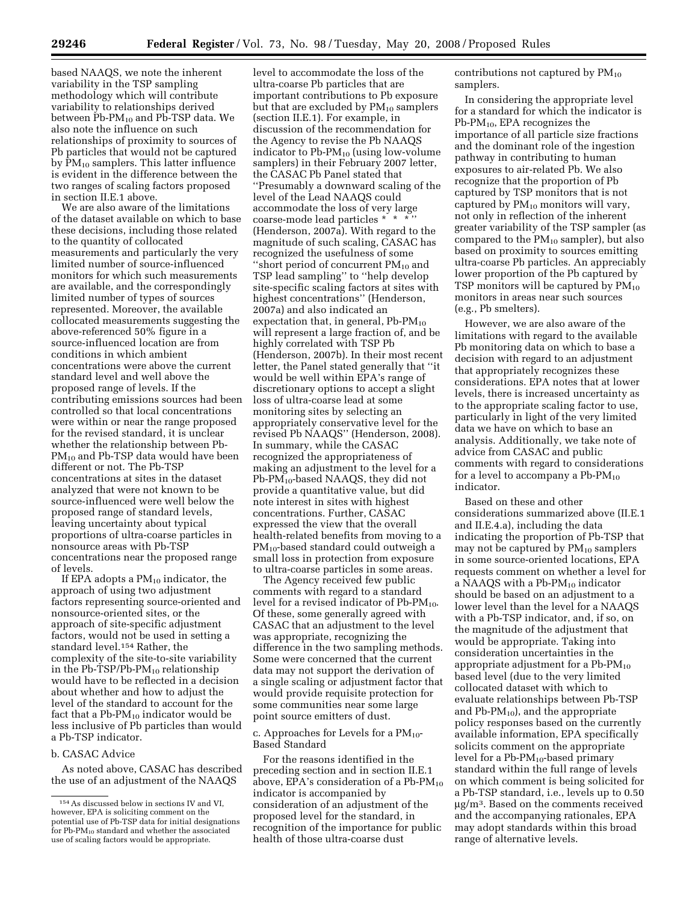based NAAQS, we note the inherent variability in the TSP sampling methodology which will contribute variability to relationships derived between Pb-$PM_{10}$ and Pb-TSP data. We also note the influence on such relationships of proximity to sources of Pb particles that would not be captured by $PM_{10}$ samplers. This latter influence is evident in the difference between the two ranges of scaling factors proposed in section II.E.1 above.

We are also aware of the limitations of the dataset available on which to base these decisions, including those related to the quantity of collocated measurements and particularly the very limited number of source-influenced monitors for which such measurements are available, and the correspondingly limited number of types of sources represented. Moreover, the available collocated measurements suggesting the above-referenced 50% figure in a source-influenced location are from conditions in which ambient concentrations were above the current standard level and well above the proposed range of levels. If the contributing emissions sources had been controlled so that local concentrations were within or near the range proposed for the revised standard, it is unclear whether the relationship between Pb-$PM_{10}$ and Pb-TSP data would have been different or not. The Pb-TSP concentrations at sites in the dataset analyzed that were not known to be source-influenced were well below the proposed range of standard levels, leaving uncertainty about typical proportions of ultra-coarse particles in nonsource areas with Pb-TSP concentrations near the proposed range of levels.

If EPA adopts a $PM_{10}$ indicator, the approach of using two adjustment factors representing source-oriented and nonsource-oriented sites, or the approach of site-specific adjustment factors, would not be used in setting a standard level.[154] Rather, the complexity of the site-to-site variability in the Pb-TSP/Pb-$PM_{10}$ relationship would have to be reflected in a decision about whether and how to adjust the level of the standard to account for the fact that a Pb-$PM_{10}$ indicator would be less inclusive of Pb particles than would a Pb-TSP indicator.

b. CASAC Advice

As noted above, CASAC has described the use of an adjustment of the NAAQS level to accommodate the loss of the ultra-coarse Pb particles that are important contributions to Pb exposure but that are excluded by $PM_{10}$ samplers (section II.E.1). For example, in discussion of the recommendation for the Agency to revise the Pb NAAQS indicator to Pb-$PM_{10}$ (using low-volume samplers) in their February 2007 letter, the CASAC Pb Panel stated that ''Presumably a downward scaling of the level of the Lead NAAQS could accommodate the loss of very large coarse-mode lead particles * * *'' (Henderson, 2007a). With regard to the magnitude of such scaling, CASAC has recognized the usefulness of some ''short period of concurrent $PM_{10}$ and TSP lead sampling'' to ''help develop site-specific scaling factors at sites with highest concentrations'' (Henderson, 2007a) and also indicated an expectation that, in general, Pb-$PM_{10}$ will represent a large fraction of, and be highly correlated with TSP Pb (Henderson, 2007b). In their most recent letter, the Panel stated generally that ''it would be well within EPA's range of discretionary options to accept a slight loss of ultra-coarse lead at some monitoring sites by selecting an appropriately conservative level for the revised Pb NAAQS'' (Henderson, 2008). In summary, while the CASAC recognized the appropriateness of making an adjustment to the level for a Pb-$PM_{10}$-based NAAQS, they did not provide a quantitative value, but did note interest in sites with highest concentrations. Further, CASAC expressed the view that the overall health-related benefits from moving to a $PM_{10}$-based standard could outweigh a small loss in protection from exposure to ultra-coarse particles in some areas.

The Agency received few public comments with regard to a standard level for a revised indicator of Pb-$PM_{10}$. Of these, some generally agreed with CASAC that an adjustment to the level was appropriate, recognizing the difference in the two sampling methods. Some were concerned that the current data may not support the derivation of a single scaling or adjustment factor that would provide requisite protection for some communities near some large point source emitters of dust.

c. Approaches for Levels for a $PM_{10}$-Based Standard

For the reasons identified in the preceding section and in section II.E.1 above, EPA's consideration of a Pb-$PM_{10}$ indicator is accompanied by consideration of an adjustment of the proposed level for the standard, in recognition of the importance for public health of those ultra-coarse dust contributions not captured by $PM_{10}$ samplers.

In considering the appropriate level for a standard for which the indicator is Pb-$PM_{10}$, EPA recognizes the importance of all particle size fractions and the dominant role of the ingestion pathway in contributing to human exposures to air-related Pb. We also recognize that the proportion of Pb captured by TSP monitors that is not captured by $PM_{10}$ monitors will vary, not only in reflection of the inherent greater variability of the TSP sampler (as compared to the $PM_{10}$ sampler), but also based on proximity to sources emitting ultra-coarse Pb particles. An appreciably lower proportion of the Pb captured by TSP monitors will be captured by $PM_{10}$ monitors in areas near such sources (e.g., Pb smelters).

However, we are also aware of the limitations with regard to the available Pb monitoring data on which to base a decision with regard to an adjustment that appropriately recognizes these considerations. EPA notes that at lower levels, there is increased uncertainty as to the appropriate scaling factor to use, particularly in light of the very limited data we have on which to base an analysis. Additionally, we take note of advice from CASAC and public comments with regard to considerations for a level to accompany a Pb-$PM_{10}$ indicator.

Based on these and other considerations summarized above (II.E.1 and II.E.4.a), including the data indicating the proportion of Pb-TSP that may not be captured by $PM_{10}$ samplers in some source-oriented locations, EPA requests comment on whether a level for a NAAQS with a Pb-$PM_{10}$ indicator should be based on an adjustment to a lower level than the level for a NAAQS with a Pb-TSP indicator, and, if so, on the magnitude of the adjustment that would be appropriate. Taking into consideration uncertainties in the appropriate adjustment for a Pb-$PM_{10}$ based level (due to the very limited collocated dataset with which to evaluate relationships between Pb-TSP and Pb-$PM_{10}$), and the appropriate policy responses based on the currently available information, EPA specifically solicits comment on the appropriate level for a Pb-$PM_{10}$-based primary standard within the full range of levels on which comment is being solicited for a Pb-TSP standard, i.e., levels up to 0.50 $\mu g/m^3$. Based on the comments received and the accompanying rationales, EPA may adopt standards within this broad range of alternative levels.

[154] As discussed below in sections IV and VI, however, EPA is soliciting comment on the potential use of Pb-TSP data for initial designations for Pb-$PM_{10}$ standard and whether the associated use of scaling factors would be appropriate.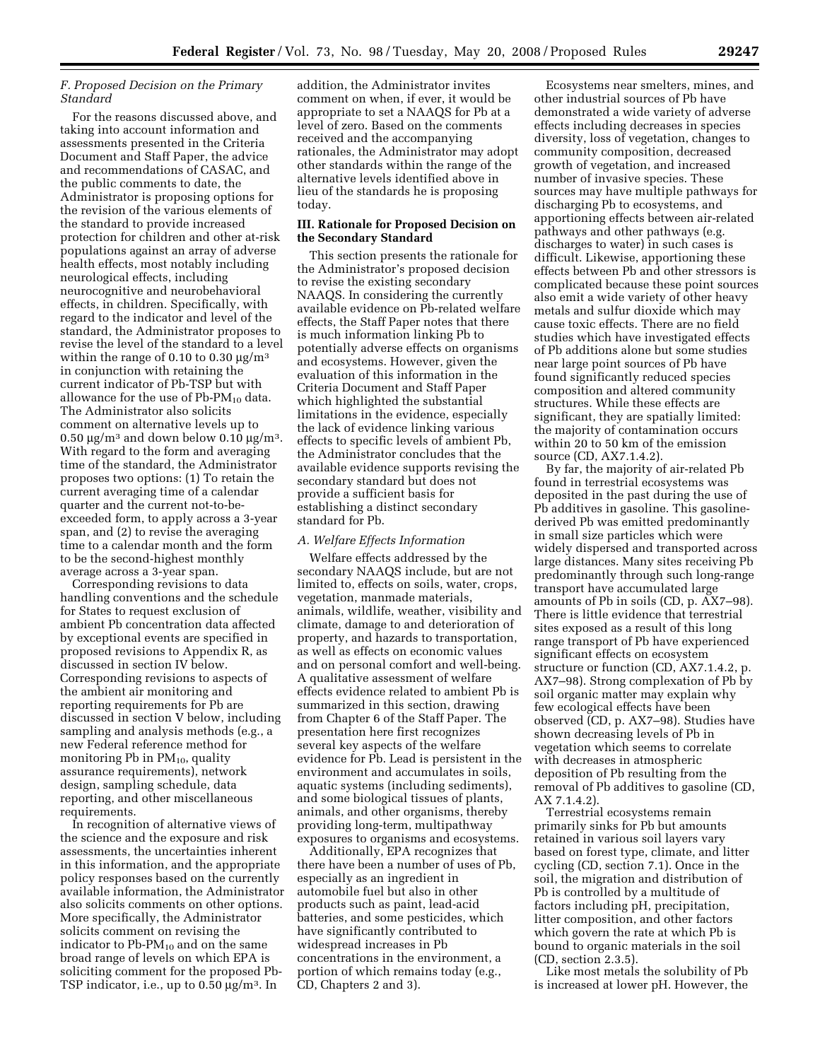### *F. Proposed Decision on the Primary Standard*

For the reasons discussed above, and taking into account information and assessments presented in the Criteria Document and Staff Paper, the advice and recommendations of CASAC, and the public comments to date, the Administrator is proposing options for the revision of the various elements of the standard to provide increased protection for children and other at-risk populations against an array of adverse health effects, most notably including neurological effects, including neurocognitive and neurobehavioral effects, in children. Specifically, with regard to the indicator and level of the standard, the Administrator proposes to revise the level of the standard to a level within the range of 0.10 to 0.30 µg/m$^3$ in conjunction with retaining the current indicator of Pb-TSP but with allowance for the use of Pb-$PM_{10}$ data. The Administrator also solicits comment on alternative levels up to 0.50 µg/m$^3$ and down below 0.10 µg/m$^3$. With regard to the form and averaging time of the standard, the Administrator proposes two options: (1) To retain the current averaging time of a calendar quarter and the current not-to-be-exceeded form, to apply across a 3-year span, and (2) to revise the averaging time to a calendar month and the form to be the second-highest monthly average across a 3-year span.

Corresponding revisions to data handling conventions and the schedule for States to request exclusion of ambient Pb concentration data affected by exceptional events are specified in proposed revisions to Appendix R, as discussed in section IV below. Corresponding revisions to aspects of the ambient air monitoring and reporting requirements for Pb are discussed in section V below, including sampling and analysis methods (e.g., a new Federal reference method for monitoring Pb in $PM_{10}$, quality assurance requirements), network design, sampling schedule, data reporting, and other miscellaneous requirements.

In recognition of alternative views of the science and the exposure and risk assessments, the uncertainties inherent in this information, and the appropriate policy responses based on the currently available information, the Administrator also solicits comments on other options. More specifically, the Administrator solicits comment on revising the indicator to Pb-$PM_{10}$ and on the same broad range of levels on which EPA is soliciting comment for the proposed Pb-TSP indicator, i.e., up to 0.50 µg/m$^3$. In addition, the Administrator invites comment on when, if ever, it would be appropriate to set a NAAQS for Pb at a level of zero. Based on the comments received and the accompanying rationales, the Administrator may adopt other standards within the range of the alternative levels identified above in lieu of the standards he is proposing today.

## III. Rationale for Proposed Decision on the Secondary Standard

This section presents the rationale for the Administrator's proposed decision to revise the existing secondary NAAQS. In considering the currently available evidence on Pb-related welfare effects, the Staff Paper notes that there is much information linking Pb to potentially adverse effects on organisms and ecosystems. However, given the evaluation of this information in the Criteria Document and Staff Paper which highlighted the substantial limitations in the evidence, especially the lack of evidence linking various effects to specific levels of ambient Pb, the Administrator concludes that the available evidence supports revising the secondary standard but does not provide a sufficient basis for establishing a distinct secondary standard for Pb.

### *A. Welfare Effects Information*

Welfare effects addressed by the secondary NAAQS include, but are not limited to, effects on soils, water, crops, vegetation, manmade materials, animals, wildlife, weather, visibility and climate, damage to and deterioration of property, and hazards to transportation, as well as effects on economic values and on personal comfort and well-being. A qualitative assessment of welfare effects evidence related to ambient Pb is summarized in this section, drawing from Chapter 6 of the Staff Paper. The presentation here first recognizes several key aspects of the welfare evidence for Pb. Lead is persistent in the environment and accumulates in soils, aquatic systems (including sediments), and some biological tissues of plants, animals, and other organisms, thereby providing long-term, multipathway exposures to organisms and ecosystems.

Additionally, EPA recognizes that there have been a number of uses of Pb, especially as an ingredient in automobile fuel but also in other products such as paint, lead-acid batteries, and some pesticides, which have significantly contributed to widespread increases in Pb concentrations in the environment, a portion of which remains today (e.g., CD, Chapters 2 and 3).

Ecosystems near smelters, mines, and other industrial sources of Pb have demonstrated a wide variety of adverse effects including decreases in species diversity, loss of vegetation, changes to community composition, decreased growth of vegetation, and increased number of invasive species. These sources may have multiple pathways for discharging Pb to ecosystems, and apportioning effects between air-related pathways and other pathways (e.g. discharges to water) in such cases is difficult. Likewise, apportioning these effects between Pb and other stressors is complicated because these point sources also emit a wide variety of other heavy metals and sulfur dioxide which may cause toxic effects. There are no field studies which have investigated effects of Pb additions alone but some studies near large point sources of Pb have found significantly reduced species composition and altered community structures. While these effects are significant, they are spatially limited: the majority of contamination occurs within 20 to 50 km of the emission source (CD, AX7.1.4.2).

By far, the majority of air-related Pb found in terrestrial ecosystems was deposited in the past during the use of Pb additives in gasoline. This gasoline-derived Pb was emitted predominantly in small size particles which were widely dispersed and transported across large distances. Many sites receiving Pb predominantly through such long-range transport have accumulated large amounts of Pb in soils (CD, p. AX7–98). There is little evidence that terrestrial sites exposed as a result of this long range transport of Pb have experienced significant effects on ecosystem structure or function (CD, AX7.1.4.2, p. AX7–98). Strong complexation of Pb by soil organic matter may explain why few ecological effects have been observed (CD, p. AX7–98). Studies have shown decreasing levels of Pb in vegetation which seems to correlate with decreases in atmospheric deposition of Pb resulting from the removal of Pb additives to gasoline (CD, AX 7.1.4.2).

Terrestrial ecosystems remain primarily sinks for Pb but amounts retained in various soil layers vary based on forest type, climate, and litter cycling (CD, section 7.1). Once in the soil, the migration and distribution of Pb is controlled by a multitude of factors including pH, precipitation, litter composition, and other factors which govern the rate at which Pb is bound to organic materials in the soil (CD, section 2.3.5).

Like most metals the solubility of Pb is increased at lower pH. However, the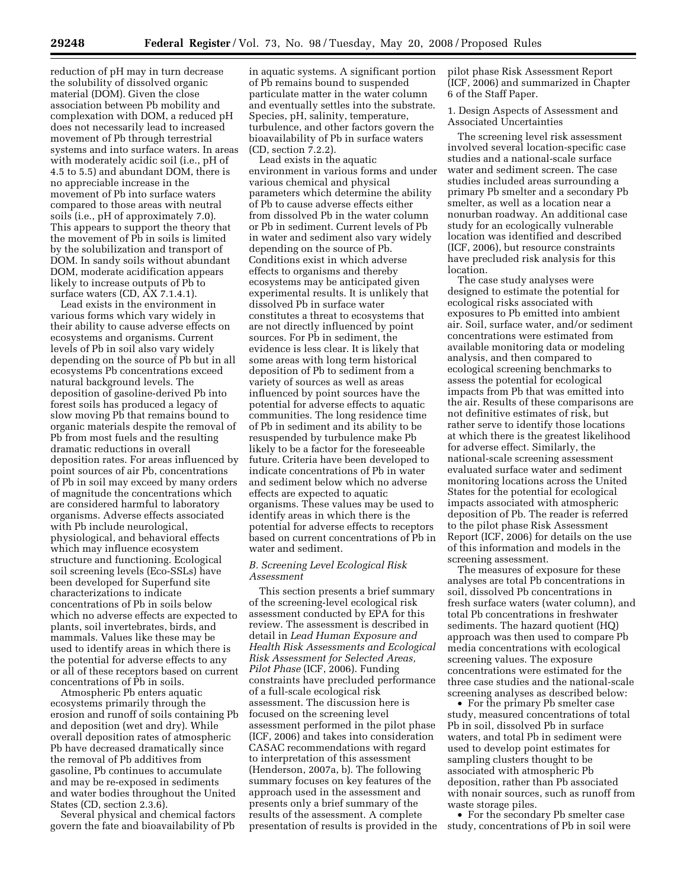reduction of pH may in turn decrease the solubility of dissolved organic material (DOM). Given the close association between Pb mobility and complexation with DOM, a reduced pH does not necessarily lead to increased movement of Pb through terrestrial systems and into surface waters. In areas with moderately acidic soil (i.e., pH of 4.5 to 5.5) and abundant DOM, there is no appreciable increase in the movement of Pb into surface waters compared to those areas with neutral soils (i.e., pH of approximately 7.0). This appears to support the theory that the movement of Pb in soils is limited by the solubilization and transport of DOM. In sandy soils without abundant DOM, moderate acidification appears likely to increase outputs of Pb to surface waters (CD, AX 7.1.4.1).

Lead exists in the environment in various forms which vary widely in their ability to cause adverse effects on ecosystems and organisms. Current levels of Pb in soil also vary widely depending on the source of Pb but in all ecosystems Pb concentrations exceed natural background levels. The deposition of gasoline-derived Pb into forest soils has produced a legacy of slow moving Pb that remains bound to organic materials despite the removal of Pb from most fuels and the resulting dramatic reductions in overall deposition rates. For areas influenced by point sources of air Pb, concentrations of Pb in soil may exceed by many orders of magnitude the concentrations which are considered harmful to laboratory organisms. Adverse effects associated with Pb include neurological, physiological, and behavioral effects which may influence ecosystem structure and functioning. Ecological soil screening levels (Eco-SSLs) have been developed for Superfund site characterizations to indicate concentrations of Pb in soils below which no adverse effects are expected to plants, soil invertebrates, birds, and mammals. Values like these may be used to identify areas in which there is the potential for adverse effects to any or all of these receptors based on current concentrations of Pb in soils.

Atmospheric Pb enters aquatic ecosystems primarily through the erosion and runoff of soils containing Pb and deposition (wet and dry). While overall deposition rates of atmospheric Pb have decreased dramatically since the removal of Pb additives from gasoline, Pb continues to accumulate and may be re-exposed in sediments and water bodies throughout the United States (CD, section 2.3.6).

Several physical and chemical factors govern the fate and bioavailability of Pb in aquatic systems. A significant portion of Pb remains bound to suspended particulate matter in the water column and eventually settles into the substrate. Species, pH, salinity, temperature, turbulence, and other factors govern the bioavailability of Pb in surface waters (CD, section 7.2.2).

Lead exists in the aquatic environment in various forms and under various chemical and physical parameters which determine the ability of Pb to cause adverse effects either from dissolved Pb in the water column or Pb in sediment. Current levels of Pb in water and sediment also vary widely depending on the source of Pb. Conditions exist in which adverse effects to organisms and thereby ecosystems may be anticipated given experimental results. It is unlikely that dissolved Pb in surface water constitutes a threat to ecosystems that are not directly influenced by point sources. For Pb in sediment, the evidence is less clear. It is likely that some areas with long term historical deposition of Pb to sediment from a variety of sources as well as areas influenced by point sources have the potential for adverse effects to aquatic communities. The long residence time of Pb in sediment and its ability to be resuspended by turbulence make Pb likely to be a factor for the foreseeable future. Criteria have been developed to indicate concentrations of Pb in water and sediment below which no adverse effects are expected to aquatic organisms. These values may be used to identify areas in which there is the potential for adverse effects to receptors based on current concentrations of Pb in water and sediment.

### *B. Screening Level Ecological Risk Assessment*

This section presents a brief summary of the screening-level ecological risk assessment conducted by EPA for this review. The assessment is described in detail in *Lead Human Exposure and Health Risk Assessments and Ecological Risk Assessment for Selected Areas, Pilot Phase* (ICF, 2006). Funding constraints have precluded performance of a full-scale ecological risk assessment. The discussion here is focused on the screening level assessment performed in the pilot phase (ICF, 2006) and takes into consideration CASAC recommendations with regard to interpretation of this assessment (Henderson, 2007a, b). The following summary focuses on key features of the approach used in the assessment and presents only a brief summary of the results of the assessment. A complete presentation of results is provided in the pilot phase Risk Assessment Report (ICF, 2006) and summarized in Chapter 6 of the Staff Paper.

1. Design Aspects of Assessment and Associated Uncertainties

The screening level risk assessment involved several location-specific case studies and a national-scale surface water and sediment screen. The case studies included areas surrounding a primary Pb smelter and a secondary Pb smelter, as well as a location near a nonurban roadway. An additional case study for an ecologically vulnerable location was identified and described (ICF, 2006), but resource constraints have precluded risk analysis for this location.

The case study analyses were designed to estimate the potential for ecological risks associated with exposures to Pb emitted into ambient air. Soil, surface water, and/or sediment concentrations were estimated from available monitoring data or modeling analysis, and then compared to ecological screening benchmarks to assess the potential for ecological impacts from Pb that was emitted into the air. Results of these comparisons are not definitive estimates of risk, but rather serve to identify those locations at which there is the greatest likelihood for adverse effect. Similarly, the national-scale screening assessment evaluated surface water and sediment monitoring locations across the United States for the potential for ecological impacts associated with atmospheric deposition of Pb. The reader is referred to the pilot phase Risk Assessment Report (ICF, 2006) for details on the use of this information and models in the screening assessment.

The measures of exposure for these analyses are total Pb concentrations in soil, dissolved Pb concentrations in fresh surface waters (water column), and total Pb concentrations in freshwater sediments. The hazard quotient (HQ) approach was then used to compare Pb media concentrations with ecological screening values. The exposure concentrations were estimated for the three case studies and the national-scale screening analyses as described below:

- For the primary Pb smelter case study, measured concentrations of total Pb in soil, dissolved Pb in surface waters, and total Pb in sediment were used to develop point estimates for sampling clusters thought to be associated with atmospheric Pb deposition, rather than Pb associated with nonair sources, such as runoff from waste storage piles.
- For the secondary Pb smelter case study, concentrations of Pb in soil were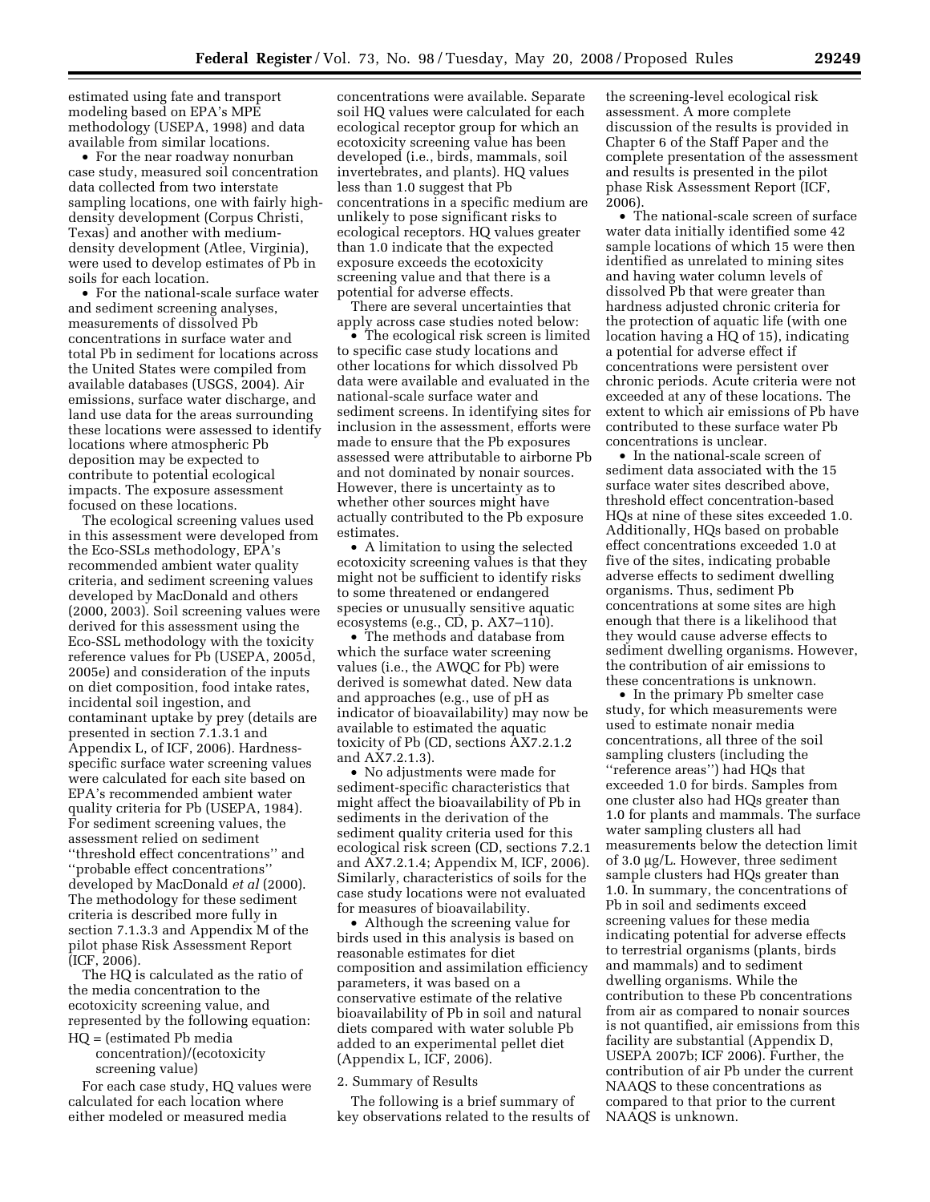estimated using fate and transport modeling based on EPA's MPE methodology (USEPA, 1998) and data available from similar locations.

- For the near roadway nonurban case study, measured soil concentration data collected from two interstate sampling locations, one with fairly high-density development (Corpus Christi, Texas) and another with medium-density development (Atlee, Virginia), were used to develop estimates of Pb in soils for each location.
- For the national-scale surface water and sediment screening analyses, measurements of dissolved Pb concentrations in surface water and total Pb in sediment for locations across the United States were compiled from available databases (USGS, 2004). Air emissions, surface water discharge, and land use data for the areas surrounding these locations were assessed to identify locations where atmospheric Pb deposition may be expected to contribute to potential ecological impacts. The exposure assessment focused on these locations.

The ecological screening values used in this assessment were developed from the Eco-SSLs methodology, EPA's recommended ambient water quality criteria, and sediment screening values developed by MacDonald and others (2000, 2003). Soil screening values were derived for this assessment using the Eco-SSL methodology with the toxicity reference values for Pb (USEPA, 2005d, 2005e) and consideration of the inputs on diet composition, food intake rates, incidental soil ingestion, and contaminant uptake by prey (details are presented in section 7.1.3.1 and Appendix L, of ICF, 2006). Hardness-specific surface water screening values were calculated for each site based on EPA's recommended ambient water quality criteria for Pb (USEPA, 1984). For sediment screening values, the assessment relied on sediment ''threshold effect concentrations'' and ''probable effect concentrations'' developed by MacDonald *et al* (2000). The methodology for these sediment criteria is described more fully in section 7.1.3.3 and Appendix M of the pilot phase Risk Assessment Report (ICF, 2006).

The HQ is calculated as the ratio of the media concentration to the ecotoxicity screening value, and represented by the following equation:

HQ = (estimated Pb media concentration)/(ecotoxicity screening value)

For each case study, HQ values were calculated for each location where either modeled or measured media concentrations were available. Separate soil HQ values were calculated for each ecological receptor group for which an ecotoxicity screening value has been developed (i.e., birds, mammals, soil invertebrates, and plants). HQ values less than 1.0 suggest that Pb concentrations in a specific medium are unlikely to pose significant risks to ecological receptors. HQ values greater than 1.0 indicate that the expected exposure exceeds the ecotoxicity screening value and that there is a potential for adverse effects.

There are several uncertainties that apply across case studies noted below:

- The ecological risk screen is limited to specific case study locations and other locations for which dissolved Pb data were available and evaluated in the national-scale surface water and sediment screens. In identifying sites for inclusion in the assessment, efforts were made to ensure that the Pb exposures assessed were attributable to airborne Pb and not dominated by nonair sources. However, there is uncertainty as to whether other sources might have actually contributed to the Pb exposure estimates.
- A limitation to using the selected ecotoxicity screening values is that they might not be sufficient to identify risks to some threatened or endangered species or unusually sensitive aquatic ecosystems (e.g., CD, p. AX7–110).
- The methods and database from which the surface water screening values (i.e., the AWQC for Pb) were derived is somewhat dated. New data and approaches (e.g., use of pH as indicator of bioavailability) may now be available to estimated the aquatic toxicity of Pb (CD, sections AX7.2.1.2 and AX7.2.1.3).
- No adjustments were made for sediment-specific characteristics that might affect the bioavailability of Pb in sediments in the derivation of the sediment quality criteria used for this ecological risk screen (CD, sections 7.2.1 and AX7.2.1.4; Appendix M, ICF, 2006). Similarly, characteristics of soils for the case study locations were not evaluated for measures of bioavailability.
- Although the screening value for birds used in this analysis is based on reasonable estimates for diet composition and assimilation efficiency parameters, it was based on a conservative estimate of the relative bioavailability of Pb in soil and natural diets compared with water soluble Pb added to an experimental pellet diet (Appendix L, ICF, 2006).

2. Summary of Results

The following is a brief summary of key observations related to the results of the screening-level ecological risk assessment. A more complete discussion of the results is provided in Chapter 6 of the Staff Paper and the complete presentation of the assessment and results is presented in the pilot phase Risk Assessment Report (ICF, 2006).

- The national-scale screen of surface water data initially identified some 42 sample locations of which 15 were then identified as unrelated to mining sites and having water column levels of dissolved Pb that were greater than hardness adjusted chronic criteria for the protection of aquatic life (with one location having a HQ of 15), indicating a potential for adverse effect if concentrations were persistent over chronic periods. Acute criteria were not exceeded at any of these locations. The extent to which air emissions of Pb have contributed to these surface water Pb concentrations is unclear.
- In the national-scale screen of sediment data associated with the 15 surface water sites described above, threshold effect concentration-based HQs at nine of these sites exceeded 1.0. Additionally, HQs based on probable effect concentrations exceeded 1.0 at five of the sites, indicating probable adverse effects to sediment dwelling organisms. Thus, sediment Pb concentrations at some sites are high enough that there is a likelihood that they would cause adverse effects to sediment dwelling organisms. However, the contribution of air emissions to these concentrations is unknown.
- In the primary Pb smelter case study, for which measurements were used to estimate nonair media concentrations, all three of the soil sampling clusters (including the ''reference areas'') had HQs that exceeded 1.0 for birds. Samples from one cluster also had HQs greater than 1.0 for plants and mammals. The surface water sampling clusters all had measurements below the detection limit of 3.0 μg/L. However, three sediment sample clusters had HQs greater than 1.0. In summary, the concentrations of Pb in soil and sediments exceed screening values for these media indicating potential for adverse effects to terrestrial organisms (plants, birds and mammals) and to sediment dwelling organisms. While the contribution to these Pb concentrations from air as compared to nonair sources is not quantified, air emissions from this facility are substantial (Appendix D, USEPA 2007b; ICF 2006). Further, the contribution of air Pb under the current NAAQS to these concentrations as compared to that prior to the current NAAQS is unknown.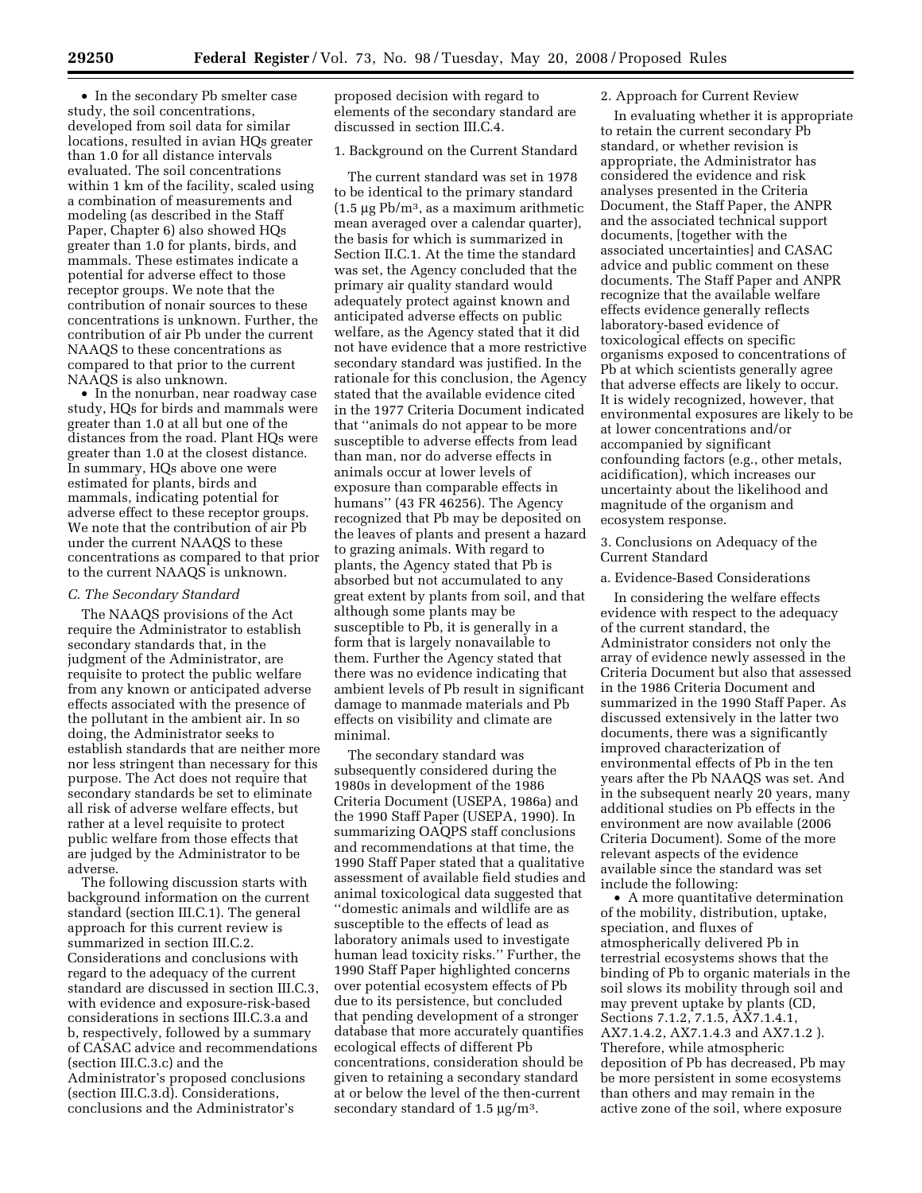- In the secondary Pb smelter case study, the soil concentrations, developed from soil data for similar locations, resulted in avian HQs greater than 1.0 for all distance intervals evaluated. The soil concentrations within 1 km of the facility, scaled using a combination of measurements and modeling (as described in the Staff Paper, Chapter 6) also showed HQs greater than 1.0 for plants, birds, and mammals. These estimates indicate a potential for adverse effect to those receptor groups. We note that the contribution of nonair sources to these concentrations is unknown. Further, the contribution of air Pb under the current NAAQS to these concentrations as compared to that prior to the current NAAQS is also unknown.
- In the nonurban, near roadway case study, HQs for birds and mammals were greater than 1.0 at all but one of the distances from the road. Plant HQs were greater than 1.0 at the closest distance. In summary, HQs above one were estimated for plants, birds and mammals, indicating potential for adverse effect to these receptor groups. We note that the contribution of air Pb under the current NAAQS to these concentrations as compared to that prior to the current NAAQS is unknown.

### C. The Secondary Standard

The NAAQS provisions of the Act require the Administrator to establish secondary standards that, in the judgment of the Administrator, are requisite to protect the public welfare from any known or anticipated adverse effects associated with the presence of the pollutant in the ambient air. In so doing, the Administrator seeks to establish standards that are neither more nor less stringent than necessary for this purpose. The Act does not require that secondary standards be set to eliminate all risk of adverse welfare effects, but rather at a level requisite to protect public welfare from those effects that are judged by the Administrator to be adverse.

The following discussion starts with background information on the current standard (section III.C.1). The general approach for this current review is summarized in section III.C.2. Considerations and conclusions with regard to the adequacy of the current standard are discussed in section III.C.3, with evidence and exposure-risk-based considerations in sections III.C.3.a and b, respectively, followed by a summary of CASAC advice and recommendations (section III.C.3.c) and the Administrator's proposed conclusions (section III.C.3.d). Considerations, conclusions and the Administrator's proposed decision with regard to elements of the secondary standard are discussed in section III.C.4.

#### 1. Background on the Current Standard

The current standard was set in 1978 to be identical to the primary standard (1.5 µg Pb/m$^3$, as a maximum arithmetic mean averaged over a calendar quarter), the basis for which is summarized in Section II.C.1. At the time the standard was set, the Agency concluded that the primary air quality standard would adequately protect against known and anticipated adverse effects on public welfare, as the Agency stated that it did not have evidence that a more restrictive secondary standard was justified. In the rationale for this conclusion, the Agency stated that the available evidence cited in the 1977 Criteria Document indicated that ''animals do not appear to be more susceptible to adverse effects from lead than man, nor do adverse effects in animals occur at lower levels of exposure than comparable effects in humans'' (43 FR 46256). The Agency recognized that Pb may be deposited on the leaves of plants and present a hazard to grazing animals. With regard to plants, the Agency stated that Pb is absorbed but not accumulated to any great extent by plants from soil, and that although some plants may be susceptible to Pb, it is generally in a form that is largely nonavailable to them. Further the Agency stated that there was no evidence indicating that ambient levels of Pb result in significant damage to manmade materials and Pb effects on visibility and climate are minimal.

The secondary standard was subsequently considered during the 1980s in development of the 1986 Criteria Document (USEPA, 1986a) and the 1990 Staff Paper (USEPA, 1990). In summarizing OAQPS staff conclusions and recommendations at that time, the 1990 Staff Paper stated that a qualitative assessment of available field studies and animal toxicological data suggested that ''domestic animals and wildlife are as susceptible to the effects of lead as laboratory animals used to investigate human lead toxicity risks.'' Further, the 1990 Staff Paper highlighted concerns over potential ecosystem effects of Pb due to its persistence, but concluded that pending development of a stronger database that more accurately quantifies ecological effects of different Pb concentrations, consideration should be given to retaining a secondary standard at or below the level of the then-current secondary standard of 1.5 µg/m$^3$.

#### 2. Approach for Current Review

In evaluating whether it is appropriate to retain the current secondary Pb standard, or whether revision is appropriate, the Administrator has considered the evidence and risk analyses presented in the Criteria Document, the Staff Paper, the ANPR and the associated technical support documents, [together with the associated uncertainties] and CASAC advice and public comment on these documents. The Staff Paper and ANPR recognize that the available welfare effects evidence generally reflects laboratory-based evidence of toxicological effects on specific organisms exposed to concentrations of Pb at which scientists generally agree that adverse effects are likely to occur. It is widely recognized, however, that environmental exposures are likely to be at lower concentrations and/or accompanied by significant confounding factors (e.g., other metals, acidification), which increases our uncertainty about the likelihood and magnitude of the organism and ecosystem response.

#### 3. Conclusions on Adequacy of the Current Standard

##### a. Evidence-Based Considerations

In considering the welfare effects evidence with respect to the adequacy of the current standard, the Administrator considers not only the array of evidence newly assessed in the Criteria Document but also that assessed in the 1986 Criteria Document and summarized in the 1990 Staff Paper. As discussed extensively in the latter two documents, there was a significantly improved characterization of environmental effects of Pb in the ten years after the Pb NAAQS was set. And in the subsequent nearly 20 years, many additional studies on Pb effects in the environment are now available (2006 Criteria Document). Some of the more relevant aspects of the evidence available since the standard was set include the following:

- A more quantitative determination of the mobility, distribution, uptake, speciation, and fluxes of atmospherically delivered Pb in terrestrial ecosystems shows that the binding of Pb to organic materials in the soil slows its mobility through soil and may prevent uptake by plants (CD, Sections 7.1.2, 7.1.5, AX7.1.4.1, AX7.1.4.2, AX7.1.4.3 and AX7.1.2 ). Therefore, while atmospheric deposition of Pb has decreased, Pb may be more persistent in some ecosystems than others and may remain in the active zone of the soil, where exposure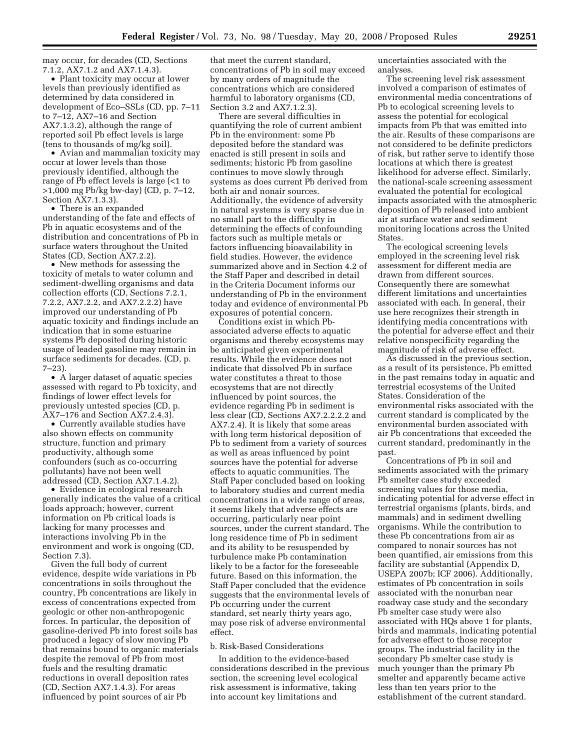may occur, for decades (CD, Sections 7.1.2, AX7.1.2 and AX7.1.4.3).

- Plant toxicity may occur at lower levels than previously identified as determined by data considered in development of Eco–SSLs (CD, pp. 7–11 to 7–12, AX7–16 and Section AX7.1.3.2), although the range of reported soil Pb effect levels is large (tens to thousands of mg/kg soil).
- Avian and mammalian toxicity may occur at lower levels than those previously identified, although the range of Pb effect levels is large (<1 to >1,000 mg Pb/kg bw-day) (CD, p. 7–12, Section AX7.1.3.3).
- There is an expanded understanding of the fate and effects of Pb in aquatic ecosystems and of the distribution and concentrations of Pb in surface waters throughout the United States (CD, Section AX7.2.2).
- New methods for assessing the toxicity of metals to water column and sediment-dwelling organisms and data collection efforts (CD, Sections 7.2.1, 7.2.2, AX7.2.2, and AX7.2.2.2) have improved our understanding of Pb aquatic toxicity and findings include an indication that in some estuarine systems Pb deposited during historic usage of leaded gasoline may remain in surface sediments for decades. (CD, p. 7–23).
- A larger dataset of aquatic species assessed with regard to Pb toxicity, and findings of lower effect levels for previously untested species (CD, p. AX7–176 and Section AX7.2.4.3).
- Currently available studies have also shown effects on community structure, function and primary productivity, although some confounders (such as co-occurring pollutants) have not been well addressed (CD, Section AX7.1.4.2).
- Evidence in ecological research generally indicates the value of a critical loads approach; however, current information on Pb critical loads is lacking for many processes and interactions involving Pb in the environment and work is ongoing (CD, Section 7.3).

Given the full body of current evidence, despite wide variations in Pb concentrations in soils throughout the country, Pb concentrations are likely in excess of concentrations expected from geologic or other non-anthropogenic forces. In particular, the deposition of gasoline-derived Pb into forest soils has produced a legacy of slow moving Pb that remains bound to organic materials despite the removal of Pb from most fuels and the resulting dramatic reductions in overall deposition rates (CD, Section AX7.1.4.3). For areas influenced by point sources of air Pb that meet the current standard, concentrations of Pb in soil may exceed by many orders of magnitude the concentrations which are considered harmful to laboratory organisms (CD, Section 3.2 and AX7.1.2.3).

There are several difficulties in quantifying the role of current ambient Pb in the environment: some Pb deposited before the standard was enacted is still present in soils and sediments; historic Pb from gasoline continues to move slowly through systems as does current Pb derived from both air and nonair sources. Additionally, the evidence of adversity in natural systems is very sparse due in no small part to the difficulty in determining the effects of confounding factors such as multiple metals or factors influencing bioavailability in field studies. However, the evidence summarized above and in Section 4.2 of the Staff Paper and described in detail in the Criteria Document informs our understanding of Pb in the environment today and evidence of environmental Pb exposures of potential concern.

Conditions exist in which Pb-associated adverse effects to aquatic organisms and thereby ecosystems may be anticipated given experimental results. While the evidence does not indicate that dissolved Pb in surface water constitutes a threat to those ecosystems that are not directly influenced by point sources, the evidence regarding Pb in sediment is less clear (CD, Sections AX7.2.2.2.2 and AX7.2.4). It is likely that some areas with long term historical deposition of Pb to sediment from a variety of sources as well as areas influenced by point sources have the potential for adverse effects to aquatic communities. The Staff Paper concluded based on looking to laboratory studies and current media concentrations in a wide range of areas, it seems likely that adverse effects are occurring, particularly near point sources, under the current standard. The long residence time of Pb in sediment and its ability to be resuspended by turbulence make Pb contamination likely to be a factor for the foreseeable future. Based on this information, the Staff Paper concluded that the evidence suggests that the environmental levels of Pb occurring under the current standard, set nearly thirty years ago, may pose risk of adverse environmental effect.

b. Risk-Based Considerations

In addition to the evidence-based considerations described in the previous section, the screening level ecological risk assessment is informative, taking into account key limitations and uncertainties associated with the analyses.

The screening level risk assessment involved a comparison of estimates of environmental media concentrations of Pb to ecological screening levels to assess the potential for ecological impacts from Pb that was emitted into the air. Results of these comparisons are not considered to be definite predictors of risk, but rather serve to identify those locations at which there is greatest likelihood for adverse effect. Similarly, the national-scale screening assessment evaluated the potential for ecological impacts associated with the atmospheric deposition of Pb released into ambient air at surface water and sediment monitoring locations across the United States.

The ecological screening levels employed in the screening level risk assessment for different media are drawn from different sources. Consequently there are somewhat different limitations and uncertainties associated with each. In general, their use here recognizes their strength in identifying media concentrations with the potential for adverse effect and their relative nonspecificity regarding the magnitude of risk of adverse effect.

As discussed in the previous section, as a result of its persistence, Pb emitted in the past remains today in aquatic and terrestrial ecosystems of the United States. Consideration of the environmental risks associated with the current standard is complicated by the environmental burden associated with air Pb concentrations that exceeded the current standard, predominantly in the past.

Concentrations of Pb in soil and sediments associated with the primary Pb smelter case study exceeded screening values for those media, indicating potential for adverse effect in terrestrial organisms (plants, birds, and mammals) and in sediment dwelling organisms. While the contribution to these Pb concentrations from air as compared to nonair sources has not been quantified, air emissions from this facility are substantial (Appendix D, USEPA 2007b; ICF 2006). Additionally, estimates of Pb concentration in soils associated with the nonurban near roadway case study and the secondary Pb smelter case study were also associated with HQs above 1 for plants, birds and mammals, indicating potential for adverse effect to those receptor groups. The industrial facility in the secondary Pb smelter case study is much younger than the primary Pb smelter and apparently became active less than ten years prior to the establishment of the current standard.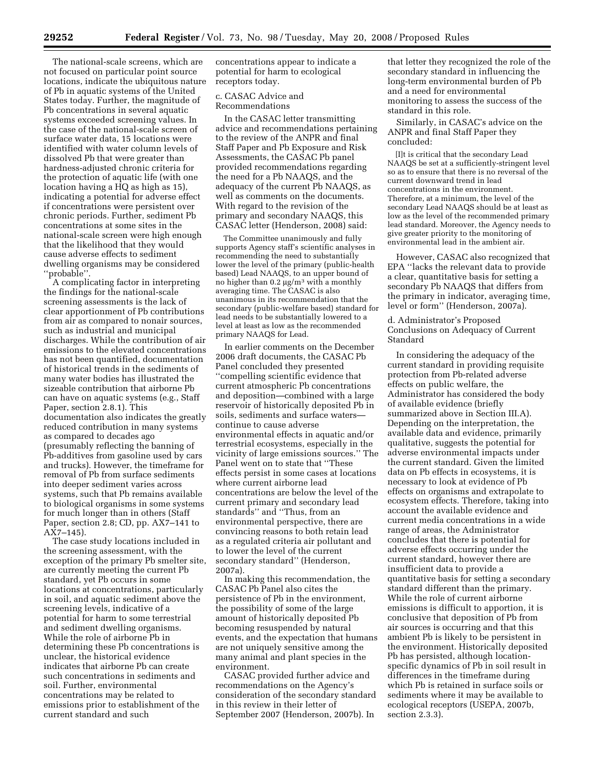The national-scale screens, which are not focused on particular point source locations, indicate the ubiquitous nature of Pb in aquatic systems of the United States today. Further, the magnitude of Pb concentrations in several aquatic systems exceeded screening values. In the case of the national-scale screen of surface water data, 15 locations were identified with water column levels of dissolved Pb that were greater than hardness-adjusted chronic criteria for the protection of aquatic life (with one location having a HQ as high as 15), indicating a potential for adverse effect if concentrations were persistent over chronic periods. Further, sediment Pb concentrations at some sites in the national-scale screen were high enough that the likelihood that they would cause adverse effects to sediment dwelling organisms may be considered ''probable''.

A complicating factor in interpreting the findings for the national-scale screening assessments is the lack of clear apportionment of Pb contributions from air as compared to nonair sources, such as industrial and municipal discharges. While the contribution of air emissions to the elevated concentrations has not been quantified, documentation of historical trends in the sediments of many water bodies has illustrated the sizeable contribution that airborne Pb can have on aquatic systems (e.g., Staff Paper, section 2.8.1). This documentation also indicates the greatly reduced contribution in many systems as compared to decades ago (presumably reflecting the banning of Pb-additives from gasoline used by cars and trucks). However, the timeframe for removal of Pb from surface sediments into deeper sediment varies across systems, such that Pb remains available to biological organisms in some systems for much longer than in others (Staff Paper, section 2.8; CD, pp. AX7–141 to AX7–145).

The case study locations included in the screening assessment, with the exception of the primary Pb smelter site, are currently meeting the current Pb standard, yet Pb occurs in some locations at concentrations, particularly in soil, and aquatic sediment above the screening levels, indicative of a potential for harm to some terrestrial and sediment dwelling organisms. While the role of airborne Pb in determining these Pb concentrations is unclear, the historical evidence indicates that airborne Pb can create such concentrations in sediments and soil. Further, environmental concentrations may be related to emissions prior to establishment of the current standard and such concentrations appear to indicate a potential for harm to ecological receptors today.

### c. CASAC Advice and Recommendations

In the CASAC letter transmitting advice and recommendations pertaining to the review of the ANPR and final Staff Paper and Pb Exposure and Risk Assessments, the CASAC Pb panel provided recommendations regarding the need for a Pb NAAQS, and the adequacy of the current Pb NAAQS, as well as comments on the documents. With regard to the revision of the primary and secondary NAAQS, this CASAC letter (Henderson, 2008) said:

> The Committee unanimously and fully supports Agency staff's scientific analyses in recommending the need to substantially lower the level of the primary (public-health based) Lead NAAQS, to an upper bound of no higher than 0.2 µg/m³ with a monthly averaging time. The CASAC is also unanimous in its recommendation that the secondary (public-welfare based) standard for lead needs to be substantially lowered to a level at least as low as the recommended primary NAAQS for Lead.

In earlier comments on the December 2006 draft documents, the CASAC Pb Panel concluded they presented ''compelling scientific evidence that current atmospheric Pb concentrations and deposition—combined with a large reservoir of historically deposited Pb in soils, sediments and surface waters—continue to cause adverse environmental effects in aquatic and/or terrestrial ecosystems, especially in the vicinity of large emissions sources.'' The Panel went on to state that ''These effects persist in some cases at locations where current airborne lead concentrations are below the level of the current primary and secondary lead standards'' and ''Thus, from an environmental perspective, there are convincing reasons to both retain lead as a regulated criteria air pollutant and to lower the level of the current secondary standard'' (Henderson, 2007a).

In making this recommendation, the CASAC Pb Panel also cites the persistence of Pb in the environment, the possibility of some of the large amount of historically deposited Pb becoming resuspended by natural events, and the expectation that humans are not uniquely sensitive among the many animal and plant species in the environment.

CASAC provided further advice and recommendations on the Agency's consideration of the secondary standard in this review in their letter of September 2007 (Henderson, 2007b). In that letter they recognized the role of the secondary standard in influencing the long-term environmental burden of Pb and a need for environmental monitoring to assess the success of the standard in this role.

Similarly, in CASAC's advice on the ANPR and final Staff Paper they concluded:

> [I]t is critical that the secondary Lead NAAQS be set at a sufficiently-stringent level so as to ensure that there is no reversal of the current downward trend in lead concentrations in the environment. Therefore, at a minimum, the level of the secondary Lead NAAQS should be at least as low as the level of the recommended primary lead standard. Moreover, the Agency needs to give greater priority to the monitoring of environmental lead in the ambient air.

However, CASAC also recognized that EPA ''lacks the relevant data to provide a clear, quantitative basis for setting a secondary Pb NAAQS that differs from the primary in indicator, averaging time, level or form'' (Henderson, 2007a).

### d. Administrator's Proposed Conclusions on Adequacy of Current Standard

In considering the adequacy of the current standard in providing requisite protection from Pb-related adverse effects on public welfare, the Administrator has considered the body of available evidence (briefly summarized above in Section III.A). Depending on the interpretation, the available data and evidence, primarily qualitative, suggests the potential for adverse environmental impacts under the current standard. Given the limited data on Pb effects in ecosystems, it is necessary to look at evidence of Pb effects on organisms and extrapolate to ecosystem effects. Therefore, taking into account the available evidence and current media concentrations in a wide range of areas, the Administrator concludes that there is potential for adverse effects occurring under the current standard, however there are insufficient data to provide a quantitative basis for setting a secondary standard different than the primary. While the role of current airborne emissions is difficult to apportion, it is conclusive that deposition of Pb from air sources is occurring and that this ambient Pb is likely to be persistent in the environment. Historically deposited Pb has persisted, although location-specific dynamics of Pb in soil result in differences in the timeframe during which Pb is retained in surface soils or sediments where it may be available to ecological receptors (USEPA, 2007b, section 2.3.3).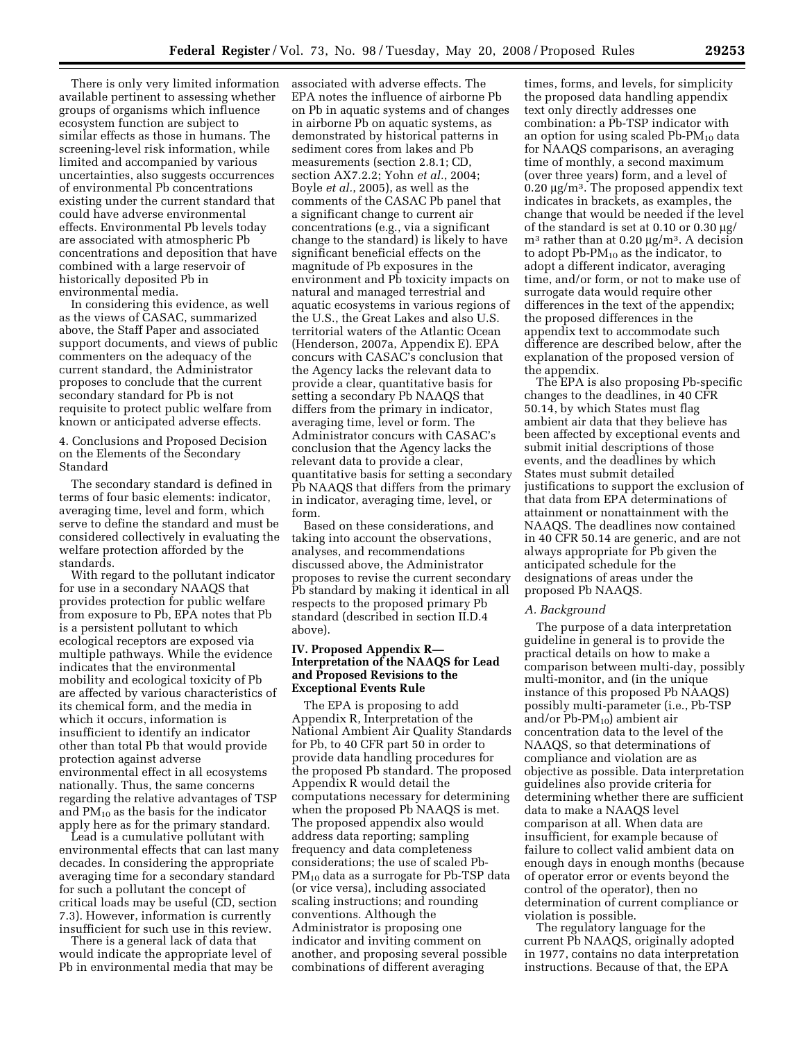There is only very limited information available pertinent to assessing whether groups of organisms which influence ecosystem function are subject to similar effects as those in humans. The screening-level risk information, while limited and accompanied by various uncertainties, also suggests occurrences of environmental Pb concentrations existing under the current standard that could have adverse environmental effects. Environmental Pb levels today are associated with atmospheric Pb concentrations and deposition that have combined with a large reservoir of historically deposited Pb in environmental media.

In considering this evidence, as well as the views of CASAC, summarized above, the Staff Paper and associated support documents, and views of public commenters on the adequacy of the current standard, the Administrator proposes to conclude that the current secondary standard for Pb is not requisite to protect public welfare from known or anticipated adverse effects.

4. Conclusions and Proposed Decision on the Elements of the Secondary Standard

The secondary standard is defined in terms of four basic elements: indicator, averaging time, level and form, which serve to define the standard and must be considered collectively in evaluating the welfare protection afforded by the standards.

With regard to the pollutant indicator for use in a secondary NAAQS that provides protection for public welfare from exposure to Pb, EPA notes that Pb is a persistent pollutant to which ecological receptors are exposed via multiple pathways. While the evidence indicates that the environmental mobility and ecological toxicity of Pb are affected by various characteristics of its chemical form, and the media in which it occurs, information is insufficient to identify an indicator other than total Pb that would provide protection against adverse environmental effect in all ecosystems nationally. Thus, the same concerns regarding the relative advantages of TSP and $PM_{10}$ as the basis for the indicator apply here as for the primary standard.

Lead is a cumulative pollutant with environmental effects that can last many decades. In considering the appropriate averaging time for a secondary standard for such a pollutant the concept of critical loads may be useful (CD, section 7.3). However, information is currently insufficient for such use in this review.

There is a general lack of data that would indicate the appropriate level of Pb in environmental media that may be associated with adverse effects. The EPA notes the influence of airborne Pb on Pb in aquatic systems and of changes in airborne Pb on aquatic systems, as demonstrated by historical patterns in sediment cores from lakes and Pb measurements (section 2.8.1; CD, section AX7.2.2; Yohn *et al.*, 2004; Boyle *et al.*, 2005), as well as the comments of the CASAC Pb panel that a significant change to current air concentrations (e.g., via a significant change to the standard) is likely to have significant beneficial effects on the magnitude of Pb exposures in the environment and Pb toxicity impacts on natural and managed terrestrial and aquatic ecosystems in various regions of the U.S., the Great Lakes and also U.S. territorial waters of the Atlantic Ocean (Henderson, 2007a, Appendix E). EPA concurs with CASAC's conclusion that the Agency lacks the relevant data to provide a clear, quantitative basis for setting a secondary Pb NAAQS that differs from the primary in indicator, averaging time, level or form. The Administrator concurs with CASAC's conclusion that the Agency lacks the relevant data to provide a clear, quantitative basis for setting a secondary Pb NAAQS that differs from the primary in indicator, averaging time, level, or form.

Based on these considerations, and taking into account the observations, analyses, and recommendations discussed above, the Administrator proposes to revise the current secondary Pb standard by making it identical in all respects to the proposed primary Pb standard (described in section II.D.4 above).

## IV. Proposed Appendix R—Interpretation of the NAAQS for Lead and Proposed Revisions to the Exceptional Events Rule

The EPA is proposing to add Appendix R, Interpretation of the National Ambient Air Quality Standards for Pb, to 40 CFR part 50 in order to provide data handling procedures for the proposed Pb standard. The proposed Appendix R would detail the computations necessary for determining when the proposed Pb NAAQS is met. The proposed appendix also would address data reporting; sampling frequency and data completeness considerations; the use of scaled Pb-$PM_{10}$ data as a surrogate for Pb-TSP data (or vice versa), including associated scaling instructions; and rounding conventions. Although the Administrator is proposing one indicator and inviting comment on another, and proposing several possible combinations of different averaging times, forms, and levels, for simplicity the proposed data handling appendix text only directly addresses one combination: a Pb-TSP indicator with an option for using scaled Pb-$PM_{10}$ data for NAAQS comparisons, an averaging time of monthly, a second maximum (over three years) form, and a level of 0.20 µg/m$^3$. The proposed appendix text indicates in brackets, as examples, the change that would be needed if the level of the standard is set at 0.10 or 0.30 µg/m$^3$ rather than at 0.20 µg/m$^3$. A decision to adopt Pb-$PM_{10}$ as the indicator, to adopt a different indicator, averaging time, and/or form, or not to make use of surrogate data would require other differences in the text of the appendix; the proposed differences in the appendix text to accommodate such difference are described below, after the explanation of the proposed version of the appendix.

The EPA is also proposing Pb-specific changes to the deadlines, in 40 CFR 50.14, by which States must flag ambient air data that they believe has been affected by exceptional events and submit initial descriptions of those events, and the deadlines by which States must submit detailed justifications to support the exclusion of that data from EPA determinations of attainment or nonattainment with the NAAQS. The deadlines now contained in 40 CFR 50.14 are generic, and are not always appropriate for Pb given the anticipated schedule for the designations of areas under the proposed Pb NAAQS.

### *A. Background*

The purpose of a data interpretation guideline in general is to provide the practical details on how to make a comparison between multi-day, possibly multi-monitor, and (in the unique instance of this proposed Pb NAAQS) possibly multi-parameter (i.e., Pb-TSP and/or Pb-$PM_{10}$) ambient air concentration data to the level of the NAAQS, so that determinations of compliance and violation are as objective as possible. Data interpretation guidelines also provide criteria for determining whether there are sufficient data to make a NAAQS level comparison at all. When data are insufficient, for example because of failure to collect valid ambient data on enough days in enough months (because of operator error or events beyond the control of the operator), then no determination of current compliance or violation is possible.

The regulatory language for the current Pb NAAQS, originally adopted in 1977, contains no data interpretation instructions. Because of that, the EPA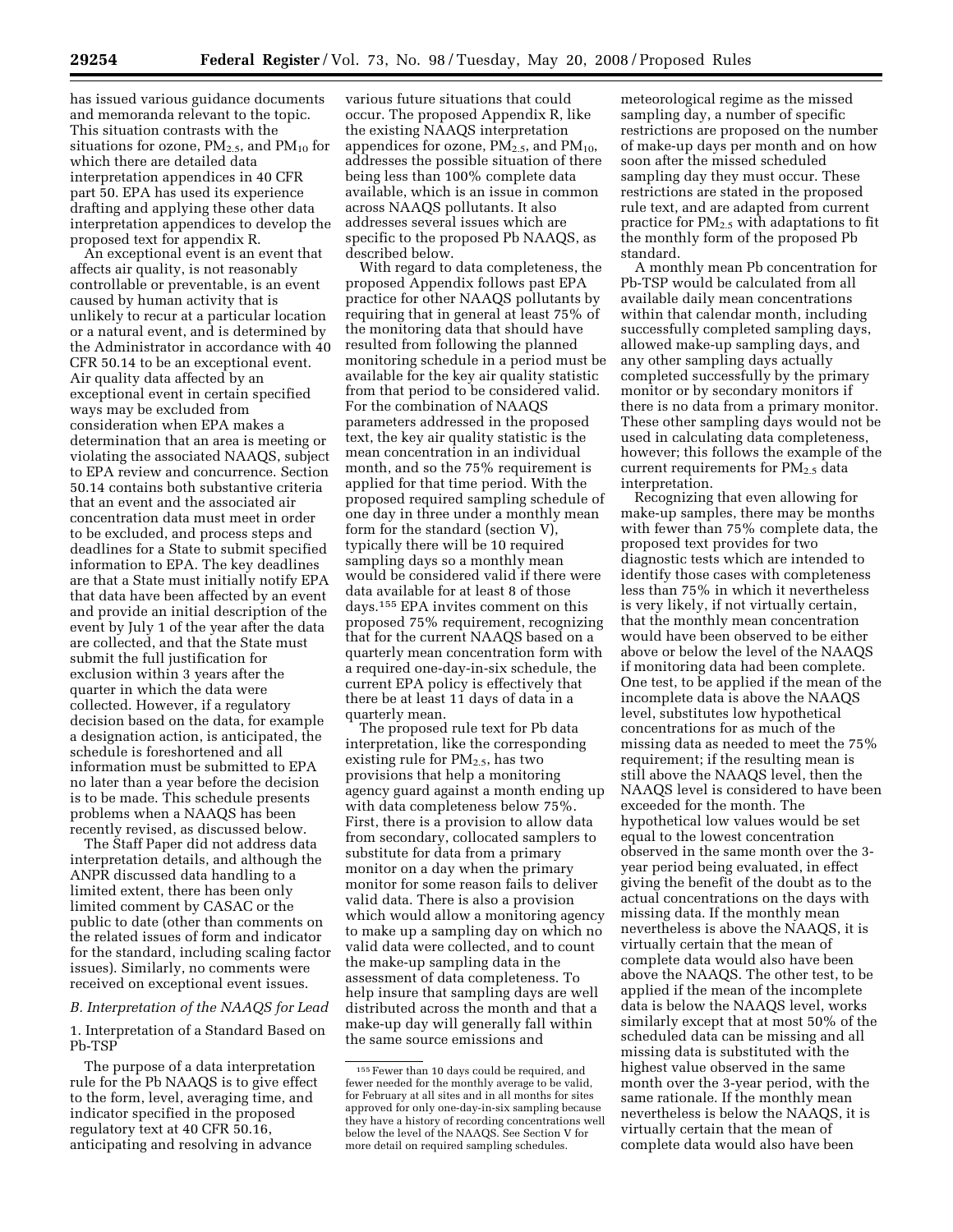has issued various guidance documents and memoranda relevant to the topic. This situation contrasts with the situations for ozone, $PM_{2.5}$, and $PM_{10}$ for which there are detailed data interpretation appendices in 40 CFR part 50. EPA has used its experience drafting and applying these other data interpretation appendices to develop the proposed text for appendix R.

An exceptional event is an event that affects air quality, is not reasonably controllable or preventable, is an event caused by human activity that is unlikely to recur at a particular location or a natural event, and is determined by the Administrator in accordance with 40 CFR 50.14 to be an exceptional event. Air quality data affected by an exceptional event in certain specified ways may be excluded from consideration when EPA makes a determination that an area is meeting or violating the associated NAAQS, subject to EPA review and concurrence. Section 50.14 contains both substantive criteria that an event and the associated air concentration data must meet in order to be excluded, and process steps and deadlines for a State to submit specified information to EPA. The key deadlines are that a State must initially notify EPA that data have been affected by an event and provide an initial description of the event by July 1 of the year after the data are collected, and that the State must submit the full justification for exclusion within 3 years after the quarter in which the data were collected. However, if a regulatory decision based on the data, for example a designation action, is anticipated, the schedule is foreshortened and all information must be submitted to EPA no later than a year before the decision is to be made. This schedule presents problems when a NAAQS has been recently revised, as discussed below.

The Staff Paper did not address data interpretation details, and although the ANPR discussed data handling to a limited extent, there has been only limited comment by CASAC or the public to date (other than comments on the related issues of form and indicator for the standard, including scaling factor issues). Similarly, no comments were received on exceptional event issues.

### *B. Interpretation of the NAAQS for Lead*

#### 1. Interpretation of a Standard Based on Pb-TSP

The purpose of a data interpretation rule for the Pb NAAQS is to give effect to the form, level, averaging time, and indicator specified in the proposed regulatory text at 40 CFR 50.16, anticipating and resolving in advance various future situations that could occur. The proposed Appendix R, like the existing NAAQS interpretation appendices for ozone, $PM_{2.5}$, and $PM_{10}$, addresses the possible situation of there being less than 100% complete data available, which is an issue in common across NAAQS pollutants. It also addresses several issues which are specific to the proposed Pb NAAQS, as described below.

With regard to data completeness, the proposed Appendix R follows past EPA practice for other NAAQS pollutants by requiring that in general at least 75% of the monitoring data that should have resulted from following the planned monitoring schedule in a period must be available for the key air quality statistic from that period to be considered valid. For the combination of NAAQS parameters addressed in the proposed text, the key air quality statistic is the mean concentration in an individual month, and so the 75% requirement is applied for that time period. With the proposed required sampling schedule of one day in three under a monthly mean form for the standard (section V), typically there will be 10 required sampling days so a monthly mean would be considered valid if there were data available for at least 8 of those days.[155] EPA invites comment on this proposed 75% requirement, recognizing that for the current NAAQS based on a quarterly mean concentration form with a required one-day-in-six schedule, the current EPA policy is effectively that there be at least 11 days of data in a quarterly mean.

The proposed rule text for Pb data interpretation, like the corresponding existing rule for $PM_{2.5}$, has two provisions that help a monitoring agency guard against a month ending up with data completeness below 75%. First, there is a provision to allow data from secondary, collocated samplers to substitute for data from a primary monitor on a day when the primary monitor for some reason fails to deliver valid data. There is also a provision which would allow a monitoring agency to make up a sampling day on which no valid data were collected, and to count the make-up sampling data in the assessment of data completeness. To help insure that sampling days are well distributed across the month and that a make-up day will generally fall within the same source emissions and meteorological regime as the missed sampling day, a number of specific restrictions are proposed on the number of make-up days per month and on how soon after the missed scheduled sampling day they must occur. These restrictions are stated in the proposed rule text, and are adapted from current practice for $PM_{2.5}$ with adaptations to fit the monthly form of the proposed Pb standard.

A monthly mean Pb concentration for Pb-TSP would be calculated from all available daily mean concentrations within that calendar month, including successfully completed sampling days, allowed make-up sampling days, and any other sampling days actually completed successfully by the primary monitor or by secondary monitors if there is no data from a primary monitor. These other sampling days would not be used in calculating data completeness, however; this follows the example of the current requirements for $PM_{2.5}$ data interpretation.

Recognizing that even allowing for make-up samples, there may be months with fewer than 75% complete data, the proposed text provides for two diagnostic tests which are intended to identify those cases with completeness less than 75% in which it nevertheless is very likely, if not virtually certain, that the monthly mean concentration would have been observed to be either above or below the level of the NAAQS if monitoring data had been complete. One test, to be applied if the mean of the incomplete data is above the NAAQS level, substitutes low hypothetical concentrations for as much of the missing data as needed to meet the 75% requirement; if the resulting mean is still above the NAAQS level, then the NAAQS level is considered to have been exceeded for the month. The hypothetical low values would be set equal to the lowest concentration observed in the same month over the 3-year period being evaluated, in effect giving the benefit of the doubt as to the actual concentrations on the days with missing data. If the monthly mean nevertheless is above the NAAQS, it is virtually certain that the mean of complete data would also have been above the NAAQS. The other test, to be applied if the mean of the incomplete data is below the NAAQS level, works similarly except that at most 50% of the scheduled data can be missing and all missing data is substituted with the highest value observed in the same month over the 3-year period, with the same rationale. If the monthly mean nevertheless is below the NAAQS, it is virtually certain that the mean of complete data would also have been

[155] Fewer than 10 days could be required, and fewer needed for the monthly average to be valid, for February at all sites and in all months for sites approved for only one-day-in-six sampling because they have a history of recording concentrations well below the level of the NAAQS. See Section V for more detail on required sampling schedules.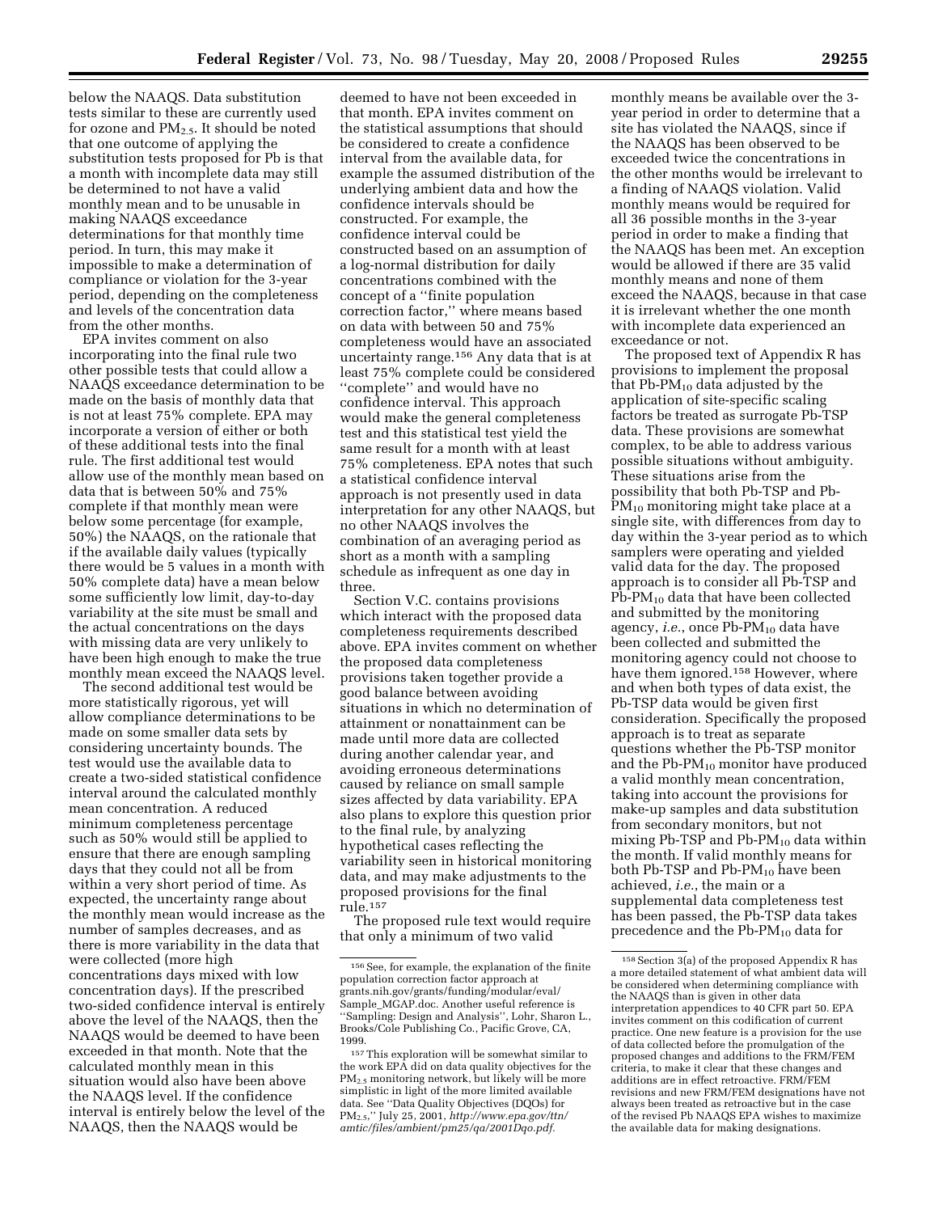below the NAAQS. Data substitution tests similar to these are currently used for ozone and $PM_{2.5}$. It should be noted that one outcome of applying the substitution tests proposed for Pb is that a month with incomplete data may still be determined to not have a valid monthly mean and to be unusable in making NAAQS exceedance determinations for that monthly time period. In turn, this may make it impossible to make a determination of compliance or violation for the 3-year period, depending on the completeness and levels of the concentration data from the other months.

EPA invites comment on also incorporating into the final rule two other possible tests that could allow a NAAQS exceedance determination to be made on the basis of monthly data that is not at least 75% complete. EPA may incorporate a version of either or both of these additional tests into the final rule. The first additional test would allow use of the monthly mean based on data that is between 50% and 75% complete if that monthly mean were below some percentage (for example, 50%) the NAAQS, on the rationale that if the available daily values (typically there would be 5 values in a month with 50% complete data) have a mean below some sufficiently low limit, day-to-day variability at the site must be small and the actual concentrations on the days with missing data are very unlikely to have been high enough to make the true monthly mean exceed the NAAQS level.

The second additional test would be more statistically rigorous, yet will allow compliance determinations to be made on some smaller data sets by considering uncertainty bounds. The test would use the available data to create a two-sided statistical confidence interval around the calculated monthly mean concentration. A reduced minimum completeness percentage such as 50% would still be applied to ensure that there are enough sampling days that they could not all be from within a very short period of time. As expected, the uncertainty range about the monthly mean would increase as the number of samples decreases, and as there is more variability in the data that were collected (more high concentrations days mixed with low concentration days). If the prescribed two-sided confidence interval is entirely above the level of the NAAQS, then the NAAQS would be deemed to have been exceeded in that month. Note that the calculated monthly mean in this situation would also have been above the NAAQS level. If the confidence interval is entirely below the level of the NAAQS, then the NAAQS would be deemed to have not been exceeded in that month. EPA invites comment on the statistical assumptions that should be considered to create a confidence interval from the available data, for example the assumed distribution of the underlying ambient data and how the confidence intervals should be constructed. For example, the confidence interval could be constructed based on an assumption of a log-normal distribution for daily concentrations combined with the concept of a ''finite population correction factor,'' where means based on data with between 50 and 75% completeness would have an associated uncertainty range.[156] Any data that is at least 75% complete could be considered ''complete'' and would have no confidence interval. This approach would make the general completeness test and this statistical test yield the same result for a month with at least 75% completeness. EPA notes that such a statistical confidence interval approach is not presently used in data interpretation for any other NAAQS, but no other NAAQS involves the combination of an averaging period as short as a month with a sampling schedule as infrequent as one day in three.

Section V.C. contains provisions which interact with the proposed data completeness requirements described above. EPA invites comment on whether the proposed data completeness provisions taken together provide a good balance between avoiding situations in which no determination of attainment or nonattainment can be made until more data are collected during another calendar year, and avoiding erroneous determinations caused by reliance on small sample sizes affected by data variability. EPA also plans to explore this question prior to the final rule, by analyzing hypothetical cases reflecting the variability seen in historical monitoring data, and may make adjustments to the proposed provisions for the final rule.[157]

The proposed rule text would require that only a minimum of two valid monthly means be available over the 3-year period in order to determine that a site has violated the NAAQS, since if the NAAQS has been observed to be exceeded twice the concentrations in the other months would be irrelevant to a finding of NAAQS violation. Valid monthly means would be required for all 36 possible months in the 3-year period in order to make a finding that the NAAQS has been met. An exception would be allowed if there are 35 valid monthly means and none of them exceed the NAAQS, because in that case it is irrelevant whether the one month with incomplete data experienced an exceedance or not.

The proposed text of Appendix R has provisions to implement the proposal that Pb-$PM_{10}$ data adjusted by the application of site-specific scaling factors be treated as surrogate Pb-TSP data. These provisions are somewhat complex, to be able to address various possible situations without ambiguity. These situations arise from the possibility that both Pb-TSP and Pb-$PM_{10}$ monitoring might take place at a single site, with differences from day to day within the 3-year period as to which samplers were operating and yielded valid data for the day. The proposed approach is to consider all Pb-TSP and Pb-$PM_{10}$ data that have been collected and submitted by the monitoring agency, *i.e.*, once Pb-$PM_{10}$ data have been collected and submitted the monitoring agency could not choose to have them ignored.[158] However, where and when both types of data exist, the Pb-TSP data would be given first consideration. Specifically the proposed approach is to treat as separate questions whether the Pb-TSP monitor and the Pb-$PM_{10}$ monitor have produced a valid monthly mean concentration, taking into account the provisions for make-up samples and data substitution from secondary monitors, but not mixing Pb-TSP and Pb-$PM_{10}$ data within the month. If valid monthly means for both Pb-TSP and Pb-$PM_{10}$ have been achieved, *i.e.*, the main or a supplemental data completeness test has been passed, the Pb-TSP data takes precedence and the Pb-$PM_{10}$ data for

---

[156] See, for example, the explanation of the finite population correction factor approach at grants.nih.gov/grants/funding/modular/eval/Sample_MGAP.doc. Another useful reference is ''Sampling: Design and Analysis'', Lohr, Sharon L., Brooks/Cole Publishing Co., Pacific Grove, CA, 1999.

[157] This exploration will be somewhat similar to the work EPA did on data quality objectives for the $PM_{2.5}$ monitoring network, but likely will be more simplistic in light of the more limited available data. See ''Data Quality Objectives (DQOs) for $PM_{2.5}$,'' July 25, 2001, *http://www.epa.gov/ttn/amtic/files/ambient/pm25/qa/2001Dqo.pdf.*

[158] Section 3(a) of the proposed Appendix R has a more detailed statement of what ambient data will be considered when determining compliance with the NAAQS than is given in other data interpretation appendices to 40 CFR part 50. EPA invites comment on this codification of current practice. One new feature is a provision for the use of data collected before the promulgation of the proposed changes and additions to the FRM/FEM criteria, to make it clear that these changes and additions are in effect retroactive. FRM/FEM revisions and new FRM/FEM designations have not always been treated as retroactive but in the case of the revised Pb NAAQS EPA wishes to maximize the available data for making designations.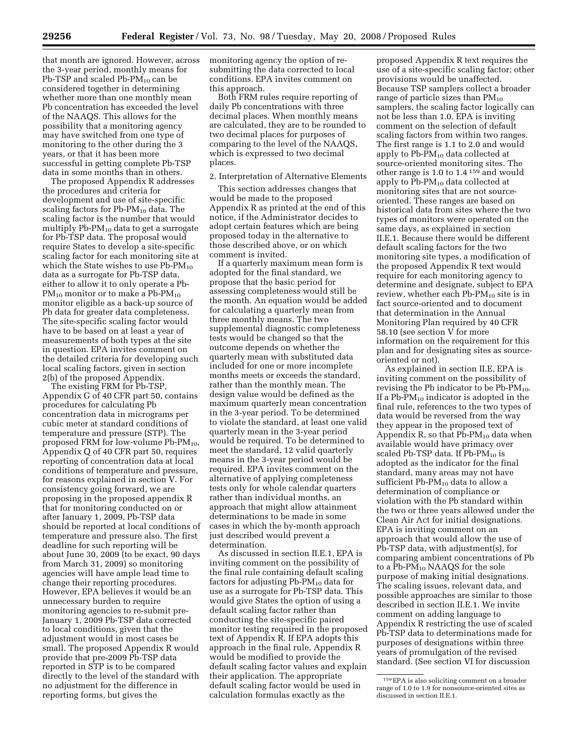that month are ignored. However, across the 3-year period, monthly means for Pb-TSP and scaled Pb-$PM_{10}$ can be considered together in determining whether more than one monthly mean Pb concentration has exceeded the level of the NAAQS. This allows for the possibility that a monitoring agency may have switched from one type of monitoring to the other during the 3 years, or that it has been more successful in getting complete Pb-TSP data in some months than in others.

The proposed Appendix R addresses the procedures and criteria for development and use of site-specific scaling factors for Pb-$PM_{10}$ data. The scaling factor is the number that would multiply Pb-$PM_{10}$ data to get a surrogate for Pb-TSP data. The proposal would require States to develop a site-specific scaling factor for each monitoring site at which the State wishes to use Pb-$PM_{10}$ data as a surrogate for Pb-TSP data, either to allow it to only operate a Pb-$PM_{10}$ monitor or to make a Pb-$PM_{10}$ monitor eligible as a back-up source of Pb data for greater data completeness. The site-specific scaling factor would have to be based on at least a year of measurements of both types at the site in question. EPA invites comment on the detailed criteria for developing such local scaling factors, given in section 2(b) of the proposed Appendix.

The existing FRM for Pb-TSP, Appendix G of 40 CFR part 50, contains procedures for calculating Pb concentration data in micrograms per cubic meter at standard conditions of temperature and pressure (STP). The proposed FRM for low-volume Pb-$PM_{10}$, Appendix Q of 40 CFR part 50, requires reporting of concentration data at local conditions of temperature and pressure, for reasons explained in section V. For consistency going forward, we are proposing in the proposed appendix R that for monitoring conducted on or after January 1, 2009, Pb-TSP data should be reported at local conditions of temperature and pressure also. The first deadline for such reporting will be about June 30, 2009 (to be exact, 90 days from March 31, 2009) so monitoring agencies will have ample lead time to change their reporting procedures. However, EPA believes it would be an unnecessary burden to require monitoring agencies to re-submit pre-January 1, 2009 Pb-TSP data corrected to local conditions, given that the adjustment would in most cases be small. The proposed Appendix R would provide that pre-2009 Pb-TSP data reported in STP is to be compared directly to the level of the standard with no adjustment for the difference in reporting forms, but gives the monitoring agency the option of re-submitting the data corrected to local conditions. EPA invites comment on this approach.

Both FRM rules require reporting of daily Pb concentrations with three decimal places. When monthly means are calculated, they are to be rounded to two decimal places for purposes of comparing to the level of the NAAQS, which is expressed to two decimal places.

2. Interpretation of Alternative Elements

This section addresses changes that would be made to the proposed Appendix R as printed at the end of this notice, if the Administrator decides to adopt certain features which are being proposed today in the alternative to those described above, or on which comment is invited.

If a quarterly maximum mean form is adopted for the final standard, we propose that the basic period for assessing completeness would still be the month. An equation would be added for calculating a quarterly mean from three monthly means. The two supplemental diagnostic completeness tests would be changed so that the outcome depends on whether the quarterly mean with substituted data included for one or more incomplete months meets or exceeds the standard, rather than the monthly mean. The design value would be defined as the maximum quarterly mean concentration in the 3-year period. To be determined to violate the standard, at least one valid quarterly mean in the 3-year period would be required. To be determined to meet the standard, 12 valid quarterly means in the 3-year period would be required. EPA invites comment on the alternative of applying completeness tests only for whole calendar quarters rather than individual months, an approach that might allow attainment determinations to be made in some cases in which the by-month approach just described would prevent a determination.

As discussed in section II.E.1, EPA is inviting comment on the possibility of the final rule containing default scaling factors for adjusting Pb-$PM_{10}$ data for use as a surrogate for Pb-TSP data. This would give States the option of using a default scaling factor rather than conducting the site-specific paired monitor testing required in the proposed text of Appendix R. If EPA adopts this approach in the final rule, Appendix R would be modified to provide the default scaling factor values and explain their application. The appropriate default scaling factor would be used in calculation formulas exactly as the proposed Appendix R text requires the use of a site-specific scaling factor; other provisions would be unaffected. Because TSP samplers collect a broader range of particle sizes than $PM_{10}$ samplers, the scaling factor logically can not be less than 1.0. EPA is inviting comment on the selection of default scaling factors from within two ranges. The first range is 1.1 to 2.0 and would apply to Pb-$PM_{10}$ data collected at source-oriented monitoring sites. The other range is 1.0 to 1.4 [159] and would apply to Pb-$PM_{10}$ data collected at monitoring sites that are not source-oriented. These ranges are based on historical data from sites where the two types of monitors were operated on the same days, as explained in section II.E.1. Because there would be different default scaling factors for the two monitoring site types, a modification of the proposed Appendix R text would require for each monitoring agency to determine and designate, subject to EPA review, whether each Pb-$PM_{10}$ site is in fact source-oriented and to document that determination in the Annual Monitoring Plan required by 40 CFR 58.10 (see section V for more information on the requirement for this plan and for designating sites as source-oriented or not).

As explained in section II.E, EPA is inviting comment on the possibility of revising the Pb indicator to be Pb-$PM_{10}$. If a Pb-$PM_{10}$ indicator is adopted in the final rule, references to the two types of data would be reversed from the way they appear in the proposed text of Appendix R, so that Pb-$PM_{10}$ data when available would have primacy over scaled Pb-TSP data. If Pb-$PM_{10}$ is adopted as the indicator for the final standard, many areas may not have sufficient Pb-$PM_{10}$ data to allow a determination of compliance or violation with the Pb standard within the two or three years allowed under the Clean Air Act for initial designations. EPA is inviting comment on an approach that would allow the use of Pb-TSP data, with adjustment(s), for comparing ambient concentrations of Pb to a Pb-$PM_{10}$ NAAQS for the sole purpose of making initial designations. The scaling issues, relevant data, and possible approaches are similar to those described in section II.E.1. We invite comment on adding language to Appendix R restricting the use of scaled Pb-TSP data to determinations made for purposes of designations within three years of promulgation of the revised standard. (See section VI for discussion

[159] EPA is also soliciting comment on a broader range of 1.0 to 1.9 for nonsource-oriented sites as discussed in section II.E.1.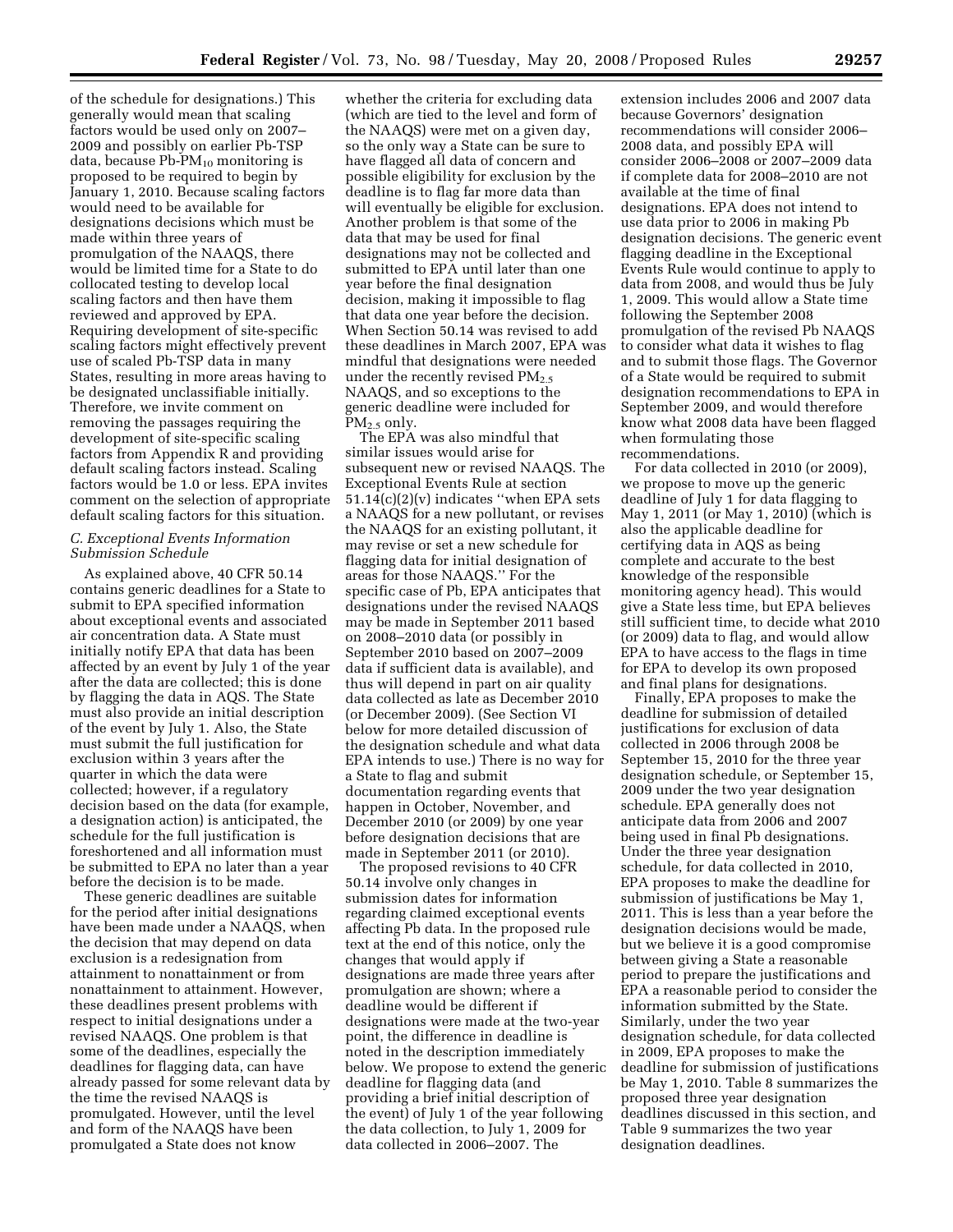of the schedule for designations.) This generally would mean that scaling factors would be used only on 2007–2009 and possibly on earlier Pb-TSP data, because Pb-$PM_{10}$ monitoring is proposed to be required to begin by January 1, 2010. Because scaling factors would need to be available for designations decisions which must be made within three years of promulgation of the NAAQS, there would be limited time for a State to do collocated testing to develop local scaling factors and then have them reviewed and approved by EPA. Requiring development of site-specific scaling factors might effectively prevent use of scaled Pb-TSP data in many States, resulting in more areas having to be designated unclassifiable initially. Therefore, we invite comment on removing the passages requiring the development of site-specific scaling factors from Appendix R and providing default scaling factors instead. Scaling factors would be 1.0 or less. EPA invites comment on the selection of appropriate default scaling factors for this situation.

### *C. Exceptional Events Information Submission Schedule*

As explained above, 40 CFR 50.14 contains generic deadlines for a State to submit to EPA specified information about exceptional events and associated air concentration data. A State must initially notify EPA that data has been affected by an event by July 1 of the year after the data are collected; this is done by flagging the data in AQS. The State must also provide an initial description of the event by July 1. Also, the State must submit the full justification for exclusion within 3 years after the quarter in which the data were collected; however, if a regulatory decision based on the data (for example, a designation action) is anticipated, the schedule for the full justification is foreshortened and all information must be submitted to EPA no later than a year before the decision is to be made.

These generic deadlines are suitable for the period after initial designations have been made under a NAAQS, when the decision that may depend on data exclusion is a redesignation from attainment to nonattainment or from nonattainment to attainment. However, these deadlines present problems with respect to initial designations under a revised NAAQS. One problem is that some of the deadlines, especially the deadlines for flagging data, can have already passed for some relevant data by the time the revised NAAQS is promulgated. However, until the level and form of the NAAQS have been promulgated a State does not know whether the criteria for excluding data (which are tied to the level and form of the NAAQS) were met on a given day, so the only way a State can be sure to have flagged all data of concern and possible eligibility for exclusion by the deadline is to flag far more data than will eventually be eligible for exclusion. Another problem is that some of the data that may be used for final designations may not be collected and submitted to EPA until later than one year before the final designation decision, making it impossible to flag that data one year before the decision. When Section 50.14 was revised to add these deadlines in March 2007, EPA was mindful that designations were needed under the recently revised $PM_{2.5}$ NAAQS, and so exceptions to the generic deadline were included for $PM_{2.5}$ only.

The EPA was also mindful that similar issues would arise for subsequent new or revised NAAQS. The Exceptional Events Rule at section 51.14(c)(2)(v) indicates ''when EPA sets a NAAQS for a new pollutant, or revises the NAAQS for an existing pollutant, it may revise or set a new schedule for flagging data for initial designation of areas for those NAAQS.'' For the specific case of Pb, EPA anticipates that designations under the revised NAAQS may be made in September 2011 based on 2008–2010 data (or possibly in September 2010 based on 2007–2009 data if sufficient data is available), and thus will depend in part on air quality data collected as late as December 2010 (or December 2009). (See Section VI below for more detailed discussion of the designation schedule and what data EPA intends to use.) There is no way for a State to flag and submit documentation regarding events that happen in October, November, and December 2010 (or 2009) by one year before designation decisions that are made in September 2011 (or 2010).

The proposed revisions to 40 CFR 50.14 involve only changes in submission dates for information regarding claimed exceptional events affecting Pb data. In the proposed rule text at the end of this notice, only the changes that would apply if designations are made three years after promulgation are shown; where a deadline would be different if designations were made at the two-year point, the difference in deadline is noted in the description immediately below. We propose to extend the generic deadline for flagging data (and providing a brief initial description of the event) of July 1 of the year following the data collection, to July 1, 2009 for data collected in 2006–2007. The extension includes 2006 and 2007 data because Governors' designation recommendations will consider 2006–2008 data, and possibly EPA will consider 2006–2008 or 2007–2009 data if complete data for 2008–2010 are not available at the time of final designations. EPA does not intend to use data prior to 2006 in making Pb designation decisions. The generic event flagging deadline in the Exceptional Events Rule would continue to apply to data from 2008, and would thus be July 1, 2009. This would allow a State time following the September 2008 promulgation of the revised Pb NAAQS to consider what data it wishes to flag and to submit those flags. The Governor of a State would be required to submit designation recommendations to EPA in September 2009, and would therefore know what 2008 data have been flagged when formulating those recommendations.

For data collected in 2010 (or 2009), we propose to move up the generic deadline of July 1 for data flagging to May 1, 2011 (or May 1, 2010) (which is also the applicable deadline for certifying data in AQS as being complete and accurate to the best knowledge of the responsible monitoring agency head). This would give a State less time, but EPA believes still sufficient time, to decide what 2010 (or 2009) data to flag, and would allow EPA to have access to the flags in time for EPA to develop its own proposed and final plans for designations.

Finally, EPA proposes to make the deadline for submission of detailed justifications for exclusion of data collected in 2006 through 2008 be September 15, 2010 for the three year designation schedule, or September 15, 2009 under the two year designation schedule. EPA generally does not anticipate data from 2006 and 2007 being used in final Pb designations. Under the three year designation schedule, for data collected in 2010, EPA proposes to make the deadline for submission of justifications be May 1, 2011. This is less than a year before the designation decisions would be made, but we believe it is a good compromise between giving a State a reasonable period to prepare the justifications and EPA a reasonable period to consider the information submitted by the State. Similarly, under the two year designation schedule, for data collected in 2009, EPA proposes to make the deadline for submission of justifications be May 1, 2010. Table 8 summarizes the proposed three year designation deadlines discussed in this section, and Table 9 summarizes the two year designation deadlines.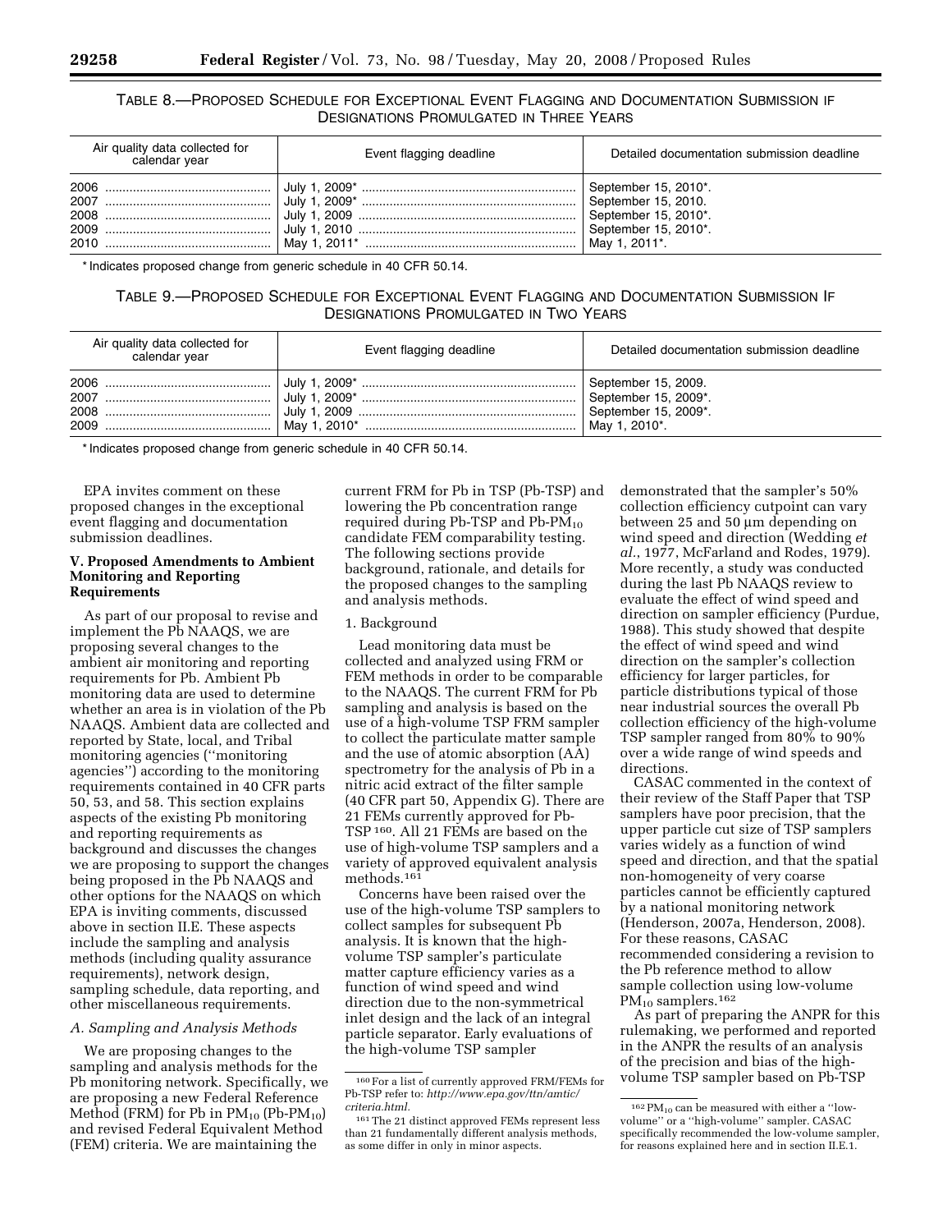TABLE 8.—PROPOSED SCHEDULE FOR EXCEPTIONAL EVENT FLAGGING AND DOCUMENTATION SUBMISSION IF DESIGNATIONS PROMULGATED IN THREE YEARS

| Air quality data collected for calendar year | Event flagging deadline | Detailed documentation submission deadline |
|---|---|---|
| 2006 | July 1, 2009* | September 15, 2010*. |
| 2007 | July 1, 2009* | September 15, 2010. |
| 2008 | July 1, 2009 | September 15, 2010*. |
| 2009 | July 1, 2010 | September 15, 2010*. |
| 2010 | May 1, 2011* | May 1, 2011*. |

* Indicates proposed change from generic schedule in 40 CFR 50.14.

TABLE 9.—PROPOSED SCHEDULE FOR EXCEPTIONAL EVENT FLAGGING AND DOCUMENTATION SUBMISSION IF DESIGNATIONS PROMULGATED IN TWO YEARS

| Air quality data collected for calendar year | Event flagging deadline | Detailed documentation submission deadline |
|---|---|---|
| 2006 | July 1, 2009* | September 15, 2009. |
| 2007 | July 1, 2009* | September 15, 2009*. |
| 2008 | July 1, 2009 | September 15, 2009*. |
| 2009 | May 1, 2010* | May 1, 2010*. |

* Indicates proposed change from generic schedule in 40 CFR 50.14.

EPA invites comment on these proposed changes in the exceptional event flagging and documentation submission deadlines.

## V. Proposed Amendments to Ambient Monitoring and Reporting Requirements

As part of our proposal to revise and implement the Pb NAAQS, we are proposing several changes to the ambient air monitoring and reporting requirements for Pb. Ambient Pb monitoring data are used to determine whether an area is in violation of the Pb NAAQS. Ambient data are collected and reported by State, local, and Tribal monitoring agencies (''monitoring agencies'') according to the monitoring requirements contained in 40 CFR parts 50, 53, and 58. This section explains aspects of the existing Pb monitoring and reporting requirements as background and discusses the changes we are proposing to support the changes being proposed in the Pb NAAQS and other options for the NAAQS on which EPA is inviting comments, discussed above in section II.E. These aspects include the sampling and analysis methods (including quality assurance requirements), network design, sampling schedule, data reporting, and other miscellaneous requirements.

### *A. Sampling and Analysis Methods*

We are proposing changes to the sampling and analysis methods for the Pb monitoring network. Specifically, we are proposing a new Federal Reference Method (FRM) for Pb in $PM_{10}$ (Pb-$PM_{10}$) and revised Federal Equivalent Method (FEM) criteria. We are maintaining the current FRM for Pb in TSP (Pb-TSP) and lowering the Pb concentration range required during Pb-TSP and Pb-$PM_{10}$ candidate FEM comparability testing. The following sections provide background, rationale, and details for the proposed changes to the sampling and analysis methods.

1. Background

Lead monitoring data must be collected and analyzed using FRM or FEM methods in order to be comparable to the NAAQS. The current FRM for Pb sampling and analysis is based on the use of a high-volume TSP FRM sampler to collect the particulate matter sample and the use of atomic absorption (AA) spectrometry for the analysis of Pb in a nitric acid extract of the filter sample (40 CFR part 50, Appendix G). There are 21 FEMs currently approved for Pb-TSP [160]. All 21 FEMs are based on the use of high-volume TSP samplers and a variety of approved equivalent analysis methods.[161]

Concerns have been raised over the use of the high-volume TSP samplers to collect samples for subsequent Pb analysis. It is known that the high-volume TSP sampler's particulate matter capture efficiency varies as a function of wind speed and wind direction due to the non-symmetrical inlet design and the lack of an integral particle separator. Early evaluations of the high-volume TSP sampler demonstrated that the sampler's 50% collection efficiency cutpoint can vary between 25 and 50 µm depending on wind speed and direction (Wedding *et al.*, 1977, McFarland and Rodes, 1979). More recently, a study was conducted during the last Pb NAAQS review to evaluate the effect of wind speed and direction on sampler efficiency (Purdue, 1988). This study showed that despite the effect of wind speed and wind direction on the sampler's collection efficiency for larger particles, for particle distributions typical of those near industrial sources the overall Pb collection efficiency of the high-volume TSP sampler ranged from 80% to 90% over a wide range of wind speeds and directions.

CASAC commented in the context of their review of the Staff Paper that TSP samplers have poor precision, that the upper particle cut size of TSP samplers varies widely as a function of wind speed and direction, and that the spatial non-homogeneity of very coarse particles cannot be efficiently captured by a national monitoring network (Henderson, 2007a, Henderson, 2008). For these reasons, CASAC recommended considering a revision to the Pb reference method to allow sample collection using low-volume $PM_{10}$ samplers.[162]

As part of preparing the ANPR for this rulemaking, we performed and reported in the ANPR the results of an analysis of the precision and bias of the high-volume TSP sampler based on Pb-TSP

[160] For a list of currently approved FRM/FEMs for Pb-TSP refer to: *http://www.epa.gov/ttn/amtic/criteria.html.*

[161] The 21 distinct approved FEMs represent less than 21 fundamentally different analysis methods, as some differ in only in minor aspects.

[162] $PM_{10}$ can be measured with either a ''low-volume'' or a ''high-volume'' sampler. CASAC specifically recommended the low-volume sampler, for reasons explained here and in section II.E.1.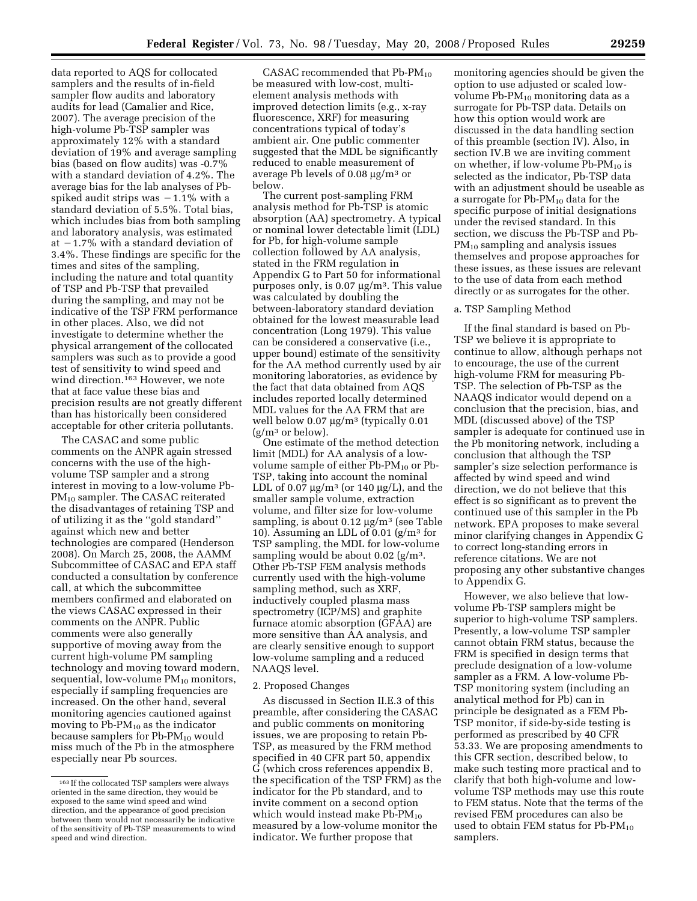data reported to AQS for collocated samplers and the results of in-field sampler flow audits and laboratory audits for lead (Camalier and Rice, 2007). The average precision of the high-volume Pb-TSP sampler was approximately 12% with a standard deviation of 19% and average sampling bias (based on flow audits) was -0.7% with a standard deviation of 4.2%. The average bias for the lab analyses of Pb-spiked audit strips was −1.1% with a standard deviation of 5.5%. Total bias, which includes bias from both sampling and laboratory analysis, was estimated at −1.7% with a standard deviation of 3.4%. These findings are specific for the times and sites of the sampling, including the nature and total quantity of TSP and Pb-TSP that prevailed during the sampling, and may not be indicative of the TSP FRM performance in other places. Also, we did not investigate to determine whether the physical arrangement of the collocated samplers was such as to provide a good test of sensitivity to wind speed and wind direction.[163] However, we note that at face value these bias and precision results are not greatly different than has historically been considered acceptable for other criteria pollutants.

The CASAC and some public comments on the ANPR again stressed concerns with the use of the high-volume TSP sampler and a strong interest in moving to a low-volume Pb-$PM_{10}$ sampler. The CASAC reiterated the disadvantages of retaining TSP and of utilizing it as the ''gold standard'' against which new and better technologies are compared (Henderson 2008). On March 25, 2008, the AAMM Subcommittee of CASAC and EPA staff conducted a consultation by conference call, at which the subcommittee members confirmed and elaborated on the views CASAC expressed in their comments on the ANPR. Public comments were also generally supportive of moving away from the current high-volume PM sampling technology and moving toward modern, sequential, low-volume $PM_{10}$ monitors, especially if sampling frequencies are increased. On the other hand, several monitoring agencies cautioned against moving to Pb-$PM_{10}$ as the indicator because samplers for Pb-$PM_{10}$ would miss much of the Pb in the atmosphere especially near Pb sources.

CASAC recommended that Pb-$PM_{10}$ be measured with low-cost, multi-element analysis methods with improved detection limits (e.g., x-ray fluorescence, XRF) for measuring concentrations typical of today's ambient air. One public commenter suggested that the MDL be significantly reduced to enable measurement of average Pb levels of 0.08 μg/m$^3$ or below.

The current post-sampling FRM analysis method for Pb-TSP is atomic absorption (AA) spectrometry. A typical or nominal lower detectable limit (LDL) for Pb, for high-volume sample collection followed by AA analysis, stated in the FRM regulation in Appendix G to Part 50 for informational purposes only, is 0.07 μg/m$^3$. This value was calculated by doubling the between-laboratory standard deviation obtained for the lowest measurable lead concentration (Long 1979). This value can be considered a conservative (i.e., upper bound) estimate of the sensitivity for the AA method currently used by air monitoring laboratories, as evidence by the fact that data obtained from AQS includes reported locally determined MDL values for the AA FRM that are well below 0.07 μg/m$^3$ (typically 0.01 (g/m$^3$ or below).

One estimate of the method detection limit (MDL) for AA analysis of a low-volume sample of either Pb-$PM_{10}$ or Pb-TSP, taking into account the nominal LDL of 0.07 μg/m$^3$ (or 140 μg/L), and the smaller sample volume, extraction volume, and filter size for low-volume sampling, is about 0.12 μg/m$^3$ (see Table 10). Assuming an LDL of 0.01 (g/m$^3$ for TSP sampling, the MDL for low-volume sampling would be about 0.02 (g/m$^3$. Other Pb-TSP FEM analysis methods currently used with the high-volume sampling method, such as XRF, inductively coupled plasma mass spectrometry (ICP/MS) and graphite furnace atomic absorption (GFAA) are more sensitive than AA analysis, and are clearly sensitive enough to support low-volume sampling and a reduced NAAQS level.

2. Proposed Changes

As discussed in Section II.E.3 of this preamble, after considering the CASAC and public comments on monitoring issues, we are proposing to retain Pb-TSP, as measured by the FRM method specified in 40 CFR part 50, appendix G (which cross references appendix B, the specification of the TSP FRM) as the indicator for the Pb standard, and to invite comment on a second option which would instead make Pb-$PM_{10}$ measured by a low-volume monitor the indicator. We further propose that monitoring agencies should be given the option to use adjusted or scaled low-volume Pb-$PM_{10}$ monitoring data as a surrogate for Pb-TSP data. Details on how this option would work are discussed in the data handling section of this preamble (section IV). Also, in section IV.B we are inviting comment on whether, if low-volume Pb-$PM_{10}$ is selected as the indicator, Pb-TSP data with an adjustment should be useable as a surrogate for Pb-$PM_{10}$ data for the specific purpose of initial designations under the revised standard. In this section, we discuss the Pb-TSP and Pb-$PM_{10}$ sampling and analysis issues themselves and propose approaches for these issues, as these issues are relevant to the use of data from each method directly or as surrogates for the other.

a. TSP Sampling Method

If the final standard is based on Pb-TSP we believe it is appropriate to continue to allow, although perhaps not to encourage, the use of the current high-volume FRM for measuring Pb-TSP. The selection of Pb-TSP as the NAAQS indicator would depend on a conclusion that the precision, bias, and MDL (discussed above) of the TSP sampler is adequate for continued use in the Pb monitoring network, including a conclusion that although the TSP sampler's size selection performance is affected by wind speed and wind direction, we do not believe that this effect is so significant as to prevent the continued use of this sampler in the Pb network. EPA proposes to make several minor clarifying changes in Appendix G to correct long-standing errors in reference citations. We are not proposing any other substantive changes to Appendix G.

However, we also believe that low-volume Pb-TSP samplers might be superior to high-volume TSP samplers. Presently, a low-volume TSP sampler cannot obtain FRM status, because the FRM is specified in design terms that preclude designation of a low-volume sampler as a FRM. A low-volume Pb-TSP monitoring system (including an analytical method for Pb) can in principle be designated as a FEM Pb-TSP monitor, if side-by-side testing is performed as prescribed by 40 CFR 53.33. We are proposing amendments to this CFR section, described below, to make such testing more practical and to clarify that both high-volume and low-volume TSP methods may use this route to FEM status. Note that the terms of the revised FEM procedures can also be used to obtain FEM status for Pb-$PM_{10}$ samplers.

[163] If the collocated TSP samplers were always oriented in the same direction, they would be exposed to the same wind speed and wind direction, and the appearance of good precision between them would not necessarily be indicative of the sensitivity of Pb-TSP measurements to wind speed and wind direction.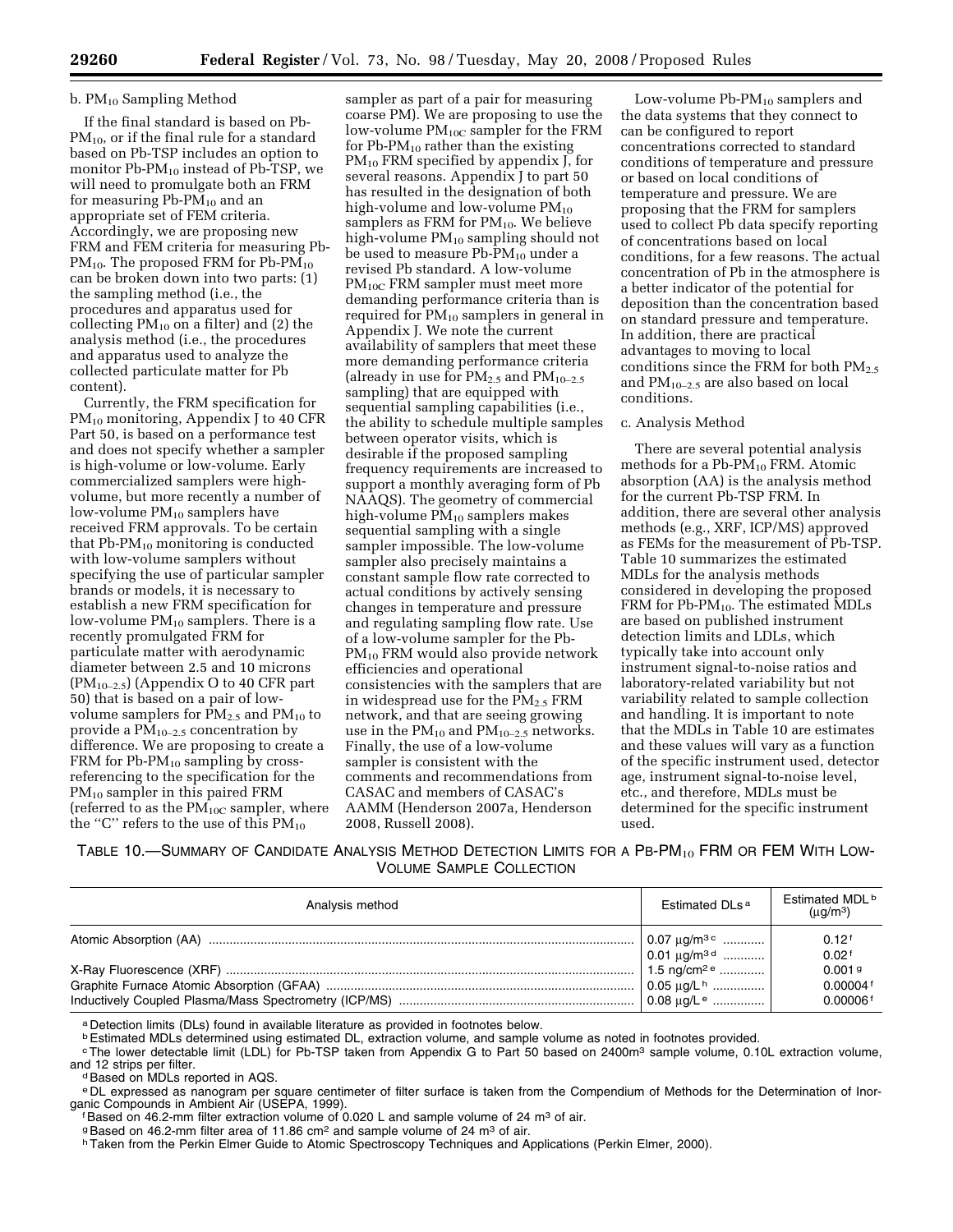b. $PM_{10}$ Sampling Method

If the final standard is based on Pb-$PM_{10}$, or if the final rule for a standard based on Pb-TSP includes an option to monitor Pb-$PM_{10}$ instead of Pb-TSP, we will need to promulgate both an FRM for measuring Pb-$PM_{10}$ and an appropriate set of FEM criteria. Accordingly, we are proposing new FRM and FEM criteria for measuring Pb-$PM_{10}$. The proposed FRM for Pb-$PM_{10}$ can be broken down into two parts: (1) the sampling method (i.e., the procedures and apparatus used for collecting $PM_{10}$ on a filter) and (2) the analysis method (i.e., the procedures and apparatus used to analyze the collected particulate matter for Pb content).

Currently, the FRM specification for $PM_{10}$ monitoring, Appendix J to 40 CFR Part 50, is based on a performance test and does not specify whether a sampler is high-volume or low-volume. Early commercialized samplers were high-volume, but more recently a number of low-volume $PM_{10}$ samplers have received FRM approvals. To be certain that Pb-$PM_{10}$ monitoring is conducted with low-volume samplers without specifying the use of particular sampler brands or models, it is necessary to establish a new FRM specification for low-volume $PM_{10}$ samplers. There is a recently promulgated FRM for particulate matter with aerodynamic diameter between 2.5 and 10 microns ($PM_{10-2.5}$) (Appendix O to 40 CFR part 50) that is based on a pair of low-volume samplers for $PM_{2.5}$ and $PM_{10}$ to provide a $PM_{10-2.5}$ concentration by difference. We are proposing to create a FRM for Pb-$PM_{10}$ sampling by cross-referencing to the specification for the $PM_{10}$ sampler in this paired FRM (referred to as the $PM_{10C}$ sampler, where the "C" refers to the use of this $PM_{10}$ sampler as part of a pair for measuring coarse PM). We are proposing to use the low-volume $PM_{10C}$ sampler for the FRM for Pb-$PM_{10}$ rather than the existing $PM_{10}$ FRM specified by appendix J, for several reasons. Appendix J to part 50 has resulted in the designation of both high-volume and low-volume $PM_{10}$ samplers as FRM for $PM_{10}$. We believe high-volume $PM_{10}$ sampling should not be used to measure Pb-$PM_{10}$ under a revised Pb standard. A low-volume $PM_{10C}$ FRM sampler must meet more demanding performance criteria than is required for $PM_{10}$ samplers in general in Appendix J. We note the current availability of samplers that meet these more demanding performance criteria (already in use for $PM_{2.5}$ and $PM_{10-2.5}$ sampling) that are equipped with sequential sampling capabilities (i.e., the ability to schedule multiple samples between operator visits, which is desirable if the proposed sampling frequency requirements are increased to support a monthly averaging form of Pb NAAQS). The geometry of commercial high-volume $PM_{10}$ samplers makes sequential sampling with a single sampler impossible. The low-volume sampler also precisely maintains a constant sample flow rate corrected to actual conditions by actively sensing changes in temperature and pressure and regulating sampling flow rate. Use of a low-volume sampler for the Pb-$PM_{10}$ FRM would also provide network efficiencies and operational consistencies with the samplers that are in widespread use for the $PM_{2.5}$ FRM network, and that are seeing growing use in the $PM_{10}$ and $PM_{10-2.5}$ networks. Finally, the use of a low-volume sampler is consistent with the comments and recommendations from CASAC and members of CASAC's AAMM (Henderson 2007a, Henderson 2008, Russell 2008).

Low-volume Pb-$PM_{10}$ samplers and the data systems that they connect to can be configured to report concentrations corrected to standard conditions of temperature and pressure or based on local conditions of temperature and pressure. We are proposing that the FRM for samplers used to collect Pb data specify reporting of concentrations based on local conditions, for a few reasons. The actual concentration of Pb in the atmosphere is a better indicator of the potential for deposition than the concentration based on standard pressure and temperature. In addition, there are practical advantages to moving to local conditions since the FRM for both $PM_{2.5}$ and $PM_{10-2.5}$ are also based on local conditions.

c. Analysis Method

There are several potential analysis methods for a Pb-$PM_{10}$ FRM. Atomic absorption (AA) is the analysis method for the current Pb-TSP FRM. In addition, there are several other analysis methods (e.g., XRF, ICP/MS) approved as FEMs for the measurement of Pb-TSP. Table 10 summarizes the estimated MDLs for the analysis methods considered in developing the proposed FRM for Pb-$PM_{10}$. The estimated MDLs are based on published instrument detection limits and LDLs, which typically take into account only instrument signal-to-noise ratios and laboratory-related variability but not variability related to sample collection and handling. It is important to note that the MDLs in Table 10 are estimates and these values will vary as a function of the specific instrument used, detector age, instrument signal-to-noise level, etc., and therefore, MDLs must be determined for the specific instrument used.

TABLE 10.—SUMMARY OF CANDIDATE ANALYSIS METHOD DETECTION LIMITS FOR A Pb-$PM_{10}$ FRM OR FEM WITH LOW-VOLUME SAMPLE COLLECTION

| Analysis method | Estimated DLs [a] | Estimated MDL [b] (μg/m³) |
|---|---|---|
| Atomic Absorption (AA) | 0.07 μg/m³ [c] | 0.12 [f] |
| | 0.01 μg/m³ [d] | 0.02 [f] |
| X-Ray Fluorescence (XRF) | 1.5 ng/cm² [e] | 0.001 [g] |
| Graphite Furnace Atomic Absorption (GFAA) | 0.05 μg/L [h] | 0.00004 [f] |
| Inductively Coupled Plasma/Mass Spectrometry (ICP/MS) | 0.08 μg/L [e] | 0.00006 [f] |

[a] Detection limits (DLs) found in available literature as provided in footnotes below.
[b] Estimated MDLs determined using estimated DL, extraction volume, and sample volume as noted in footnotes provided.
[c] The lower detectable limit (LDL) for Pb-TSP taken from Appendix G to Part 50 based on 2400m³ sample volume, 0.10L extraction volume, and 12 strips per filter.
[d] Based on MDLs reported in AQS.
[e] DL expressed as nanogram per square centimeter of filter surface is taken from the Compendium of Methods for the Determination of Inorganic Compounds in Ambient Air (USEPA, 1999).
[f] Based on 46.2-mm filter extraction volume of 0.020 L and sample volume of 24 m³ of air.
[g] Based on 46.2-mm filter area of 11.86 cm² and sample volume of 24 m³ of air.
[h] Taken from the Perkin Elmer Guide to Atomic Spectroscopy Techniques and Applications (Perkin Elmer, 2000).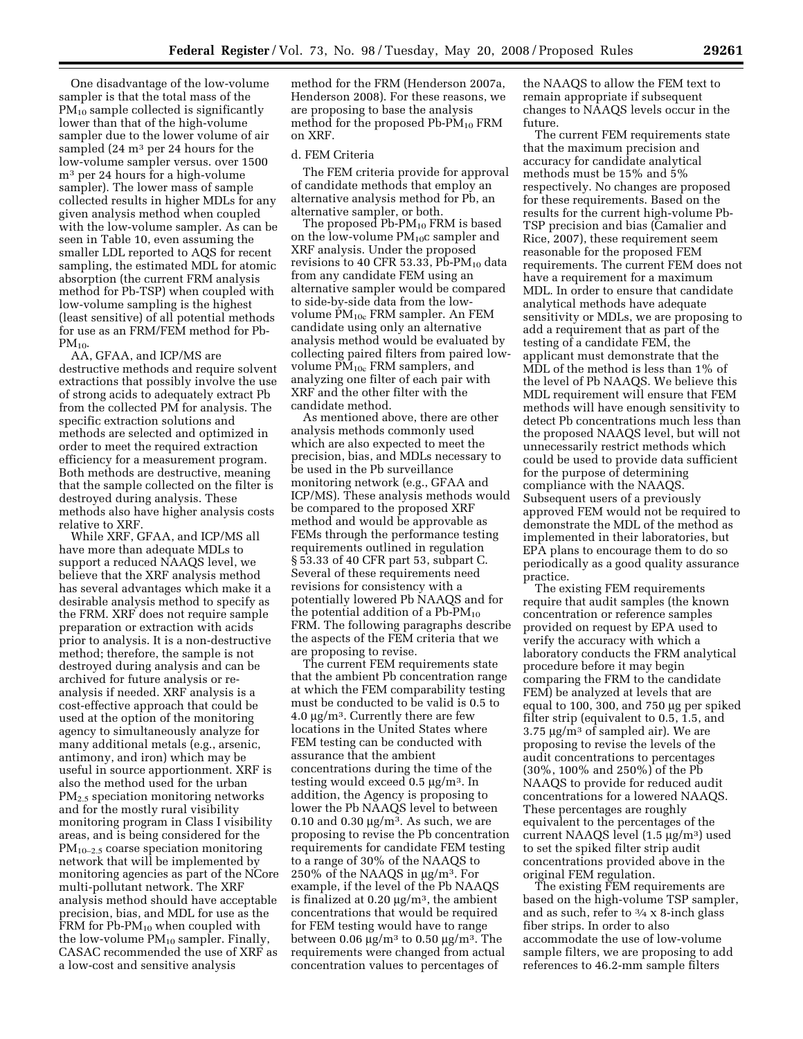One disadvantage of the low-volume sampler is that the total mass of the $PM_{10}$ sample collected is significantly lower than that of the high-volume sampler due to the lower volume of air sampled (24 $m^3$ per 24 hours for the low-volume sampler versus. over 1500 $m^3$ per 24 hours for a high-volume sampler). The lower mass of sample collected results in higher MDLs for any given analysis method when coupled with the low-volume sampler. As can be seen in Table 10, even assuming the smaller LDL reported to AQS for recent sampling, the estimated MDL for atomic absorption (the current FRM analysis method for Pb-TSP) when coupled with low-volume sampling is the highest (least sensitive) of all potential methods for use as an FRM/FEM method for Pb-$PM_{10}$.

AA, GFAA, and ICP/MS are destructive methods and require solvent extractions that possibly involve the use of strong acids to adequately extract Pb from the collected PM for analysis. The specific extraction solutions and methods are selected and optimized in order to meet the required extraction efficiency for a measurement program. Both methods are destructive, meaning that the sample collected on the filter is destroyed during analysis. These methods also have higher analysis costs relative to XRF.

While XRF, GFAA, and ICP/MS all have more than adequate MDLs to support a reduced NAAQS level, we believe that the XRF analysis method has several advantages which make it a desirable analysis method to specify as the FRM. XRF does not require sample preparation or extraction with acids prior to analysis. It is a non-destructive method; therefore, the sample is not destroyed during analysis and can be archived for future analysis or re-analysis if needed. XRF analysis is a cost-effective approach that could be used at the option of the monitoring agency to simultaneously analyze for many additional metals (e.g., arsenic, antimony, and iron) which may be useful in source apportionment. XRF is also the method used for the urban $PM_{2.5}$ speciation monitoring networks and for the mostly rural visibility monitoring program in Class I visibility areas, and is being considered for the $PM_{10-2.5}$ coarse speciation monitoring network that will be implemented by monitoring agencies as part of the NCore multi-pollutant network. The XRF analysis method should have acceptable precision, bias, and MDL for use as the FRM for Pb-$PM_{10}$ when coupled with the low-volume $PM_{10}$ sampler. Finally, CASAC recommended the use of XRF as a low-cost and sensitive analysis method for the FRM (Henderson 2007a, Henderson 2008). For these reasons, we are proposing to base the analysis method for the proposed Pb-$PM_{10}$ FRM on XRF.

d. FEM Criteria

The FEM criteria provide for approval of candidate methods that employ an alternative analysis method for Pb, an alternative sampler, or both.

The proposed Pb-$PM_{10}$ FRM is based on the low-volume $PM_{10}$c sampler and XRF analysis. Under the proposed revisions to 40 CFR 53.33, Pb-$PM_{10}$ data from any candidate FEM using an alternative sampler would be compared to side-by-side data from the low-volume $PM_{10c}$ FRM sampler. An FEM candidate using only an alternative analysis method would be evaluated by collecting paired filters from paired low-volume $PM_{10c}$ FRM samplers, and analyzing one filter of each pair with XRF and the other filter with the candidate method.

As mentioned above, there are other analysis methods commonly used which are also expected to meet the precision, bias, and MDLs necessary to be used in the Pb surveillance monitoring network (e.g., GFAA and ICP/MS). These analysis methods would be compared to the proposed XRF method and would be approvable as FEMs through the performance testing requirements outlined in regulation § 53.33 of 40 CFR part 53, subpart C. Several of these requirements need revisions for consistency with a potentially lowered Pb NAAQS and for the potential addition of a Pb-$PM_{10}$ FRM. The following paragraphs describe the aspects of the FEM criteria that we are proposing to revise.

The current FEM requirements state that the ambient Pb concentration range at which the FEM comparability testing must be conducted to be valid is 0.5 to 4.0 µg/$m^3$. Currently there are few locations in the United States where FEM testing can be conducted with assurance that the ambient concentrations during the time of the testing would exceed 0.5 µg/$m^3$. In addition, the Agency is proposing to lower the Pb NAAQS level to between 0.10 and 0.30 µg/$m^3$. As such, we are proposing to revise the Pb concentration requirements for candidate FEM testing to a range of 30% of the NAAQS to 250% of the NAAQS in µg/$m^3$. For example, if the level of the Pb NAAQS is finalized at 0.20 µg/$m^3$, the ambient concentrations that would be required for FEM testing would have to range between 0.06 µg/$m^3$ to 0.50 µg/$m^3$. The requirements were changed from actual concentration values to percentages of the NAAQS to allow the FEM text to remain appropriate if subsequent changes to NAAQS levels occur in the future.

The current FEM requirements state that the maximum precision and accuracy for candidate analytical methods must be 15% and 5% respectively. No changes are proposed for these requirements. Based on the results for the current high-volume Pb-TSP precision and bias (Camalier and Rice, 2007), these requirement seem reasonable for the proposed FEM requirements. The current FEM does not have a requirement for a maximum MDL. In order to ensure that candidate analytical methods have adequate sensitivity or MDLs, we are proposing to add a requirement that as part of the testing of a candidate FEM, the applicant must demonstrate that the MDL of the method is less than 1% of the level of Pb NAAQS. We believe this MDL requirement will ensure that FEM methods will have enough sensitivity to detect Pb concentrations much less than the proposed NAAQS level, but will not unnecessarily restrict methods which could be used to provide data sufficient for the purpose of determining compliance with the NAAQS. Subsequent users of a previously approved FEM would not be required to demonstrate the MDL of the method as implemented in their laboratories, but EPA plans to encourage them to do so periodically as a good quality assurance practice.

The existing FEM requirements require that audit samples (the known concentration or reference samples provided on request by EPA used to verify the accuracy with which a laboratory conducts the FRM analytical procedure before it may begin comparing the FRM to the candidate FEM) be analyzed at levels that are equal to 100, 300, and 750 µg per spiked filter strip (equivalent to 0.5, 1.5, and 3.75 µg/$m^3$ of sampled air). We are proposing to revise the levels of the audit concentrations to percentages (30%, 100% and 250%) of the Pb NAAQS to provide for reduced audit concentrations for a lowered NAAQS. These percentages are roughly equivalent to the percentages of the current NAAQS level (1.5 µg/$m^3$) used to set the spiked filter strip audit concentrations provided above in the original FEM regulation.

The existing FEM requirements are based on the high-volume TSP sampler, and as such, refer to ¾ x 8-inch glass fiber strips. In order to also accommodate the use of low-volume sample filters, we are proposing to add references to 46.2-mm sample filters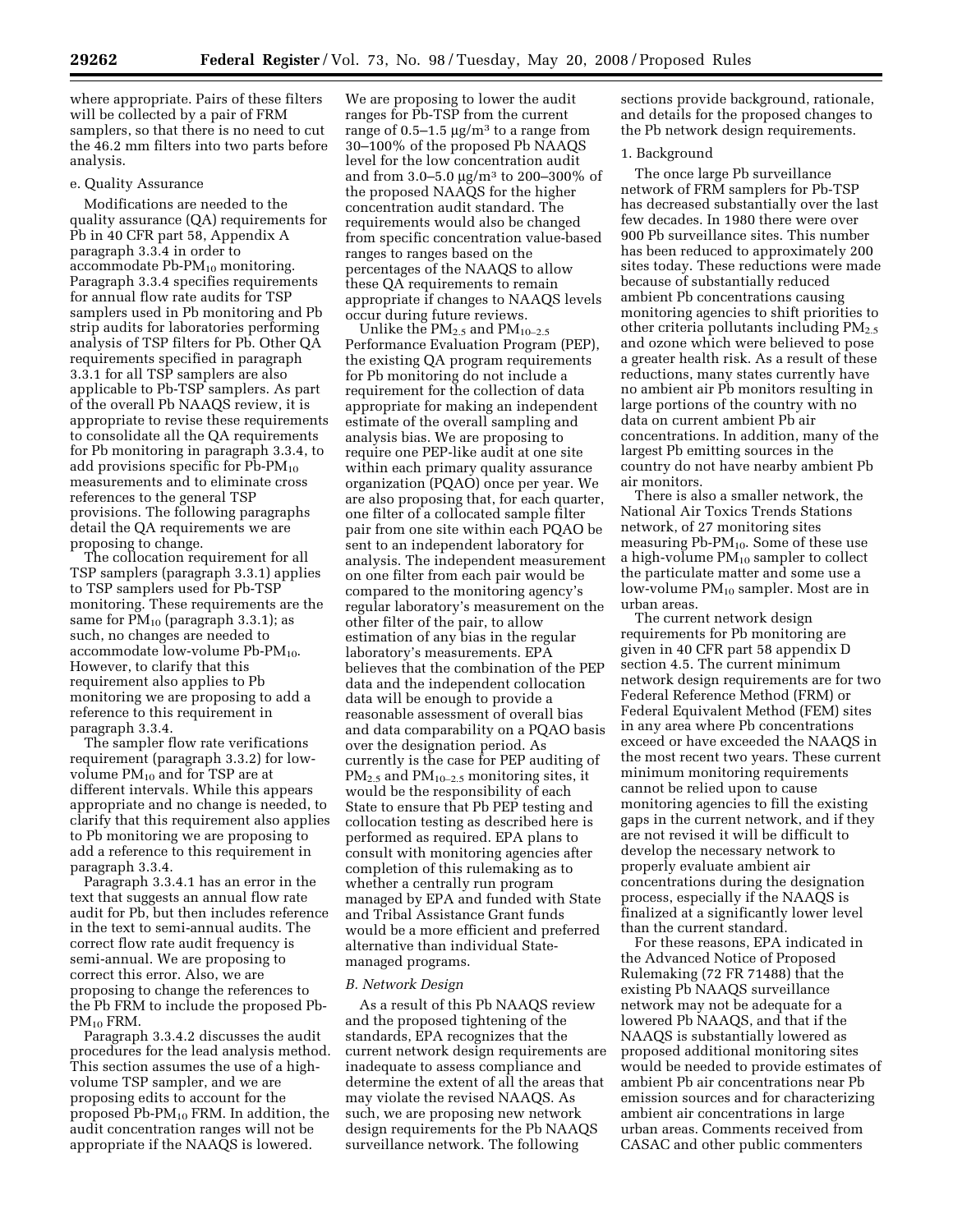where appropriate. Pairs of these filters will be collected by a pair of FRM samplers, so that there is no need to cut the 46.2 mm filters into two parts before analysis.

#### e. Quality Assurance

Modifications are needed to the quality assurance (QA) requirements for Pb in 40 CFR part 58, Appendix A paragraph 3.3.4 in order to accommodate Pb-$PM_{10}$ monitoring. Paragraph 3.3.4 specifies requirements for annual flow rate audits for TSP samplers used in Pb monitoring and Pb strip audits for laboratories performing analysis of TSP filters for Pb. Other QA requirements specified in paragraph 3.3.1 for all TSP samplers are also applicable to Pb-TSP samplers. As part of the overall Pb NAAQS review, it is appropriate to revise these requirements to consolidate all the QA requirements for Pb monitoring in paragraph 3.3.4, to add provisions specific for Pb-$PM_{10}$ measurements and to eliminate cross references to the general TSP provisions. The following paragraphs detail the QA requirements we are proposing to change.

The collocation requirement for all TSP samplers (paragraph 3.3.1) applies to TSP samplers used for Pb-TSP monitoring. These requirements are the same for $PM_{10}$ (paragraph 3.3.1); as such, no changes are needed to accommodate low-volume Pb-$PM_{10}$. However, to clarify that this requirement also applies to Pb monitoring we are proposing to add a reference to this requirement in paragraph 3.3.4.

The sampler flow rate verifications requirement (paragraph 3.3.2) for low-volume $PM_{10}$ and for TSP are at different intervals. While this appears appropriate and no change is needed, to clarify that this requirement also applies to Pb monitoring we are proposing to add a reference to this requirement in paragraph 3.3.4.

Paragraph 3.3.4.1 has an error in the text that suggests an annual flow rate audit for Pb, but then includes reference in the text to semi-annual audits. The correct flow rate audit frequency is semi-annual. We are proposing to correct this error. Also, we are proposing to change the references to the Pb FRM to include the proposed Pb-$PM_{10}$ FRM.

Paragraph 3.3.4.2 discusses the audit procedures for the lead analysis method. This section assumes the use of a high-volume TSP sampler, and we are proposing edits to account for the proposed Pb-$PM_{10}$ FRM. In addition, the audit concentration ranges will not be appropriate if the NAAQS is lowered.

We are proposing to lower the audit ranges for Pb-TSP from the current range of 0.5–1.5 $\mu g/m^3$ to a range from 30–100% of the proposed Pb NAAQS level for the low concentration audit and from 3.0–5.0 $\mu g/m^3$ to 200–300% of the proposed NAAQS for the higher concentration audit standard. The requirements would also be changed from specific concentration value-based ranges to ranges based on the percentages of the NAAQS to allow these QA requirements to remain appropriate if changes to NAAQS levels occur during future reviews.

Unlike the $PM_{2.5}$ and $PM_{10-2.5}$ Performance Evaluation Program (PEP), the existing QA program requirements for Pb monitoring do not include a requirement for the collection of data appropriate for making an independent estimate of the overall sampling and analysis bias. We are proposing to require one PEP-like audit at one site within each primary quality assurance organization (PQAO) once per year. We are also proposing that, for each quarter, one filter of a collocated sample filter pair from one site within each PQAO be sent to an independent laboratory for analysis. The independent measurement on one filter from each pair would be compared to the monitoring agency's regular laboratory's measurement on the other filter of the pair, to allow estimation of any bias in the regular laboratory's measurements. EPA believes that the combination of the PEP data and the independent collocation data will be enough to provide a reasonable assessment of overall bias and data comparability on a PQAO basis over the designation period. As currently is the case for PEP auditing of $PM_{2.5}$ and $PM_{10-2.5}$ monitoring sites, it would be the responsibility of each State to ensure that Pb PEP testing and collocation testing as described here is performed as required. EPA plans to consult with monitoring agencies after completion of this rulemaking as to whether a centrally run program managed by EPA and funded with State and Tribal Assistance Grant funds would be a more efficient and preferred alternative than individual State-managed programs.

### *B. Network Design*

As a result of this Pb NAAQS review and the proposed tightening of the standards, EPA recognizes that the current network design requirements are inadequate to assess compliance and determine the extent of all the areas that may violate the revised NAAQS. As such, we are proposing new network design requirements for the Pb NAAQS surveillance network. The following sections provide background, rationale, and details for the proposed changes to the Pb network design requirements.

#### 1. Background

The once large Pb surveillance network of FRM samplers for Pb-TSP has decreased substantially over the last few decades. In 1980 there were over 900 Pb surveillance sites. This number has been reduced to approximately 200 sites today. These reductions were made because of substantially reduced ambient Pb concentrations causing monitoring agencies to shift priorities to other criteria pollutants including $PM_{2.5}$ and ozone which were believed to pose a greater health risk. As a result of these reductions, many states currently have no ambient air Pb monitors resulting in large portions of the country with no data on current ambient Pb air concentrations. In addition, many of the largest Pb emitting sources in the country do not have nearby ambient Pb air monitors.

There is also a smaller network, the National Air Toxics Trends Stations network, of 27 monitoring sites measuring Pb-$PM_{10}$. Some of these use a high-volume $PM_{10}$ sampler to collect the particulate matter and some use a low-volume $PM_{10}$ sampler. Most are in urban areas.

The current network design requirements for Pb monitoring are given in 40 CFR part 58 appendix D section 4.5. The current minimum network design requirements are for two Federal Reference Method (FRM) or Federal Equivalent Method (FEM) sites in any area where Pb concentrations exceed or have exceeded the NAAQS in the most recent two years. These current minimum monitoring requirements cannot be relied upon to cause monitoring agencies to fill the existing gaps in the current network, and if they are not revised it will be difficult to develop the necessary network to properly evaluate ambient air concentrations during the designation process, especially if the NAAQS is finalized at a significantly lower level than the current standard.

For these reasons, EPA indicated in the Advanced Notice of Proposed Rulemaking (72 FR 71488) that the existing Pb NAAQS surveillance network may not be adequate for a lowered Pb NAAQS, and that if the NAAQS is substantially lowered as proposed additional monitoring sites would be needed to provide estimates of ambient Pb air concentrations near Pb emission sources and for characterizing ambient air concentrations in large urban areas. Comments received from CASAC and other public commenters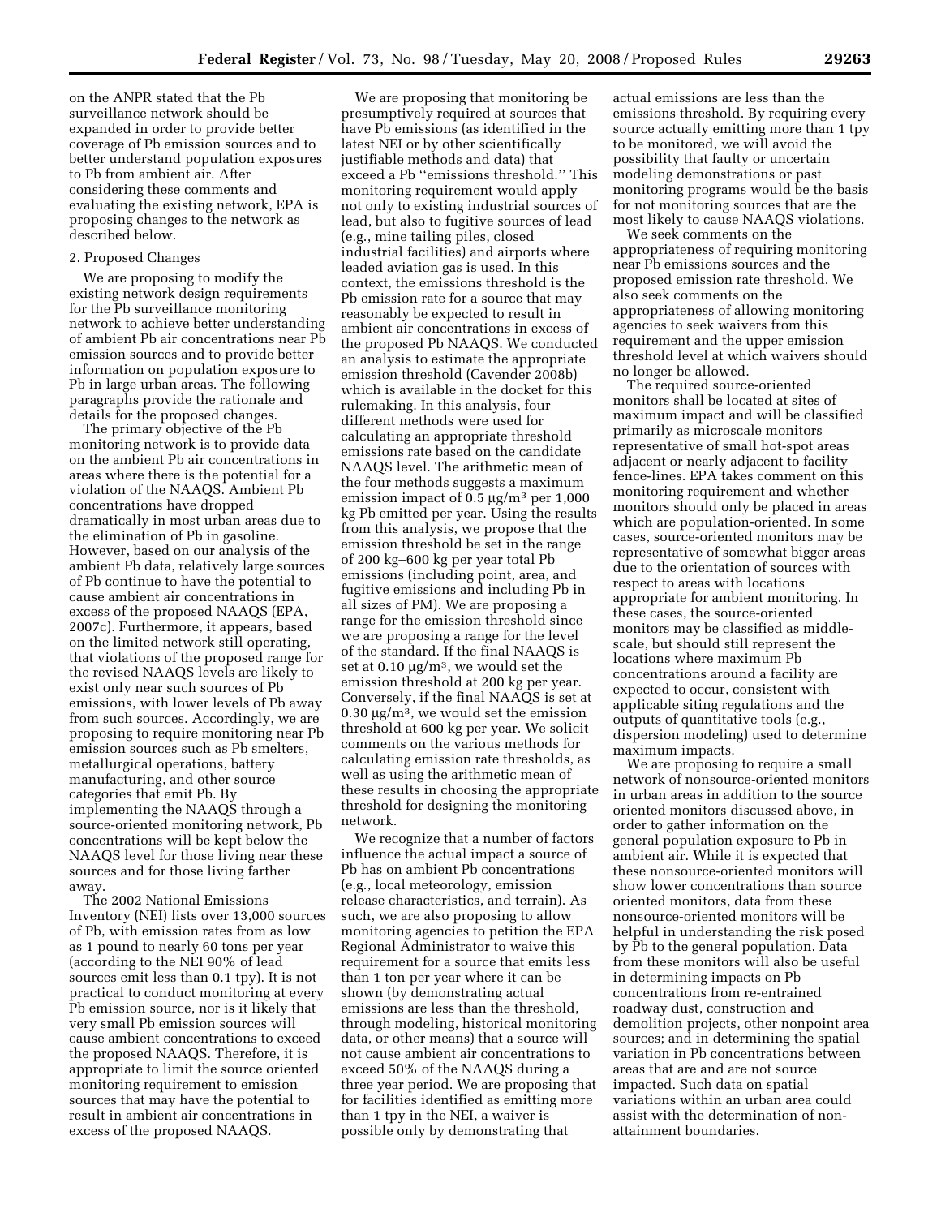on the ANPR stated that the Pb surveillance network should be expanded in order to provide better coverage of Pb emission sources and to better understand population exposures to Pb from ambient air. After considering these comments and evaluating the existing network, EPA is proposing changes to the network as described below.

2. Proposed Changes

We are proposing to modify the existing network design requirements for the Pb surveillance monitoring network to achieve better understanding of ambient Pb air concentrations near Pb emission sources and to provide better information on population exposure to Pb in large urban areas. The following paragraphs provide the rationale and details for the proposed changes.

The primary objective of the Pb monitoring network is to provide data on the ambient Pb air concentrations in areas where there is the potential for a violation of the NAAQS. Ambient Pb concentrations have dropped dramatically in most urban areas due to the elimination of Pb in gasoline. However, based on our analysis of the ambient Pb data, relatively large sources of Pb continue to have the potential to cause ambient air concentrations in excess of the proposed NAAQS (EPA, 2007c). Furthermore, it appears, based on the limited network still operating, that violations of the proposed range for the revised NAAQS levels are likely to exist only near such sources of Pb emissions, with lower levels of Pb away from such sources. Accordingly, we are proposing to require monitoring near Pb emission sources such as Pb smelters, metallurgical operations, battery manufacturing, and other source categories that emit Pb. By implementing the NAAQS through a source-oriented monitoring network, Pb concentrations will be kept below the NAAQS level for those living near these sources and for those living farther away.

The 2002 National Emissions Inventory (NEI) lists over 13,000 sources of Pb, with emission rates from as low as 1 pound to nearly 60 tons per year (according to the NEI 90% of lead sources emit less than 0.1 tpy). It is not practical to conduct monitoring at every Pb emission source, nor is it likely that very small Pb emission sources will cause ambient concentrations to exceed the proposed NAAQS. Therefore, it is appropriate to limit the source oriented monitoring requirement to emission sources that may have the potential to result in ambient air concentrations in excess of the proposed NAAQS.

We are proposing that monitoring be presumptively required at sources that have Pb emissions (as identified in the latest NEI or by other scientifically justifiable methods and data) that exceed a Pb "emissions threshold." This monitoring requirement would apply not only to existing industrial sources of lead, but also to fugitive sources of lead (e.g., mine tailing piles, closed industrial facilities) and airports where leaded aviation gas is used. In this context, the emissions threshold is the Pb emission rate for a source that may reasonably be expected to result in ambient air concentrations in excess of the proposed Pb NAAQS. We conducted an analysis to estimate the appropriate emission threshold (Cavender 2008b) which is available in the docket for this rulemaking. In this analysis, four different methods were used for calculating an appropriate threshold emissions rate based on the candidate NAAQS level. The arithmetic mean of the four methods suggests a maximum emission impact of 0.5 µg/m$^3$ per 1,000 kg Pb emitted per year. Using the results from this analysis, we propose that the emission threshold be set in the range of 200 kg–600 kg per year total Pb emissions (including point, area, and fugitive emissions and including Pb in all sizes of PM). We are proposing a range for the emission threshold since we are proposing a range for the level of the standard. If the final NAAQS is set at 0.10 µg/m$^3$, we would set the emission threshold at 200 kg per year. Conversely, if the final NAAQS is set at 0.30 µg/m$^3$, we would set the emission threshold at 600 kg per year. We solicit comments on the various methods for calculating emission rate thresholds, as well as using the arithmetic mean of these results in choosing the appropriate threshold for designing the monitoring network.

We recognize that a number of factors influence the actual impact a source of Pb has on ambient Pb concentrations (e.g., local meteorology, emission release characteristics, and terrain). As such, we are also proposing to allow monitoring agencies to petition the EPA Regional Administrator to waive this requirement for a source that emits less than 1 ton per year where it can be shown (by demonstrating actual emissions are less than the threshold, through modeling, historical monitoring data, or other means) that a source will not cause ambient air concentrations to exceed 50% of the NAAQS during a three year period. We are proposing that for facilities identified as emitting more than 1 tpy in the NEI, a waiver is possible only by demonstrating that actual emissions are less than the emissions threshold. By requiring every source actually emitting more than 1 tpy to be monitored, we will avoid the possibility that faulty or uncertain modeling demonstrations or past monitoring programs would be the basis for not monitoring sources that are the most likely to cause NAAQS violations.

We seek comments on the appropriateness of requiring monitoring near Pb emissions sources and the proposed emission rate threshold. We also seek comments on the appropriateness of allowing monitoring agencies to seek waivers from this requirement and the upper emission threshold level at which waivers should no longer be allowed.

The required source-oriented monitors shall be located at sites of maximum impact and will be classified primarily as microscale monitors representative of small hot-spot areas adjacent or nearly adjacent to facility fence-lines. EPA takes comment on this monitoring requirement and whether monitors should only be placed in areas which are population-oriented. In some cases, source-oriented monitors may be representative of somewhat bigger areas due to the orientation of sources with respect to areas with locations appropriate for ambient monitoring. In these cases, the source-oriented monitors may be classified as middle-scale, but should still represent the locations where maximum Pb concentrations around a facility are expected to occur, consistent with applicable siting regulations and the outputs of quantitative tools (e.g., dispersion modeling) used to determine maximum impacts.

We are proposing to require a small network of nonsource-oriented monitors in urban areas in addition to the source oriented monitors discussed above, in order to gather information on the general population exposure to Pb in ambient air. While it is expected that these nonsource-oriented monitors will show lower concentrations than source oriented monitors, data from these nonsource-oriented monitors will be helpful in understanding the risk posed by Pb to the general population. Data from these monitors will also be useful in determining impacts on Pb concentrations from re-entrained roadway dust, construction and demolition projects, other nonpoint area sources; and in determining the spatial variation in Pb concentrations between areas that are and are not source impacted. Such data on spatial variations within an urban area could assist with the determination of non-attainment boundaries.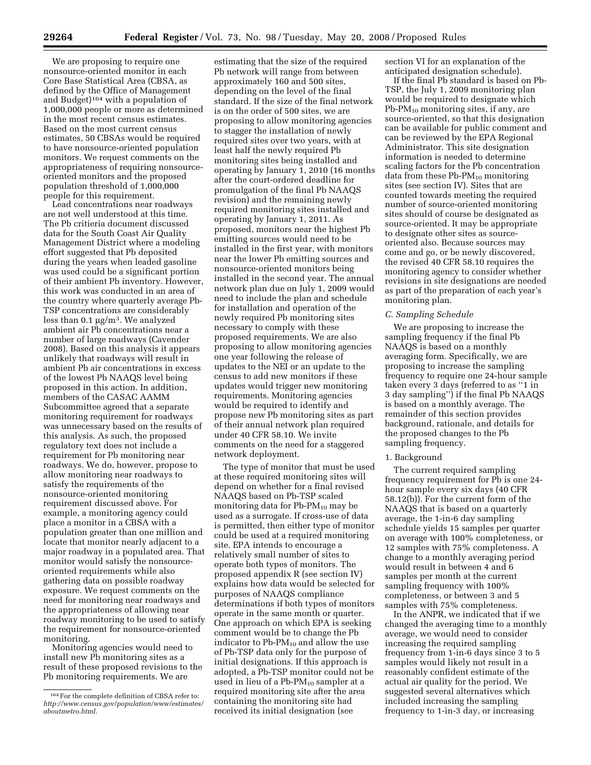We are proposing to require one nonsource-oriented monitor in each Core Base Statistical Area (CBSA, as defined by the Office of Management and Budget)[164] with a population of 1,000,000 people or more as determined in the most recent census estimates. Based on the most current census estimates, 50 CBSAs would be required to have nonsource-oriented population monitors. We request comments on the appropriateness of requiring nonsource-oriented monitors and the proposed population threshold of 1,000,000 people for this requirement.

Lead concentrations near roadways are not well understood at this time. The Pb critieria document discussed data for the South Coast Air Quality Management District where a modeling effort suggested that Pb deposited during the years when leaded gasoline was used could be a significant portion of their ambient Pb inventory. However, this work was conducted in an area of the country where quarterly average Pb-TSP concentrations are considerably less than 0.1 µg/m³. We analyzed ambient air Pb concentrations near a number of large roadways (Cavender 2008). Based on this analysis it appears unlikely that roadways will result in ambient Pb air concentrations in excess of the lowest Pb NAAQS level being proposed in this action. In addition, members of the CASAC AAMM Subcommittee agreed that a separate monitoring requirement for roadways was unnecessary based on the results of this analysis. As such, the proposed regulatory text does not include a requirement for Pb monitoring near roadways. We do, however, propose to allow monitoring near roadways to satisfy the requirements of the nonsource-oriented monitoring requirement discussed above. For example, a monitoring agency could place a monitor in a CBSA with a population greater than one million and locate that monitor nearly adjacent to a major roadway in a populated area. That monitor would satisfy the nonsource-oriented requirements while also gathering data on possible roadway exposure. We request comments on the need for monitoring near roadways and the appropriateness of allowing near roadway monitoring to be used to satisfy the requirement for nonsource-oriented monitoring.

Monitoring agencies would need to install new Pb monitoring sites as a result of these proposed revisions to the Pb monitoring requirements. We are estimating that the size of the required Pb network will range from between approximately 160 and 500 sites, depending on the level of the final standard. If the size of the final network is on the order of 500 sites, we are proposing to allow monitoring agencies to stagger the installation of newly required sites over two years, with at least half the newly required Pb monitoring sites being installed and operating by January 1, 2010 (16 months after the court-ordered deadline for promulgation of the final Pb NAAQS revision) and the remaining newly required monitoring sites installed and operating by January 1, 2011. As proposed, monitors near the highest Pb emitting sources would need to be installed in the first year, with monitors near the lower Pb emitting sources and nonsource-oriented monitors being installed in the second year. The annual network plan due on July 1, 2009 would need to include the plan and schedule for installation and operation of the newly required Pb monitoring sites necessary to comply with these proposed requirements. We are also proposing to allow monitoring agencies one year following the release of updates to the NEI or an update to the census to add new monitors if these updates would trigger new monitoring requirements. Monitoring agencies would be required to identify and propose new Pb monitoring sites as part of their annual network plan required under 40 CFR 58.10. We invite comments on the need for a staggered network deployment.

The type of monitor that must be used at these required monitoring sites will depend on whether for a final revised NAAQS based on Pb-TSP scaled monitoring data for Pb-$PM_{10}$ may be used as a surrogate. If cross-use of data is permitted, then either type of monitor could be used at a required monitoring site. EPA intends to encourage a relatively small number of sites to operate both types of monitors. The proposed appendix R (see section IV) explains how data would be selected for purposes of NAAQS compliance determinations if both types of monitors operate in the same month or quarter. One approach on which EPA is seeking comment would be to change the Pb indicator to Pb-$PM_{10}$ and allow the use of Pb-TSP data only for the purpose of initial designations. If this approach is adopted, a Pb-TSP monitor could not be used in lieu of a Pb-$PM_{10}$ sampler at a required monitoring site after the area containing the monitoring site had received its initial designation (see section VI for an explanation of the anticipated designation schedule).

If the final Pb standard is based on Pb-TSP, the July 1, 2009 monitoring plan would be required to designate which Pb-$PM_{10}$ monitoring sites, if any, are source-oriented, so that this designation can be available for public comment and can be reviewed by the EPA Regional Administrator. This site designation information is needed to determine scaling factors for the Pb concentration data from these Pb-$PM_{10}$ monitoring sites (see section IV). Sites that are counted towards meeting the required number of source-oriented monitoring sites should of course be designated as source-oriented. It may be appropriate to designate other sites as source-oriented also. Because sources may come and go, or be newly discovered, the revised 40 CFR 58.10 requires the monitoring agency to consider whether revisions in site designations are needed as part of the preparation of each year's monitoring plan.

### C. Sampling Schedule

We are proposing to increase the sampling frequency if the final Pb NAAQS is based on a monthly averaging form. Specifically, we are proposing to increase the sampling frequency to require one 24-hour sample taken every 3 days (referred to as "1 in 3 day sampling") if the final Pb NAAQS is based on a monthly average. The remainder of this section provides background, rationale, and details for the proposed changes to the Pb sampling frequency.

#### 1. Background

The current required sampling frequency requirement for Pb is one 24-hour sample every six days (40 CFR 58.12(b)). For the current form of the NAAQS that is based on a quarterly average, the 1-in-6 day sampling schedule yields 15 samples per quarter on average with 100% completeness, or 12 samples with 75% completeness. A change to a monthly averaging period would result in between 4 and 6 samples per month at the current sampling frequency with 100% completeness, or between 3 and 5 samples with 75% completeness.

In the ANPR, we indicated that if we changed the averaging time to a monthly average, we would need to consider increasing the required sampling frequency from 1-in-6 days since 3 to 5 samples would likely not result in a reasonably confident estimate of the actual air quality for the period. We suggested several alternatives which included increasing the sampling frequency to 1-in-3 day, or increasing

[164] For the complete definition of CBSA refer to: *http://www.census.gov/population/www/estimates/aboutmetro.html.*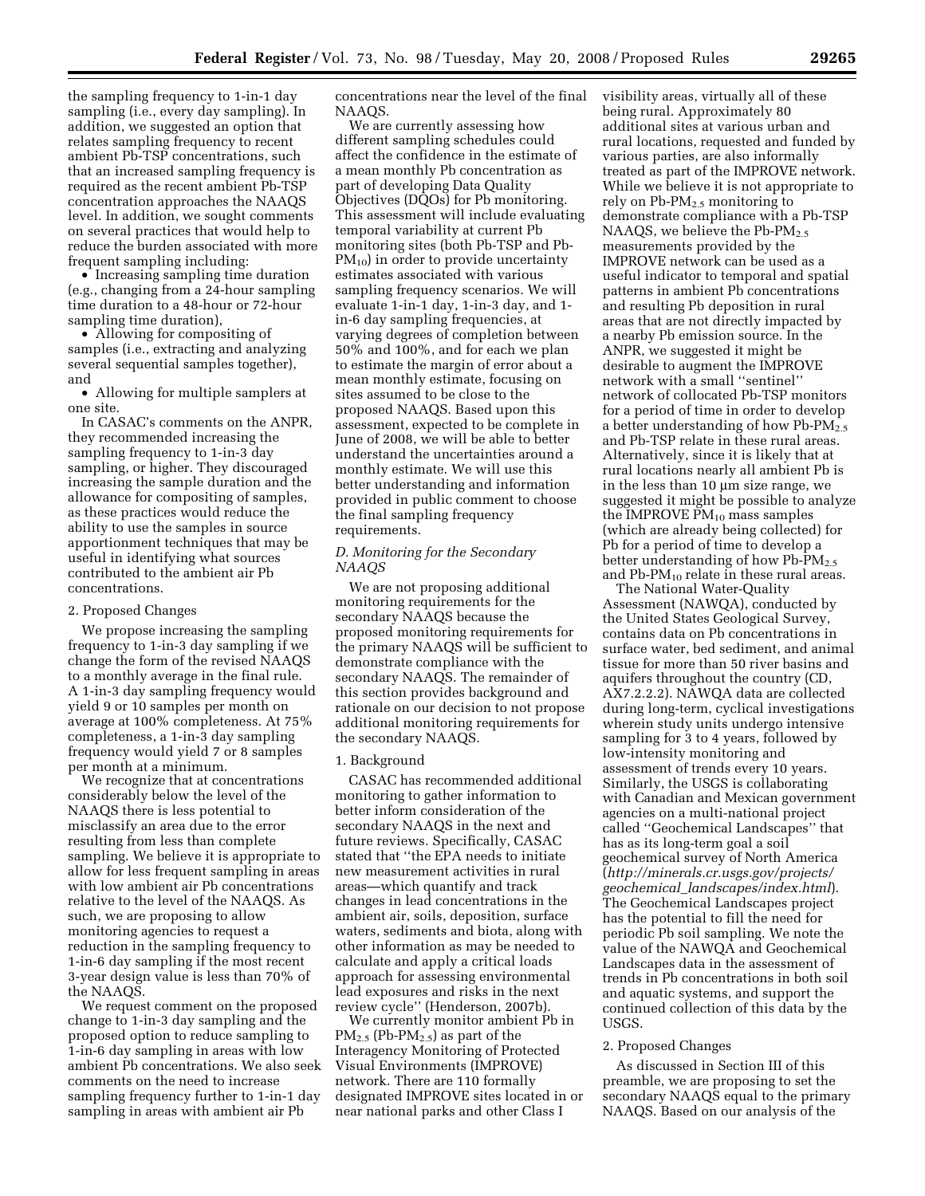the sampling frequency to 1-in-1 day sampling (i.e., every day sampling). In addition, we suggested an option that relates sampling frequency to recent ambient Pb-TSP concentrations, such that an increased sampling frequency is required as the recent ambient Pb-TSP concentration approaches the NAAQS level. In addition, we sought comments on several practices that would help to reduce the burden associated with more frequent sampling including:

- Increasing sampling time duration (e.g., changing from a 24-hour sampling time duration to a 48-hour or 72-hour sampling time duration),
- Allowing for compositing of samples (i.e., extracting and analyzing several sequential samples together), and
- Allowing for multiple samplers at one site.

In CASAC's comments on the ANPR, they recommended increasing the sampling frequency to 1-in-3 day sampling, or higher. They discouraged increasing the sample duration and the allowance for compositing of samples, as these practices would reduce the ability to use the samples in source apportionment techniques that may be useful in identifying what sources contributed to the ambient air Pb concentrations.

#### 2. Proposed Changes

We propose increasing the sampling frequency to 1-in-3 day sampling if we change the form of the revised NAAQS to a monthly average in the final rule. A 1-in-3 day sampling frequency would yield 9 or 10 samples per month on average at 100% completeness. At 75% completeness, a 1-in-3 day sampling frequency would yield 7 or 8 samples per month at a minimum.

We recognize that at concentrations considerably below the level of the NAAQS there is less potential to misclassify an area due to the error resulting from less than complete sampling. We believe it is appropriate to allow for less frequent sampling in areas with low ambient air Pb concentrations relative to the level of the NAAQS. As such, we are proposing to allow monitoring agencies to request a reduction in the sampling frequency to 1-in-6 day sampling if the most recent 3-year design value is less than 70% of the NAAQS.

We request comment on the proposed change to 1-in-3 day sampling and the proposed option to reduce sampling to 1-in-6 day sampling in areas with low ambient Pb concentrations. We also seek comments on the need to increase sampling frequency further to 1-in-1 day sampling in areas with ambient air Pb concentrations near the level of the final NAAQS.

We are currently assessing how different sampling schedules could affect the confidence in the estimate of a mean monthly Pb concentration as part of developing Data Quality Objectives (DQOs) for Pb monitoring. This assessment will include evaluating temporal variability at current Pb monitoring sites (both Pb-TSP and Pb-$PM_{10}$) in order to provide uncertainty estimates associated with various sampling frequency scenarios. We will evaluate 1-in-1 day, 1-in-3 day, and 1-in-6 day sampling frequencies, at varying degrees of completion between 50% and 100%, and for each we plan to estimate the margin of error about a mean monthly estimate, focusing on sites assumed to be close to the proposed NAAQS. Based upon this assessment, expected to be complete in June of 2008, we will be able to better understand the uncertainties around a monthly estimate. We will use this better understanding and information provided in public comment to choose the final sampling frequency requirements.

### *D. Monitoring for the Secondary NAAQS*

We are not proposing additional monitoring requirements for the secondary NAAQS because the proposed monitoring requirements for the primary NAAQS will be sufficient to demonstrate compliance with the secondary NAAQS. The remainder of this section provides background and rationale on our decision to not propose additional monitoring requirements for the secondary NAAQS.

#### 1. Background

CASAC has recommended additional monitoring to gather information to better inform consideration of the secondary NAAQS in the next and future reviews. Specifically, CASAC stated that "the EPA needs to initiate new measurement activities in rural areas—which quantify and track changes in lead concentrations in the ambient air, soils, deposition, surface waters, sediments and biota, along with other information as may be needed to calculate and apply a critical loads approach for assessing environmental lead exposures and risks in the next review cycle" (Henderson, 2007b).

We currently monitor ambient Pb in $PM_{2.5}$ (Pb-$PM_{2.5}$) as part of the Interagency Monitoring of Protected Visual Environments (IMPROVE) network. There are 110 formally designated IMPROVE sites located in or near national parks and other Class I visibility areas, virtually all of these being rural. Approximately 80 additional sites at various urban and rural locations, requested and funded by various parties, are also informally treated as part of the IMPROVE network. While we believe it is not appropriate to rely on Pb-$PM_{2.5}$ monitoring to demonstrate compliance with a Pb-TSP NAAQS, we believe the Pb-$PM_{2.5}$ measurements provided by the IMPROVE network can be used as a useful indicator to temporal and spatial patterns in ambient Pb concentrations and resulting Pb deposition in rural areas that are not directly impacted by a nearby Pb emission source. In the ANPR, we suggested it might be desirable to augment the IMPROVE network with a small "sentinel" network of collocated Pb-TSP monitors for a period of time in order to develop a better understanding of how Pb-$PM_{2.5}$ and Pb-TSP relate in these rural areas. Alternatively, since it is likely that at rural locations nearly all ambient Pb is in the less than 10 µm size range, we suggested it might be possible to analyze the IMPROVE $PM_{10}$ mass samples (which are already being collected) for Pb for a period of time to develop a better understanding of how Pb-$PM_{2.5}$ and Pb-$PM_{10}$ relate in these rural areas.

The National Water-Quality Assessment (NAWQA), conducted by the United States Geological Survey, contains data on Pb concentrations in surface water, bed sediment, and animal tissue for more than 50 river basins and aquifers throughout the country (CD, AX7.2.2.2). NAWQA data are collected during long-term, cyclical investigations wherein study units undergo intensive sampling for 3 to 4 years, followed by low-intensity monitoring and assessment of trends every 10 years. Similarly, the USGS is collaborating with Canadian and Mexican government agencies on a multi-national project called "Geochemical Landscapes" that has as its long-term goal a soil geochemical survey of North America (*http://minerals.cr.usgs.gov/projects/geochemical_landscapes/index.html*). The Geochemical Landscapes project has the potential to fill the need for periodic Pb soil sampling. We note the value of the NAWQA and Geochemical Landscapes data in the assessment of trends in Pb concentrations in both soil and aquatic systems, and support the continued collection of this data by the USGS.

#### 2. Proposed Changes

As discussed in Section III of this preamble, we are proposing to set the secondary NAAQS equal to the primary NAAQS. Based on our analysis of the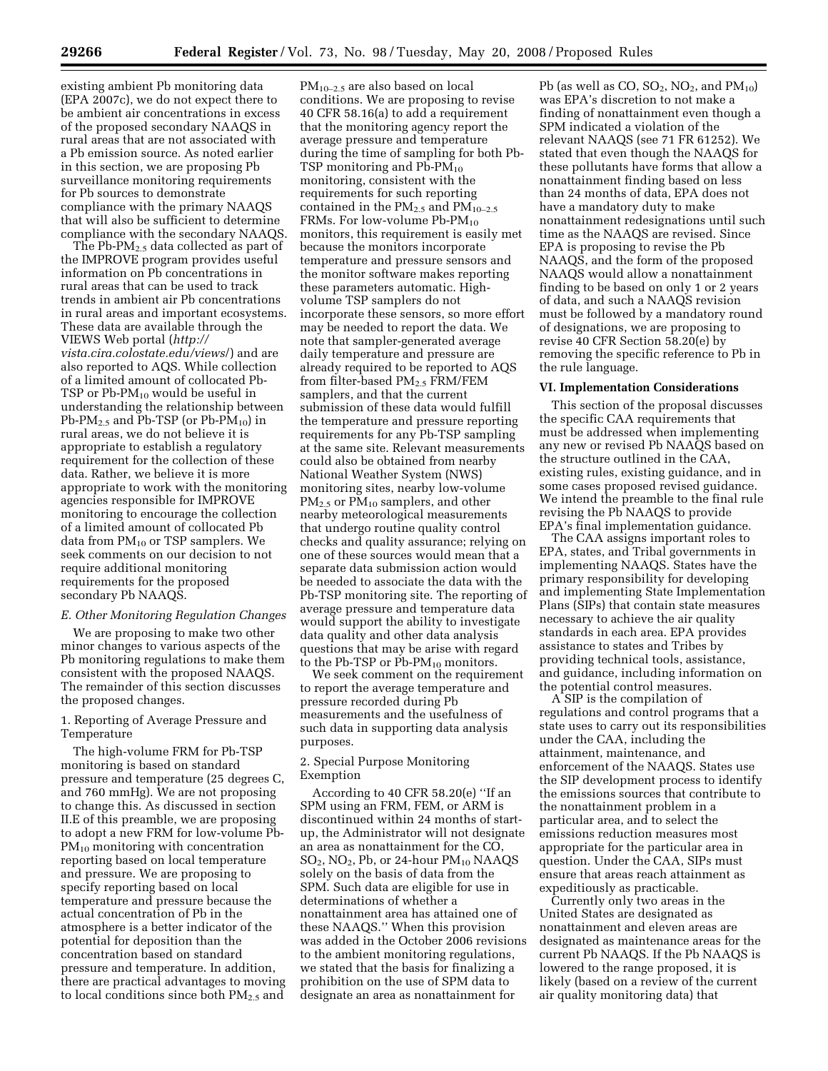existing ambient Pb monitoring data (EPA 2007c), we do not expect there to be ambient air concentrations in excess of the proposed secondary NAAQS in rural areas that are not associated with a Pb emission source. As noted earlier in this section, we are proposing Pb surveillance monitoring requirements for Pb sources to demonstrate compliance with the primary NAAQS that will also be sufficient to determine compliance with the secondary NAAQS.

The Pb-$PM_{2.5}$ data collected as part of the IMPROVE program provides useful information on Pb concentrations in rural areas that can be used to track trends in ambient air Pb concentrations in rural areas and important ecosystems. These data are available through the VIEWS Web portal (*http://vista.cira.colostate.edu/views/*) and are also reported to AQS. While collection of a limited amount of collocated Pb-TSP or Pb-$PM_{10}$ would be useful in understanding the relationship between Pb-$PM_{2.5}$ and Pb-TSP (or Pb-$PM_{10}$) in rural areas, we do not believe it is appropriate to establish a regulatory requirement for the collection of these data. Rather, we believe it is more appropriate to work with the monitoring agencies responsible for IMPROVE monitoring to encourage the collection of a limited amount of collocated Pb data from $PM_{10}$ or TSP samplers. We seek comments on our decision to not require additional monitoring requirements for the proposed secondary Pb NAAQS.

### E. Other Monitoring Regulation Changes

We are proposing to make two other minor changes to various aspects of the Pb monitoring regulations to make them consistent with the proposed NAAQS. The remainder of this section discusses the proposed changes.

#### 1. Reporting of Average Pressure and Temperature

The high-volume FRM for Pb-TSP monitoring is based on standard pressure and temperature (25 degrees C, and 760 mmHg). We are not proposing to change this. As discussed in section II.E of this preamble, we are proposing to adopt a new FRM for low-volume Pb-$PM_{10}$ monitoring with concentration reporting based on local temperature and pressure. We are proposing to specify reporting based on local temperature and pressure because the actual concentration of Pb in the atmosphere is a better indicator of the potential for deposition than the concentration based on standard pressure and temperature. In addition, there are practical advantages to moving to local conditions since both $PM_{2.5}$ and $PM_{10-2.5}$ are also based on local conditions. We are proposing to revise 40 CFR 58.16(a) to add a requirement that the monitoring agency report the average pressure and temperature during the time of sampling for both Pb-TSP monitoring and Pb-$PM_{10}$ monitoring, consistent with the requirements for such reporting contained in the $PM_{2.5}$ and $PM_{10-2.5}$ FRMs. For low-volume Pb-$PM_{10}$ monitors, this requirement is easily met because the monitors incorporate temperature and pressure sensors and the monitor software makes reporting these parameters automatic. High-volume TSP samplers do not incorporate these sensors, so more effort may be needed to report the data. We note that sampler-generated average daily temperature and pressure are already required to be reported to AQS from filter-based $PM_{2.5}$ FRM/FEM samplers, and that the current submission of these data would fulfill the temperature and pressure reporting requirements for any Pb-TSP sampling at the same site. Relevant measurements could also be obtained from nearby National Weather System (NWS) monitoring sites, nearby low-volume $PM_{2.5}$ or $PM_{10}$ samplers, and other nearby meteorological measurements that undergo routine quality control checks and quality assurance; relying on one of these sources would mean that a separate data submission action would be needed to associate the data with the Pb-TSP monitoring site. The reporting of average pressure and temperature data would support the ability to investigate data quality and other data analysis questions that may be arise with regard to the Pb-TSP or Pb-$PM_{10}$ monitors.

We seek comment on the requirement to report the average temperature and pressure recorded during Pb measurements and the usefulness of such data in supporting data analysis purposes.

#### 2. Special Purpose Monitoring Exemption

According to 40 CFR 58.20(e) ''If an SPM using an FRM, FEM, or ARM is discontinued within 24 months of start-up, the Administrator will not designate an area as nonattainment for the CO, $SO_2$, $NO_2$, Pb, or 24-hour $PM_{10}$ NAAQS solely on the basis of data from the SPM. Such data are eligible for use in determinations of whether a nonattainment area has attained one of these NAAQS.'' When this provision was added in the October 2006 revisions to the ambient monitoring regulations, we stated that the basis for finalizing a prohibition on the use of SPM data to designate an area as nonattainment for Pb (as well as CO, $SO_2$, $NO_2$, and $PM_{10}$) was EPA's discretion to not make a finding of nonattainment even though a SPM indicated a violation of the relevant NAAQS (see 71 FR 61252). We stated that even though the NAAQS for these pollutants have forms that allow a nonattainment finding based on less than 24 months of data, EPA does not have a mandatory duty to make nonattainment redesignations until such time as the NAAQS are revised. Since EPA is proposing to revise the Pb NAAQS, and the form of the proposed NAAQS would allow a nonattainment finding to be based on only 1 or 2 years of data, and such a NAAQS revision must be followed by a mandatory round of designations, we are proposing to revise 40 CFR Section 58.20(e) by removing the specific reference to Pb in the rule language.

## VI. Implementation Considerations

This section of the proposal discusses the specific CAA requirements that must be addressed when implementing any new or revised Pb NAAQS based on the structure outlined in the CAA, existing rules, existing guidance, and in some cases proposed revised guidance. We intend the preamble to the final rule revising the Pb NAAQS to provide EPA's final implementation guidance.

The CAA assigns important roles to EPA, states, and Tribal governments in implementing NAAQS. States have the primary responsibility for developing and implementing State Implementation Plans (SIPs) that contain state measures necessary to achieve the air quality standards in each area. EPA provides assistance to states and Tribes by providing technical tools, assistance, and guidance, including information on the potential control measures.

A SIP is the compilation of regulations and control programs that a state uses to carry out its responsibilities under the CAA, including the attainment, maintenance, and enforcement of the NAAQS. States use the SIP development process to identify the emissions sources that contribute to the nonattainment problem in a particular area, and to select the emissions reduction measures most appropriate for the particular area in question. Under the CAA, SIPs must ensure that areas reach attainment as expeditiously as practicable.

Currently only two areas in the United States are designated as nonattainment and eleven areas are designated as maintenance areas for the current Pb NAAQS. If the Pb NAAQS is lowered to the range proposed, it is likely (based on a review of the current air quality monitoring data) that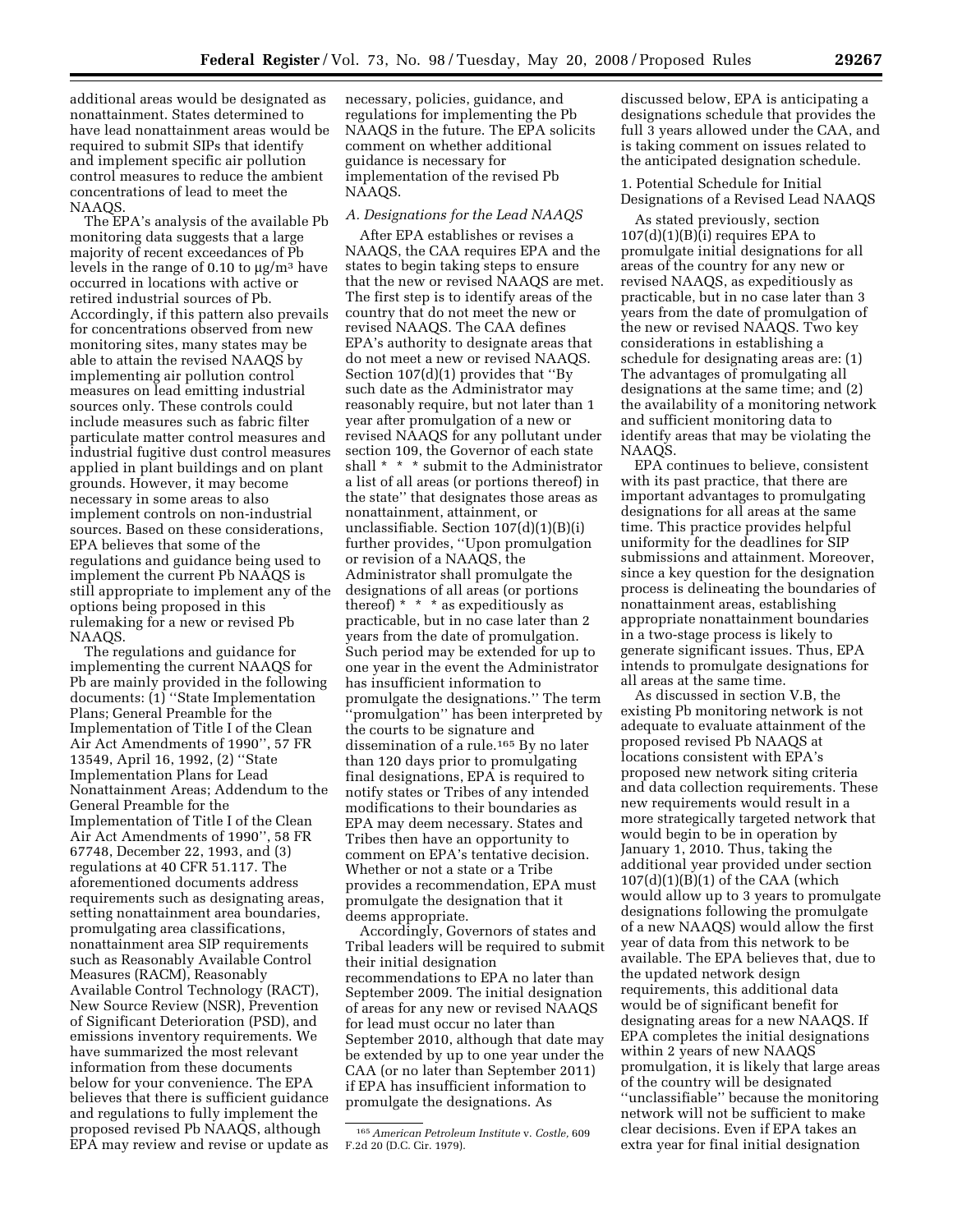additional areas would be designated as nonattainment. States determined to have lead nonattainment areas would be required to submit SIPs that identify and implement specific air pollution control measures to reduce the ambient concentrations of lead to meet the NAAQS.

The EPA's analysis of the available Pb monitoring data suggests that a large majority of recent exceedances of Pb levels in the range of 0.10 to μg/m³ have occurred in locations with active or retired industrial sources of Pb. Accordingly, if this pattern also prevails for concentrations observed from new monitoring sites, many states may be able to attain the revised NAAQS by implementing air pollution control measures on lead emitting industrial sources only. These controls could include measures such as fabric filter particulate matter control measures and industrial fugitive dust control measures applied in plant buildings and on plant grounds. However, it may become necessary in some areas to also implement controls on non-industrial sources. Based on these considerations, EPA believes that some of the regulations and guidance being used to implement the current Pb NAAQS is still appropriate to implement any of the options being proposed in this rulemaking for a new or revised Pb NAAQS.

The regulations and guidance for implementing the current NAAQS for Pb are mainly provided in the following documents: (1) ''State Implementation Plans; General Preamble for the Implementation of Title I of the Clean Air Act Amendments of 1990'', 57 FR 13549, April 16, 1992, (2) ''State Implementation Plans for Lead Nonattainment Areas; Addendum to the General Preamble for the Implementation of Title I of the Clean Air Act Amendments of 1990'', 58 FR 67748, December 22, 1993, and (3) regulations at 40 CFR 51.117. The aforementioned documents address requirements such as designating areas, setting nonattainment area boundaries, promulgating area classifications, nonattainment area SIP requirements such as Reasonably Available Control Measures (RACM), Reasonably Available Control Technology (RACT), New Source Review (NSR), Prevention of Significant Deterioration (PSD), and emissions inventory requirements. We have summarized the most relevant information from these documents below for your convenience. The EPA believes that there is sufficient guidance and regulations to fully implement the proposed revised Pb NAAQS, although EPA may review and revise or update as necessary, policies, guidance, and regulations for implementing the Pb NAAQS in the future. The EPA solicits comment on whether additional guidance is necessary for implementation of the revised Pb NAAQS.

### A. Designations for the Lead NAAQS

After EPA establishes or revises a NAAQS, the CAA requires EPA and the states to begin taking steps to ensure that the new or revised NAAQS are met. The first step is to identify areas of the country that do not meet the new or revised NAAQS. The CAA defines EPA's authority to designate areas that do not meet a new or revised NAAQS. Section 107(d)(1) provides that ''By such date as the Administrator may reasonably require, but not later than 1 year after promulgation of a new or revised NAAQS for any pollutant under section 109, the Governor of each state shall * * * submit to the Administrator a list of all areas (or portions thereof) in the state'' that designates those areas as nonattainment, attainment, or unclassifiable. Section 107(d)(1)(B)(i) further provides, ''Upon promulgation or revision of a NAAQS, the Administrator shall promulgate the designations of all areas (or portions thereof) * * * as expeditiously as practicable, but in no case later than 2 years from the date of promulgation. Such period may be extended for up to one year in the event the Administrator has insufficient information to promulgate the designations.'' The term ''promulgation'' has been interpreted by the courts to be signature and dissemination of a rule.[165] By no later than 120 days prior to promulgating final designations, EPA is required to notify states or Tribes of any intended modifications to their boundaries as EPA may deem necessary. States and Tribes then have an opportunity to comment on EPA's tentative decision. Whether or not a state or a Tribe provides a recommendation, EPA must promulgate the designation that it deems appropriate.

Accordingly, Governors of states and Tribal leaders will be required to submit their initial designation recommendations to EPA no later than September 2009. The initial designation of areas for any new or revised NAAQS for lead must occur no later than September 2010, although that date may be extended by up to one year under the CAA (or no later than September 2011) if EPA has insufficient information to promulgate the designations. As discussed below, EPA is anticipating a designations schedule that provides the full 3 years allowed under the CAA, and is taking comment on issues related to the anticipated designation schedule.

#### 1. Potential Schedule for Initial Designations of a Revised Lead NAAQS

As stated previously, section 107(d)(1)(B)(i) requires EPA to promulgate initial designations for all areas of the country for any new or revised NAAQS, as expeditiously as practicable, but in no case later than 3 years from the date of promulgation of the new or revised NAAQS. Two key considerations in establishing a schedule for designating areas are: (1) The advantages of promulgating all designations at the same time; and (2) the availability of a monitoring network and sufficient monitoring data to identify areas that may be violating the NAAQS.

EPA continues to believe, consistent with its past practice, that there are important advantages to promulgating designations for all areas at the same time. This practice provides helpful uniformity for the deadlines for SIP submissions and attainment. Moreover, since a key question for the designation process is delineating the boundaries of nonattainment areas, establishing appropriate nonattainment boundaries in a two-stage process is likely to generate significant issues. Thus, EPA intends to promulgate designations for all areas at the same time.

As discussed in section V.B, the existing Pb monitoring network is not adequate to evaluate attainment of the proposed revised Pb NAAQS at locations consistent with EPA's proposed new network siting criteria and data collection requirements. These new requirements would result in a more strategically targeted network that would begin to be in operation by January 1, 2010. Thus, taking the additional year provided under section 107(d)(1)(B)(1) of the CAA (which would allow up to 3 years to promulgate designations following the promulgate of a new NAAQS) would allow the first year of data from this network to be available. The EPA believes that, due to the updated network design requirements, this additional data would be of significant benefit for designating areas for a new NAAQS. If EPA completes the initial designations within 2 years of new NAAQS promulgation, it is likely that large areas of the country will be designated ''unclassifiable'' because the monitoring network will not be sufficient to make clear decisions. Even if EPA takes an extra year for final initial designation

[165] *American Petroleum Institute* v. *Costle,* 609 F.2d 20 (D.C. Cir. 1979).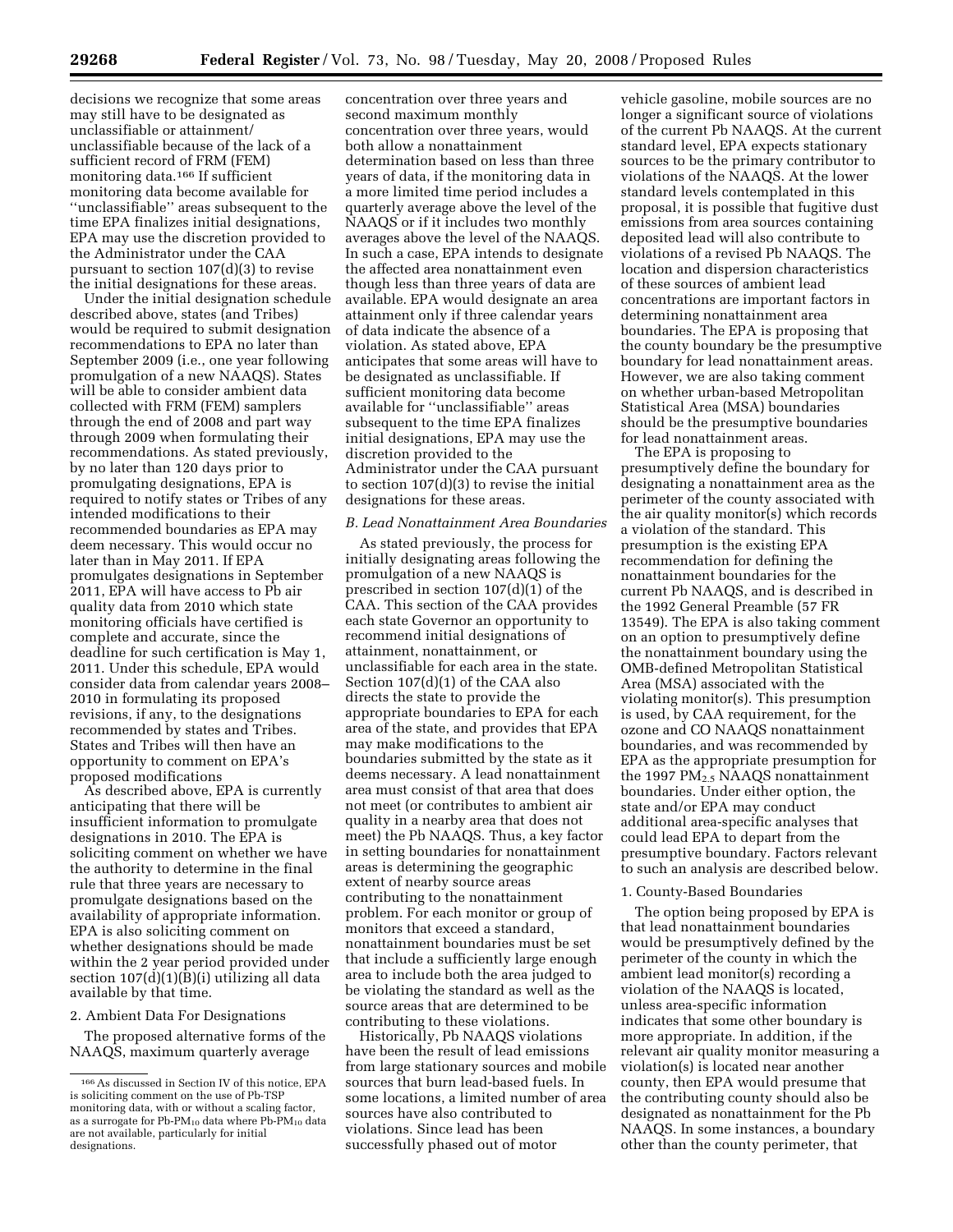decisions we recognize that some areas may still have to be designated as unclassifiable or attainment/unclassifiable because of the lack of a sufficient record of FRM (FEM) monitoring data.[166] If sufficient monitoring data become available for ''unclassifiable'' areas subsequent to the time EPA finalizes initial designations, EPA may use the discretion provided to the Administrator under the CAA pursuant to section 107(d)(3) to revise the initial designations for these areas.

Under the initial designation schedule described above, states (and Tribes) would be required to submit designation recommendations to EPA no later than September 2009 (i.e., one year following promulgation of a new NAAQS). States will be able to consider ambient data collected with FRM (FEM) samplers through the end of 2008 and part way through 2009 when formulating their recommendations. As stated previously, by no later than 120 days prior to promulgating designations, EPA is required to notify states or Tribes of any intended modifications to their recommended boundaries as EPA may deem necessary. This would occur no later than in May 2011. If EPA promulgates designations in September 2011, EPA will have access to Pb air quality data from 2010 which state monitoring officials have certified is complete and accurate, since the deadline for such certification is May 1, 2011. Under this schedule, EPA would consider data from calendar years 2008–2010 in formulating its proposed revisions, if any, to the designations recommended by states and Tribes. States and Tribes will then have an opportunity to comment on EPA's proposed modifications

As described above, EPA is currently anticipating that there will be insufficient information to promulgate designations in 2010. The EPA is soliciting comment on whether we have the authority to determine in the final rule that three years are necessary to promulgate designations based on the availability of appropriate information. EPA is also soliciting comment on whether designations should be made within the 2 year period provided under section 107(d)(1)(B)(i) utilizing all data available by that time.

2. Ambient Data For Designations

The proposed alternative forms of the NAAQS, maximum quarterly average concentration over three years and second maximum monthly concentration over three years, would both allow a nonattainment determination based on less than three years of data, if the monitoring data in a more limited time period includes a quarterly average above the level of the NAAQS or if it includes two monthly averages above the level of the NAAQS. In such a case, EPA intends to designate the affected area nonattainment even though less than three years of data are available. EPA would designate an area attainment only if three calendar years of data indicate the absence of a violation. As stated above, EPA anticipates that some areas will have to be designated as unclassifiable. If sufficient monitoring data become available for ''unclassifiable'' areas subsequent to the time EPA finalizes initial designations, EPA may use the discretion provided to the Administrator under the CAA pursuant to section 107(d)(3) to revise the initial designations for these areas.

*B. Lead Nonattainment Area Boundaries*

As stated previously, the process for initially designating areas following the promulgation of a new NAAQS is prescribed in section 107(d)(1) of the CAA. This section of the CAA provides each state Governor an opportunity to recommend initial designations of attainment, nonattainment, or unclassifiable for each area in the state. Section 107(d)(1) of the CAA also directs the state to provide the appropriate boundaries to EPA for each area of the state, and provides that EPA may make modifications to the boundaries submitted by the state as it deems necessary. A lead nonattainment area must consist of that area that does not meet (or contributes to ambient air quality in a nearby area that does not meet) the Pb NAAQS. Thus, a key factor in setting boundaries for nonattainment areas is determining the geographic extent of nearby source areas contributing to the nonattainment problem. For each monitor or group of monitors that exceed a standard, nonattainment boundaries must be set that include a sufficiently large enough area to include both the area judged to be violating the standard as well as the source areas that are determined to be contributing to these violations.

Historically, Pb NAAQS violations have been the result of lead emissions from large stationary sources and mobile sources that burn lead-based fuels. In some locations, a limited number of area sources have also contributed to violations. Since lead has been successfully phased out of motor vehicle gasoline, mobile sources are no longer a significant source of violations of the current Pb NAAQS. At the current standard level, EPA expects stationary sources to be the primary contributor to violations of the NAAQS. At the lower standard levels contemplated in this proposal, it is possible that fugitive dust emissions from area sources containing deposited lead will also contribute to violations of a revised Pb NAAQS. The location and dispersion characteristics of these sources of ambient lead concentrations are important factors in determining nonattainment area boundaries. The EPA is proposing that the county boundary be the presumptive boundary for lead nonattainment areas. However, we are also taking comment on whether urban-based Metropolitan Statistical Area (MSA) boundaries should be the presumptive boundaries for lead nonattainment areas.

The EPA is proposing to presumptively define the boundary for designating a nonattainment area as the perimeter of the county associated with the air quality monitor(s) which records a violation of the standard. This presumption is the existing EPA recommendation for defining the nonattainment boundaries for the current Pb NAAQS, and is described in the 1992 General Preamble (57 FR 13549). The EPA is also taking comment on an option to presumptively define the nonattainment boundary using the OMB-defined Metropolitan Statistical Area (MSA) associated with the violating monitor(s). This presumption is used, by CAA requirement, for the ozone and CO NAAQS nonattainment boundaries, and was recommended by EPA as the appropriate presumption for the 1997 $PM_{2.5}$ NAAQS nonattainment boundaries. Under either option, the state and/or EPA may conduct additional area-specific analyses that could lead EPA to depart from the presumptive boundary. Factors relevant to such an analysis are described below.

1. County-Based Boundaries

The option being proposed by EPA is that lead nonattainment boundaries would be presumptively defined by the perimeter of the county(s) in which the ambient lead monitor(s) recording a violation of the NAAQS is located, unless area-specific information indicates that some other boundary is more appropriate. In addition, if the relevant air quality monitor measuring a violation(s) is located near another county, then EPA would presume that the contributing county should also be designated as nonattainment for the Pb NAAQS. In some instances, a boundary other than the county perimeter, that

[166] As discussed in Section IV of this notice, EPA is soliciting comment on the use of Pb-TSP monitoring data, with or without a scaling factor, as a surrogate for Pb-$PM_{10}$ data where Pb-$PM_{10}$ data are not available, particularly for initial designations.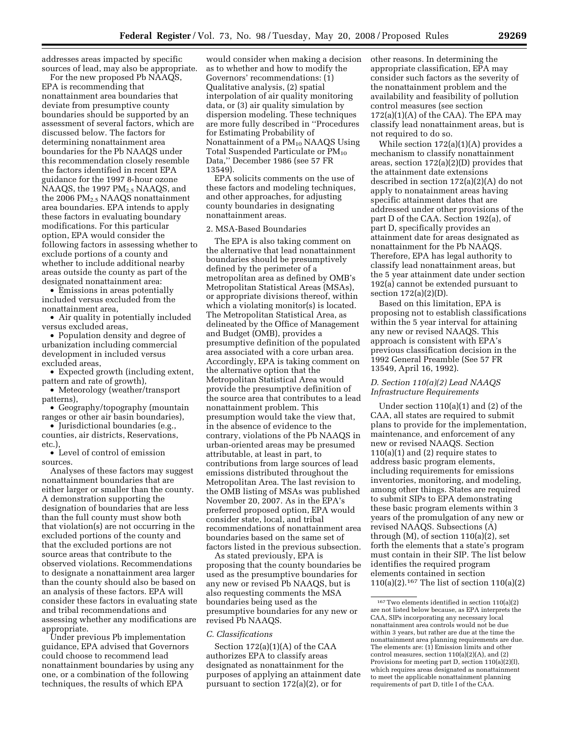addresses areas impacted by specific sources of lead, may also be appropriate.

For the new proposed Pb NAAQS, EPA is recommending that nonattainment area boundaries that deviate from presumptive county boundaries should be supported by an assessment of several factors, which are discussed below. The factors for determining nonattainment area boundaries for the Pb NAAQS under this recommendation closely resemble the factors identified in recent EPA guidance for the 1997 8-hour ozone NAAQS, the 1997 $PM_{2.5}$ NAAQS, and the 2006 $PM_{2.5}$ NAAQS nonattainment area boundaries. EPA intends to apply these factors in evaluating boundary modifications. For this particular option, EPA would consider the following factors in assessing whether to exclude portions of a county and whether to include additional nearby areas outside the county as part of the designated nonattainment area:

- Emissions in areas potentially included versus excluded from the nonattainment area,
- Air quality in potentially included versus excluded areas,
- Population density and degree of urbanization including commercial development in included versus excluded areas,
- Expected growth (including extent, pattern and rate of growth),
- Meteorology (weather/transport patterns),
- Geography/topography (mountain ranges or other air basin boundaries),
- Jurisdictional boundaries (e.g., counties, air districts, Reservations, etc.),
- Level of control of emission sources.

Analyses of these factors may suggest nonattainment boundaries that are either larger or smaller than the county. A demonstration supporting the designation of boundaries that are less than the full county must show both that violation(s) are not occurring in the excluded portions of the county and that the excluded portions are not source areas that contribute to the observed violations. Recommendations to designate a nonattainment area larger than the county should also be based on an analysis of these factors. EPA will consider these factors in evaluating state and tribal recommendations and assessing whether any modifications are appropriate.

Under previous Pb implementation guidance, EPA advised that Governors could choose to recommend lead nonattainment boundaries by using any one, or a combination of the following techniques, the results of which EPA would consider when making a decision as to whether and how to modify the Governors' recommendations: (1) Qualitative analysis, (2) spatial interpolation of air quality monitoring data, or (3) air quality simulation by dispersion modeling. These techniques are more fully described in ''Procedures for Estimating Probability of Nonattainment of a $PM_{10}$ NAAQS Using Total Suspended Particulate or $PM_{10}$ Data,'' December 1986 (see 57 FR 13549).

EPA solicits comments on the use of these factors and modeling techniques, and other approaches, for adjusting county boundaries in designating nonattainment areas.

2. MSA-Based Boundaries

The EPA is also taking comment on the alternative that lead nonattainment boundaries should be presumptively defined by the perimeter of a metropolitan area as defined by OMB's Metropolitan Statistical Areas (MSAs), or appropriate divisions thereof, within which a violating monitor(s) is located. The Metropolitan Statistical Area, as delineated by the Office of Management and Budget (OMB), provides a presumptive definition of the populated area associated with a core urban area. Accordingly, EPA is taking comment on the alternative option that the Metropolitan Statistical Area would provide the presumptive definition of the source area that contributes to a lead nonattainment problem. This presumption would take the view that, in the absence of evidence to the contrary, violations of the Pb NAAQS in urban-oriented areas may be presumed attributable, at least in part, to contributions from large sources of lead emissions distributed throughout the Metropolitan Area. The last revision to the OMB listing of MSAs was published November 20, 2007. As in the EPA's preferred proposed option, EPA would consider state, local, and tribal recommendations of nonattainment area boundaries based on the same set of factors listed in the previous subsection.

As stated previously, EPA is proposing that the county boundaries be used as the presumptive boundaries for any new or revised Pb NAAQS, but is also requesting comments the MSA boundaries being used as the presumptive boundaries for any new or revised Pb NAAQS.

*C. Classifications*

Section 172(a)(1)(A) of the CAA authorizes EPA to classify areas designated as nonattainment for the purposes of applying an attainment date pursuant to section 172(a)(2), or for other reasons. In determining the appropriate classification, EPA may consider such factors as the severity of the nonattainment problem and the availability and feasibility of pollution control measures (see section 172(a)(1)(A) of the CAA). The EPA may classify lead nonattainment areas, but is not required to do so.

While section 172(a)(1)(A) provides a mechanism to classify nonattainment areas, section 172(a)(2)(D) provides that the attainment date extensions described in section 172(a)(2)(A) do not apply to nonattainment areas having specific attainment dates that are addressed under other provisions of the part D of the CAA. Section 192(a), of part D, specifically provides an attainment date for areas designated as nonattainment for the Pb NAAQS. Therefore, EPA has legal authority to classify lead nonattainment areas, but the 5 year attainment date under section 192(a) cannot be extended pursuant to section 172(a)(2)(D).

Based on this limitation, EPA is proposing not to establish classifications within the 5 year interval for attaining any new or revised NAAQS. This approach is consistent with EPA's previous classification decision in the 1992 General Preamble (See 57 FR 13549, April 16, 1992).

*D. Section 110(a)(2) Lead NAAQS Infrastructure Requirements*

Under section 110(a)(1) and (2) of the CAA, all states are required to submit plans to provide for the implementation, maintenance, and enforcement of any new or revised NAAQS. Section 110(a)(1) and (2) require states to address basic program elements, including requirements for emissions inventories, monitoring, and modeling, among other things. States are required to submit SIPs to EPA demonstrating these basic program elements within 3 years of the promulgation of any new or revised NAAQS. Subsections (A) through (M), of section 110(a)(2), set forth the elements that a state's program must contain in their SIP. The list below identifies the required program elements contained in section 110(a)(2).[167] The list of section 110(a)(2)

[167] Two elements identified in section 110(a)(2) are not listed below because, as EPA interprets the CAA, SIPs incorporating any necessary local nonattainment area controls would not be due within 3 years, but rather are due at the time the nonattainment area planning requirements are due. The elements are: (1) Emission limits and other control measures, section 110(a)(2)(A), and (2) Provisions for meeting part D, section 110(a)(2)(I), which requires areas designated as nonattainment to meet the applicable nonattainment planning requirements of part D, title I of the CAA.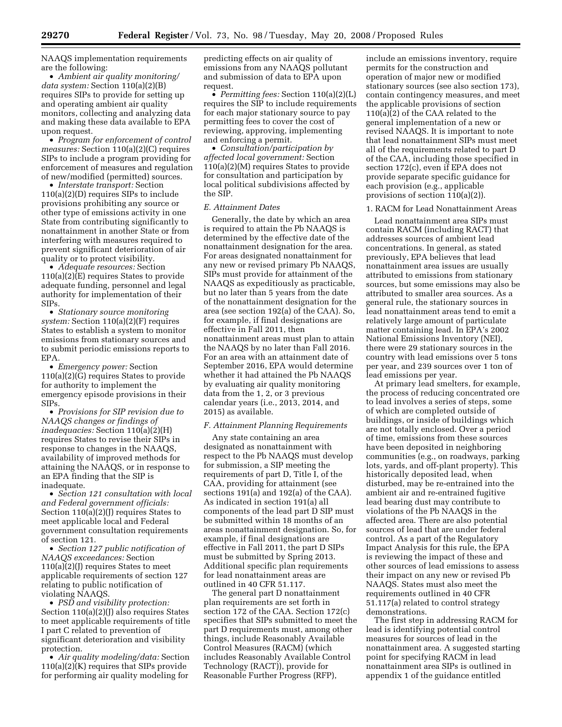NAAQS implementation requirements are the following:

- *Ambient air quality monitoring/data system:* Section 110(a)(2)(B) requires SIPs to provide for setting up and operating ambient air quality monitors, collecting and analyzing data and making these data available to EPA upon request.
- *Program for enforcement of control measures:* Section 110(a)(2)(C) requires SIPs to include a program providing for enforcement of measures and regulation of new/modified (permitted) sources.
- *Interstate transport:* Section 110(a)(2)(D) requires SIPs to include provisions prohibiting any source or other type of emissions activity in one State from contributing significantly to nonattainment in another State or from interfering with measures required to prevent significant deterioration of air quality or to protect visibility.
- *Adequate resources:* Section 110(a)(2)(E) requires States to provide adequate funding, personnel and legal authority for implementation of their SIPs.
- *Stationary source monitoring system:* Section 110(a)(2)(F) requires States to establish a system to monitor emissions from stationary sources and to submit periodic emissions reports to EPA.
- *Emergency power:* Section 110(a)(2)(G) requires States to provide for authority to implement the emergency episode provisions in their SIPs.
- *Provisions for SIP revision due to NAAQS changes or findings of inadequacies:* Section 110(a)(2)(H) requires States to revise their SIPs in response to changes in the NAAQS, availability of improved methods for attaining the NAAQS, or in response to an EPA finding that the SIP is inadequate.
- *Section 121 consultation with local and Federal government officials:* Section 110(a)(2)(J) requires States to meet applicable local and Federal government consultation requirements of section 121.
- *Section 127 public notification of NAAQS exceedances:* Section 110(a)(2)(J) requires States to meet applicable requirements of section 127 relating to public notification of violating NAAQS.
- *PSD and visibility protection:* Section 110(a)(2)(J) also requires States to meet applicable requirements of title I part C related to prevention of significant deterioration and visibility protection.
- *Air quality modeling/data:* Section 110(a)(2)(K) requires that SIPs provide for performing air quality modeling for predicting effects on air quality of emissions from any NAAQS pollutant and submission of data to EPA upon request.
- *Permitting fees:* Section 110(a)(2)(L) requires the SIP to include requirements for each major stationary source to pay permitting fees to cover the cost of reviewing, approving, implementing and enforcing a permit.
- *Consultation/participation by affected local government:* Section 110(a)(2)(M) requires States to provide for consultation and participation by local political subdivisions affected by the SIP.

### E. Attainment Dates

Generally, the date by which an area is required to attain the Pb NAAQS is determined by the effective date of the nonattainment designation for the area. For areas designated nonattainment for any new or revised primary Pb NAAQS, SIPs must provide for attainment of the NAAQS as expeditiously as practicable, but no later than 5 years from the date of the nonattainment designation for the area (see section 192(a) of the CAA). So, for example, if final designations are effective in Fall 2011, then nonattainment areas must plan to attain the NAAQS by no later than Fall 2016. For an area with an attainment date of September 2016, EPA would determine whether it had attained the Pb NAAQS by evaluating air quality monitoring data from the 1, 2, or 3 previous calendar years (i.e., 2013, 2014, and 2015) as available.

### F. Attainment Planning Requirements

Any state containing an area designated as nonattainment with respect to the Pb NAAQS must develop for submission, a SIP meeting the requirements of part D, Title I, of the CAA, providing for attainment (see sections 191(a) and 192(a) of the CAA). As indicated in section 191(a) all components of the lead part D SIP must be submitted within 18 months of an areas nonattainment designation. So, for example, if final designations are effective in Fall 2011, the part D SIPs must be submitted by Spring 2013. Additional specific plan requirements for lead nonattainment areas are outlined in 40 CFR 51.117.

The general part D nonattainment plan requirements are set forth in section 172 of the CAA. Section 172(c) specifies that SIPs submitted to meet the part D requirements must, among other things, include Reasonably Available Control Measures (RACM) (which includes Reasonably Available Control Technology (RACT)), provide for Reasonable Further Progress (RFP), include an emissions inventory, require permits for the construction and operation of major new or modified stationary sources (see also section 173), contain contingency measures, and meet the applicable provisions of section 110(a)(2) of the CAA related to the general implementation of a new or revised NAAQS. It is important to note that lead nonattainment SIPs must meet all of the requirements related to part D of the CAA, including those specified in section 172(c), even if EPA does not provide separate specific guidance for each provision (e.g., applicable provisions of section 110(a)(2)).

#### 1. RACM for Lead Nonattainment Areas

Lead nonattainment area SIPs must contain RACM (including RACT) that addresses sources of ambient lead concentrations. In general, as stated previously, EPA believes that lead nonattainment area issues are usually attributed to emissions from stationary sources, but some emissions may also be attributed to smaller area sources. As a general rule, the stationary sources in lead nonattainment areas tend to emit a relatively large amount of particulate matter containing lead. In EPA's 2002 National Emissions Inventory (NEI), there were 29 stationary sources in the country with lead emissions over 5 tons per year, and 239 sources over 1 ton of lead emissions per year.

At primary lead smelters, for example, the process of reducing concentrated ore to lead involves a series of steps, some of which are completed outside of buildings, or inside of buildings which are not totally enclosed. Over a period of time, emissions from these sources have been deposited in neighboring communities (e.g., on roadways, parking lots, yards, and off-plant property). This historically deposited lead, when disturbed, may be re-entrained into the ambient air and re-entrained fugitive lead bearing dust may contribute to violations of the Pb NAAQS in the affected area. There are also potential sources of lead that are under federal control. As a part of the Regulatory Impact Analysis for this rule, the EPA is reviewing the impact of these and other sources of lead emissions to assess their impact on any new or revised Pb NAAQS. States must also meet the requirements outlined in 40 CFR 51.117(a) related to control strategy demonstrations.

The first step in addressing RACM for lead is identifying potential control measures for sources of lead in the nonattainment area. A suggested starting point for specifying RACM in lead nonattainment area SIPs is outlined in appendix 1 of the guidance entitled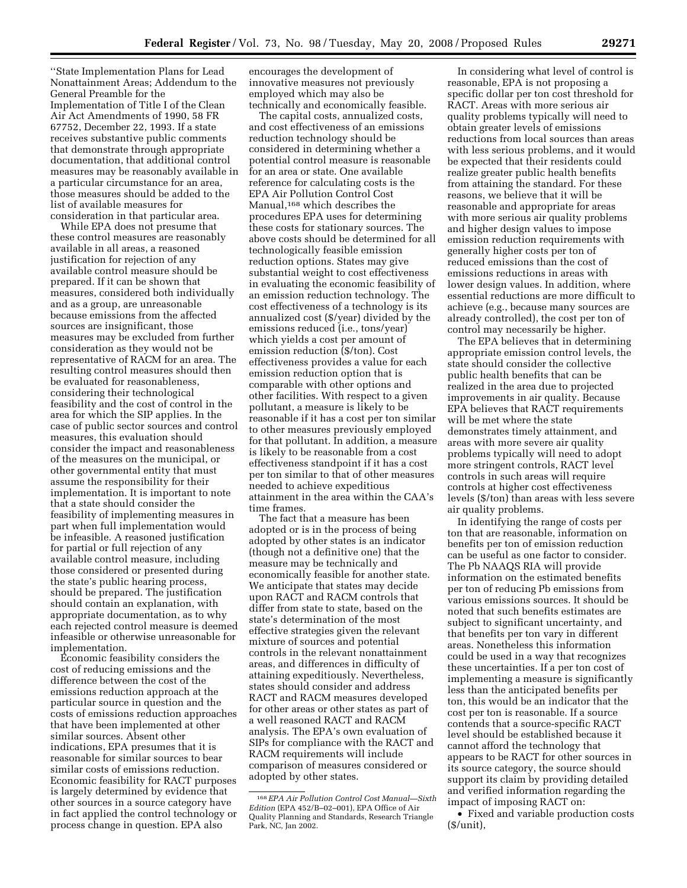''State Implementation Plans for Lead Nonattainment Areas; Addendum to the General Preamble for the Implementation of Title I of the Clean Air Act Amendments of 1990, 58 FR 67752, December 22, 1993. If a state receives substantive public comments that demonstrate through appropriate documentation, that additional control measures may be reasonably available in a particular circumstance for an area, those measures should be added to the list of available measures for consideration in that particular area.

While EPA does not presume that these control measures are reasonably available in all areas, a reasoned justification for rejection of any available control measure should be prepared. If it can be shown that measures, considered both individually and as a group, are unreasonable because emissions from the affected sources are insignificant, those measures may be excluded from further consideration as they would not be representative of RACM for an area. The resulting control measures should then be evaluated for reasonableness, considering their technological feasibility and the cost of control in the area for which the SIP applies. In the case of public sector sources and control measures, this evaluation should consider the impact and reasonableness of the measures on the municipal, or other governmental entity that must assume the responsibility for their implementation. It is important to note that a state should consider the feasibility of implementing measures in part when full implementation would be infeasible. A reasoned justification for partial or full rejection of any available control measure, including those considered or presented during the state's public hearing process, should be prepared. The justification should contain an explanation, with appropriate documentation, as to why each rejected control measure is deemed infeasible or otherwise unreasonable for implementation.

Economic feasibility considers the cost of reducing emissions and the difference between the cost of the emissions reduction approach at the particular source in question and the costs of emissions reduction approaches that have been implemented at other similar sources. Absent other indications, EPA presumes that it is reasonable for similar sources to bear similar costs of emissions reduction. Economic feasibility for RACT purposes is largely determined by evidence that other sources in a source category have in fact applied the control technology or process change in question. EPA also encourages the development of innovative measures not previously employed which may also be technically and economically feasible.

The capital costs, annualized costs, and cost effectiveness of an emissions reduction technology should be considered in determining whether a potential control measure is reasonable for an area or state. One available reference for calculating costs is the EPA Air Pollution Control Cost Manual,[168] which describes the procedures EPA uses for determining these costs for stationary sources. The above costs should be determined for all technologically feasible emission reduction options. States may give substantial weight to cost effectiveness in evaluating the economic feasibility of an emission reduction technology. The cost effectiveness of a technology is its annualized cost ($/year) divided by the emissions reduced (i.e., tons/year) which yields a cost per amount of emission reduction ($/ton). Cost effectiveness provides a value for each emission reduction option that is comparable with other options and other facilities. With respect to a given pollutant, a measure is likely to be reasonable if it has a cost per ton similar to other measures previously employed for that pollutant. In addition, a measure is likely to be reasonable from a cost effectiveness standpoint if it has a cost per ton similar to that of other measures needed to achieve expeditious attainment in the area within the CAA's time frames.

The fact that a measure has been adopted or is in the process of being adopted by other states is an indicator (though not a definitive one) that the measure may be technically and economically feasible for another state. We anticipate that states may decide upon RACT and RACM controls that differ from state to state, based on the state's determination of the most effective strategies given the relevant mixture of sources and potential controls in the relevant nonattainment areas, and differences in difficulty of attaining expeditiously. Nevertheless, states should consider and address RACT and RACM measures developed for other areas or other states as part of a well reasoned RACT and RACM analysis. The EPA's own evaluation of SIPs for compliance with the RACT and RACM requirements will include comparison of measures considered or adopted by other states.

In considering what level of control is reasonable, EPA is not proposing a specific dollar per ton cost threshold for RACT. Areas with more serious air quality problems typically will need to obtain greater levels of emissions reductions from local sources than areas with less serious problems, and it would be expected that their residents could realize greater public health benefits from attaining the standard. For these reasons, we believe that it will be reasonable and appropriate for areas with more serious air quality problems and higher design values to impose emission reduction requirements with generally higher costs per ton of reduced emissions than the cost of emissions reductions in areas with lower design values. In addition, where essential reductions are more difficult to achieve (e.g., because many sources are already controlled), the cost per ton of control may necessarily be higher.

The EPA believes that in determining appropriate emission control levels, the state should consider the collective public health benefits that can be realized in the area due to projected improvements in air quality. Because EPA believes that RACT requirements will be met where the state demonstrates timely attainment, and areas with more severe air quality problems typically will need to adopt more stringent controls, RACT level controls in such areas will require controls at higher cost effectiveness levels ($/ton) than areas with less severe air quality problems.

In identifying the range of costs per ton that are reasonable, information on benefits per ton of emission reduction can be useful as one factor to consider. The Pb NAAQS RIA will provide information on the estimated benefits per ton of reducing Pb emissions from various emissions sources. It should be noted that such benefits estimates are subject to significant uncertainty, and that benefits per ton vary in different areas. Nonetheless this information could be used in a way that recognizes these uncertainties. If a per ton cost of implementing a measure is significantly less than the anticipated benefits per ton, this would be an indicator that the cost per ton is reasonable. If a source contends that a source-specific RACT level should be established because it cannot afford the technology that appears to be RACT for other sources in its source category, the source should support its claim by providing detailed and verified information regarding the impact of imposing RACT on:

- Fixed and variable production costs ($/unit),

---

[168] *EPA Air Pollution Control Cost Manual—Sixth Edition* (EPA 452/B–02–001), EPA Office of Air Quality Planning and Standards, Research Triangle Park, NC, Jan 2002.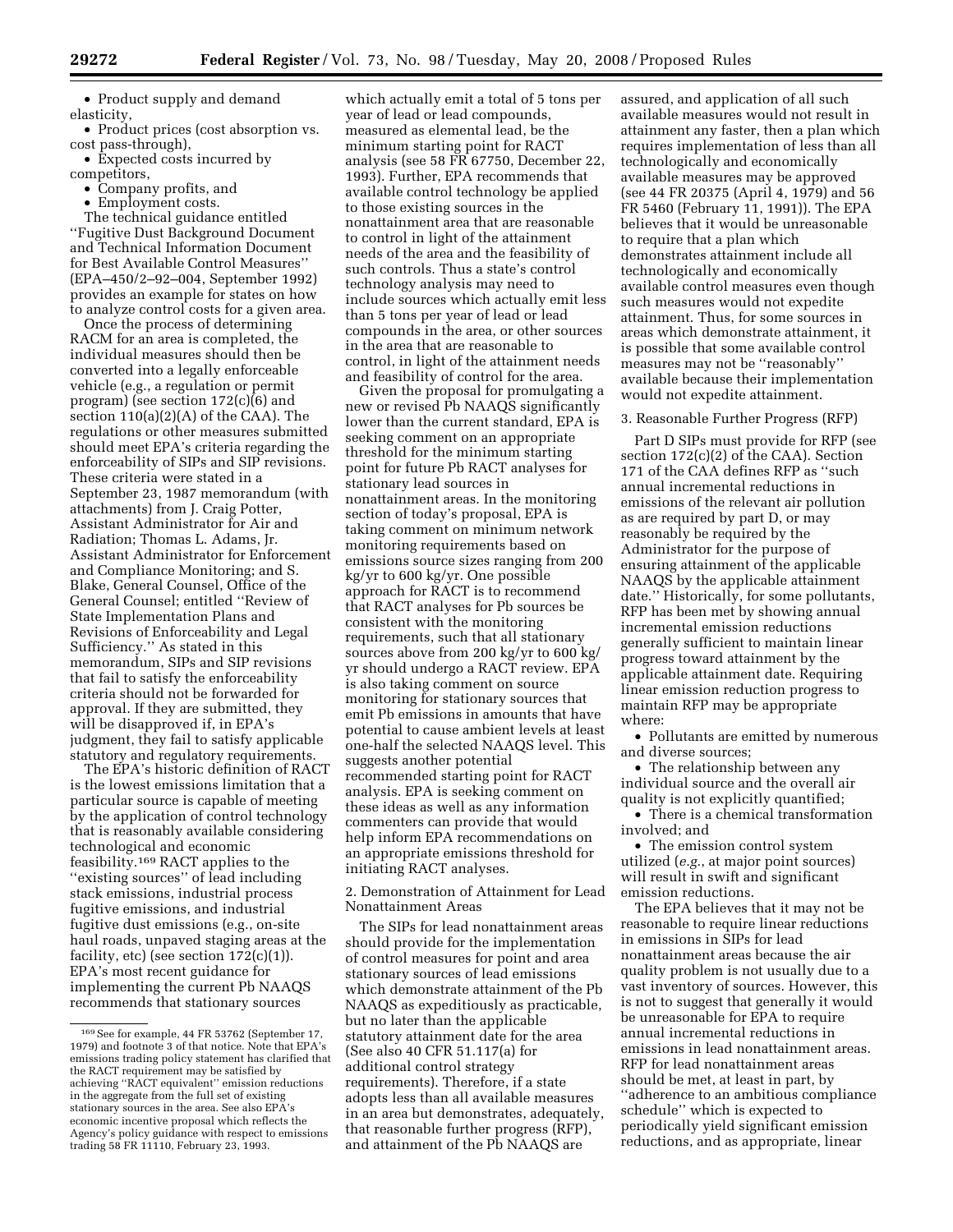- Product supply and demand elasticity,
- Product prices (cost absorption vs. cost pass-through),
- Expected costs incurred by competitors,
- Company profits, and
- Employment costs.

The technical guidance entitled ''Fugitive Dust Background Document and Technical Information Document for Best Available Control Measures'' (EPA–450/2–92–004, September 1992) provides an example for states on how to analyze control costs for a given area.

Once the process of determining RACM for an area is completed, the individual measures should then be converted into a legally enforceable vehicle (e.g., a regulation or permit program) (see section 172(c)(6) and section 110(a)(2)(A) of the CAA). The regulations or other measures submitted should meet EPA's criteria regarding the enforceability of SIPs and SIP revisions. These criteria were stated in a September 23, 1987 memorandum (with attachments) from J. Craig Potter, Assistant Administrator for Air and Radiation; Thomas L. Adams, Jr. Assistant Administrator for Enforcement and Compliance Monitoring; and S. Blake, General Counsel, Office of the General Counsel; entitled ''Review of State Implementation Plans and Revisions of Enforceability and Legal Sufficiency.'' As stated in this memorandum, SIPs and SIP revisions that fail to satisfy the enforceability criteria should not be forwarded for approval. If they are submitted, they will be disapproved if, in EPA's judgment, they fail to satisfy applicable statutory and regulatory requirements.

The EPA's historic definition of RACT is the lowest emissions limitation that a particular source is capable of meeting by the application of control technology that is reasonably available considering technological and economic feasibility.[169] RACT applies to the ''existing sources'' of lead including stack emissions, industrial process fugitive emissions, and industrial fugitive dust emissions (e.g., on-site haul roads, unpaved staging areas at the facility, etc) (see section 172(c)(1)). EPA's most recent guidance for implementing the current Pb NAAQS recommends that stationary sources which actually emit a total of 5 tons per year of lead or lead compounds, measured as elemental lead, be the minimum starting point for RACT analysis (see 58 FR 67750, December 22, 1993). Further, EPA recommends that available control technology be applied to those existing sources in the nonattainment area that are reasonable to control in light of the attainment needs of the area and the feasibility of such controls. Thus a state's control technology analysis may need to include sources which actually emit less than 5 tons per year of lead or lead compounds in the area, or other sources in the area that are reasonable to control, in light of the attainment needs and feasibility of control for the area.

Given the proposal for promulgating a new or revised Pb NAAQS significantly lower than the current standard, EPA is seeking comment on an appropriate threshold for the minimum starting point for future Pb RACT analyses for stationary lead sources in nonattainment areas. In the monitoring section of today's proposal, EPA is taking comment on minimum network monitoring requirements based on emissions source sizes ranging from 200 kg/yr to 600 kg/yr. One possible approach for RACT is to recommend that RACT analyses for Pb sources be consistent with the monitoring requirements, such that all stationary sources above from 200 kg/yr to 600 kg/yr should undergo a RACT review. EPA is also taking comment on source monitoring for stationary sources that emit Pb emissions in amounts that have potential to cause ambient levels at least one-half the selected NAAQS level. This suggests another potential recommended starting point for RACT analysis. EPA is seeking comment on these ideas as well as any information commenters can provide that would help inform EPA recommendations on an appropriate emissions threshold for initiating RACT analyses.

2. Demonstration of Attainment for Lead Nonattainment Areas

The SIPs for lead nonattainment areas should provide for the implementation of control measures for point and area stationary sources of lead emissions which demonstrate attainment of the Pb NAAQS as expeditiously as practicable, but no later than the applicable statutory attainment date for the area (See also 40 CFR 51.117(a) for additional control strategy requirements). Therefore, if a state adopts less than all available measures in an area but demonstrates, adequately, that reasonable further progress (RFP), and attainment of the Pb NAAQS are assured, and application of all such available measures would not result in attainment any faster, then a plan which requires implementation of less than all technologically and economically available measures may be approved (see 44 FR 20375 (April 4, 1979) and 56 FR 5460 (February 11, 1991)). The EPA believes that it would be unreasonable to require that a plan which demonstrates attainment include all technologically and economically available control measures even though such measures would not expedite attainment. Thus, for some sources in areas which demonstrate attainment, it is possible that some available control measures may not be ''reasonably'' available because their implementation would not expedite attainment.

3. Reasonable Further Progress (RFP)

Part D SIPs must provide for RFP (see section 172(c)(2) of the CAA). Section 171 of the CAA defines RFP as ''such annual incremental reductions in emissions of the relevant air pollution as are required by part D, or may reasonably be required by the Administrator for the purpose of ensuring attainment of the applicable NAAQS by the applicable attainment date.'' Historically, for some pollutants, RFP has been met by showing annual incremental emission reductions generally sufficient to maintain linear progress toward attainment by the applicable attainment date. Requiring linear emission reduction progress to maintain RFP may be appropriate where:

- Pollutants are emitted by numerous and diverse sources;
- The relationship between any individual source and the overall air quality is not explicitly quantified;
- There is a chemical transformation involved; and
- The emission control system utilized (*e.g.*, at major point sources) will result in swift and significant emission reductions.

The EPA believes that it may not be reasonable to require linear reductions in emissions in SIPs for lead nonattainment areas because the air quality problem is not usually due to a vast inventory of sources. However, this is not to suggest that generally it would be unreasonable for EPA to require annual incremental reductions in emissions in lead nonattainment areas. RFP for lead nonattainment areas should be met, at least in part, by ''adherence to an ambitious compliance schedule'' which is expected to periodically yield significant emission reductions, and as appropriate, linear

[169] See for example, 44 FR 53762 (September 17, 1979) and footnote 3 of that notice. Note that EPA's emissions trading policy statement has clarified that the RACT requirement may be satisfied by achieving ''RACT equivalent'' emission reductions in the aggregate from the full set of existing stationary sources in the area. See also EPA's economic incentive proposal which reflects the Agency's policy guidance with respect to emissions trading 58 FR 11110, February 23, 1993.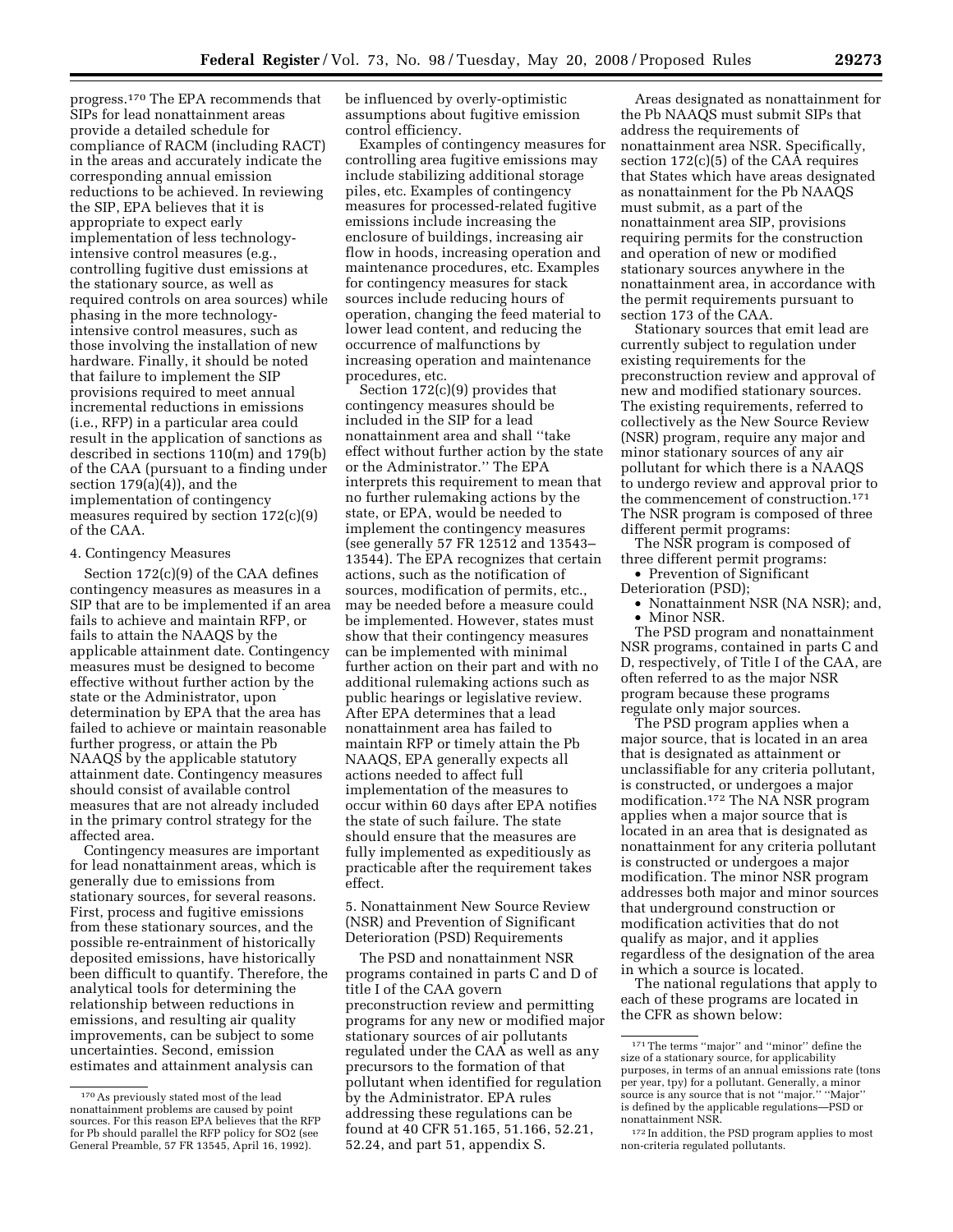progress.[170] The EPA recommends that SIPs for lead nonattainment areas provide a detailed schedule for compliance of RACM (including RACT) in the areas and accurately indicate the corresponding annual emission reductions to be achieved. In reviewing the SIP, EPA believes that it is appropriate to expect early implementation of less technology-intensive control measures (e.g., controlling fugitive dust emissions at the stationary source, as well as required controls on area sources) while phasing in the more technology-intensive control measures, such as those involving the installation of new hardware. Finally, it should be noted that failure to implement the SIP provisions required to meet annual incremental reductions in emissions (i.e., RFP) in a particular area could result in the application of sanctions as described in sections 110(m) and 179(b) of the CAA (pursuant to a finding under section 179(a)(4)), and the implementation of contingency measures required by section 172(c)(9) of the CAA.

#### 4. Contingency Measures

Section 172(c)(9) of the CAA defines contingency measures as measures in a SIP that are to be implemented if an area fails to achieve and maintain RFP, or fails to attain the NAAQS by the applicable attainment date. Contingency measures must be designed to become effective without further action by the state or the Administrator, upon determination by EPA that the area has failed to achieve or maintain reasonable further progress, or attain the Pb NAAQS by the applicable statutory attainment date. Contingency measures should consist of available control measures that are not already included in the primary control strategy for the affected area.

Contingency measures are important for lead nonattainment areas, which is generally due to emissions from stationary sources, for several reasons. First, process and fugitive emissions from these stationary sources, and the possible re-entrainment of historically deposited emissions, have historically been difficult to quantify. Therefore, the analytical tools for determining the relationship between reductions in emissions, and resulting air quality improvements, can be subject to some uncertainties. Second, emission estimates and attainment analysis can be influenced by overly-optimistic assumptions about fugitive emission control efficiency.

Examples of contingency measures for controlling area fugitive emissions may include stabilizing additional storage piles, etc. Examples of contingency measures for processed-related fugitive emissions include increasing the enclosure of buildings, increasing air flow in hoods, increasing operation and maintenance procedures, etc. Examples for contingency measures for stack sources include reducing hours of operation, changing the feed material to lower lead content, and reducing the occurrence of malfunctions by increasing operation and maintenance procedures, etc.

Section 172(c)(9) provides that contingency measures should be included in the SIP for a lead nonattainment area and shall ''take effect without further action by the state or the Administrator.'' The EPA interprets this requirement to mean that no further rulemaking actions by the state, or EPA, would be needed to implement the contingency measures (see generally 57 FR 12512 and 13543–13544). The EPA recognizes that certain actions, such as the notification of sources, modification of permits, etc., may be needed before a measure could be implemented. However, states must show that their contingency measures can be implemented with minimal further action on their part and with no additional rulemaking actions such as public hearings or legislative review. After EPA determines that a lead nonattainment area has failed to maintain RFP or timely attain the Pb NAAQS, EPA generally expects all actions needed to affect full implementation of the measures to occur within 60 days after EPA notifies the state of such failure. The state should ensure that the measures are fully implemented as expeditiously as practicable after the requirement takes effect.

#### 5. Nonattainment New Source Review (NSR) and Prevention of Significant Deterioration (PSD) Requirements

The PSD and nonattainment NSR programs contained in parts C and D of title I of the CAA govern preconstruction review and permitting programs for any new or modified major stationary sources of air pollutants regulated under the CAA as well as any precursors to the formation of that pollutant when identified for regulation by the Administrator. EPA rules addressing these regulations can be found at 40 CFR 51.165, 51.166, 52.21, 52.24, and part 51, appendix S.

Areas designated as nonattainment for the Pb NAAQS must submit SIPs that address the requirements of nonattainment area NSR. Specifically, section 172(c)(5) of the CAA requires that States which have areas designated as nonattainment for the Pb NAAQS must submit, as a part of the nonattainment area SIP, provisions requiring permits for the construction and operation of new or modified stationary sources anywhere in the nonattainment area, in accordance with the permit requirements pursuant to section 173 of the CAA.

Stationary sources that emit lead are currently subject to regulation under existing requirements for the preconstruction review and approval of new and modified stationary sources. The existing requirements, referred to collectively as the New Source Review (NSR) program, require any major and minor stationary sources of any air pollutant for which there is a NAAQS to undergo review and approval prior to the commencement of construction.[171] The NSR program is composed of three different permit programs:

The NSR program is composed of three different permit programs:

- Prevention of Significant Deterioration (PSD);
- Nonattainment NSR (NA NSR); and,
- Minor NSR.

The PSD program and nonattainment NSR programs, contained in parts C and D, respectively, of Title I of the CAA, are often referred to as the major NSR program because these programs regulate only major sources.

The PSD program applies when a major source, that is located in an area that is designated as attainment or unclassifiable for any criteria pollutant, is constructed, or undergoes a major modification.[172] The NA NSR program applies when a major source that is located in an area that is designated as nonattainment for any criteria pollutant is constructed or undergoes a major modification. The minor NSR program addresses both major and minor sources that underground construction or modification activities that do not qualify as major, and it applies regardless of the designation of the area in which a source is located.

The national regulations that apply to each of these programs are located in the CFR as shown below:

---

[170] As previously stated most of the lead nonattainment problems are caused by point sources. For this reason EPA believes that the RFP for Pb should parallel the RFP policy for SO2 (see General Preamble, 57 FR 13545, April 16, 1992).

[171] The terms ''major'' and ''minor'' define the size of a stationary source, for applicability purposes, in terms of an annual emissions rate (tons per year, tpy) for a pollutant. Generally, a minor source is any source that is not ''major.'' ''Major'' is defined by the applicable regulations—PSD or nonattainment NSR.

[172] In addition, the PSD program applies to most non-criteria regulated pollutants.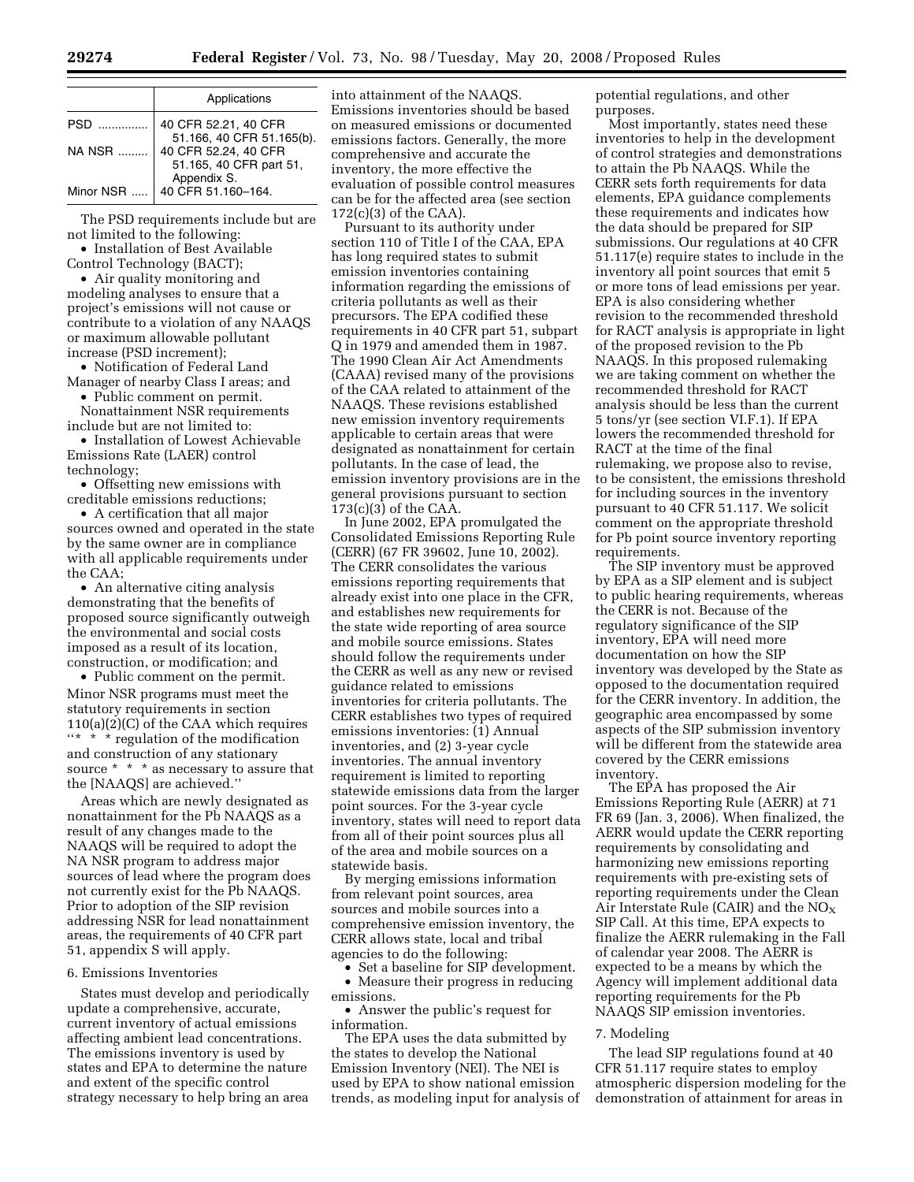| | Applications |
|---|---|
| PSD | 40 CFR 52.21, 40 CFR 51.166, 40 CFR 51.165(b). |
| NA NSR | 40 CFR 52.24, 40 CFR 51.165, 40 CFR part 51, Appendix S. |
| Minor NSR | 40 CFR 51.160–164. |

The PSD requirements include but are not limited to the following:

- Installation of Best Available Control Technology (BACT);
- Air quality monitoring and modeling analyses to ensure that a project's emissions will not cause or contribute to a violation of any NAAQS or maximum allowable pollutant increase (PSD increment);
- Notification of Federal Land Manager of nearby Class I areas; and
- Public comment on permit.

Nonattainment NSR requirements include but are not limited to:

- Installation of Lowest Achievable Emissions Rate (LAER) control technology;
- Offsetting new emissions with creditable emissions reductions;
- A certification that all major sources owned and operated in the state by the same owner are in compliance with all applicable requirements under the CAA;
- An alternative citing analysis demonstrating that the benefits of proposed source significantly outweigh the environmental and social costs imposed as a result of its location, construction, or modification; and
- Public comment on the permit.

Minor NSR programs must meet the statutory requirements in section 110(a)(2)(C) of the CAA which requires "* * * regulation of the modification and construction of any stationary source * * * as necessary to assure that the [NAAQS] are achieved."

Areas which are newly designated as nonattainment for the Pb NAAQS as a result of any changes made to the NAAQS will be required to adopt the NA NSR program to address major sources of lead where the program does not currently exist for the Pb NAAQS. Prior to adoption of the SIP revision addressing NSR for lead nonattainment areas, the requirements of 40 CFR part 51, appendix S will apply.

6. Emissions Inventories

States must develop and periodically update a comprehensive, accurate, current inventory of actual emissions affecting ambient lead concentrations. The emissions inventory is used by states and EPA to determine the nature and extent of the specific control strategy necessary to help bring an area into attainment of the NAAQS. Emissions inventories should be based on measured emissions or documented emissions factors. Generally, the more comprehensive and accurate the inventory, the more effective the evaluation of possible control measures can be for the affected area (see section 172(c)(3) of the CAA).

Pursuant to its authority under section 110 of Title I of the CAA, EPA has long required states to submit emission inventories containing information regarding the emissions of criteria pollutants as well as their precursors. The EPA codified these requirements in 40 CFR part 51, subpart Q in 1979 and amended them in 1987. The 1990 Clean Air Act Amendments (CAAA) revised many of the provisions of the CAA related to attainment of the NAAQS. These revisions established new emission inventory requirements applicable to certain areas that were designated as nonattainment for certain pollutants. In the case of lead, the emission inventory provisions are in the general provisions pursuant to section 173(c)(3) of the CAA.

In June 2002, EPA promulgated the Consolidated Emissions Reporting Rule (CERR) (67 FR 39602, June 10, 2002). The CERR consolidates the various emissions reporting requirements that already exist into one place in the CFR, and establishes new requirements for the state wide reporting of area source and mobile source emissions. States should follow the requirements under the CERR as well as any new or revised guidance related to emissions inventories for criteria pollutants. The CERR establishes two types of required emissions inventories: (1) Annual inventories, and (2) 3-year cycle inventories. The annual inventory requirement is limited to reporting statewide emissions data from the larger point sources. For the 3-year cycle inventory, states will need to report data from all of their point sources plus all of the area and mobile sources on a statewide basis.

By merging emissions information from relevant point sources, area sources and mobile sources into a comprehensive emission inventory, the CERR allows state, local and tribal agencies to do the following:

- Set a baseline for SIP development.
- Measure their progress in reducing emissions.
- Answer the public's request for information.

The EPA uses the data submitted by the states to develop the National Emission Inventory (NEI). The NEI is used by EPA to show national emission trends, as modeling input for analysis of potential regulations, and other purposes.

Most importantly, states need these inventories to help in the development of control strategies and demonstrations to attain the Pb NAAQS. While the CERR sets forth requirements for data elements, EPA guidance complements these requirements and indicates how the data should be prepared for SIP submissions. Our regulations at 40 CFR 51.117(e) require states to include in the inventory all point sources that emit 5 or more tons of lead emissions per year. EPA is also considering whether revision to the recommended threshold for RACT analysis is appropriate in light of the proposed revision to the Pb NAAQS. In this proposed rulemaking we are taking comment on whether the recommended threshold for RACT analysis should be less than the current 5 tons/yr (see section VI.F.1). If EPA lowers the recommended threshold for RACT at the time of the final rulemaking, we propose also to revise, to be consistent, the emissions threshold for including sources in the inventory pursuant to 40 CFR 51.117. We solicit comment on the appropriate threshold for Pb point source inventory reporting requirements.

The SIP inventory must be approved by EPA as a SIP element and is subject to public hearing requirements, whereas the CERR is not. Because of the regulatory significance of the SIP inventory, EPA will need more documentation on how the SIP inventory was developed by the State as opposed to the documentation required for the CERR inventory. In addition, the geographic area encompassed by some aspects of the SIP submission inventory will be different from the statewide area covered by the CERR emissions inventory.

The EPA has proposed the Air Emissions Reporting Rule (AERR) at 71 FR 69 (Jan. 3, 2006). When finalized, the AERR would update the CERR reporting requirements by consolidating and harmonizing new emissions reporting requirements with pre-existing sets of reporting requirements under the Clean Air Interstate Rule (CAIR) and the $NO_X$ SIP Call. At this time, EPA expects to finalize the AERR rulemaking in the Fall of calendar year 2008. The AERR is expected to be a means by which the Agency will implement additional data reporting requirements for the Pb NAAQS SIP emission inventories.

7. Modeling

The lead SIP regulations found at 40 CFR 51.117 require states to employ atmospheric dispersion modeling for the demonstration of attainment for areas in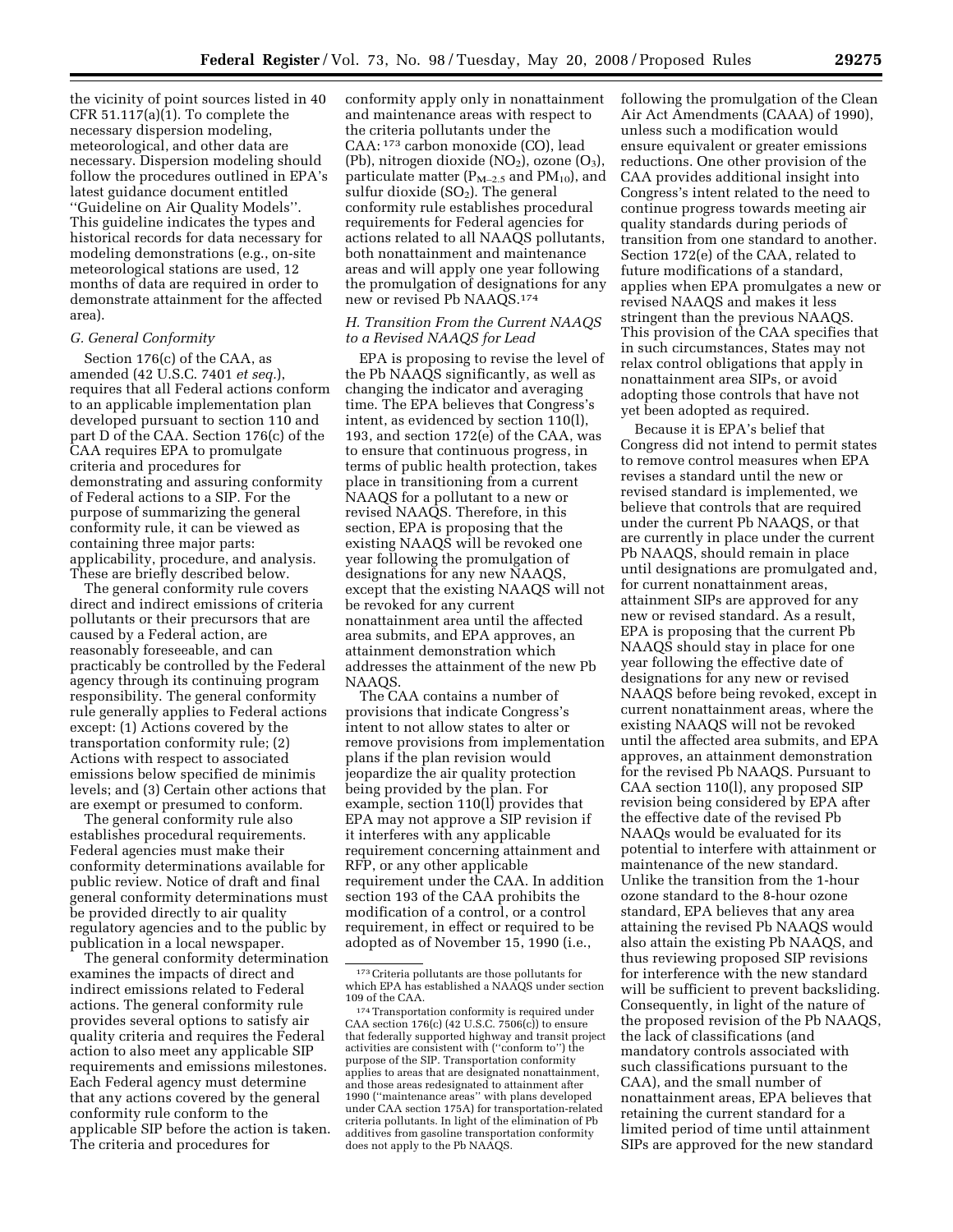the vicinity of point sources listed in 40 CFR 51.117(a)(1). To complete the necessary dispersion modeling, meteorological, and other data are necessary. Dispersion modeling should follow the procedures outlined in EPA's latest guidance document entitled ''Guideline on Air Quality Models''. This guideline indicates the types and historical records for data necessary for modeling demonstrations (e.g., on-site meteorological stations are used, 12 months of data are required in order to demonstrate attainment for the affected area).

### G. General Conformity

Section 176(c) of the CAA, as amended (42 U.S.C. 7401 *et seq.*), requires that all Federal actions conform to an applicable implementation plan developed pursuant to section 110 and part D of the CAA. Section 176(c) of the CAA requires EPA to promulgate criteria and procedures for demonstrating and assuring conformity of Federal actions to a SIP. For the purpose of summarizing the general conformity rule, it can be viewed as containing three major parts: applicability, procedure, and analysis. These are briefly described below.

The general conformity rule covers direct and indirect emissions of criteria pollutants or their precursors that are caused by a Federal action, are reasonably foreseeable, and can practicably be controlled by the Federal agency through its continuing program responsibility. The general conformity rule generally applies to Federal actions except: (1) Actions covered by the transportation conformity rule; (2) Actions with respect to associated emissions below specified de minimis levels; and (3) Certain other actions that are exempt or presumed to conform.

The general conformity rule also establishes procedural requirements. Federal agencies must make their conformity determinations available for public review. Notice of draft and final general conformity determinations must be provided directly to air quality regulatory agencies and to the public by publication in a local newspaper.

The general conformity determination examines the impacts of direct and indirect emissions related to Federal actions. The general conformity rule provides several options to satisfy air quality criteria and requires the Federal action to also meet any applicable SIP requirements and emissions milestones. Each Federal agency must determine that any actions covered by the general conformity rule conform to the applicable SIP before the action is taken. The criteria and procedures for conformity apply only in nonattainment and maintenance areas with respect to the criteria pollutants under the CAA: [173] carbon monoxide (CO), lead (Pb), nitrogen dioxide ($NO_2$), ozone ($O_3$), particulate matter ($P_{M-2.5}$ and $PM_{10}$), and sulfur dioxide ($SO_2$). The general conformity rule establishes procedural requirements for Federal agencies for actions related to all NAAQS pollutants, both nonattainment and maintenance areas and will apply one year following the promulgation of designations for any new or revised Pb NAAQS.[174]

### H. Transition From the Current NAAQS to a Revised NAAQS for Lead

EPA is proposing to revise the level of the Pb NAAQS significantly, as well as changing the indicator and averaging time. The EPA believes that Congress's intent, as evidenced by section 110(l), 193, and section 172(e) of the CAA, was to ensure that continuous progress, in terms of public health protection, takes place in transitioning from a current NAAQS for a pollutant to a new or revised NAAQS. Therefore, in this section, EPA is proposing that the existing NAAQS will be revoked one year following the promulgation of designations for any new NAAQS, except that the existing NAAQS will not be revoked for any current nonattainment area until the affected area submits, and EPA approves, an attainment demonstration which addresses the attainment of the new Pb NAAQS.

The CAA contains a number of provisions that indicate Congress's intent to not allow states to alter or remove provisions from implementation plans if the plan revision would jeopardize the air quality protection being provided by the plan. For example, section 110(l) provides that EPA may not approve a SIP revision if it interferes with any applicable requirement concerning attainment and RFP, or any other applicable requirement under the CAA. In addition section 193 of the CAA prohibits the modification of a control, or a control requirement, in effect or required to be adopted as of November 15, 1990 (i.e., following the promulgation of the Clean Air Act Amendments (CAAA) of 1990), unless such a modification would ensure equivalent or greater emissions reductions. One other provision of the CAA provides additional insight into Congress's intent related to the need to continue progress towards meeting air quality standards during periods of transition from one standard to another. Section 172(e) of the CAA, related to future modifications of a standard, applies when EPA promulgates a new or revised NAAQS and makes it less stringent than the previous NAAQS. This provision of the CAA specifies that in such circumstances, States may not relax control obligations that apply in nonattainment area SIPs, or avoid adopting those controls that have not yet been adopted as required.

Because it is EPA's belief that Congress did not intend to permit states to remove control measures when EPA revises a standard until the new or revised standard is implemented, we believe that controls that are required under the current Pb NAAQS, or that are currently in place under the current Pb NAAQS, should remain in place until designations are promulgated and, for current nonattainment areas, attainment SIPs are approved for any new or revised standard. As a result, EPA is proposing that the current Pb NAAQS should stay in place for one year following the effective date of designations for any new or revised NAAQS before being revoked, except in current nonattainment areas, where the existing NAAQS will not be revoked until the affected area submits, and EPA approves, an attainment demonstration for the revised Pb NAAQS. Pursuant to CAA section 110(l), any proposed SIP revision being considered by EPA after the effective date of the revised Pb NAAQs would be evaluated for its potential to interfere with attainment or maintenance of the new standard. Unlike the transition from the 1-hour ozone standard to the 8-hour ozone standard, EPA believes that any area attaining the revised Pb NAAQS would also attain the existing Pb NAAQS, and thus reviewing proposed SIP revisions for interference with the new standard will be sufficient to prevent backsliding. Consequently, in light of the nature of the proposed revision of the Pb NAAQS, the lack of classifications (and mandatory controls associated with such classifications pursuant to the CAA), and the small number of nonattainment areas, EPA believes that retaining the current standard for a limited period of time until attainment SIPs are approved for the new standard

---

[173] Criteria pollutants are those pollutants for which EPA has established a NAAQS under section 109 of the CAA.

[174] Transportation conformity is required under CAA section 176(c) (42 U.S.C. 7506(c)) to ensure that federally supported highway and transit project activities are consistent with (''conform to'') the purpose of the SIP. Transportation conformity applies to areas that are designated nonattainment, and those areas redesignated to attainment after 1990 (''maintenance areas'' with plans developed under CAA section 175A) for transportation-related criteria pollutants. In light of the elimination of Pb additives from gasoline transportation conformity does not apply to the Pb NAAQS.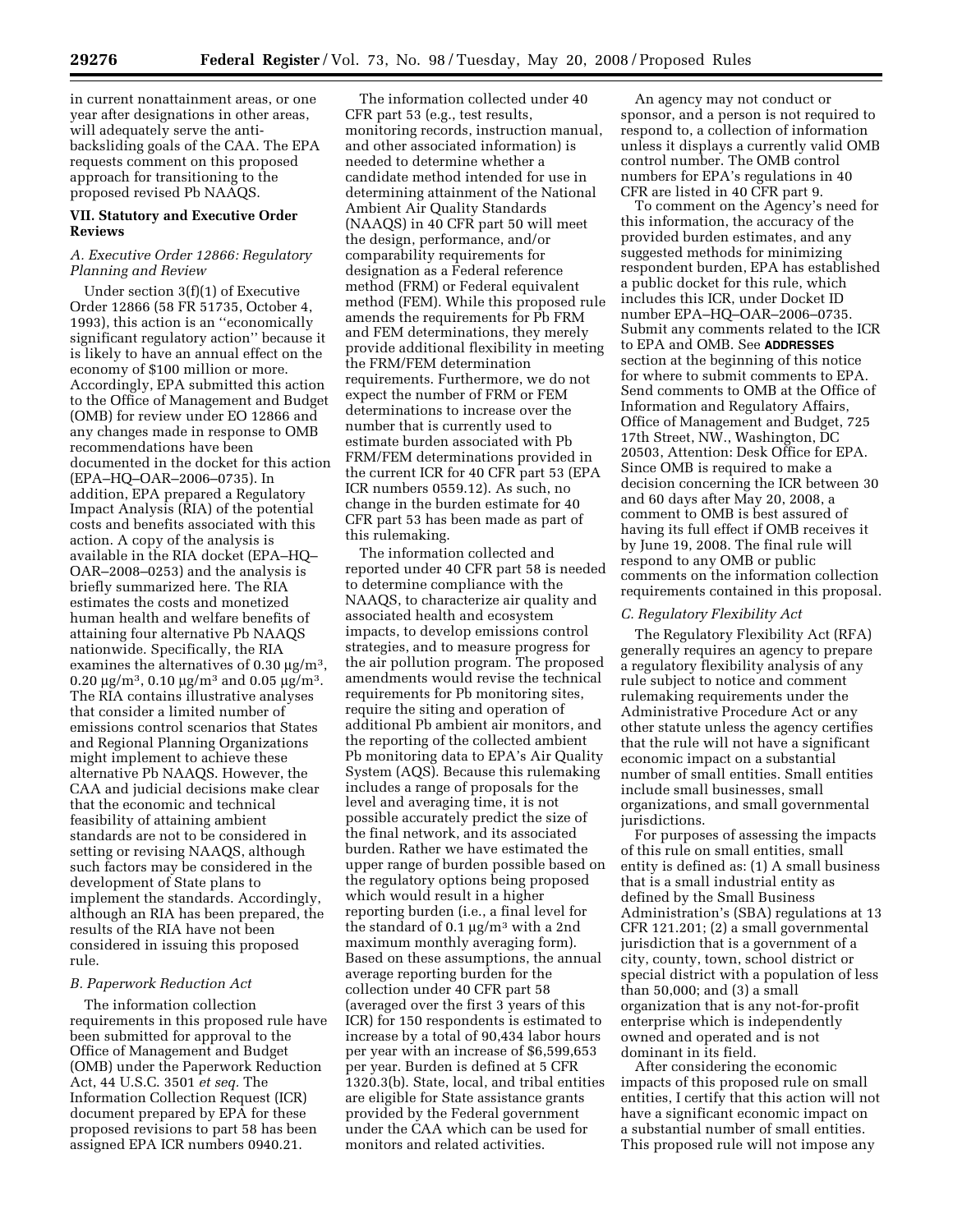in current nonattainment areas, or one year after designations in other areas, will adequately serve the anti-backsliding goals of the CAA. The EPA requests comment on this proposed approach for transitioning to the proposed revised Pb NAAQS.

### VII. Statutory and Executive Order Reviews

#### *A. Executive Order 12866: Regulatory Planning and Review*

Under section 3(f)(1) of Executive Order 12866 (58 FR 51735, October 4, 1993), this action is an ''economically significant regulatory action'' because it is likely to have an annual effect on the economy of $100 million or more. Accordingly, EPA submitted this action to the Office of Management and Budget (OMB) for review under EO 12866 and any changes made in response to OMB recommendations have been documented in the docket for this action (EPA–HQ–OAR–2006–0735). In addition, EPA prepared a Regulatory Impact Analysis (RIA) of the potential costs and benefits associated with this action. A copy of the analysis is available in the RIA docket (EPA–HQ–OAR–2008–0253) and the analysis is briefly summarized here. The RIA estimates the costs and monetized human health and welfare benefits of attaining four alternative Pb NAAQS nationwide. Specifically, the RIA examines the alternatives of 0.30 μg/m$^3$, 0.20 μg/m$^3$, 0.10 μg/m$^3$ and 0.05 μg/m$^3$. The RIA contains illustrative analyses that consider a limited number of emissions control scenarios that States and Regional Planning Organizations might implement to achieve these alternative Pb NAAQS. However, the CAA and judicial decisions make clear that the economic and technical feasibility of attaining ambient standards are not to be considered in setting or revising NAAQS, although such factors may be considered in the development of State plans to implement the standards. Accordingly, although an RIA has been prepared, the results of the RIA have not been considered in issuing this proposed rule.

#### *B. Paperwork Reduction Act*

The information collection requirements in this proposed rule have been submitted for approval to the Office of Management and Budget (OMB) under the Paperwork Reduction Act, 44 U.S.C. 3501 *et seq.* The Information Collection Request (ICR) document prepared by EPA for these proposed revisions to part 58 has been assigned EPA ICR numbers 0940.21.

The information collected under 40 CFR part 53 (e.g., test results, monitoring records, instruction manual, and other associated information) is needed to determine whether a candidate method intended for use in determining attainment of the National Ambient Air Quality Standards (NAAQS) in 40 CFR part 50 will meet the design, performance, and/or comparability requirements for designation as a Federal reference method (FRM) or Federal equivalent method (FEM). While this proposed rule amends the requirements for Pb FRM and FEM determinations, they merely provide additional flexibility in meeting the FRM/FEM determination requirements. Furthermore, we do not expect the number of FRM or FEM determinations to increase over the number that is currently used to estimate burden associated with Pb FRM/FEM determinations provided in the current ICR for 40 CFR part 53 (EPA ICR numbers 0559.12). As such, no change in the burden estimate for 40 CFR part 53 has been made as part of this rulemaking.

The information collected and reported under 40 CFR part 58 is needed to determine compliance with the NAAQS, to characterize air quality and associated health and ecosystem impacts, to develop emissions control strategies, and to measure progress for the air pollution program. The proposed amendments would revise the technical requirements for Pb monitoring sites, require the siting and operation of additional Pb ambient air monitors, and the reporting of the collected ambient Pb monitoring data to EPA's Air Quality System (AQS). Because this rulemaking includes a range of proposals for the level and averaging time, it is not possible accurately predict the size of the final network, and its associated burden. Rather we have estimated the upper range of burden possible based on the regulatory options being proposed which would result in a higher reporting burden (i.e., a final level for the standard of 0.1 μg/m$^3$ with a 2nd maximum monthly averaging form). Based on these assumptions, the annual average reporting burden for the collection under 40 CFR part 58 (averaged over the first 3 years of this ICR) for 150 respondents is estimated to increase by a total of 90,434 labor hours per year with an increase of $6,599,653 per year. Burden is defined at 5 CFR 1320.3(b). State, local, and tribal entities are eligible for State assistance grants provided by the Federal government under the CAA which can be used for monitors and related activities.

An agency may not conduct or sponsor, and a person is not required to respond to, a collection of information unless it displays a currently valid OMB control number. The OMB control numbers for EPA's regulations in 40 CFR are listed in 40 CFR part 9.

To comment on the Agency's need for this information, the accuracy of the provided burden estimates, and any suggested methods for minimizing respondent burden, EPA has established a public docket for this rule, which includes this ICR, under Docket ID number EPA–HQ–OAR–2006–0735. Submit any comments related to the ICR to EPA and OMB. See **ADDRESSES** section at the beginning of this notice for where to submit comments to EPA. Send comments to OMB at the Office of Information and Regulatory Affairs, Office of Management and Budget, 725 17th Street, NW., Washington, DC 20503, Attention: Desk Office for EPA. Since OMB is required to make a decision concerning the ICR between 30 and 60 days after May 20, 2008, a comment to OMB is best assured of having its full effect if OMB receives it by June 19, 2008. The final rule will respond to any OMB or public comments on the information collection requirements contained in this proposal.

#### *C. Regulatory Flexibility Act*

The Regulatory Flexibility Act (RFA) generally requires an agency to prepare a regulatory flexibility analysis of any rule subject to notice and comment rulemaking requirements under the Administrative Procedure Act or any other statute unless the agency certifies that the rule will not have a significant economic impact on a substantial number of small entities. Small entities include small businesses, small organizations, and small governmental jurisdictions.

For purposes of assessing the impacts of this rule on small entities, small entity is defined as: (1) A small business that is a small industrial entity as defined by the Small Business Administration's (SBA) regulations at 13 CFR 121.201; (2) a small governmental jurisdiction that is a government of a city, county, town, school district or special district with a population of less than 50,000; and (3) a small organization that is any not-for-profit enterprise which is independently owned and operated and is not dominant in its field.

After considering the economic impacts of this proposed rule on small entities, I certify that this action will not have a significant economic impact on a substantial number of small entities. This proposed rule will not impose any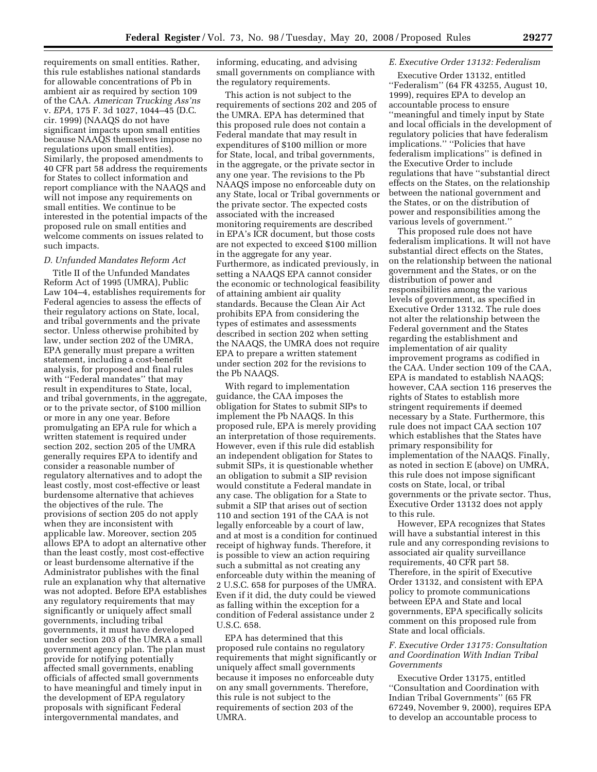requirements on small entities. Rather, this rule establishes national standards for allowable concentrations of Pb in ambient air as required by section 109 of the CAA. *American Trucking Ass'ns* v. *EPA,* 175 F. 3d 1027, 1044–45 (D.C. cir. 1999) (NAAQS do not have significant impacts upon small entities because NAAQS themselves impose no regulations upon small entities). Similarly, the proposed amendments to 40 CFR part 58 address the requirements for States to collect information and report compliance with the NAAQS and will not impose any requirements on small entities. We continue to be interested in the potential impacts of the proposed rule on small entities and welcome comments on issues related to such impacts.

### *D. Unfunded Mandates Reform Act*

Title II of the Unfunded Mandates Reform Act of 1995 (UMRA), Public Law 104–4, establishes requirements for Federal agencies to assess the effects of their regulatory actions on State, local, and tribal governments and the private sector. Unless otherwise prohibited by law, under section 202 of the UMRA, EPA generally must prepare a written statement, including a cost-benefit analysis, for proposed and final rules with "Federal mandates" that may result in expenditures to State, local, and tribal governments, in the aggregate, or to the private sector, of $100 million or more in any one year. Before promulgating an EPA rule for which a written statement is required under section 202, section 205 of the UMRA generally requires EPA to identify and consider a reasonable number of regulatory alternatives and to adopt the least costly, most cost-effective or least burdensome alternative that achieves the objectives of the rule. The provisions of section 205 do not apply when they are inconsistent with applicable law. Moreover, section 205 allows EPA to adopt an alternative other than the least costly, most cost-effective or least burdensome alternative if the Administrator publishes with the final rule an explanation why that alternative was not adopted. Before EPA establishes any regulatory requirements that may significantly or uniquely affect small governments, including tribal governments, it must have developed under section 203 of the UMRA a small government agency plan. The plan must provide for notifying potentially affected small governments, enabling officials of affected small governments to have meaningful and timely input in the development of EPA regulatory proposals with significant Federal intergovernmental mandates, and informing, educating, and advising small governments on compliance with the regulatory requirements.

This action is not subject to the requirements of sections 202 and 205 of the UMRA. EPA has determined that this proposed rule does not contain a Federal mandate that may result in expenditures of $100 million or more for State, local, and tribal governments, in the aggregate, or the private sector in any one year. The revisions to the Pb NAAQS impose no enforceable duty on any State, local or Tribal governments or the private sector. The expected costs associated with the increased monitoring requirements are described in EPA's ICR document, but those costs are not expected to exceed $100 million in the aggregate for any year. Furthermore, as indicated previously, in setting a NAAQS EPA cannot consider the economic or technological feasibility of attaining ambient air quality standards. Because the Clean Air Act prohibits EPA from considering the types of estimates and assessments described in section 202 when setting the NAAQS, the UMRA does not require EPA to prepare a written statement under section 202 for the revisions to the Pb NAAQS.

With regard to implementation guidance, the CAA imposes the obligation for States to submit SIPs to implement the Pb NAAQS. In this proposed rule, EPA is merely providing an interpretation of those requirements. However, even if this rule did establish an independent obligation for States to submit SIPs, it is questionable whether an obligation to submit a SIP revision would constitute a Federal mandate in any case. The obligation for a State to submit a SIP that arises out of section 110 and section 191 of the CAA is not legally enforceable by a court of law, and at most is a condition for continued receipt of highway funds. Therefore, it is possible to view an action requiring such a submittal as not creating any enforceable duty within the meaning of 2 U.S.C. 658 for purposes of the UMRA. Even if it did, the duty could be viewed as falling within the exception for a condition of Federal assistance under 2 U.S.C. 658.

EPA has determined that this proposed rule contains no regulatory requirements that might significantly or uniquely affect small governments because it imposes no enforceable duty on any small governments. Therefore, this rule is not subject to the requirements of section 203 of the UMRA.

### *E. Executive Order 13132: Federalism*

Executive Order 13132, entitled "Federalism" (64 FR 43255, August 10, 1999), requires EPA to develop an accountable process to ensure "meaningful and timely input by State and local officials in the development of regulatory policies that have federalism implications." "Policies that have federalism implications" is defined in the Executive Order to include regulations that have "substantial direct effects on the States, on the relationship between the national government and the States, or on the distribution of power and responsibilities among the various levels of government."

This proposed rule does not have federalism implications. It will not have substantial direct effects on the States, on the relationship between the national government and the States, or on the distribution of power and responsibilities among the various levels of government, as specified in Executive Order 13132. The rule does not alter the relationship between the Federal government and the States regarding the establishment and implementation of air quality improvement programs as codified in the CAA. Under section 109 of the CAA, EPA is mandated to establish NAAQS; however, CAA section 116 preserves the rights of States to establish more stringent requirements if deemed necessary by a State. Furthermore, this rule does not impact CAA section 107 which establishes that the States have primary responsibility for implementation of the NAAQS. Finally, as noted in section E (above) on UMRA, this rule does not impose significant costs on State, local, or tribal governments or the private sector. Thus, Executive Order 13132 does not apply to this rule.

However, EPA recognizes that States will have a substantial interest in this rule and any corresponding revisions to associated air quality surveillance requirements, 40 CFR part 58. Therefore, in the spirit of Executive Order 13132, and consistent with EPA policy to promote communications between EPA and State and local governments, EPA specifically solicits comment on this proposed rule from State and local officials.

### *F. Executive Order 13175: Consultation and Coordination With Indian Tribal Governments*

Executive Order 13175, entitled "Consultation and Coordination with Indian Tribal Governments" (65 FR 67249, November 9, 2000), requires EPA to develop an accountable process to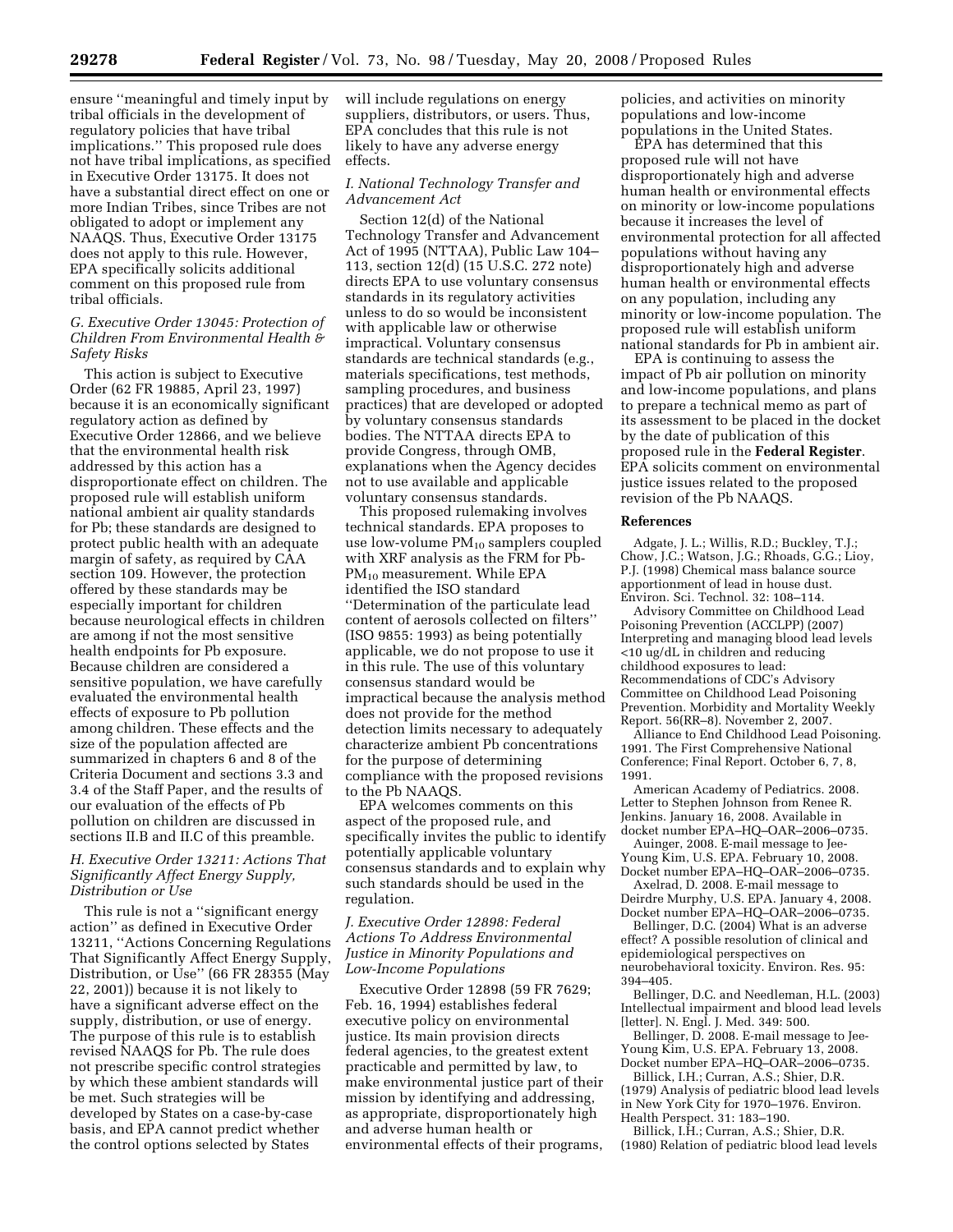ensure ''meaningful and timely input by tribal officials in the development of regulatory policies that have tribal implications.'' This proposed rule does not have tribal implications, as specified in Executive Order 13175. It does not have a substantial direct effect on one or more Indian Tribes, since Tribes are not obligated to adopt or implement any NAAQS. Thus, Executive Order 13175 does not apply to this rule. However, EPA specifically solicits additional comment on this proposed rule from tribal officials.

### *G. Executive Order 13045: Protection of Children From Environmental Health & Safety Risks*

This action is subject to Executive Order (62 FR 19885, April 23, 1997) because it is an economically significant regulatory action as defined by Executive Order 12866, and we believe that the environmental health risk addressed by this action has a disproportionate effect on children. The proposed rule will establish uniform national ambient air quality standards for Pb; these standards are designed to protect public health with an adequate margin of safety, as required by CAA section 109. However, the protection offered by these standards may be especially important for children because neurological effects in children are among if not the most sensitive health endpoints for Pb exposure. Because children are considered a sensitive population, we have carefully evaluated the environmental health effects of exposure to Pb pollution among children. These effects and the size of the population affected are summarized in chapters 6 and 8 of the Criteria Document and sections 3.3 and 3.4 of the Staff Paper, and the results of our evaluation of the effects of Pb pollution on children are discussed in sections II.B and II.C of this preamble.

### *H. Executive Order 13211: Actions That Significantly Affect Energy Supply, Distribution or Use*

This rule is not a ''significant energy action'' as defined in Executive Order 13211, ''Actions Concerning Regulations That Significantly Affect Energy Supply, Distribution, or Use'' (66 FR 28355 (May 22, 2001)) because it is not likely to have a significant adverse effect on the supply, distribution, or use of energy. The purpose of this rule is to establish revised NAAQS for Pb. The rule does not prescribe specific control strategies by which these ambient standards will be met. Such strategies will be developed by States on a case-by-case basis, and EPA cannot predict whether the control options selected by States will include regulations on energy suppliers, distributors, or users. Thus, EPA concludes that this rule is not likely to have any adverse energy effects.

### *I. National Technology Transfer and Advancement Act*

Section 12(d) of the National Technology Transfer and Advancement Act of 1995 (NTTAA), Public Law 104–113, section 12(d) (15 U.S.C. 272 note) directs EPA to use voluntary consensus standards in its regulatory activities unless to do so would be inconsistent with applicable law or otherwise impractical. Voluntary consensus standards are technical standards (e.g., materials specifications, test methods, sampling procedures, and business practices) that are developed or adopted by voluntary consensus standards bodies. The NTTAA directs EPA to provide Congress, through OMB, explanations when the Agency decides not to use available and applicable voluntary consensus standards.

This proposed rulemaking involves technical standards. EPA proposes to use low-volume $PM_{10}$ samplers coupled with XRF analysis as the FRM for Pb-$PM_{10}$ measurement. While EPA identified the ISO standard ''Determination of the particulate lead content of aerosols collected on filters'' (ISO 9855: 1993) as being potentially applicable, we do not propose to use it in this rule. The use of this voluntary consensus standard would be impractical because the analysis method does not provide for the method detection limits necessary to adequately characterize ambient Pb concentrations for the purpose of determining compliance with the proposed revisions to the Pb NAAQS.

EPA welcomes comments on this aspect of the proposed rule, and specifically invites the public to identify potentially applicable voluntary consensus standards and to explain why such standards should be used in the regulation.

### *J. Executive Order 12898: Federal Actions To Address Environmental Justice in Minority Populations and Low-Income Populations*

Executive Order 12898 (59 FR 7629; Feb. 16, 1994) establishes federal executive policy on environmental justice. Its main provision directs federal agencies, to the greatest extent practicable and permitted by law, to make environmental justice part of their mission by identifying and addressing, as appropriate, disproportionately high and adverse human health or environmental effects of their programs, policies, and activities on minority populations and low-income populations in the United States.

EPA has determined that this proposed rule will not have disproportionately high and adverse human health or environmental effects on minority or low-income populations because it increases the level of environmental protection for all affected populations without having any disproportionately high and adverse human health or environmental effects on any population, including any minority or low-income population. The proposed rule will establish uniform national standards for Pb in ambient air.

EPA is continuing to assess the impact of Pb air pollution on minority and low-income populations, and plans to prepare a technical memo as part of its assessment to be placed in the docket by the date of publication of this proposed rule in the **Federal Register**. EPA solicits comment on environmental justice issues related to the proposed revision of the Pb NAAQS.

### References

Adgate, J. L.; Willis, R.D.; Buckley, T.J.; Chow, J.C.; Watson, J.G.; Rhoads, G.G.; Lioy, P.J. (1998) Chemical mass balance source apportionment of lead in house dust. Environ. Sci. Technol. 32: 108–114.

Advisory Committee on Childhood Lead Poisoning Prevention (ACCLPP) (2007) Interpreting and managing blood lead levels <10 ug/dL in children and reducing childhood exposures to lead: Recommendations of CDC's Advisory Committee on Childhood Lead Poisoning Prevention. Morbidity and Mortality Weekly Report. 56(RR–8). November 2, 2007.

Alliance to End Childhood Lead Poisoning. 1991. The First Comprehensive National Conference; Final Report. October 6, 7, 8, 1991.

American Academy of Pediatrics. 2008. Letter to Stephen Johnson from Renee R. Jenkins. January 16, 2008. Available in docket number EPA–HQ–OAR–2006–0735.

Auinger, 2008. E-mail message to Jee-Young Kim, U.S. EPA. February 10, 2008. Docket number EPA–HQ–OAR–2006–0735.

Axelrad, D. 2008. E-mail message to Deirdre Murphy, U.S. EPA. January 4, 2008. Docket number EPA–HQ–OAR–2006–0735.

Bellinger, D.C. (2004) What is an adverse effect? A possible resolution of clinical and epidemiological perspectives on neurobehavioral toxicity. Environ. Res. 95: 394–405.

Bellinger, D.C. and Needleman, H.L. (2003) Intellectual impairment and blood lead levels [letter]. N. Engl. J. Med. 349: 500.

Bellinger, D. 2008. E-mail message to Jee-Young Kim, U.S. EPA. February 13, 2008. Docket number EPA–HQ–OAR–2006–0735.

Billick, I.H.; Curran, A.S.; Shier, D.R. (1979) Analysis of pediatric blood lead levels in New York City for 1970–1976. Environ. Health Perspect. 31: 183–190.

Billick, I.H.; Curran, A.S.; Shier, D.R. (1980) Relation of pediatric blood lead levels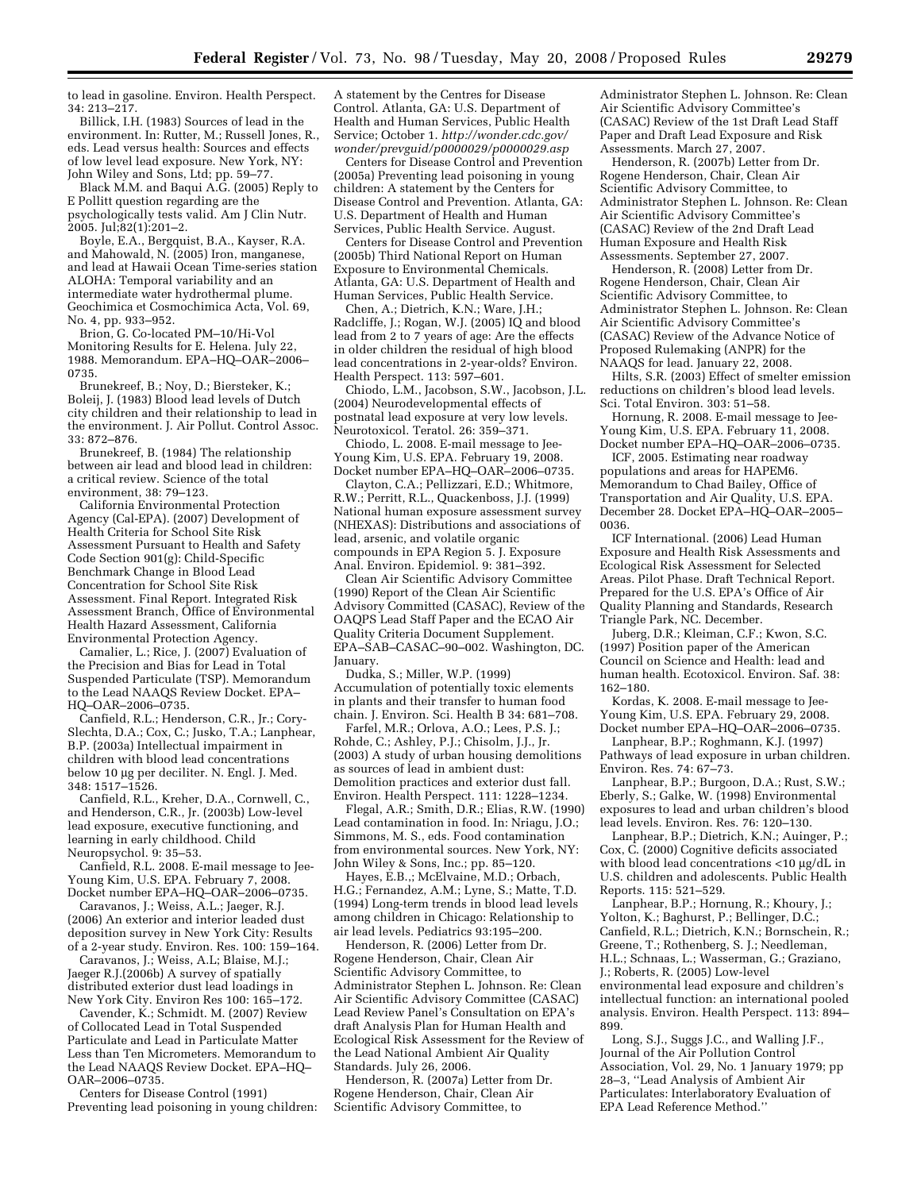to lead in gasoline. Environ. Health Perspect. 34: 213–217.

Billick, I.H. (1983) Sources of lead in the environment. In: Rutter, M.; Russell Jones, R., eds. Lead versus health: Sources and effects of low level lead exposure. New York, NY: John Wiley and Sons, Ltd; pp. 59–77.

Black M.M. and Baqui A.G. (2005) Reply to E Pollitt question regarding are the psychologically tests valid. Am J Clin Nutr. 2005. Jul;82(1):201–2.

Boyle, E.A., Bergquist, B.A., Kayser, R.A. and Mahowald, N. (2005) Iron, manganese, and lead at Hawaii Ocean Time-series station ALOHA: Temporal variability and an intermediate water hydrothermal plume. Geochimica et Cosmochimica Acta, Vol. 69, No. 4, pp. 933–952.

Brion, G. Co-located PM–10/Hi-Vol Monitoring Results for E. Helena. July 22, 1988. Memorandum. EPA–HQ–OAR–2006–0735.

Brunekreef, B.; Noy, D.; Biersteker, K.; Boleij, J. (1983) Blood lead levels of Dutch city children and their relationship to lead in the environment. J. Air Pollut. Control Assoc. 33: 872–876.

Brunekreef, B. (1984) The relationship between air lead and blood lead in children: a critical review. Science of the total environment, 38: 79–123.

California Environmental Protection Agency (Cal-EPA). (2007) Development of Health Criteria for School Site Risk Assessment Pursuant to Health and Safety Code Section 901(g): Child-Specific Benchmark Change in Blood Lead Concentration for School Site Risk Assessment. Final Report. Integrated Risk Assessment Branch, Office of Environmental Health Hazard Assessment, California Environmental Protection Agency.

Camalier, L.; Rice, J. (2007) Evaluation of the Precision and Bias for Lead in Total Suspended Particulate (TSP). Memorandum to the Lead NAAQS Review Docket. EPA–HQ–OAR–2006–0735.

Canfield, R.L.; Henderson, C.R., Jr.; Cory-Slechta, D.A.; Cox, C.; Jusko, T.A.; Lanphear, B.P. (2003a) Intellectual impairment in children with blood lead concentrations below 10 µg per deciliter. N. Engl. J. Med. 348: 1517–1526.

Canfield, R.L., Kreher, D.A., Cornwell, C., and Henderson, C.R., Jr. (2003b) Low-level lead exposure, executive functioning, and learning in early childhood. Child Neuropsychol. 9: 35–53.

Canfield, R.L. 2008. E-mail message to Jee-Young Kim, U.S. EPA. February 7, 2008. Docket number EPA–HQ–OAR–2006–0735.

Caravanos, J.; Weiss, A.L.; Jaeger, R.J. (2006) An exterior and interior leaded dust deposition survey in New York City: Results of a 2-year study. Environ. Res. 100: 159–164.

Caravanos, J.; Weiss, A.L; Blaise, M.J.; Jaeger R.J.(2006b) A survey of spatially distributed exterior dust lead loadings in New York City. Environ Res 100: 165–172.

Cavender, K.; Schmidt. M. (2007) Review of Collocated Lead in Total Suspended Particulate and Lead in Particulate Matter Less than Ten Micrometers. Memorandum to the Lead NAAQS Review Docket. EPA–HQ–OAR–2006–0735.

Centers for Disease Control (1991) Preventing lead poisoning in young children: A statement by the Centres for Disease Control. Atlanta, GA: U.S. Department of Health and Human Services, Public Health Service; October 1. *http://wonder.cdc.gov/wonder/prevguid/p0000029/p0000029.asp*

Centers for Disease Control and Prevention (2005a) Preventing lead poisoning in young children: A statement by the Centers for Disease Control and Prevention. Atlanta, GA: U.S. Department of Health and Human Services, Public Health Service. August.

Centers for Disease Control and Prevention (2005b) Third National Report on Human Exposure to Environmental Chemicals. Atlanta, GA: U.S. Department of Health and Human Services, Public Health Service.

Chen, A.; Dietrich, K.N.; Ware, J.H.; Radcliffe, J.; Rogan, W.J. (2005) IQ and blood lead from 2 to 7 years of age: Are the effects in older children the residual of high blood lead concentrations in 2-year-olds? Environ. Health Perspect. 113: 597–601.

Chiodo, L.M., Jacobson, S.W., Jacobson, J.L. (2004) Neurodevelopmental effects of postnatal lead exposure at very low levels. Neurotoxicol. Teratol. 26: 359–371.

Chiodo, L. 2008. E-mail message to Jee-Young Kim, U.S. EPA. February 19, 2008. Docket number EPA–HQ–OAR–2006–0735.

Clayton, C.A.; Pellizzari, E.D.; Whitmore, R.W.; Perritt, R.L., Quackenboss, J.J. (1999) National human exposure assessment survey (NHEXAS): Distributions and associations of lead, arsenic, and volatile organic compounds in EPA Region 5. J. Exposure Anal. Environ. Epidemiol. 9: 381–392.

Clean Air Scientific Advisory Committee (1990) Report of the Clean Air Scientific Advisory Committed (CASAC), Review of the OAQPS Lead Staff Paper and the ECAO Air Quality Criteria Document Supplement. EPA–SAB–CASAC–90–002. Washington, DC. January.

Dudka, S.; Miller, W.P. (1999) Accumulation of potentially toxic elements in plants and their transfer to human food chain. J. Environ. Sci. Health B 34: 681–708.

Farfel, M.R.; Orlova, A.O.; Lees, P.S. J.; Rohde, C.; Ashley, P.J.; Chisolm, J.J., Jr. (2003) A study of urban housing demolitions as sources of lead in ambient dust: Demolition practices and exterior dust fall. Environ. Health Perspect. 111: 1228–1234.

Flegal, A.R.; Smith, D.R.; Elias, R.W. (1990) Lead contamination in food. In: Nriagu, J.O.; Simmons, M. S., eds. Food contamination from environmental sources. New York, NY: John Wiley & Sons, Inc.; pp. 85–120.

Hayes, E.B.,; McElvaine, M.D.; Orbach, H.G.; Fernandez, A.M.; Lyne, S.; Matte, T.D. (1994) Long-term trends in blood lead levels among children in Chicago: Relationship to air lead levels. Pediatrics 93:195–200.

Henderson, R. (2006) Letter from Dr. Rogene Henderson, Chair, Clean Air Scientific Advisory Committee, to Administrator Stephen L. Johnson. Re: Clean Air Scientific Advisory Committee (CASAC) Lead Review Panel's Consultation on EPA's draft Analysis Plan for Human Health and Ecological Risk Assessment for the Review of the Lead National Ambient Air Quality Standards. July 26, 2006.

Henderson, R. (2007a) Letter from Dr. Rogene Henderson, Chair, Clean Air Scientific Advisory Committee, to Administrator Stephen L. Johnson. Re: Clean Air Scientific Advisory Committee's (CASAC) Review of the 1st Draft Lead Staff Paper and Draft Lead Exposure and Risk Assessments. March 27, 2007.

Henderson, R. (2007b) Letter from Dr. Rogene Henderson, Chair, Clean Air Scientific Advisory Committee, to Administrator Stephen L. Johnson. Re: Clean Air Scientific Advisory Committee's (CASAC) Review of the 2nd Draft Lead Human Exposure and Health Risk Assessments. September 27, 2007.

Henderson, R. (2008) Letter from Dr. Rogene Henderson, Chair, Clean Air Scientific Advisory Committee, to Administrator Stephen L. Johnson. Re: Clean Air Scientific Advisory Committee's (CASAC) Review of the Advance Notice of Proposed Rulemaking (ANPR) for the NAAQS for lead. January 22, 2008.

Hilts, S.R. (2003) Effect of smelter emission reductions on children's blood lead levels. Sci. Total Environ. 303: 51–58.

Hornung, R. 2008. E-mail message to Jee-Young Kim, U.S. EPA. February 11, 2008. Docket number EPA–HQ–OAR–2006–0735.

ICF, 2005. Estimating near roadway populations and areas for HAPEM6. Memorandum to Chad Bailey, Office of Transportation and Air Quality, U.S. EPA. December 28. Docket EPA–HQ–OAR–2005–0036.

ICF International. (2006) Lead Human Exposure and Health Risk Assessments and Ecological Risk Assessment for Selected Areas. Pilot Phase. Draft Technical Report. Prepared for the U.S. EPA's Office of Air Quality Planning and Standards, Research Triangle Park, NC. December.

Juberg, D.R.; Kleiman, C.F.; Kwon, S.C. (1997) Position paper of the American Council on Science and Health: lead and human health. Ecotoxicol. Environ. Saf. 38: 162–180.

Kordas, K. 2008. E-mail message to Jee-Young Kim, U.S. EPA. February 29, 2008. Docket number EPA–HQ–OAR–2006–0735.

Lanphear, B.P.; Roghmann, K.J. (1997) Pathways of lead exposure in urban children. Environ. Res. 74: 67–73.

Lanphear, B.P.; Burgoon, D.A.; Rust, S.W.; Eberly, S.; Galke, W. (1998) Environmental exposures to lead and urban children's blood lead levels. Environ. Res. 76: 120–130.

Lanphear, B.P.; Dietrich, K.N.; Auinger, P.; Cox, C. (2000) Cognitive deficits associated with blood lead concentrations <10 µg/dL in U.S. children and adolescents. Public Health Reports. 115: 521–529.

Lanphear, B.P.; Hornung, R.; Khoury, J.; Yolton, K.; Baghurst, P.; Bellinger, D.C.; Canfield, R.L.; Dietrich, K.N.; Bornschein, R.; Greene, T.; Rothenberg, S. J.; Needleman, H.L.; Schnaas, L.; Wasserman, G.; Graziano, J.; Roberts, R. (2005) Low-level environmental lead exposure and children's intellectual function: an international pooled analysis. Environ. Health Perspect. 113: 894–899.

Long, S.J., Suggs J.C., and Walling J.F., Journal of the Air Pollution Control Association, Vol. 29, No. 1 January 1979; pp 28–3, ''Lead Analysis of Ambient Air Particulates: Interlaboratory Evaluation of EPA Lead Reference Method.''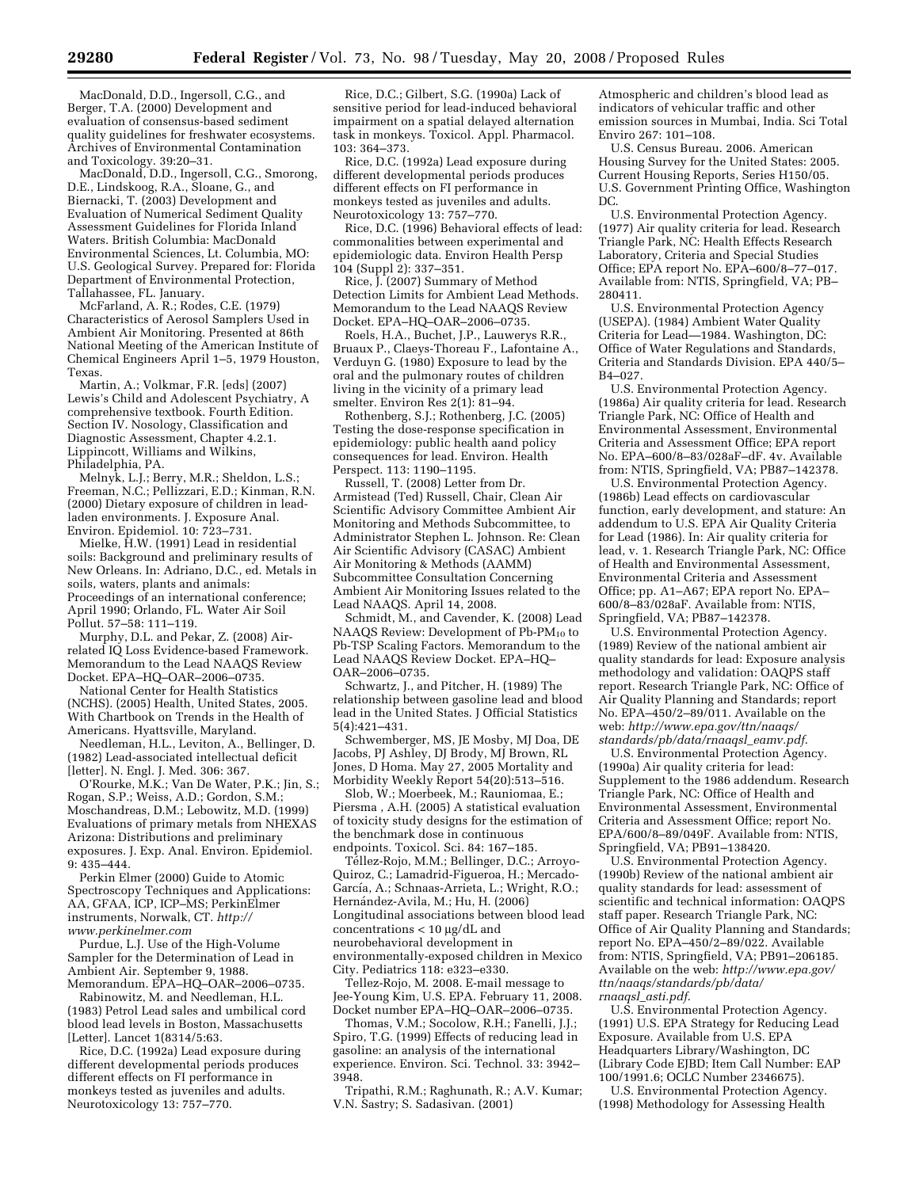MacDonald, D.D., Ingersoll, C.G., and Berger, T.A. (2000) Development and evaluation of consensus-based sediment quality guidelines for freshwater ecosystems. Archives of Environmental Contamination and Toxicology. 39:20–31.

MacDonald, D.D., Ingersoll, C.G., Smorong, D.E., Lindskoog, R.A., Sloane, G., and Biernacki, T. (2003) Development and Evaluation of Numerical Sediment Quality Assessment Guidelines for Florida Inland Waters. British Columbia: MacDonald Environmental Sciences, Lt. Columbia, MO: U.S. Geological Survey. Prepared for: Florida Department of Environmental Protection, Tallahassee, FL. January.

McFarland, A. R.; Rodes, C.E. (1979) Characteristics of Aerosol Samplers Used in Ambient Air Monitoring. Presented at 86th National Meeting of the American Institute of Chemical Engineers April 1–5, 1979 Houston, Texas.

Martin, A.; Volkmar, F.R. [eds] (2007) Lewis's Child and Adolescent Psychiatry, A comprehensive textbook. Fourth Edition. Section IV. Nosology, Classification and Diagnostic Assessment, Chapter 4.2.1. Lippincott, Williams and Wilkins, Philadelphia, PA.

Melnyk, L.J.; Berry, M.R.; Sheldon, L.S.; Freeman, N.C.; Pellizzari, E.D.; Kinman, R.N. (2000) Dietary exposure of children in lead-laden environments. J. Exposure Anal. Environ. Epidemiol. 10: 723–731.

Mielke, H.W. (1991) Lead in residential soils: Background and preliminary results of New Orleans. In: Adriano, D.C., ed. Metals in soils, waters, plants and animals: Proceedings of an international conference; April 1990; Orlando, FL. Water Air Soil Pollut. 57–58: 111–119.

Murphy, D.L. and Pekar, Z. (2008) Air-related IQ Loss Evidence-based Framework. Memorandum to the Lead NAAQS Review Docket. EPA–HQ–OAR–2006–0735.

National Center for Health Statistics (NCHS). (2005) Health, United States, 2005. With Chartbook on Trends in the Health of Americans. Hyattsville, Maryland.

Needleman, H.L., Leviton, A., Bellinger, D. (1982) Lead-associated intellectual deficit [letter]. N. Engl. J. Med. 306: 367.

O'Rourke, M.K.; Van De Water, P.K.; Jin, S.; Rogan, S.P.; Weiss, A.D.; Gordon, S.M.; Moschandreas, D.M.; Lebowitz, M.D. (1999) Evaluations of primary metals from NHEXAS Arizona: Distributions and preliminary exposures. J. Exp. Anal. Environ. Epidemiol. 9: 435–444.

Perkin Elmer (2000) Guide to Atomic Spectroscopy Techniques and Applications: AA, GFAA, ICP, ICP–MS; PerkinElmer instruments, Norwalk, CT. *http://www.perkinelmer.com*

Purdue, L.J. Use of the High-Volume Sampler for the Determination of Lead in Ambient Air. September 9, 1988. Memorandum. EPA–HQ–OAR–2006–0735.

Rabinowitz, M. and Needleman, H.L. (1983) Petrol Lead sales and umbilical cord blood lead levels in Boston, Massachusetts [Letter]. Lancet 1(8314/5:63.

Rice, D.C. (1992a) Lead exposure during different developmental periods produces different effects on FI performance in monkeys tested as juveniles and adults. Neurotoxicology 13: 757–770.

Rice, D.C.; Gilbert, S.G. (1990a) Lack of sensitive period for lead-induced behavioral impairment on a spatial delayed alternation task in monkeys. Toxicol. Appl. Pharmacol. 103: 364–373.

Rice, D.C. (1992a) Lead exposure during different developmental periods produces different effects on FI performance in monkeys tested as juveniles and adults. Neurotoxicology 13: 757–770.

Rice, D.C. (1996) Behavioral effects of lead: commonalities between experimental and epidemiologic data. Environ Health Persp 104 (Suppl 2): 337–351.

Rice, J. (2007) Summary of Method Detection Limits for Ambient Lead Methods. Memorandum to the Lead NAAQS Review Docket. EPA–HQ–OAR–2006–0735.

Roels, H.A., Buchet, J.P., Lauwerys R.R., Bruaux P., Claeys-Thoreau F., Lafontaine A., Verduyn G. (1980) Exposure to lead by the oral and the pulmonary routes of children living in the vicinity of a primary lead smelter. Environ Res 2(1): 81–94.

Rothenberg, S.J.; Rothenberg, J.C. (2005) Testing the dose-response specification in epidemiology: public health aand policy consequences for lead. Environ. Health Perspect. 113: 1190–1195.

Russell, T. (2008) Letter from Dr. Armistead (Ted) Russell, Chair, Clean Air Scientific Advisory Committee Ambient Air Monitoring and Methods Subcommittee, to Administrator Stephen L. Johnson. Re: Clean Air Scientific Advisory (CASAC) Ambient Air Monitoring & Methods (AAMM) Subcommittee Consultation Concerning Ambient Air Monitoring Issues related to the Lead NAAQS. April 14, 2008.

Schmidt, M., and Cavender, K. (2008) Lead NAAQS Review: Development of Pb-$PM_{10}$ to Pb-TSP Scaling Factors. Memorandum to the Lead NAAQS Review Docket. EPA–HQ–OAR–2006–0735.

Schwartz, J., and Pitcher, H. (1989) The relationship between gasoline lead and blood lead in the United States. J Official Statistics 5(4):421–431.

Schwemberger, MS, JE Mosby, MJ Doa, DE Jacobs, PJ Ashley, DJ Brody, MJ Brown, RL Jones, D Homa. May 27, 2005 Mortality and Morbidity Weekly Report 54(20):513–516.

Slob, W.; Moerbeek, M.; Rauniomaa, E.; Piersma , A.H. (2005) A statistical evaluation of toxicity study designs for the estimation of the benchmark dose in continuous endpoints. Toxicol. Sci. 84: 167–185.

Téllez-Rojo, M.M.; Bellinger, D.C.; Arroyo-Quiroz, C.; Lamadrid-Figueroa, H.; Mercado-García, A.; Schnaas-Arrieta, L.; Wright, R.O.; Hernández-Avila, M.; Hu, H. (2006) Longitudinal associations between blood lead concentrations < 10 μg/dL and neurobehavioral development in environmentally-exposed children in Mexico City. Pediatrics 118: e323–e330.

Tellez-Rojo, M. 2008. E-mail message to Jee-Young Kim, U.S. EPA. February 11, 2008. Docket number EPA–HQ–OAR–2006–0735.

Thomas, V.M.; Socolow, R.H.; Fanelli, J.J.; Spiro, T.G. (1999) Effects of reducing lead in gasoline: an analysis of the international experience. Environ. Sci. Technol. 33: 3942–3948.

Tripathi, R.M.; Raghunath, R.; A.V. Kumar; V.N. Sastry; S. Sadasivan. (2001) Atmospheric and children's blood lead as indicators of vehicular traffic and other emission sources in Mumbai, India. Sci Total Enviro 267: 101–108.

U.S. Census Bureau. 2006. American Housing Survey for the United States: 2005. Current Housing Reports, Series H150/05. U.S. Government Printing Office, Washington DC.

U.S. Environmental Protection Agency. (1977) Air quality criteria for lead. Research Triangle Park, NC: Health Effects Research Laboratory, Criteria and Special Studies Office; EPA report No. EPA–600/8–77–017. Available from: NTIS, Springfield, VA; PB–280411.

U.S. Environmental Protection Agency (USEPA). (1984) Ambient Water Quality Criteria for Lead—1984. Washington, DC: Office of Water Regulations and Standards, Criteria and Standards Division. EPA 440/5–B4–027.

U.S. Environmental Protection Agency. (1986a) Air quality criteria for lead. Research Triangle Park, NC: Office of Health and Environmental Assessment, Environmental Criteria and Assessment Office; EPA report No. EPA–600/8–83/028aF–dF. 4v. Available from: NTIS, Springfield, VA; PB87–142378.

U.S. Environmental Protection Agency. (1986b) Lead effects on cardiovascular function, early development, and stature: An addendum to U.S. EPA Air Quality Criteria for Lead (1986). In: Air quality criteria for lead, v. 1. Research Triangle Park, NC: Office of Health and Environmental Assessment, Environmental Criteria and Assessment Office; pp. A1–A67; EPA report No. EPA–600/8–83/028aF. Available from: NTIS, Springfield, VA; PB87–142378.

U.S. Environmental Protection Agency. (1989) Review of the national ambient air quality standards for lead: Exposure analysis methodology and validation: OAQPS staff report. Research Triangle Park, NC: Office of Air Quality Planning and Standards; report No. EPA–450/2–89/011. Available on the web: *http://www.epa.gov/ttn/naaqs/standards/pb/data/rnaaqsl_eamv.pdf*.

U.S. Environmental Protection Agency. (1990a) Air quality criteria for lead: Supplement to the 1986 addendum. Research Triangle Park, NC: Office of Health and Environmental Assessment, Environmental Criteria and Assessment Office; report No. EPA/600/8–89/049F. Available from: NTIS, Springfield, VA; PB91–138420.

U.S. Environmental Protection Agency. (1990b) Review of the national ambient air quality standards for lead: assessment of scientific and technical information: OAQPS staff paper. Research Triangle Park, NC: Office of Air Quality Planning and Standards; report No. EPA–450/2–89/022. Available from: NTIS, Springfield, VA; PB91–206185. Available on the web: *http://www.epa.gov/ttn/naaqs/standards/pb/data/rnaaqsl_asti.pdf*.

U.S. Environmental Protection Agency. (1991) U.S. EPA Strategy for Reducing Lead Exposure. Available from U.S. EPA Headquarters Library/Washington, DC (Library Code EJBD; Item Call Number: EAP 100/1991.6; OCLC Number 2346675).

U.S. Environmental Protection Agency. (1998) Methodology for Assessing Health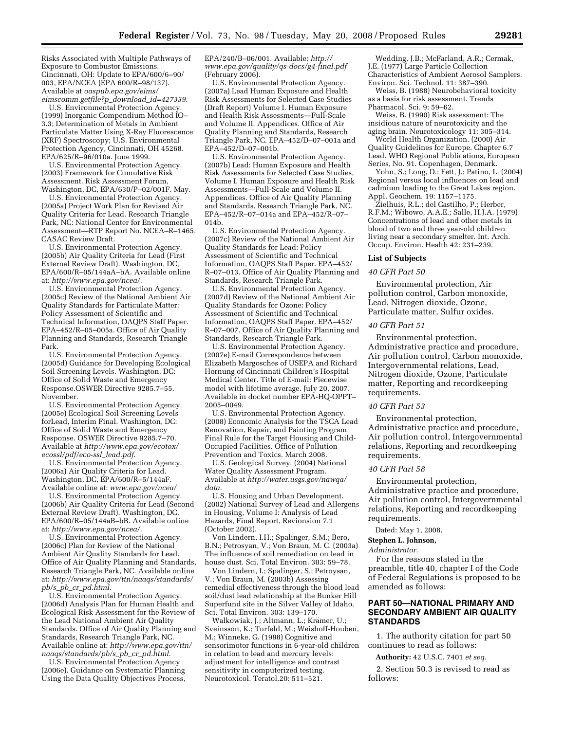Risks Associated with Multiple Pathways of Exposure to Combustor Emissions. Cincinnati, OH: Update to EPA/600/6–90/003, EPA/NCEA (EPA 600/R–98/137). Available at *oaspub.epa.gov/eims/eimscomm.getfile?p_download_id=427339*.

U.S. Environmental Protection Agency. (1999) Inorganic Compendium Method IO–3.3; Determination of Metals in Ambient Particulate Matter Using X-Ray Fluorescence (XRF) Spectroscopy; U.S. Environmental Protection Agency, Cincinnati, OH 45268. EPA/625/R–96/010a. June 1999.

U.S. Environmental Protection Agency. (2003) Framework for Cumulative Risk Assessment. Risk Assessment Forum, Washington, DC, EPA/630/P–02/001F. May.

U.S. Environmental Protection Agency. (2005a) Project Work Plan for Revised Air Quality Criteria for Lead. Research Triangle Park, NC: National Center for Environmental Assessment—RTP Report No. NCEA–R–1465. CASAC Review Draft.

U.S. Environmental Protection Agency. (2005b) Air Quality Criteria for Lead (First External Review Draft). Washington, DC, EPA/600/R–05/144aA–bA. Available online at: *http://www.epa.gov/ncea/*.

U.S. Environmental Protection Agency. (2005c) Review of the National Ambient Air Quality Standards for Particulate Matter: Policy Assessment of Scientific and Technical Information, OAQPS Staff Paper. EPA–452/R–05–005a. Office of Air Quality Planning and Standards, Research Triangle Park.

U.S. Environmental Protection Agency. (2005d) Guidance for Developing Ecological Soil Screening Levels. Washington, DC: Office of Solid Waste and Emergency Response.OSWER Directive 9285.7–55. November.

U.S. Environmental Protection Agency. (2005e) Ecological Soil Screening Levels forLead, Interim Final. Washington, DC: Office of Solid Waste and Emergency Response. OSWER Directive 9285.7–70. Available at *http://www.epa.gov/ecotox/ecossl/pdf/eco-ssl_lead.pdf*.

U.S. Environmental Protection Agency. (2006a) Air Quality Criteria for Lead. Washington, DC, EPA/600/R–5/144aF. Available online at: *www.epa.gov/ncea/*

U.S. Environmental Protection Agency. (2006b) Air Quality Criteria for Lead (Second External Review Draft). Washington, DC, EPA/600/R–05/144aB–bB. Available online at: *http://www.epa.gov/ncea/*.

U.S. Environmental Protection Agency. (2006c) Plan for Review of the National Ambient Air Quality Standards for Lead. Office of Air Quality Planning and Standards, Research Triangle Park, NC. Available online at: *http://www.epa.gov/ttn/naaqs/standards/pb/s_pb_cr_pd.html*.

U.S. Environmental Protection Agency. (2006d) Analysis Plan for Human Health and Ecological Risk Assessment for the Review of the Lead National Ambient Air Quality Standards. Office of Air Quality Planning and Standards, Research Triangle Park, NC. Available online at: *http://www.epa.gov/ttn/naaqs/standards/pb/s_pb_cr_pd.html*.

U.S. Environmental Protection Agency (2006e). Guidance on Systematic Planning Using the Data Quality Objectives Process, EPA/240/B–06/001. Available: *http://www.epa.gov/quality/qs-docs/g4-final.pdf* (February 2006).

U.S. Environmental Protection Agency. (2007a) Lead Human Exposure and Health Risk Assessments for Selected Case Studies (Draft Report) Volume I. Human Exposure and Health Risk Assessments—Full-Scale and Volume II. Appendices. Office of Air Quality Planning and Standards, Research Triangle Park, NC. EPA–452/D–07–001a and EPA–452/D–07–001b.

U.S. Environmental Protection Agency. (2007b) Lead: Human Exposure and Health Risk Assessments for Selected Case Studies, Volume I. Human Exposure and Health Risk Assessments—Full-Scale and Volume II. Appendices. Office of Air Quality Planning and Standards, Research Triangle Park, NC. EPA–452/R–07–014a and EPA–452/R–07–014b.

U.S. Environmental Protection Agency. (2007c) Review of the National Ambient Air Quality Standards for Lead: Policy Assessment of Scientific and Technical Information, OAQPS Staff Paper. EPA–452/R–07–013. Office of Air Quality Planning and Standards, Research Triangle Park.

U.S. Environmental Protection Agency. (2007d) Review of the National Ambient Air Quality Standards for Ozone: Policy Assessment of Scientific and Technical Information, OAQPS Staff Paper. EPA–452/R–07–007. Office of Air Quality Planning and Standards, Research Triangle Park.

U.S. Environmental Protection Agency. (2007e) E-mail Correspondence between Elizabeth Margosches of USEPA and Richard Hornung of Cincinnati Children's Hospital Medical Center. Title of E-mail: Piecewise model with lifetime average. July 20, 2007. Available in docket number EPA-HQ-OPPT–2005–0049.

U.S. Environmental Protection Agency. (2008) Economic Analysis for the TSCA Lead Renovation, Repair, and Painting Program Final Rule for the Target Housing and Child-Occupied Facilities. Office of Pollution Prevention and Toxics. March 2008.

U.S. Geological Survey. (2004) National Water Quality Assessment Program. Available at *http://water.usgs.gov/nawqa/data*.

U.S. Housing and Urban Development. (2002) National Survey of Lead and Allergens in Housing, Volume I: Analysis of Lead Hazards, Final Report, Revionsion 7.1 (October 2002).

Von Lindern, I.H.; Spalinger, S.M.; Bero, B.N.; Petrosyan, V.; Von Braun, M. C. (2003a) The influence of soil remediation on lead in house dust. Sci. Total Environ. 303: 59–78.

Von Lindern, I.; Spalinger, S.; Petroysan, V.; Von Braun, M. (2003b) Assessing remedial effectiveness through the blood lead soil/dust lead relationship at the Bunker Hill Superfund site in the Silver Valley of Idaho. Sci. Total Environ. 303: 139–170.

Walkowiak, J.; Altmann, L.; Krämer, U.; Sveinsson, K.; Turfeld, M.; Weishoff-Houben, M.; Winneke, G. (1998) Cognitive and sensorimotor functions in 6-year-old children in relation to lead and mercury levels: adjustment for intelligence and contrast sensitivity in computerized testing. Neurotoxicol. Teratol.20: 511–521.

Wedding, J.B.; McFarland, A.R.; Cermak, J.E. (1977) Large Particle Collection Characteristics of Ambient Aerosol Samplers. Environ. Sci. Technol. 11: 387–390.

Weiss, B. (1988) Neurobehavioral toxicity as a basis for risk assessment. Trends Pharmacol. Sci. 9: 59–62.

Weiss, B. (1990) Risk assessment: The insidious nature of neurotoxicity and the aging brain. Neurotoxicology 11: 305–314.

World Health Organization. (2000) Air Quality Guidelines for Europe. Chapter 6.7 Lead. WHO Regional Publications, European Series, No. 91. Copenhagen, Denmark.

Yohn, S.; Long, D.; Fett, J.; Patino, L. (2004) Regional versus local influences on lead and cadmium loading to the Great Lakes region. Appl. Geochem. 19: 1157–1175.

Zielhuis, R.L.; del Castilho, P.; Herber, R.F.M.; Wibowo, A.A.E.; Salle, H.J.A. (1979) Concentrations of lead and other metals in blood of two and three year-old children living near a secondary smelter. Int. Arch. Occup. Environ. Health 42: 231–239.

### List of Subjects

*40 CFR Part 50*

Environmental protection, Air pollution control, Carbon monoxide, Lead, Nitrogen dioxide, Ozone, Particulate matter, Sulfur oxides.

*40 CFR Part 51*

Environmental protection, Administrative practice and procedure, Air pollution control, Carbon monoxide, Intergovernmental relations, Lead, Nitrogen dioxide, Ozone, Particulate matter, Reporting and recordkeeping requirements.

*40 CFR Part 53*

Environmental protection, Administrative practice and procedure, Air pollution control, Intergovernmental relations, Reporting and recordkeeping requirements.

*40 CFR Part 58*

Environmental protection, Administrative practice and procedure, Air pollution control, Intergovernmental relations, Reporting and recordkeeping requirements.

Dated: May 1, 2008.

**Stephen L. Johnson,**

*Administrator.*

For the reasons stated in the preamble, title 40, chapter I of the Code of Federal Regulations is proposed to be amended as follows:

## PART 50—NATIONAL PRIMARY AND SECONDARY AMBIENT AIR QUALITY STANDARDS

1. The authority citation for part 50 continues to read as follows:

**Authority:** 42 U.S.C. 7401 *et seq.*

2. Section 50.3 is revised to read as follows: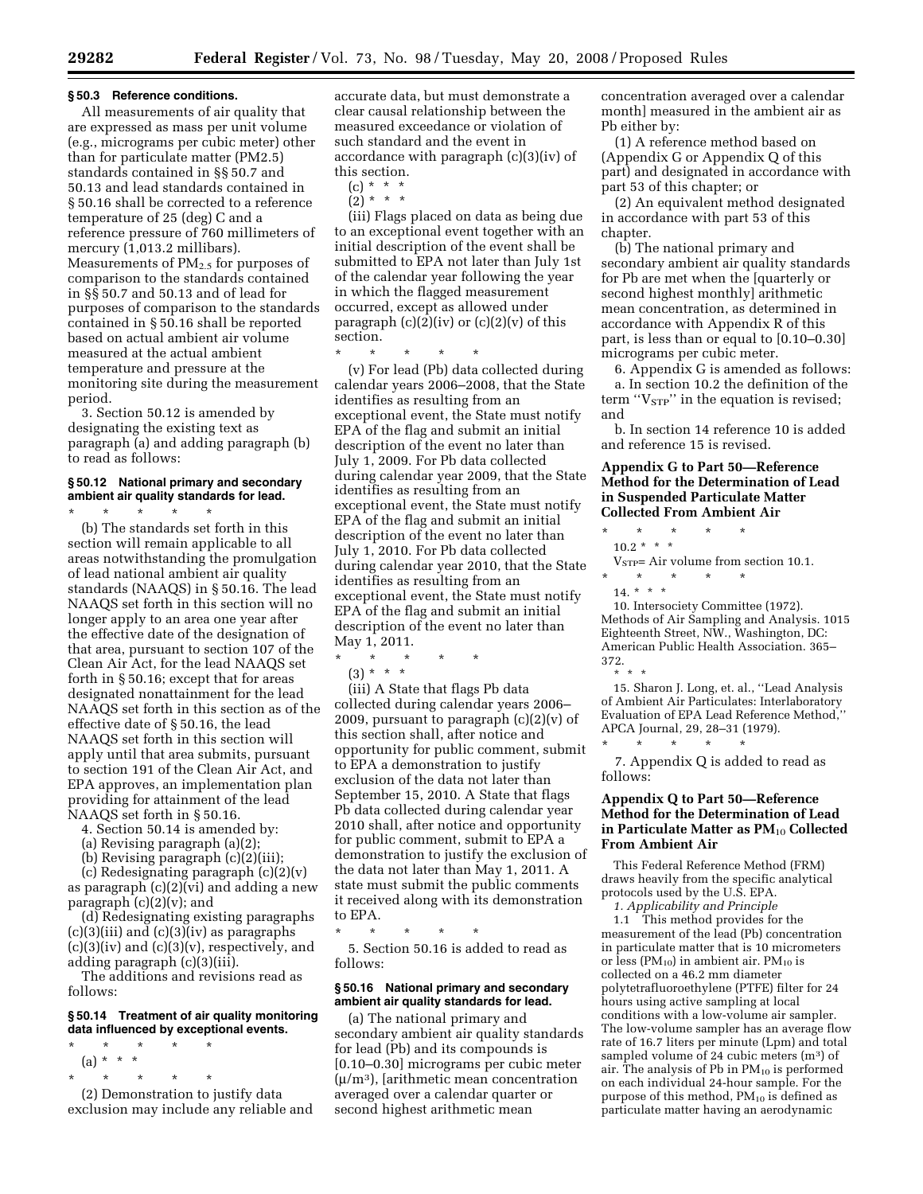### § 50.3 Reference conditions.

All measurements of air quality that are expressed as mass per unit volume (e.g., micrograms per cubic meter) other than for particulate matter (PM2.5) standards contained in §§ 50.7 and 50.13 and lead standards contained in § 50.16 shall be corrected to a reference temperature of 25 (deg) C and a reference pressure of 760 millimeters of mercury (1,013.2 millibars). Measurements of $PM_{2.5}$ for purposes of comparison to the standards contained in §§ 50.7 and 50.13 and of lead for purposes of comparison to the standards contained in § 50.16 shall be reported based on actual ambient air volume measured at the actual ambient temperature and pressure at the monitoring site during the measurement period.

3. Section 50.12 is amended by designating the existing text as paragraph (a) and adding paragraph (b) to read as follows:

### § 50.12 National primary and secondary ambient air quality standards for lead.

\* \* \* \* \*

(b) The standards set forth in this section will remain applicable to all areas notwithstanding the promulgation of lead national ambient air quality standards (NAAQS) in § 50.16. The lead NAAQS set forth in this section will no longer apply to an area one year after the effective date of the designation of that area, pursuant to section 107 of the Clean Air Act, for the lead NAAQS set forth in § 50.16; except that for areas designated nonattainment for the lead NAAQS set forth in this section as of the effective date of § 50.16, the lead NAAQS set forth in this section will apply until that area submits, pursuant to section 191 of the Clean Air Act, and EPA approves, an implementation plan providing for attainment of the lead NAAQS set forth in § 50.16.

4. Section 50.14 is amended by:

(a) Revising paragraph (a)(2);

(b) Revising paragraph (c)(2)(iii);

(c) Redesignating paragraph (c)(2)(v) as paragraph (c)(2)(vi) and adding a new paragraph (c)(2)(v); and

(d) Redesignating existing paragraphs (c)(3)(iii) and (c)(3)(iv) as paragraphs (c)(3)(iv) and (c)(3)(v), respectively, and adding paragraph (c)(3)(iii).

The additions and revisions read as follows:

### § 50.14 Treatment of air quality monitoring data influenced by exceptional events.

\* \* \* \* \*

(a) \* \* \*

\* \* \* \* \*

(2) Demonstration to justify data exclusion may include any reliable and accurate data, but must demonstrate a clear causal relationship between the measured exceedance or violation of such standard and the event in accordance with paragraph (c)(3)(iv) of this section.

(c) \* \* \*

(2) \* \* \*

(iii) Flags placed on data as being due to an exceptional event together with an initial description of the event shall be submitted to EPA not later than July 1st of the calendar year following the year in which the flagged measurement occurred, except as allowed under paragraph (c)(2)(iv) or (c)(2)(v) of this section.

\* \* \* \* \*

(v) For lead (Pb) data collected during calendar years 2006–2008, that the State identifies as resulting from an exceptional event, the State must notify EPA of the flag and submit an initial description of the event no later than July 1, 2009. For Pb data collected during calendar year 2009, that the State identifies as resulting from an exceptional event, the State must notify EPA of the flag and submit an initial description of the event no later than July 1, 2010. For Pb data collected during calendar year 2010, that the State identifies as resulting from an exceptional event, the State must notify EPA of the flag and submit an initial description of the event no later than May 1, 2011.

\* \* \* \* \*

(3) \* \* \*

(iii) A State that flags Pb data collected during calendar years 2006–2009, pursuant to paragraph (c)(2)(v) of this section shall, after notice and opportunity for public comment, submit to EPA a demonstration to justify exclusion of the data not later than September 15, 2010. A State that flags Pb data collected during calendar year 2010 shall, after notice and opportunity for public comment, submit to EPA a demonstration to justify the exclusion of the data not later than May 1, 2011. A state must submit the public comments it received along with its demonstration to EPA.

\* \* \* \* \*

5. Section 50.16 is added to read as follows:

### § 50.16 National primary and secondary ambient air quality standards for lead.

(a) The national primary and secondary ambient air quality standards for lead (Pb) and its compounds is [0.10–0.30] micrograms per cubic meter ($\mu/m^3$), [arithmetic mean concentration averaged over a calendar quarter or second highest arithmetic mean concentration averaged over a calendar month] measured in the ambient air as Pb either by:

(1) A reference method based on (Appendix G or Appendix Q of this part) and designated in accordance with part 53 of this chapter; or

(2) An equivalent method designated in accordance with part 53 of this chapter.

(b) The national primary and secondary ambient air quality standards for Pb are met when the [quarterly or second highest monthly] arithmetic mean concentration, as determined in accordance with Appendix R of this part, is less than or equal to [0.10–0.30] micrograms per cubic meter.

6. Appendix G is amended as follows:

a. In section 10.2 the definition of the term "$V_{STP}$" in the equation is revised; and

b. In section 14 reference 10 is added and reference 15 is revised.

## Appendix G to Part 50—Reference Method for the Determination of Lead in Suspended Particulate Matter Collected From Ambient Air

\* \* \* \* \*

10.2 \* \* \*

$V_{STP}$= Air volume from section 10.1.

\* \* \* \* \*

14. \* \* \*

10. Intersociety Committee (1972). Methods of Air Sampling and Analysis. 1015 Eighteenth Street, NW., Washington, DC: American Public Health Association. 365–372.

\* \* \*

15. Sharon J. Long, et. al., "Lead Analysis of Ambient Air Particulates: Interlaboratory Evaluation of EPA Lead Reference Method," APCA Journal, 29, 28–31 (1979).

\* \* \* \* \*

7. Appendix Q is added to read as follows:

## Appendix Q to Part 50—Reference Method for the Determination of Lead in Particulate Matter as $PM_{10}$ Collected From Ambient Air

This Federal Reference Method (FRM) draws heavily from the specific analytical protocols used by the U.S. EPA.

*1. Applicability and Principle*

1.1 This method provides for the measurement of the lead (Pb) concentration in particulate matter that is 10 micrometers or less ($PM_{10}$) in ambient air. $PM_{10}$ is collected on a 46.2 mm diameter polytetrafluoroethylene (PTFE) filter for 24 hours using active sampling at local conditions with a low-volume air sampler. The low-volume sampler has an average flow rate of 16.7 liters per minute (Lpm) and total sampled volume of 24 cubic meters ($m^3$) of air. The analysis of Pb in $PM_{10}$ is performed on each individual 24-hour sample. For the purpose of this method, $PM_{10}$ is defined as particulate matter having an aerodynamic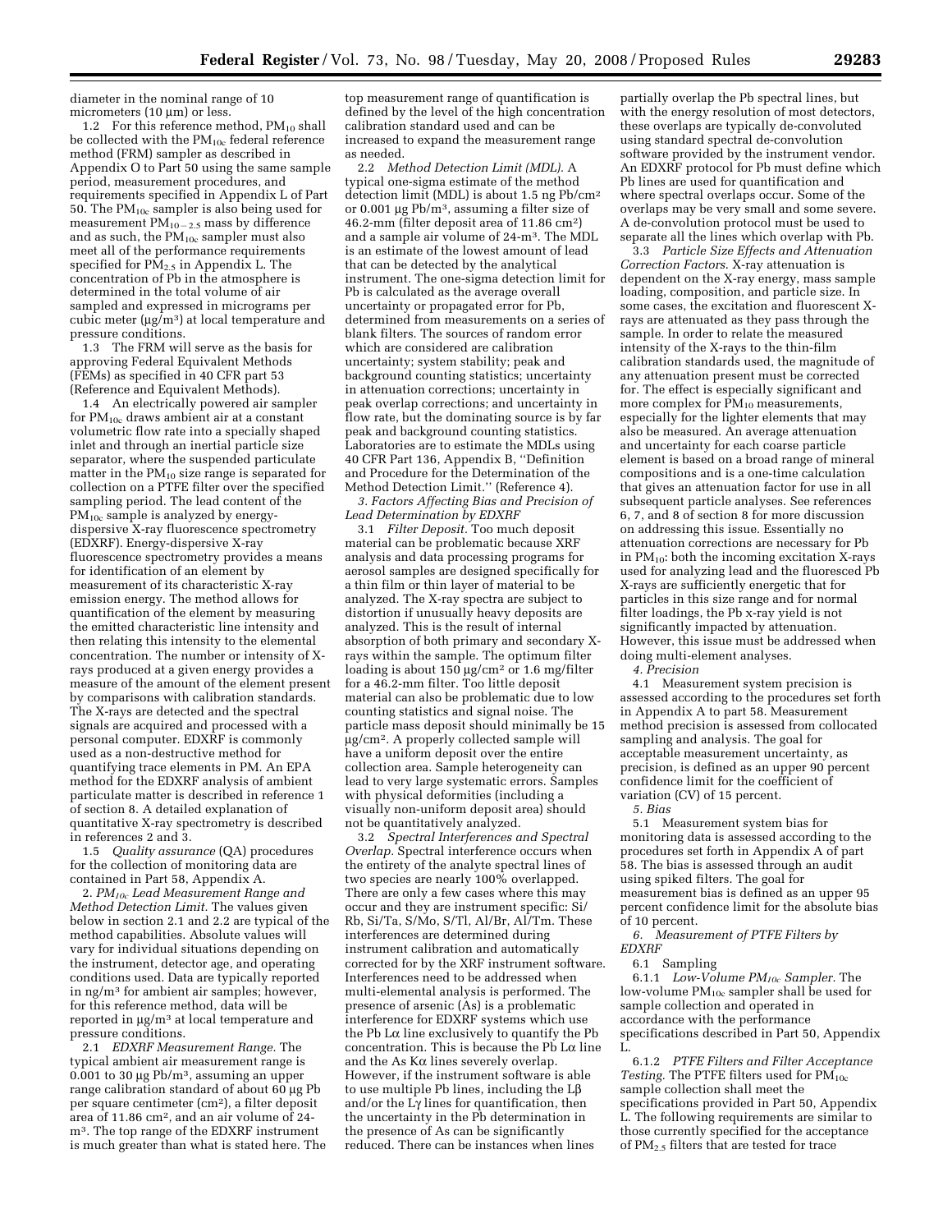diameter in the nominal range of 10 micrometers (10 µm) or less.

1.2 For this reference method, $PM_{10}$ shall be collected with the $PM_{10c}$ federal reference method (FRM) sampler as described in Appendix O to Part 50 using the same sample period, measurement procedures, and requirements specified in Appendix L of Part 50. The $PM_{10c}$ sampler is also being used for measurement $PM_{10-2.5}$ mass by difference and as such, the $PM_{10c}$ sampler must also meet all of the performance requirements specified for $PM_{2.5}$ in Appendix L. The concentration of Pb in the atmosphere is determined in the total volume of air sampled and expressed in micrograms per cubic meter (µg/m³) at local temperature and pressure conditions.

1.3 The FRM will serve as the basis for approving Federal Equivalent Methods (FEMs) as specified in 40 CFR part 53 (Reference and Equivalent Methods).

1.4 An electrically powered air sampler for $PM_{10c}$ draws ambient air at a constant volumetric flow rate into a specially shaped inlet and through an inertial particle size separator, where the suspended particulate matter in the $PM_{10}$ size range is separated for collection on a PTFE filter over the specified sampling period. The lead content of the $PM_{10c}$ sample is analyzed by energy-dispersive X-ray fluorescence spectrometry (EDXRF). Energy-dispersive X-ray fluorescence spectrometry provides a means for identification of an element by measurement of its characteristic X-ray emission energy. The method allows for quantification of the element by measuring the emitted characteristic line intensity and then relating this intensity to the elemental concentration. The number or intensity of X-rays produced at a given energy provides a measure of the amount of the element present by comparisons with calibration standards. The X-rays are detected and the spectral signals are acquired and processed with a personal computer. EDXRF is commonly used as a non-destructive method for quantifying trace elements in PM. An EPA method for the EDXRF analysis of ambient particulate matter is described in reference 1 of section 8. A detailed explanation of quantitative X-ray spectrometry is described in references 2 and 3.

1.5 *Quality assurance* (QA) procedures for the collection of monitoring data are contained in Part 58, Appendix A.

2. *$PM_{10c}$ Lead Measurement Range and Method Detection Limit.* The values given below in section 2.1 and 2.2 are typical of the method capabilities. Absolute values will vary for individual situations depending on the instrument, detector age, and operating conditions used. Data are typically reported in ng/m³ for ambient air samples; however, for this reference method, data will be reported in µg/m³ at local temperature and pressure conditions.

2.1 *EDXRF Measurement Range.* The typical ambient air measurement range is 0.001 to 30 µg Pb/m³, assuming an upper range calibration standard of about 60 µg Pb per square centimeter (cm²), a filter deposit area of 11.86 cm², and an air volume of 24-m³. The top range of the EDXRF instrument is much greater than what is stated here. The top measurement range of quantification is defined by the level of the high concentration calibration standard used and can be increased to expand the measurement range as needed.

2.2 *Method Detection Limit (MDL).* A typical one-sigma estimate of the method detection limit (MDL) is about 1.5 ng Pb/cm² or 0.001 µg Pb/m³, assuming a filter size of 46.2-mm (filter deposit area of 11.86 cm²) and a sample air volume of 24-m³. The MDL is an estimate of the lowest amount of lead that can be detected by the analytical instrument. The one-sigma detection limit for Pb is calculated as the average overall uncertainty or propagated error for Pb, determined from measurements on a series of blank filters. The sources of random error which are considered are calibration uncertainty; system stability; peak and background counting statistics; uncertainty in attenuation corrections; uncertainty in peak overlap corrections; and uncertainty in flow rate, but the dominating source is by far peak and background counting statistics. Laboratories are to estimate the MDLs using 40 CFR Part 136, Appendix B, ''Definition and Procedure for the Determination of the Method Detection Limit.'' (Reference 4).

*3. Factors Affecting Bias and Precision of Lead Determination by EDXRF*

3.1 *Filter Deposit.* Too much deposit material can be problematic because XRF analysis and data processing programs for aerosol samples are designed specifically for a thin film or thin layer of material to be analyzed. The X-ray spectra are subject to distortion if unusually heavy deposits are analyzed. This is the result of internal absorption of both primary and secondary X-rays within the sample. The optimum filter loading is about 150 µg/cm² or 1.6 mg/filter for a 46.2-mm filter. Too little deposit material can also be problematic due to low counting statistics and signal noise. The particle mass deposit should minimally be 15 µg/cm². A properly collected sample will have a uniform deposit over the entire collection area. Sample heterogeneity can lead to very large systematic errors. Samples with physical deformities (including a visually non-uniform deposit area) should not be quantitatively analyzed.

3.2 *Spectral Interferences and Spectral Overlap.* Spectral interference occurs when the entirety of the analyte spectral lines of two species are nearly 100% overlapped. There are only a few cases where this may occur and they are instrument specific: Si/Rb, Si/Ta, S/Mo, S/Tl, Al/Br, Al/Tm. These interferences are determined during instrument calibration and automatically corrected for by the XRF instrument software. Interferences need to be addressed when multi-elemental analysis is performed. The presence of arsenic (As) is a problematic interference for EDXRF systems which use the Pb Lα line exclusively to quantify the Pb concentration. This is because the Pb Lα line and the As Kα lines severely overlap. However, if the instrument software is able to use multiple Pb lines, including the Lβ and/or the Lγ lines for quantification, then the uncertainty in the Pb determination in the presence of As can be significantly reduced. There can be instances when lines partially overlap the Pb spectral lines, but with the energy resolution of most detectors, these overlaps are typically de-convoluted using standard spectral de-convolution software provided by the instrument vendor. An EDXRF protocol for Pb must define which Pb lines are used for quantification and where spectral overlaps occur. Some of the overlaps may be very small and some severe. A de-convolution protocol must be used to separate all the lines which overlap with Pb.

3.3 *Particle Size Effects and Attenuation Correction Factors.* X-ray attenuation is dependent on the X-ray energy, mass sample loading, composition, and particle size. In some cases, the excitation and fluorescent X-rays are attenuated as they pass through the sample. In order to relate the measured intensity of the X-rays to the thin-film calibration standards used, the magnitude of any attenuation present must be corrected for. The effect is especially significant and more complex for $PM_{10}$ measurements, especially for the lighter elements that may also be measured. An average attenuation and uncertainty for each coarse particle element is based on a broad range of mineral compositions and is a one-time calculation that gives an attenuation factor for use in all subsequent particle analyses. See references 6, 7, and 8 of section 8 for more discussion on addressing this issue. Essentially no attenuation corrections are necessary for Pb in $PM_{10}$: both the incoming excitation X-rays used for analyzing lead and the fluoresced Pb X-rays are sufficiently energetic that for particles in this size range and for normal filter loadings, the Pb x-ray yield is not significantly impacted by attenuation. However, this issue must be addressed when doing multi-element analyses.

*4. Precision*

4.1 Measurement system precision is assessed according to the procedures set forth in Appendix A to part 58. Measurement method precision is assessed from collocated sampling and analysis. The goal for acceptable measurement uncertainty, as precision, is defined as an upper 90 percent confidence limit for the coefficient of variation (CV) of 15 percent.

*5. Bias*

5.1 Measurement system bias for monitoring data is assessed according to the procedures set forth in Appendix A of part 58. The bias is assessed through an audit using spiked filters. The goal for measurement bias is defined as an upper 95 percent confidence limit for the absolute bias of 10 percent.

*6. Measurement of PTFE Filters by EDXRF*

6.1 Sampling

6.1.1 *Low-Volume $PM_{10c}$ Sampler.* The low-volume $PM_{10c}$ sampler shall be used for sample collection and operated in accordance with the performance specifications described in Part 50, Appendix L.

6.1.2 *PTFE Filters and Filter Acceptance Testing.* The PTFE filters used for $PM_{10c}$ sample collection shall meet the specifications provided in Part 50, Appendix L. The following requirements are similar to those currently specified for the acceptance of $PM_{2.5}$ filters that are tested for trace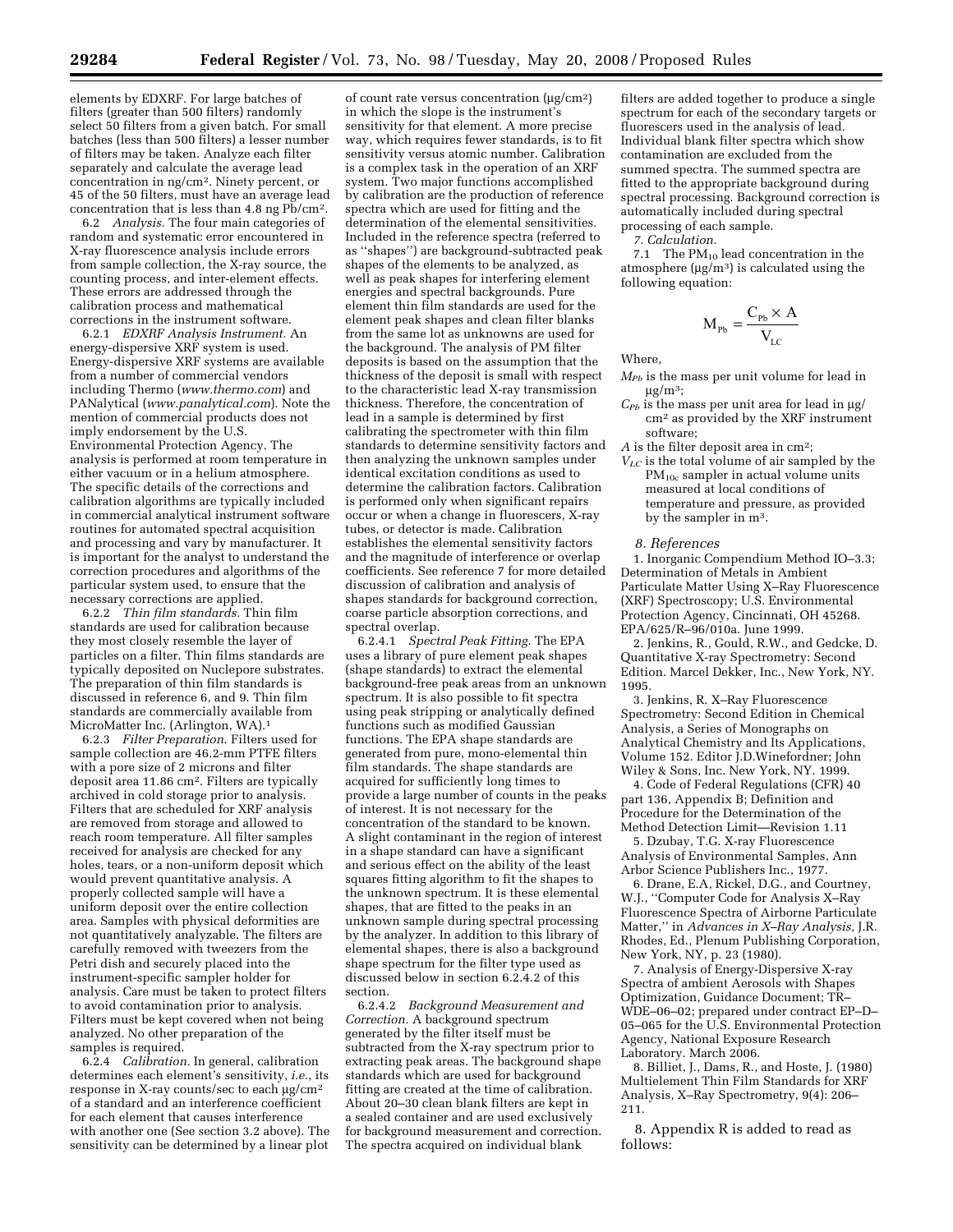elements by EDXRF. For large batches of filters (greater than 500 filters) randomly select 50 filters from a given batch. For small batches (less than 500 filters) a lesser number of filters may be taken. Analyze each filter separately and calculate the average lead concentration in ng/cm². Ninety percent, or 45 of the 50 filters, must have an average lead concentration that is less than 4.8 ng Pb/cm².

6.2 *Analysis.* The four main categories of random and systematic error encountered in X-ray fluorescence analysis include errors from sample collection, the X-ray source, the counting process, and inter-element effects. These errors are addressed through the calibration process and mathematical corrections in the instrument software.

6.2.1 *EDXRF Analysis Instrument.* An energy-dispersive XRF system is used. Energy-dispersive XRF systems are available from a number of commercial vendors including Thermo (*www.thermo.com*) and PANalytical (*www.panalytical.com*). Note the mention of commercial products does not imply endorsement by the U.S. Environmental Protection Agency. The analysis is performed at room temperature in either vacuum or in a helium atmosphere. The specific details of the corrections and calibration algorithms are typically included in commercial analytical instrument software routines for automated spectral acquisition and processing and vary by manufacturer. It is important for the analyst to understand the correction procedures and algorithms of the particular system used, to ensure that the necessary corrections are applied.

6.2.2 *Thin film standards.* Thin film standards are used for calibration because they most closely resemble the layer of particles on a filter. Thin films standards are typically deposited on Nuclepore substrates. The preparation of thin film standards is discussed in reference 6, and 9. Thin film standards are commercially available from MicroMatter Inc. (Arlington, WA).[1]

6.2.3 *Filter Preparation.* Filters used for sample collection are 46.2-mm PTFE filters with a pore size of 2 microns and filter deposit area 11.86 cm². Filters are typically archived in cold storage prior to analysis. Filters that are scheduled for XRF analysis are removed from storage and allowed to reach room temperature. All filter samples received for analysis are checked for any holes, tears, or a non-uniform deposit which would prevent quantitative analysis. A properly collected sample will have a uniform deposit over the entire collection area. Samples with physical deformities are not quantitatively analyzable. The filters are carefully removed with tweezers from the Petri dish and securely placed into the instrument-specific sampler holder for analysis. Care must be taken to protect filters to avoid contamination prior to analysis. Filters must be kept covered when not being analyzed. No other preparation of the samples is required.

6.2.4 *Calibration.* In general, calibration determines each element's sensitivity, *i.e.*, its response in X-ray counts/sec to each µg/cm² of a standard and an interference coefficient for each element that causes interference with another one (See section 3.2 above). The sensitivity can be determined by a linear plot of count rate versus concentration (µg/cm²) in which the slope is the instrument's sensitivity for that element. A more precise way, which requires fewer standards, is to fit sensitivity versus atomic number. Calibration is a complex task in the operation of an XRF system. Two major functions accomplished by calibration are the production of reference spectra which are used for fitting and the determination of the elemental sensitivities. Included in the reference spectra (referred to as "shapes") are background-subtracted peak shapes of the elements to be analyzed, as well as peak shapes for interfering element energies and spectral backgrounds. Pure element thin film standards are used for the element peak shapes and clean filter blanks from the same lot as unknowns are used for the background. The analysis of PM filter deposits is based on the assumption that the thickness of the deposit is small with respect to the characteristic lead X-ray transmission thickness. Therefore, the concentration of lead in a sample is determined by first calibrating the spectrometer with thin film standards to determine sensitivity factors and then analyzing the unknown samples under identical excitation conditions as used to determine the calibration factors. Calibration is performed only when significant repairs occur or when a change in fluorescers, X-ray tubes, or detector is made. Calibration establishes the elemental sensitivity factors and the magnitude of interference or overlap coefficients. See reference 7 for more detailed discussion of calibration and analysis of shapes standards for background correction, coarse particle absorption corrections, and spectral overlap.

6.2.4.1 *Spectral Peak Fitting.* The EPA uses a library of pure element peak shapes (shape standards) to extract the elemental background-free peak areas from an unknown spectrum. It is also possible to fit spectra using peak stripping or analytically defined functions such as modified Gaussian functions. The EPA shape standards are generated from pure, mono-elemental thin film standards. The shape standards are acquired for sufficiently long times to provide a large number of counts in the peaks of interest. It is not necessary for the concentration of the standard to be known. A slight contaminant in the region of interest in a shape standard can have a significant and serious effect on the ability of the least squares fitting algorithm to fit the shapes to the unknown spectrum. It is these elemental shapes, that are fitted to the peaks in an unknown sample during spectral processing by the analyzer. In addition to this library of elemental shapes, there is also a background shape spectrum for the filter type used as discussed below in section 6.2.4.2 of this section.

6.2.4.2 *Background Measurement and Correction.* A background spectrum generated by the filter itself must be subtracted from the X-ray spectrum prior to extracting peak areas. The background shape standards which are used for background fitting are created at the time of calibration. About 20–30 clean blank filters are kept in a sealed container and are used exclusively for background measurement and correction. The spectra acquired on individual blank filters are added together to produce a single spectrum for each of the secondary targets or fluorescers used in the analysis of lead. Individual blank filter spectra which show contamination are excluded from the summed spectra. The summed spectra are fitted to the appropriate background during spectral processing. Background correction is automatically included during spectral processing of each sample.

*7. Calculation.*

7.1 The $PM_{10}$ lead concentration in the atmosphere (µg/m³) is calculated using the following equation:

$$M_{Pb} = \frac{C_{Pb} \times A}{V_{LC}}$$

Where,

$M_{Pb}$ is the mass per unit volume for lead in µg/m³;

$C_{Pb}$ is the mass per unit area for lead in µg/cm² as provided by the XRF instrument software;

$A$ is the filter deposit area in cm²;

$V_{LC}$ is the total volume of air sampled by the $PM_{10c}$ sampler in actual volume units measured at local conditions of temperature and pressure, as provided by the sampler in m³.

*8. References*

1. Inorganic Compendium Method IO–3.3; Determination of Metals in Ambient Particulate Matter Using X–Ray Fluorescence (XRF) Spectroscopy; U.S. Environmental Protection Agency, Cincinnati, OH 45268. EPA/625/R–96/010a. June 1999.

2. Jenkins, R., Gould, R.W., and Gedcke, D. Quantitative X-ray Spectrometry: Second Edition. Marcel Dekker, Inc., New York, NY. 1995.

3. Jenkins, R. X–Ray Fluorescence Spectrometry: Second Edition in Chemical Analysis, a Series of Monographs on Analytical Chemistry and Its Applications, Volume 152. Editor J.D.Winefordner; John Wiley & Sons, Inc. New York, NY. 1999.

4. Code of Federal Regulations (CFR) 40 part 136, Appendix B; Definition and Procedure for the Determination of the Method Detection Limit—Revision 1.11

5. Dzubay, T.G. X-ray Fluorescence Analysis of Environmental Samples, Ann Arbor Science Publishers Inc., 1977.

6. Drane, E.A, Rickel, D.G., and Courtney, W.J., "Computer Code for Analysis X–Ray Fluorescence Spectra of Airborne Particulate Matter," in *Advances in X–Ray Analysis,* J.R. Rhodes, Ed., Plenum Publishing Corporation, New York, NY, p. 23 (1980).

7. Analysis of Energy-Dispersive X-ray Spectra of ambient Aerosols with Shapes Optimization, Guidance Document; TR–WDE–06–02; prepared under contract EP–D–05–065 for the U.S. Environmental Protection Agency, National Exposure Research Laboratory. March 2006.

8. Billiet, J., Dams, R., and Hoste, J. (1980) Multielement Thin Film Standards for XRF Analysis, X–Ray Spectrometry, 9(4): 206–211.

8. Appendix R is added to read as follows: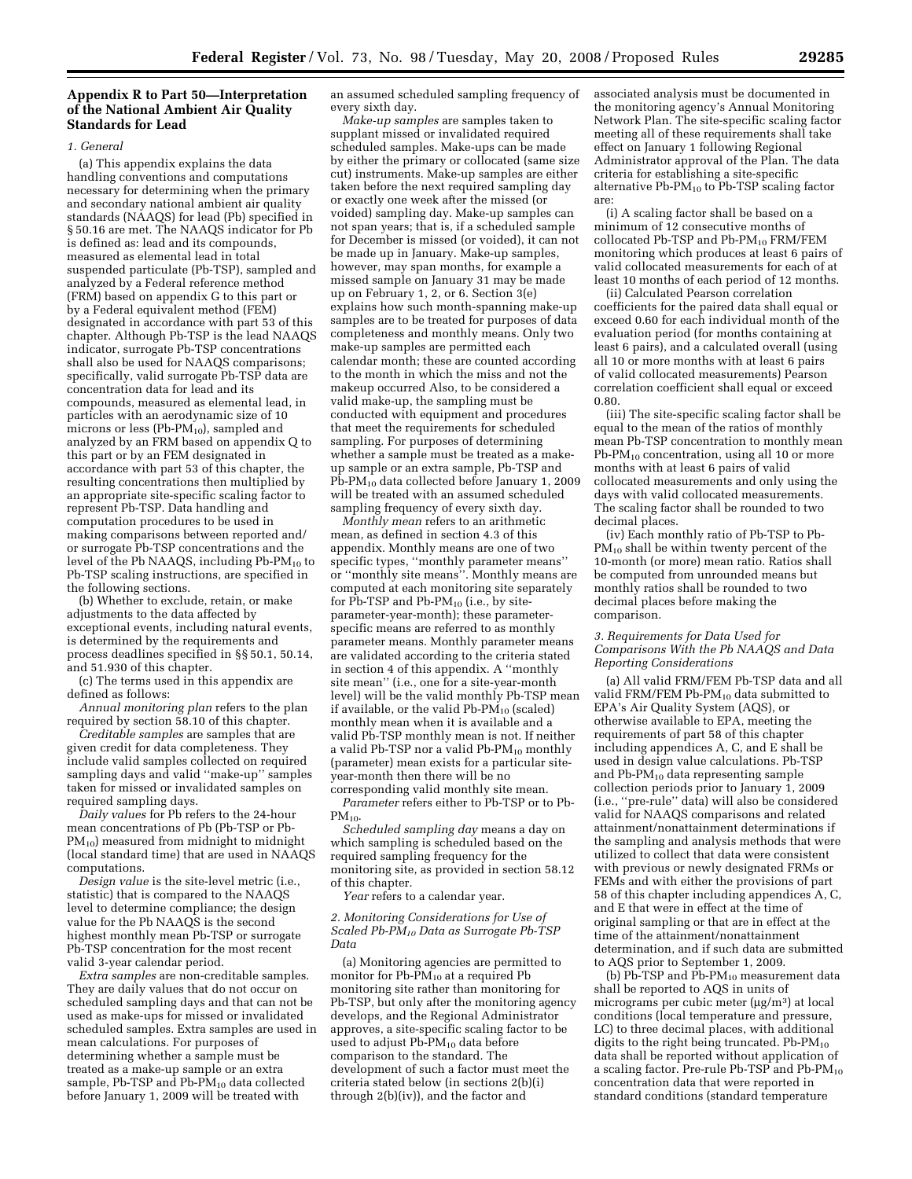## Appendix R to Part 50—Interpretation of the National Ambient Air Quality Standards for Lead

*1. General*

(a) This appendix explains the data handling conventions and computations necessary for determining when the primary and secondary national ambient air quality standards (NAAQS) for lead (Pb) specified in § 50.16 are met. The NAAQS indicator for Pb is defined as: lead and its compounds, measured as elemental lead in total suspended particulate (Pb-TSP), sampled and analyzed by a Federal reference method (FRM) based on appendix G to this part or by a Federal equivalent method (FEM) designated in accordance with part 53 of this chapter. Although Pb-TSP is the lead NAAQS indicator, surrogate Pb-TSP concentrations shall also be used for NAAQS comparisons; specifically, valid surrogate Pb-TSP data are concentration data for lead and its compounds, measured as elemental lead, in particles with an aerodynamic size of 10 microns or less (Pb-$PM_{10}$), sampled and analyzed by an FRM based on appendix Q to this part or by an FEM designated in accordance with part 53 of this chapter, the resulting concentrations then multiplied by an appropriate site-specific scaling factor to represent Pb-TSP. Data handling and computation procedures to be used in making comparisons between reported and/or surrogate Pb-TSP concentrations and the level of the Pb NAAQS, including Pb-$PM_{10}$ to Pb-TSP scaling instructions, are specified in the following sections.

(b) Whether to exclude, retain, or make adjustments to the data affected by exceptional events, including natural events, is determined by the requirements and process deadlines specified in §§ 50.1, 50.14, and 51.930 of this chapter.

(c) The terms used in this appendix are defined as follows:

*Annual monitoring plan* refers to the plan required by section 58.10 of this chapter.

*Creditable samples* are samples that are given credit for data completeness. They include valid samples collected on required sampling days and valid ''make-up'' samples taken for missed or invalidated samples on required sampling days.

*Daily values* for Pb refers to the 24-hour mean concentrations of Pb (Pb-TSP or Pb-$PM_{10}$) measured from midnight to midnight (local standard time) that are used in NAAQS computations.

*Design value* is the site-level metric (i.e., statistic) that is compared to the NAAQS level to determine compliance; the design value for the Pb NAAQS is the second highest monthly mean Pb-TSP or surrogate Pb-TSP concentration for the most recent valid 3-year calendar period.

*Extra samples* are non-creditable samples. They are daily values that do not occur on scheduled sampling days and that can not be used as make-ups for missed or invalidated scheduled samples. Extra samples are used in mean calculations. For purposes of determining whether a sample must be treated as a make-up sample or an extra sample, Pb-TSP and Pb-$PM_{10}$ data collected before January 1, 2009 will be treated with an assumed scheduled sampling frequency of every sixth day.

*Make-up samples* are samples taken to supplant missed or invalidated required scheduled samples. Make-ups can be made by either the primary or collocated (same size cut) instruments. Make-up samples are either taken before the next required sampling day or exactly one week after the missed (or voided) sampling day. Make-up samples can not span years; that is, if a scheduled sample for December is missed (or voided), it can not be made up in January. Make-up samples, however, may span months, for example a missed sample on January 31 may be made up on February 1, 2, or 6. Section 3(e) explains how such month-spanning make-up samples are to be treated for purposes of data completeness and monthly means. Only two make-up samples are permitted each calendar month; these are counted according to the month in which the miss and not the makeup occurred Also, to be considered a valid make-up, the sampling must be conducted with equipment and procedures that meet the requirements for scheduled sampling. For purposes of determining whether a sample must be treated as a make-up sample or an extra sample, Pb-TSP and Pb-$PM_{10}$ data collected before January 1, 2009 will be treated with an assumed scheduled sampling frequency of every sixth day.

*Monthly mean* refers to an arithmetic mean, as defined in section 4.3 of this appendix. Monthly means are one of two specific types, ''monthly parameter means'' or ''monthly site means''. Monthly means are computed at each monitoring site separately for Pb-TSP and Pb-$PM_{10}$ (i.e., by site-parameter-year-month); these parameter-specific means are referred to as monthly parameter means. Monthly parameter means are validated according to the criteria stated in section 4 of this appendix. A ''monthly site mean'' (i.e., one for a site-year-month level) will be the valid monthly Pb-TSP mean if available, or the valid Pb-$PM_{10}$ (scaled) monthly mean when it is available and a valid Pb-TSP monthly mean is not. If neither a valid Pb-TSP nor a valid Pb-$PM_{10}$ monthly (parameter) mean exists for a particular site-year-month then there will be no corresponding valid monthly site mean.

*Parameter* refers either to Pb-TSP or to Pb-$PM_{10}$.

*Scheduled sampling day* means a day on which sampling is scheduled based on the required sampling frequency for the monitoring site, as provided in section 58.12 of this chapter.

*Year* refers to a calendar year.

*2. Monitoring Considerations for Use of Scaled Pb-$PM_{10}$ Data as Surrogate Pb-TSP Data*

(a) Monitoring agencies are permitted to monitor for Pb-$PM_{10}$ at a required Pb monitoring site rather than monitoring for Pb-TSP, but only after the monitoring agency develops, and the Regional Administrator approves, a site-specific scaling factor to be used to adjust Pb-$PM_{10}$ data before comparison to the standard. The development of such a factor must meet the criteria stated below (in sections 2(b)(i) through 2(b)(iv)), and the factor and associated analysis must be documented in the monitoring agency's Annual Monitoring Network Plan. The site-specific scaling factor meeting all of these requirements shall take effect on January 1 following Regional Administrator approval of the Plan. The data criteria for establishing a site-specific alternative Pb-$PM_{10}$ to Pb-TSP scaling factor are:

(i) A scaling factor shall be based on a minimum of 12 consecutive months of collocated Pb-TSP and Pb-$PM_{10}$ FRM/FEM monitoring which produces at least 6 pairs of valid collocated measurements for each of at least 10 months of each period of 12 months.

(ii) Calculated Pearson correlation coefficients for the paired data shall equal or exceed 0.60 for each individual month of the evaluation period (for months containing at least 6 pairs), and a calculated overall (using all 10 or more months with at least 6 pairs of valid collocated measurements) Pearson correlation coefficient shall equal or exceed 0.80.

(iii) The site-specific scaling factor shall be equal to the mean of the ratios of monthly mean Pb-TSP concentration to monthly mean Pb-$PM_{10}$ concentration, using all 10 or more months with at least 6 pairs of valid collocated measurements and only using the days with valid collocated measurements. The scaling factor shall be rounded to two decimal places.

(iv) Each monthly ratio of Pb-TSP to Pb-$PM_{10}$ shall be within twenty percent of the 10-month (or more) mean ratio. Ratios shall be computed from unrounded means but monthly ratios shall be rounded to two decimal places before making the comparison.

*3. Requirements for Data Used for Comparisons With the Pb NAAQS and Data Reporting Considerations*

(a) All valid FRM/FEM Pb-TSP data and all valid FRM/FEM Pb-$PM_{10}$ data submitted to EPA's Air Quality System (AQS), or otherwise available to EPA, meeting the requirements of part 58 of this chapter including appendices A, C, and E shall be used in design value calculations. Pb-TSP and Pb-$PM_{10}$ data representing sample collection periods prior to January 1, 2009 (i.e., ''pre-rule'' data) will also be considered valid for NAAQS comparisons and related attainment/nonattainment determinations if the sampling and analysis methods that were utilized to collect that data were consistent with previous or newly designated FRMs or FEMs and with either the provisions of part 58 of this chapter including appendices A, C, and E that were in effect at the time of original sampling or that are in effect at the time of the attainment/nonattainment determination, and if such data are submitted to AQS prior to September 1, 2009.

(b) Pb-TSP and Pb-$PM_{10}$ measurement data shall be reported to AQS in units of micrograms per cubic meter ($\mu g/m^3$) at local conditions (local temperature and pressure, LC) to three decimal places, with additional digits to the right being truncated. Pb-$PM_{10}$ data shall be reported without application of a scaling factor. Pre-rule Pb-TSP and Pb-$PM_{10}$ concentration data that were reported in standard conditions (standard temperature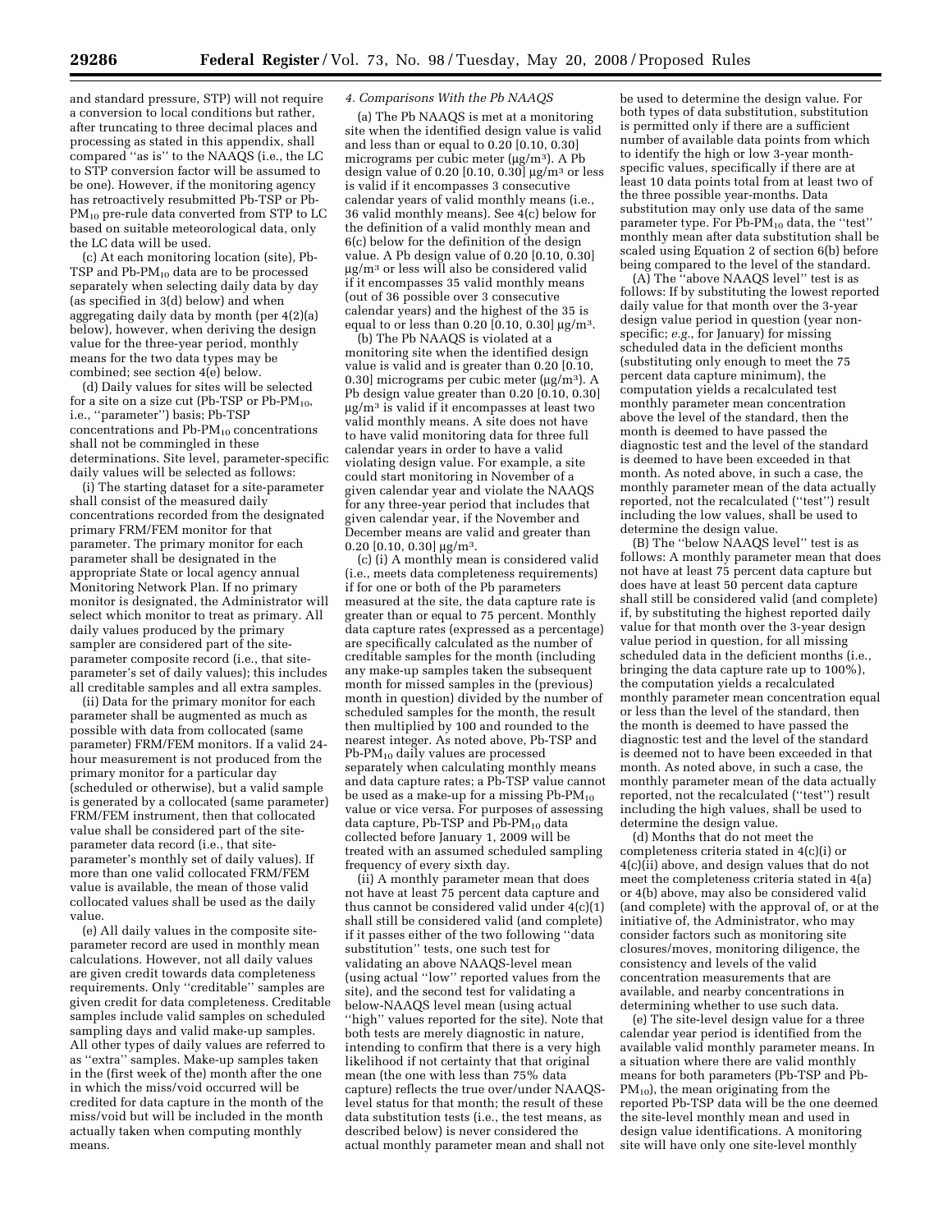and standard pressure, STP) will not require a conversion to local conditions but rather, after truncating to three decimal places and processing as stated in this appendix, shall compared ''as is'' to the NAAQS (i.e., the LC to STP conversion factor will be assumed to be one). However, if the monitoring agency has retroactively resubmitted Pb-TSP or Pb-$PM_{10}$ pre-rule data converted from STP to LC based on suitable meteorological data, only the LC data will be used.

(c) At each monitoring location (site), Pb-TSP and Pb-$PM_{10}$ data are to be processed separately when selecting daily data by day (as specified in 3(d) below) and when aggregating daily data by month (per 4(2)(a) below), however, when deriving the design value for the three-year period, monthly means for the two data types may be combined; see section 4(e) below.

(d) Daily values for sites will be selected for a site on a size cut (Pb-TSP or Pb-$PM_{10}$, i.e., ''parameter'') basis; Pb-TSP concentrations and Pb-$PM_{10}$ concentrations shall not be commingled in these determinations. Site level, parameter-specific daily values will be selected as follows:

(i) The starting dataset for a site-parameter shall consist of the measured daily concentrations recorded from the designated primary FRM/FEM monitor for that parameter. The primary monitor for each parameter shall be designated in the appropriate State or local agency annual Monitoring Network Plan. If no primary monitor is designated, the Administrator will select which monitor to treat as primary. All daily values produced by the primary sampler are considered part of the site-parameter composite record (i.e., that site-parameter's set of daily values); this includes all creditable samples and all extra samples.

(ii) Data for the primary monitor for each parameter shall be augmented as much as possible with data from collocated (same parameter) FRM/FEM monitors. If a valid 24-hour measurement is not produced from the primary monitor for a particular day (scheduled or otherwise), but a valid sample is generated by a collocated (same parameter) FRM/FEM instrument, then that collocated value shall be considered part of the site-parameter data record (i.e., that site-parameter's monthly set of daily values). If more than one valid collocated FRM/FEM value is available, the mean of those valid collocated values shall be used as the daily value.

(e) All daily values in the composite site-parameter record are used in monthly mean calculations. However, not all daily values are given credit towards data completeness requirements. Only ''creditable'' samples are given credit for data completeness. Creditable samples include valid samples on scheduled sampling days and valid make-up samples. All other types of daily values are referred to as ''extra'' samples. Make-up samples taken in the (first week of the) month after the one in which the miss/void occurred will be credited for data capture in the month of the miss/void but will be included in the month actually taken when computing monthly means.

*4. Comparisons With the Pb NAAQS*

(a) The Pb NAAQS is met at a monitoring site when the identified design value is valid and less than or equal to 0.20 [0.10, 0.30] micrograms per cubic meter (µg/m$^3$). A Pb design value of 0.20 [0.10, 0.30] µg/m$^3$ or less is valid if it encompasses 3 consecutive calendar years of valid monthly means (i.e., 36 valid monthly means). See 4(c) below for the definition of a valid monthly mean and 6(c) below for the definition of the design value. A Pb design value of 0.20 [0.10, 0.30] µg/m$^3$ or less will also be considered valid if it encompasses 35 valid monthly means (out of 36 possible over 3 consecutive calendar years) and the highest of the 35 is equal to or less than 0.20 [0.10, 0.30] µg/m$^3$.

(b) The Pb NAAQS is violated at a monitoring site when the identified design value is valid and is greater than 0.20 [0.10, 0.30] micrograms per cubic meter (µg/m$^3$). A Pb design value greater than 0.20 [0.10, 0.30] µg/m$^3$ is valid if it encompasses at least two valid monthly means. A site does not have to have valid monitoring data for three full calendar years in order to have a valid violating design value. For example, a site could start monitoring in November of a given calendar year and violate the NAAQS for any three-year period that includes that given calendar year, if the November and December means are valid and greater than 0.20 [0.10, 0.30] µg/m$^3$.

(c) (i) A monthly mean is considered valid (i.e., meets data completeness requirements) if for one or both of the Pb parameters measured at the site, the data capture rate is greater than or equal to 75 percent. Monthly data capture rates (expressed as a percentage) are specifically calculated as the number of creditable samples for the month (including any make-up samples taken the subsequent month for missed samples in the (previous) month in question) divided by the number of scheduled samples for the month, the result then multiplied by 100 and rounded to the nearest integer. As noted above, Pb-TSP and Pb-$PM_{10}$ daily values are processed separately when calculating monthly means and data capture rates; a Pb-TSP value cannot be used as a make-up for a missing Pb-$PM_{10}$ value or vice versa. For purposes of assessing data capture, Pb-TSP and Pb-$PM_{10}$ data collected before January 1, 2009 will be treated with an assumed scheduled sampling frequency of every sixth day.

(ii) A monthly parameter mean that does not have at least 75 percent data capture and thus cannot be considered valid under 4(c)(1) shall still be considered valid (and complete) if it passes either of the two following ''data substitution'' tests, one such test for validating an above NAAQS-level mean (using actual ''low'' reported values from the site), and the second test for validating a below-NAAQS level mean (using actual ''high'' values reported for the site). Note that both tests are merely diagnostic in nature, intending to confirm that there is a very high likelihood if not certainty that that original mean (the one with less than 75% data capture) reflects the true over/under NAAQS-level status for that month; the result of these data substitution tests (i.e., the test means, as described below) is never considered the actual monthly parameter mean and shall not be used to determine the design value. For both types of data substitution, substitution is permitted only if there are a sufficient number of available data points from which to identify the high or low 3-year month-specific values, specifically if there are at least 10 data points total from at least two of the three possible year-months. Data substitution may only use data of the same parameter type. For Pb-$PM_{10}$ data, the ''test'' monthly mean after data substitution shall be scaled using Equation 2 of section 6(b) before being compared to the level of the standard.

(A) The ''above NAAQS level'' test is as follows: If by substituting the lowest reported daily value for that month over the 3-year design value period in question (year non-specific; *e.g.*, for January) for missing scheduled data in the deficient months (substituting only enough to meet the 75 percent data capture minimum), the computation yields a recalculated test monthly parameter mean concentration above the level of the standard, then the month is deemed to have passed the diagnostic test and the level of the standard is deemed to have been exceeded in that month. As noted above, in such a case, the monthly parameter mean of the data actually reported, not the recalculated (''test'') result including the low values, shall be used to determine the design value.

(B) The ''below NAAQS level'' test is as follows: A monthly parameter mean that does not have at least 75 percent data capture but does have at least 50 percent data capture shall still be considered valid (and complete) if, by substituting the highest reported daily value for that month over the 3-year design value period in question, for all missing scheduled data in the deficient months (i.e., bringing the data capture rate up to 100%), the computation yields a recalculated monthly parameter mean concentration equal or less than the level of the standard, then the month is deemed to have passed the diagnostic test and the level of the standard is deemed not to have been exceeded in that month. As noted above, in such a case, the monthly parameter mean of the data actually reported, not the recalculated (''test'') result including the high values, shall be used to determine the design value.

(d) Months that do not meet the completeness criteria stated in 4(c)(i) or 4(c)(ii) above, and design values that do not meet the completeness criteria stated in 4(a) or 4(b) above, may also be considered valid (and complete) with the approval of, or at the initiative of, the Administrator, who may consider factors such as monitoring site closures/moves, monitoring diligence, the consistency and levels of the valid concentration measurements that are available, and nearby concentrations in determining whether to use such data.

(e) The site-level design value for a three calendar year period is identified from the available valid monthly parameter means. In a situation where there are valid monthly means for both parameters (Pb-TSP and Pb-$PM_{10}$), the mean originating from the reported Pb-TSP data will be the one deemed the site-level monthly mean and used in design value identifications. A monitoring site will have only one site-level monthly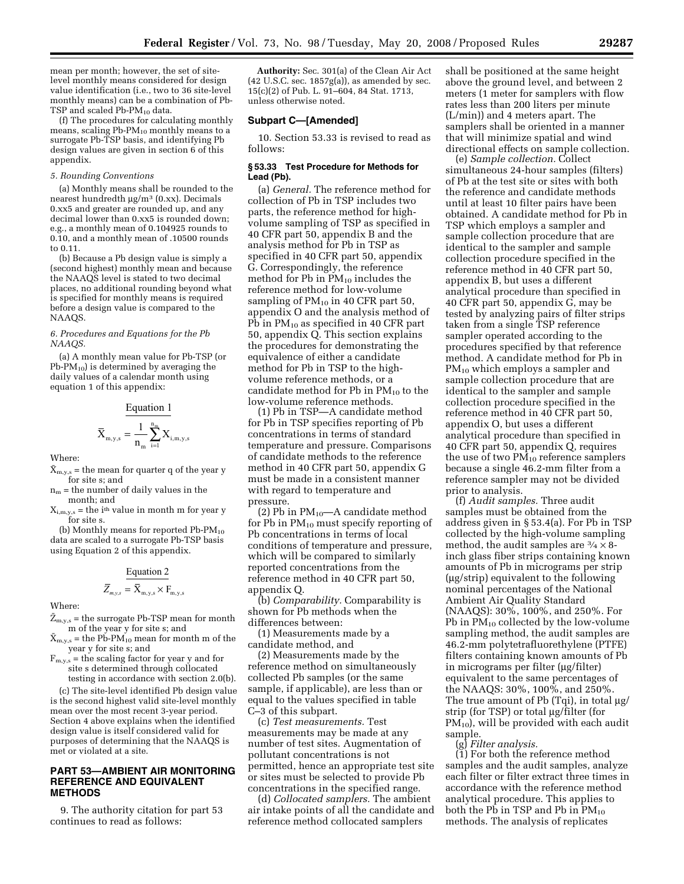mean per month; however, the set of site-level monthly means considered for design value identification (i.e., two to 36 site-level monthly means) can be a combination of Pb-TSP and scaled Pb-$PM_{10}$ data.

(f) The procedures for calculating monthly means, scaling Pb-$PM_{10}$ monthly means to a surrogate Pb-TSP basis, and identifying Pb design values are given in section 6 of this appendix.

*5. Rounding Conventions*

(a) Monthly means shall be rounded to the nearest hundredth μg/m³ (0.xx). Decimals 0.xx5 and greater are rounded up, and any decimal lower than 0.xx5 is rounded down; e.g., a monthly mean of 0.104925 rounds to 0.10, and a monthly mean of .10500 rounds to 0.11.

(b) Because a Pb design value is simply a (second highest) monthly mean and because the NAAQS level is stated to two decimal places, no additional rounding beyond what is specified for monthly means is required before a design value is compared to the NAAQS.

*6. Procedures and Equations for the Pb NAAQS.*

(a) A monthly mean value for Pb-TSP (or Pb-$PM_{10}$) is determined by averaging the daily values of a calendar month using equation 1 of this appendix:

Equation 1

$$\bar{X}_{m,y,s} = \frac{1}{n_m}\sum_{i=1}^{n_m} X_{i,m,y,s}$$

Where:

$\bar{X}_{m,y,s}$ = the mean for quarter q of the year y for site s; and

$n_m$ = the number of daily values in the month; and

$X_{i,m,y,s}$ = the $i^{th}$ value in month m for year y for site s.

(b) Monthly means for reported Pb-$PM_{10}$ data are scaled to a surrogate Pb-TSP basis using Equation 2 of this appendix.

Equation 2

$$\bar{Z}_{m,y,s} = \bar{X}_{m,y,s} \times F_{m,y,s}$$

Where:

$\bar{Z}_{m,y,s}$ = the surrogate Pb-TSP mean for month m of the year y for site s; and

$\bar{X}_{m,y,s}$ = the Pb-$PM_{10}$ mean for month m of the year y for site s; and

$F_{m,y,s}$ = the scaling factor for year y and for site s determined through collocated testing in accordance with section 2.0(b).

(c) The site-level identified Pb design value is the second highest valid site-level monthly mean over the most recent 3-year period. Section 4 above explains when the identified design value is itself considered valid for purposes of determining that the NAAQS is met or violated at a site.

## PART 53—AMBIENT AIR MONITORING REFERENCE AND EQUIVALENT METHODS

9. The authority citation for part 53 continues to read as follows:

**Authority:** Sec. 301(a) of the Clean Air Act (42 U.S.C. sec. 1857g(a)), as amended by sec. 15(c)(2) of Pub. L. 91–604, 84 Stat. 1713, unless otherwise noted.

### Subpart C—[Amended]

10. Section 53.33 is revised to read as follows:

#### § 53.33 Test Procedure for Methods for Lead (Pb).

(a) *General.* The reference method for collection of Pb in TSP includes two parts, the reference method for high-volume sampling of TSP as specified in 40 CFR part 50, appendix B and the analysis method for Pb in TSP as specified in 40 CFR part 50, appendix G. Correspondingly, the reference method for Pb in $PM_{10}$ includes the reference method for low-volume sampling of $PM_{10}$ in 40 CFR part 50, appendix O and the analysis method of Pb in $PM_{10}$ as specified in 40 CFR part 50, appendix Q. This section explains the procedures for demonstrating the equivalence of either a candidate method for Pb in TSP to the high-volume reference methods, or a candidate method for Pb in $PM_{10}$ to the low-volume reference methods.

(1) Pb in TSP—A candidate method for Pb in TSP specifies reporting of Pb concentrations in terms of standard temperature and pressure. Comparisons of candidate methods to the reference method in 40 CFR part 50, appendix G must be made in a consistent manner with regard to temperature and pressure.

(2) Pb in $PM_{10}$—A candidate method for Pb in $PM_{10}$ must specify reporting of Pb concentrations in terms of local conditions of temperature and pressure, which will be compared to similarly reported concentrations from the reference method in 40 CFR part 50, appendix Q.

(b) *Comparability.* Comparability is shown for Pb methods when the differences between:

(1) Measurements made by a candidate method, and

(2) Measurements made by the reference method on simultaneously collected Pb samples (or the same sample, if applicable), are less than or equal to the values specified in table C–3 of this subpart.

(c) *Test measurements.* Test measurements may be made at any number of test sites. Augmentation of pollutant concentrations is not permitted, hence an appropriate test site or sites must be selected to provide Pb concentrations in the specified range.

(d) *Collocated samplers.* The ambient air intake points of all the candidate and reference method collocated samplers shall be positioned at the same height above the ground level, and between 2 meters (1 meter for samplers with flow rates less than 200 liters per minute (L/min)) and 4 meters apart. The samplers shall be oriented in a manner that will minimize spatial and wind directional effects on sample collection.

(e) *Sample collection.* Collect simultaneous 24-hour samples (filters) of Pb at the test site or sites with both the reference and candidate methods until at least 10 filter pairs have been obtained. A candidate method for Pb in TSP which employs a sampler and sample collection procedure that are identical to the sampler and sample collection procedure specified in the reference method in 40 CFR part 50, appendix B, but uses a different analytical procedure than specified in 40 CFR part 50, appendix G, may be tested by analyzing pairs of filter strips taken from a single TSP reference sampler operated according to the procedures specified by that reference method. A candidate method for Pb in $PM_{10}$ which employs a sampler and sample collection procedure that are identical to the sampler and sample collection procedure specified in the reference method in 40 CFR part 50, appendix O, but uses a different analytical procedure than specified in 40 CFR part 50, appendix Q, requires the use of two $PM_{10}$ reference samplers because a single 46.2-mm filter from a reference sampler may not be divided prior to analysis.

(f) *Audit samples.* Three audit samples must be obtained from the address given in § 53.4(a). For Pb in TSP collected by the high-volume sampling method, the audit samples are ¾ × 8-inch glass fiber strips containing known amounts of Pb in micrograms per strip (μg/strip) equivalent to the following nominal percentages of the National Ambient Air Quality Standard (NAAQS): 30%, 100%, and 250%. For Pb in $PM_{10}$ collected by the low-volume sampling method, the audit samples are 46.2-mm polytetrafluorethylene (PTFE) filters containing known amounts of Pb in micrograms per filter (μg/filter) equivalent to the same percentages of the NAAQS: 30%, 100%, and 250%. The true amount of Pb (Tqi), in total μg/strip (for TSP) or total μg/filter (for $PM_{10}$), will be provided with each audit sample.

(g) *Filter analysis.*

(1) For both the reference method samples and the audit samples, analyze each filter or filter extract three times in accordance with the reference method analytical procedure. This applies to both the Pb in TSP and Pb in $PM_{10}$ methods. The analysis of replicates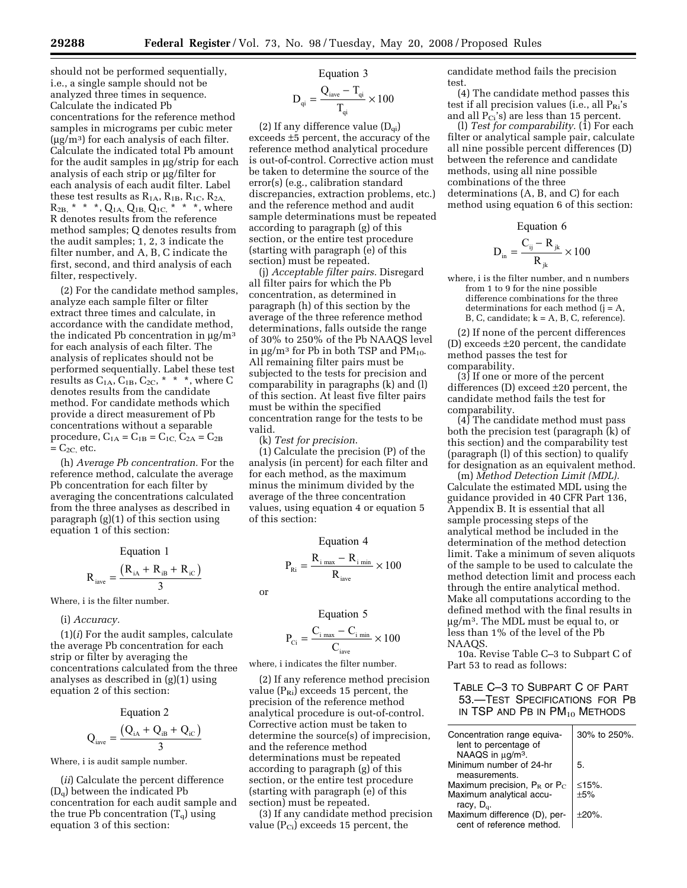should not be performed sequentially, i.e., a single sample should not be analyzed three times in sequence. Calculate the indicated Pb concentrations for the reference method samples in micrograms per cubic meter (μg/m³) for each analysis of each filter. Calculate the indicated total Pb amount for the audit samples in μg/strip for each analysis of each strip or μg/filter for each analysis of each audit filter. Label these test results as $R_{1A}$, $R_{1B}$, $R_{1C}$, $R_{2A}$, $R_{2B}$, * * *, $Q_{1A}$, $Q_{1B}$, $Q_{1C}$, * * *, where R denotes results from the reference method samples; Q denotes results from the audit samples; 1, 2, 3 indicate the filter number, and A, B, C indicate the first, second, and third analysis of each filter, respectively.

(2) For the candidate method samples, analyze each sample filter or filter extract three times and calculate, in accordance with the candidate method, the indicated Pb concentration in μg/m³ for each analysis of each filter. The analysis of replicates should not be performed sequentially. Label these test results as $C_{1A}$, $C_{1B}$, $C_{2C}$, * * *, where C denotes results from the candidate method. For candidate methods which provide a direct measurement of Pb concentrations without a separable procedure, $C_{1A} = C_{1B} = C_{1C}$, $C_{2A} = C_{2B} = C_{2C}$, etc.

(h) *Average Pb concentration.* For the reference method, calculate the average Pb concentration for each filter by averaging the concentrations calculated from the three analyses as described in paragraph (g)(1) of this section using equation 1 of this section:

Equation 1

$$R_{iave} = \frac{(R_{iA} + R_{iB} + R_{iC})}{3}$$

Where, i is the filter number.

(i) *Accuracy.*

(1)(*i*) For the audit samples, calculate the average Pb concentration for each strip or filter by averaging the concentrations calculated from the three analyses as described in (g)(1) using equation 2 of this section:

Equation 2

$$Q_{iave} = \frac{(Q_{iA} + Q_{iB} + Q_{iC})}{3}$$

Where, i is audit sample number.

(*ii*) Calculate the percent difference ($D_q$) between the indicated Pb concentration for each audit sample and the true Pb concentration ($T_q$) using equation 3 of this section:

Equation 3

$$D_{qi} = \frac{Q_{iave} - T_{qi}}{T_{qi}} \times 100$$

(2) If any difference value ($D_{qi}$) exceeds ±5 percent, the accuracy of the reference method analytical procedure is out-of-control. Corrective action must be taken to determine the source of the error(s) (e.g., calibration standard discrepancies, extraction problems, etc.) and the reference method and audit sample determinations must be repeated according to paragraph (g) of this section, or the entire test procedure (starting with paragraph (e) of this section) must be repeated.

(j) *Acceptable filter pairs.* Disregard all filter pairs for which the Pb concentration, as determined in paragraph (h) of this section by the average of the three reference method determinations, falls outside the range of 30% to 250% of the Pb NAAQS level in μg/m³ for Pb in both TSP and $PM_{10}$. All remaining filter pairs must be subjected to the tests for precision and comparability in paragraphs (k) and (l) of this section. At least five filter pairs must be within the specified concentration range for the tests to be valid.

(k) *Test for precision.*

(1) Calculate the precision (P) of the analysis (in percent) for each filter and for each method, as the maximum minus the minimum divided by the average of the three concentration values, using equation 4 or equation 5 of this section:

Equation 4

$$P_{Ri} = \frac{R_{i\,max} - R_{i\,min}}{R_{iave}} \times 100$$

or

Equation 5

$$P_{Ci} = \frac{C_{i\,max} - C_{i\,min}}{C_{iave}} \times 100$$

where, i indicates the filter number.

(2) If any reference method precision value ($P_{Ri}$) exceeds 15 percent, the precision of the reference method analytical procedure is out-of-control. Corrective action must be taken to determine the source(s) of imprecision, and the reference method determinations must be repeated according to paragraph (g) of this section, or the entire test procedure (starting with paragraph (e) of this section) must be repeated.

(3) If any candidate method precision value ($P_{Ci}$) exceeds 15 percent, the candidate method fails the precision test.

(4) The candidate method passes this test if all precision values (i.e., all $P_{Ri}$'s and all $P_{Ci}$'s) are less than 15 percent.

(l) *Test for comparability.* (1) For each filter or analytical sample pair, calculate all nine possible percent differences (D) between the reference and candidate methods, using all nine possible combinations of the three determinations (A, B, and C) for each method using equation 6 of this section:

Equation 6

$$D_{in} = \frac{C_{ij} - R_{jk}}{R_{jk}} \times 100$$

where, i is the filter number, and n numbers from 1 to 9 for the nine possible difference combinations for the three determinations for each method (j = A, B, C, candidate; k = A, B, C, reference).

(2) If none of the percent differences (D) exceeds ±20 percent, the candidate method passes the test for comparability.

(3) If one or more of the percent differences (D) exceed ±20 percent, the candidate method fails the test for comparability.

(4) The candidate method must pass both the precision test (paragraph (k) of this section) and the comparability test (paragraph (l) of this section) to qualify for designation as an equivalent method.

(m) *Method Detection Limit (MDL).* Calculate the estimated MDL using the guidance provided in 40 CFR Part 136, Appendix B. It is essential that all sample processing steps of the analytical method be included in the determination of the method detection limit. Take a minimum of seven aliquots of the sample to be used to calculate the method detection limit and process each through the entire analytical method. Make all computations according to the defined method with the final results in μg/m³. The MDL must be equal to, or less than 1% of the level of the Pb NAAQS.

10a. Revise Table C–3 to Subpart C of Part 53 to read as follows:

TABLE C–3 TO SUBPART C OF PART 53.—TEST SPECIFICATIONS FOR PB IN TSP AND PB IN $PM_{10}$ METHODS

| | |
|---|---|
| Concentration range equivalent to percentage of NAAQS in μg/m³. | 30% to 250%. |
| Minimum number of 24-hr measurements. | 5. |
| Maximum precision, $P_R$ or $P_C$ | ≤15%. |
| Maximum analytical accuracy, $D_q$. | ±5% |
| Maximum difference (D), percent of reference method. | ±20%. |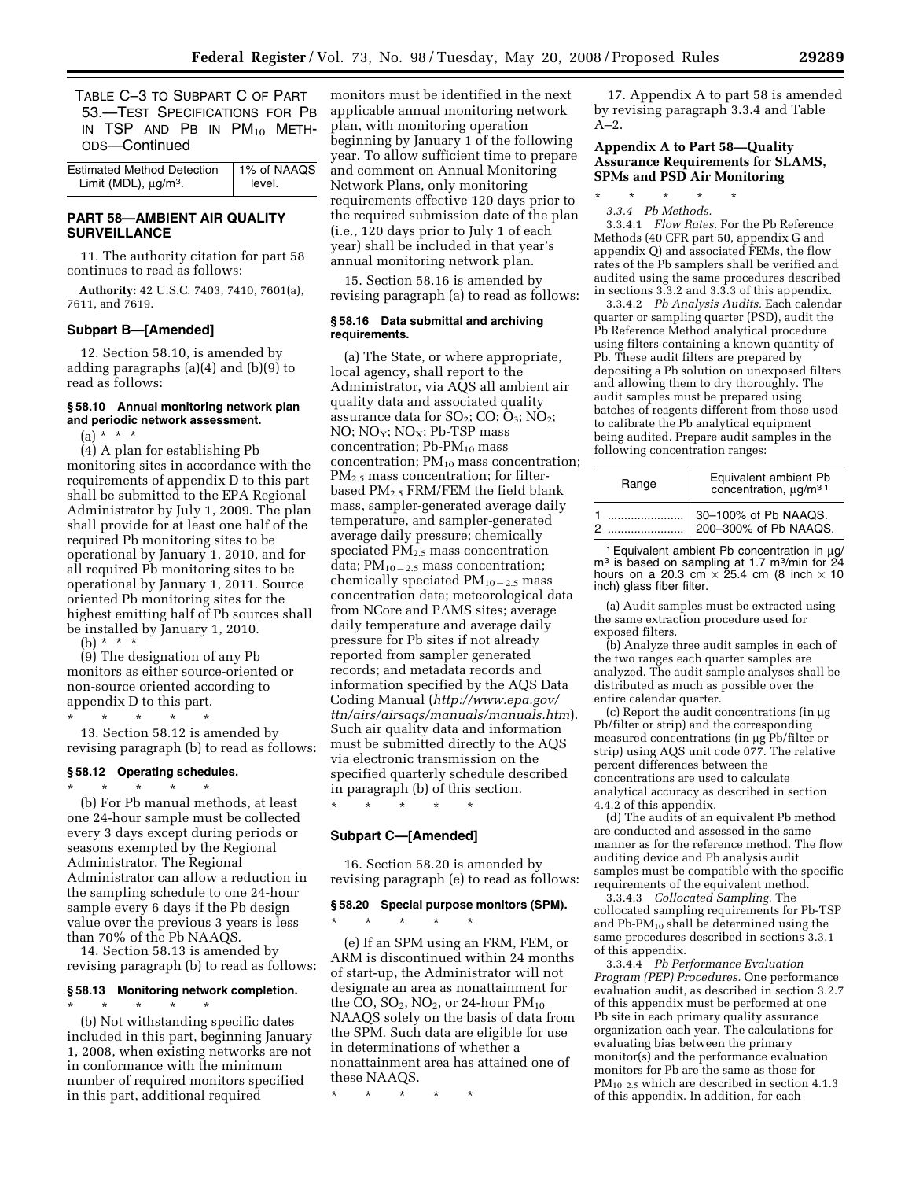TABLE C–3 TO SUBPART C OF PART 53.—TEST SPECIFICATIONS FOR PB IN TSP AND PB IN $PM_{10}$ METHODS—Continued

| | |
|---|---|
| Estimated Method Detection Limit (MDL), µg/m³. | 1% of NAAQS level. |

## PART 58—AMBIENT AIR QUALITY SURVEILLANCE

11. The authority citation for part 58 continues to read as follows:

**Authority:** 42 U.S.C. 7403, 7410, 7601(a), 7611, and 7619.

### Subpart B—[Amended]

12. Section 58.10, is amended by adding paragraphs (a)(4) and (b)(9) to read as follows:

#### § 58.10 Annual monitoring network plan and periodic network assessment.

(a) * * *

(4) A plan for establishing Pb monitoring sites in accordance with the requirements of appendix D to this part shall be submitted to the EPA Regional Administrator by July 1, 2009. The plan shall provide for at least one half of the required Pb monitoring sites to be operational by January 1, 2010, and for all required Pb monitoring sites to be operational by January 1, 2011. Source oriented Pb monitoring sites for the highest emitting half of Pb sources shall be installed by January 1, 2010.

(b) * * *

(9) The designation of any Pb monitors as either source-oriented or non-source oriented according to appendix D to this part.

\* \* \* \* \*

13. Section 58.12 is amended by revising paragraph (b) to read as follows:

#### § 58.12 Operating schedules.

\* \* \* \* \*

(b) For Pb manual methods, at least one 24-hour sample must be collected every 3 days except during periods or seasons exempted by the Regional Administrator. The Regional Administrator can allow a reduction in the sampling schedule to one 24-hour sample every 6 days if the Pb design value over the previous 3 years is less than 70% of the Pb NAAQS.

14. Section 58.13 is amended by revising paragraph (b) to read as follows:

#### § 58.13 Monitoring network completion.

\* \* \* \* \*

(b) Not withstanding specific dates included in this part, beginning January 1, 2008, when existing networks are not in conformance with the minimum number of required monitors specified in this part, additional required monitors must be identified in the next applicable annual monitoring network plan, with monitoring operation beginning by January 1 of the following year. To allow sufficient time to prepare and comment on Annual Monitoring Network Plans, only monitoring requirements effective 120 days prior to the required submission date of the plan (i.e., 120 days prior to July 1 of each year) shall be included in that year's annual monitoring network plan.

15. Section 58.16 is amended by revising paragraph (a) to read as follows:

#### § 58.16 Data submittal and archiving requirements.

(a) The State, or where appropriate, local agency, shall report to the Administrator, via AQS all ambient air quality data and associated quality assurance data for $SO_2$; CO; $O_3$; $NO_2$; NO; $NO_Y$; $NO_X$; Pb-TSP mass concentration; Pb-$PM_{10}$ mass concentration; $PM_{10}$ mass concentration; $PM_{2.5}$ mass concentration; for filter-based $PM_{2.5}$ FRM/FEM the field blank mass, sampler-generated average daily temperature, and sampler-generated average daily pressure; chemically speciated $PM_{2.5}$ mass concentration data; $PM_{10-2.5}$ mass concentration; chemically speciated $PM_{10-2.5}$ mass concentration data; meteorological data from NCore and PAMS sites; average daily temperature and average daily pressure for Pb sites if not already reported from sampler generated records; and metadata records and information specified by the AQS Data Coding Manual (*http://www.epa.gov/ttn/airs/airsaqs/manuals/manuals.htm*). Such air quality data and information must be submitted directly to the AQS via electronic transmission on the specified quarterly schedule described in paragraph (b) of this section.

\* \* \* \* \*

### Subpart C—[Amended]

16. Section 58.20 is amended by revising paragraph (e) to read as follows:

#### § 58.20 Special purpose monitors (SPM).

\* \* \* \* \*

(e) If an SPM using an FRM, FEM, or ARM is discontinued within 24 months of start-up, the Administrator will not designate an area as nonattainment for the CO, $SO_2$, $NO_2$, or 24-hour $PM_{10}$ NAAQS solely on the basis of data from the SPM. Such data are eligible for use in determinations of whether a nonattainment area has attained one of these NAAQS.

\* \* \* \* \*

17. Appendix A to part 58 is amended by revising paragraph 3.3.4 and Table A–2.

### Appendix A to Part 58—Quality Assurance Requirements for SLAMS, SPMs and PSD Air Monitoring

\* \* \* \* \*

*3.3.4 Pb Methods.*

3.3.4.1 *Flow Rates.* For the Pb Reference Methods (40 CFR part 50, appendix G and appendix Q) and associated FEMs, the flow rates of the Pb samplers shall be verified and audited using the same procedures described in sections 3.3.2 and 3.3.3 of this appendix.

3.3.4.2 *Pb Analysis Audits.* Each calendar quarter or sampling quarter (PSD), audit the Pb Reference Method analytical procedure using filters containing a known quantity of Pb. These audit filters are prepared by depositing a Pb solution on unexposed filters and allowing them to dry thoroughly. The audit samples must be prepared using batches of reagents different from those used to calibrate the Pb analytical equipment being audited. Prepare audit samples in the following concentration ranges:

| Range | Equivalent ambient Pb concentration, µg/m³ [1] |
|---|---|
| 1 | 30–100% of Pb NAAQS. |
| 2 | 200–300% of Pb NAAQS. |

[1] Equivalent ambient Pb concentration in µg/m³ is based on sampling at 1.7 m³/min for 24 hours on a 20.3 cm × 25.4 cm (8 inch × 10 inch) glass fiber filter.

(a) Audit samples must be extracted using the same extraction procedure used for exposed filters.

(b) Analyze three audit samples in each of the two ranges each quarter samples are analyzed. The audit sample analyses shall be distributed as much as possible over the entire calendar quarter.

(c) Report the audit concentrations (in µg Pb/filter or strip) and the corresponding measured concentrations (in µg Pb/filter or strip) using AQS unit code 077. The relative percent differences between the concentrations are used to calculate analytical accuracy as described in section 4.4.2 of this appendix.

(d) The audits of an equivalent Pb method are conducted and assessed in the same manner as for the reference method. The flow auditing device and Pb analysis audit samples must be compatible with the specific requirements of the equivalent method.

3.3.4.3 *Collocated Sampling.* The collocated sampling requirements for Pb-TSP and Pb-$PM_{10}$ shall be determined using the same procedures described in sections 3.3.1 of this appendix.

3.3.4.4 *Pb Performance Evaluation Program (PEP) Procedures.* One performance evaluation audit, as described in section 3.2.7 of this appendix must be performed at one Pb site in each primary quality assurance organization each year. The calculations for evaluating bias between the primary monitor(s) and the performance evaluation monitors for Pb are the same as those for $PM_{10-2.5}$ which are described in section 4.1.3 of this appendix. In addition, for each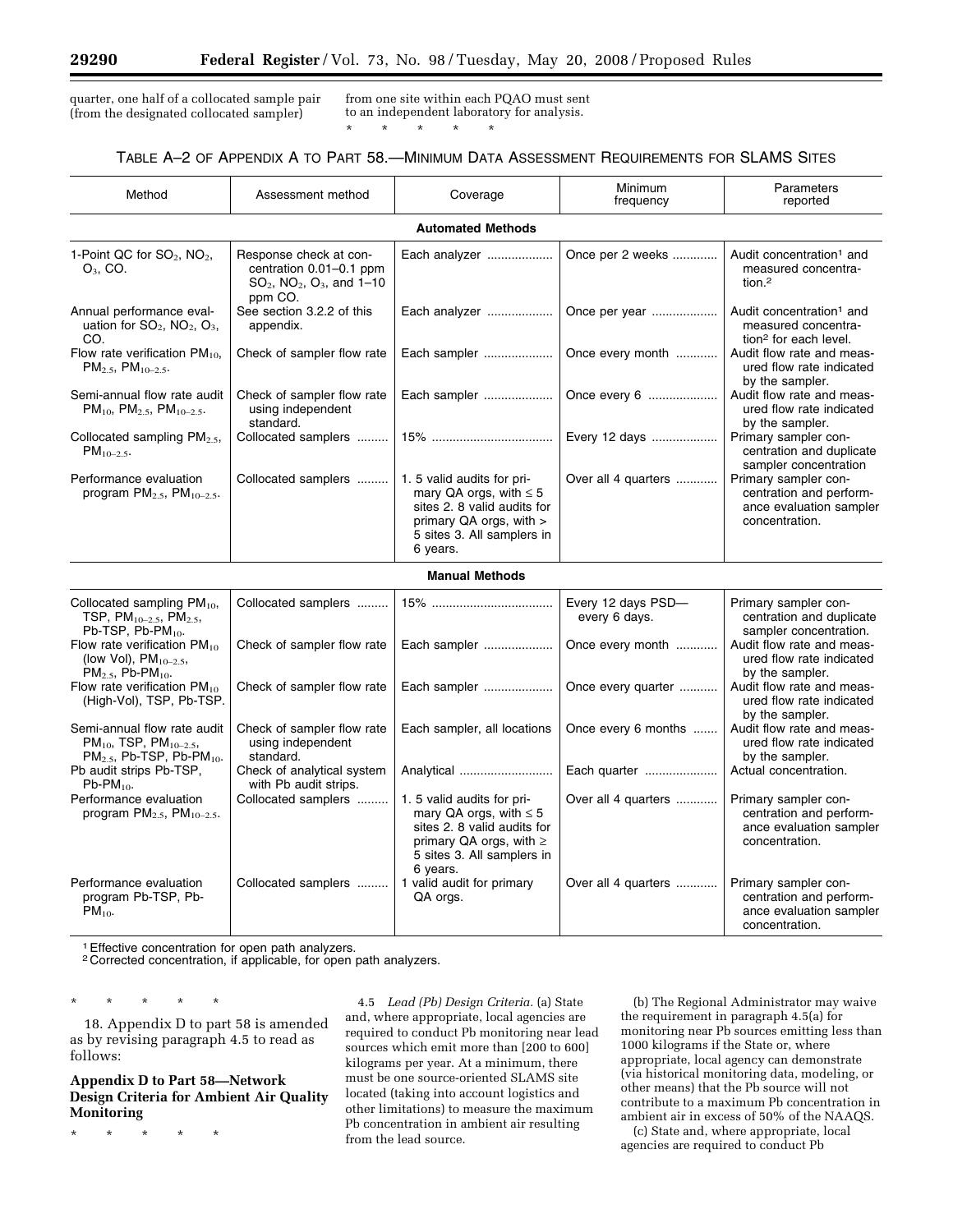quarter, one half of a collocated sample pair (from the designated collocated sampler) from one site within each PQAO must sent to an independent laboratory for analysis.

\* \* \* \* \*

TABLE A–2 OF APPENDIX A TO PART 58.—MINIMUM DATA ASSESSMENT REQUIREMENTS FOR SLAMS SITES

| Method | Assessment method | Coverage | Minimum frequency | Parameters reported |
|---|---|---|---|---|
| **Automated Methods** | | | | |
| 1-Point QC for $SO_2$, $NO_2$, $O_3$, CO. | Response check at concentration 0.01–0.1 ppm $SO_2$, $NO_2$, $O_3$, and 1–10 ppm CO. | Each analyzer | Once per 2 weeks | Audit concentration[1] and measured concentration.[2] |
| Annual performance evaluation for $SO_2$, $NO_2$, $O_3$, CO. | See section 3.2.2 of this appendix. | Each analyzer | Once per year | Audit concentration[1] and measured concentration[2] for each level. |
| Flow rate verification $PM_{10}$, $PM_{2.5}$, $PM_{10-2.5}$. | Check of sampler flow rate | Each sampler | Once every month | Audit flow rate and measured flow rate indicated by the sampler. |
| Semi-annual flow rate audit $PM_{10}$, $PM_{2.5}$, $PM_{10-2.5}$. | Check of sampler flow rate using independent standard. | Each sampler | Once every 6 | Audit flow rate and measured flow rate indicated by the sampler. |
| Collocated sampling $PM_{2.5}$, $PM_{10-2.5}$. | Collocated samplers | 15% | Every 12 days | Primary sampler concentration and duplicate sampler concentration |
| Performance evaluation program $PM_{2.5}$, $PM_{10-2.5}$. | Collocated samplers | 1. 5 valid audits for primary QA orgs, with ≤ 5 sites 2. 8 valid audits for primary QA orgs, with > 5 sites 3. All samplers in 6 years. | Over all 4 quarters | Primary sampler concentration and performance evaluation sampler concentration. |
| **Manual Methods** | | | | |
| Collocated sampling $PM_{10}$, TSP, $PM_{10-2.5}$, $PM_{2.5}$, Pb-TSP, Pb-$PM_{10}$. | Collocated samplers | 15% | Every 12 days PSD—every 6 days. | Primary sampler concentration and duplicate sampler concentration. |
| Flow rate verification $PM_{10}$ (low Vol), $PM_{10-2.5}$, $PM_{2.5}$, Pb-$PM_{10}$. | Check of sampler flow rate | Each sampler | Once every month | Audit flow rate and measured flow rate indicated by the sampler. |
| Flow rate verification $PM_{10}$ (High-Vol), TSP, Pb-TSP. | Check of sampler flow rate | Each sampler | Once every quarter | Audit flow rate and measured flow rate indicated by the sampler. |
| Semi-annual flow rate audit $PM_{10}$, TSP, $PM_{10-2.5}$, $PM_{2.5}$, Pb-TSP, Pb-$PM_{10}$. | Check of sampler flow rate using independent standard. | Each sampler, all locations | Once every 6 months | Audit flow rate and measured flow rate indicated by the sampler. |
| Pb audit strips Pb-TSP, Pb-$PM_{10}$. | Check of analytical system with Pb audit strips. | Analytical | Each quarter | Actual concentration. |
| Performance evaluation program $PM_{2.5}$, $PM_{10-2.5}$. | Collocated samplers | 1. 5 valid audits for primary QA orgs, with ≤ 5 sites 2. 8 valid audits for primary QA orgs, with ≥ 5 sites 3. All samplers in 6 years. | Over all 4 quarters | Primary sampler concentration and performance evaluation sampler concentration. |
| Performance evaluation program Pb-TSP, Pb-$PM_{10}$. | Collocated samplers | 1 valid audit for primary QA orgs. | Over all 4 quarters | Primary sampler concentration and performance evaluation sampler concentration. |

[1] Effective concentration for open path analyzers.
[2] Corrected concentration, if applicable, for open path analyzers.

\* \* \* \* \*

18. Appendix D to part 58 is amended as by revising paragraph 4.5 to read as follows:

## Appendix D to Part 58—Network Design Criteria for Ambient Air Quality Monitoring

\* \* \* \* \*

4.5 *Lead (Pb) Design Criteria.* (a) State and, where appropriate, local agencies are required to conduct Pb monitoring near lead sources which emit more than [200 to 600] kilograms per year. At a minimum, there must be one source-oriented SLAMS site located (taking into account logistics and other limitations) to measure the maximum Pb concentration in ambient air resulting from the lead source.

(b) The Regional Administrator may waive the requirement in paragraph 4.5(a) for monitoring near Pb sources emitting less than 1000 kilograms if the State or, where appropriate, local agency can demonstrate (via historical monitoring data, modeling, or other means) that the Pb source will not contribute to a maximum Pb concentration in ambient air in excess of 50% of the NAAQS.

(c) State and, where appropriate, local agencies are required to conduct Pb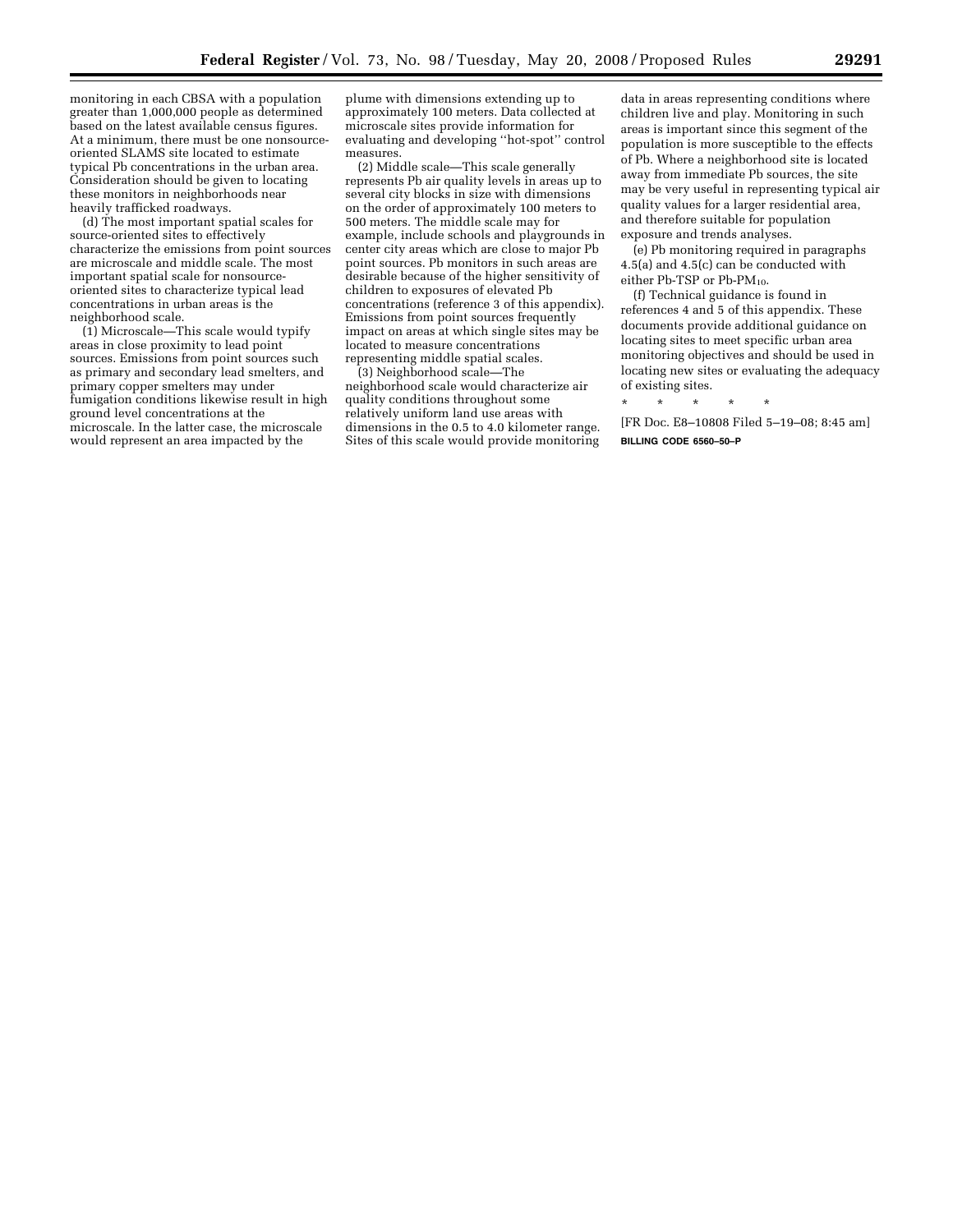monitoring in each CBSA with a population greater than 1,000,000 people as determined based on the latest available census figures. At a minimum, there must be one nonsource-oriented SLAMS site located to estimate typical Pb concentrations in the urban area. Consideration should be given to locating these monitors in neighborhoods near heavily trafficked roadways.

(d) The most important spatial scales for source-oriented sites to effectively characterize the emissions from point sources are microscale and middle scale. The most important spatial scale for nonsource-oriented sites to characterize typical lead concentrations in urban areas is the neighborhood scale.

(1) Microscale—This scale would typify areas in close proximity to lead point sources. Emissions from point sources such as primary and secondary lead smelters, and primary copper smelters may under fumigation conditions likewise result in high ground level concentrations at the microscale. In the latter case, the microscale would represent an area impacted by the plume with dimensions extending up to approximately 100 meters. Data collected at microscale sites provide information for evaluating and developing ''hot-spot'' control measures.

(2) Middle scale—This scale generally represents Pb air quality levels in areas up to several city blocks in size with dimensions on the order of approximately 100 meters to 500 meters. The middle scale may for example, include schools and playgrounds in center city areas which are close to major Pb point sources. Pb monitors in such areas are desirable because of the higher sensitivity of children to exposures of elevated Pb concentrations (reference 3 of this appendix). Emissions from point sources frequently impact on areas at which single sites may be located to measure concentrations representing middle spatial scales.

(3) Neighborhood scale—The neighborhood scale would characterize air quality conditions throughout some relatively uniform land use areas with dimensions in the 0.5 to 4.0 kilometer range. Sites of this scale would provide monitoring data in areas representing conditions where children live and play. Monitoring in such areas is important since this segment of the population is more susceptible to the effects of Pb. Where a neighborhood site is located away from immediate Pb sources, the site may be very useful in representing typical air quality values for a larger residential area, and therefore suitable for population exposure and trends analyses.

(e) Pb monitoring required in paragraphs 4.5(a) and 4.5(c) can be conducted with either Pb-TSP or Pb-$PM_{10}$.

(f) Technical guidance is found in references 4 and 5 of this appendix. These documents provide additional guidance on locating sites to meet specific urban area monitoring objectives and should be used in locating new sites or evaluating the adequacy of existing sites.

\* \* \* \* \*

[FR Doc. E8–10808 Filed 5–19–08; 8:45 am]

**BILLING CODE 6560–50–P**